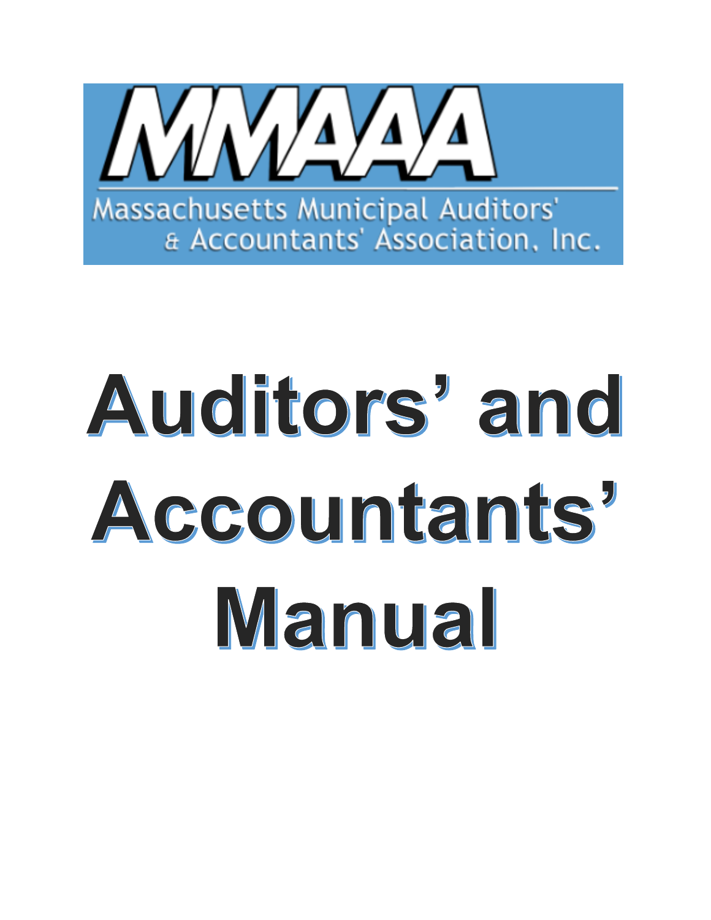MMAAA

Massachusetts Municipal Auditors' & Accountants' Association, Inc.

# Auditors' and Accountants' Manual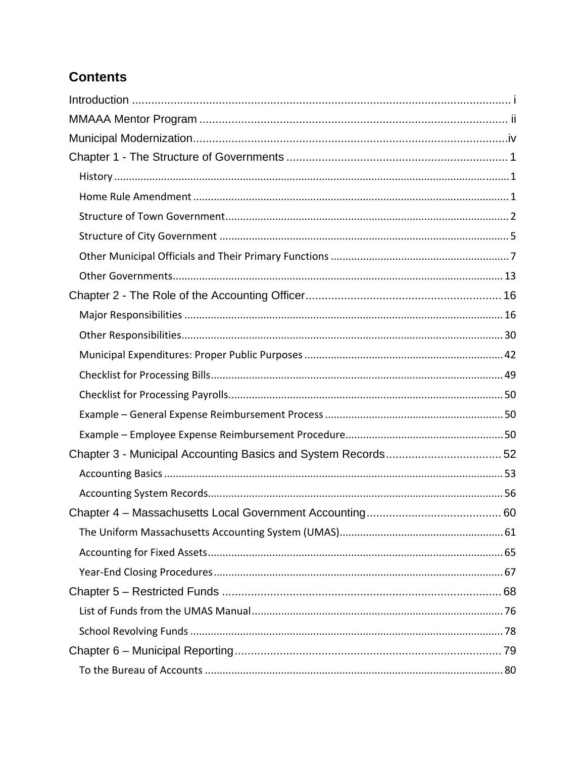# Contents

Introduction ........................................................................................................................ i

MMAAA Mentor Program ................................................................................................ ii

Municipal Modernization...................................................................................................iv

Chapter 1 - The Structure of Governments ..................................................................... 1

- History ........................................................................................................................ 1
- Home Rule Amendment .............................................................................................. 1
- Structure of Town Government.................................................................................... 2
- Structure of City Government ....................................................................................... 5
- Other Municipal Officials and Their Primary Functions ................................................. 7
- Other Governments.................................................................................................... 13

Chapter 2 - The Role of the Accounting Officer............................................................. 16

- Major Responsibilities ................................................................................................ 16
- Other Responsibilities................................................................................................. 30
- Municipal Expenditures: Proper Public Purposes ....................................................... 42
- Checklist for Processing Bills...................................................................................... 49
- Checklist for Processing Payrolls................................................................................ 50
- Example – General Expense Reimbursement Process ................................................ 50
- Example – Employee Expense Reimbursement Procedure......................................... 50

Chapter 3 - Municipal Accounting Basics and System Records.................................... 52

- Accounting Basics ..................................................................................................... 53
- Accounting System Records....................................................................................... 56

Chapter 4 – Massachusetts Local Government Accounting.......................................... 60

- The Uniform Massachusetts Accounting System (UMAS)........................................... 61
- Accounting for Fixed Assets....................................................................................... 65
- Year-End Closing Procedures .................................................................................... 67

Chapter 5 – Restricted Funds ........................................................................................ 68

- List of Funds from the UMAS Manual........................................................................ 76
- School Revolving Funds ............................................................................................ 78

Chapter 6 – Municipal Reporting.................................................................................... 79

- To the Bureau of Accounts ........................................................................................ 80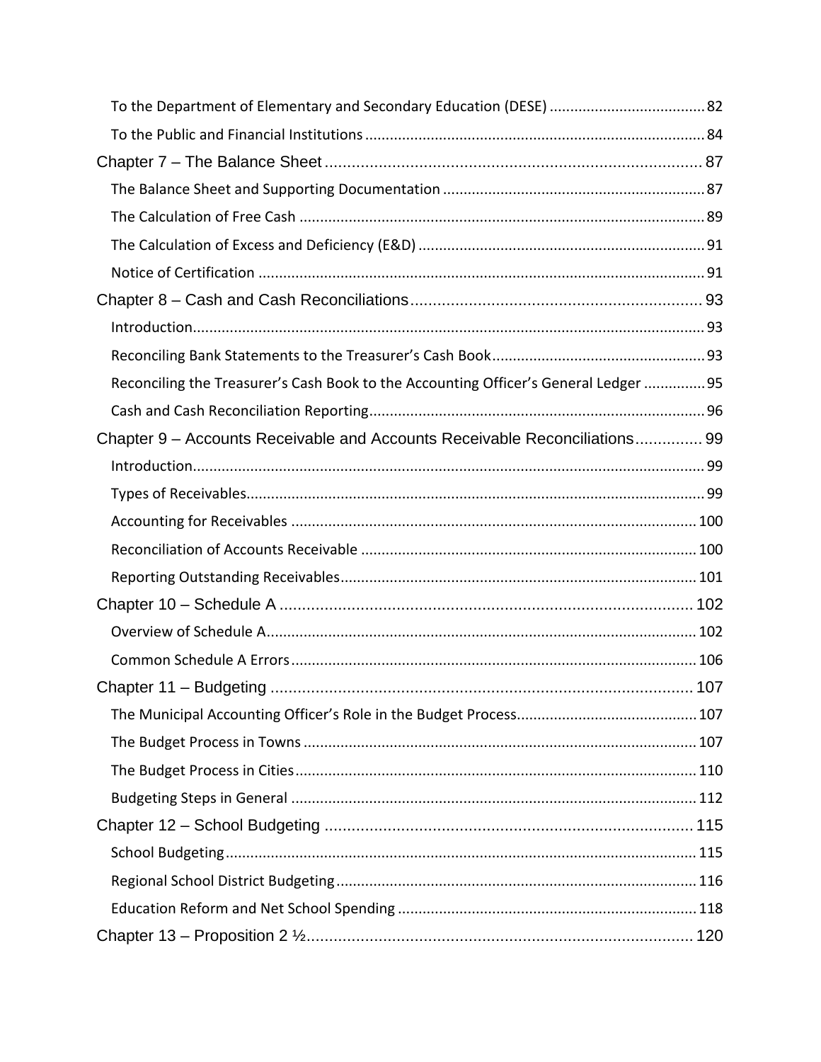- To the Department of Elementary and Secondary Education (DESE) ..... 82
- To the Public and Financial Institutions ..... 84

Chapter 7 – The Balance Sheet ..... 87

- The Balance Sheet and Supporting Documentation ..... 87
- The Calculation of Free Cash ..... 89
- The Calculation of Excess and Deficiency (E&D) ..... 91
- Notice of Certification ..... 91

Chapter 8 – Cash and Cash Reconciliations ..... 93

- Introduction ..... 93
- Reconciling Bank Statements to the Treasurer's Cash Book ..... 93
- Reconciling the Treasurer's Cash Book to the Accounting Officer's General Ledger ..... 95
- Cash and Cash Reconciliation Reporting ..... 96

Chapter 9 – Accounts Receivable and Accounts Receivable Reconciliations ..... 99

- Introduction ..... 99
- Types of Receivables ..... 99
- Accounting for Receivables ..... 100
- Reconciliation of Accounts Receivable ..... 100
- Reporting Outstanding Receivables ..... 101

Chapter 10 – Schedule A ..... 102

- Overview of Schedule A ..... 102
- Common Schedule A Errors ..... 106

Chapter 11 – Budgeting ..... 107

- The Municipal Accounting Officer's Role in the Budget Process ..... 107
- The Budget Process in Towns ..... 107
- The Budget Process in Cities ..... 110
- Budgeting Steps in General ..... 112

Chapter 12 – School Budgeting ..... 115

- School Budgeting ..... 115
- Regional School District Budgeting ..... 116
- Education Reform and Net School Spending ..... 118

Chapter 13 – Proposition 2 ½ ..... 120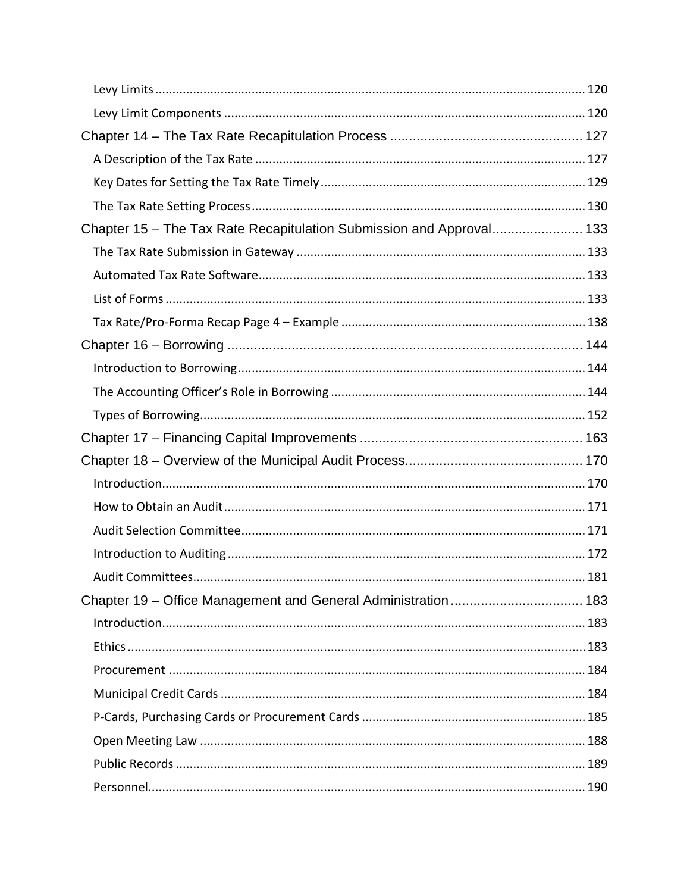Levy Limits ..... 120

Levy Limit Components ..... 120

Chapter 14 – The Tax Rate Recapitulation Process ..... 127

A Description of the Tax Rate ..... 127

Key Dates for Setting the Tax Rate Timely ..... 129

The Tax Rate Setting Process ..... 130

Chapter 15 – The Tax Rate Recapitulation Submission and Approval ..... 133

The Tax Rate Submission in Gateway ..... 133

Automated Tax Rate Software ..... 133

List of Forms ..... 133

Tax Rate/Pro-Forma Recap Page 4 – Example ..... 138

Chapter 16 – Borrowing ..... 144

Introduction to Borrowing ..... 144

The Accounting Officer's Role in Borrowing ..... 144

Types of Borrowing ..... 152

Chapter 17 – Financing Capital Improvements ..... 163

Chapter 18 – Overview of the Municipal Audit Process ..... 170

Introduction ..... 170

How to Obtain an Audit ..... 171

Audit Selection Committee ..... 171

Introduction to Auditing ..... 172

Audit Committees ..... 181

Chapter 19 – Office Management and General Administration ..... 183

Introduction ..... 183

Ethics ..... 183

Procurement ..... 184

Municipal Credit Cards ..... 184

P-Cards, Purchasing Cards or Procurement Cards ..... 185

Open Meeting Law ..... 188

Public Records ..... 189

Personnel ..... 190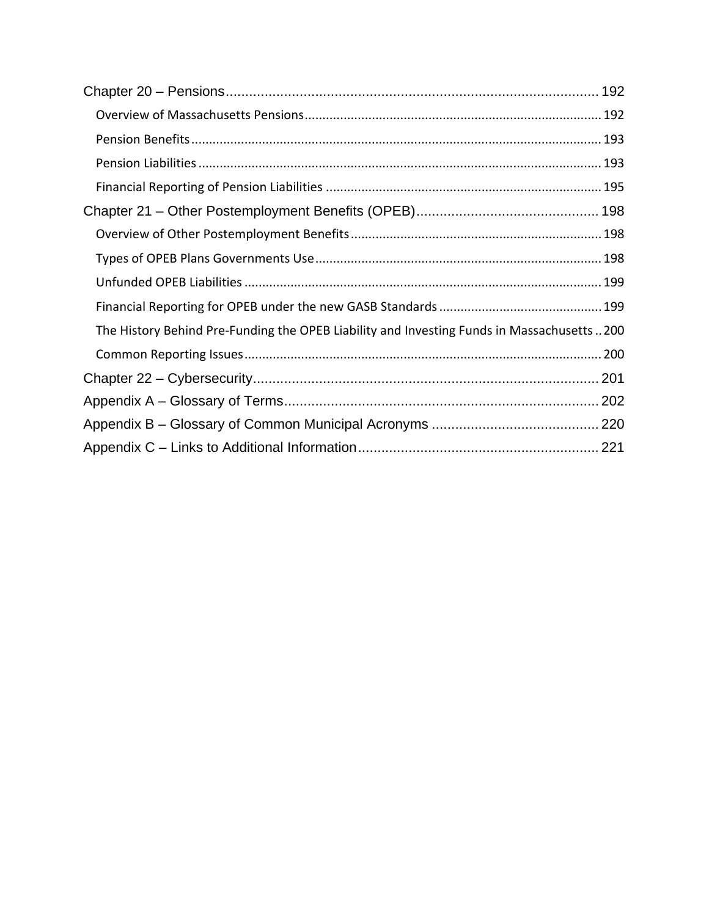Chapter 20 – Pensions ........................................................................................ 192

- Overview of Massachusetts Pensions ........................................................................ 192
- Pension Benefits ........................................................................................ 193
- Pension Liabilities ........................................................................................ 193
- Financial Reporting of Pension Liabilities ........................................................................ 195

Chapter 21 – Other Postemployment Benefits (OPEB) ........................................................ 198

- Overview of Other Postemployment Benefits ........................................................................ 198
- Types of OPEB Plans Governments Use ........................................................................ 198
- Unfunded OPEB Liabilities ........................................................................ 199
- Financial Reporting for OPEB under the new GASB Standards ........................................................ 199
- The History Behind Pre-Funding the OPEB Liability and Investing Funds in Massachusetts .. 200
- Common Reporting Issues ........................................................................ 200

Chapter 22 – Cybersecurity ........................................................................................ 201

Appendix A – Glossary of Terms ........................................................................................ 202

Appendix B – Glossary of Common Municipal Acronyms ........................................................ 220

Appendix C – Links to Additional Information ........................................................ 221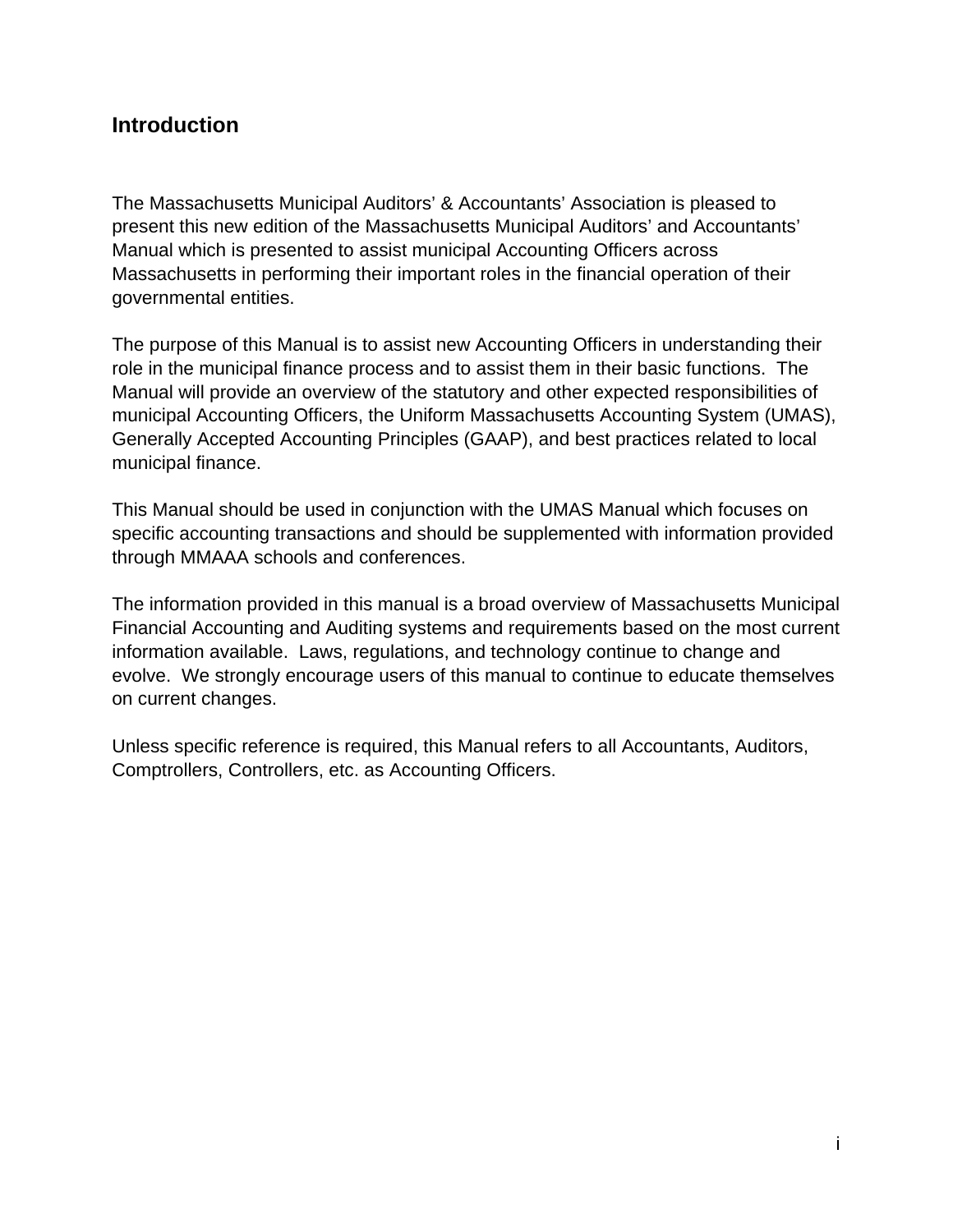## Introduction

The Massachusetts Municipal Auditors' & Accountants' Association is pleased to present this new edition of the Massachusetts Municipal Auditors' and Accountants' Manual which is presented to assist municipal Accounting Officers across Massachusetts in performing their important roles in the financial operation of their governmental entities.

The purpose of this Manual is to assist new Accounting Officers in understanding their role in the municipal finance process and to assist them in their basic functions. The Manual will provide an overview of the statutory and other expected responsibilities of municipal Accounting Officers, the Uniform Massachusetts Accounting System (UMAS), Generally Accepted Accounting Principles (GAAP), and best practices related to local municipal finance.

This Manual should be used in conjunction with the UMAS Manual which focuses on specific accounting transactions and should be supplemented with information provided through MMAAA schools and conferences.

The information provided in this manual is a broad overview of Massachusetts Municipal Financial Accounting and Auditing systems and requirements based on the most current information available. Laws, regulations, and technology continue to change and evolve. We strongly encourage users of this manual to continue to educate themselves on current changes.

Unless specific reference is required, this Manual refers to all Accountants, Auditors, Comptrollers, Controllers, etc. as Accounting Officers.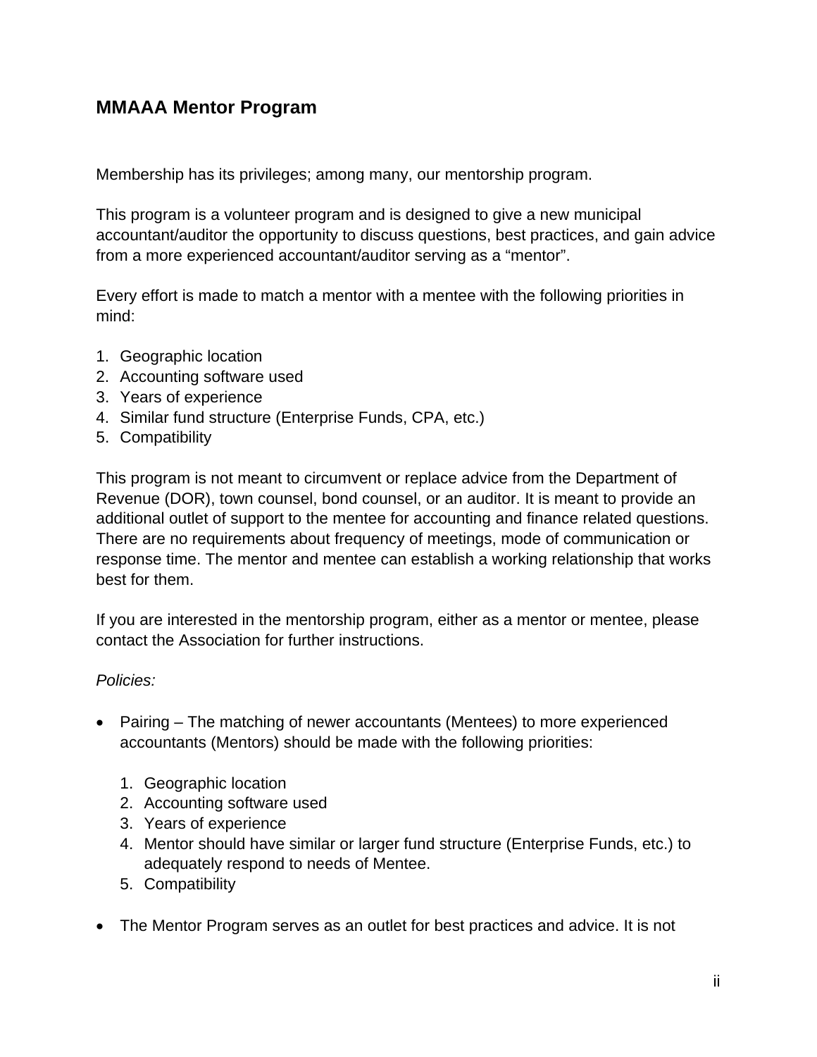## MMAAA Mentor Program

Membership has its privileges; among many, our mentorship program.

This program is a volunteer program and is designed to give a new municipal accountant/auditor the opportunity to discuss questions, best practices, and gain advice from a more experienced accountant/auditor serving as a "mentor".

Every effort is made to match a mentor with a mentee with the following priorities in mind:

1. Geographic location
2. Accounting software used
3. Years of experience
4. Similar fund structure (Enterprise Funds, CPA, etc.)
5. Compatibility

This program is not meant to circumvent or replace advice from the Department of Revenue (DOR), town counsel, bond counsel, or an auditor. It is meant to provide an additional outlet of support to the mentee for accounting and finance related questions. There are no requirements about frequency of meetings, mode of communication or response time. The mentor and mentee can establish a working relationship that works best for them.

If you are interested in the mentorship program, either as a mentor or mentee, please contact the Association for further instructions.

*Policies:*

- Pairing – The matching of newer accountants (Mentees) to more experienced accountants (Mentors) should be made with the following priorities:

  1. Geographic location
  2. Accounting software used
  3. Years of experience
  4. Mentor should have similar or larger fund structure (Enterprise Funds, etc.) to adequately respond to needs of Mentee.
  5. Compatibility

- The Mentor Program serves as an outlet for best practices and advice. It is not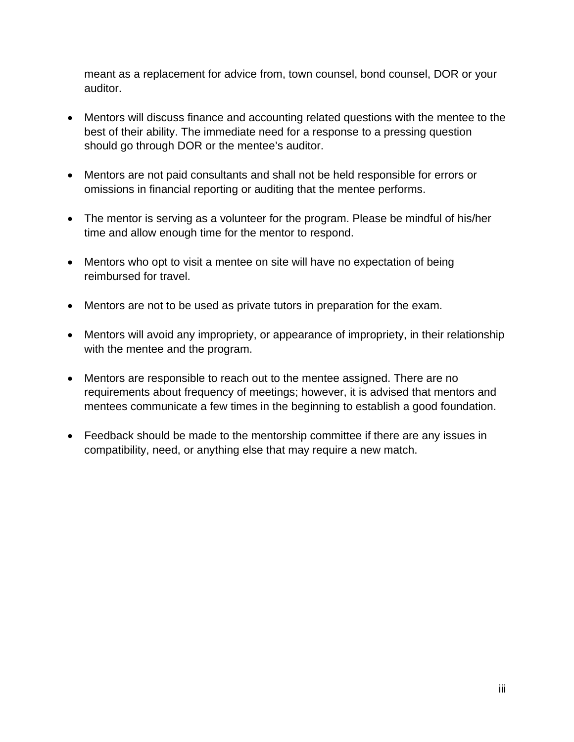meant as a replacement for advice from, town counsel, bond counsel, DOR or your auditor.

- Mentors will discuss finance and accounting related questions with the mentee to the best of their ability. The immediate need for a response to a pressing question should go through DOR or the mentee's auditor.

- Mentors are not paid consultants and shall not be held responsible for errors or omissions in financial reporting or auditing that the mentee performs.

- The mentor is serving as a volunteer for the program. Please be mindful of his/her time and allow enough time for the mentor to respond.

- Mentors who opt to visit a mentee on site will have no expectation of being reimbursed for travel.

- Mentors are not to be used as private tutors in preparation for the exam.

- Mentors will avoid any impropriety, or appearance of impropriety, in their relationship with the mentee and the program.

- Mentors are responsible to reach out to the mentee assigned. There are no requirements about frequency of meetings; however, it is advised that mentors and mentees communicate a few times in the beginning to establish a good foundation.

- Feedback should be made to the mentorship committee if there are any issues in compatibility, need, or anything else that may require a new match.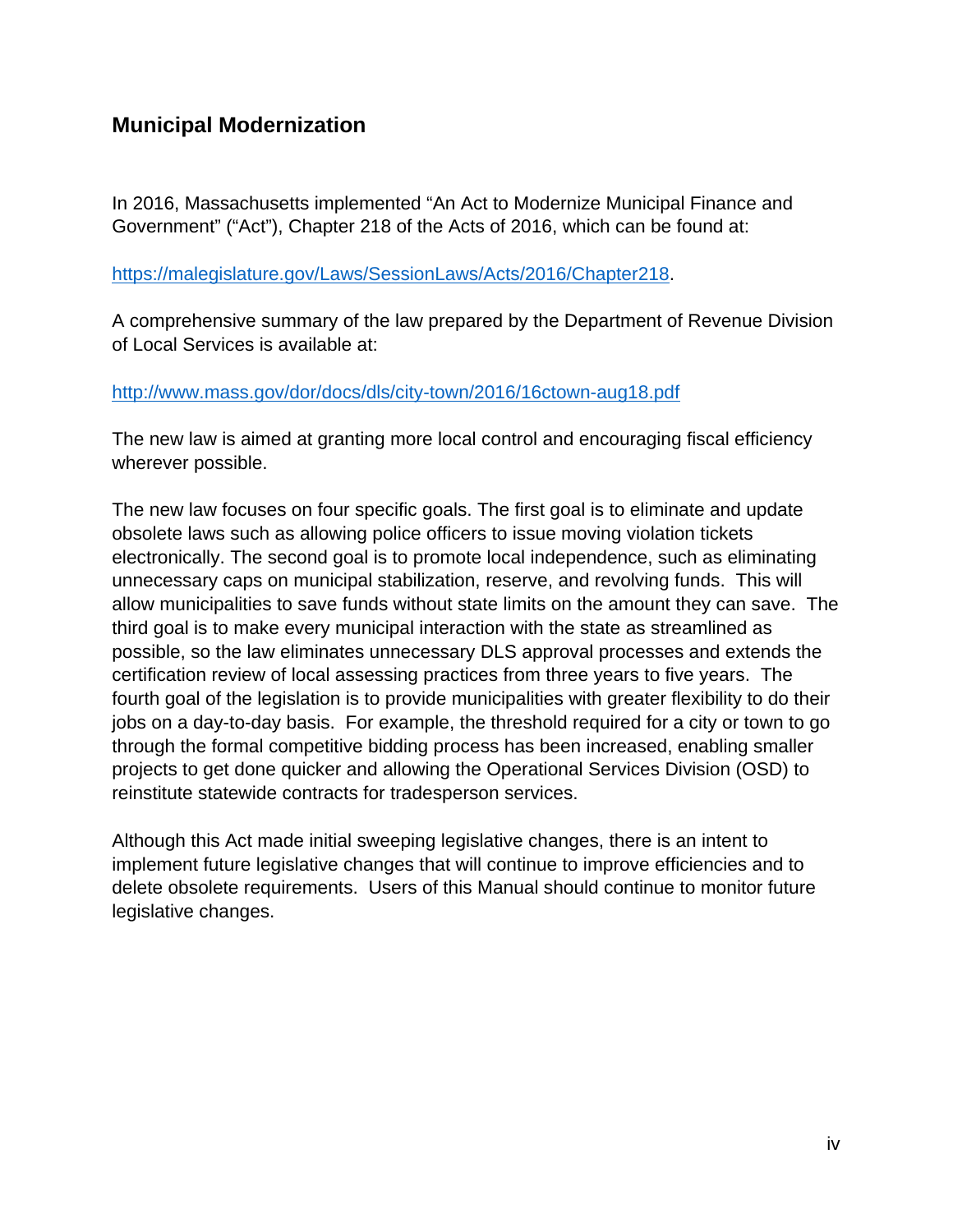## Municipal Modernization

In 2016, Massachusetts implemented "An Act to Modernize Municipal Finance and Government" ("Act"), Chapter 218 of the Acts of 2016, which can be found at:

https://malegislature.gov/Laws/SessionLaws/Acts/2016/Chapter218.

A comprehensive summary of the law prepared by the Department of Revenue Division of Local Services is available at:

http://www.mass.gov/dor/docs/dls/city-town/2016/16ctown-aug18.pdf

The new law is aimed at granting more local control and encouraging fiscal efficiency wherever possible.

The new law focuses on four specific goals. The first goal is to eliminate and update obsolete laws such as allowing police officers to issue moving violation tickets electronically. The second goal is to promote local independence, such as eliminating unnecessary caps on municipal stabilization, reserve, and revolving funds. This will allow municipalities to save funds without state limits on the amount they can save. The third goal is to make every municipal interaction with the state as streamlined as possible, so the law eliminates unnecessary DLS approval processes and extends the certification review of local assessing practices from three years to five years. The fourth goal of the legislation is to provide municipalities with greater flexibility to do their jobs on a day-to-day basis. For example, the threshold required for a city or town to go through the formal competitive bidding process has been increased, enabling smaller projects to get done quicker and allowing the Operational Services Division (OSD) to reinstitute statewide contracts for tradesperson services.

Although this Act made initial sweeping legislative changes, there is an intent to implement future legislative changes that will continue to improve efficiencies and to delete obsolete requirements. Users of this Manual should continue to monitor future legislative changes.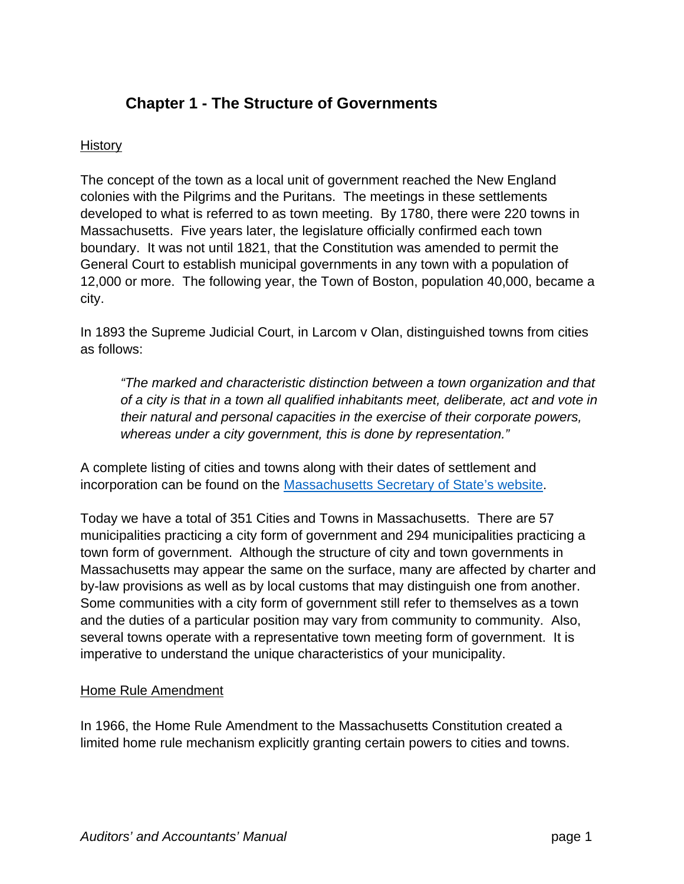# Chapter 1 - The Structure of Governments

## History

The concept of the town as a local unit of government reached the New England colonies with the Pilgrims and the Puritans. The meetings in these settlements developed to what is referred to as town meeting. By 1780, there were 220 towns in Massachusetts. Five years later, the legislature officially confirmed each town boundary. It was not until 1821, that the Constitution was amended to permit the General Court to establish municipal governments in any town with a population of 12,000 or more. The following year, the Town of Boston, population 40,000, became a city.

In 1893 the Supreme Judicial Court, in Larcom v Olan, distinguished towns from cities as follows:

> *"The marked and characteristic distinction between a town organization and that of a city is that in a town all qualified inhabitants meet, deliberate, act and vote in their natural and personal capacities in the exercise of their corporate powers, whereas under a city government, this is done by representation."*

A complete listing of cities and towns along with their dates of settlement and incorporation can be found on the Massachusetts Secretary of State's website.

Today we have a total of 351 Cities and Towns in Massachusetts. There are 57 municipalities practicing a city form of government and 294 municipalities practicing a town form of government. Although the structure of city and town governments in Massachusetts may appear the same on the surface, many are affected by charter and by-law provisions as well as by local customs that may distinguish one from another. Some communities with a city form of government still refer to themselves as a town and the duties of a particular position may vary from community to community. Also, several towns operate with a representative town meeting form of government. It is imperative to understand the unique characteristics of your municipality.

## Home Rule Amendment

In 1966, the Home Rule Amendment to the Massachusetts Constitution created a limited home rule mechanism explicitly granting certain powers to cities and towns.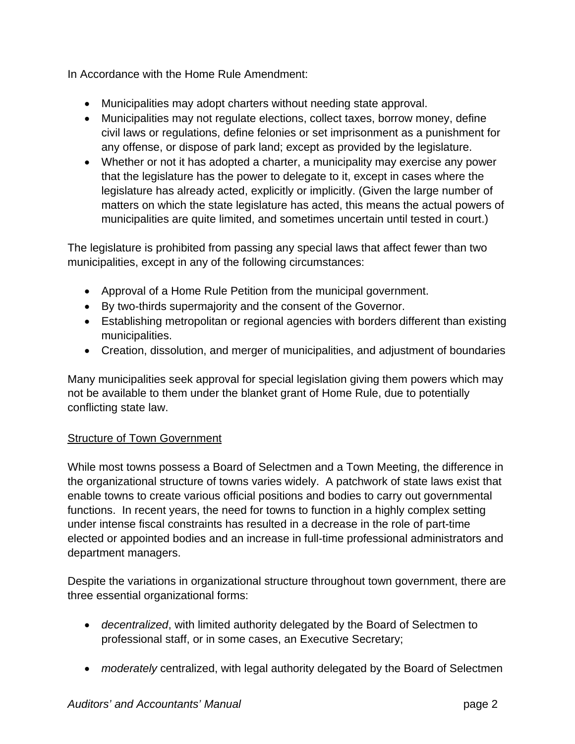In Accordance with the Home Rule Amendment:

- Municipalities may adopt charters without needing state approval.
- Municipalities may not regulate elections, collect taxes, borrow money, define civil laws or regulations, define felonies or set imprisonment as a punishment for any offense, or dispose of park land; except as provided by the legislature.
- Whether or not it has adopted a charter, a municipality may exercise any power that the legislature has the power to delegate to it, except in cases where the legislature has already acted, explicitly or implicitly. (Given the large number of matters on which the state legislature has acted, this means the actual powers of municipalities are quite limited, and sometimes uncertain until tested in court.)

The legislature is prohibited from passing any special laws that affect fewer than two municipalities, except in any of the following circumstances:

- Approval of a Home Rule Petition from the municipal government.
- By two-thirds supermajority and the consent of the Governor.
- Establishing metropolitan or regional agencies with borders different than existing municipalities.
- Creation, dissolution, and merger of municipalities, and adjustment of boundaries

Many municipalities seek approval for special legislation giving them powers which may not be available to them under the blanket grant of Home Rule, due to potentially conflicting state law.

<u>Structure of Town Government</u>

While most towns possess a Board of Selectmen and a Town Meeting, the difference in the organizational structure of towns varies widely. A patchwork of state laws exist that enable towns to create various official positions and bodies to carry out governmental functions. In recent years, the need for towns to function in a highly complex setting under intense fiscal constraints has resulted in a decrease in the role of part-time elected or appointed bodies and an increase in full-time professional administrators and department managers.

Despite the variations in organizational structure throughout town government, there are three essential organizational forms:

- *decentralized*, with limited authority delegated by the Board of Selectmen to professional staff, or in some cases, an Executive Secretary;

- *moderately* centralized, with legal authority delegated by the Board of Selectmen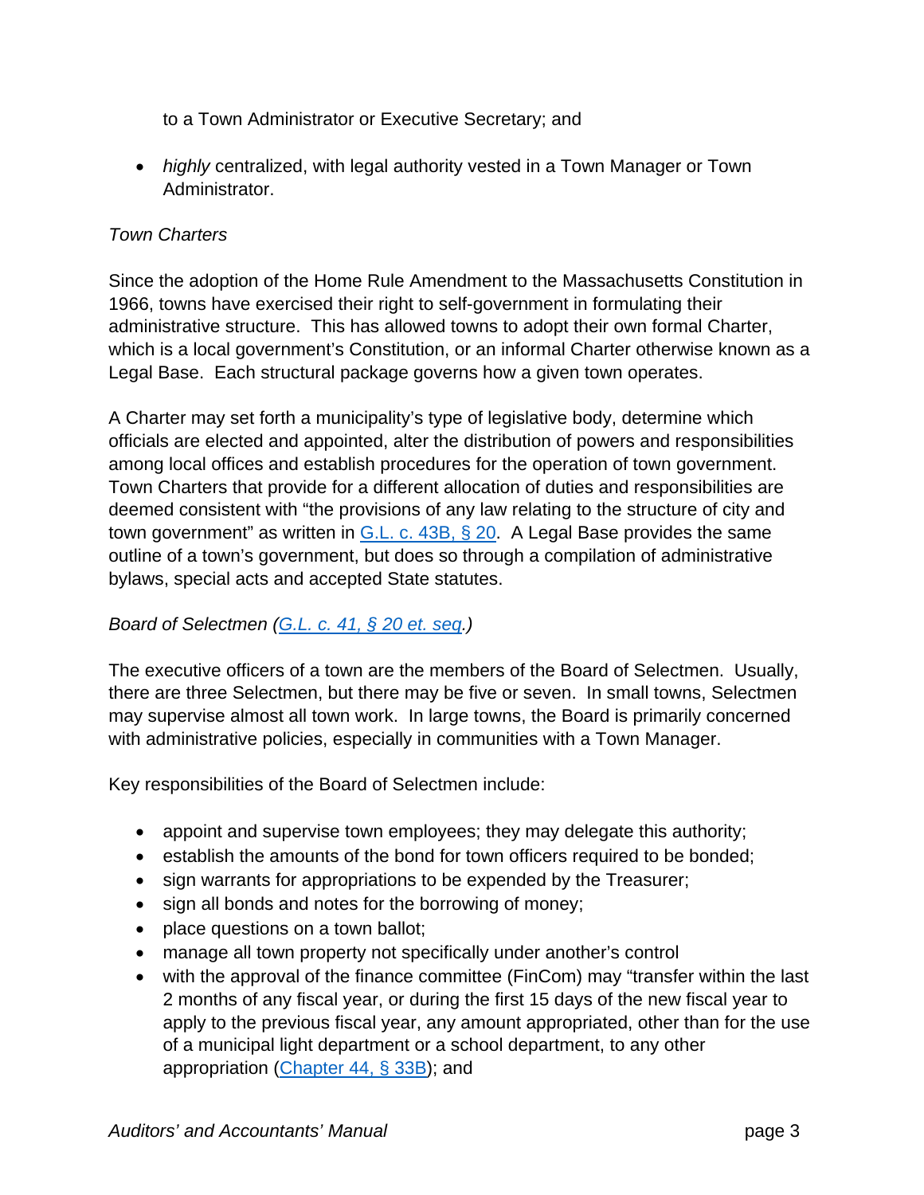to a Town Administrator or Executive Secretary; and

- *highly* centralized, with legal authority vested in a Town Manager or Town Administrator.

*Town Charters*

Since the adoption of the Home Rule Amendment to the Massachusetts Constitution in 1966, towns have exercised their right to self-government in formulating their administrative structure. This has allowed towns to adopt their own formal Charter, which is a local government's Constitution, or an informal Charter otherwise known as a Legal Base. Each structural package governs how a given town operates.

A Charter may set forth a municipality's type of legislative body, determine which officials are elected and appointed, alter the distribution of powers and responsibilities among local offices and establish procedures for the operation of town government. Town Charters that provide for a different allocation of duties and responsibilities are deemed consistent with "the provisions of any law relating to the structure of city and town government" as written in G.L. c. 43B, § 20. A Legal Base provides the same outline of a town's government, but does so through a compilation of administrative bylaws, special acts and accepted State statutes.

*Board of Selectmen (G.L. c. 41, § 20 et. seq.)*

The executive officers of a town are the members of the Board of Selectmen. Usually, there are three Selectmen, but there may be five or seven. In small towns, Selectmen may supervise almost all town work. In large towns, the Board is primarily concerned with administrative policies, especially in communities with a Town Manager.

Key responsibilities of the Board of Selectmen include:

- appoint and supervise town employees; they may delegate this authority;
- establish the amounts of the bond for town officers required to be bonded;
- sign warrants for appropriations to be expended by the Treasurer;
- sign all bonds and notes for the borrowing of money;
- place questions on a town ballot;
- manage all town property not specifically under another's control
- with the approval of the finance committee (FinCom) may "transfer within the last 2 months of any fiscal year, or during the first 15 days of the new fiscal year to apply to the previous fiscal year, any amount appropriated, other than for the use of a municipal light department or a school department, to any other appropriation (Chapter 44, § 33B); and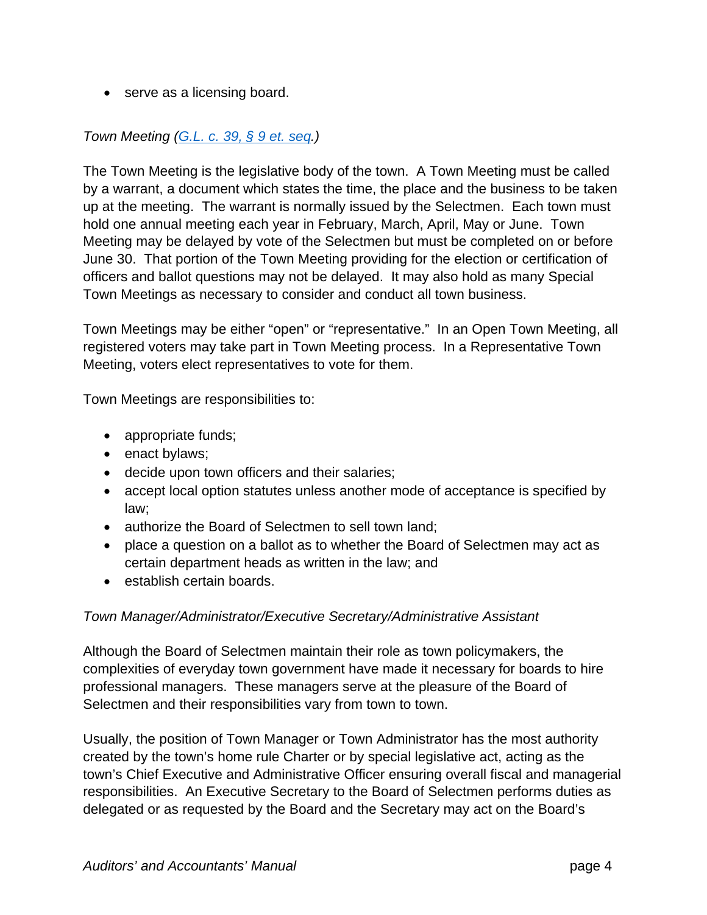- serve as a licensing board.

*Town Meeting ([G.L. c. 39, § 9 et. seq.](#))*

The Town Meeting is the legislative body of the town. A Town Meeting must be called by a warrant, a document which states the time, the place and the business to be taken up at the meeting. The warrant is normally issued by the Selectmen. Each town must hold one annual meeting each year in February, March, April, May or June. Town Meeting may be delayed by vote of the Selectmen but must be completed on or before June 30. That portion of the Town Meeting providing for the election or certification of officers and ballot questions may not be delayed. It may also hold as many Special Town Meetings as necessary to consider and conduct all town business.

Town Meetings may be either "open" or "representative." In an Open Town Meeting, all registered voters may take part in Town Meeting process. In a Representative Town Meeting, voters elect representatives to vote for them.

Town Meetings are responsibilities to:

- appropriate funds;
- enact bylaws;
- decide upon town officers and their salaries;
- accept local option statutes unless another mode of acceptance is specified by law;
- authorize the Board of Selectmen to sell town land;
- place a question on a ballot as to whether the Board of Selectmen may act as certain department heads as written in the law; and
- establish certain boards.

*Town Manager/Administrator/Executive Secretary/Administrative Assistant*

Although the Board of Selectmen maintain their role as town policymakers, the complexities of everyday town government have made it necessary for boards to hire professional managers. These managers serve at the pleasure of the Board of Selectmen and their responsibilities vary from town to town.

Usually, the position of Town Manager or Town Administrator has the most authority created by the town's home rule Charter or by special legislative act, acting as the town's Chief Executive and Administrative Officer ensuring overall fiscal and managerial responsibilities. An Executive Secretary to the Board of Selectmen performs duties as delegated or as requested by the Board and the Secretary may act on the Board's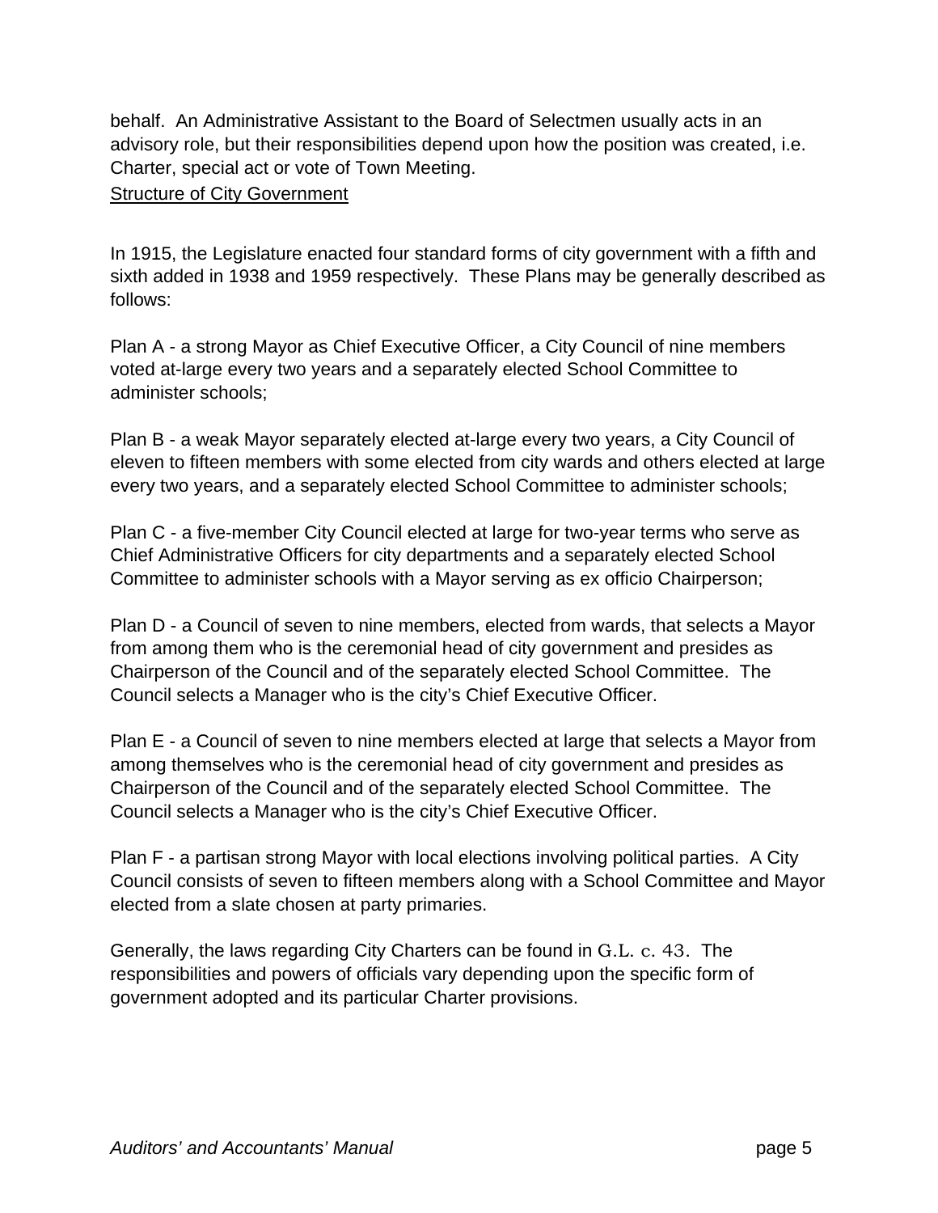behalf. An Administrative Assistant to the Board of Selectmen usually acts in an advisory role, but their responsibilities depend upon how the position was created, i.e. Charter, special act or vote of Town Meeting.

## Structure of City Government

In 1915, the Legislature enacted four standard forms of city government with a fifth and sixth added in 1938 and 1959 respectively. These Plans may be generally described as follows:

Plan A - a strong Mayor as Chief Executive Officer, a City Council of nine members voted at-large every two years and a separately elected School Committee to administer schools;

Plan B - a weak Mayor separately elected at-large every two years, a City Council of eleven to fifteen members with some elected from city wards and others elected at large every two years, and a separately elected School Committee to administer schools;

Plan C - a five-member City Council elected at large for two-year terms who serve as Chief Administrative Officers for city departments and a separately elected School Committee to administer schools with a Mayor serving as ex officio Chairperson;

Plan D - a Council of seven to nine members, elected from wards, that selects a Mayor from among them who is the ceremonial head of city government and presides as Chairperson of the Council and of the separately elected School Committee. The Council selects a Manager who is the city's Chief Executive Officer.

Plan E - a Council of seven to nine members elected at large that selects a Mayor from among themselves who is the ceremonial head of city government and presides as Chairperson of the Council and of the separately elected School Committee. The Council selects a Manager who is the city's Chief Executive Officer.

Plan F - a partisan strong Mayor with local elections involving political parties. A City Council consists of seven to fifteen members along with a School Committee and Mayor elected from a slate chosen at party primaries.

Generally, the laws regarding City Charters can be found in G.L. c. 43. The responsibilities and powers of officials vary depending upon the specific form of government adopted and its particular Charter provisions.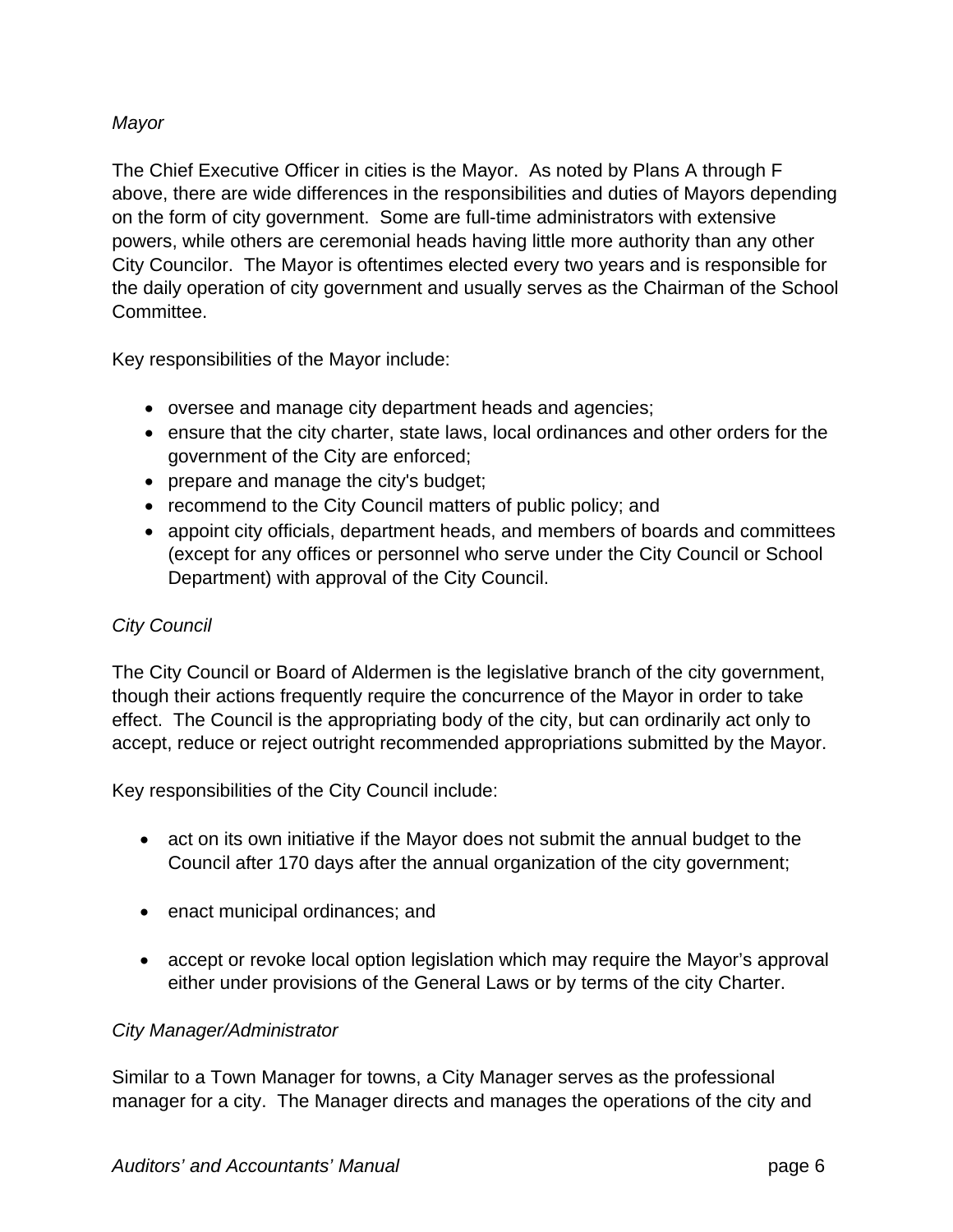*Mayor*

The Chief Executive Officer in cities is the Mayor. As noted by Plans A through F above, there are wide differences in the responsibilities and duties of Mayors depending on the form of city government. Some are full-time administrators with extensive powers, while others are ceremonial heads having little more authority than any other City Councilor. The Mayor is oftentimes elected every two years and is responsible for the daily operation of city government and usually serves as the Chairman of the School Committee.

Key responsibilities of the Mayor include:

- oversee and manage city department heads and agencies;
- ensure that the city charter, state laws, local ordinances and other orders for the government of the City are enforced;
- prepare and manage the city's budget;
- recommend to the City Council matters of public policy; and
- appoint city officials, department heads, and members of boards and committees (except for any offices or personnel who serve under the City Council or School Department) with approval of the City Council.

*City Council*

The City Council or Board of Aldermen is the legislative branch of the city government, though their actions frequently require the concurrence of the Mayor in order to take effect. The Council is the appropriating body of the city, but can ordinarily act only to accept, reduce or reject outright recommended appropriations submitted by the Mayor.

Key responsibilities of the City Council include:

- act on its own initiative if the Mayor does not submit the annual budget to the Council after 170 days after the annual organization of the city government;
- enact municipal ordinances; and
- accept or revoke local option legislation which may require the Mayor's approval either under provisions of the General Laws or by terms of the city Charter.

*City Manager/Administrator*

Similar to a Town Manager for towns, a City Manager serves as the professional manager for a city. The Manager directs and manages the operations of the city and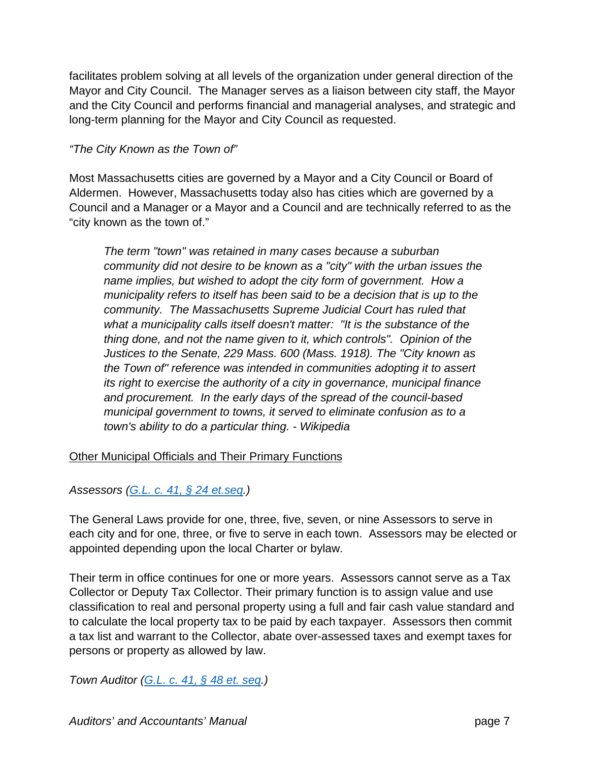facilitates problem solving at all levels of the organization under general direction of the Mayor and City Council. The Manager serves as a liaison between city staff, the Mayor and the City Council and performs financial and managerial analyses, and strategic and long-term planning for the Mayor and City Council as requested.

*"The City Known as the Town of"*

Most Massachusetts cities are governed by a Mayor and a City Council or Board of Aldermen. However, Massachusetts today also has cities which are governed by a Council and a Manager or a Mayor and a Council and are technically referred to as the "city known as the town of."

> *The term "town" was retained in many cases because a suburban community did not desire to be known as a "city" with the urban issues the name implies, but wished to adopt the city form of government. How a municipality refers to itself has been said to be a decision that is up to the community. The Massachusetts Supreme Judicial Court has ruled that what a municipality calls itself doesn't matter: "It is the substance of the thing done, and not the name given to it, which controls". Opinion of the Justices to the Senate, 229 Mass. 600 (Mass. 1918). The "City known as the Town of" reference was intended in communities adopting it to assert its right to exercise the authority of a city in governance, municipal finance and procurement. In the early days of the spread of the council-based municipal government to towns, it served to eliminate confusion as to a town's ability to do a particular thing. - Wikipedia*

Other Municipal Officials and Their Primary Functions

*Assessors (G.L. c. 41, § 24 et.seq.)*

The General Laws provide for one, three, five, seven, or nine Assessors to serve in each city and for one, three, or five to serve in each town. Assessors may be elected or appointed depending upon the local Charter or bylaw.

Their term in office continues for one or more years. Assessors cannot serve as a Tax Collector or Deputy Tax Collector. Their primary function is to assign value and use classification to real and personal property using a full and fair cash value standard and to calculate the local property tax to be paid by each taxpayer. Assessors then commit a tax list and warrant to the Collector, abate over-assessed taxes and exempt taxes for persons or property as allowed by law.

*Town Auditor (G.L. c. 41, § 48 et. seq.)*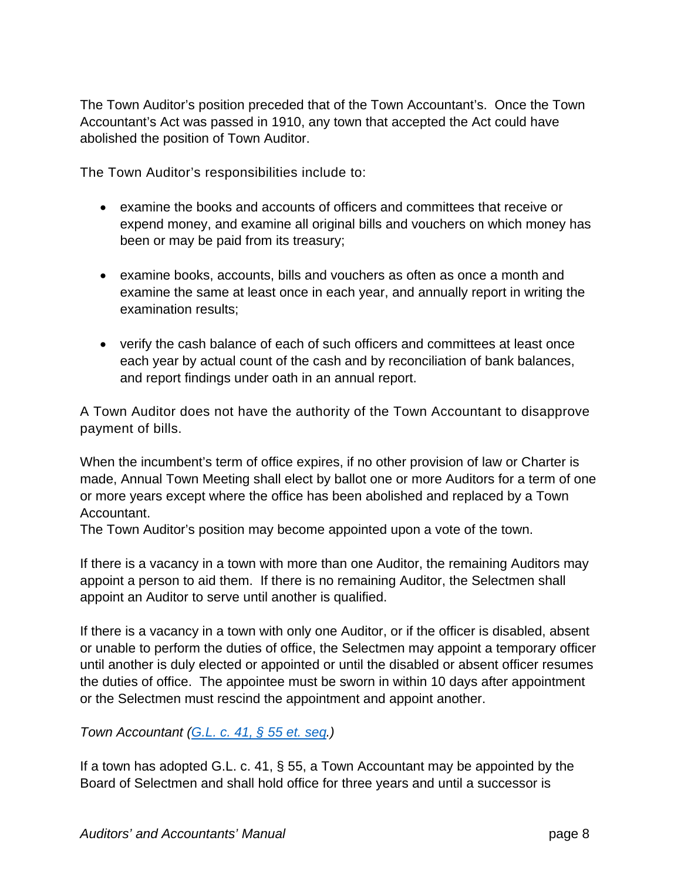The Town Auditor's position preceded that of the Town Accountant's. Once the Town Accountant's Act was passed in 1910, any town that accepted the Act could have abolished the position of Town Auditor.

The Town Auditor's responsibilities include to:

- examine the books and accounts of officers and committees that receive or expend money, and examine all original bills and vouchers on which money has been or may be paid from its treasury;
- examine books, accounts, bills and vouchers as often as once a month and examine the same at least once in each year, and annually report in writing the examination results;
- verify the cash balance of each of such officers and committees at least once each year by actual count of the cash and by reconciliation of bank balances, and report findings under oath in an annual report.

A Town Auditor does not have the authority of the Town Accountant to disapprove payment of bills.

When the incumbent's term of office expires, if no other provision of law or Charter is made, Annual Town Meeting shall elect by ballot one or more Auditors for a term of one or more years except where the office has been abolished and replaced by a Town Accountant.
The Town Auditor's position may become appointed upon a vote of the town.

If there is a vacancy in a town with more than one Auditor, the remaining Auditors may appoint a person to aid them. If there is no remaining Auditor, the Selectmen shall appoint an Auditor to serve until another is qualified.

If there is a vacancy in a town with only one Auditor, or if the officer is disabled, absent or unable to perform the duties of office, the Selectmen may appoint a temporary officer until another is duly elected or appointed or until the disabled or absent officer resumes the duties of office. The appointee must be sworn in within 10 days after appointment or the Selectmen must rescind the appointment and appoint another.

*Town Accountant ([G.L. c. 41, § 55 et. seq](G.L. c. 41, § 55 et. seq).)*

If a town has adopted G.L. c. 41, § 55, a Town Accountant may be appointed by the Board of Selectmen and shall hold office for three years and until a successor is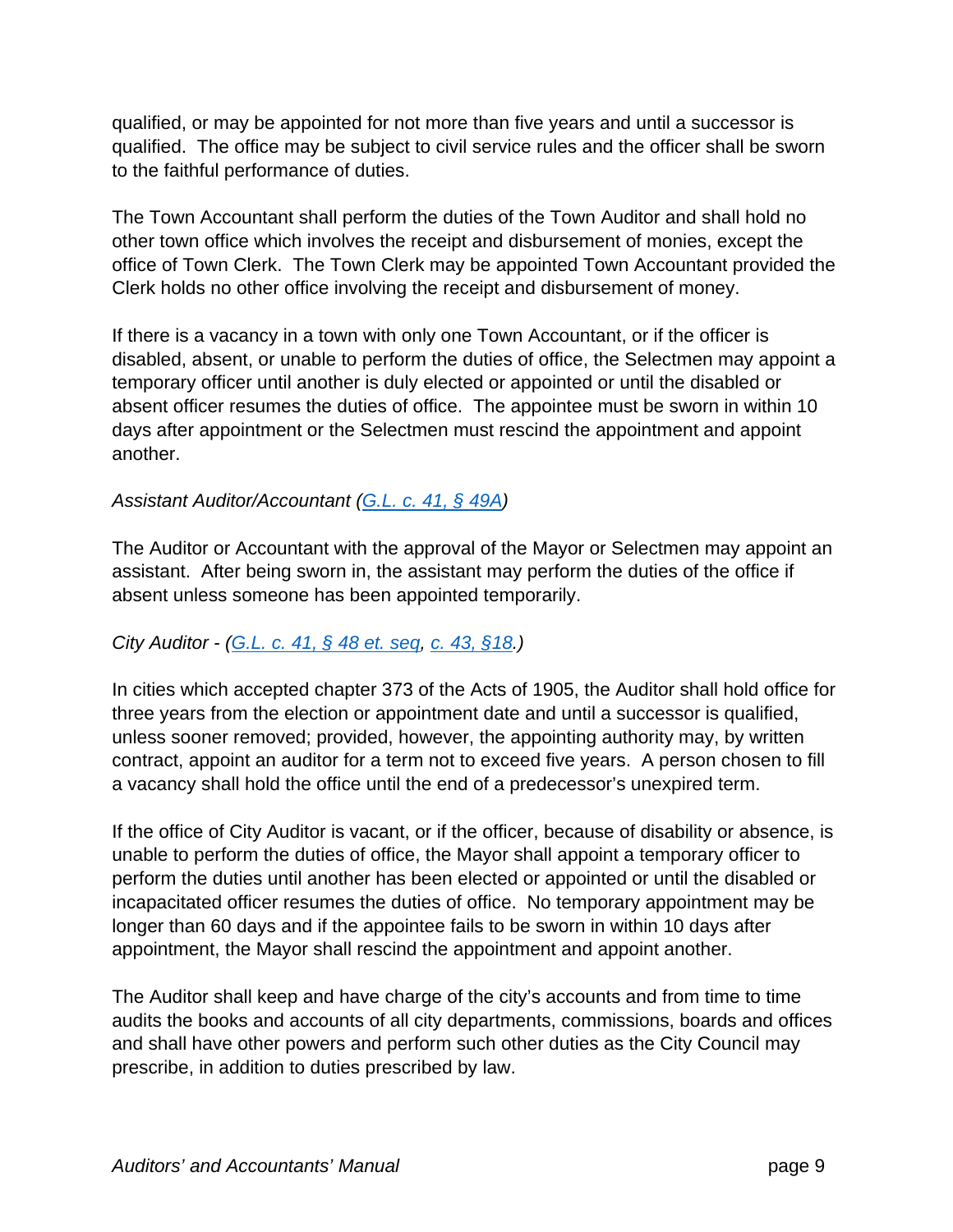qualified, or may be appointed for not more than five years and until a successor is qualified. The office may be subject to civil service rules and the officer shall be sworn to the faithful performance of duties.

The Town Accountant shall perform the duties of the Town Auditor and shall hold no other town office which involves the receipt and disbursement of monies, except the office of Town Clerk. The Town Clerk may be appointed Town Accountant provided the Clerk holds no other office involving the receipt and disbursement of money.

If there is a vacancy in a town with only one Town Accountant, or if the officer is disabled, absent, or unable to perform the duties of office, the Selectmen may appoint a temporary officer until another is duly elected or appointed or until the disabled or absent officer resumes the duties of office. The appointee must be sworn in within 10 days after appointment or the Selectmen must rescind the appointment and appoint another.

*Assistant Auditor/Accountant (G.L. c. 41, § 49A)*

The Auditor or Accountant with the approval of the Mayor or Selectmen may appoint an assistant. After being sworn in, the assistant may perform the duties of the office if absent unless someone has been appointed temporarily.

*City Auditor - (G.L. c. 41, § 48 et. seq, c. 43, §18.)*

In cities which accepted chapter 373 of the Acts of 1905, the Auditor shall hold office for three years from the election or appointment date and until a successor is qualified, unless sooner removed; provided, however, the appointing authority may, by written contract, appoint an auditor for a term not to exceed five years. A person chosen to fill a vacancy shall hold the office until the end of a predecessor's unexpired term.

If the office of City Auditor is vacant, or if the officer, because of disability or absence, is unable to perform the duties of office, the Mayor shall appoint a temporary officer to perform the duties until another has been elected or appointed or until the disabled or incapacitated officer resumes the duties of office. No temporary appointment may be longer than 60 days and if the appointee fails to be sworn in within 10 days after appointment, the Mayor shall rescind the appointment and appoint another.

The Auditor shall keep and have charge of the city's accounts and from time to time audits the books and accounts of all city departments, commissions, boards and offices and shall have other powers and perform such other duties as the City Council may prescribe, in addition to duties prescribed by law.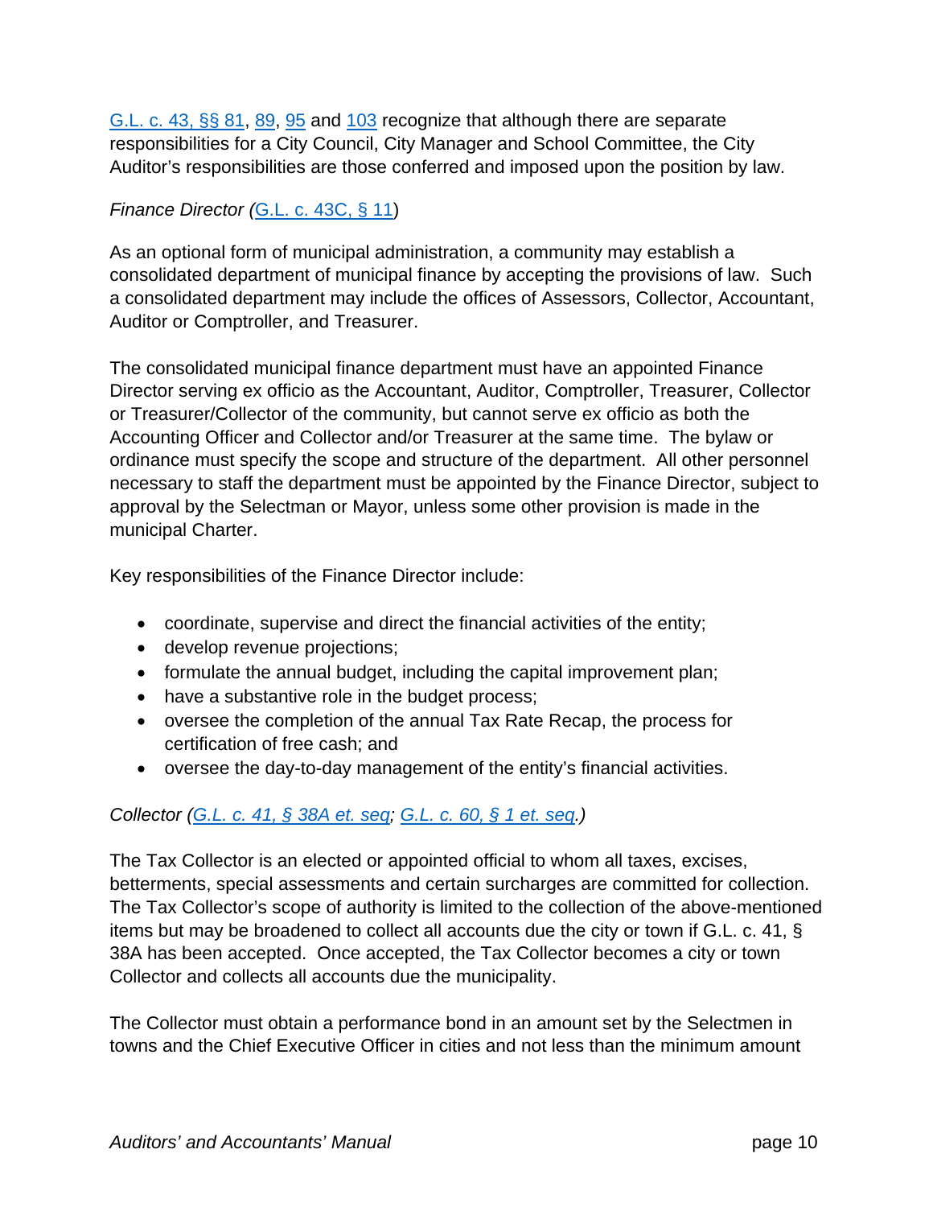G.L. c. 43, §§ 81, 89, 95 and 103 recognize that although there are separate responsibilities for a City Council, City Manager and School Committee, the City Auditor's responsibilities are those conferred and imposed upon the position by law.

*Finance Director (*G.L. c. 43C, § 11)

As an optional form of municipal administration, a community may establish a consolidated department of municipal finance by accepting the provisions of law. Such a consolidated department may include the offices of Assessors, Collector, Accountant, Auditor or Comptroller, and Treasurer.

The consolidated municipal finance department must have an appointed Finance Director serving ex officio as the Accountant, Auditor, Comptroller, Treasurer, Collector or Treasurer/Collector of the community, but cannot serve ex officio as both the Accounting Officer and Collector and/or Treasurer at the same time. The bylaw or ordinance must specify the scope and structure of the department. All other personnel necessary to staff the department must be appointed by the Finance Director, subject to approval by the Selectman or Mayor, unless some other provision is made in the municipal Charter.

Key responsibilities of the Finance Director include:

- coordinate, supervise and direct the financial activities of the entity;
- develop revenue projections;
- formulate the annual budget, including the capital improvement plan;
- have a substantive role in the budget process;
- oversee the completion of the annual Tax Rate Recap, the process for certification of free cash; and
- oversee the day-to-day management of the entity's financial activities.

*Collector (G.L. c. 41, § 38A et. seq; G.L. c. 60, § 1 et. seq.)*

The Tax Collector is an elected or appointed official to whom all taxes, excises, betterments, special assessments and certain surcharges are committed for collection. The Tax Collector's scope of authority is limited to the collection of the above-mentioned items but may be broadened to collect all accounts due the city or town if G.L. c. 41, § 38A has been accepted. Once accepted, the Tax Collector becomes a city or town Collector and collects all accounts due the municipality.

The Collector must obtain a performance bond in an amount set by the Selectmen in towns and the Chief Executive Officer in cities and not less than the minimum amount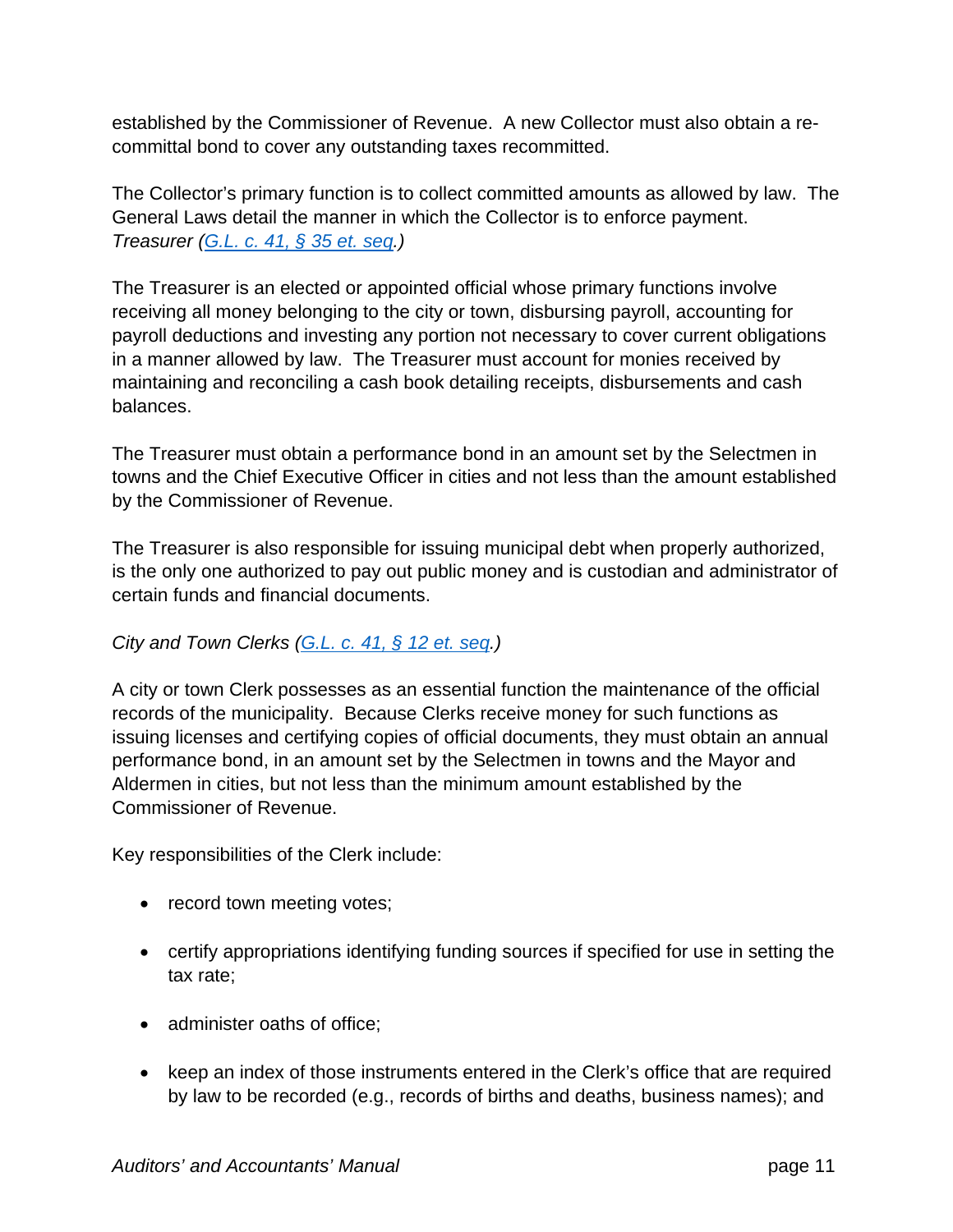established by the Commissioner of Revenue. A new Collector must also obtain a re-committal bond to cover any outstanding taxes recommitted.

The Collector's primary function is to collect committed amounts as allowed by law. The General Laws detail the manner in which the Collector is to enforce payment.

*Treasurer ([G.L. c. 41, § 35 et. seq](G.L. c. 41, § 35 et. seq).)*

The Treasurer is an elected or appointed official whose primary functions involve receiving all money belonging to the city or town, disbursing payroll, accounting for payroll deductions and investing any portion not necessary to cover current obligations in a manner allowed by law. The Treasurer must account for monies received by maintaining and reconciling a cash book detailing receipts, disbursements and cash balances.

The Treasurer must obtain a performance bond in an amount set by the Selectmen in towns and the Chief Executive Officer in cities and not less than the amount established by the Commissioner of Revenue.

The Treasurer is also responsible for issuing municipal debt when properly authorized, is the only one authorized to pay out public money and is custodian and administrator of certain funds and financial documents.

*City and Town Clerks (G.L. c. 41, § 12 et. seq.)*

A city or town Clerk possesses as an essential function the maintenance of the official records of the municipality. Because Clerks receive money for such functions as issuing licenses and certifying copies of official documents, they must obtain an annual performance bond, in an amount set by the Selectmen in towns and the Mayor and Aldermen in cities, but not less than the minimum amount established by the Commissioner of Revenue.

Key responsibilities of the Clerk include:

- record town meeting votes;
- certify appropriations identifying funding sources if specified for use in setting the tax rate;
- administer oaths of office;
- keep an index of those instruments entered in the Clerk's office that are required by law to be recorded (e.g., records of births and deaths, business names); and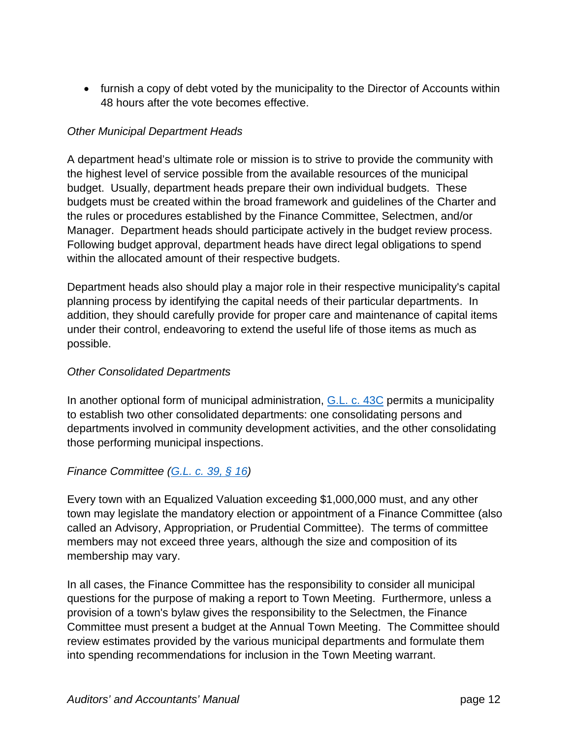- furnish a copy of debt voted by the municipality to the Director of Accounts within 48 hours after the vote becomes effective.

*Other Municipal Department Heads*

A department head's ultimate role or mission is to strive to provide the community with the highest level of service possible from the available resources of the municipal budget. Usually, department heads prepare their own individual budgets. These budgets must be created within the broad framework and guidelines of the Charter and the rules or procedures established by the Finance Committee, Selectmen, and/or Manager. Department heads should participate actively in the budget review process. Following budget approval, department heads have direct legal obligations to spend within the allocated amount of their respective budgets.

Department heads also should play a major role in their respective municipality's capital planning process by identifying the capital needs of their particular departments. In addition, they should carefully provide for proper care and maintenance of capital items under their control, endeavoring to extend the useful life of those items as much as possible.

*Other Consolidated Departments*

In another optional form of municipal administration, G.L. c. 43C permits a municipality to establish two other consolidated departments: one consolidating persons and departments involved in community development activities, and the other consolidating those performing municipal inspections.

*Finance Committee (G.L. c. 39, § 16)*

Every town with an Equalized Valuation exceeding $1,000,000 must, and any other town may legislate the mandatory election or appointment of a Finance Committee (also called an Advisory, Appropriation, or Prudential Committee). The terms of committee members may not exceed three years, although the size and composition of its membership may vary.

In all cases, the Finance Committee has the responsibility to consider all municipal questions for the purpose of making a report to Town Meeting. Furthermore, unless a provision of a town's bylaw gives the responsibility to the Selectmen, the Finance Committee must present a budget at the Annual Town Meeting. The Committee should review estimates provided by the various municipal departments and formulate them into spending recommendations for inclusion in the Town Meeting warrant.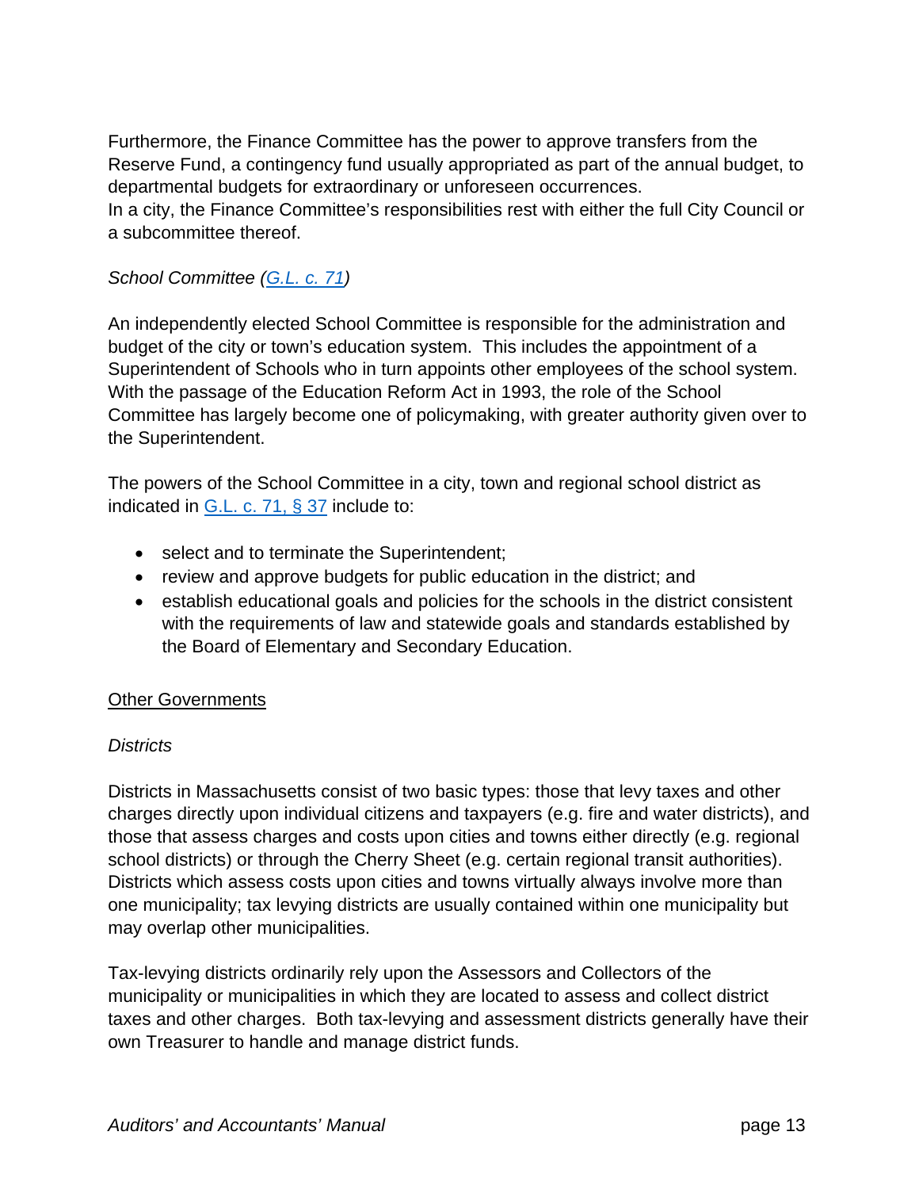Furthermore, the Finance Committee has the power to approve transfers from the Reserve Fund, a contingency fund usually appropriated as part of the annual budget, to departmental budgets for extraordinary or unforeseen occurrences.
In a city, the Finance Committee's responsibilities rest with either the full City Council or a subcommittee thereof.

*School Committee (G.L. c. 71)*

An independently elected School Committee is responsible for the administration and budget of the city or town's education system. This includes the appointment of a Superintendent of Schools who in turn appoints other employees of the school system. With the passage of the Education Reform Act in 1993, the role of the School Committee has largely become one of policymaking, with greater authority given over to the Superintendent.

The powers of the School Committee in a city, town and regional school district as indicated in G.L. c. 71, § 37 include to:

- select and to terminate the Superintendent;
- review and approve budgets for public education in the district; and
- establish educational goals and policies for the schools in the district consistent with the requirements of law and statewide goals and standards established by the Board of Elementary and Secondary Education.

## Other Governments

*Districts*

Districts in Massachusetts consist of two basic types: those that levy taxes and other charges directly upon individual citizens and taxpayers (e.g. fire and water districts), and those that assess charges and costs upon cities and towns either directly (e.g. regional school districts) or through the Cherry Sheet (e.g. certain regional transit authorities). Districts which assess costs upon cities and towns virtually always involve more than one municipality; tax levying districts are usually contained within one municipality but may overlap other municipalities.

Tax-levying districts ordinarily rely upon the Assessors and Collectors of the municipality or municipalities in which they are located to assess and collect district taxes and other charges. Both tax-levying and assessment districts generally have their own Treasurer to handle and manage district funds.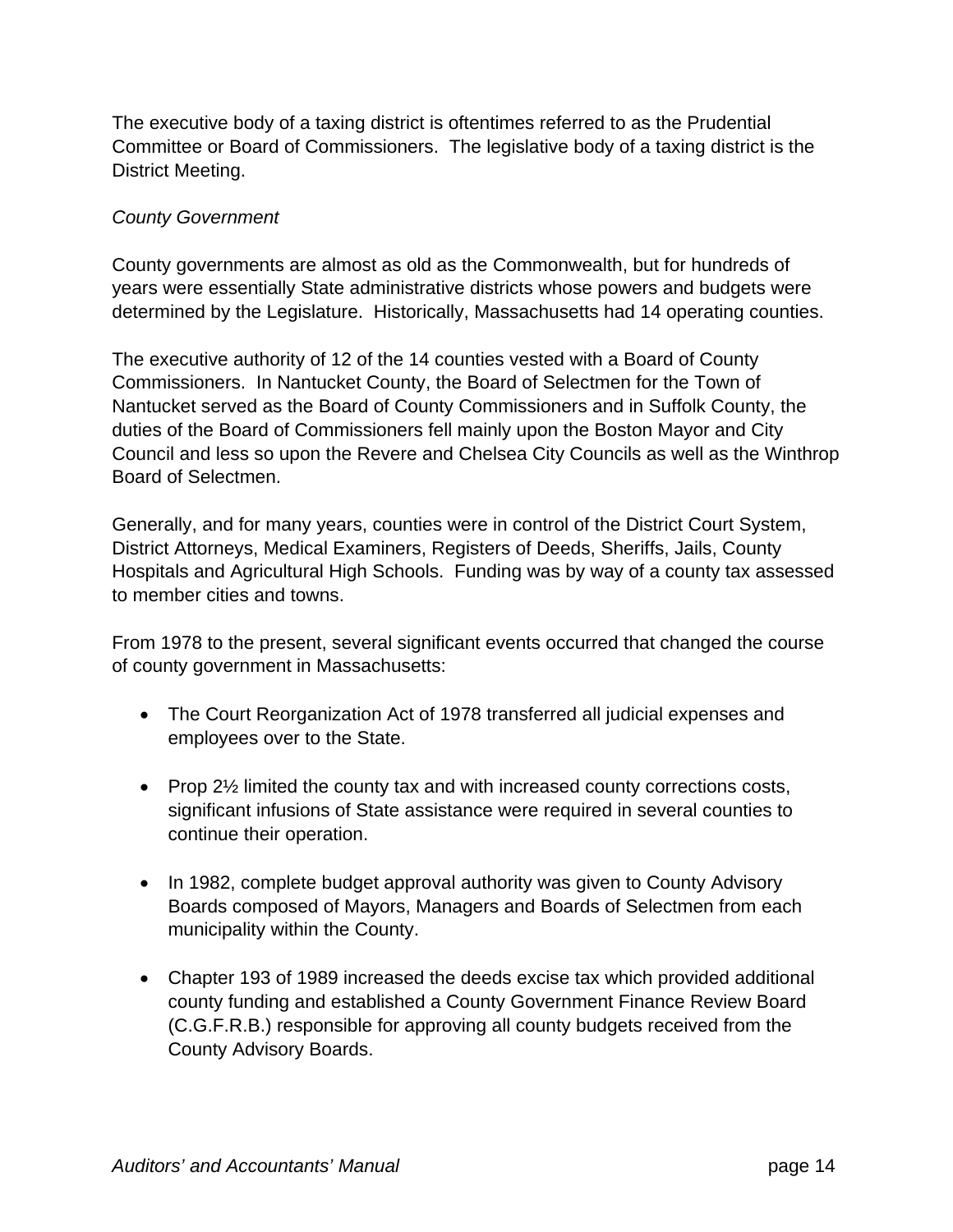The executive body of a taxing district is oftentimes referred to as the Prudential Committee or Board of Commissioners.  The legislative body of a taxing district is the District Meeting.

*County Government*

County governments are almost as old as the Commonwealth, but for hundreds of years were essentially State administrative districts whose powers and budgets were determined by the Legislature.  Historically, Massachusetts had 14 operating counties.

The executive authority of 12 of the 14 counties vested with a Board of County Commissioners.  In Nantucket County, the Board of Selectmen for the Town of Nantucket served as the Board of County Commissioners and in Suffolk County, the duties of the Board of Commissioners fell mainly upon the Boston Mayor and City Council and less so upon the Revere and Chelsea City Councils as well as the Winthrop Board of Selectmen.

Generally, and for many years, counties were in control of the District Court System, District Attorneys, Medical Examiners, Registers of Deeds, Sheriffs, Jails, County Hospitals and Agricultural High Schools.  Funding was by way of a county tax assessed to member cities and towns.

From 1978 to the present, several significant events occurred that changed the course of county government in Massachusetts:

- The Court Reorganization Act of 1978 transferred all judicial expenses and employees over to the State.

- Prop 2½ limited the county tax and with increased county corrections costs, significant infusions of State assistance were required in several counties to continue their operation.

- In 1982, complete budget approval authority was given to County Advisory Boards composed of Mayors, Managers and Boards of Selectmen from each municipality within the County.

- Chapter 193 of 1989 increased the deeds excise tax which provided additional county funding and established a County Government Finance Review Board (C.G.F.R.B.) responsible for approving all county budgets received from the County Advisory Boards.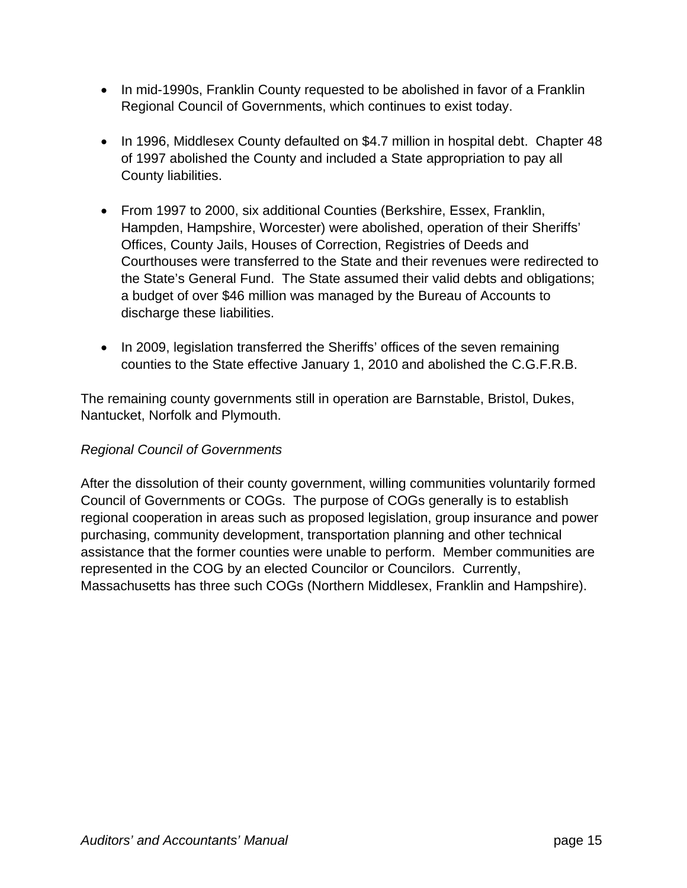- In mid-1990s, Franklin County requested to be abolished in favor of a Franklin Regional Council of Governments, which continues to exist today.

- In 1996, Middlesex County defaulted on $4.7 million in hospital debt. Chapter 48 of 1997 abolished the County and included a State appropriation to pay all County liabilities.

- From 1997 to 2000, six additional Counties (Berkshire, Essex, Franklin, Hampden, Hampshire, Worcester) were abolished, operation of their Sheriffs' Offices, County Jails, Houses of Correction, Registries of Deeds and Courthouses were transferred to the State and their revenues were redirected to the State's General Fund. The State assumed their valid debts and obligations; a budget of over $46 million was managed by the Bureau of Accounts to discharge these liabilities.

- In 2009, legislation transferred the Sheriffs' offices of the seven remaining counties to the State effective January 1, 2010 and abolished the C.G.F.R.B.

The remaining county governments still in operation are Barnstable, Bristol, Dukes, Nantucket, Norfolk and Plymouth.

*Regional Council of Governments*

After the dissolution of their county government, willing communities voluntarily formed Council of Governments or COGs. The purpose of COGs generally is to establish regional cooperation in areas such as proposed legislation, group insurance and power purchasing, community development, transportation planning and other technical assistance that the former counties were unable to perform. Member communities are represented in the COG by an elected Councilor or Councilors. Currently, Massachusetts has three such COGs (Northern Middlesex, Franklin and Hampshire).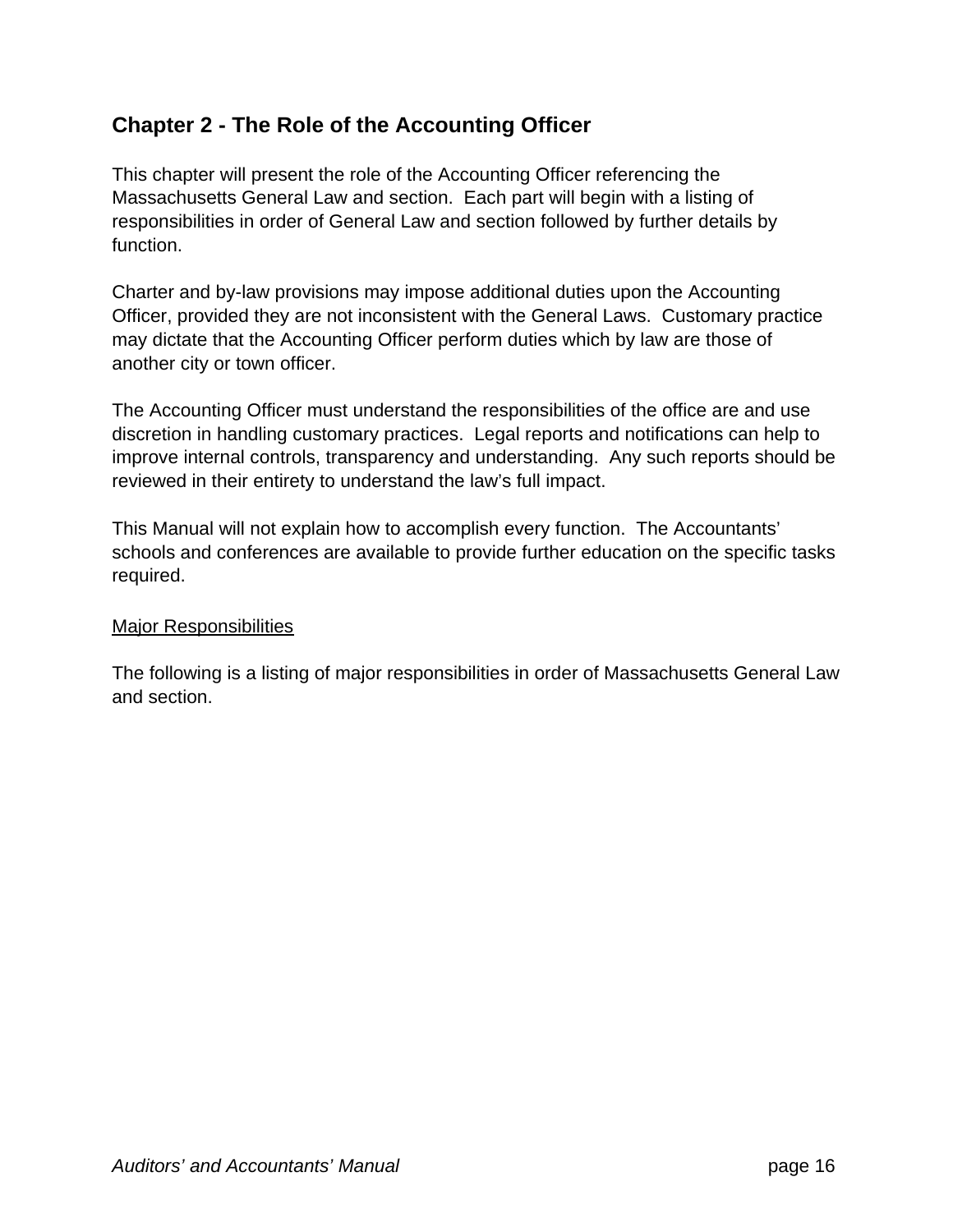## Chapter 2 - The Role of the Accounting Officer

This chapter will present the role of the Accounting Officer referencing the Massachusetts General Law and section. Each part will begin with a listing of responsibilities in order of General Law and section followed by further details by function.

Charter and by-law provisions may impose additional duties upon the Accounting Officer, provided they are not inconsistent with the General Laws. Customary practice may dictate that the Accounting Officer perform duties which by law are those of another city or town officer.

The Accounting Officer must understand the responsibilities of the office are and use discretion in handling customary practices. Legal reports and notifications can help to improve internal controls, transparency and understanding. Any such reports should be reviewed in their entirety to understand the law's full impact.

This Manual will not explain how to accomplish every function. The Accountants' schools and conferences are available to provide further education on the specific tasks required.

<u>Major Responsibilities</u>

The following is a listing of major responsibilities in order of Massachusetts General Law and section.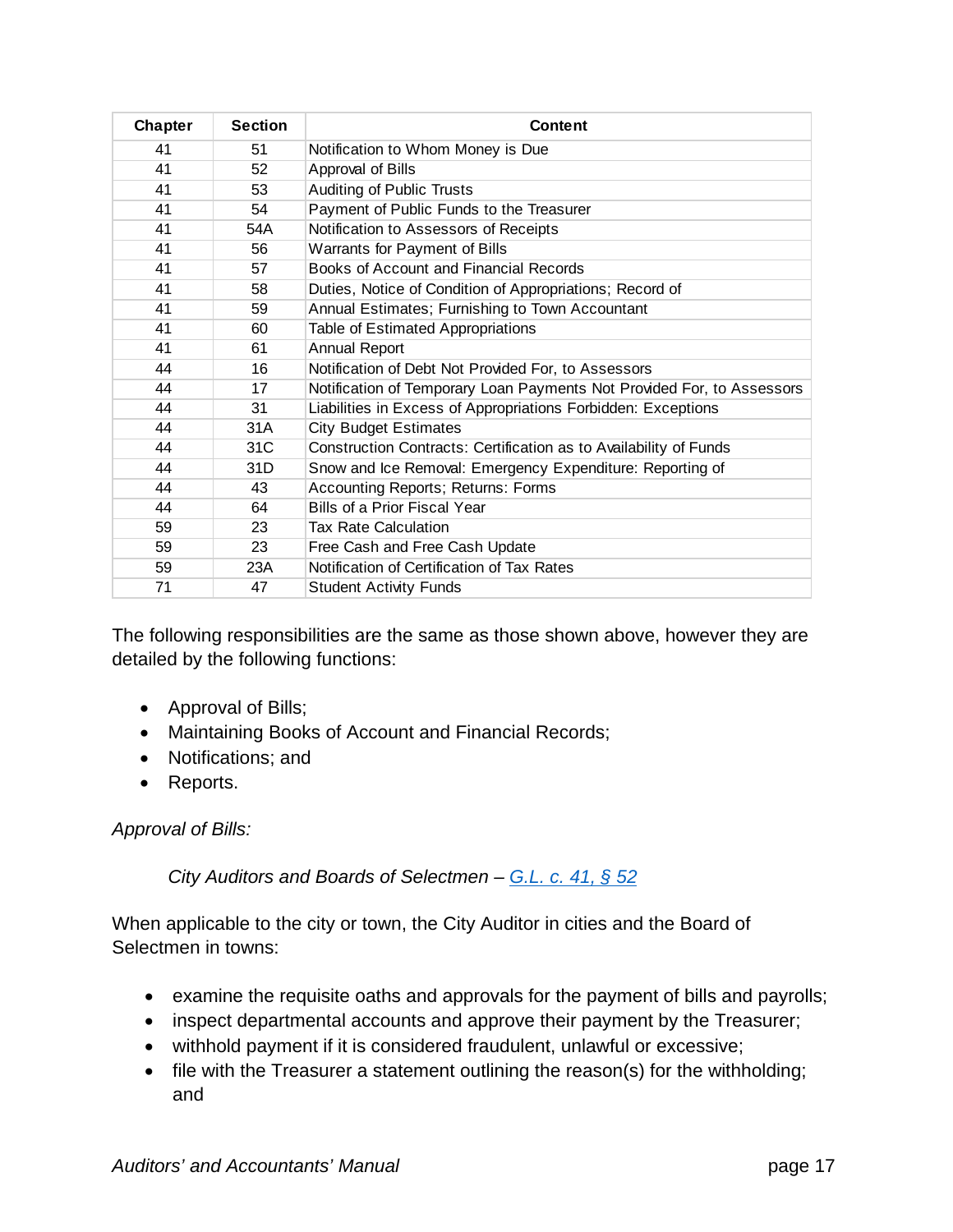| Chapter | Section | Content |
|---|---|---|
| 41 | 51 | Notification to Whom Money is Due |
| 41 | 52 | Approval of Bills |
| 41 | 53 | Auditing of Public Trusts |
| 41 | 54 | Payment of Public Funds to the Treasurer |
| 41 | 54A | Notification to Assessors of Receipts |
| 41 | 56 | Warrants for Payment of Bills |
| 41 | 57 | Books of Account and Financial Records |
| 41 | 58 | Duties, Notice of Condition of Appropriations; Record of |
| 41 | 59 | Annual Estimates; Furnishing to Town Accountant |
| 41 | 60 | Table of Estimated Appropriations |
| 41 | 61 | Annual Report |
| 44 | 16 | Notification of Debt Not Provided For, to Assessors |
| 44 | 17 | Notification of Temporary Loan Payments Not Provided For, to Assessors |
| 44 | 31 | Liabilities in Excess of Appropriations Forbidden: Exceptions |
| 44 | 31A | City Budget Estimates |
| 44 | 31C | Construction Contracts: Certification as to Availability of Funds |
| 44 | 31D | Snow and Ice Removal: Emergency Expenditure: Reporting of |
| 44 | 43 | Accounting Reports; Returns: Forms |
| 44 | 64 | Bills of a Prior Fiscal Year |
| 59 | 23 | Tax Rate Calculation |
| 59 | 23 | Free Cash and Free Cash Update |
| 59 | 23A | Notification of Certification of Tax Rates |
| 71 | 47 | Student Activity Funds |

The following responsibilities are the same as those shown above, however they are detailed by the following functions:

- Approval of Bills;
- Maintaining Books of Account and Financial Records;
- Notifications; and
- Reports.

*Approval of Bills:*

*City Auditors and Boards of Selectmen – [G.L. c. 41, § 52]*

When applicable to the city or town, the City Auditor in cities and the Board of Selectmen in towns:

- examine the requisite oaths and approvals for the payment of bills and payrolls;
- inspect departmental accounts and approve their payment by the Treasurer;
- withhold payment if it is considered fraudulent, unlawful or excessive;
- file with the Treasurer a statement outlining the reason(s) for the withholding; and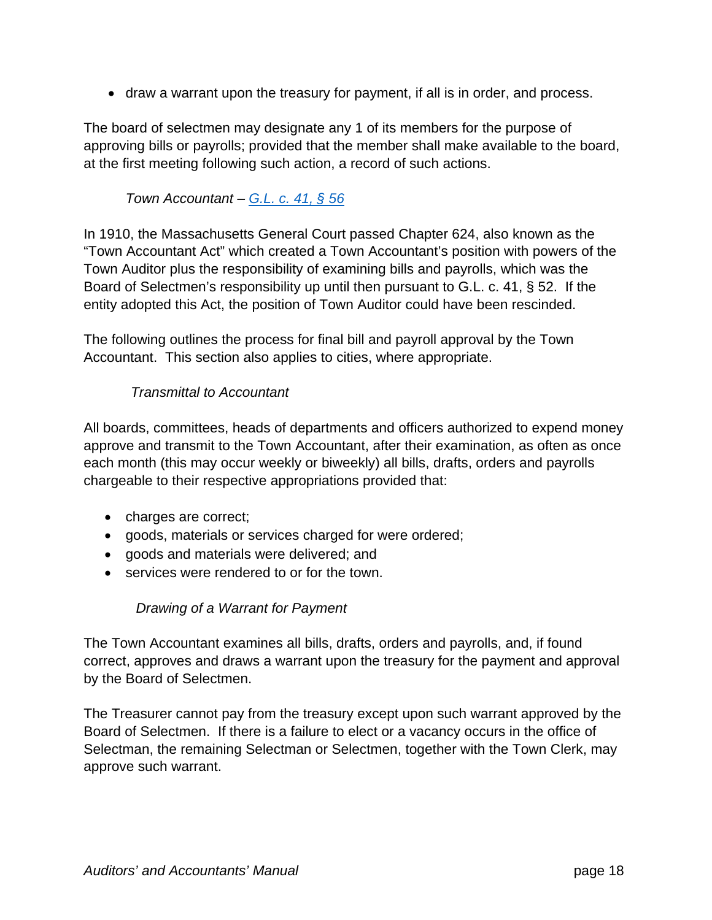- draw a warrant upon the treasury for payment, if all is in order, and process.

The board of selectmen may designate any 1 of its members for the purpose of approving bills or payrolls; provided that the member shall make available to the board, at the first meeting following such action, a record of such actions.

### *Town Accountant – [G.L. c. 41, § 56](#)*

In 1910, the Massachusetts General Court passed Chapter 624, also known as the "Town Accountant Act" which created a Town Accountant's position with powers of the Town Auditor plus the responsibility of examining bills and payrolls, which was the Board of Selectmen's responsibility up until then pursuant to G.L. c. 41, § 52. If the entity adopted this Act, the position of Town Auditor could have been rescinded.

The following outlines the process for final bill and payroll approval by the Town Accountant. This section also applies to cities, where appropriate.

#### *Transmittal to Accountant*

All boards, committees, heads of departments and officers authorized to expend money approve and transmit to the Town Accountant, after their examination, as often as once each month (this may occur weekly or biweekly) all bills, drafts, orders and payrolls chargeable to their respective appropriations provided that:

- charges are correct;
- goods, materials or services charged for were ordered;
- goods and materials were delivered; and
- services were rendered to or for the town.

#### *Drawing of a Warrant for Payment*

The Town Accountant examines all bills, drafts, orders and payrolls, and, if found correct, approves and draws a warrant upon the treasury for the payment and approval by the Board of Selectmen.

The Treasurer cannot pay from the treasury except upon such warrant approved by the Board of Selectmen. If there is a failure to elect or a vacancy occurs in the office of Selectman, the remaining Selectman or Selectmen, together with the Town Clerk, may approve such warrant.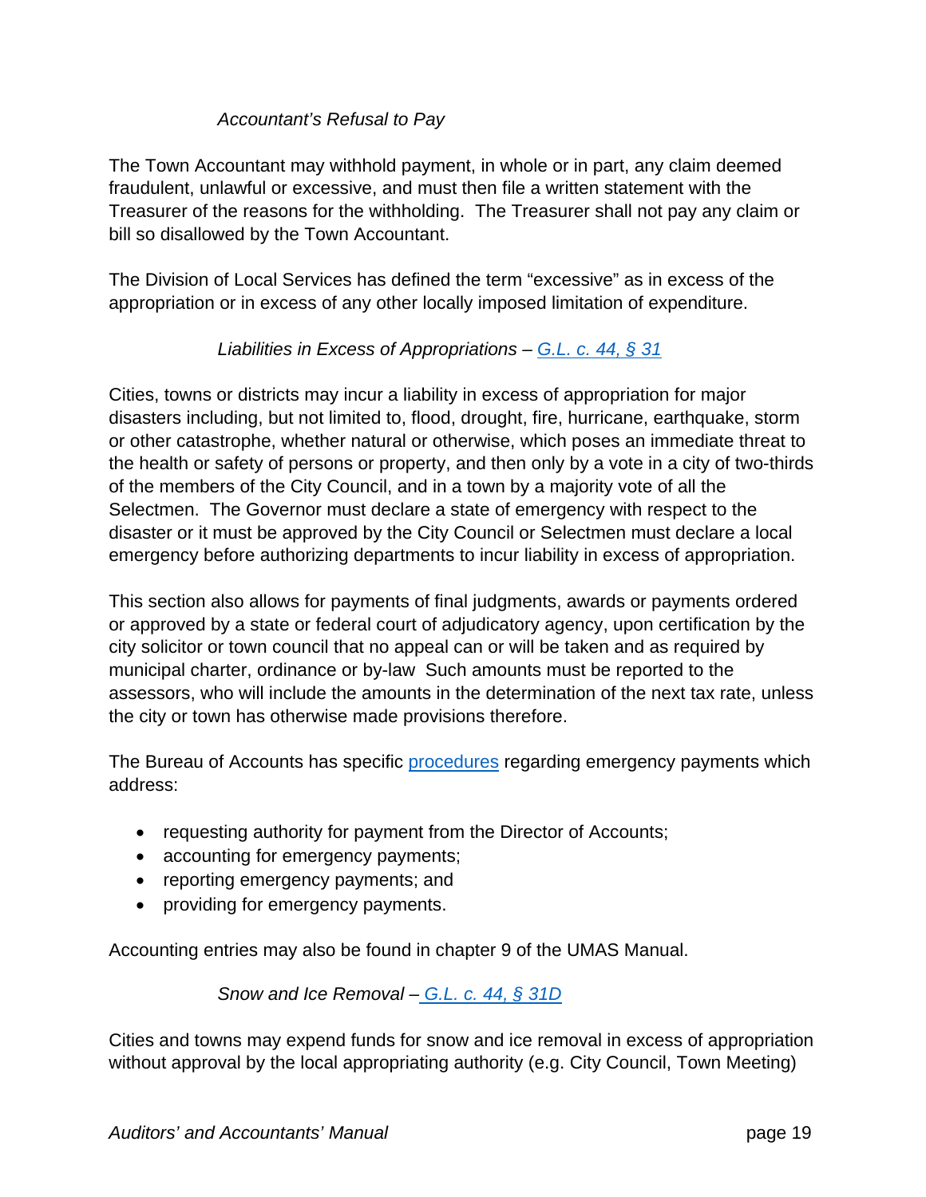*Accountant's Refusal to Pay*

The Town Accountant may withhold payment, in whole or in part, any claim deemed fraudulent, unlawful or excessive, and must then file a written statement with the Treasurer of the reasons for the withholding. The Treasurer shall not pay any claim or bill so disallowed by the Town Accountant.

The Division of Local Services has defined the term "excessive" as in excess of the appropriation or in excess of any other locally imposed limitation of expenditure.

*Liabilities in Excess of Appropriations – [G.L. c. 44, § 31](#)*

Cities, towns or districts may incur a liability in excess of appropriation for major disasters including, but not limited to, flood, drought, fire, hurricane, earthquake, storm or other catastrophe, whether natural or otherwise, which poses an immediate threat to the health or safety of persons or property, and then only by a vote in a city of two-thirds of the members of the City Council, and in a town by a majority vote of all the Selectmen. The Governor must declare a state of emergency with respect to the disaster or it must be approved by the City Council or Selectmen must declare a local emergency before authorizing departments to incur liability in excess of appropriation.

This section also allows for payments of final judgments, awards or payments ordered or approved by a state or federal court of adjudicatory agency, upon certification by the city solicitor or town council that no appeal can or will be taken and as required by municipal charter, ordinance or by-law Such amounts must be reported to the assessors, who will include the amounts in the determination of the next tax rate, unless the city or town has otherwise made provisions therefore.

The Bureau of Accounts has specific [procedures](#) regarding emergency payments which address:

- requesting authority for payment from the Director of Accounts;
- accounting for emergency payments;
- reporting emergency payments; and
- providing for emergency payments.

Accounting entries may also be found in chapter 9 of the UMAS Manual.

*Snow and Ice Removal – [G.L. c. 44, § 31D](#)*

Cities and towns may expend funds for snow and ice removal in excess of appropriation without approval by the local appropriating authority (e.g. City Council, Town Meeting)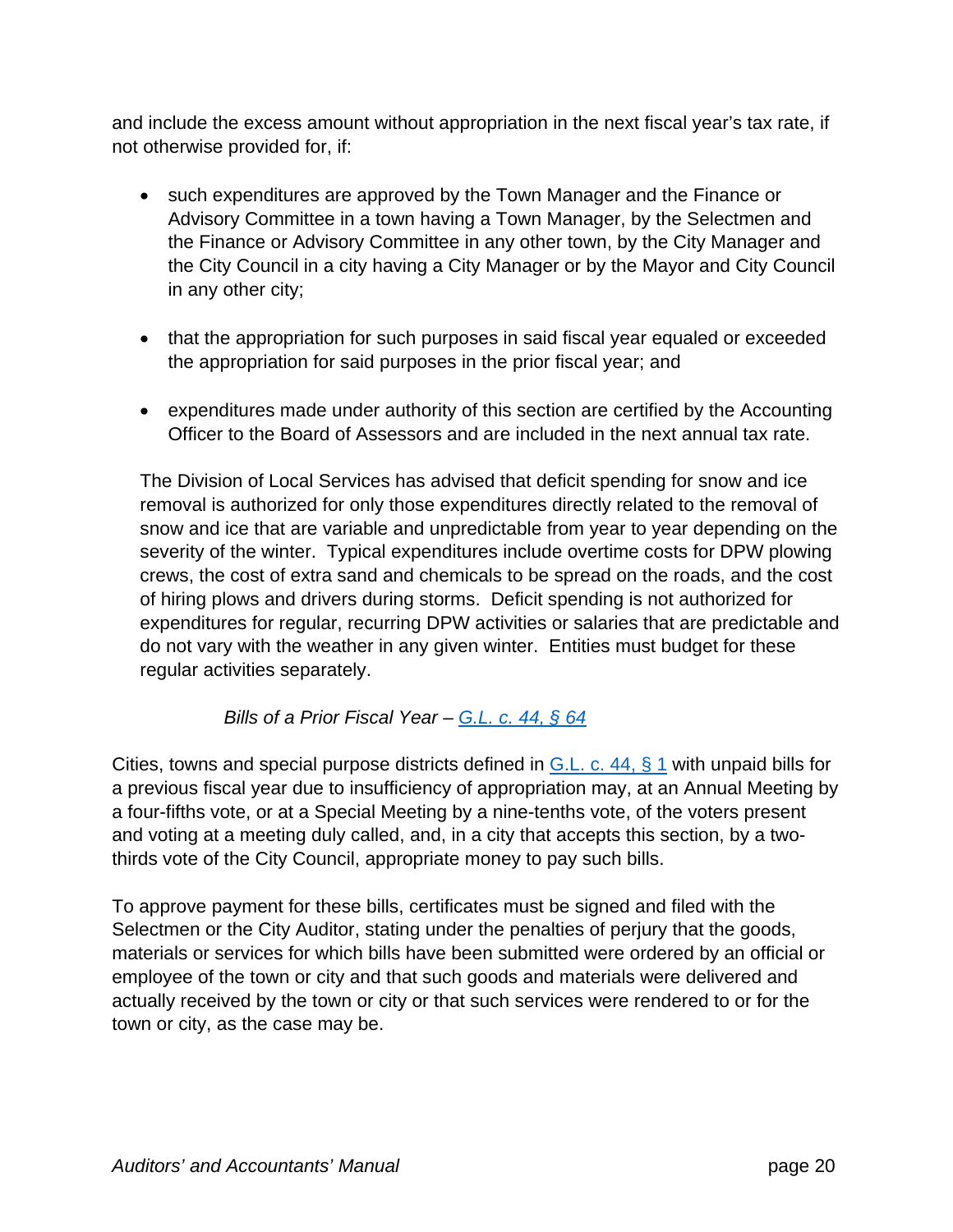and include the excess amount without appropriation in the next fiscal year's tax rate, if not otherwise provided for, if:

- such expenditures are approved by the Town Manager and the Finance or Advisory Committee in a town having a Town Manager, by the Selectmen and the Finance or Advisory Committee in any other town, by the City Manager and the City Council in a city having a City Manager or by the Mayor and City Council in any other city;
- that the appropriation for such purposes in said fiscal year equaled or exceeded the appropriation for said purposes in the prior fiscal year; and
- expenditures made under authority of this section are certified by the Accounting Officer to the Board of Assessors and are included in the next annual tax rate.

The Division of Local Services has advised that deficit spending for snow and ice removal is authorized for only those expenditures directly related to the removal of snow and ice that are variable and unpredictable from year to year depending on the severity of the winter. Typical expenditures include overtime costs for DPW plowing crews, the cost of extra sand and chemicals to be spread on the roads, and the cost of hiring plows and drivers during storms. Deficit spending is not authorized for expenditures for regular, recurring DPW activities or salaries that are predictable and do not vary with the weather in any given winter. Entities must budget for these regular activities separately.

*Bills of a Prior Fiscal Year – [G.L. c. 44, § 64]()*

Cities, towns and special purpose districts defined in [G.L. c. 44, § 1]() with unpaid bills for a previous fiscal year due to insufficiency of appropriation may, at an Annual Meeting by a four-fifths vote, or at a Special Meeting by a nine-tenths vote, of the voters present and voting at a meeting duly called, and, in a city that accepts this section, by a two-thirds vote of the City Council, appropriate money to pay such bills.

To approve payment for these bills, certificates must be signed and filed with the Selectmen or the City Auditor, stating under the penalties of perjury that the goods, materials or services for which bills have been submitted were ordered by an official or employee of the town or city and that such goods and materials were delivered and actually received by the town or city or that such services were rendered to or for the town or city, as the case may be.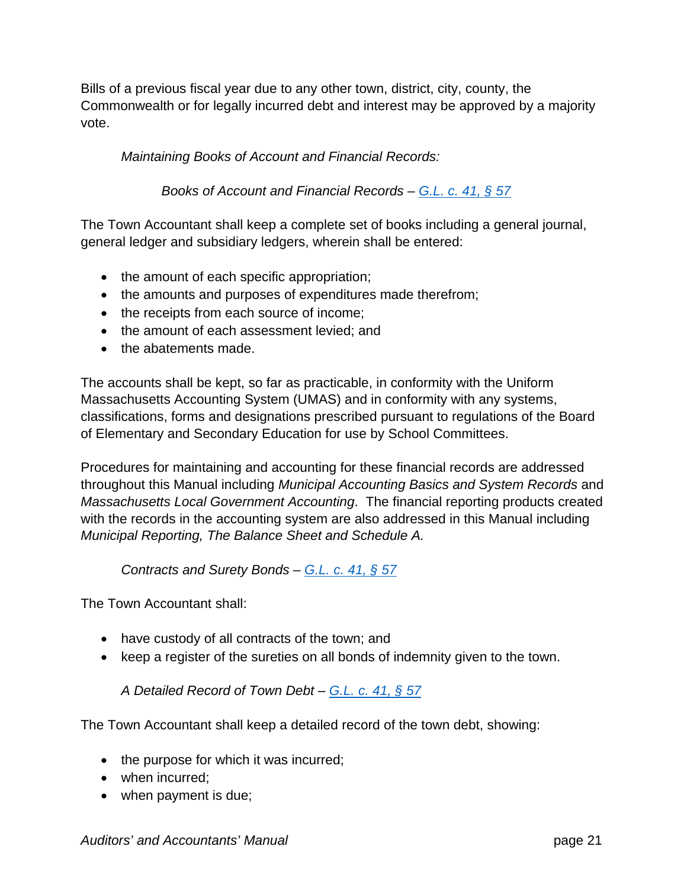Bills of a previous fiscal year due to any other town, district, city, county, the Commonwealth or for legally incurred debt and interest may be approved by a majority vote.

*Maintaining Books of Account and Financial Records:*

*Books of Account and Financial Records – [G.L. c. 41, § 57]()*

The Town Accountant shall keep a complete set of books including a general journal, general ledger and subsidiary ledgers, wherein shall be entered:

- the amount of each specific appropriation;
- the amounts and purposes of expenditures made therefrom;
- the receipts from each source of income;
- the amount of each assessment levied; and
- the abatements made.

The accounts shall be kept, so far as practicable, in conformity with the Uniform Massachusetts Accounting System (UMAS) and in conformity with any systems, classifications, forms and designations prescribed pursuant to regulations of the Board of Elementary and Secondary Education for use by School Committees.

Procedures for maintaining and accounting for these financial records are addressed throughout this Manual including *Municipal Accounting Basics and System Records* and *Massachusetts Local Government Accounting*. The financial reporting products created with the records in the accounting system are also addressed in this Manual including *Municipal Reporting, The Balance Sheet and Schedule A.*

*Contracts and Surety Bonds – [G.L. c. 41, § 57]()*

The Town Accountant shall:

- have custody of all contracts of the town; and
- keep a register of the sureties on all bonds of indemnity given to the town.

*A Detailed Record of Town Debt – [G.L. c. 41, § 57]()*

The Town Accountant shall keep a detailed record of the town debt, showing:

- the purpose for which it was incurred;
- when incurred;
- when payment is due;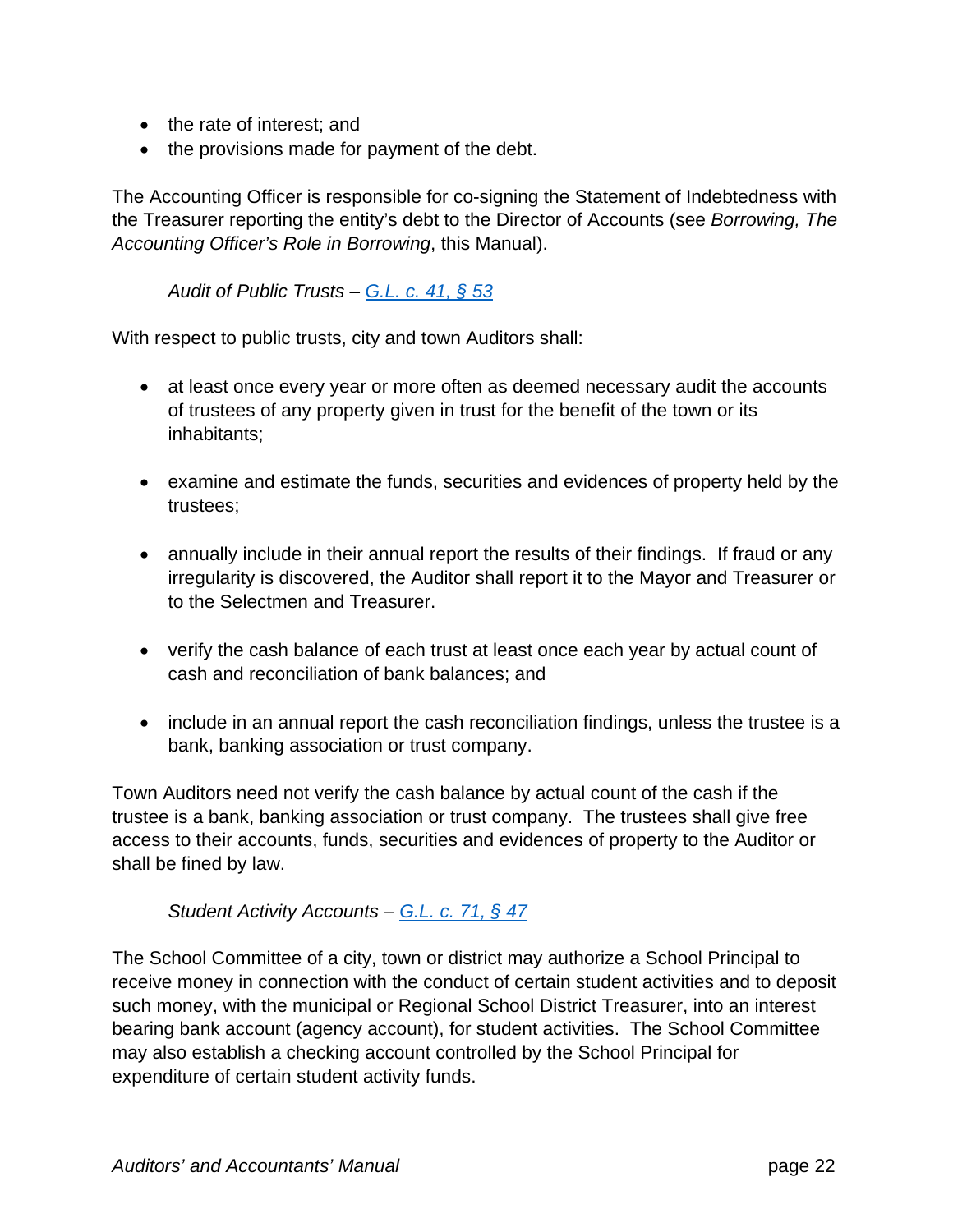- the rate of interest; and
- the provisions made for payment of the debt.

The Accounting Officer is responsible for co-signing the Statement of Indebtedness with the Treasurer reporting the entity's debt to the Director of Accounts (see *Borrowing, The Accounting Officer's Role in Borrowing*, this Manual).

*Audit of Public Trusts – [G.L. c. 41, § 53]()*

With respect to public trusts, city and town Auditors shall:

- at least once every year or more often as deemed necessary audit the accounts of trustees of any property given in trust for the benefit of the town or its inhabitants;

- examine and estimate the funds, securities and evidences of property held by the trustees;

- annually include in their annual report the results of their findings. If fraud or any irregularity is discovered, the Auditor shall report it to the Mayor and Treasurer or to the Selectmen and Treasurer.

- verify the cash balance of each trust at least once each year by actual count of cash and reconciliation of bank balances; and

- include in an annual report the cash reconciliation findings, unless the trustee is a bank, banking association or trust company.

Town Auditors need not verify the cash balance by actual count of the cash if the trustee is a bank, banking association or trust company. The trustees shall give free access to their accounts, funds, securities and evidences of property to the Auditor or shall be fined by law.

*Student Activity Accounts – [G.L. c. 71, § 47]()*

The School Committee of a city, town or district may authorize a School Principal to receive money in connection with the conduct of certain student activities and to deposit such money, with the municipal or Regional School District Treasurer, into an interest bearing bank account (agency account), for student activities. The School Committee may also establish a checking account controlled by the School Principal for expenditure of certain student activity funds.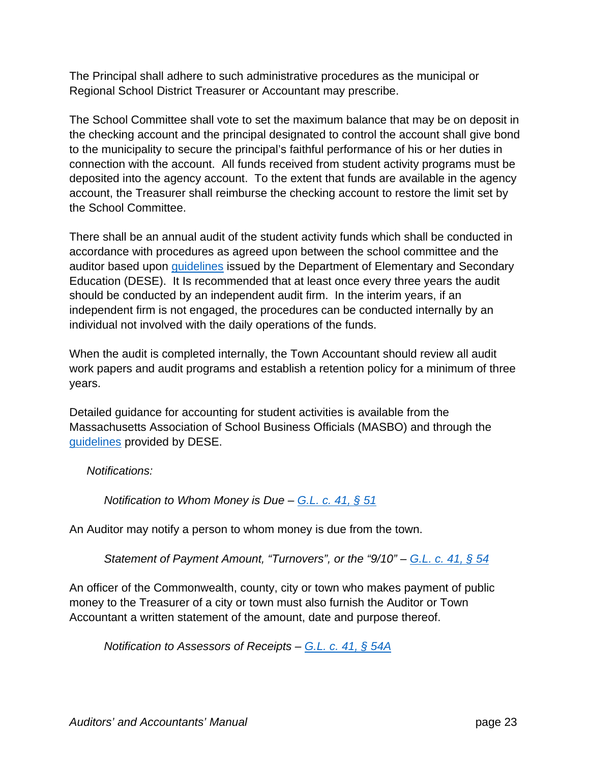The Principal shall adhere to such administrative procedures as the municipal or Regional School District Treasurer or Accountant may prescribe.

The School Committee shall vote to set the maximum balance that may be on deposit in the checking account and the principal designated to control the account shall give bond to the municipality to secure the principal's faithful performance of his or her duties in connection with the account. All funds received from student activity programs must be deposited into the agency account. To the extent that funds are available in the agency account, the Treasurer shall reimburse the checking account to restore the limit set by the School Committee.

There shall be an annual audit of the student activity funds which shall be conducted in accordance with procedures as agreed upon between the school committee and the auditor based upon guidelines issued by the Department of Elementary and Secondary Education (DESE). It Is recommended that at least once every three years the audit should be conducted by an independent audit firm. In the interim years, if an independent firm is not engaged, the procedures can be conducted internally by an individual not involved with the daily operations of the funds.

When the audit is completed internally, the Town Accountant should review all audit work papers and audit programs and establish a retention policy for a minimum of three years.

Detailed guidance for accounting for student activities is available from the Massachusetts Association of School Business Officials (MASBO) and through the guidelines provided by DESE.

*Notifications:*

*Notification to Whom Money is Due – G.L. c. 41, § 51*

An Auditor may notify a person to whom money is due from the town.

*Statement of Payment Amount, "Turnovers", or the "9/10" – G.L. c. 41, § 54*

An officer of the Commonwealth, county, city or town who makes payment of public money to the Treasurer of a city or town must also furnish the Auditor or Town Accountant a written statement of the amount, date and purpose thereof.

*Notification to Assessors of Receipts – G.L. c. 41, § 54A*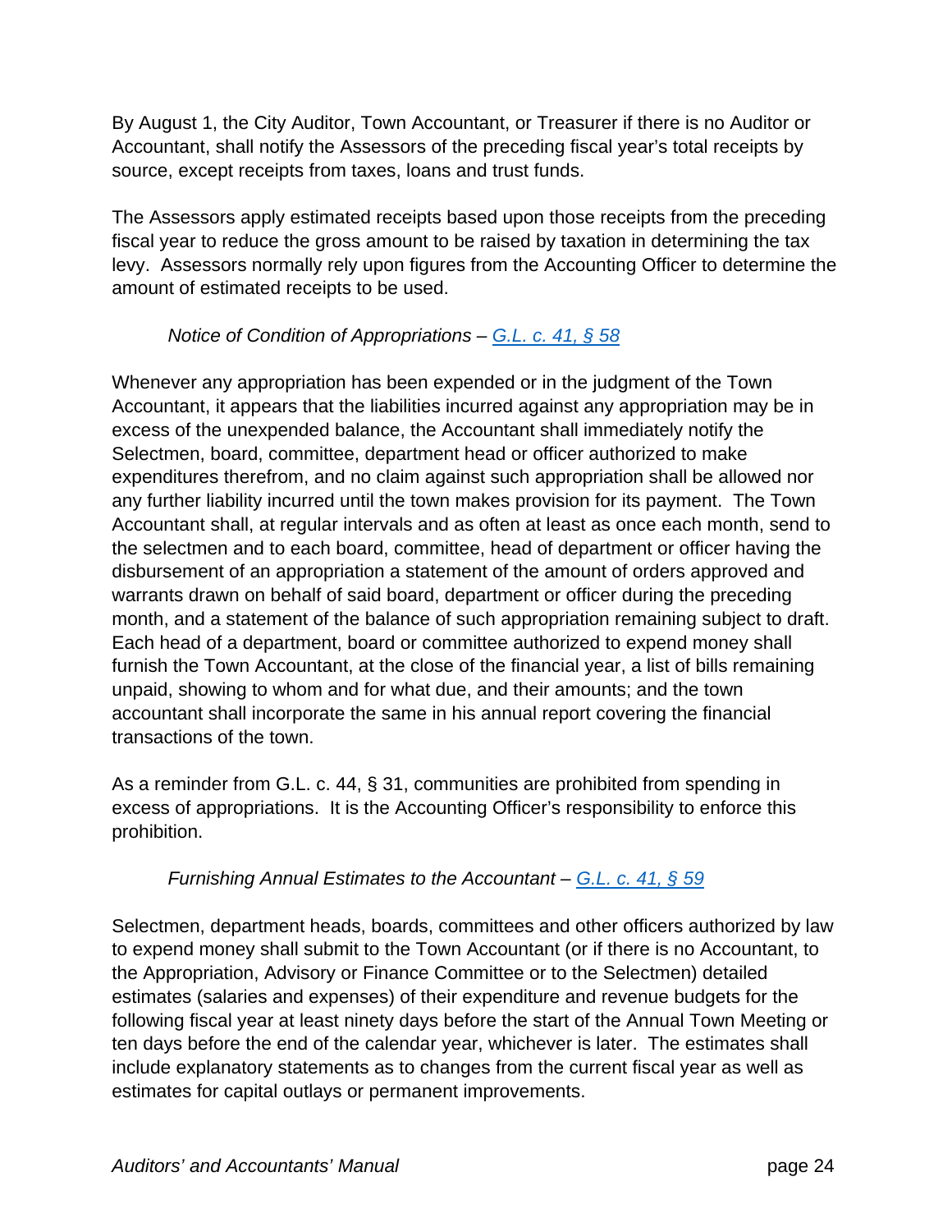By August 1, the City Auditor, Town Accountant, or Treasurer if there is no Auditor or Accountant, shall notify the Assessors of the preceding fiscal year's total receipts by source, except receipts from taxes, loans and trust funds.

The Assessors apply estimated receipts based upon those receipts from the preceding fiscal year to reduce the gross amount to be raised by taxation in determining the tax levy. Assessors normally rely upon figures from the Accounting Officer to determine the amount of estimated receipts to be used.

*Notice of Condition of Appropriations – G.L. c. 41, § 58*

Whenever any appropriation has been expended or in the judgment of the Town Accountant, it appears that the liabilities incurred against any appropriation may be in excess of the unexpended balance, the Accountant shall immediately notify the Selectmen, board, committee, department head or officer authorized to make expenditures therefrom, and no claim against such appropriation shall be allowed nor any further liability incurred until the town makes provision for its payment. The Town Accountant shall, at regular intervals and as often at least as once each month, send to the selectmen and to each board, committee, head of department or officer having the disbursement of an appropriation a statement of the amount of orders approved and warrants drawn on behalf of said board, department or officer during the preceding month, and a statement of the balance of such appropriation remaining subject to draft. Each head of a department, board or committee authorized to expend money shall furnish the Town Accountant, at the close of the financial year, a list of bills remaining unpaid, showing to whom and for what due, and their amounts; and the town accountant shall incorporate the same in his annual report covering the financial transactions of the town.

As a reminder from G.L. c. 44, § 31, communities are prohibited from spending in excess of appropriations. It is the Accounting Officer's responsibility to enforce this prohibition.

*Furnishing Annual Estimates to the Accountant – G.L. c. 41, § 59*

Selectmen, department heads, boards, committees and other officers authorized by law to expend money shall submit to the Town Accountant (or if there is no Accountant, to the Appropriation, Advisory or Finance Committee or to the Selectmen) detailed estimates (salaries and expenses) of their expenditure and revenue budgets for the following fiscal year at least ninety days before the start of the Annual Town Meeting or ten days before the end of the calendar year, whichever is later. The estimates shall include explanatory statements as to changes from the current fiscal year as well as estimates for capital outlays or permanent improvements.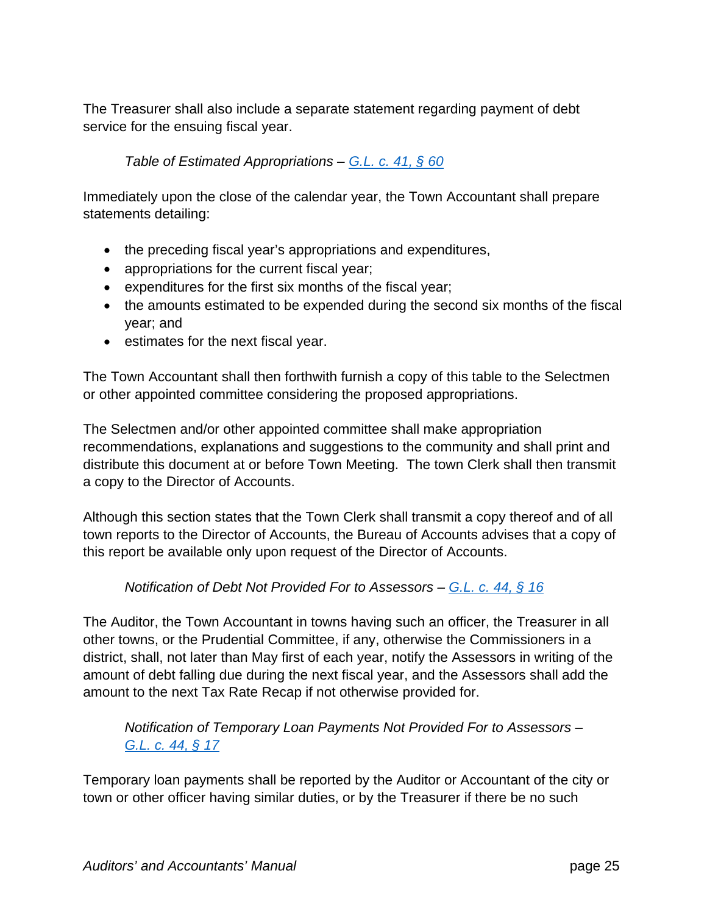The Treasurer shall also include a separate statement regarding payment of debt service for the ensuing fiscal year.

*Table of Estimated Appropriations – [G.L. c. 41, § 60](#)*

Immediately upon the close of the calendar year, the Town Accountant shall prepare statements detailing:

- the preceding fiscal year's appropriations and expenditures,
- appropriations for the current fiscal year;
- expenditures for the first six months of the fiscal year;
- the amounts estimated to be expended during the second six months of the fiscal year; and
- estimates for the next fiscal year.

The Town Accountant shall then forthwith furnish a copy of this table to the Selectmen or other appointed committee considering the proposed appropriations.

The Selectmen and/or other appointed committee shall make appropriation recommendations, explanations and suggestions to the community and shall print and distribute this document at or before Town Meeting. The town Clerk shall then transmit a copy to the Director of Accounts.

Although this section states that the Town Clerk shall transmit a copy thereof and of all town reports to the Director of Accounts, the Bureau of Accounts advises that a copy of this report be available only upon request of the Director of Accounts.

*Notification of Debt Not Provided For to Assessors – [G.L. c. 44, § 16](#)*

The Auditor, the Town Accountant in towns having such an officer, the Treasurer in all other towns, or the Prudential Committee, if any, otherwise the Commissioners in a district, shall, not later than May first of each year, notify the Assessors in writing of the amount of debt falling due during the next fiscal year, and the Assessors shall add the amount to the next Tax Rate Recap if not otherwise provided for.

*Notification of Temporary Loan Payments Not Provided For to Assessors – [G.L. c. 44, § 17](#)*

Temporary loan payments shall be reported by the Auditor or Accountant of the city or town or other officer having similar duties, or by the Treasurer if there be no such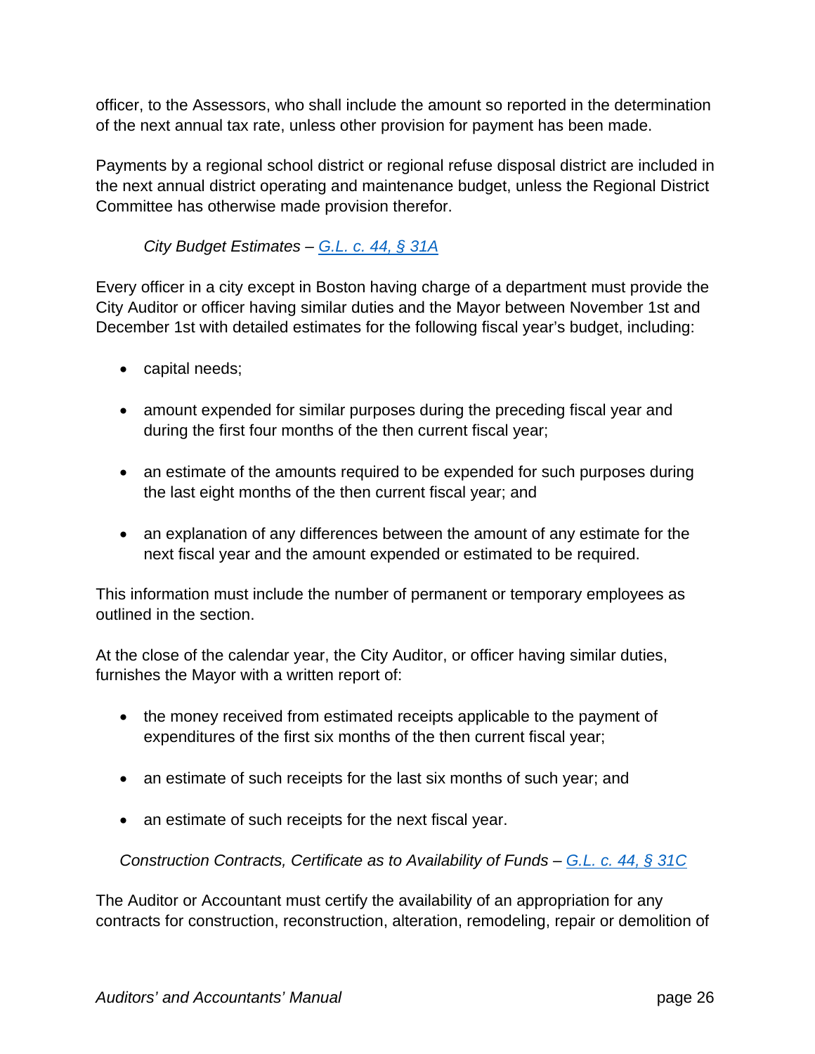officer, to the Assessors, who shall include the amount so reported in the determination of the next annual tax rate, unless other provision for payment has been made.

Payments by a regional school district or regional refuse disposal district are included in the next annual district operating and maintenance budget, unless the Regional District Committee has otherwise made provision therefor.

*City Budget Estimates – [G.L. c. 44, § 31A]()*

Every officer in a city except in Boston having charge of a department must provide the City Auditor or officer having similar duties and the Mayor between November 1st and December 1st with detailed estimates for the following fiscal year's budget, including:

- capital needs;
- amount expended for similar purposes during the preceding fiscal year and during the first four months of the then current fiscal year;
- an estimate of the amounts required to be expended for such purposes during the last eight months of the then current fiscal year; and
- an explanation of any differences between the amount of any estimate for the next fiscal year and the amount expended or estimated to be required.

This information must include the number of permanent or temporary employees as outlined in the section.

At the close of the calendar year, the City Auditor, or officer having similar duties, furnishes the Mayor with a written report of:

- the money received from estimated receipts applicable to the payment of expenditures of the first six months of the then current fiscal year;
- an estimate of such receipts for the last six months of such year; and
- an estimate of such receipts for the next fiscal year.

*Construction Contracts, Certificate as to Availability of Funds – [G.L. c. 44, § 31C]()*

The Auditor or Accountant must certify the availability of an appropriation for any contracts for construction, reconstruction, alteration, remodeling, repair or demolition of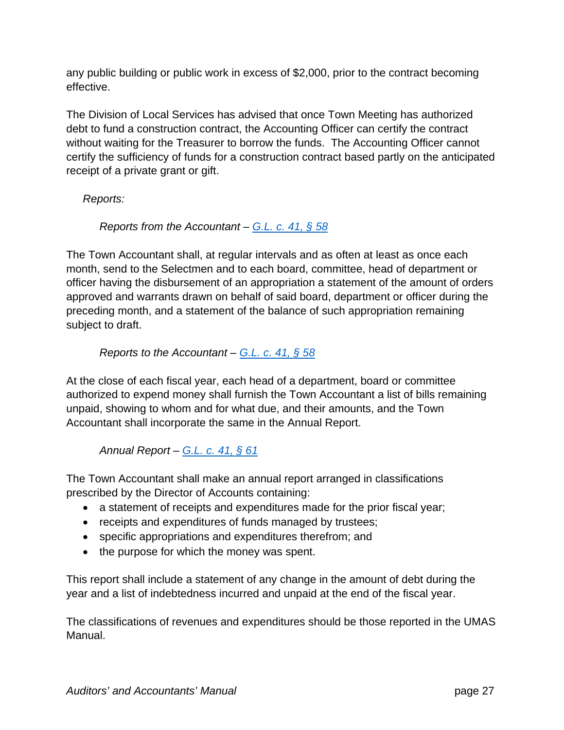any public building or public work in excess of $2,000, prior to the contract becoming effective.

The Division of Local Services has advised that once Town Meeting has authorized debt to fund a construction contract, the Accounting Officer can certify the contract without waiting for the Treasurer to borrow the funds. The Accounting Officer cannot certify the sufficiency of funds for a construction contract based partly on the anticipated receipt of a private grant or gift.

*Reports:*

*Reports from the Accountant – [G.L. c. 41, § 58]()*

The Town Accountant shall, at regular intervals and as often at least as once each month, send to the Selectmen and to each board, committee, head of department or officer having the disbursement of an appropriation a statement of the amount of orders approved and warrants drawn on behalf of said board, department or officer during the preceding month, and a statement of the balance of such appropriation remaining subject to draft.

*Reports to the Accountant – [G.L. c. 41, § 58]()*

At the close of each fiscal year, each head of a department, board or committee authorized to expend money shall furnish the Town Accountant a list of bills remaining unpaid, showing to whom and for what due, and their amounts, and the Town Accountant shall incorporate the same in the Annual Report.

*Annual Report – [G.L. c. 41, § 61]()*

The Town Accountant shall make an annual report arranged in classifications prescribed by the Director of Accounts containing:

- a statement of receipts and expenditures made for the prior fiscal year;
- receipts and expenditures of funds managed by trustees;
- specific appropriations and expenditures therefrom; and
- the purpose for which the money was spent.

This report shall include a statement of any change in the amount of debt during the year and a list of indebtedness incurred and unpaid at the end of the fiscal year.

The classifications of revenues and expenditures should be those reported in the UMAS Manual.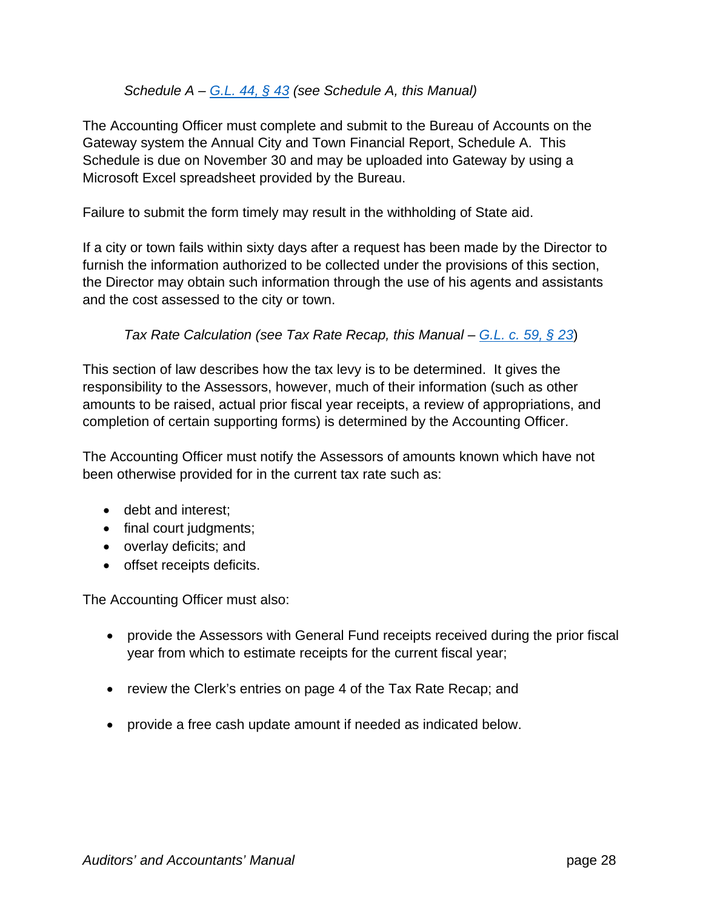*Schedule A – [G.L. 44, § 43](#) (see Schedule A, this Manual)*

The Accounting Officer must complete and submit to the Bureau of Accounts on the Gateway system the Annual City and Town Financial Report, Schedule A. This Schedule is due on November 30 and may be uploaded into Gateway by using a Microsoft Excel spreadsheet provided by the Bureau.

Failure to submit the form timely may result in the withholding of State aid.

If a city or town fails within sixty days after a request has been made by the Director to furnish the information authorized to be collected under the provisions of this section, the Director may obtain such information through the use of his agents and assistants and the cost assessed to the city or town.

*Tax Rate Calculation (see Tax Rate Recap, this Manual – [G.L. c. 59, § 23](#))*

This section of law describes how the tax levy is to be determined. It gives the responsibility to the Assessors, however, much of their information (such as other amounts to be raised, actual prior fiscal year receipts, a review of appropriations, and completion of certain supporting forms) is determined by the Accounting Officer.

The Accounting Officer must notify the Assessors of amounts known which have not been otherwise provided for in the current tax rate such as:

- debt and interest;
- final court judgments;
- overlay deficits; and
- offset receipts deficits.

The Accounting Officer must also:

- provide the Assessors with General Fund receipts received during the prior fiscal year from which to estimate receipts for the current fiscal year;
- review the Clerk's entries on page 4 of the Tax Rate Recap; and
- provide a free cash update amount if needed as indicated below.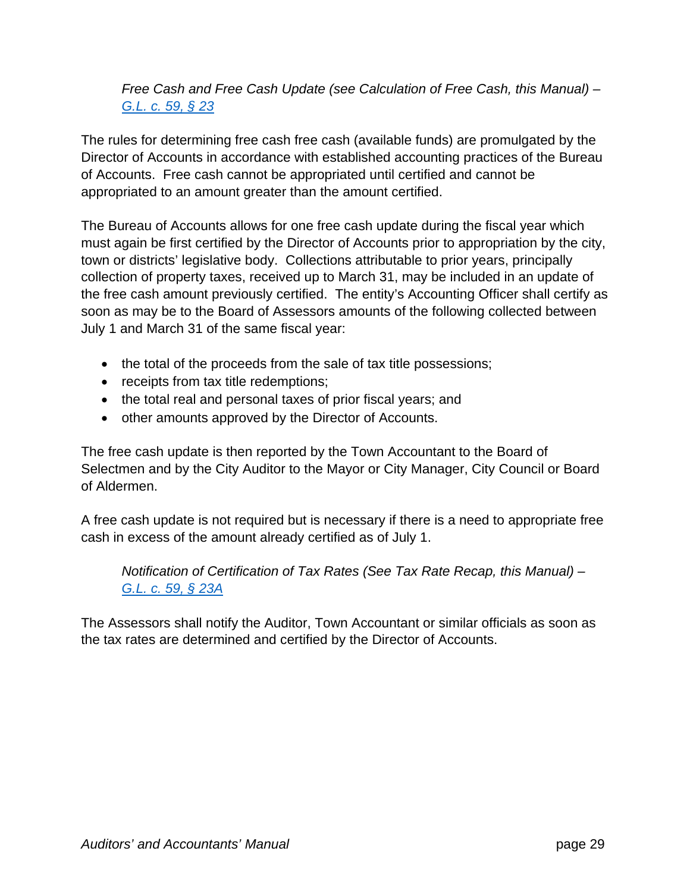*Free Cash and Free Cash Update (see Calculation of Free Cash, this Manual) – [G.L. c. 59, § 23](#)*

The rules for determining free cash free cash (available funds) are promulgated by the Director of Accounts in accordance with established accounting practices of the Bureau of Accounts. Free cash cannot be appropriated until certified and cannot be appropriated to an amount greater than the amount certified.

The Bureau of Accounts allows for one free cash update during the fiscal year which must again be first certified by the Director of Accounts prior to appropriation by the city, town or districts' legislative body. Collections attributable to prior years, principally collection of property taxes, received up to March 31, may be included in an update of the free cash amount previously certified. The entity's Accounting Officer shall certify as soon as may be to the Board of Assessors amounts of the following collected between July 1 and March 31 of the same fiscal year:

- the total of the proceeds from the sale of tax title possessions;
- receipts from tax title redemptions;
- the total real and personal taxes of prior fiscal years; and
- other amounts approved by the Director of Accounts.

The free cash update is then reported by the Town Accountant to the Board of Selectmen and by the City Auditor to the Mayor or City Manager, City Council or Board of Aldermen.

A free cash update is not required but is necessary if there is a need to appropriate free cash in excess of the amount already certified as of July 1.

*Notification of Certification of Tax Rates (See Tax Rate Recap, this Manual) – [G.L. c. 59, § 23A](#)*

The Assessors shall notify the Auditor, Town Accountant or similar officials as soon as the tax rates are determined and certified by the Director of Accounts.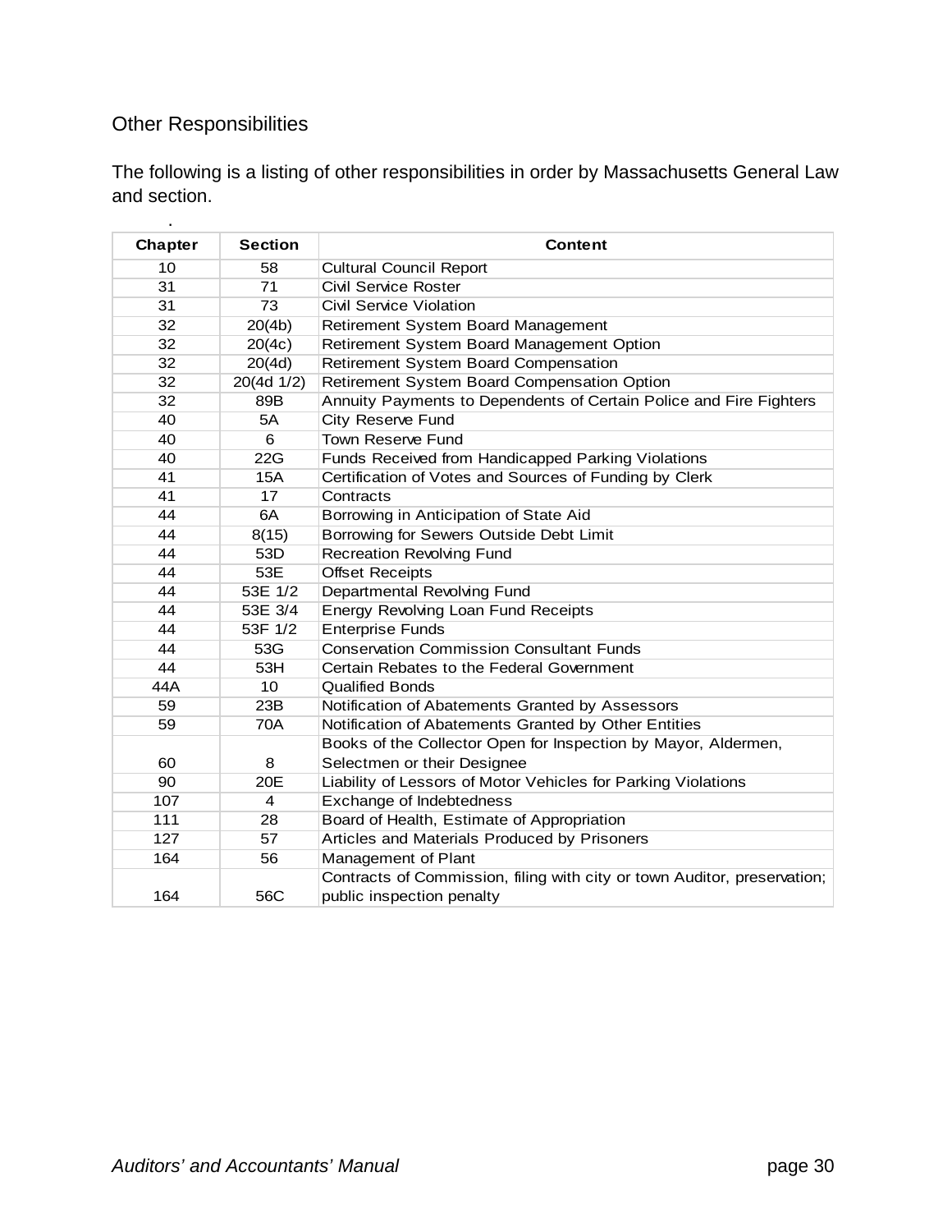## Other Responsibilities

The following is a listing of other responsibilities in order by Massachusetts General Law and section.

| Chapter | Section | Content |
|---|---|---|
| 10 | 58 | Cultural Council Report |
| 31 | 71 | Civil Service Roster |
| 31 | 73 | Civil Service Violation |
| 32 | 20(4b) | Retirement System Board Management |
| 32 | 20(4c) | Retirement System Board Management Option |
| 32 | 20(4d) | Retirement System Board Compensation |
| 32 | 20(4d 1/2) | Retirement System Board Compensation Option |
| 32 | 89B | Annuity Payments to Dependents of Certain Police and Fire Fighters |
| 40 | 5A | City Reserve Fund |
| 40 | 6 | Town Reserve Fund |
| 40 | 22G | Funds Received from Handicapped Parking Violations |
| 41 | 15A | Certification of Votes and Sources of Funding by Clerk |
| 41 | 17 | Contracts |
| 44 | 6A | Borrowing in Anticipation of State Aid |
| 44 | 8(15) | Borrowing for Sewers Outside Debt Limit |
| 44 | 53D | Recreation Revolving Fund |
| 44 | 53E | Offset Receipts |
| 44 | 53E 1/2 | Departmental Revolving Fund |
| 44 | 53E 3/4 | Energy Revolving Loan Fund Receipts |
| 44 | 53F 1/2 | Enterprise Funds |
| 44 | 53G | Conservation Commission Consultant Funds |
| 44 | 53H | Certain Rebates to the Federal Government |
| 44A | 10 | Qualified Bonds |
| 59 | 23B | Notification of Abatements Granted by Assessors |
| 59 | 70A | Notification of Abatements Granted by Other Entities |
| 60 | 8 | Books of the Collector Open for Inspection by Mayor, Aldermen, Selectmen or their Designee |
| 90 | 20E | Liability of Lessors of Motor Vehicles for Parking Violations |
| 107 | 4 | Exchange of Indebtedness |
| 111 | 28 | Board of Health, Estimate of Appropriation |
| 127 | 57 | Articles and Materials Produced by Prisoners |
| 164 | 56 | Management of Plant |
| 164 | 56C | Contracts of Commission, filing with city or town Auditor, preservation; public inspection penalty |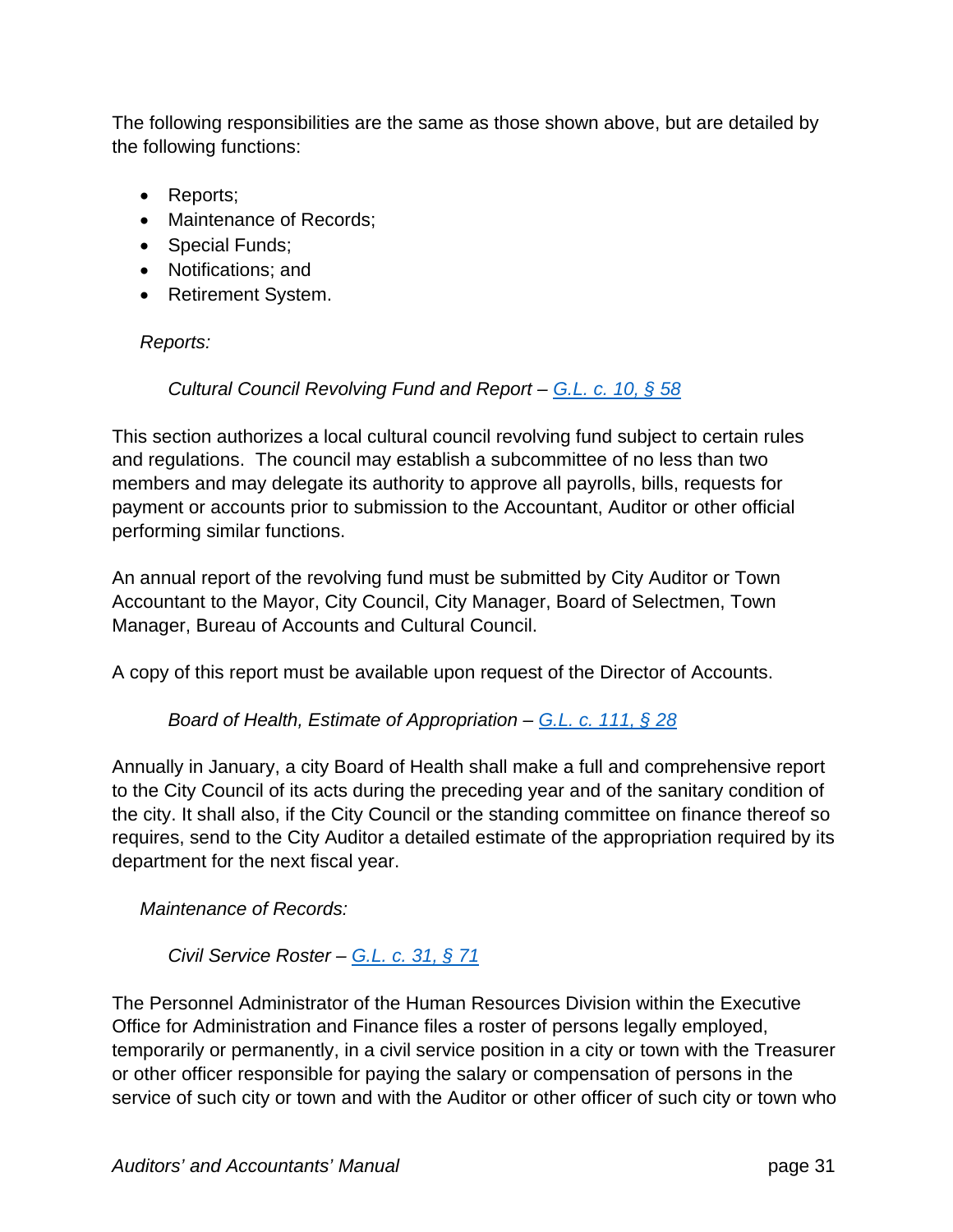The following responsibilities are the same as those shown above, but are detailed by the following functions:

- Reports;
- Maintenance of Records;
- Special Funds;
- Notifications; and
- Retirement System.

*Reports:*

*Cultural Council Revolving Fund and Report – [G.L. c. 10, § 58](#)*

This section authorizes a local cultural council revolving fund subject to certain rules and regulations. The council may establish a subcommittee of no less than two members and may delegate its authority to approve all payrolls, bills, requests for payment or accounts prior to submission to the Accountant, Auditor or other official performing similar functions.

An annual report of the revolving fund must be submitted by City Auditor or Town Accountant to the Mayor, City Council, City Manager, Board of Selectmen, Town Manager, Bureau of Accounts and Cultural Council.

A copy of this report must be available upon request of the Director of Accounts.

*Board of Health, Estimate of Appropriation – [G.L. c. 111, § 28](#)*

Annually in January, a city Board of Health shall make a full and comprehensive report to the City Council of its acts during the preceding year and of the sanitary condition of the city. It shall also, if the City Council or the standing committee on finance thereof so requires, send to the City Auditor a detailed estimate of the appropriation required by its department for the next fiscal year.

*Maintenance of Records:*

*Civil Service Roster – [G.L. c. 31, § 71](#)*

The Personnel Administrator of the Human Resources Division within the Executive Office for Administration and Finance files a roster of persons legally employed, temporarily or permanently, in a civil service position in a city or town with the Treasurer or other officer responsible for paying the salary or compensation of persons in the service of such city or town and with the Auditor or other officer of such city or town who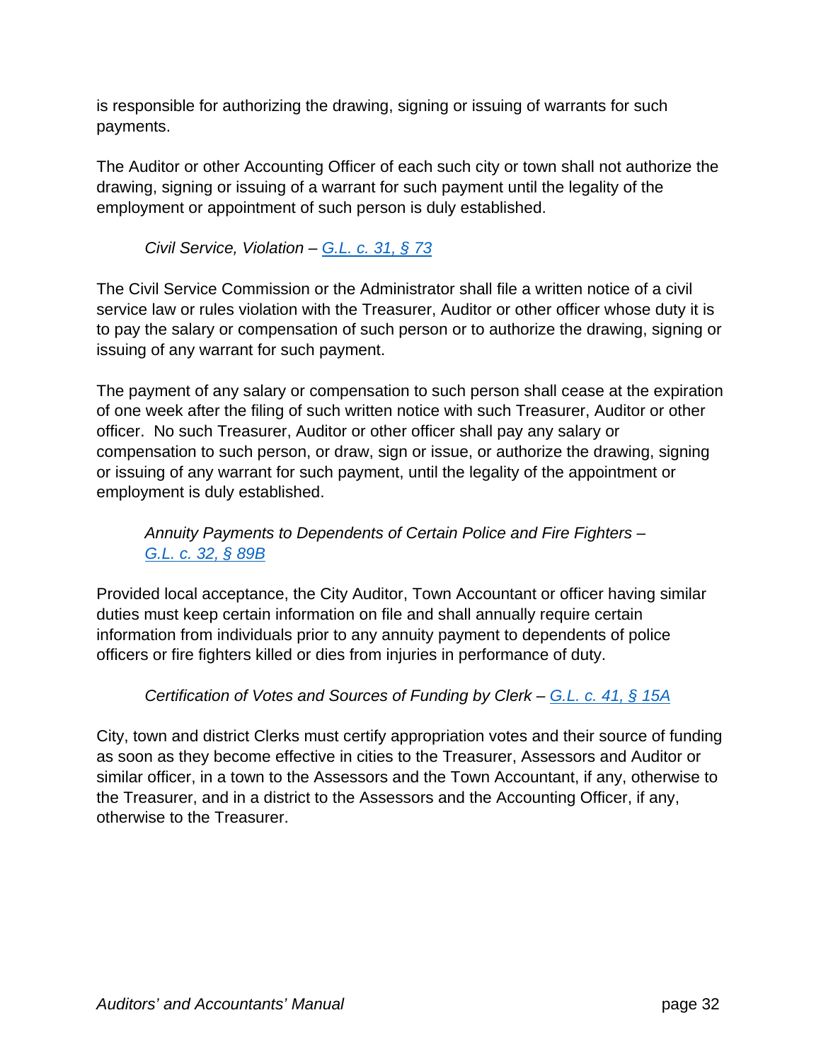is responsible for authorizing the drawing, signing or issuing of warrants for such payments.

The Auditor or other Accounting Officer of each such city or town shall not authorize the drawing, signing or issuing of a warrant for such payment until the legality of the employment or appointment of such person is duly established.

*Civil Service, Violation – [G.L. c. 31, § 73]()*

The Civil Service Commission or the Administrator shall file a written notice of a civil service law or rules violation with the Treasurer, Auditor or other officer whose duty it is to pay the salary or compensation of such person or to authorize the drawing, signing or issuing of any warrant for such payment.

The payment of any salary or compensation to such person shall cease at the expiration of one week after the filing of such written notice with such Treasurer, Auditor or other officer. No such Treasurer, Auditor or other officer shall pay any salary or compensation to such person, or draw, sign or issue, or authorize the drawing, signing or issuing of any warrant for such payment, until the legality of the appointment or employment is duly established.

*Annuity Payments to Dependents of Certain Police and Fire Fighters – [G.L. c. 32, § 89B]()*

Provided local acceptance, the City Auditor, Town Accountant or officer having similar duties must keep certain information on file and shall annually require certain information from individuals prior to any annuity payment to dependents of police officers or fire fighters killed or dies from injuries in performance of duty.

*Certification of Votes and Sources of Funding by Clerk – [G.L. c. 41, § 15A]()*

City, town and district Clerks must certify appropriation votes and their source of funding as soon as they become effective in cities to the Treasurer, Assessors and Auditor or similar officer, in a town to the Assessors and the Town Accountant, if any, otherwise to the Treasurer, and in a district to the Assessors and the Accounting Officer, if any, otherwise to the Treasurer.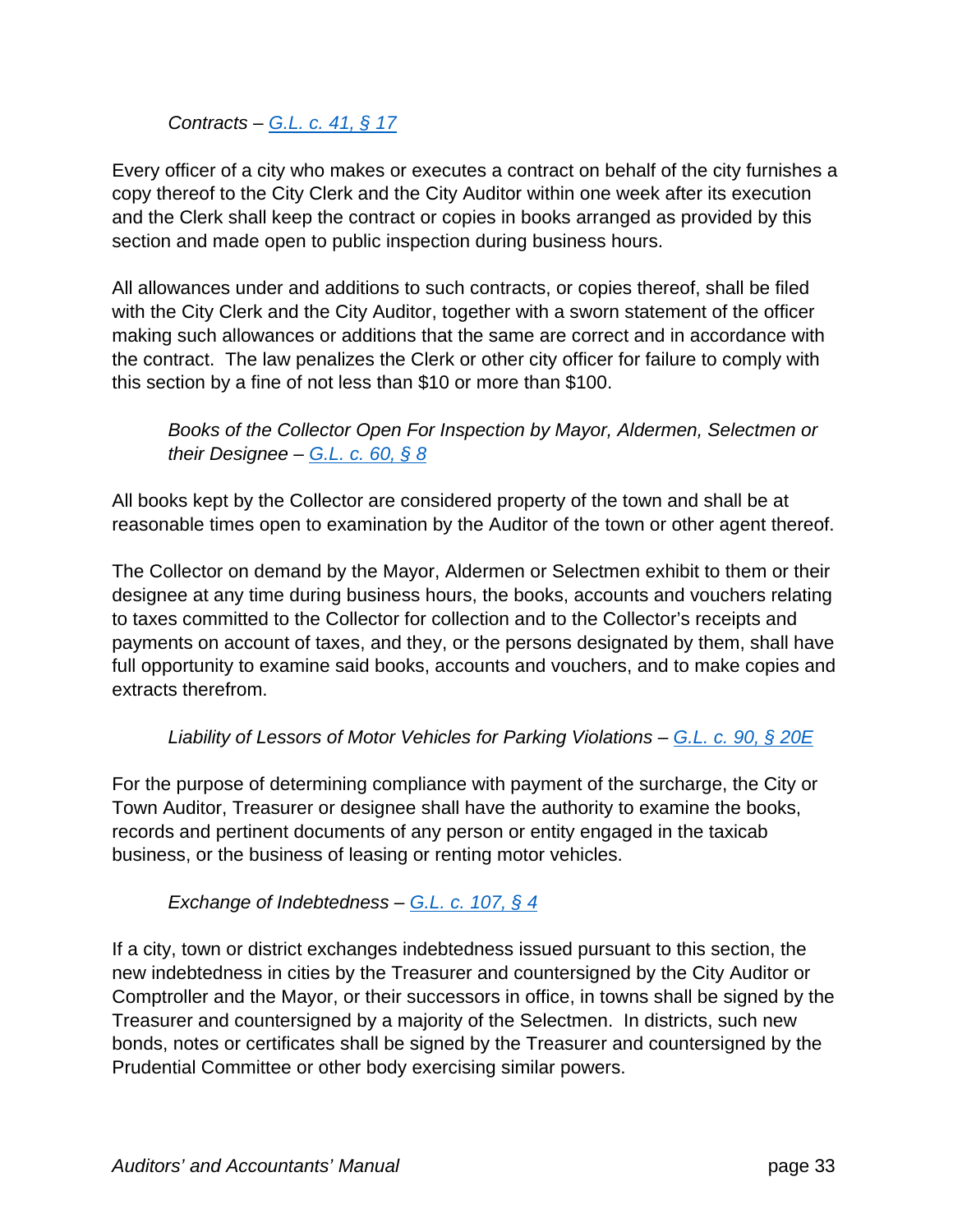*Contracts – G.L. c. 41, § 17*

Every officer of a city who makes or executes a contract on behalf of the city furnishes a copy thereof to the City Clerk and the City Auditor within one week after its execution and the Clerk shall keep the contract or copies in books arranged as provided by this section and made open to public inspection during business hours.

All allowances under and additions to such contracts, or copies thereof, shall be filed with the City Clerk and the City Auditor, together with a sworn statement of the officer making such allowances or additions that the same are correct and in accordance with the contract. The law penalizes the Clerk or other city officer for failure to comply with this section by a fine of not less than $10 or more than $100.

*Books of the Collector Open For Inspection by Mayor, Aldermen, Selectmen or their Designee – G.L. c. 60, § 8*

All books kept by the Collector are considered property of the town and shall be at reasonable times open to examination by the Auditor of the town or other agent thereof.

The Collector on demand by the Mayor, Aldermen or Selectmen exhibit to them or their designee at any time during business hours, the books, accounts and vouchers relating to taxes committed to the Collector for collection and to the Collector's receipts and payments on account of taxes, and they, or the persons designated by them, shall have full opportunity to examine said books, accounts and vouchers, and to make copies and extracts therefrom.

*Liability of Lessors of Motor Vehicles for Parking Violations – G.L. c. 90, § 20E*

For the purpose of determining compliance with payment of the surcharge, the City or Town Auditor, Treasurer or designee shall have the authority to examine the books, records and pertinent documents of any person or entity engaged in the taxicab business, or the business of leasing or renting motor vehicles.

*Exchange of Indebtedness – G.L. c. 107, § 4*

If a city, town or district exchanges indebtedness issued pursuant to this section, the new indebtedness in cities by the Treasurer and countersigned by the City Auditor or Comptroller and the Mayor, or their successors in office, in towns shall be signed by the Treasurer and countersigned by a majority of the Selectmen. In districts, such new bonds, notes or certificates shall be signed by the Treasurer and countersigned by the Prudential Committee or other body exercising similar powers.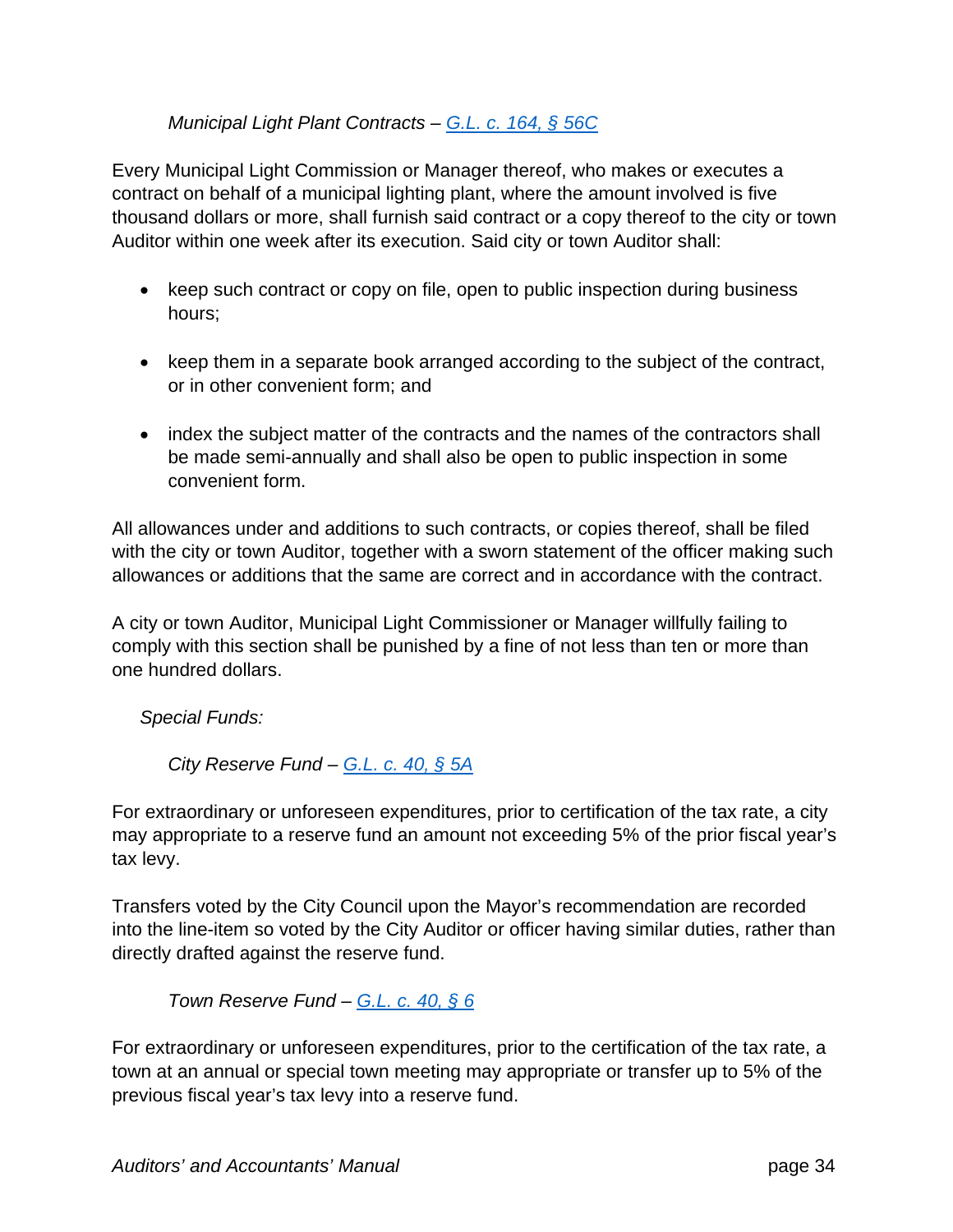*Municipal Light Plant Contracts – [G.L. c. 164, § 56C](#)*

Every Municipal Light Commission or Manager thereof, who makes or executes a contract on behalf of a municipal lighting plant, where the amount involved is five thousand dollars or more, shall furnish said contract or a copy thereof to the city or town Auditor within one week after its execution. Said city or town Auditor shall:

- keep such contract or copy on file, open to public inspection during business hours;
- keep them in a separate book arranged according to the subject of the contract, or in other convenient form; and
- index the subject matter of the contracts and the names of the contractors shall be made semi-annually and shall also be open to public inspection in some convenient form.

All allowances under and additions to such contracts, or copies thereof, shall be filed with the city or town Auditor, together with a sworn statement of the officer making such allowances or additions that the same are correct and in accordance with the contract.

A city or town Auditor, Municipal Light Commissioner or Manager willfully failing to comply with this section shall be punished by a fine of not less than ten or more than one hundred dollars.

*Special Funds:*

*City Reserve Fund – [G.L. c. 40, § 5A](#)*

For extraordinary or unforeseen expenditures, prior to certification of the tax rate, a city may appropriate to a reserve fund an amount not exceeding 5% of the prior fiscal year's tax levy.

Transfers voted by the City Council upon the Mayor's recommendation are recorded into the line-item so voted by the City Auditor or officer having similar duties, rather than directly drafted against the reserve fund.

*Town Reserve Fund – [G.L. c. 40, § 6](#)*

For extraordinary or unforeseen expenditures, prior to the certification of the tax rate, a town at an annual or special town meeting may appropriate or transfer up to 5% of the previous fiscal year's tax levy into a reserve fund.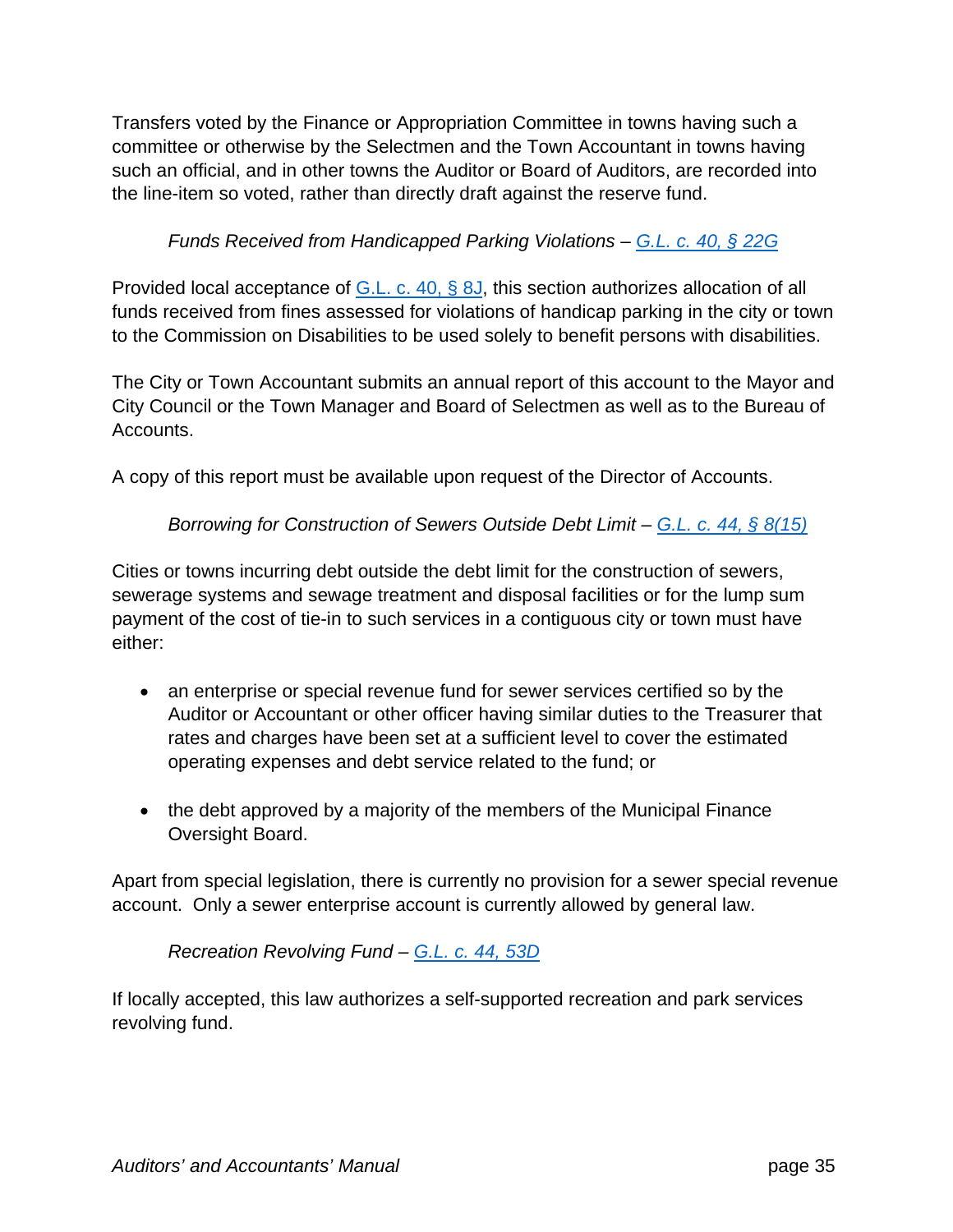Transfers voted by the Finance or Appropriation Committee in towns having such a committee or otherwise by the Selectmen and the Town Accountant in towns having such an official, and in other towns the Auditor or Board of Auditors, are recorded into the line-item so voted, rather than directly draft against the reserve fund.

*Funds Received from Handicapped Parking Violations – [G.L. c. 40, § 22G]()*

Provided local acceptance of [G.L. c. 40, § 8J](), this section authorizes allocation of all funds received from fines assessed for violations of handicap parking in the city or town to the Commission on Disabilities to be used solely to benefit persons with disabilities.

The City or Town Accountant submits an annual report of this account to the Mayor and City Council or the Town Manager and Board of Selectmen as well as to the Bureau of Accounts.

A copy of this report must be available upon request of the Director of Accounts.

*Borrowing for Construction of Sewers Outside Debt Limit – [G.L. c. 44, § 8(15)]()*

Cities or towns incurring debt outside the debt limit for the construction of sewers, sewerage systems and sewage treatment and disposal facilities or for the lump sum payment of the cost of tie-in to such services in a contiguous city or town must have either:

- an enterprise or special revenue fund for sewer services certified so by the Auditor or Accountant or other officer having similar duties to the Treasurer that rates and charges have been set at a sufficient level to cover the estimated operating expenses and debt service related to the fund; or

- the debt approved by a majority of the members of the Municipal Finance Oversight Board.

Apart from special legislation, there is currently no provision for a sewer special revenue account. Only a sewer enterprise account is currently allowed by general law.

*Recreation Revolving Fund – [G.L. c. 44, 53D]()*

If locally accepted, this law authorizes a self-supported recreation and park services revolving fund.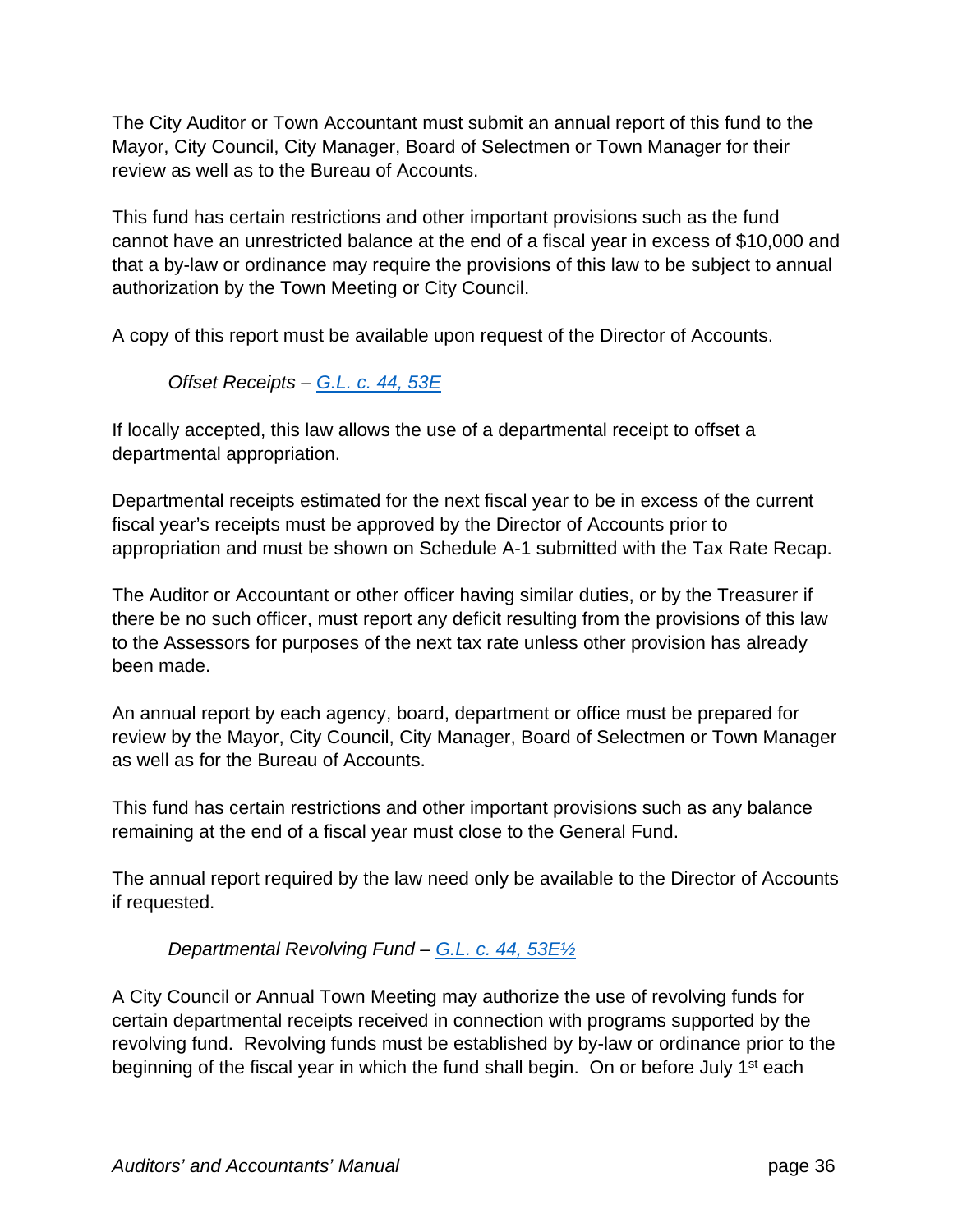The City Auditor or Town Accountant must submit an annual report of this fund to the Mayor, City Council, City Manager, Board of Selectmen or Town Manager for their review as well as to the Bureau of Accounts.

This fund has certain restrictions and other important provisions such as the fund cannot have an unrestricted balance at the end of a fiscal year in excess of $10,000 and that a by-law or ordinance may require the provisions of this law to be subject to annual authorization by the Town Meeting or City Council.

A copy of this report must be available upon request of the Director of Accounts.

*Offset Receipts – [G.L. c. 44, 53E]*

If locally accepted, this law allows the use of a departmental receipt to offset a departmental appropriation.

Departmental receipts estimated for the next fiscal year to be in excess of the current fiscal year's receipts must be approved by the Director of Accounts prior to appropriation and must be shown on Schedule A-1 submitted with the Tax Rate Recap.

The Auditor or Accountant or other officer having similar duties, or by the Treasurer if there be no such officer, must report any deficit resulting from the provisions of this law to the Assessors for purposes of the next tax rate unless other provision has already been made.

An annual report by each agency, board, department or office must be prepared for review by the Mayor, City Council, City Manager, Board of Selectmen or Town Manager as well as for the Bureau of Accounts.

This fund has certain restrictions and other important provisions such as any balance remaining at the end of a fiscal year must close to the General Fund.

The annual report required by the law need only be available to the Director of Accounts if requested.

*Departmental Revolving Fund – [G.L. c. 44, 53E½]*

A City Council or Annual Town Meeting may authorize the use of revolving funds for certain departmental receipts received in connection with programs supported by the revolving fund. Revolving funds must be established by by-law or ordinance prior to the beginning of the fiscal year in which the fund shall begin. On or before July 1st each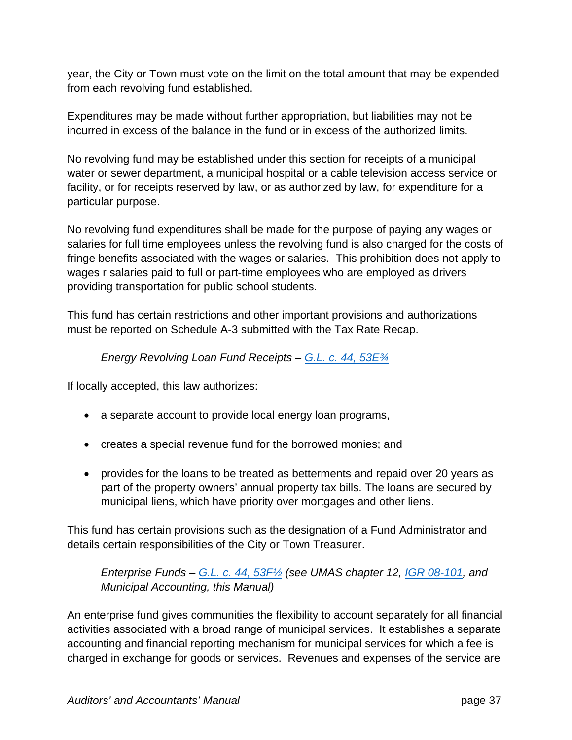year, the City or Town must vote on the limit on the total amount that may be expended from each revolving fund established.

Expenditures may be made without further appropriation, but liabilities may not be incurred in excess of the balance in the fund or in excess of the authorized limits.

No revolving fund may be established under this section for receipts of a municipal water or sewer department, a municipal hospital or a cable television access service or facility, or for receipts reserved by law, or as authorized by law, for expenditure for a particular purpose.

No revolving fund expenditures shall be made for the purpose of paying any wages or salaries for full time employees unless the revolving fund is also charged for the costs of fringe benefits associated with the wages or salaries. This prohibition does not apply to wages r salaries paid to full or part-time employees who are employed as drivers providing transportation for public school students.

This fund has certain restrictions and other important provisions and authorizations must be reported on Schedule A-3 submitted with the Tax Rate Recap.

*Energy Revolving Loan Fund Receipts – [G.L. c. 44, 53E¾]()*

If locally accepted, this law authorizes:

- a separate account to provide local energy loan programs,
- creates a special revenue fund for the borrowed monies; and
- provides for the loans to be treated as betterments and repaid over 20 years as part of the property owners' annual property tax bills. The loans are secured by municipal liens, which have priority over mortgages and other liens.

This fund has certain provisions such as the designation of a Fund Administrator and details certain responsibilities of the City or Town Treasurer.

*Enterprise Funds – [G.L. c. 44, 53F½]() (see UMAS chapter 12, [IGR 08-101](), and Municipal Accounting, this Manual)*

An enterprise fund gives communities the flexibility to account separately for all financial activities associated with a broad range of municipal services. It establishes a separate accounting and financial reporting mechanism for municipal services for which a fee is charged in exchange for goods or services. Revenues and expenses of the service are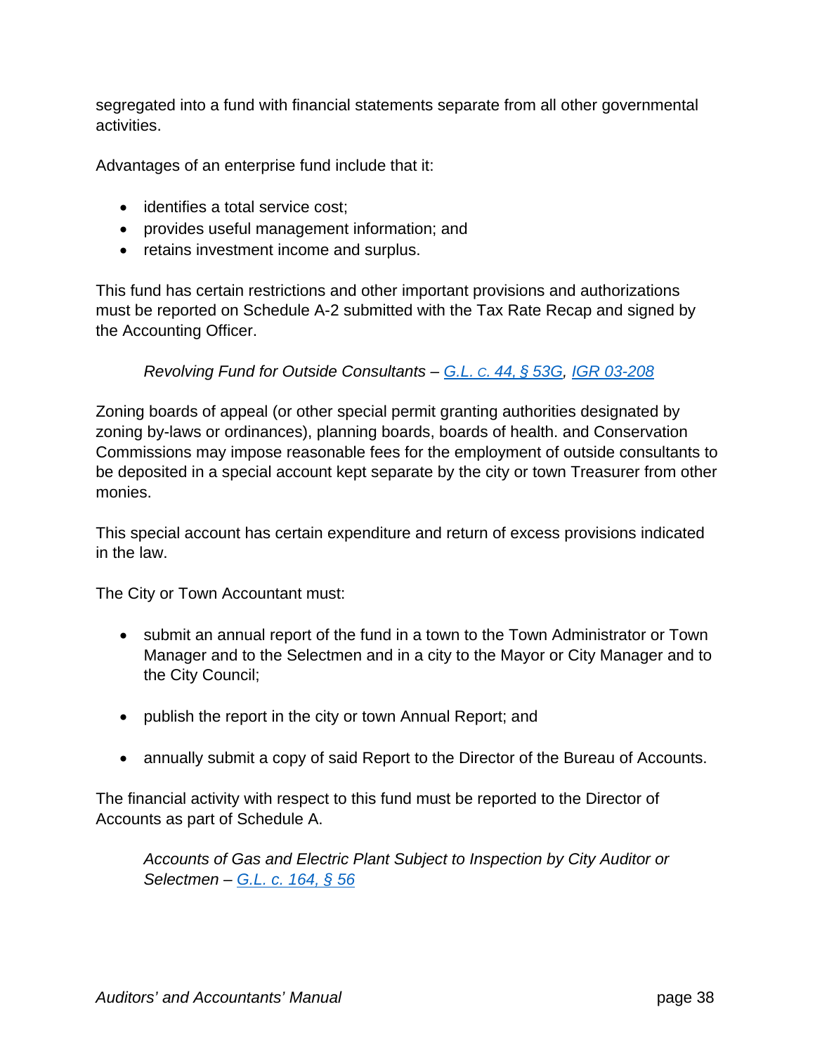segregated into a fund with financial statements separate from all other governmental activities.

Advantages of an enterprise fund include that it:

- identifies a total service cost;
- provides useful management information; and
- retains investment income and surplus.

This fund has certain restrictions and other important provisions and authorizations must be reported on Schedule A-2 submitted with the Tax Rate Recap and signed by the Accounting Officer.

*Revolving Fund for Outside Consultants –* *G.L. c. 44, § 53G*, *IGR 03-208*

Zoning boards of appeal (or other special permit granting authorities designated by zoning by-laws or ordinances), planning boards, boards of health. and Conservation Commissions may impose reasonable fees for the employment of outside consultants to be deposited in a special account kept separate by the city or town Treasurer from other monies.

This special account has certain expenditure and return of excess provisions indicated in the law.

The City or Town Accountant must:

- submit an annual report of the fund in a town to the Town Administrator or Town Manager and to the Selectmen and in a city to the Mayor or City Manager and to the City Council;

- publish the report in the city or town Annual Report; and

- annually submit a copy of said Report to the Director of the Bureau of Accounts.

The financial activity with respect to this fund must be reported to the Director of Accounts as part of Schedule A.

*Accounts of Gas and Electric Plant Subject to Inspection by City Auditor or Selectmen –* *G.L. c. 164, § 56*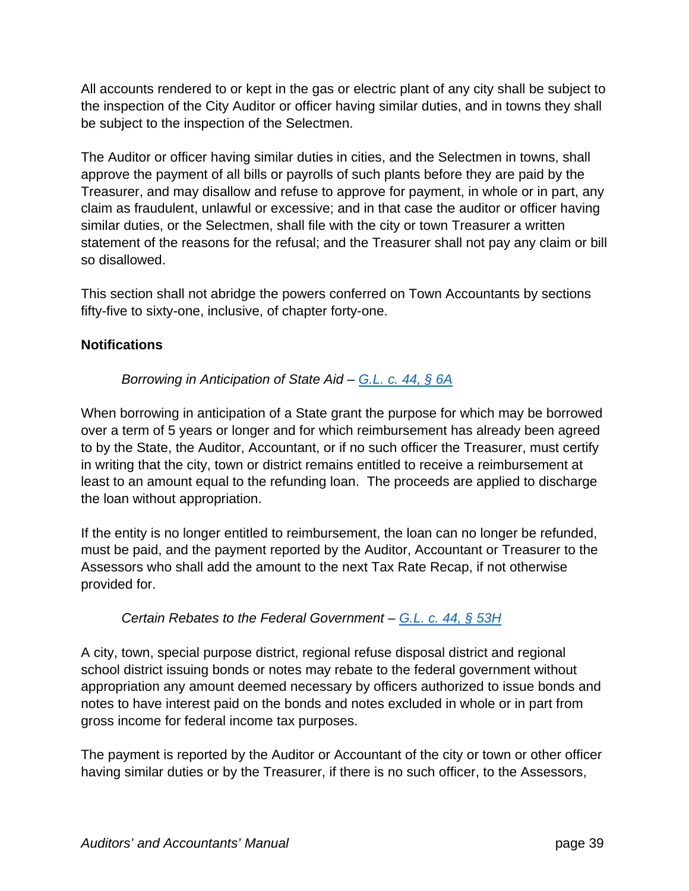All accounts rendered to or kept in the gas or electric plant of any city shall be subject to the inspection of the City Auditor or officer having similar duties, and in towns they shall be subject to the inspection of the Selectmen.

The Auditor or officer having similar duties in cities, and the Selectmen in towns, shall approve the payment of all bills or payrolls of such plants before they are paid by the Treasurer, and may disallow and refuse to approve for payment, in whole or in part, any claim as fraudulent, unlawful or excessive; and in that case the auditor or officer having similar duties, or the Selectmen, shall file with the city or town Treasurer a written statement of the reasons for the refusal; and the Treasurer shall not pay any claim or bill so disallowed.

This section shall not abridge the powers conferred on Town Accountants by sections fifty-five to sixty-one, inclusive, of chapter forty-one.

**Notifications**

*Borrowing in Anticipation of State Aid – G.L. c. 44, § 6A*

When borrowing in anticipation of a State grant the purpose for which may be borrowed over a term of 5 years or longer and for which reimbursement has already been agreed to by the State, the Auditor, Accountant, or if no such officer the Treasurer, must certify in writing that the city, town or district remains entitled to receive a reimbursement at least to an amount equal to the refunding loan. The proceeds are applied to discharge the loan without appropriation.

If the entity is no longer entitled to reimbursement, the loan can no longer be refunded, must be paid, and the payment reported by the Auditor, Accountant or Treasurer to the Assessors who shall add the amount to the next Tax Rate Recap, if not otherwise provided for.

*Certain Rebates to the Federal Government – G.L. c. 44, § 53H*

A city, town, special purpose district, regional refuse disposal district and regional school district issuing bonds or notes may rebate to the federal government without appropriation any amount deemed necessary by officers authorized to issue bonds and notes to have interest paid on the bonds and notes excluded in whole or in part from gross income for federal income tax purposes.

The payment is reported by the Auditor or Accountant of the city or town or other officer having similar duties or by the Treasurer, if there is no such officer, to the Assessors,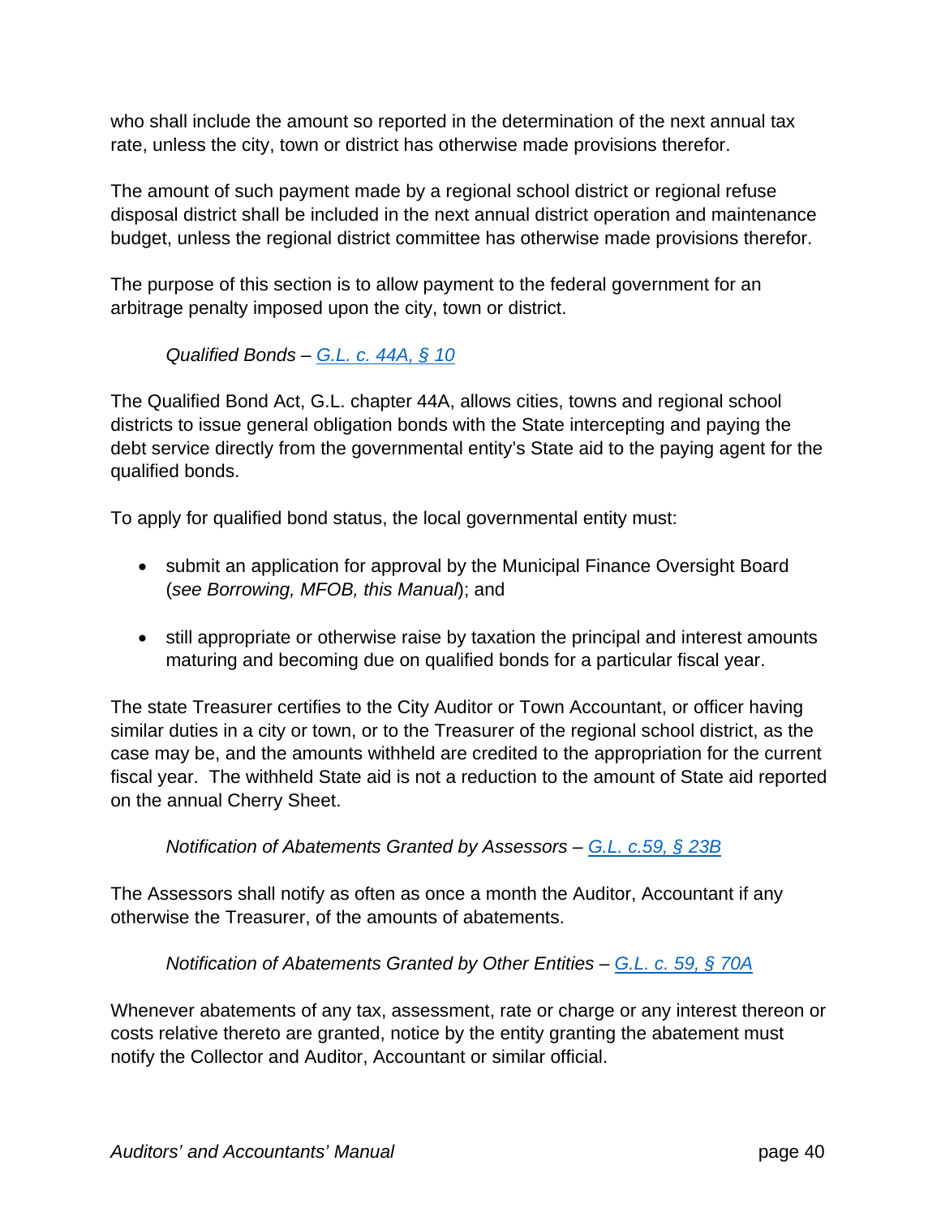who shall include the amount so reported in the determination of the next annual tax rate, unless the city, town or district has otherwise made provisions therefor.

The amount of such payment made by a regional school district or regional refuse disposal district shall be included in the next annual district operation and maintenance budget, unless the regional district committee has otherwise made provisions therefor.

The purpose of this section is to allow payment to the federal government for an arbitrage penalty imposed upon the city, town or district.

*Qualified Bonds – G.L. c. 44A, § 10*

The Qualified Bond Act, G.L. chapter 44A, allows cities, towns and regional school districts to issue general obligation bonds with the State intercepting and paying the debt service directly from the governmental entity's State aid to the paying agent for the qualified bonds.

To apply for qualified bond status, the local governmental entity must:

- submit an application for approval by the Municipal Finance Oversight Board (*see Borrowing, MFOB, this Manual*); and
- still appropriate or otherwise raise by taxation the principal and interest amounts maturing and becoming due on qualified bonds for a particular fiscal year.

The state Treasurer certifies to the City Auditor or Town Accountant, or officer having similar duties in a city or town, or to the Treasurer of the regional school district, as the case may be, and the amounts withheld are credited to the appropriation for the current fiscal year. The withheld State aid is not a reduction to the amount of State aid reported on the annual Cherry Sheet.

*Notification of Abatements Granted by Assessors – G.L. c.59, § 23B*

The Assessors shall notify as often as once a month the Auditor, Accountant if any otherwise the Treasurer, of the amounts of abatements.

*Notification of Abatements Granted by Other Entities – G.L. c. 59, § 70A*

Whenever abatements of any tax, assessment, rate or charge or any interest thereon or costs relative thereto are granted, notice by the entity granting the abatement must notify the Collector and Auditor, Accountant or similar official.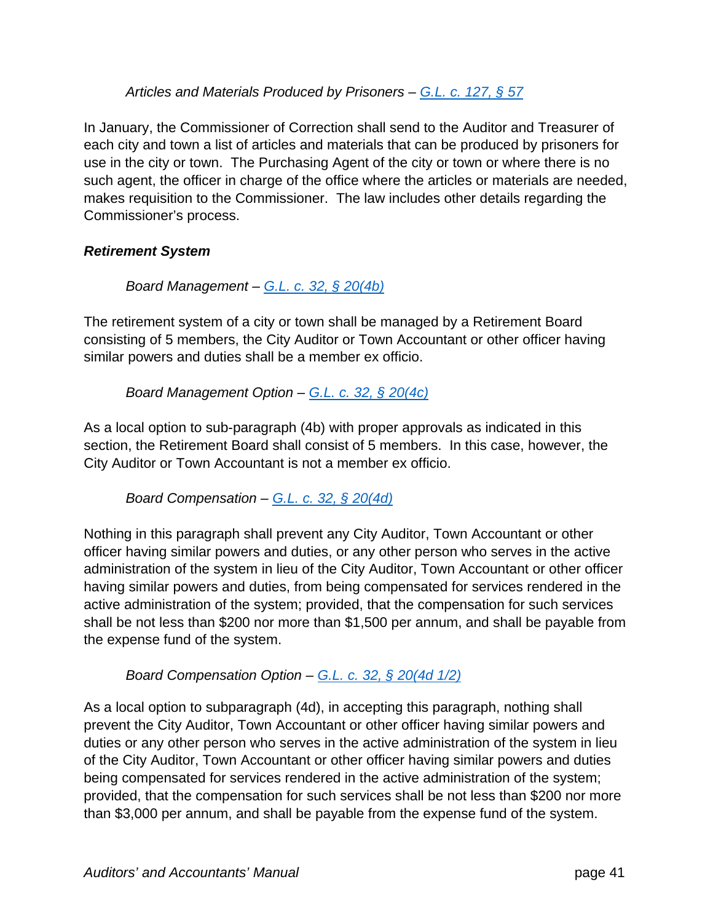*Articles and Materials Produced by Prisoners – G.L. c. 127, § 57*

In January, the Commissioner of Correction shall send to the Auditor and Treasurer of each city and town a list of articles and materials that can be produced by prisoners for use in the city or town. The Purchasing Agent of the city or town or where there is no such agent, the officer in charge of the office where the articles or materials are needed, makes requisition to the Commissioner. The law includes other details regarding the Commissioner's process.

***Retirement System***

*Board Management – G.L. c. 32, § 20(4b)*

The retirement system of a city or town shall be managed by a Retirement Board consisting of 5 members, the City Auditor or Town Accountant or other officer having similar powers and duties shall be a member ex officio.

*Board Management Option – G.L. c. 32, § 20(4c)*

As a local option to sub-paragraph (4b) with proper approvals as indicated in this section, the Retirement Board shall consist of 5 members. In this case, however, the City Auditor or Town Accountant is not a member ex officio.

*Board Compensation – G.L. c. 32, § 20(4d)*

Nothing in this paragraph shall prevent any City Auditor, Town Accountant or other officer having similar powers and duties, or any other person who serves in the active administration of the system in lieu of the City Auditor, Town Accountant or other officer having similar powers and duties, from being compensated for services rendered in the active administration of the system; provided, that the compensation for such services shall be not less than $200 nor more than $1,500 per annum, and shall be payable from the expense fund of the system.

*Board Compensation Option – G.L. c. 32, § 20(4d 1/2)*

As a local option to subparagraph (4d), in accepting this paragraph, nothing shall prevent the City Auditor, Town Accountant or other officer having similar powers and duties or any other person who serves in the active administration of the system in lieu of the City Auditor, Town Accountant or other officer having similar powers and duties being compensated for services rendered in the active administration of the system; provided, that the compensation for such services shall be not less than $200 nor more than $3,000 per annum, and shall be payable from the expense fund of the system.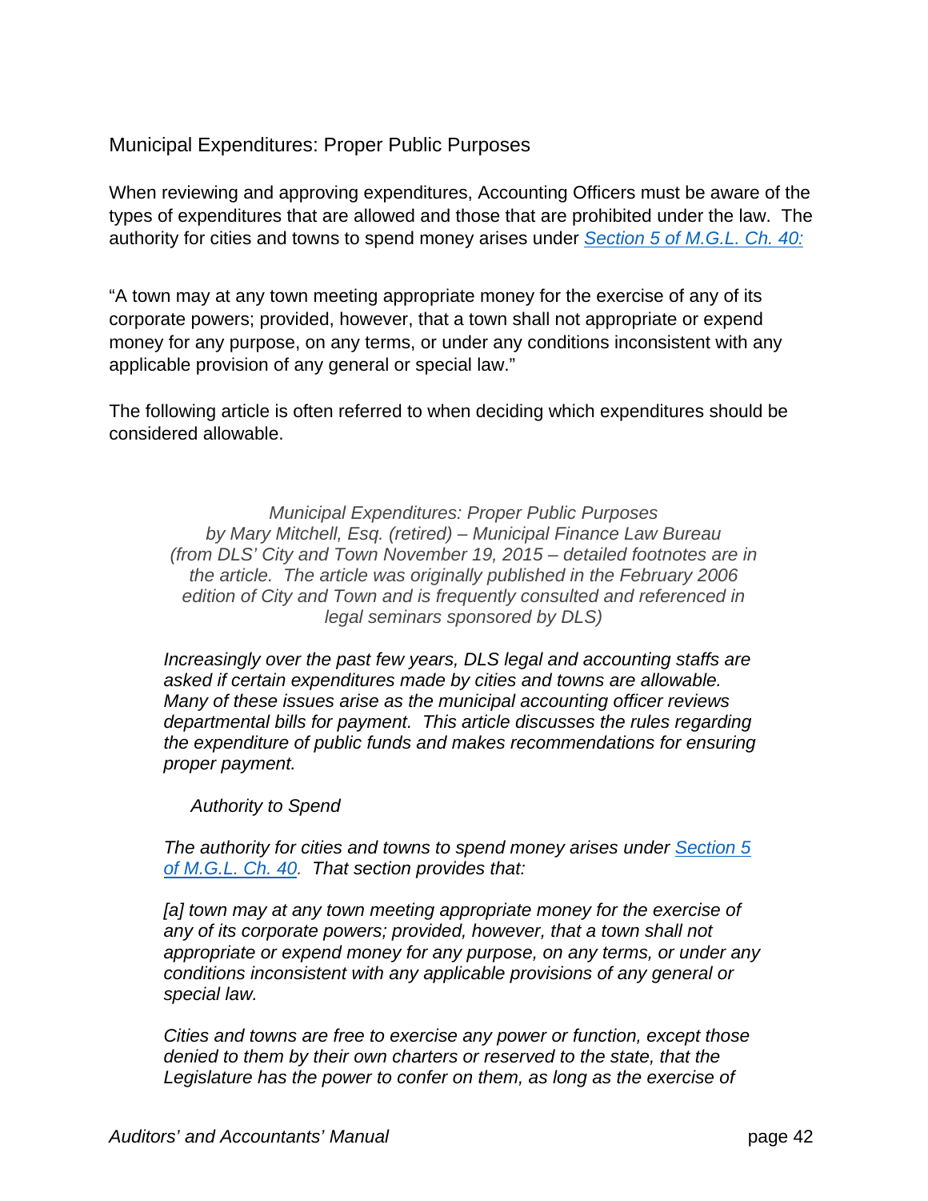## Municipal Expenditures: Proper Public Purposes

When reviewing and approving expenditures, Accounting Officers must be aware of the types of expenditures that are allowed and those that are prohibited under the law. The authority for cities and towns to spend money arises under [Section 5 of M.G.L. Ch. 40:](#)

"A town may at any town meeting appropriate money for the exercise of any of its corporate powers; provided, however, that a town shall not appropriate or expend money for any purpose, on any terms, or under any conditions inconsistent with any applicable provision of any general or special law."

The following article is often referred to when deciding which expenditures should be considered allowable.

*Municipal Expenditures: Proper Public Purposes*
*by Mary Mitchell, Esq. (retired) – Municipal Finance Law Bureau*
*(from DLS' City and Town November 19, 2015 – detailed footnotes are in the article. The article was originally published in the February 2006 edition of City and Town and is frequently consulted and referenced in legal seminars sponsored by DLS)*

*Increasingly over the past few years, DLS legal and accounting staffs are asked if certain expenditures made by cities and towns are allowable. Many of these issues arise as the municipal accounting officer reviews departmental bills for payment. This article discusses the rules regarding the expenditure of public funds and makes recommendations for ensuring proper payment.*

*Authority to Spend*

*The authority for cities and towns to spend money arises under [Section 5 of M.G.L. Ch. 40](#). That section provides that:*

*[a] town may at any town meeting appropriate money for the exercise of any of its corporate powers; provided, however, that a town shall not appropriate or expend money for any purpose, on any terms, or under any conditions inconsistent with any applicable provisions of any general or special law.*

*Cities and towns are free to exercise any power or function, except those denied to them by their own charters or reserved to the state, that the Legislature has the power to confer on them, as long as the exercise of*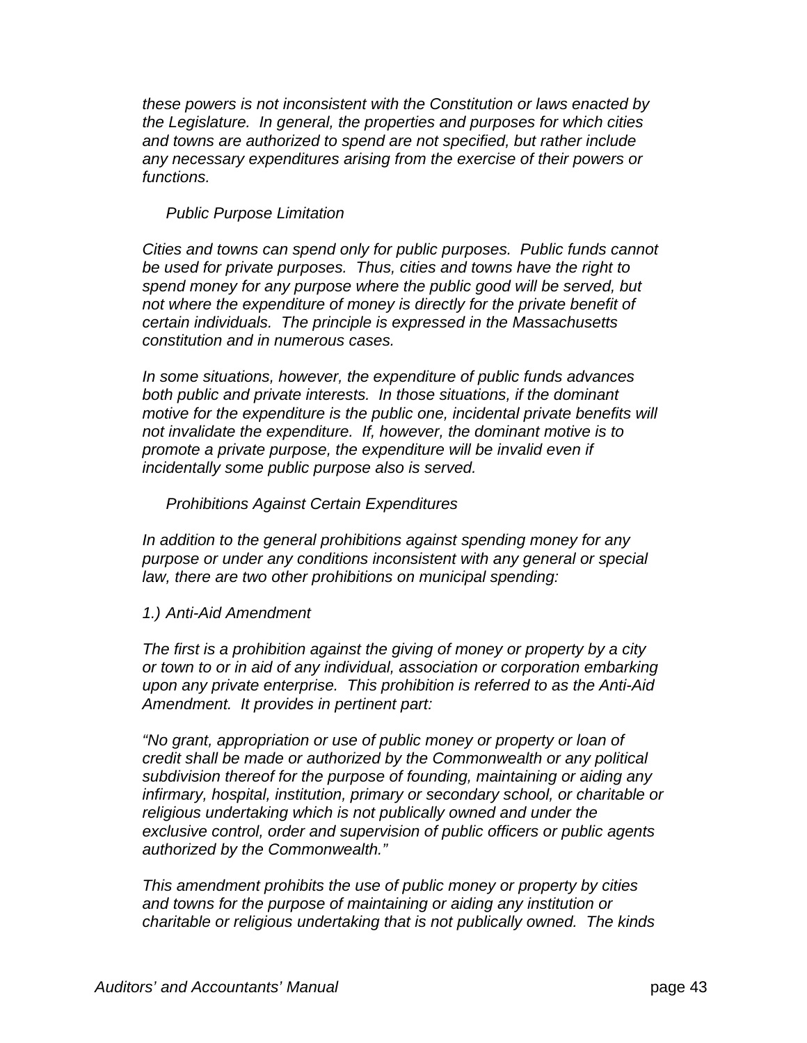*these powers is not inconsistent with the Constitution or laws enacted by the Legislature. In general, the properties and purposes for which cities and towns are authorized to spend are not specified, but rather include any necessary expenditures arising from the exercise of their powers or functions.*

*Public Purpose Limitation*

*Cities and towns can spend only for public purposes. Public funds cannot be used for private purposes. Thus, cities and towns have the right to spend money for any purpose where the public good will be served, but not where the expenditure of money is directly for the private benefit of certain individuals. The principle is expressed in the Massachusetts constitution and in numerous cases.*

*In some situations, however, the expenditure of public funds advances both public and private interests. In those situations, if the dominant motive for the expenditure is the public one, incidental private benefits will not invalidate the expenditure. If, however, the dominant motive is to promote a private purpose, the expenditure will be invalid even if incidentally some public purpose also is served.*

*Prohibitions Against Certain Expenditures*

*In addition to the general prohibitions against spending money for any purpose or under any conditions inconsistent with any general or special law, there are two other prohibitions on municipal spending:*

*1.) Anti-Aid Amendment*

*The first is a prohibition against the giving of money or property by a city or town to or in aid of any individual, association or corporation embarking upon any private enterprise. This prohibition is referred to as the Anti-Aid Amendment. It provides in pertinent part:*

*"No grant, appropriation or use of public money or property or loan of credit shall be made or authorized by the Commonwealth or any political subdivision thereof for the purpose of founding, maintaining or aiding any infirmary, hospital, institution, primary or secondary school, or charitable or religious undertaking which is not publically owned and under the exclusive control, order and supervision of public officers or public agents authorized by the Commonwealth."*

*This amendment prohibits the use of public money or property by cities and towns for the purpose of maintaining or aiding any institution or charitable or religious undertaking that is not publically owned. The kinds*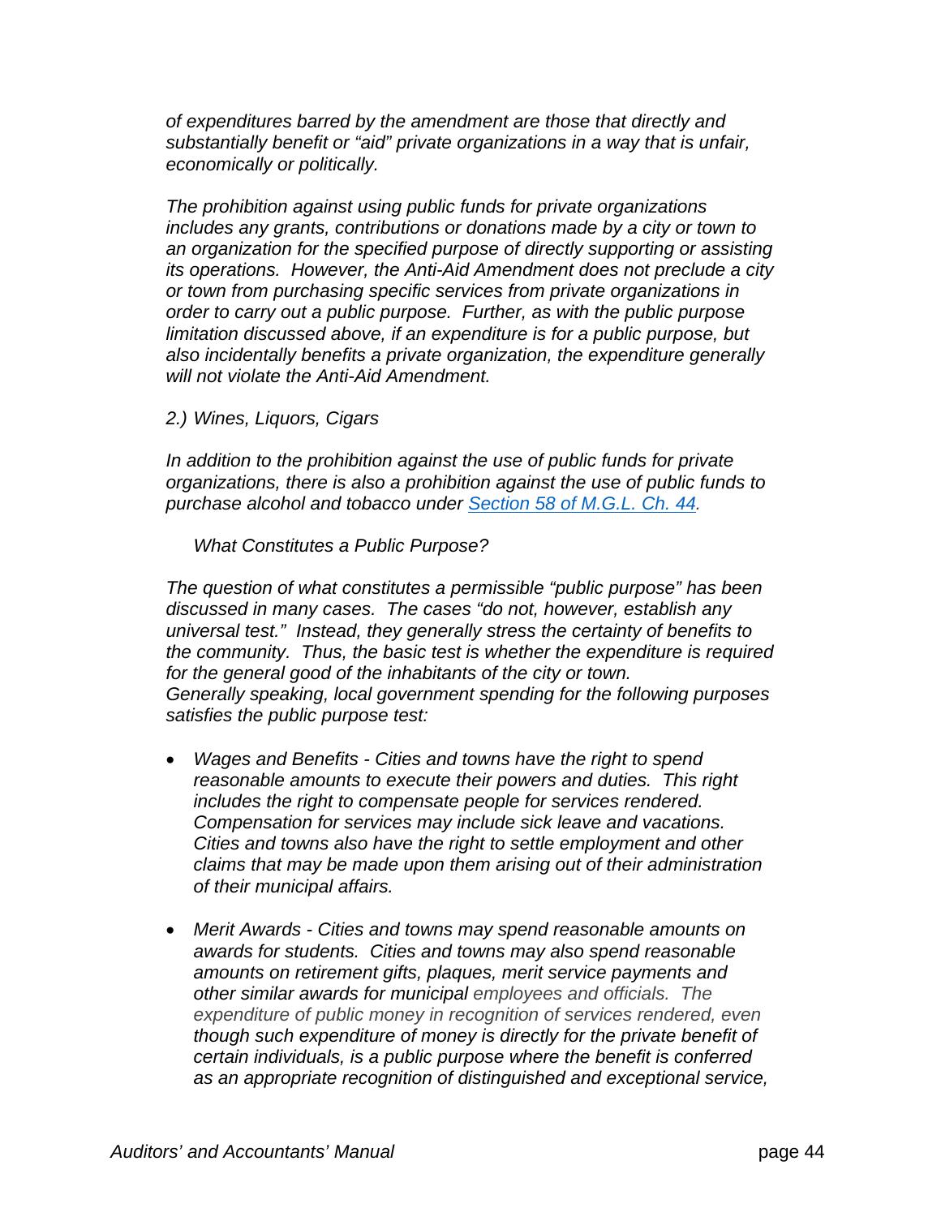*of expenditures barred by the amendment are those that directly and substantially benefit or "aid" private organizations in a way that is unfair, economically or politically.*

*The prohibition against using public funds for private organizations includes any grants, contributions or donations made by a city or town to an organization for the specified purpose of directly supporting or assisting its operations. However, the Anti-Aid Amendment does not preclude a city or town from purchasing specific services from private organizations in order to carry out a public purpose. Further, as with the public purpose limitation discussed above, if an expenditure is for a public purpose, but also incidentally benefits a private organization, the expenditure generally will not violate the Anti-Aid Amendment.*

*2.) Wines, Liquors, Cigars*

*In addition to the prohibition against the use of public funds for private organizations, there is also a prohibition against the use of public funds to purchase alcohol and tobacco under [Section 58 of M.G.L. Ch. 44](Section 58 of M.G.L. Ch. 44).*

*What Constitutes a Public Purpose?*

*The question of what constitutes a permissible "public purpose" has been discussed in many cases. The cases "do not, however, establish any universal test." Instead, they generally stress the certainty of benefits to the community. Thus, the basic test is whether the expenditure is required for the general good of the inhabitants of the city or town.*
*Generally speaking, local government spending for the following purposes satisfies the public purpose test:*

- *Wages and Benefits - Cities and towns have the right to spend reasonable amounts to execute their powers and duties. This right includes the right to compensate people for services rendered. Compensation for services may include sick leave and vacations. Cities and towns also have the right to settle employment and other claims that may be made upon them arising out of their administration of their municipal affairs.*

- *Merit Awards - Cities and towns may spend reasonable amounts on awards for students. Cities and towns may also spend reasonable amounts on retirement gifts, plaques, merit service payments and other similar awards for municipal employees and officials. The expenditure of public money in recognition of services rendered, even though such expenditure of money is directly for the private benefit of certain individuals, is a public purpose where the benefit is conferred as an appropriate recognition of distinguished and exceptional service,*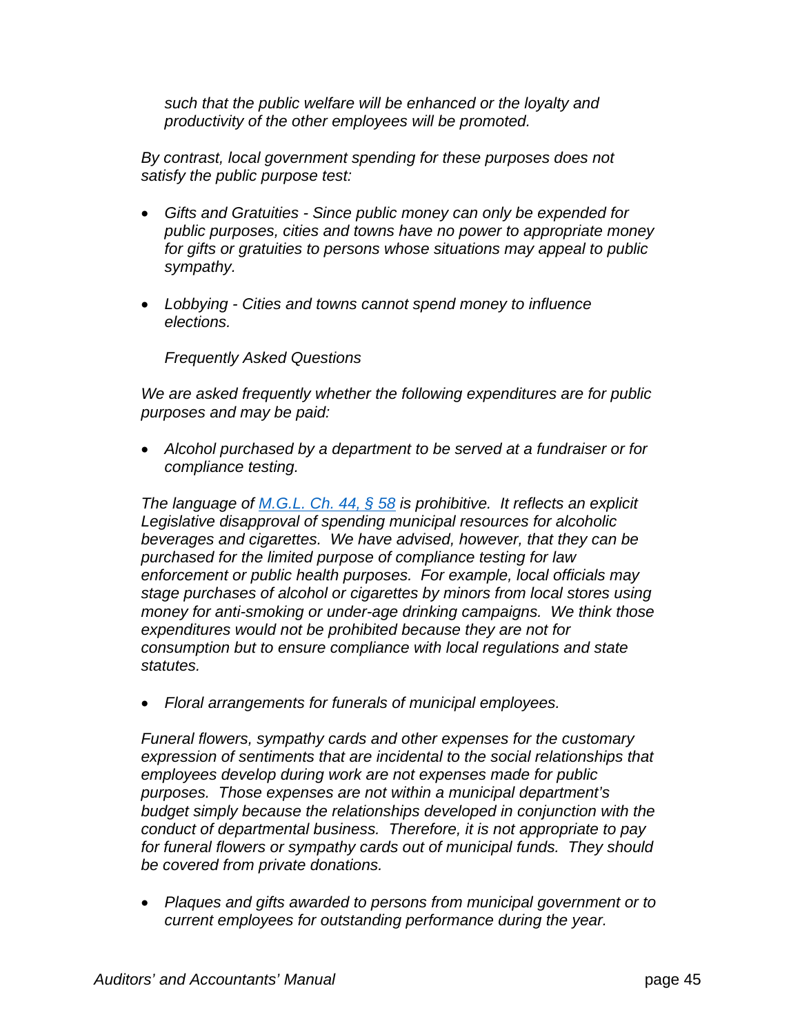*such that the public welfare will be enhanced or the loyalty and productivity of the other employees will be promoted.*

*By contrast, local government spending for these purposes does not satisfy the public purpose test:*

- *Gifts and Gratuities - Since public money can only be expended for public purposes, cities and towns have no power to appropriate money for gifts or gratuities to persons whose situations may appeal to public sympathy.*

- *Lobbying - Cities and towns cannot spend money to influence elections.*

*Frequently Asked Questions*

*We are asked frequently whether the following expenditures are for public purposes and may be paid:*

- *Alcohol purchased by a department to be served at a fundraiser or for compliance testing.*

*The language of [M.G.L. Ch. 44, § 58] is prohibitive. It reflects an explicit Legislative disapproval of spending municipal resources for alcoholic beverages and cigarettes. We have advised, however, that they can be purchased for the limited purpose of compliance testing for law enforcement or public health purposes. For example, local officials may stage purchases of alcohol or cigarettes by minors from local stores using money for anti-smoking or under-age drinking campaigns. We think those expenditures would not be prohibited because they are not for consumption but to ensure compliance with local regulations and state statutes.*

- *Floral arrangements for funerals of municipal employees.*

*Funeral flowers, sympathy cards and other expenses for the customary expression of sentiments that are incidental to the social relationships that employees develop during work are not expenses made for public purposes. Those expenses are not within a municipal department's budget simply because the relationships developed in conjunction with the conduct of departmental business. Therefore, it is not appropriate to pay for funeral flowers or sympathy cards out of municipal funds. They should be covered from private donations.*

- *Plaques and gifts awarded to persons from municipal government or to current employees for outstanding performance during the year.*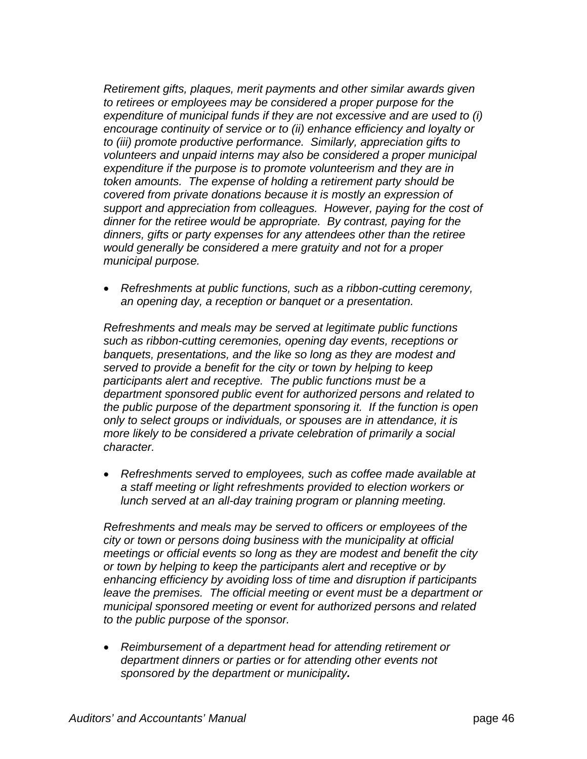*Retirement gifts, plaques, merit payments and other similar awards given to retirees or employees may be considered a proper purpose for the expenditure of municipal funds if they are not excessive and are used to (i) encourage continuity of service or to (ii) enhance efficiency and loyalty or to (iii) promote productive performance. Similarly, appreciation gifts to volunteers and unpaid interns may also be considered a proper municipal expenditure if the purpose is to promote volunteerism and they are in token amounts. The expense of holding a retirement party should be covered from private donations because it is mostly an expression of support and appreciation from colleagues. However, paying for the cost of dinner for the retiree would be appropriate. By contrast, paying for the dinners, gifts or party expenses for any attendees other than the retiree would generally be considered a mere gratuity and not for a proper municipal purpose.*

- *Refreshments at public functions, such as a ribbon-cutting ceremony, an opening day, a reception or banquet or a presentation.*

*Refreshments and meals may be served at legitimate public functions such as ribbon-cutting ceremonies, opening day events, receptions or banquets, presentations, and the like so long as they are modest and served to provide a benefit for the city or town by helping to keep participants alert and receptive. The public functions must be a department sponsored public event for authorized persons and related to the public purpose of the department sponsoring it. If the function is open only to select groups or individuals, or spouses are in attendance, it is more likely to be considered a private celebration of primarily a social character.*

- *Refreshments served to employees, such as coffee made available at a staff meeting or light refreshments provided to election workers or lunch served at an all-day training program or planning meeting.*

*Refreshments and meals may be served to officers or employees of the city or town or persons doing business with the municipality at official meetings or official events so long as they are modest and benefit the city or town by helping to keep the participants alert and receptive or by enhancing efficiency by avoiding loss of time and disruption if participants leave the premises. The official meeting or event must be a department or municipal sponsored meeting or event for authorized persons and related to the public purpose of the sponsor.*

- *Reimbursement of a department head for attending retirement or department dinners or parties or for attending other events not sponsored by the department or municipality.*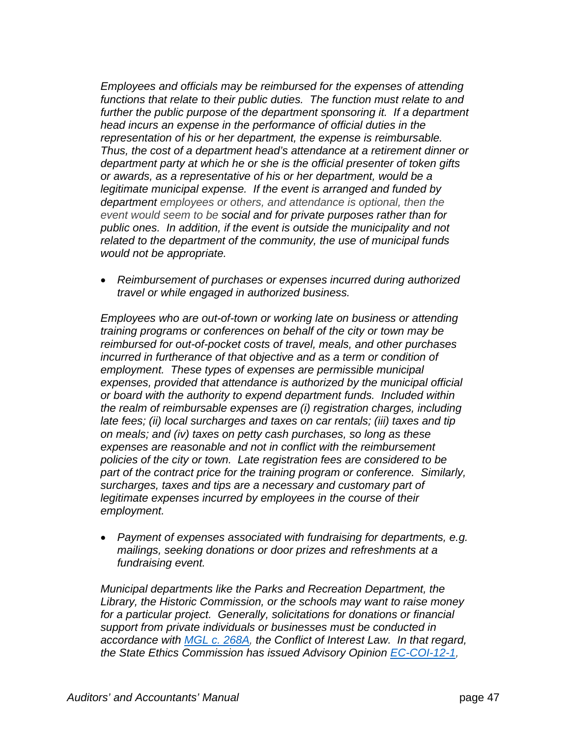*Employees and officials may be reimbursed for the expenses of attending functions that relate to their public duties. The function must relate to and further the public purpose of the department sponsoring it. If a department head incurs an expense in the performance of official duties in the representation of his or her department, the expense is reimbursable. Thus, the cost of a department head's attendance at a retirement dinner or department party at which he or she is the official presenter of token gifts or awards, as a representative of his or her department, would be a legitimate municipal expense. If the event is arranged and funded by department employees or others, and attendance is optional, then the event would seem to be social and for private purposes rather than for public ones. In addition, if the event is outside the municipality and not related to the department of the community, the use of municipal funds would not be appropriate.*

- *Reimbursement of purchases or expenses incurred during authorized travel or while engaged in authorized business.*

*Employees who are out-of-town or working late on business or attending training programs or conferences on behalf of the city or town may be reimbursed for out-of-pocket costs of travel, meals, and other purchases incurred in furtherance of that objective and as a term or condition of employment. These types of expenses are permissible municipal expenses, provided that attendance is authorized by the municipal official or board with the authority to expend department funds. Included within the realm of reimbursable expenses are (i) registration charges, including late fees; (ii) local surcharges and taxes on car rentals; (iii) taxes and tip on meals; and (iv) taxes on petty cash purchases, so long as these expenses are reasonable and not in conflict with the reimbursement policies of the city or town. Late registration fees are considered to be part of the contract price for the training program or conference. Similarly, surcharges, taxes and tips are a necessary and customary part of legitimate expenses incurred by employees in the course of their employment.*

- *Payment of expenses associated with fundraising for departments, e.g. mailings, seeking donations or door prizes and refreshments at a fundraising event.*

*Municipal departments like the Parks and Recreation Department, the Library, the Historic Commission, or the schools may want to raise money for a particular project. Generally, solicitations for donations or financial support from private individuals or businesses must be conducted in accordance with MGL c. 268A, the Conflict of Interest Law. In that regard, the State Ethics Commission has issued Advisory Opinion EC-COI-12-1,*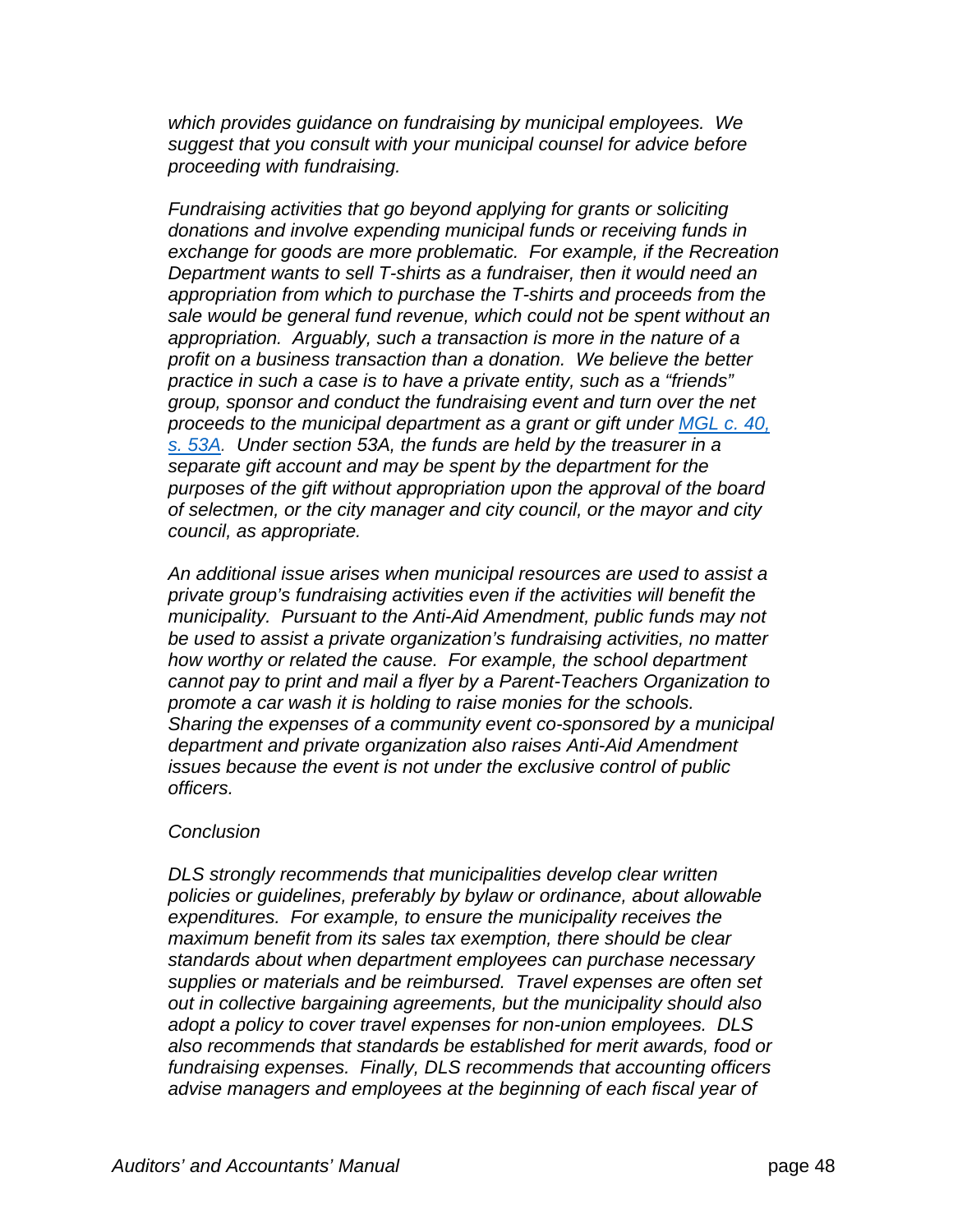*which provides guidance on fundraising by municipal employees. We suggest that you consult with your municipal counsel for advice before proceeding with fundraising.*

*Fundraising activities that go beyond applying for grants or soliciting donations and involve expending municipal funds or receiving funds in exchange for goods are more problematic. For example, if the Recreation Department wants to sell T-shirts as a fundraiser, then it would need an appropriation from which to purchase the T-shirts and proceeds from the sale would be general fund revenue, which could not be spent without an appropriation. Arguably, such a transaction is more in the nature of a profit on a business transaction than a donation. We believe the better practice in such a case is to have a private entity, such as a "friends" group, sponsor and conduct the fundraising event and turn over the net proceeds to the municipal department as a grant or gift under [MGL c. 40, s. 53A](). Under section 53A, the funds are held by the treasurer in a separate gift account and may be spent by the department for the purposes of the gift without appropriation upon the approval of the board of selectmen, or the city manager and city council, or the mayor and city council, as appropriate.*

*An additional issue arises when municipal resources are used to assist a private group's fundraising activities even if the activities will benefit the municipality. Pursuant to the Anti-Aid Amendment, public funds may not be used to assist a private organization's fundraising activities, no matter how worthy or related the cause. For example, the school department cannot pay to print and mail a flyer by a Parent-Teachers Organization to promote a car wash it is holding to raise monies for the schools. Sharing the expenses of a community event co-sponsored by a municipal department and private organization also raises Anti-Aid Amendment issues because the event is not under the exclusive control of public officers.*

*Conclusion*

*DLS strongly recommends that municipalities develop clear written policies or guidelines, preferably by bylaw or ordinance, about allowable expenditures. For example, to ensure the municipality receives the maximum benefit from its sales tax exemption, there should be clear standards about when department employees can purchase necessary supplies or materials and be reimbursed. Travel expenses are often set out in collective bargaining agreements, but the municipality should also adopt a policy to cover travel expenses for non-union employees. DLS also recommends that standards be established for merit awards, food or fundraising expenses. Finally, DLS recommends that accounting officers advise managers and employees at the beginning of each fiscal year of*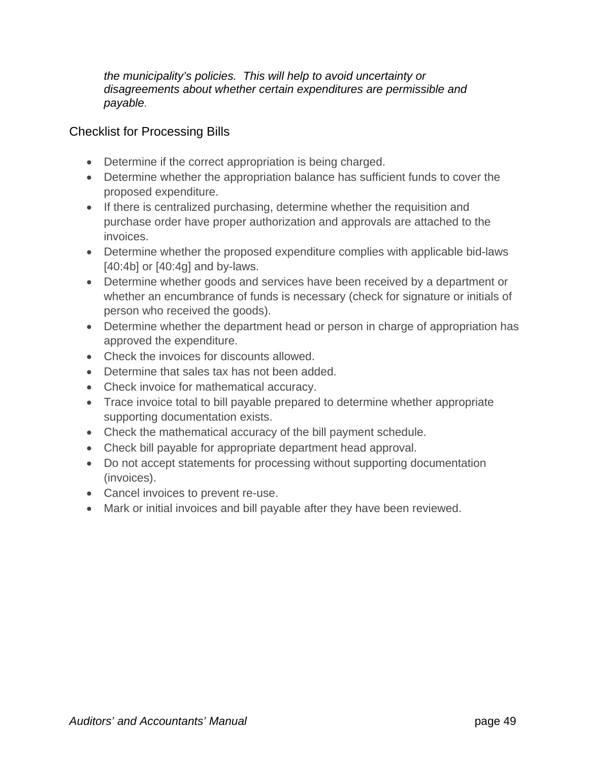*the municipality's policies. This will help to avoid uncertainty or disagreements about whether certain expenditures are permissible and payable.*

## Checklist for Processing Bills

- Determine if the correct appropriation is being charged.
- Determine whether the appropriation balance has sufficient funds to cover the proposed expenditure.
- If there is centralized purchasing, determine whether the requisition and purchase order have proper authorization and approvals are attached to the invoices.
- Determine whether the proposed expenditure complies with applicable bid-laws [40:4b] or [40:4g] and by-laws.
- Determine whether goods and services have been received by a department or whether an encumbrance of funds is necessary (check for signature or initials of person who received the goods).
- Determine whether the department head or person in charge of appropriation has approved the expenditure.
- Check the invoices for discounts allowed.
- Determine that sales tax has not been added.
- Check invoice for mathematical accuracy.
- Trace invoice total to bill payable prepared to determine whether appropriate supporting documentation exists.
- Check the mathematical accuracy of the bill payment schedule.
- Check bill payable for appropriate department head approval.
- Do not accept statements for processing without supporting documentation (invoices).
- Cancel invoices to prevent re-use.
- Mark or initial invoices and bill payable after they have been reviewed.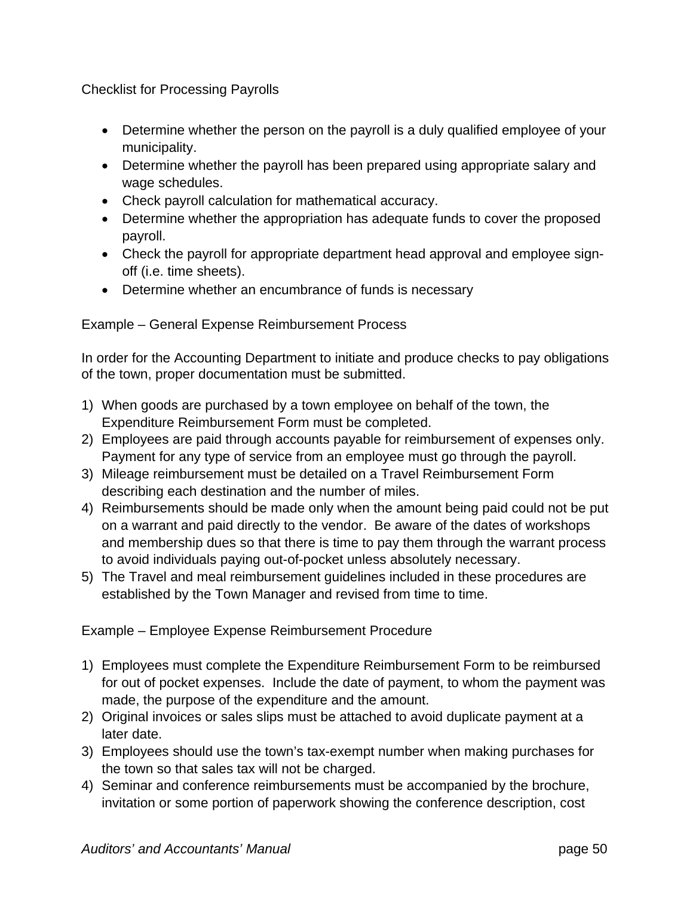Checklist for Processing Payrolls

- Determine whether the person on the payroll is a duly qualified employee of your municipality.
- Determine whether the payroll has been prepared using appropriate salary and wage schedules.
- Check payroll calculation for mathematical accuracy.
- Determine whether the appropriation has adequate funds to cover the proposed payroll.
- Check the payroll for appropriate department head approval and employee sign-off (i.e. time sheets).
- Determine whether an encumbrance of funds is necessary

Example – General Expense Reimbursement Process

In order for the Accounting Department to initiate and produce checks to pay obligations of the town, proper documentation must be submitted.

1) When goods are purchased by a town employee on behalf of the town, the Expenditure Reimbursement Form must be completed.
2) Employees are paid through accounts payable for reimbursement of expenses only. Payment for any type of service from an employee must go through the payroll.
3) Mileage reimbursement must be detailed on a Travel Reimbursement Form describing each destination and the number of miles.
4) Reimbursements should be made only when the amount being paid could not be put on a warrant and paid directly to the vendor. Be aware of the dates of workshops and membership dues so that there is time to pay them through the warrant process to avoid individuals paying out-of-pocket unless absolutely necessary.
5) The Travel and meal reimbursement guidelines included in these procedures are established by the Town Manager and revised from time to time.

Example – Employee Expense Reimbursement Procedure

1) Employees must complete the Expenditure Reimbursement Form to be reimbursed for out of pocket expenses. Include the date of payment, to whom the payment was made, the purpose of the expenditure and the amount.
2) Original invoices or sales slips must be attached to avoid duplicate payment at a later date.
3) Employees should use the town's tax-exempt number when making purchases for the town so that sales tax will not be charged.
4) Seminar and conference reimbursements must be accompanied by the brochure, invitation or some portion of paperwork showing the conference description, cost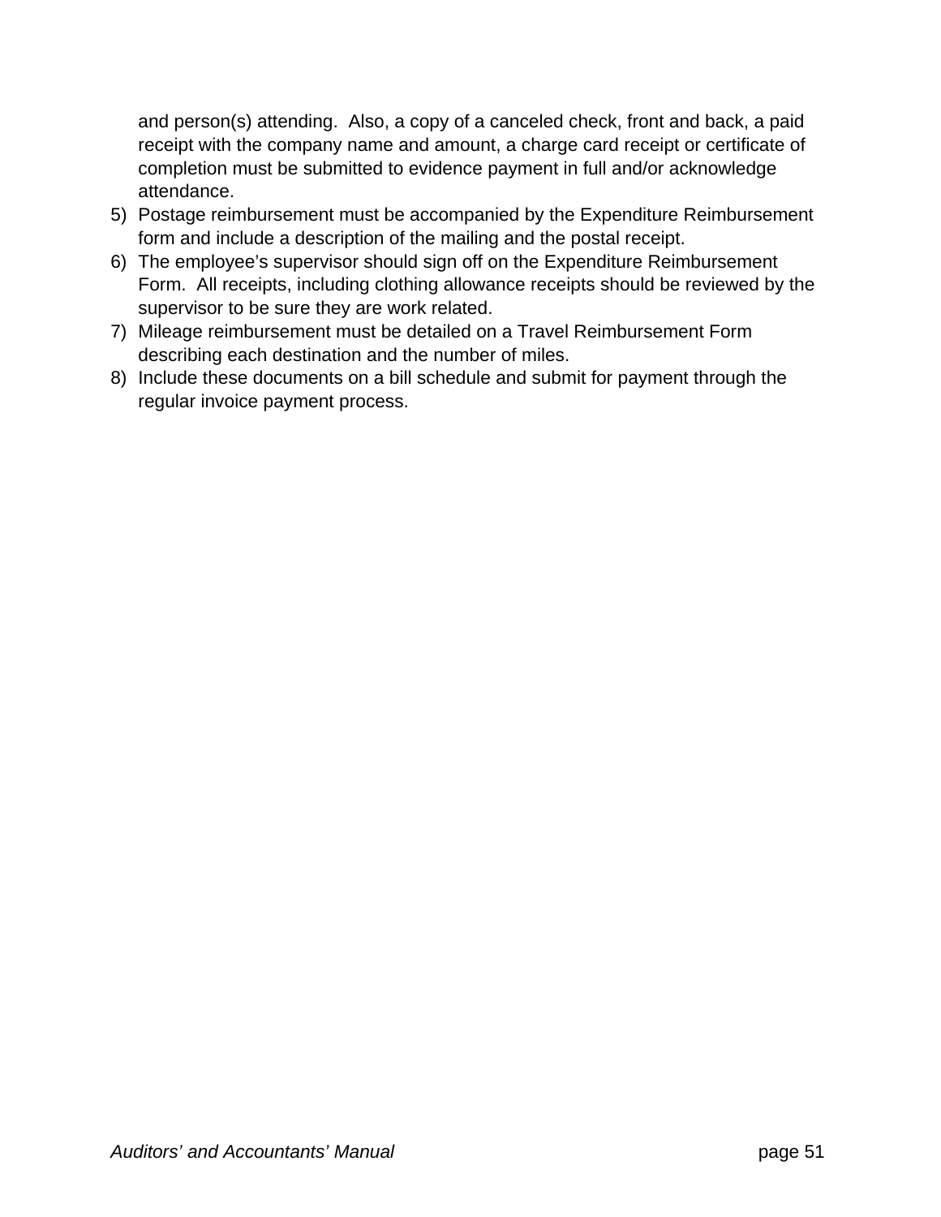and person(s) attending.  Also, a copy of a canceled check, front and back, a paid receipt with the company name and amount, a charge card receipt or certificate of completion must be submitted to evidence payment in full and/or acknowledge attendance.

5) Postage reimbursement must be accompanied by the Expenditure Reimbursement form and include a description of the mailing and the postal receipt.
6) The employee's supervisor should sign off on the Expenditure Reimbursement Form.  All receipts, including clothing allowance receipts should be reviewed by the supervisor to be sure they are work related.
7) Mileage reimbursement must be detailed on a Travel Reimbursement Form describing each destination and the number of miles.
8) Include these documents on a bill schedule and submit for payment through the regular invoice payment process.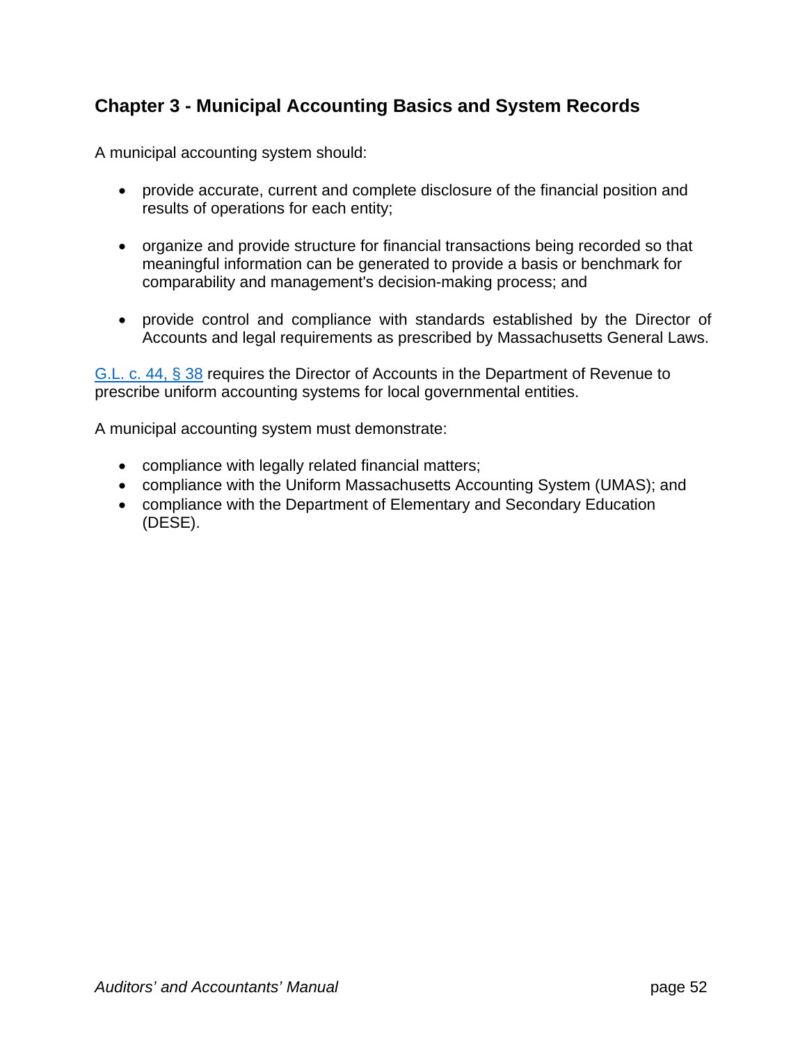## Chapter 3 - Municipal Accounting Basics and System Records

A municipal accounting system should:

- provide accurate, current and complete disclosure of the financial position and results of operations for each entity;

- organize and provide structure for financial transactions being recorded so that meaningful information can be generated to provide a basis or benchmark for comparability and management's decision-making process; and

- provide control and compliance with standards established by the Director of Accounts and legal requirements as prescribed by Massachusetts General Laws.

G.L. c. 44, § 38 requires the Director of Accounts in the Department of Revenue to prescribe uniform accounting systems for local governmental entities.

A municipal accounting system must demonstrate:

- compliance with legally related financial matters;
- compliance with the Uniform Massachusetts Accounting System (UMAS); and
- compliance with the Department of Elementary and Secondary Education (DESE).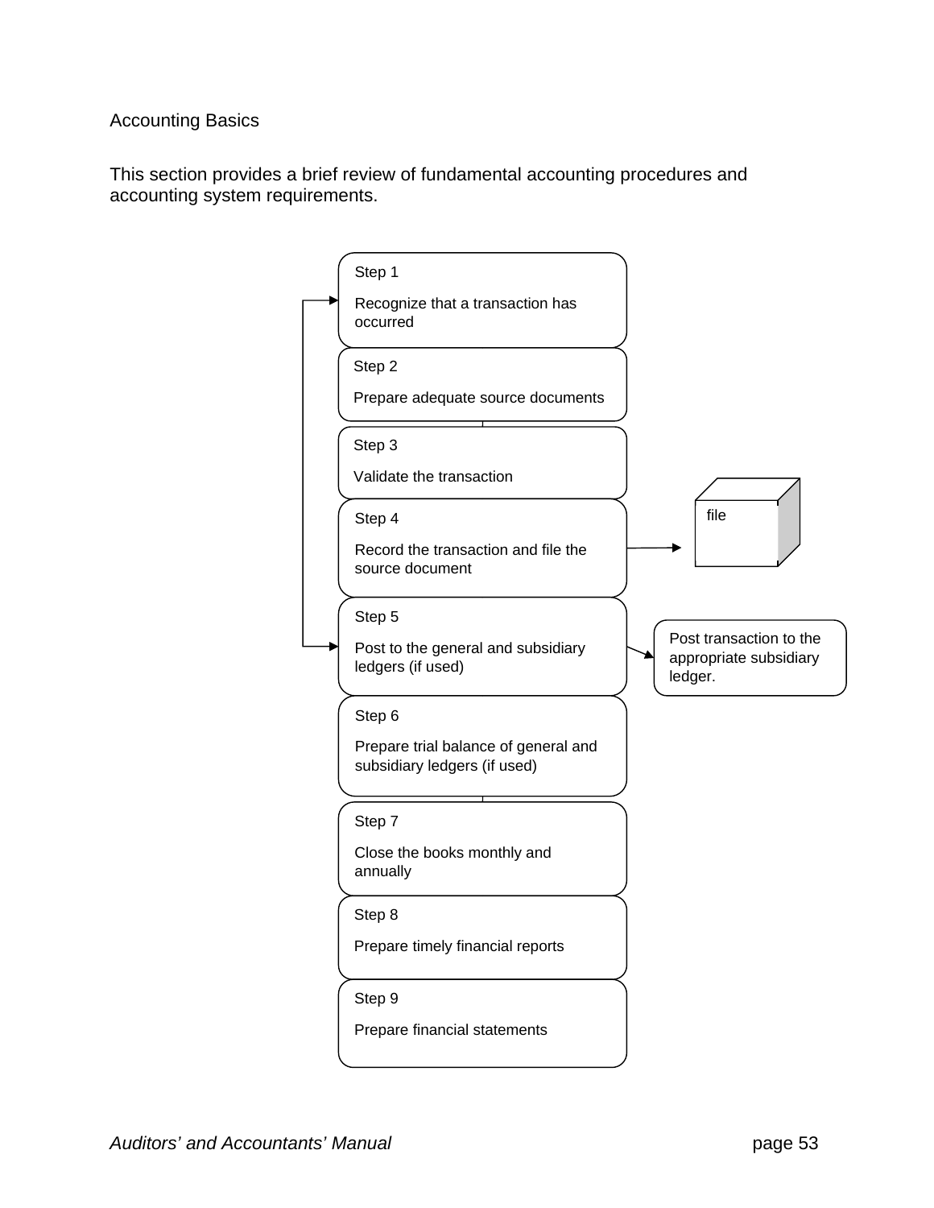## Accounting Basics

This section provides a brief review of fundamental accounting procedures and accounting system requirements.

Step 1

Recognize that a transaction has occurred

Step 2

Prepare adequate source documents

Step 3

Validate the transaction

Step 4

Record the transaction and file the source document

file

Step 5

Post to the general and subsidiary ledgers (if used)

Post transaction to the appropriate subsidiary ledger.

Step 6

Prepare trial balance of general and subsidiary ledgers (if used)

Step 7

Close the books monthly and annually

Step 8

Prepare timely financial reports

Step 9

Prepare financial statements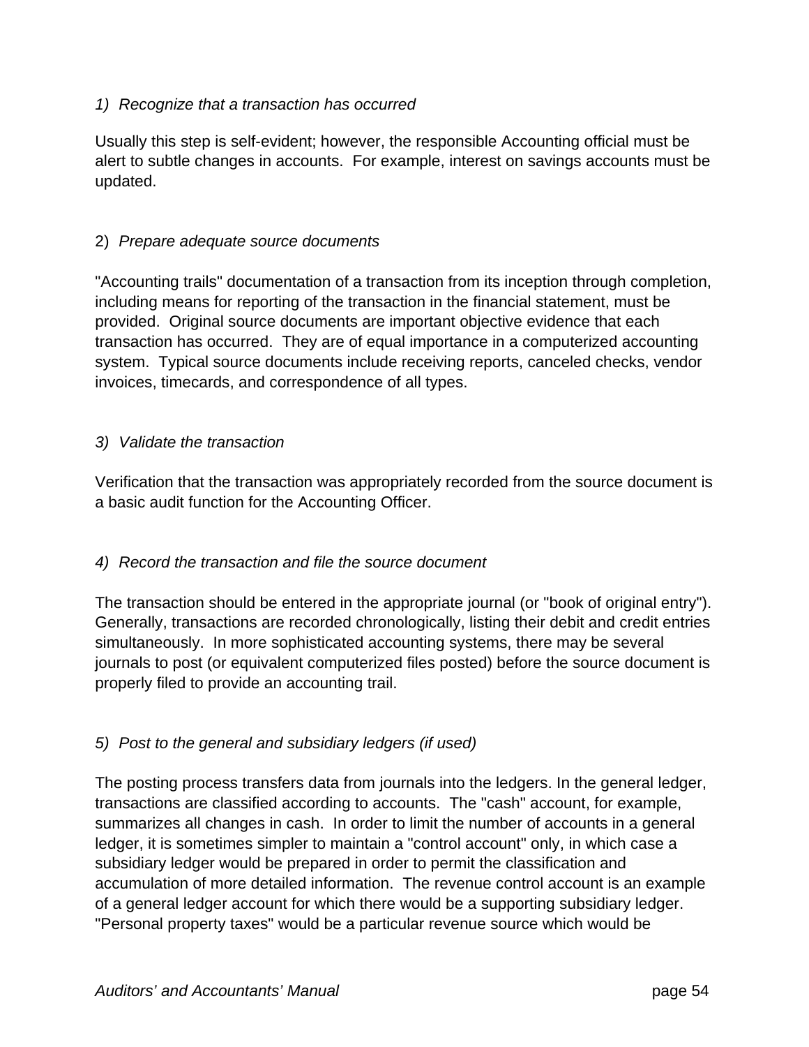*1) Recognize that a transaction has occurred*

Usually this step is self-evident; however, the responsible Accounting official must be alert to subtle changes in accounts. For example, interest on savings accounts must be updated.

2) *Prepare adequate source documents*

"Accounting trails" documentation of a transaction from its inception through completion, including means for reporting of the transaction in the financial statement, must be provided. Original source documents are important objective evidence that each transaction has occurred. They are of equal importance in a computerized accounting system. Typical source documents include receiving reports, canceled checks, vendor invoices, timecards, and correspondence of all types.

*3) Validate the transaction*

Verification that the transaction was appropriately recorded from the source document is a basic audit function for the Accounting Officer.

*4) Record the transaction and file the source document*

The transaction should be entered in the appropriate journal (or "book of original entry"). Generally, transactions are recorded chronologically, listing their debit and credit entries simultaneously. In more sophisticated accounting systems, there may be several journals to post (or equivalent computerized files posted) before the source document is properly filed to provide an accounting trail.

*5) Post to the general and subsidiary ledgers (if used)*

The posting process transfers data from journals into the ledgers. In the general ledger, transactions are classified according to accounts. The "cash" account, for example, summarizes all changes in cash. In order to limit the number of accounts in a general ledger, it is sometimes simpler to maintain a "control account" only, in which case a subsidiary ledger would be prepared in order to permit the classification and accumulation of more detailed information. The revenue control account is an example of a general ledger account for which there would be a supporting subsidiary ledger. "Personal property taxes" would be a particular revenue source which would be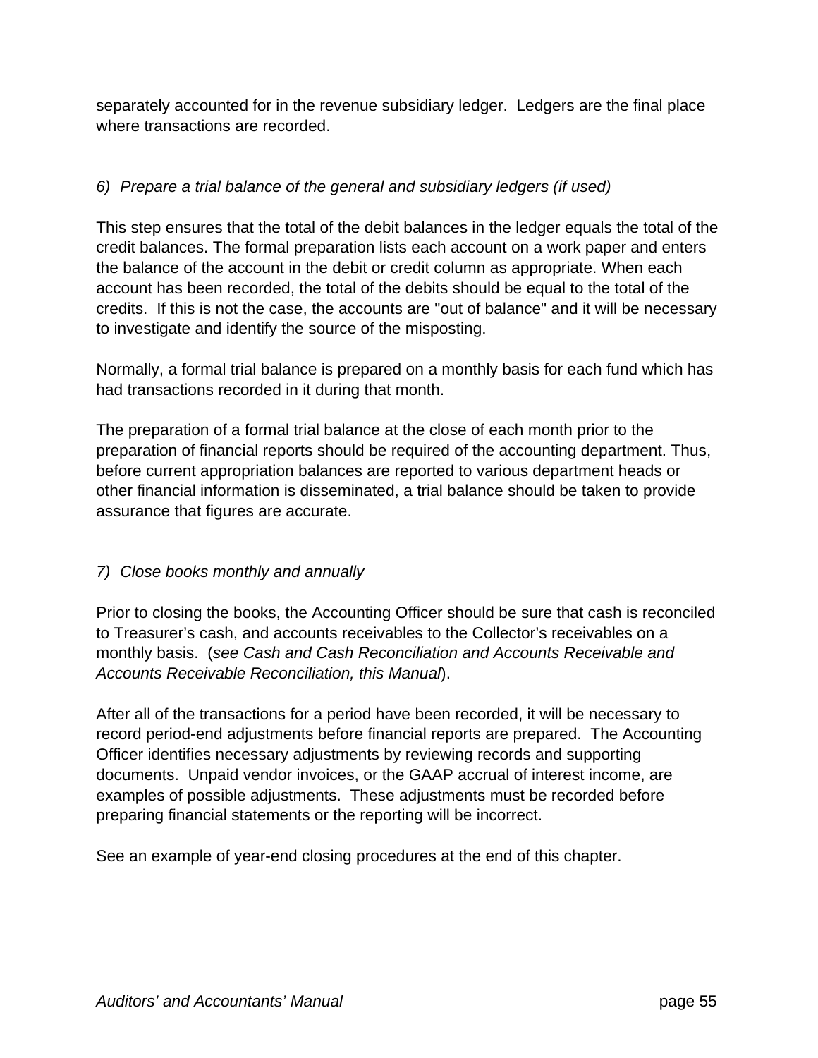separately accounted for in the revenue subsidiary ledger. Ledgers are the final place where transactions are recorded.

*6) Prepare a trial balance of the general and subsidiary ledgers (if used)*

This step ensures that the total of the debit balances in the ledger equals the total of the credit balances. The formal preparation lists each account on a work paper and enters the balance of the account in the debit or credit column as appropriate. When each account has been recorded, the total of the debits should be equal to the total of the credits. If this is not the case, the accounts are "out of balance" and it will be necessary to investigate and identify the source of the misposting.

Normally, a formal trial balance is prepared on a monthly basis for each fund which has had transactions recorded in it during that month.

The preparation of a formal trial balance at the close of each month prior to the preparation of financial reports should be required of the accounting department. Thus, before current appropriation balances are reported to various department heads or other financial information is disseminated, a trial balance should be taken to provide assurance that figures are accurate.

*7) Close books monthly and annually*

Prior to closing the books, the Accounting Officer should be sure that cash is reconciled to Treasurer's cash, and accounts receivables to the Collector's receivables on a monthly basis. (*see Cash and Cash Reconciliation and Accounts Receivable and Accounts Receivable Reconciliation, this Manual*).

After all of the transactions for a period have been recorded, it will be necessary to record period-end adjustments before financial reports are prepared. The Accounting Officer identifies necessary adjustments by reviewing records and supporting documents. Unpaid vendor invoices, or the GAAP accrual of interest income, are examples of possible adjustments. These adjustments must be recorded before preparing financial statements or the reporting will be incorrect.

See an example of year-end closing procedures at the end of this chapter.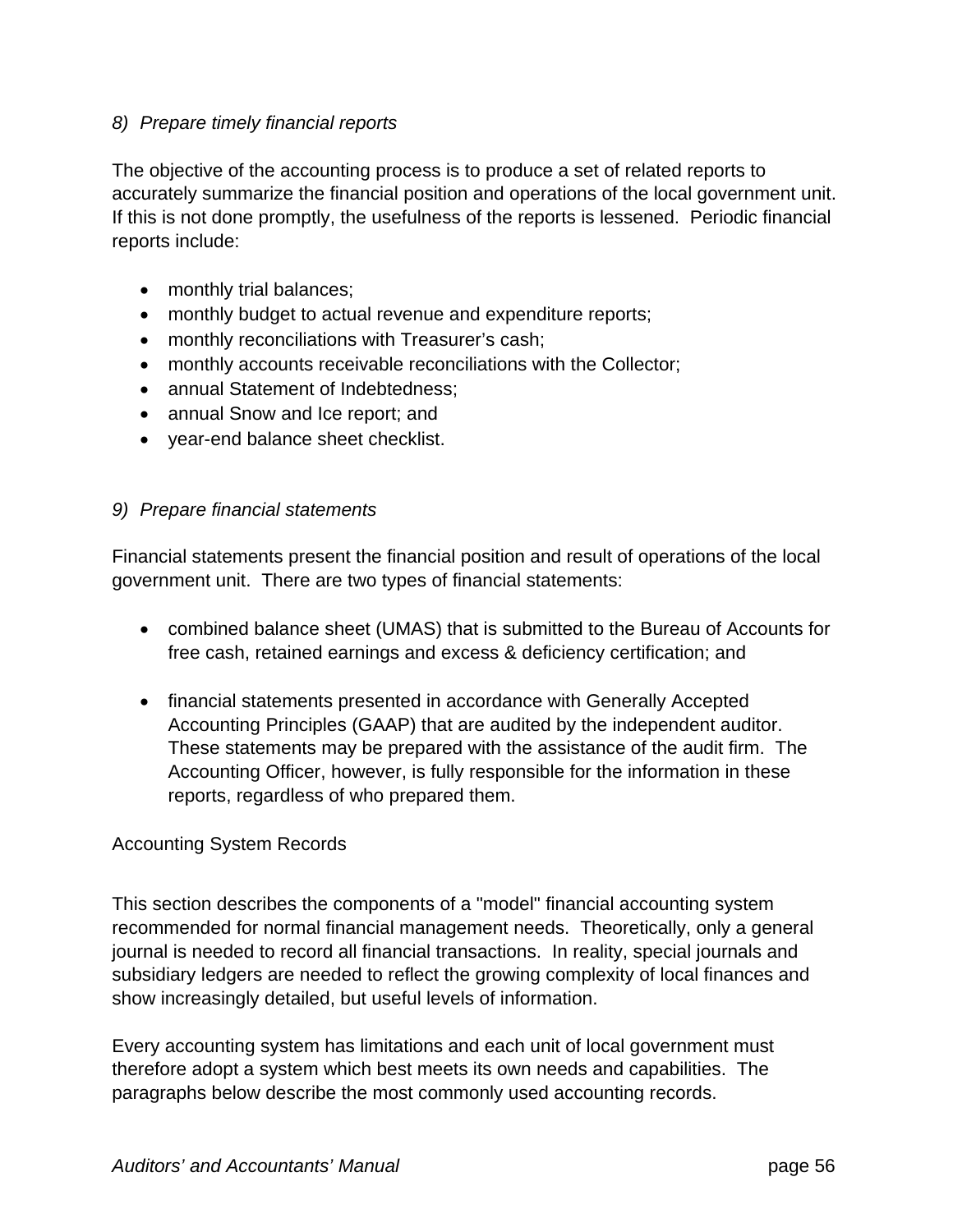*8) Prepare timely financial reports*

The objective of the accounting process is to produce a set of related reports to accurately summarize the financial position and operations of the local government unit. If this is not done promptly, the usefulness of the reports is lessened. Periodic financial reports include:

- monthly trial balances;
- monthly budget to actual revenue and expenditure reports;
- monthly reconciliations with Treasurer's cash;
- monthly accounts receivable reconciliations with the Collector;
- annual Statement of Indebtedness;
- annual Snow and Ice report; and
- year-end balance sheet checklist.

*9) Prepare financial statements*

Financial statements present the financial position and result of operations of the local government unit. There are two types of financial statements:

- combined balance sheet (UMAS) that is submitted to the Bureau of Accounts for free cash, retained earnings and excess & deficiency certification; and

- financial statements presented in accordance with Generally Accepted Accounting Principles (GAAP) that are audited by the independent auditor. These statements may be prepared with the assistance of the audit firm. The Accounting Officer, however, is fully responsible for the information in these reports, regardless of who prepared them.

Accounting System Records

This section describes the components of a "model" financial accounting system recommended for normal financial management needs. Theoretically, only a general journal is needed to record all financial transactions. In reality, special journals and subsidiary ledgers are needed to reflect the growing complexity of local finances and show increasingly detailed, but useful levels of information.

Every accounting system has limitations and each unit of local government must therefore adopt a system which best meets its own needs and capabilities. The paragraphs below describe the most commonly used accounting records.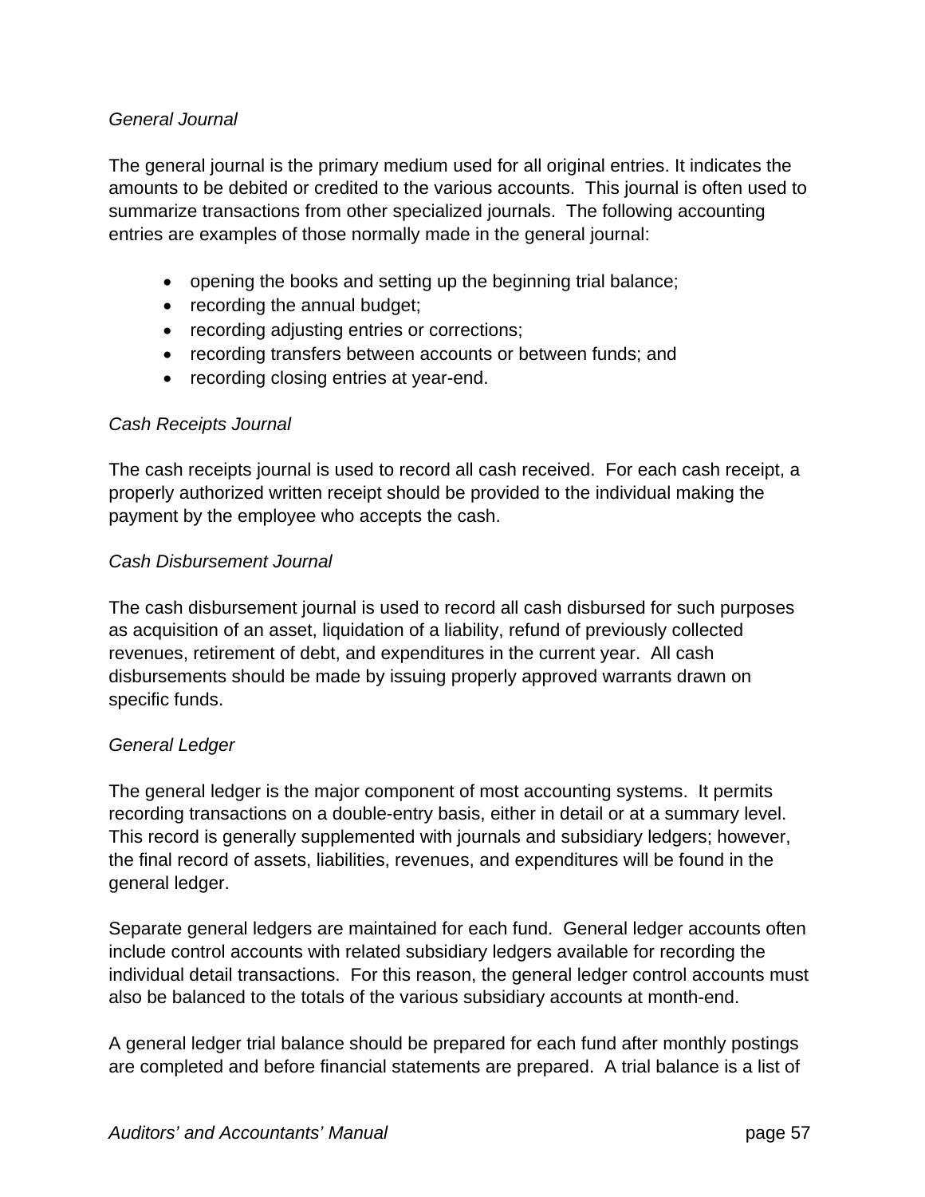*General Journal*

The general journal is the primary medium used for all original entries. It indicates the amounts to be debited or credited to the various accounts. This journal is often used to summarize transactions from other specialized journals. The following accounting entries are examples of those normally made in the general journal:

- opening the books and setting up the beginning trial balance;
- recording the annual budget;
- recording adjusting entries or corrections;
- recording transfers between accounts or between funds; and
- recording closing entries at year-end.

*Cash Receipts Journal*

The cash receipts journal is used to record all cash received. For each cash receipt, a properly authorized written receipt should be provided to the individual making the payment by the employee who accepts the cash.

*Cash Disbursement Journal*

The cash disbursement journal is used to record all cash disbursed for such purposes as acquisition of an asset, liquidation of a liability, refund of previously collected revenues, retirement of debt, and expenditures in the current year. All cash disbursements should be made by issuing properly approved warrants drawn on specific funds.

*General Ledger*

The general ledger is the major component of most accounting systems. It permits recording transactions on a double-entry basis, either in detail or at a summary level. This record is generally supplemented with journals and subsidiary ledgers; however, the final record of assets, liabilities, revenues, and expenditures will be found in the general ledger.

Separate general ledgers are maintained for each fund. General ledger accounts often include control accounts with related subsidiary ledgers available for recording the individual detail transactions. For this reason, the general ledger control accounts must also be balanced to the totals of the various subsidiary accounts at month-end.

A general ledger trial balance should be prepared for each fund after monthly postings are completed and before financial statements are prepared. A trial balance is a list of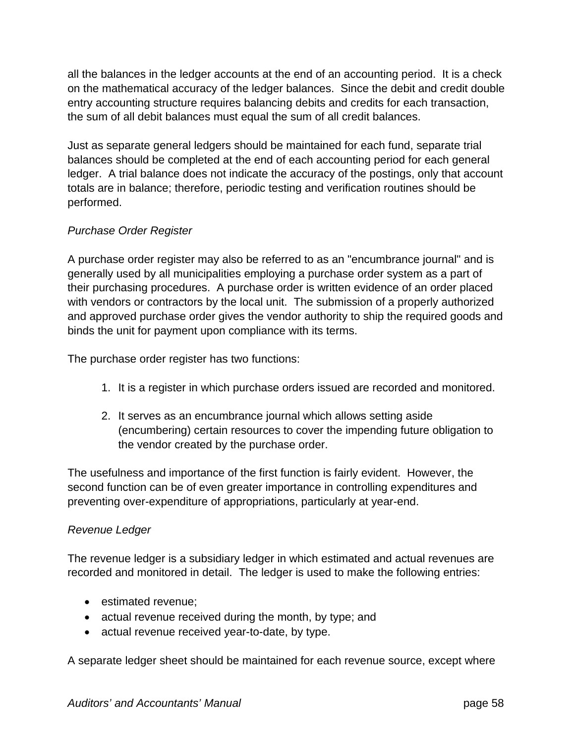all the balances in the ledger accounts at the end of an accounting period. It is a check on the mathematical accuracy of the ledger balances. Since the debit and credit double entry accounting structure requires balancing debits and credits for each transaction, the sum of all debit balances must equal the sum of all credit balances.

Just as separate general ledgers should be maintained for each fund, separate trial balances should be completed at the end of each accounting period for each general ledger. A trial balance does not indicate the accuracy of the postings, only that account totals are in balance; therefore, periodic testing and verification routines should be performed.

*Purchase Order Register*

A purchase order register may also be referred to as an "encumbrance journal" and is generally used by all municipalities employing a purchase order system as a part of their purchasing procedures. A purchase order is written evidence of an order placed with vendors or contractors by the local unit. The submission of a properly authorized and approved purchase order gives the vendor authority to ship the required goods and binds the unit for payment upon compliance with its terms.

The purchase order register has two functions:

1. It is a register in which purchase orders issued are recorded and monitored.

2. It serves as an encumbrance journal which allows setting aside (encumbering) certain resources to cover the impending future obligation to the vendor created by the purchase order.

The usefulness and importance of the first function is fairly evident. However, the second function can be of even greater importance in controlling expenditures and preventing over-expenditure of appropriations, particularly at year-end.

*Revenue Ledger*

The revenue ledger is a subsidiary ledger in which estimated and actual revenues are recorded and monitored in detail. The ledger is used to make the following entries:

- estimated revenue;
- actual revenue received during the month, by type; and
- actual revenue received year-to-date, by type.

A separate ledger sheet should be maintained for each revenue source, except where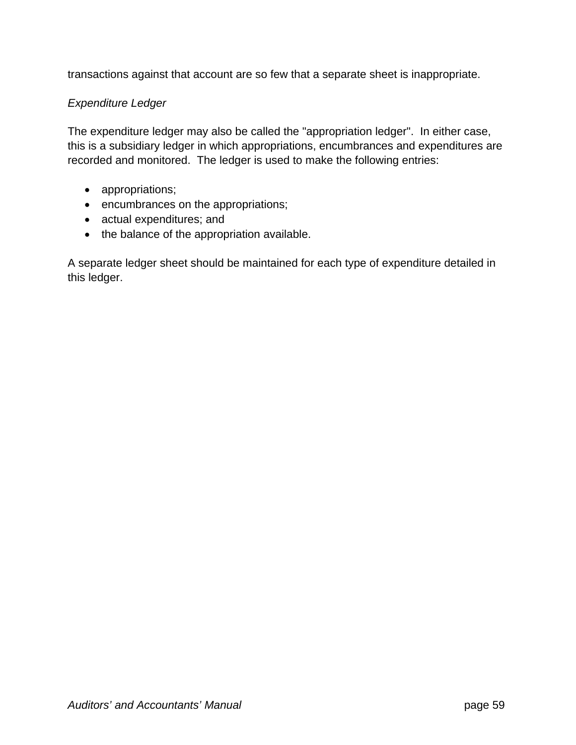transactions against that account are so few that a separate sheet is inappropriate.

*Expenditure Ledger*

The expenditure ledger may also be called the "appropriation ledger". In either case, this is a subsidiary ledger in which appropriations, encumbrances and expenditures are recorded and monitored. The ledger is used to make the following entries:

- appropriations;
- encumbrances on the appropriations;
- actual expenditures; and
- the balance of the appropriation available.

A separate ledger sheet should be maintained for each type of expenditure detailed in this ledger.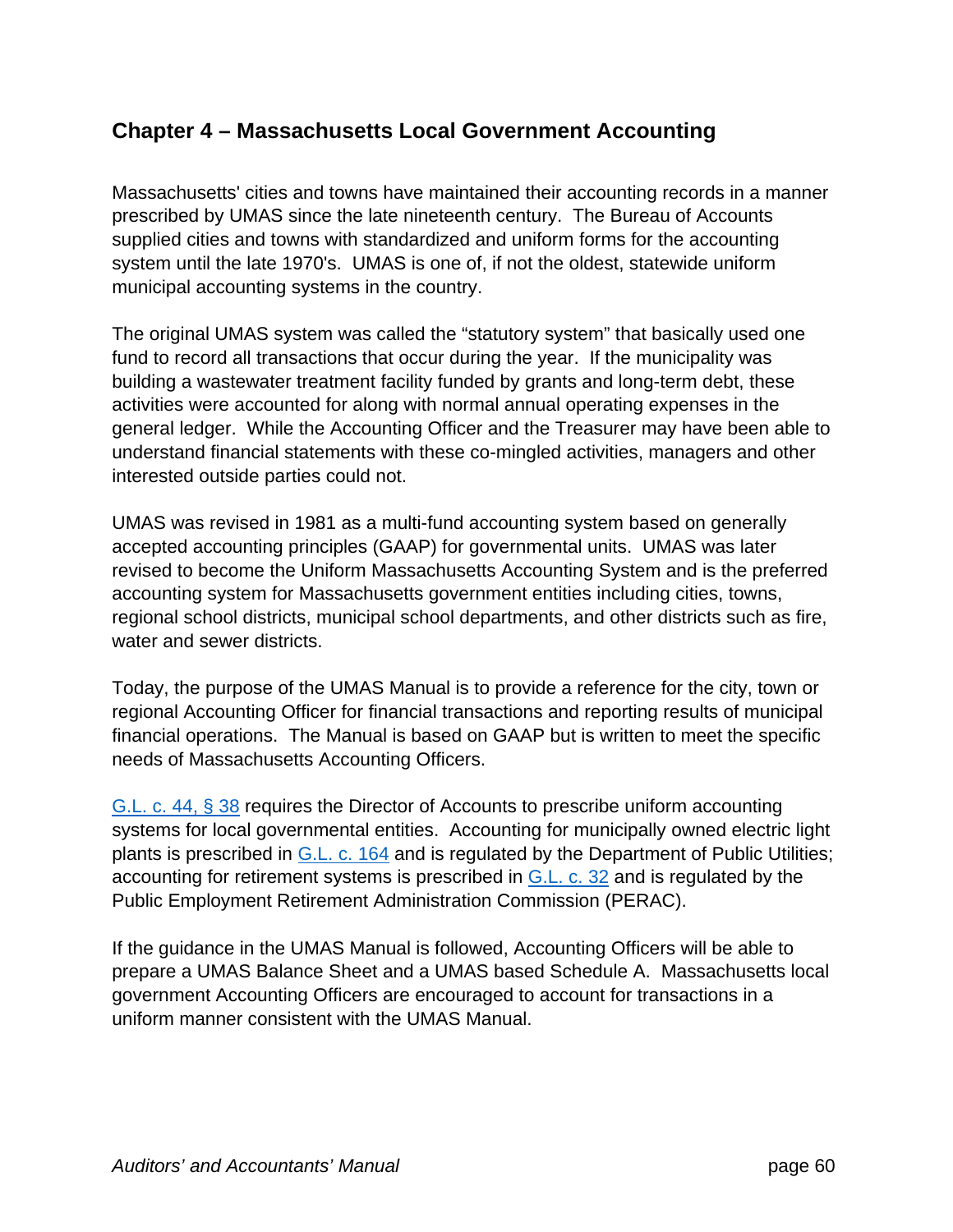## Chapter 4 – Massachusetts Local Government Accounting

Massachusetts' cities and towns have maintained their accounting records in a manner prescribed by UMAS since the late nineteenth century. The Bureau of Accounts supplied cities and towns with standardized and uniform forms for the accounting system until the late 1970's. UMAS is one of, if not the oldest, statewide uniform municipal accounting systems in the country.

The original UMAS system was called the "statutory system" that basically used one fund to record all transactions that occur during the year. If the municipality was building a wastewater treatment facility funded by grants and long-term debt, these activities were accounted for along with normal annual operating expenses in the general ledger. While the Accounting Officer and the Treasurer may have been able to understand financial statements with these co-mingled activities, managers and other interested outside parties could not.

UMAS was revised in 1981 as a multi-fund accounting system based on generally accepted accounting principles (GAAP) for governmental units. UMAS was later revised to become the Uniform Massachusetts Accounting System and is the preferred accounting system for Massachusetts government entities including cities, towns, regional school districts, municipal school departments, and other districts such as fire, water and sewer districts.

Today, the purpose of the UMAS Manual is to provide a reference for the city, town or regional Accounting Officer for financial transactions and reporting results of municipal financial operations. The Manual is based on GAAP but is written to meet the specific needs of Massachusetts Accounting Officers.

G.L. c. 44, § 38 requires the Director of Accounts to prescribe uniform accounting systems for local governmental entities. Accounting for municipally owned electric light plants is prescribed in G.L. c. 164 and is regulated by the Department of Public Utilities; accounting for retirement systems is prescribed in G.L. c. 32 and is regulated by the Public Employment Retirement Administration Commission (PERAC).

If the guidance in the UMAS Manual is followed, Accounting Officers will be able to prepare a UMAS Balance Sheet and a UMAS based Schedule A. Massachusetts local government Accounting Officers are encouraged to account for transactions in a uniform manner consistent with the UMAS Manual.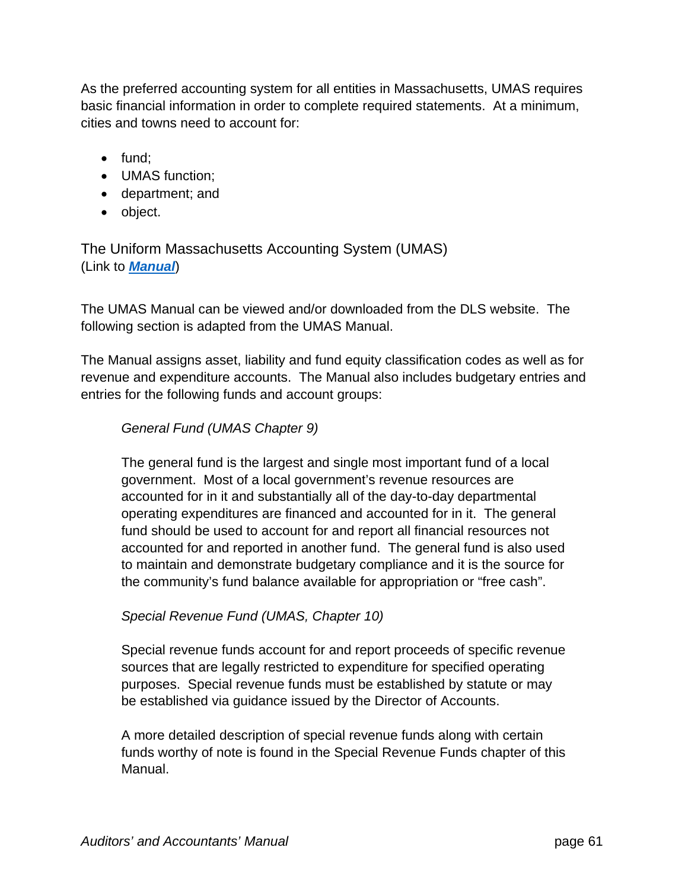As the preferred accounting system for all entities in Massachusetts, UMAS requires basic financial information in order to complete required statements. At a minimum, cities and towns need to account for:

- fund;
- UMAS function;
- department; and
- object.

## The Uniform Massachusetts Accounting System (UMAS)

(Link to ***Manual***)

The UMAS Manual can be viewed and/or downloaded from the DLS website. The following section is adapted from the UMAS Manual.

The Manual assigns asset, liability and fund equity classification codes as well as for revenue and expenditure accounts. The Manual also includes budgetary entries and entries for the following funds and account groups:

*General Fund (UMAS Chapter 9)*

The general fund is the largest and single most important fund of a local government. Most of a local government's revenue resources are accounted for in it and substantially all of the day-to-day departmental operating expenditures are financed and accounted for in it. The general fund should be used to account for and report all financial resources not accounted for and reported in another fund. The general fund is also used to maintain and demonstrate budgetary compliance and it is the source for the community's fund balance available for appropriation or "free cash".

*Special Revenue Fund (UMAS, Chapter 10)*

Special revenue funds account for and report proceeds of specific revenue sources that are legally restricted to expenditure for specified operating purposes. Special revenue funds must be established by statute or may be established via guidance issued by the Director of Accounts.

A more detailed description of special revenue funds along with certain funds worthy of note is found in the Special Revenue Funds chapter of this Manual.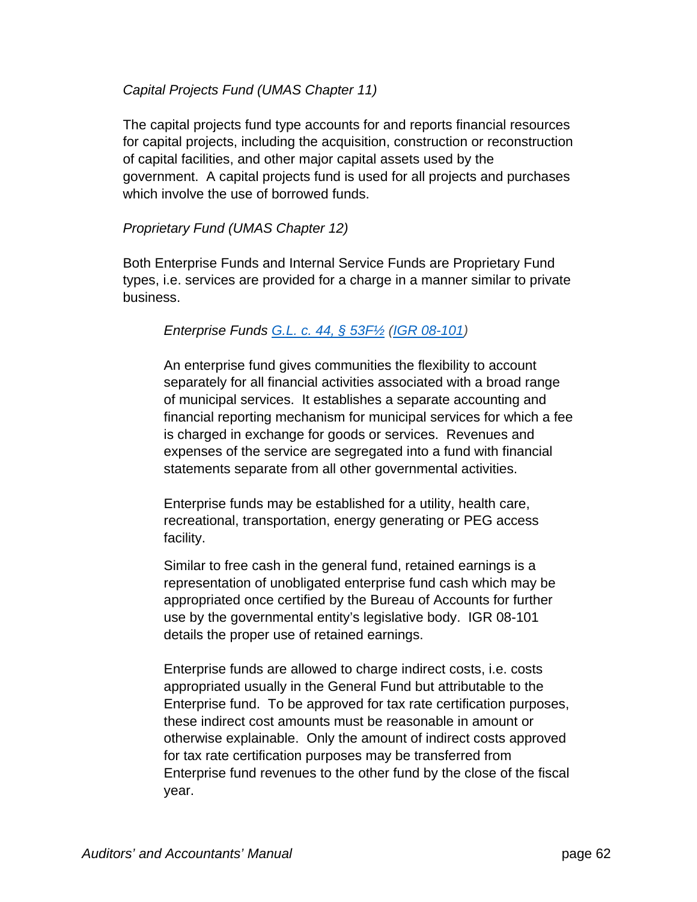*Capital Projects Fund (UMAS Chapter 11)*

The capital projects fund type accounts for and reports financial resources for capital projects, including the acquisition, construction or reconstruction of capital facilities, and other major capital assets used by the government. A capital projects fund is used for all projects and purchases which involve the use of borrowed funds.

*Proprietary Fund (UMAS Chapter 12)*

Both Enterprise Funds and Internal Service Funds are Proprietary Fund types, i.e. services are provided for a charge in a manner similar to private business.

*Enterprise Funds G.L. c. 44, § 53F½ (IGR 08-101)*

An enterprise fund gives communities the flexibility to account separately for all financial activities associated with a broad range of municipal services. It establishes a separate accounting and financial reporting mechanism for municipal services for which a fee is charged in exchange for goods or services. Revenues and expenses of the service are segregated into a fund with financial statements separate from all other governmental activities.

Enterprise funds may be established for a utility, health care, recreational, transportation, energy generating or PEG access facility.

Similar to free cash in the general fund, retained earnings is a representation of unobligated enterprise fund cash which may be appropriated once certified by the Bureau of Accounts for further use by the governmental entity's legislative body. IGR 08-101 details the proper use of retained earnings.

Enterprise funds are allowed to charge indirect costs, i.e. costs appropriated usually in the General Fund but attributable to the Enterprise fund. To be approved for tax rate certification purposes, these indirect cost amounts must be reasonable in amount or otherwise explainable. Only the amount of indirect costs approved for tax rate certification purposes may be transferred from Enterprise fund revenues to the other fund by the close of the fiscal year.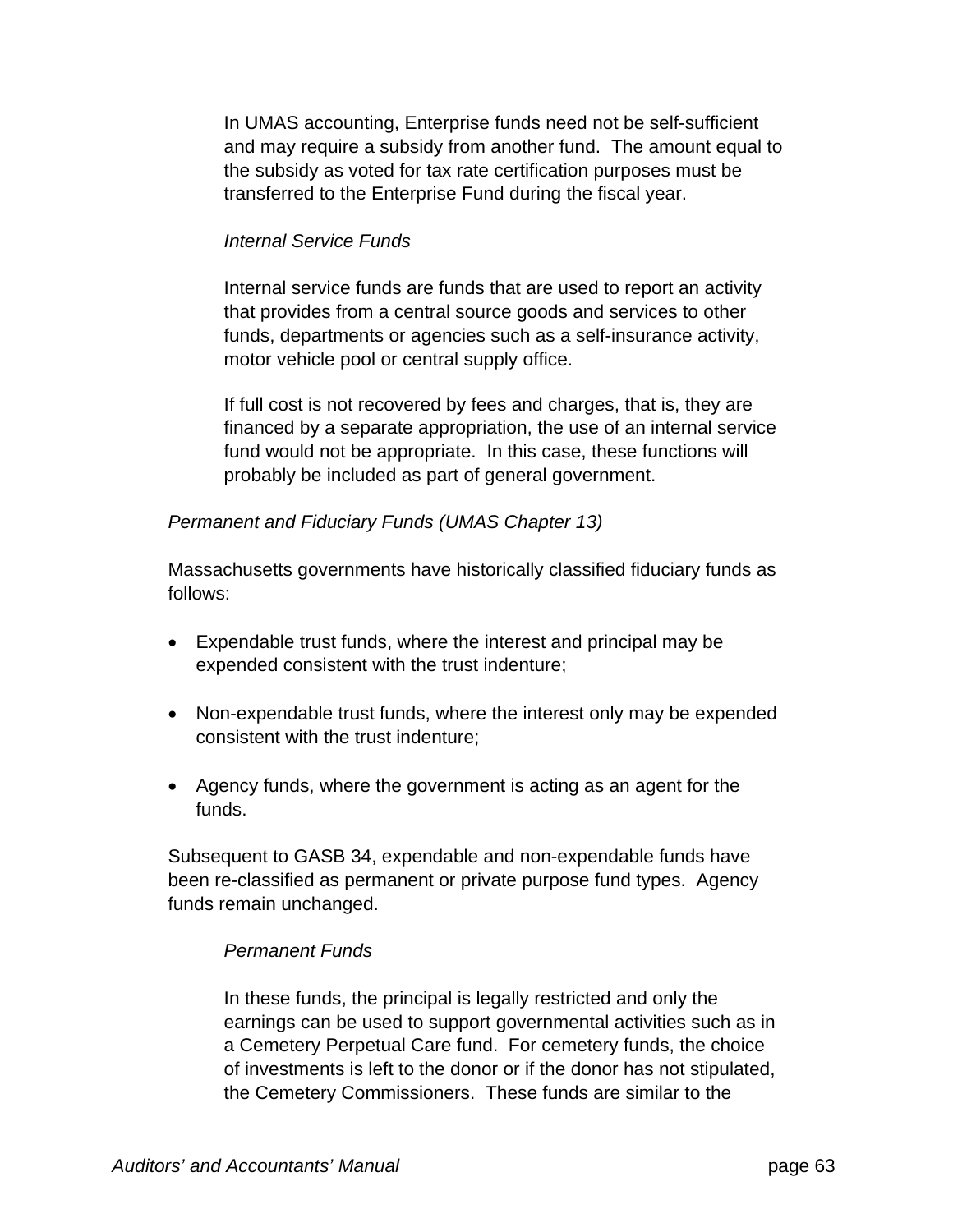In UMAS accounting, Enterprise funds need not be self-sufficient and may require a subsidy from another fund. The amount equal to the subsidy as voted for tax rate certification purposes must be transferred to the Enterprise Fund during the fiscal year.

*Internal Service Funds*

Internal service funds are funds that are used to report an activity that provides from a central source goods and services to other funds, departments or agencies such as a self-insurance activity, motor vehicle pool or central supply office.

If full cost is not recovered by fees and charges, that is, they are financed by a separate appropriation, the use of an internal service fund would not be appropriate. In this case, these functions will probably be included as part of general government.

*Permanent and Fiduciary Funds (UMAS Chapter 13)*

Massachusetts governments have historically classified fiduciary funds as follows:

- Expendable trust funds, where the interest and principal may be expended consistent with the trust indenture;

- Non-expendable trust funds, where the interest only may be expended consistent with the trust indenture;

- Agency funds, where the government is acting as an agent for the funds.

Subsequent to GASB 34, expendable and non-expendable funds have been re-classified as permanent or private purpose fund types. Agency funds remain unchanged.

*Permanent Funds*

In these funds, the principal is legally restricted and only the earnings can be used to support governmental activities such as in a Cemetery Perpetual Care fund. For cemetery funds, the choice of investments is left to the donor or if the donor has not stipulated, the Cemetery Commissioners. These funds are similar to the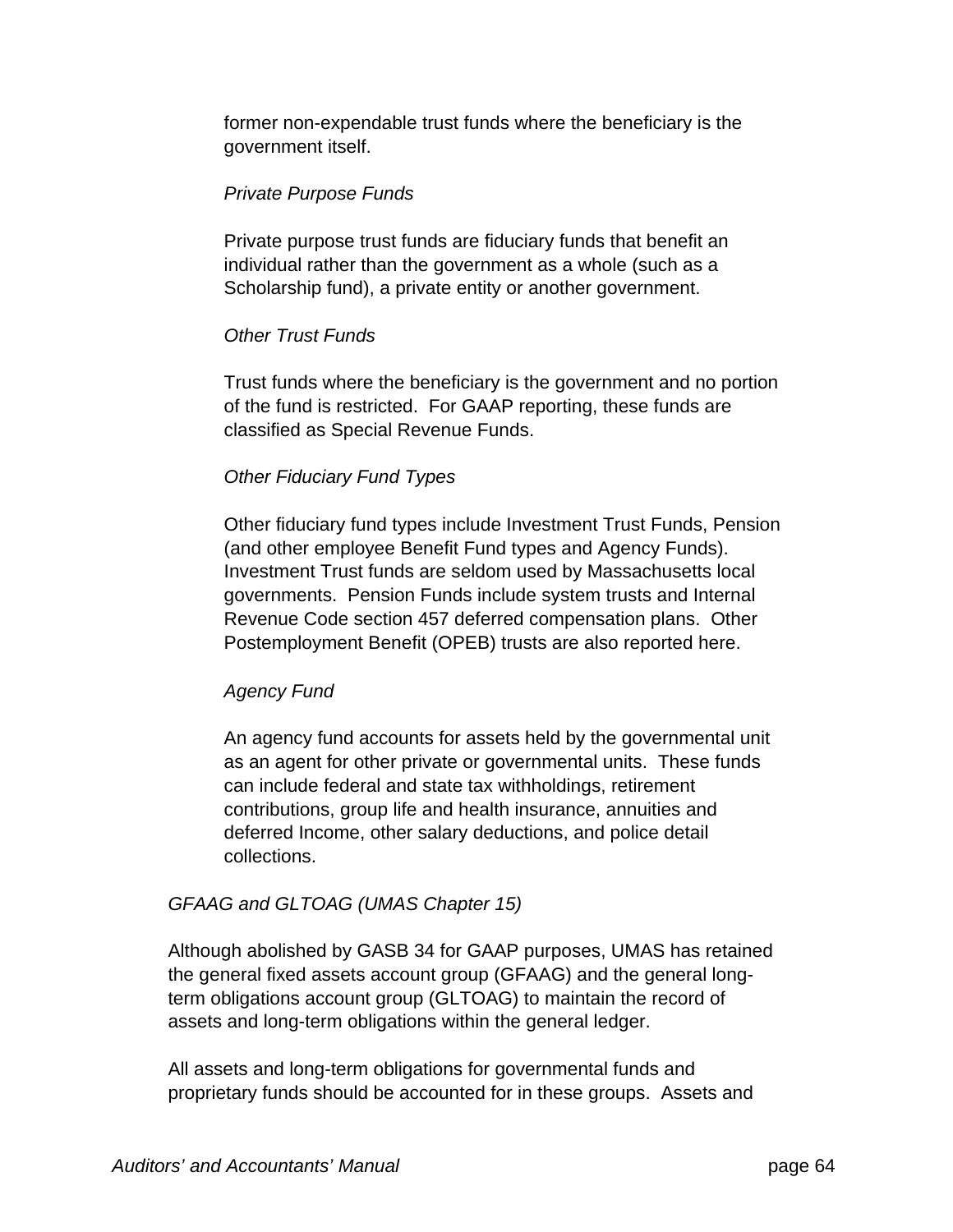former non-expendable trust funds where the beneficiary is the government itself.

*Private Purpose Funds*

Private purpose trust funds are fiduciary funds that benefit an individual rather than the government as a whole (such as a Scholarship fund), a private entity or another government.

*Other Trust Funds*

Trust funds where the beneficiary is the government and no portion of the fund is restricted. For GAAP reporting, these funds are classified as Special Revenue Funds.

*Other Fiduciary Fund Types*

Other fiduciary fund types include Investment Trust Funds, Pension (and other employee Benefit Fund types and Agency Funds). Investment Trust funds are seldom used by Massachusetts local governments. Pension Funds include system trusts and Internal Revenue Code section 457 deferred compensation plans. Other Postemployment Benefit (OPEB) trusts are also reported here.

*Agency Fund*

An agency fund accounts for assets held by the governmental unit as an agent for other private or governmental units. These funds can include federal and state tax withholdings, retirement contributions, group life and health insurance, annuities and deferred Income, other salary deductions, and police detail collections.

*GFAAG and GLTOAG (UMAS Chapter 15)*

Although abolished by GASB 34 for GAAP purposes, UMAS has retained the general fixed assets account group (GFAAG) and the general long-term obligations account group (GLTOAG) to maintain the record of assets and long-term obligations within the general ledger.

All assets and long-term obligations for governmental funds and proprietary funds should be accounted for in these groups. Assets and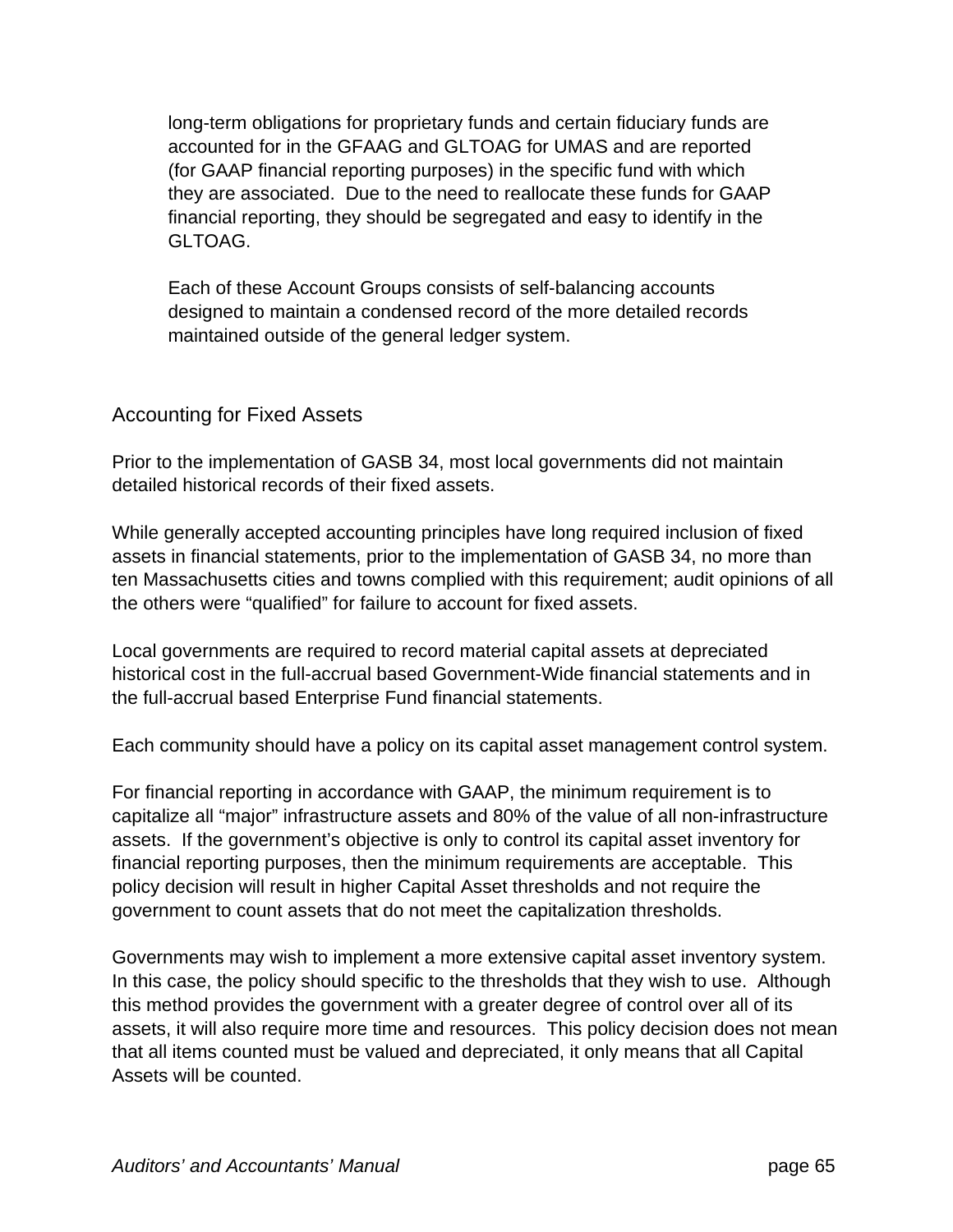long-term obligations for proprietary funds and certain fiduciary funds are accounted for in the GFAAG and GLTOAG for UMAS and are reported (for GAAP financial reporting purposes) in the specific fund with which they are associated. Due to the need to reallocate these funds for GAAP financial reporting, they should be segregated and easy to identify in the GLTOAG.

Each of these Account Groups consists of self-balancing accounts designed to maintain a condensed record of the more detailed records maintained outside of the general ledger system.

## Accounting for Fixed Assets

Prior to the implementation of GASB 34, most local governments did not maintain detailed historical records of their fixed assets.

While generally accepted accounting principles have long required inclusion of fixed assets in financial statements, prior to the implementation of GASB 34, no more than ten Massachusetts cities and towns complied with this requirement; audit opinions of all the others were "qualified" for failure to account for fixed assets.

Local governments are required to record material capital assets at depreciated historical cost in the full-accrual based Government-Wide financial statements and in the full-accrual based Enterprise Fund financial statements.

Each community should have a policy on its capital asset management control system.

For financial reporting in accordance with GAAP, the minimum requirement is to capitalize all "major" infrastructure assets and 80% of the value of all non-infrastructure assets. If the government's objective is only to control its capital asset inventory for financial reporting purposes, then the minimum requirements are acceptable. This policy decision will result in higher Capital Asset thresholds and not require the government to count assets that do not meet the capitalization thresholds.

Governments may wish to implement a more extensive capital asset inventory system. In this case, the policy should specific to the thresholds that they wish to use. Although this method provides the government with a greater degree of control over all of its assets, it will also require more time and resources. This policy decision does not mean that all items counted must be valued and depreciated, it only means that all Capital Assets will be counted.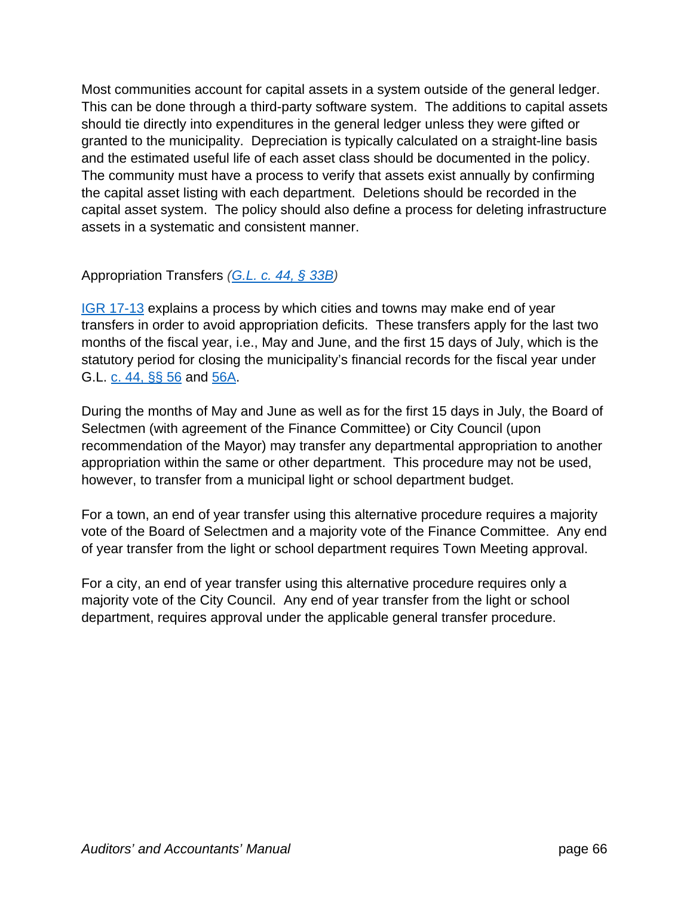Most communities account for capital assets in a system outside of the general ledger. This can be done through a third-party software system. The additions to capital assets should tie directly into expenditures in the general ledger unless they were gifted or granted to the municipality. Depreciation is typically calculated on a straight-line basis and the estimated useful life of each asset class should be documented in the policy. The community must have a process to verify that assets exist annually by confirming the capital asset listing with each department. Deletions should be recorded in the capital asset system. The policy should also define a process for deleting infrastructure assets in a systematic and consistent manner.

Appropriation Transfers *(G.L. c. 44, § 33B)*

IGR 17-13 explains a process by which cities and towns may make end of year transfers in order to avoid appropriation deficits. These transfers apply for the last two months of the fiscal year, i.e., May and June, and the first 15 days of July, which is the statutory period for closing the municipality's financial records for the fiscal year under G.L. c. 44, §§ 56 and 56A.

During the months of May and June as well as for the first 15 days in July, the Board of Selectmen (with agreement of the Finance Committee) or City Council (upon recommendation of the Mayor) may transfer any departmental appropriation to another appropriation within the same or other department. This procedure may not be used, however, to transfer from a municipal light or school department budget.

For a town, an end of year transfer using this alternative procedure requires a majority vote of the Board of Selectmen and a majority vote of the Finance Committee. Any end of year transfer from the light or school department requires Town Meeting approval.

For a city, an end of year transfer using this alternative procedure requires only a majority vote of the City Council. Any end of year transfer from the light or school department, requires approval under the applicable general transfer procedure.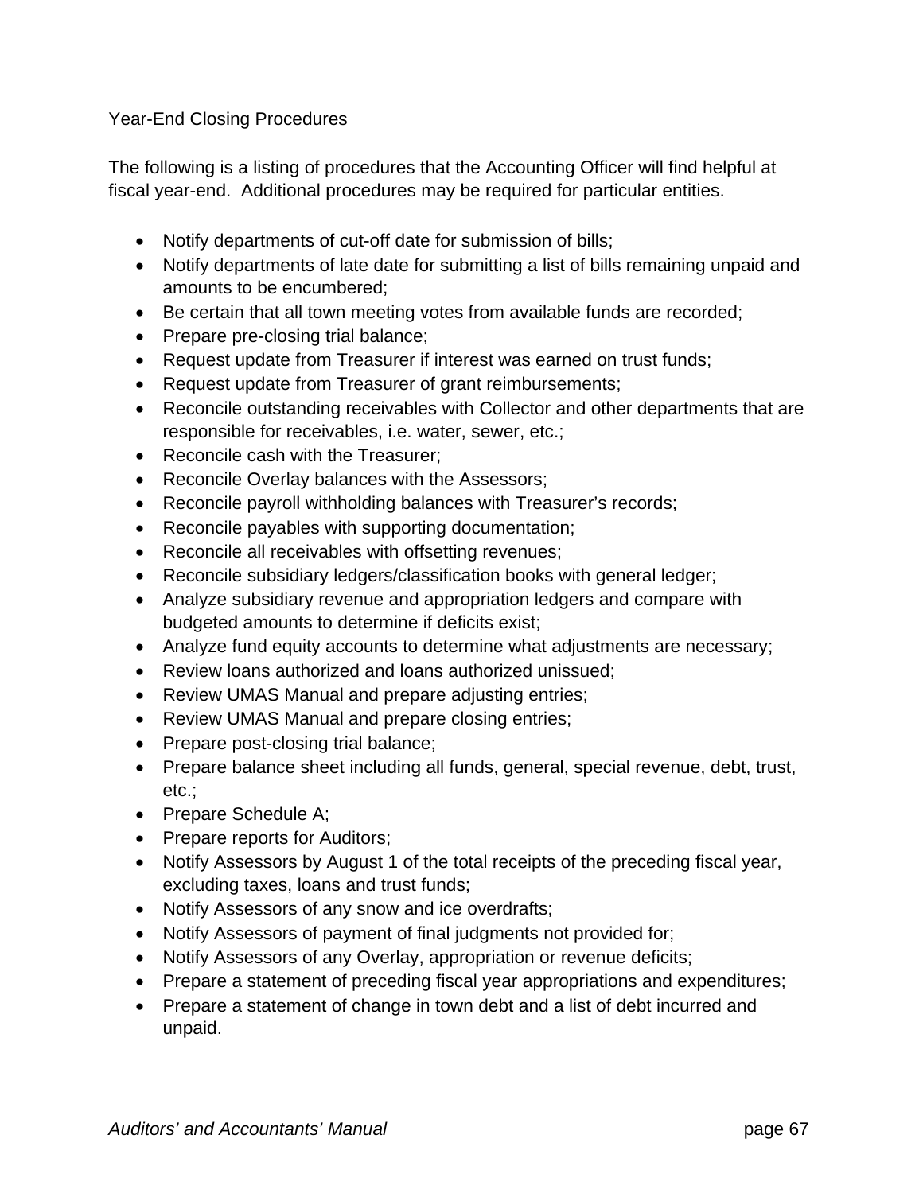## Year-End Closing Procedures

The following is a listing of procedures that the Accounting Officer will find helpful at fiscal year-end. Additional procedures may be required for particular entities.

- Notify departments of cut-off date for submission of bills;
- Notify departments of late date for submitting a list of bills remaining unpaid and amounts to be encumbered;
- Be certain that all town meeting votes from available funds are recorded;
- Prepare pre-closing trial balance;
- Request update from Treasurer if interest was earned on trust funds;
- Request update from Treasurer of grant reimbursements;
- Reconcile outstanding receivables with Collector and other departments that are responsible for receivables, i.e. water, sewer, etc.;
- Reconcile cash with the Treasurer;
- Reconcile Overlay balances with the Assessors;
- Reconcile payroll withholding balances with Treasurer's records;
- Reconcile payables with supporting documentation;
- Reconcile all receivables with offsetting revenues;
- Reconcile subsidiary ledgers/classification books with general ledger;
- Analyze subsidiary revenue and appropriation ledgers and compare with budgeted amounts to determine if deficits exist;
- Analyze fund equity accounts to determine what adjustments are necessary;
- Review loans authorized and loans authorized unissued;
- Review UMAS Manual and prepare adjusting entries;
- Review UMAS Manual and prepare closing entries;
- Prepare post-closing trial balance;
- Prepare balance sheet including all funds, general, special revenue, debt, trust, etc.;
- Prepare Schedule A;
- Prepare reports for Auditors;
- Notify Assessors by August 1 of the total receipts of the preceding fiscal year, excluding taxes, loans and trust funds;
- Notify Assessors of any snow and ice overdrafts;
- Notify Assessors of payment of final judgments not provided for;
- Notify Assessors of any Overlay, appropriation or revenue deficits;
- Prepare a statement of preceding fiscal year appropriations and expenditures;
- Prepare a statement of change in town debt and a list of debt incurred and unpaid.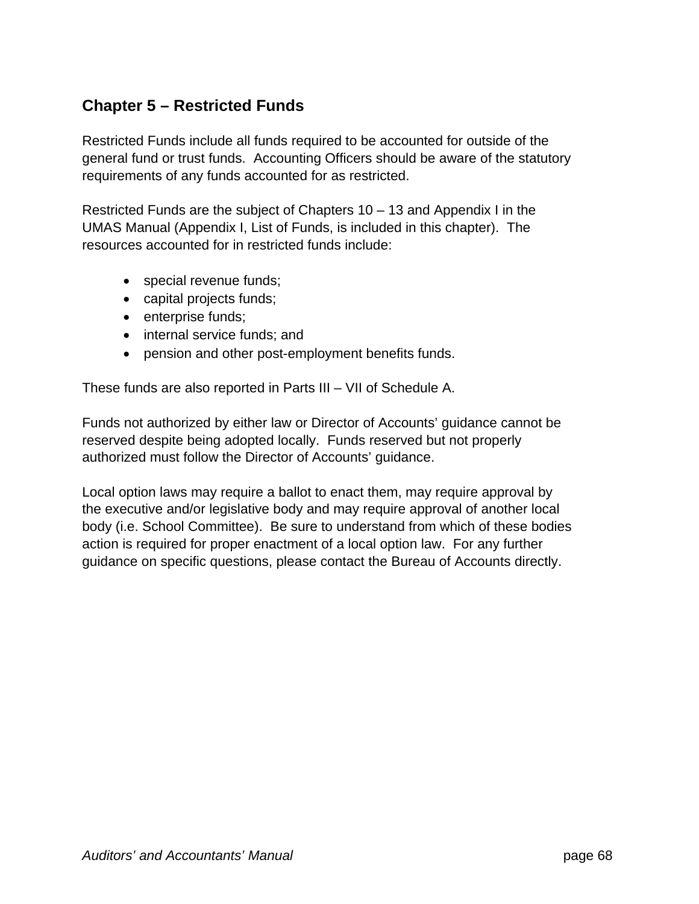## Chapter 5 – Restricted Funds

Restricted Funds include all funds required to be accounted for outside of the general fund or trust funds. Accounting Officers should be aware of the statutory requirements of any funds accounted for as restricted.

Restricted Funds are the subject of Chapters 10 – 13 and Appendix I in the UMAS Manual (Appendix I, List of Funds, is included in this chapter). The resources accounted for in restricted funds include:

- special revenue funds;
- capital projects funds;
- enterprise funds;
- internal service funds; and
- pension and other post-employment benefits funds.

These funds are also reported in Parts III – VII of Schedule A.

Funds not authorized by either law or Director of Accounts' guidance cannot be reserved despite being adopted locally. Funds reserved but not properly authorized must follow the Director of Accounts' guidance.

Local option laws may require a ballot to enact them, may require approval by the executive and/or legislative body and may require approval of another local body (i.e. School Committee). Be sure to understand from which of these bodies action is required for proper enactment of a local option law. For any further guidance on specific questions, please contact the Bureau of Accounts directly.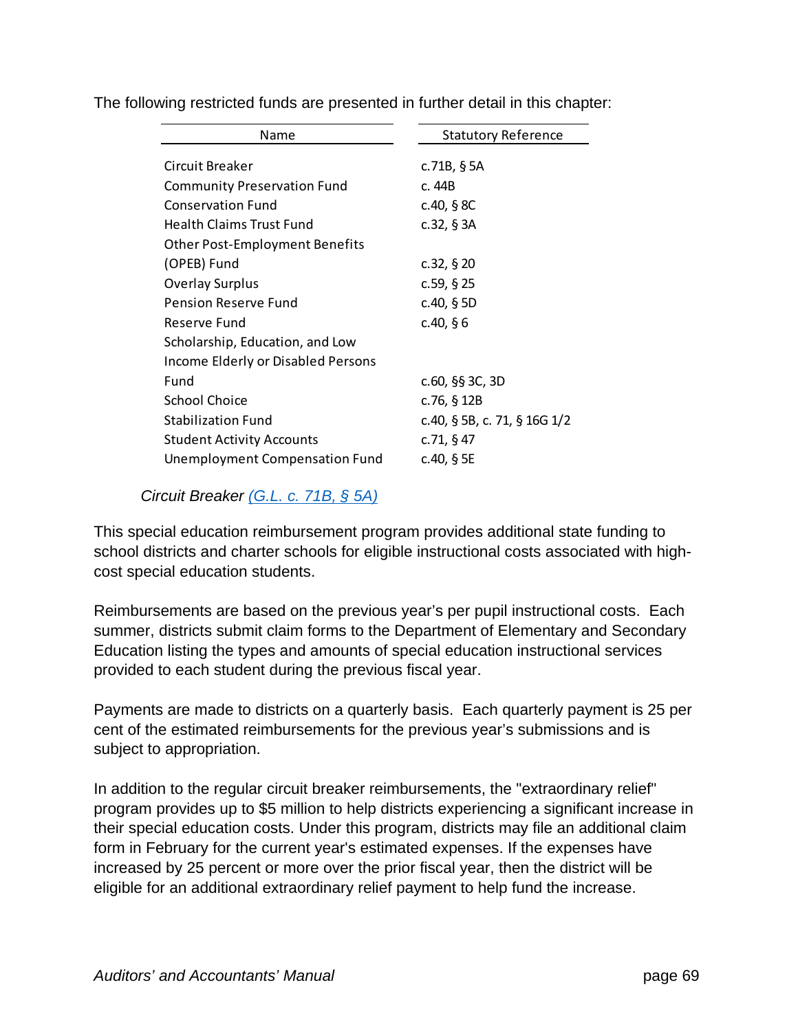The following restricted funds are presented in further detail in this chapter:

| Name | Statutory Reference |
| --- | --- |
| Circuit Breaker | c.71B, § 5A |
| Community Preservation Fund | c. 44B |
| Conservation Fund | c.40, § 8C |
| Health Claims Trust Fund | c.32, § 3A |
| Other Post-Employment Benefits (OPEB) Fund | c.32, § 20 |
| Overlay Surplus | c.59, § 25 |
| Pension Reserve Fund | c.40, § 5D |
| Reserve Fund | c.40, § 6 |
| Scholarship, Education, and Low Income Elderly or Disabled Persons Fund | c.60, §§ 3C, 3D |
| School Choice | c.76, § 12B |
| Stabilization Fund | c.40, § 5B, c. 71, § 16G 1/2 |
| Student Activity Accounts | c.71, § 47 |
| Unemployment Compensation Fund | c.40, § 5E |

*Circuit Breaker [(G.L. c. 71B, § 5A)]*

This special education reimbursement program provides additional state funding to school districts and charter schools for eligible instructional costs associated with high-cost special education students.

Reimbursements are based on the previous year's per pupil instructional costs. Each summer, districts submit claim forms to the Department of Elementary and Secondary Education listing the types and amounts of special education instructional services provided to each student during the previous fiscal year.

Payments are made to districts on a quarterly basis. Each quarterly payment is 25 per cent of the estimated reimbursements for the previous year's submissions and is subject to appropriation.

In addition to the regular circuit breaker reimbursements, the "extraordinary relief" program provides up to $5 million to help districts experiencing a significant increase in their special education costs. Under this program, districts may file an additional claim form in February for the current year's estimated expenses. If the expenses have increased by 25 percent or more over the prior fiscal year, then the district will be eligible for an additional extraordinary relief payment to help fund the increase.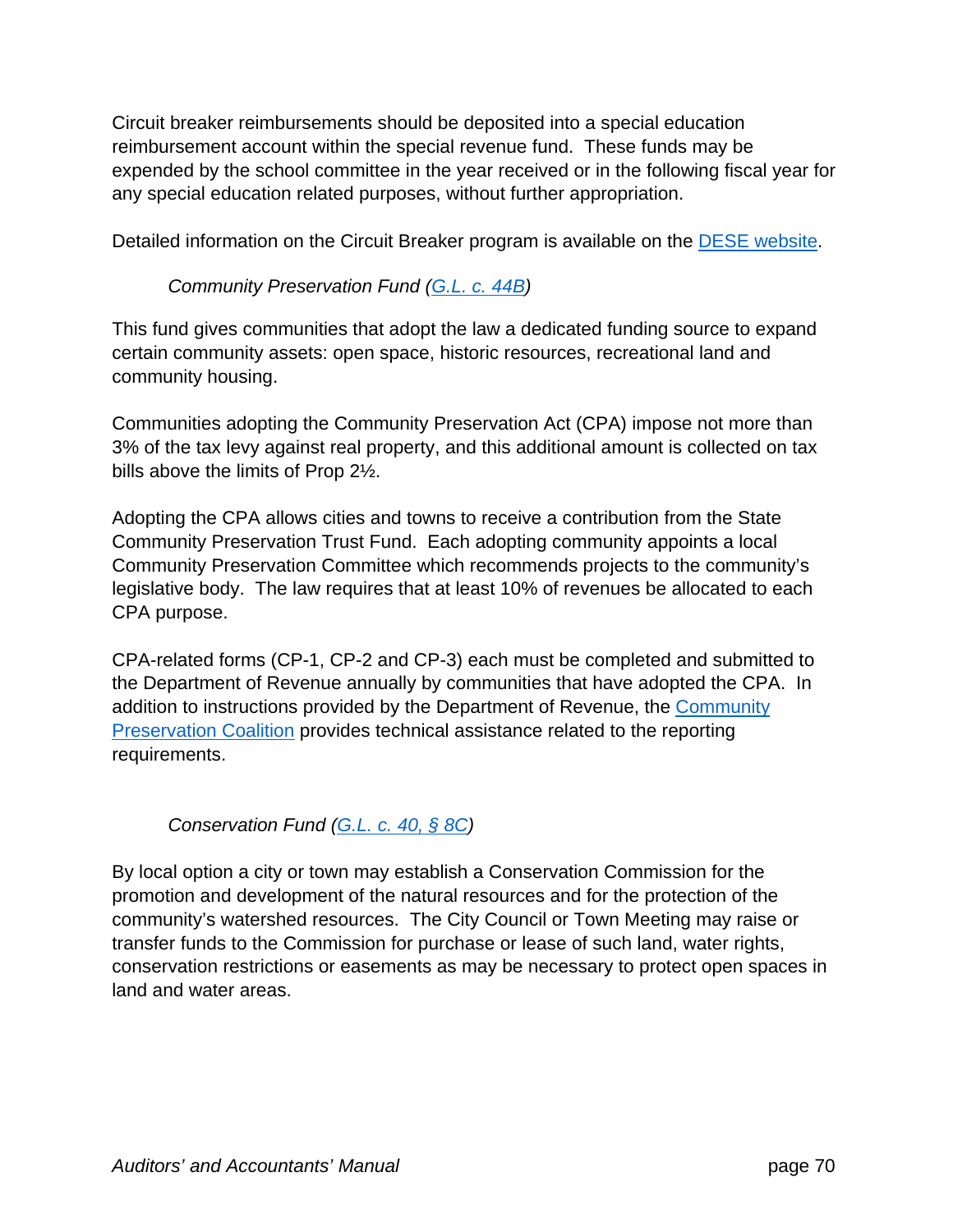Circuit breaker reimbursements should be deposited into a special education reimbursement account within the special revenue fund. These funds may be expended by the school committee in the year received or in the following fiscal year for any special education related purposes, without further appropriation.

Detailed information on the Circuit Breaker program is available on the [DESE website](#).

*Community Preservation Fund ([G.L. c. 44B](#))*

This fund gives communities that adopt the law a dedicated funding source to expand certain community assets: open space, historic resources, recreational land and community housing.

Communities adopting the Community Preservation Act (CPA) impose not more than 3% of the tax levy against real property, and this additional amount is collected on tax bills above the limits of Prop 2½.

Adopting the CPA allows cities and towns to receive a contribution from the State Community Preservation Trust Fund. Each adopting community appoints a local Community Preservation Committee which recommends projects to the community's legislative body. The law requires that at least 10% of revenues be allocated to each CPA purpose.

CPA-related forms (CP-1, CP-2 and CP-3) each must be completed and submitted to the Department of Revenue annually by communities that have adopted the CPA. In addition to instructions provided by the Department of Revenue, the [Community Preservation Coalition](#) provides technical assistance related to the reporting requirements.

*Conservation Fund ([G.L. c. 40, § 8C](#))*

By local option a city or town may establish a Conservation Commission for the promotion and development of the natural resources and for the protection of the community's watershed resources. The City Council or Town Meeting may raise or transfer funds to the Commission for purchase or lease of such land, water rights, conservation restrictions or easements as may be necessary to protect open spaces in land and water areas.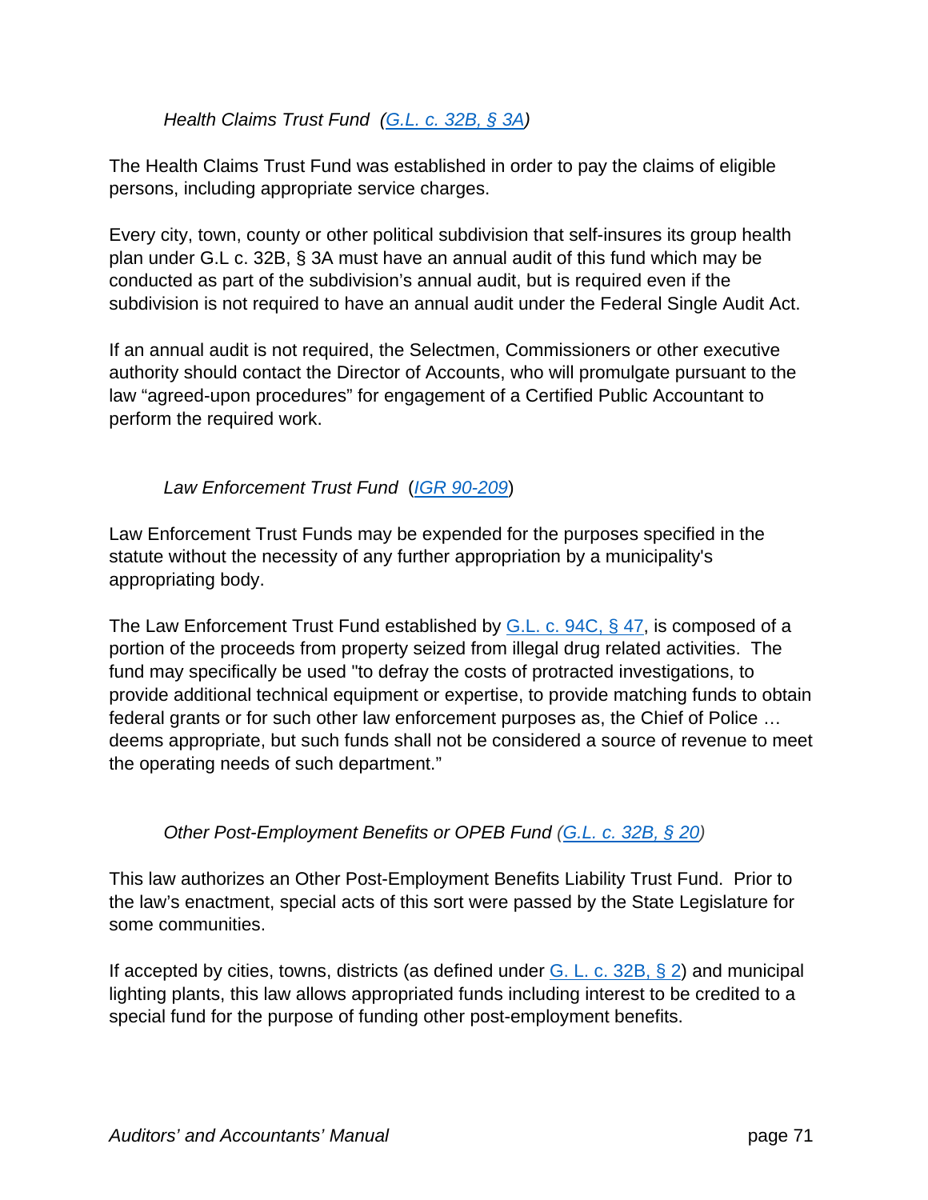*Health Claims Trust Fund (G.L. c. 32B, § 3A)*

The Health Claims Trust Fund was established in order to pay the claims of eligible persons, including appropriate service charges.

Every city, town, county or other political subdivision that self-insures its group health plan under G.L c. 32B, § 3A must have an annual audit of this fund which may be conducted as part of the subdivision's annual audit, but is required even if the subdivision is not required to have an annual audit under the Federal Single Audit Act.

If an annual audit is not required, the Selectmen, Commissioners or other executive authority should contact the Director of Accounts, who will promulgate pursuant to the law "agreed-upon procedures" for engagement of a Certified Public Accountant to perform the required work.

*Law Enforcement Trust Fund* (*IGR 90-209*)

Law Enforcement Trust Funds may be expended for the purposes specified in the statute without the necessity of any further appropriation by a municipality's appropriating body.

The Law Enforcement Trust Fund established by G.L. c. 94C, § 47, is composed of a portion of the proceeds from property seized from illegal drug related activities. The fund may specifically be used "to defray the costs of protracted investigations, to provide additional technical equipment or expertise, to provide matching funds to obtain federal grants or for such other law enforcement purposes as, the Chief of Police … deems appropriate, but such funds shall not be considered a source of revenue to meet the operating needs of such department."

*Other Post-Employment Benefits or OPEB Fund (G.L. c. 32B, § 20)*

This law authorizes an Other Post-Employment Benefits Liability Trust Fund. Prior to the law's enactment, special acts of this sort were passed by the State Legislature for some communities.

If accepted by cities, towns, districts (as defined under G. L. c. 32B, § 2) and municipal lighting plants, this law allows appropriated funds including interest to be credited to a special fund for the purpose of funding other post-employment benefits.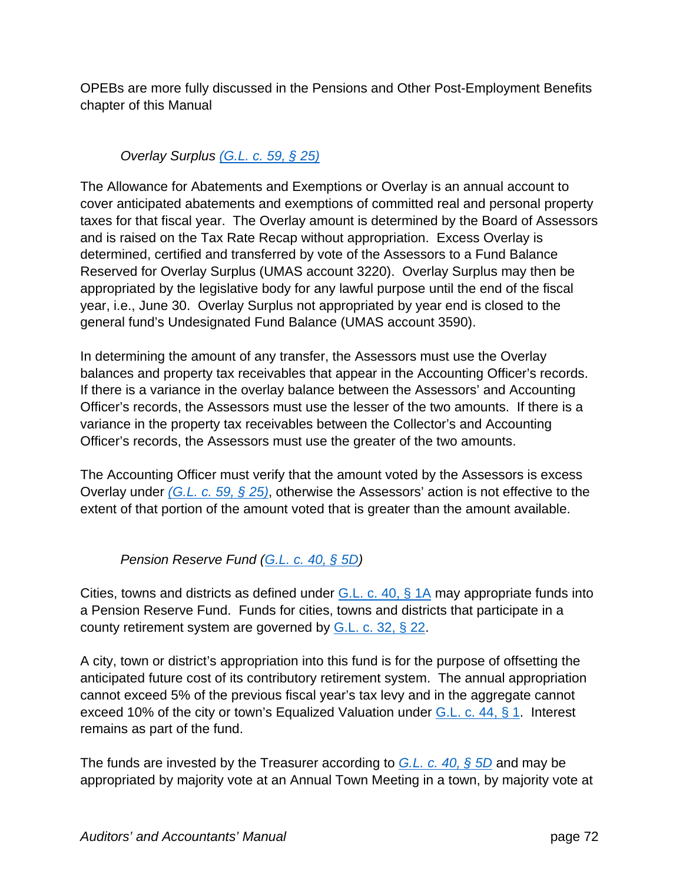OPEBs are more fully discussed in the Pensions and Other Post-Employment Benefits chapter of this Manual

### *Overlay Surplus (G.L. c. 59, § 25)*

The Allowance for Abatements and Exemptions or Overlay is an annual account to cover anticipated abatements and exemptions of committed real and personal property taxes for that fiscal year. The Overlay amount is determined by the Board of Assessors and is raised on the Tax Rate Recap without appropriation. Excess Overlay is determined, certified and transferred by vote of the Assessors to a Fund Balance Reserved for Overlay Surplus (UMAS account 3220). Overlay Surplus may then be appropriated by the legislative body for any lawful purpose until the end of the fiscal year, i.e., June 30. Overlay Surplus not appropriated by year end is closed to the general fund's Undesignated Fund Balance (UMAS account 3590).

In determining the amount of any transfer, the Assessors must use the Overlay balances and property tax receivables that appear in the Accounting Officer's records. If there is a variance in the overlay balance between the Assessors' and Accounting Officer's records, the Assessors must use the lesser of the two amounts. If there is a variance in the property tax receivables between the Collector's and Accounting Officer's records, the Assessors must use the greater of the two amounts.

The Accounting Officer must verify that the amount voted by the Assessors is excess Overlay under *(G.L. c. 59, § 25)*, otherwise the Assessors' action is not effective to the extent of that portion of the amount voted that is greater than the amount available.

### *Pension Reserve Fund (G.L. c. 40, § 5D)*

Cities, towns and districts as defined under G.L. c. 40, § 1A may appropriate funds into a Pension Reserve Fund. Funds for cities, towns and districts that participate in a county retirement system are governed by G.L. c. 32, § 22.

A city, town or district's appropriation into this fund is for the purpose of offsetting the anticipated future cost of its contributory retirement system. The annual appropriation cannot exceed 5% of the previous fiscal year's tax levy and in the aggregate cannot exceed 10% of the city or town's Equalized Valuation under G.L. c. 44, § 1. Interest remains as part of the fund.

The funds are invested by the Treasurer according to *G.L. c. 40, § 5D* and may be appropriated by majority vote at an Annual Town Meeting in a town, by majority vote at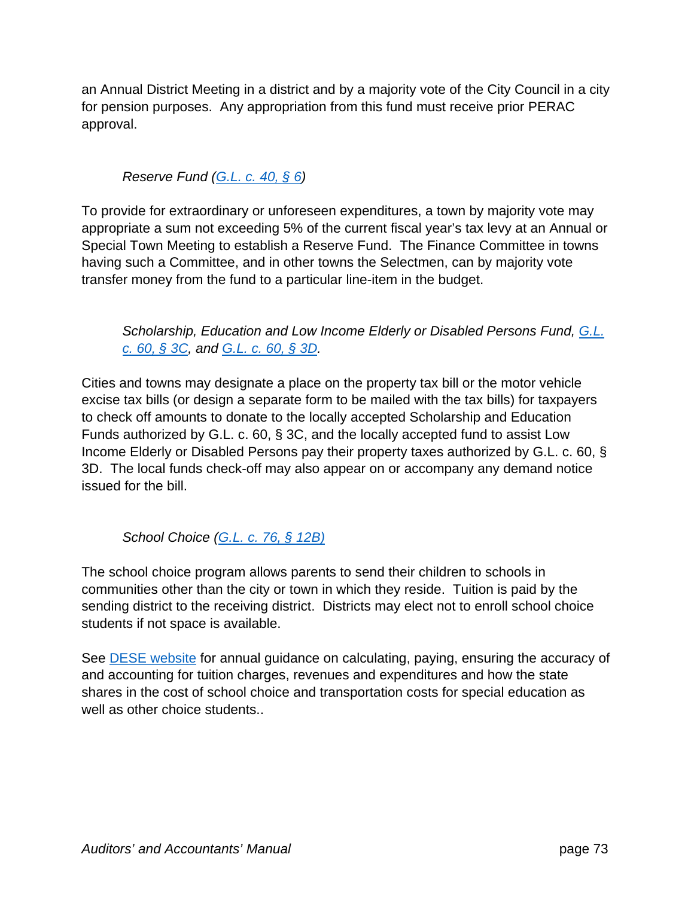an Annual District Meeting in a district and by a majority vote of the City Council in a city for pension purposes. Any appropriation from this fund must receive prior PERAC approval.

*Reserve Fund (G.L. c. 40, § 6)*

To provide for extraordinary or unforeseen expenditures, a town by majority vote may appropriate a sum not exceeding 5% of the current fiscal year's tax levy at an Annual or Special Town Meeting to establish a Reserve Fund. The Finance Committee in towns having such a Committee, and in other towns the Selectmen, can by majority vote transfer money from the fund to a particular line-item in the budget.

*Scholarship, Education and Low Income Elderly or Disabled Persons Fund, G.L. c. 60, § 3C, and G.L. c. 60, § 3D.*

Cities and towns may designate a place on the property tax bill or the motor vehicle excise tax bills (or design a separate form to be mailed with the tax bills) for taxpayers to check off amounts to donate to the locally accepted Scholarship and Education Funds authorized by G.L. c. 60, § 3C, and the locally accepted fund to assist Low Income Elderly or Disabled Persons pay their property taxes authorized by G.L. c. 60, § 3D. The local funds check-off may also appear on or accompany any demand notice issued for the bill.

*School Choice (G.L. c. 76, § 12B)*

The school choice program allows parents to send their children to schools in communities other than the city or town in which they reside. Tuition is paid by the sending district to the receiving district. Districts may elect not to enroll school choice students if not space is available.

See DESE website for annual guidance on calculating, paying, ensuring the accuracy of and accounting for tuition charges, revenues and expenditures and how the state shares in the cost of school choice and transportation costs for special education as well as other choice students..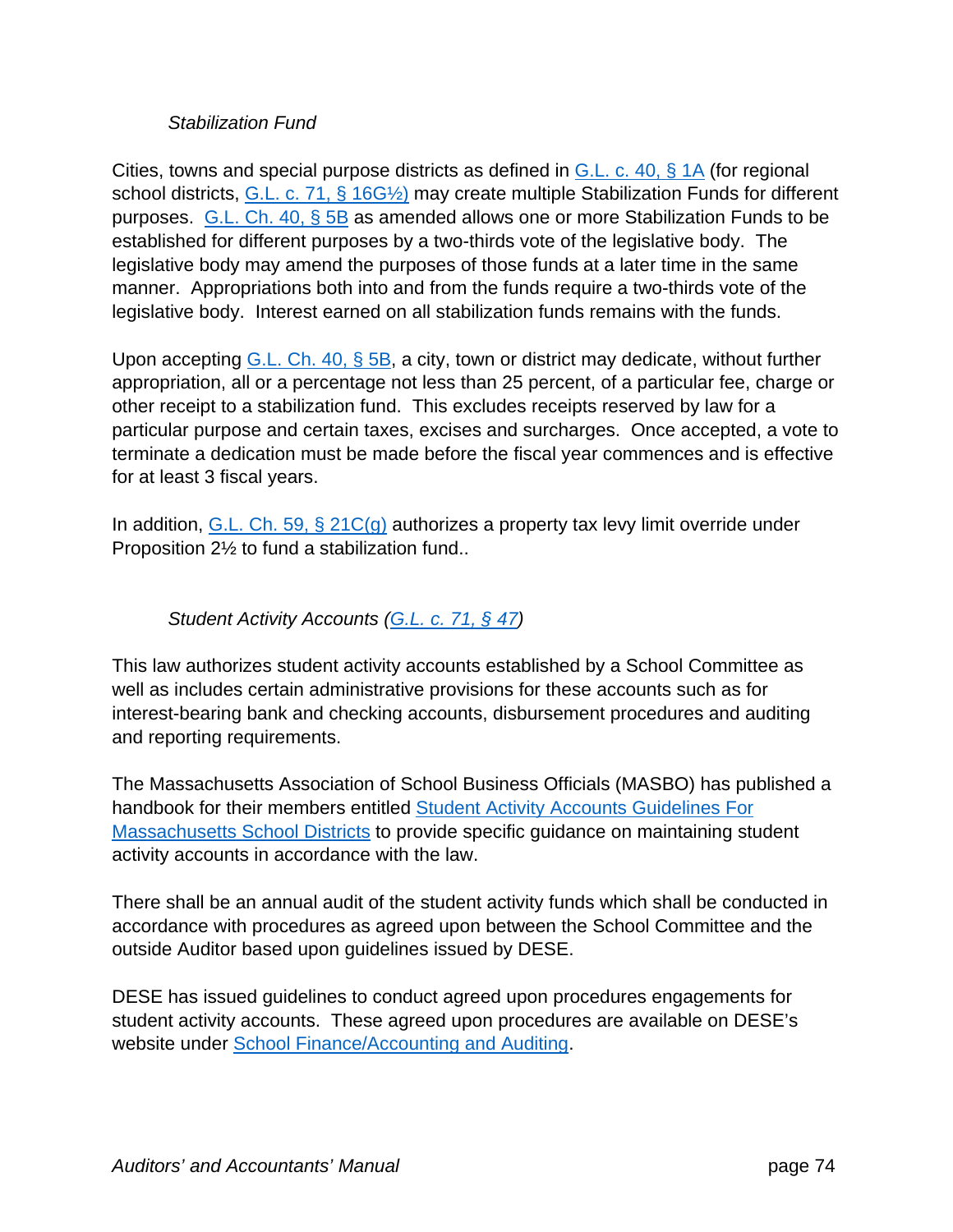*Stabilization Fund*

Cities, towns and special purpose districts as defined in G.L. c. 40, § 1A (for regional school districts, G.L. c. 71, § 16G½) may create multiple Stabilization Funds for different purposes. G.L. Ch. 40, § 5B as amended allows one or more Stabilization Funds to be established for different purposes by a two-thirds vote of the legislative body. The legislative body may amend the purposes of those funds at a later time in the same manner. Appropriations both into and from the funds require a two-thirds vote of the legislative body. Interest earned on all stabilization funds remains with the funds.

Upon accepting G.L. Ch. 40, § 5B, a city, town or district may dedicate, without further appropriation, all or a percentage not less than 25 percent, of a particular fee, charge or other receipt to a stabilization fund. This excludes receipts reserved by law for a particular purpose and certain taxes, excises and surcharges. Once accepted, a vote to terminate a dedication must be made before the fiscal year commences and is effective for at least 3 fiscal years.

In addition, G.L. Ch. 59, § 21C(g) authorizes a property tax levy limit override under Proposition 2½ to fund a stabilization fund..

*Student Activity Accounts (G.L. c. 71, § 47)*

This law authorizes student activity accounts established by a School Committee as well as includes certain administrative provisions for these accounts such as for interest-bearing bank and checking accounts, disbursement procedures and auditing and reporting requirements.

The Massachusetts Association of School Business Officials (MASBO) has published a handbook for their members entitled Student Activity Accounts Guidelines For Massachusetts School Districts to provide specific guidance on maintaining student activity accounts in accordance with the law.

There shall be an annual audit of the student activity funds which shall be conducted in accordance with procedures as agreed upon between the School Committee and the outside Auditor based upon guidelines issued by DESE.

DESE has issued guidelines to conduct agreed upon procedures engagements for student activity accounts. These agreed upon procedures are available on DESE's website under School Finance/Accounting and Auditing.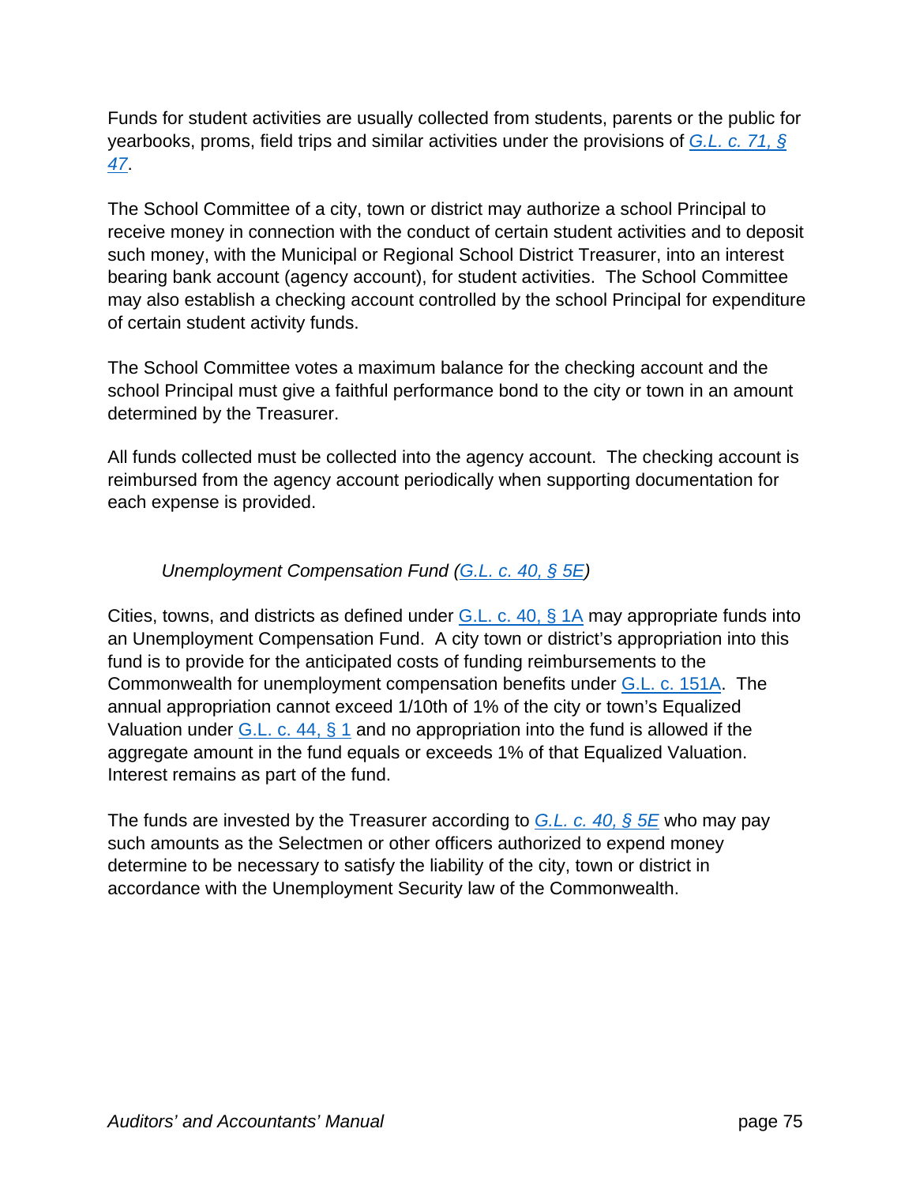Funds for student activities are usually collected from students, parents or the public for yearbooks, proms, field trips and similar activities under the provisions of *G.L. c. 71, § 47*.

The School Committee of a city, town or district may authorize a school Principal to receive money in connection with the conduct of certain student activities and to deposit such money, with the Municipal or Regional School District Treasurer, into an interest bearing bank account (agency account), for student activities. The School Committee may also establish a checking account controlled by the school Principal for expenditure of certain student activity funds.

The School Committee votes a maximum balance for the checking account and the school Principal must give a faithful performance bond to the city or town in an amount determined by the Treasurer.

All funds collected must be collected into the agency account. The checking account is reimbursed from the agency account periodically when supporting documentation for each expense is provided.

*Unemployment Compensation Fund (G.L. c. 40, § 5E)*

Cities, towns, and districts as defined under G.L. c. 40, § 1A may appropriate funds into an Unemployment Compensation Fund. A city town or district's appropriation into this fund is to provide for the anticipated costs of funding reimbursements to the Commonwealth for unemployment compensation benefits under G.L. c. 151A. The annual appropriation cannot exceed 1/10th of 1% of the city or town's Equalized Valuation under G.L. c. 44, § 1 and no appropriation into the fund is allowed if the aggregate amount in the fund equals or exceeds 1% of that Equalized Valuation. Interest remains as part of the fund.

The funds are invested by the Treasurer according to *G.L. c. 40, § 5E* who may pay such amounts as the Selectmen or other officers authorized to expend money determine to be necessary to satisfy the liability of the city, town or district in accordance with the Unemployment Security law of the Commonwealth.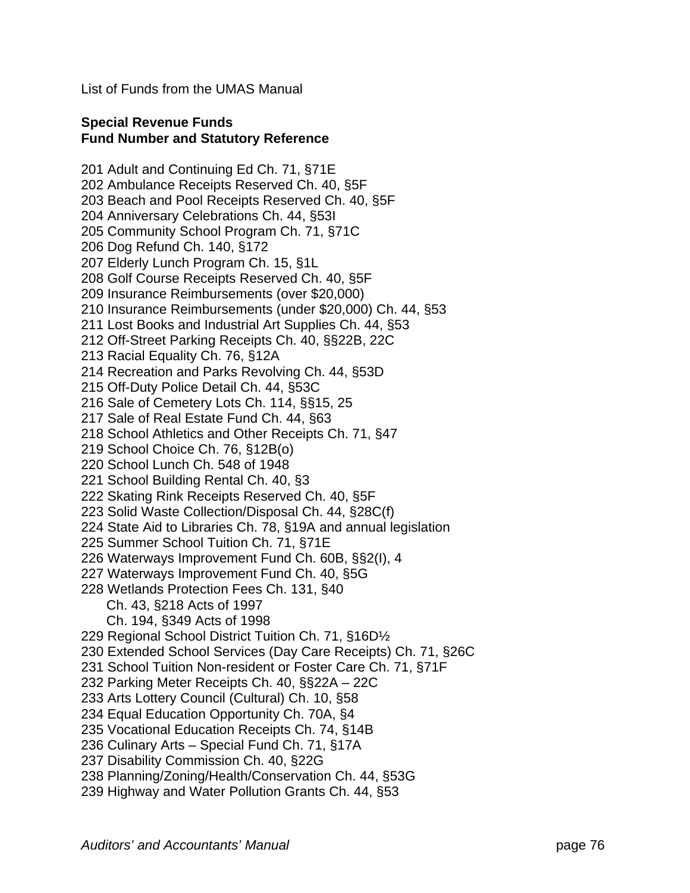List of Funds from the UMAS Manual

**Special Revenue Funds**
**Fund Number and Statutory Reference**

201 Adult and Continuing Ed Ch. 71, §71E
202 Ambulance Receipts Reserved Ch. 40, §5F
203 Beach and Pool Receipts Reserved Ch. 40, §5F
204 Anniversary Celebrations Ch. 44, §53I
205 Community School Program Ch. 71, §71C
206 Dog Refund Ch. 140, §172
207 Elderly Lunch Program Ch. 15, §1L
208 Golf Course Receipts Reserved Ch. 40, §5F
209 Insurance Reimbursements (over $20,000)
210 Insurance Reimbursements (under $20,000) Ch. 44, §53
211 Lost Books and Industrial Art Supplies Ch. 44, §53
212 Off-Street Parking Receipts Ch. 40, §§22B, 22C
213 Racial Equality Ch. 76, §12A
214 Recreation and Parks Revolving Ch. 44, §53D
215 Off-Duty Police Detail Ch. 44, §53C
216 Sale of Cemetery Lots Ch. 114, §§15, 25
217 Sale of Real Estate Fund Ch. 44, §63
218 School Athletics and Other Receipts Ch. 71, §47
219 School Choice Ch. 76, §12B(o)
220 School Lunch Ch. 548 of 1948
221 School Building Rental Ch. 40, §3
222 Skating Rink Receipts Reserved Ch. 40, §5F
223 Solid Waste Collection/Disposal Ch. 44, §28C(f)
224 State Aid to Libraries Ch. 78, §19A and annual legislation
225 Summer School Tuition Ch. 71, §71E
226 Waterways Improvement Fund Ch. 60B, §§2(I), 4
227 Waterways Improvement Fund Ch. 40, §5G
228 Wetlands Protection Fees Ch. 131, §40
    Ch. 43, §218 Acts of 1997
    Ch. 194, §349 Acts of 1998
229 Regional School District Tuition Ch. 71, §16D½
230 Extended School Services (Day Care Receipts) Ch. 71, §26C
231 School Tuition Non-resident or Foster Care Ch. 71, §71F
232 Parking Meter Receipts Ch. 40, §§22A – 22C
233 Arts Lottery Council (Cultural) Ch. 10, §58
234 Equal Education Opportunity Ch. 70A, §4
235 Vocational Education Receipts Ch. 74, §14B
236 Culinary Arts – Special Fund Ch. 71, §17A
237 Disability Commission Ch. 40, §22G
238 Planning/Zoning/Health/Conservation Ch. 44, §53G
239 Highway and Water Pollution Grants Ch. 44, §53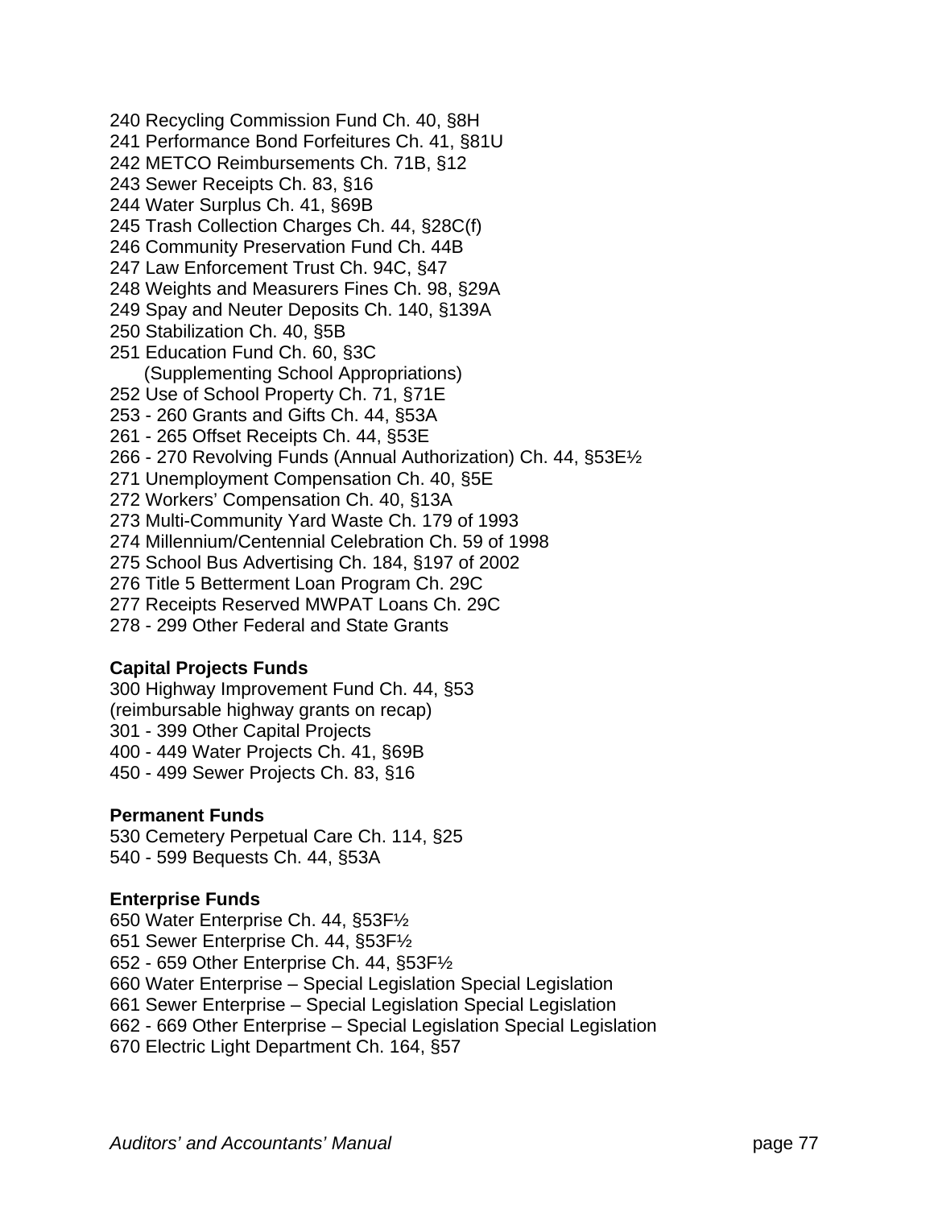240 Recycling Commission Fund Ch. 40, §8H
241 Performance Bond Forfeitures Ch. 41, §81U
242 METCO Reimbursements Ch. 71B, §12
243 Sewer Receipts Ch. 83, §16
244 Water Surplus Ch. 41, §69B
245 Trash Collection Charges Ch. 44, §28C(f)
246 Community Preservation Fund Ch. 44B
247 Law Enforcement Trust Ch. 94C, §47
248 Weights and Measurers Fines Ch. 98, §29A
249 Spay and Neuter Deposits Ch. 140, §139A
250 Stabilization Ch. 40, §5B
251 Education Fund Ch. 60, §3C
(Supplementing School Appropriations)
252 Use of School Property Ch. 71, §71E
253 - 260 Grants and Gifts Ch. 44, §53A
261 - 265 Offset Receipts Ch. 44, §53E
266 - 270 Revolving Funds (Annual Authorization) Ch. 44, §53E½
271 Unemployment Compensation Ch. 40, §5E
272 Workers' Compensation Ch. 40, §13A
273 Multi-Community Yard Waste Ch. 179 of 1993
274 Millennium/Centennial Celebration Ch. 59 of 1998
275 School Bus Advertising Ch. 184, §197 of 2002
276 Title 5 Betterment Loan Program Ch. 29C
277 Receipts Reserved MWPAT Loans Ch. 29C
278 - 299 Other Federal and State Grants

**Capital Projects Funds**
300 Highway Improvement Fund Ch. 44, §53
(reimbursable highway grants on recap)
301 - 399 Other Capital Projects
400 - 449 Water Projects Ch. 41, §69B
450 - 499 Sewer Projects Ch. 83, §16

**Permanent Funds**
530 Cemetery Perpetual Care Ch. 114, §25
540 - 599 Bequests Ch. 44, §53A

**Enterprise Funds**
650 Water Enterprise Ch. 44, §53F½
651 Sewer Enterprise Ch. 44, §53F½
652 - 659 Other Enterprise Ch. 44, §53F½
660 Water Enterprise – Special Legislation Special Legislation
661 Sewer Enterprise – Special Legislation Special Legislation
662 - 669 Other Enterprise – Special Legislation Special Legislation
670 Electric Light Department Ch. 164, §57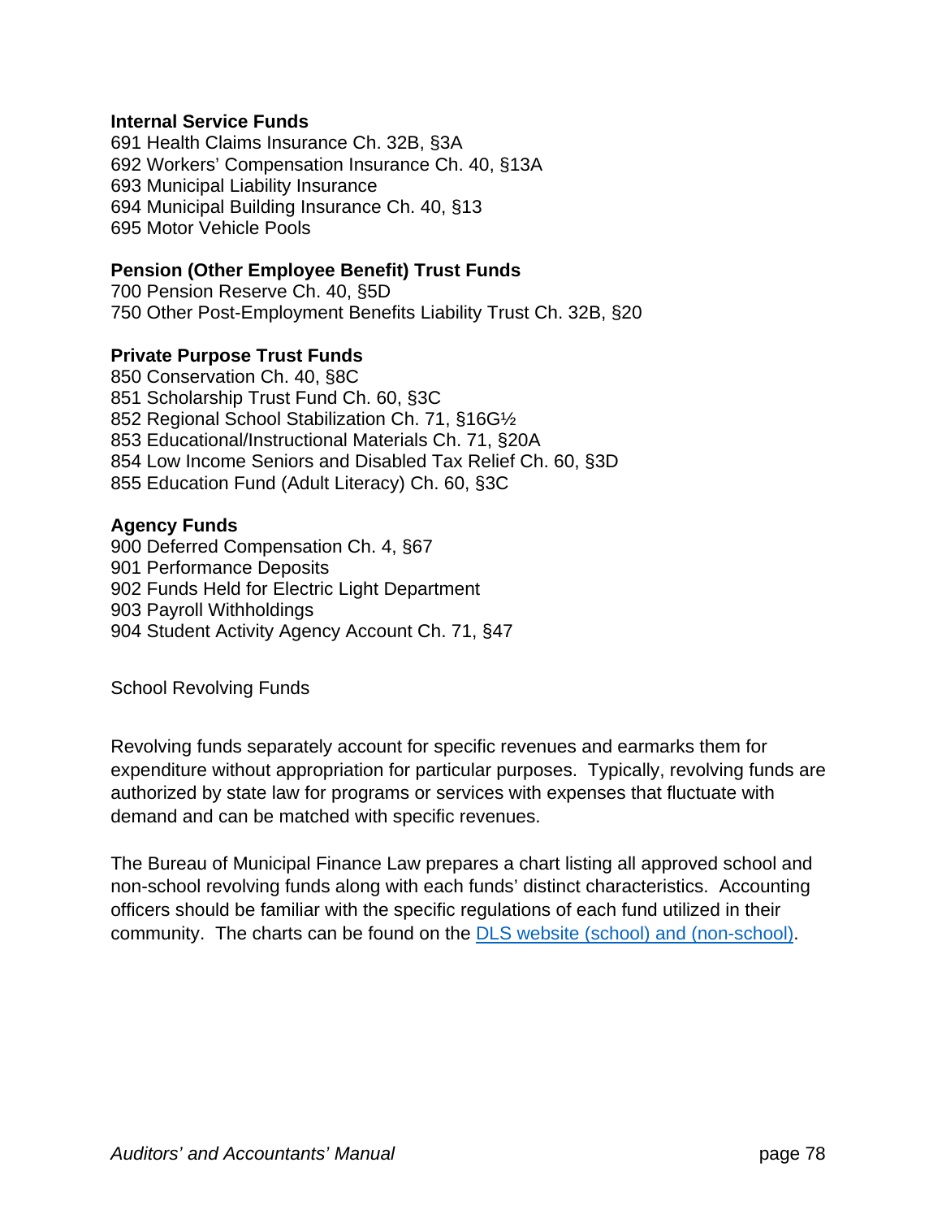**Internal Service Funds**
691 Health Claims Insurance Ch. 32B, §3A
692 Workers' Compensation Insurance Ch. 40, §13A
693 Municipal Liability Insurance
694 Municipal Building Insurance Ch. 40, §13
695 Motor Vehicle Pools

**Pension (Other Employee Benefit) Trust Funds**
700 Pension Reserve Ch. 40, §5D
750 Other Post-Employment Benefits Liability Trust Ch. 32B, §20

**Private Purpose Trust Funds**
850 Conservation Ch. 40, §8C
851 Scholarship Trust Fund Ch. 60, §3C
852 Regional School Stabilization Ch. 71, §16G½
853 Educational/Instructional Materials Ch. 71, §20A
854 Low Income Seniors and Disabled Tax Relief Ch. 60, §3D
855 Education Fund (Adult Literacy) Ch. 60, §3C

**Agency Funds**
900 Deferred Compensation Ch. 4, §67
901 Performance Deposits
902 Funds Held for Electric Light Department
903 Payroll Withholdings
904 Student Activity Agency Account Ch. 71, §47

School Revolving Funds

Revolving funds separately account for specific revenues and earmarks them for expenditure without appropriation for particular purposes. Typically, revolving funds are authorized by state law for programs or services with expenses that fluctuate with demand and can be matched with specific revenues.

The Bureau of Municipal Finance Law prepares a chart listing all approved school and non-school revolving funds along with each funds' distinct characteristics. Accounting officers should be familiar with the specific regulations of each fund utilized in their community. The charts can be found on the DLS website (school) and (non-school).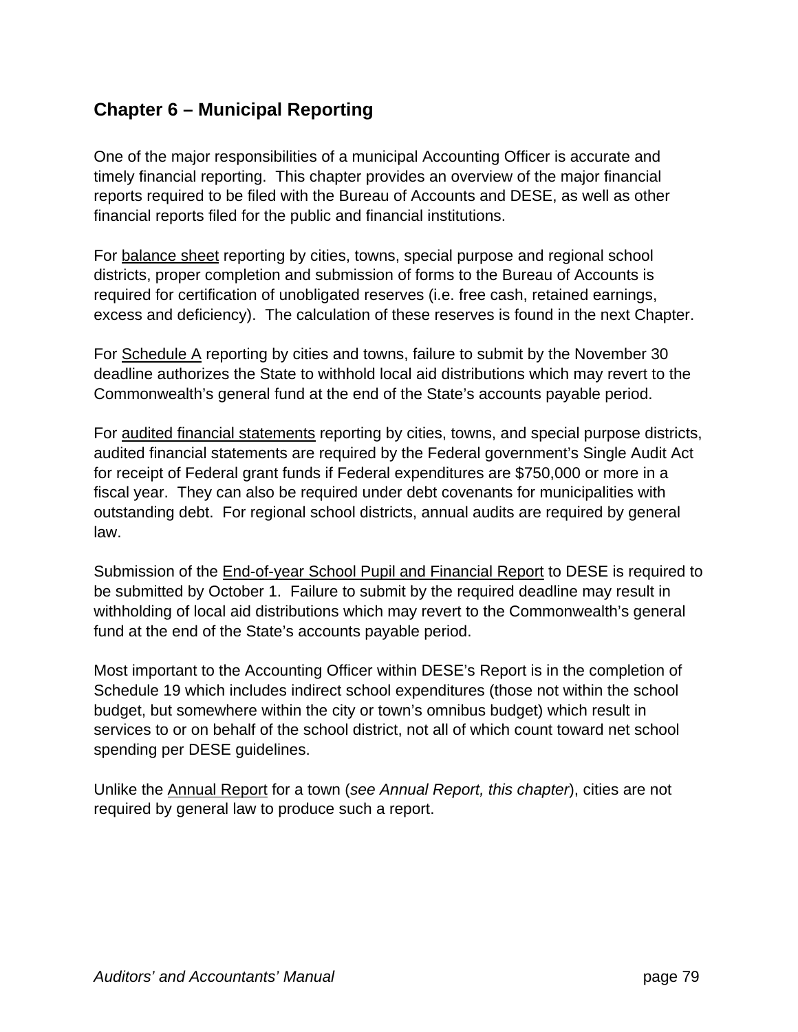## Chapter 6 – Municipal Reporting

One of the major responsibilities of a municipal Accounting Officer is accurate and timely financial reporting. This chapter provides an overview of the major financial reports required to be filed with the Bureau of Accounts and DESE, as well as other financial reports filed for the public and financial institutions.

For balance sheet reporting by cities, towns, special purpose and regional school districts, proper completion and submission of forms to the Bureau of Accounts is required for certification of unobligated reserves (i.e. free cash, retained earnings, excess and deficiency). The calculation of these reserves is found in the next Chapter.

For Schedule A reporting by cities and towns, failure to submit by the November 30 deadline authorizes the State to withhold local aid distributions which may revert to the Commonwealth's general fund at the end of the State's accounts payable period.

For audited financial statements reporting by cities, towns, and special purpose districts, audited financial statements are required by the Federal government's Single Audit Act for receipt of Federal grant funds if Federal expenditures are $750,000 or more in a fiscal year. They can also be required under debt covenants for municipalities with outstanding debt. For regional school districts, annual audits are required by general law.

Submission of the End-of-year School Pupil and Financial Report to DESE is required to be submitted by October 1. Failure to submit by the required deadline may result in withholding of local aid distributions which may revert to the Commonwealth's general fund at the end of the State's accounts payable period.

Most important to the Accounting Officer within DESE's Report is in the completion of Schedule 19 which includes indirect school expenditures (those not within the school budget, but somewhere within the city or town's omnibus budget) which result in services to or on behalf of the school district, not all of which count toward net school spending per DESE guidelines.

Unlike the Annual Report for a town (*see Annual Report, this chapter*), cities are not required by general law to produce such a report.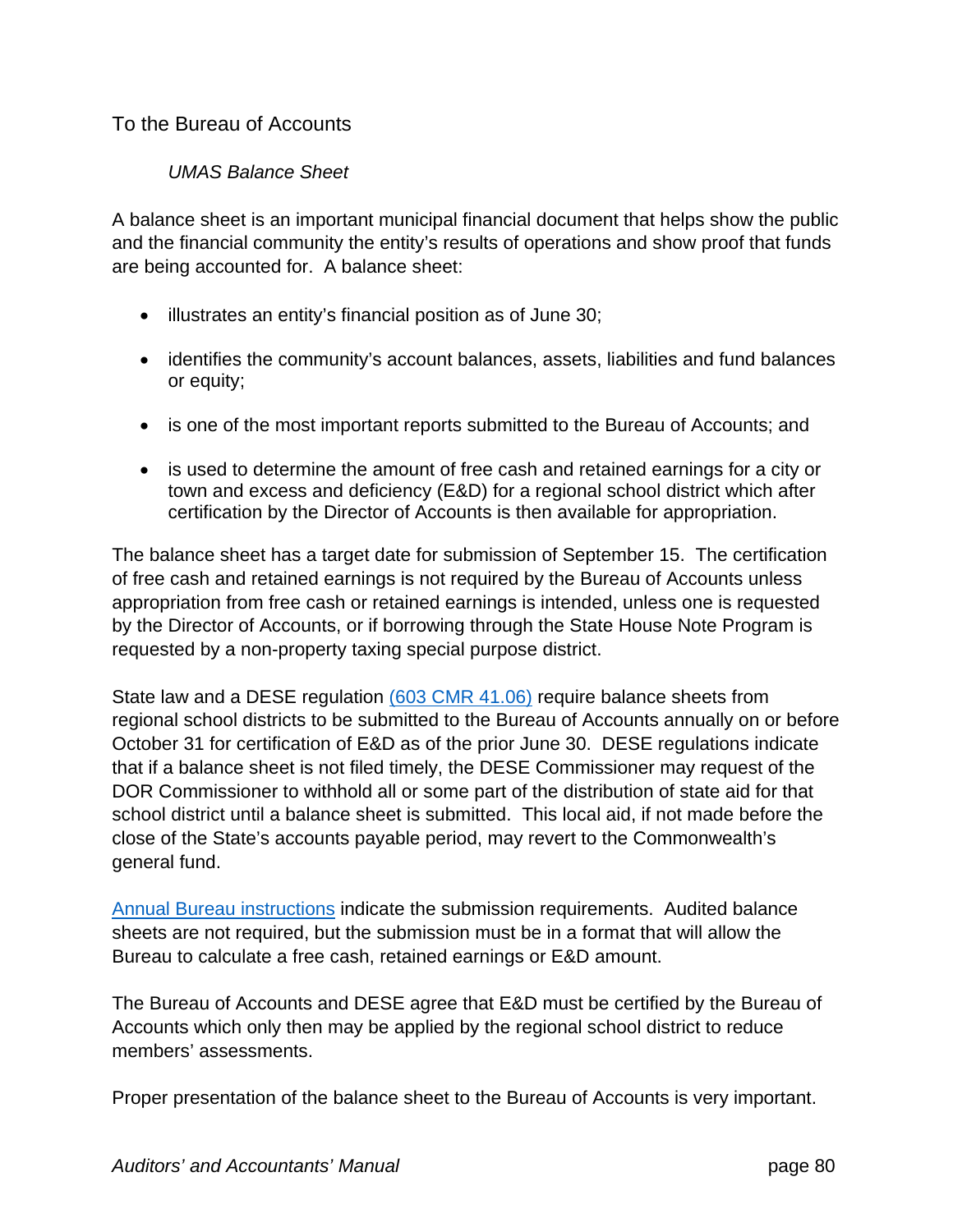## To the Bureau of Accounts

### *UMAS Balance Sheet*

A balance sheet is an important municipal financial document that helps show the public and the financial community the entity's results of operations and show proof that funds are being accounted for. A balance sheet:

- illustrates an entity's financial position as of June 30;
- identifies the community's account balances, assets, liabilities and fund balances or equity;
- is one of the most important reports submitted to the Bureau of Accounts; and
- is used to determine the amount of free cash and retained earnings for a city or town and excess and deficiency (E&D) for a regional school district which after certification by the Director of Accounts is then available for appropriation.

The balance sheet has a target date for submission of September 15. The certification of free cash and retained earnings is not required by the Bureau of Accounts unless appropriation from free cash or retained earnings is intended, unless one is requested by the Director of Accounts, or if borrowing through the State House Note Program is requested by a non-property taxing special purpose district.

State law and a DESE regulation (603 CMR 41.06) require balance sheets from regional school districts to be submitted to the Bureau of Accounts annually on or before October 31 for certification of E&D as of the prior June 30. DESE regulations indicate that if a balance sheet is not filed timely, the DESE Commissioner may request of the DOR Commissioner to withhold all or some part of the distribution of state aid for that school district until a balance sheet is submitted. This local aid, if not made before the close of the State's accounts payable period, may revert to the Commonwealth's general fund.

Annual Bureau instructions indicate the submission requirements. Audited balance sheets are not required, but the submission must be in a format that will allow the Bureau to calculate a free cash, retained earnings or E&D amount.

The Bureau of Accounts and DESE agree that E&D must be certified by the Bureau of Accounts which only then may be applied by the regional school district to reduce members' assessments.

Proper presentation of the balance sheet to the Bureau of Accounts is very important.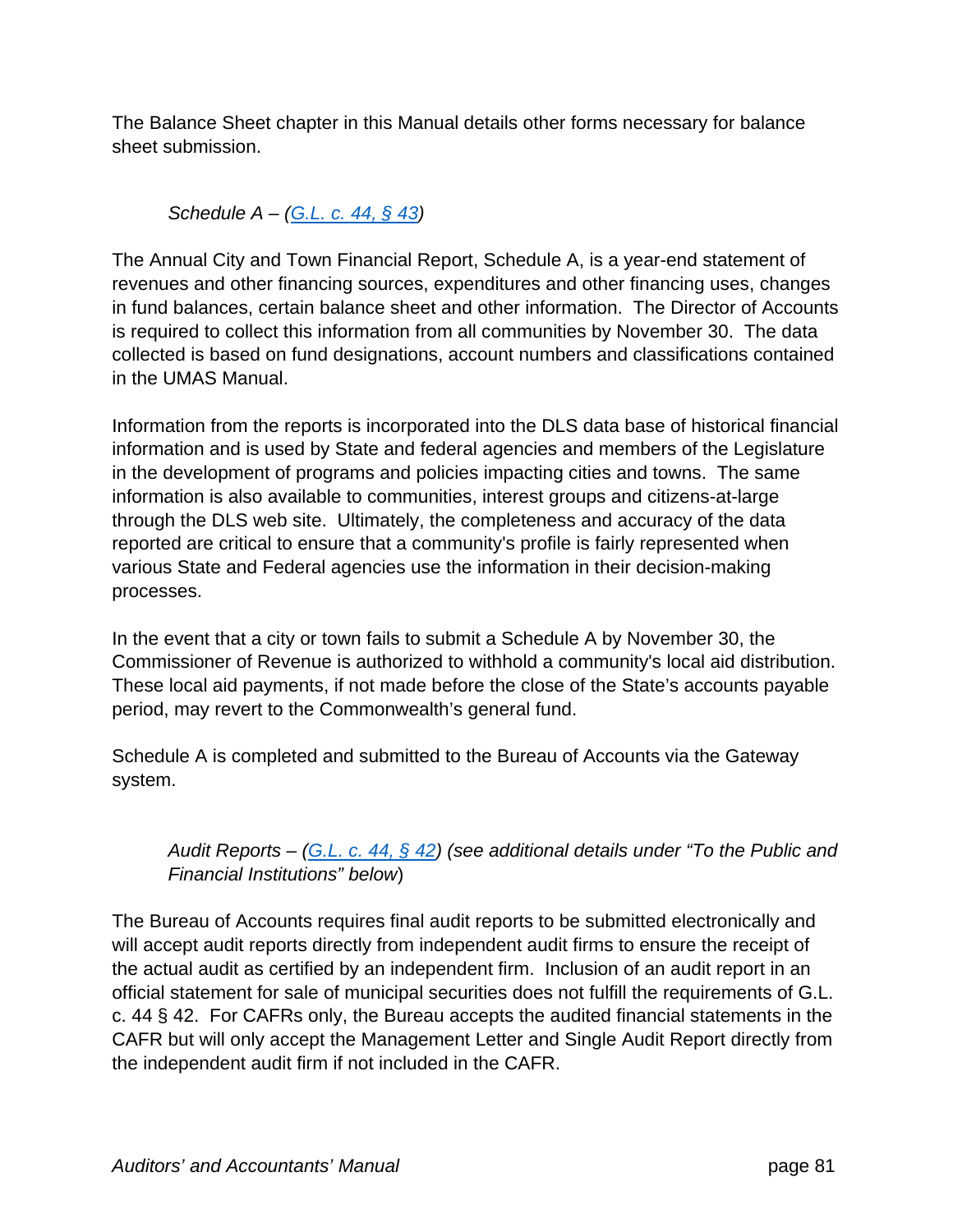The Balance Sheet chapter in this Manual details other forms necessary for balance sheet submission.

*Schedule A – (G.L. c. 44, § 43)*

The Annual City and Town Financial Report, Schedule A, is a year-end statement of revenues and other financing sources, expenditures and other financing uses, changes in fund balances, certain balance sheet and other information. The Director of Accounts is required to collect this information from all communities by November 30. The data collected is based on fund designations, account numbers and classifications contained in the UMAS Manual.

Information from the reports is incorporated into the DLS data base of historical financial information and is used by State and federal agencies and members of the Legislature in the development of programs and policies impacting cities and towns. The same information is also available to communities, interest groups and citizens-at-large through the DLS web site. Ultimately, the completeness and accuracy of the data reported are critical to ensure that a community's profile is fairly represented when various State and Federal agencies use the information in their decision-making processes.

In the event that a city or town fails to submit a Schedule A by November 30, the Commissioner of Revenue is authorized to withhold a community's local aid distribution. These local aid payments, if not made before the close of the State's accounts payable period, may revert to the Commonwealth's general fund.

Schedule A is completed and submitted to the Bureau of Accounts via the Gateway system.

*Audit Reports – (G.L. c. 44, § 42) (see additional details under "To the Public and Financial Institutions" below)*

The Bureau of Accounts requires final audit reports to be submitted electronically and will accept audit reports directly from independent audit firms to ensure the receipt of the actual audit as certified by an independent firm. Inclusion of an audit report in an official statement for sale of municipal securities does not fulfill the requirements of G.L. c. 44 § 42. For CAFRs only, the Bureau accepts the audited financial statements in the CAFR but will only accept the Management Letter and Single Audit Report directly from the independent audit firm if not included in the CAFR.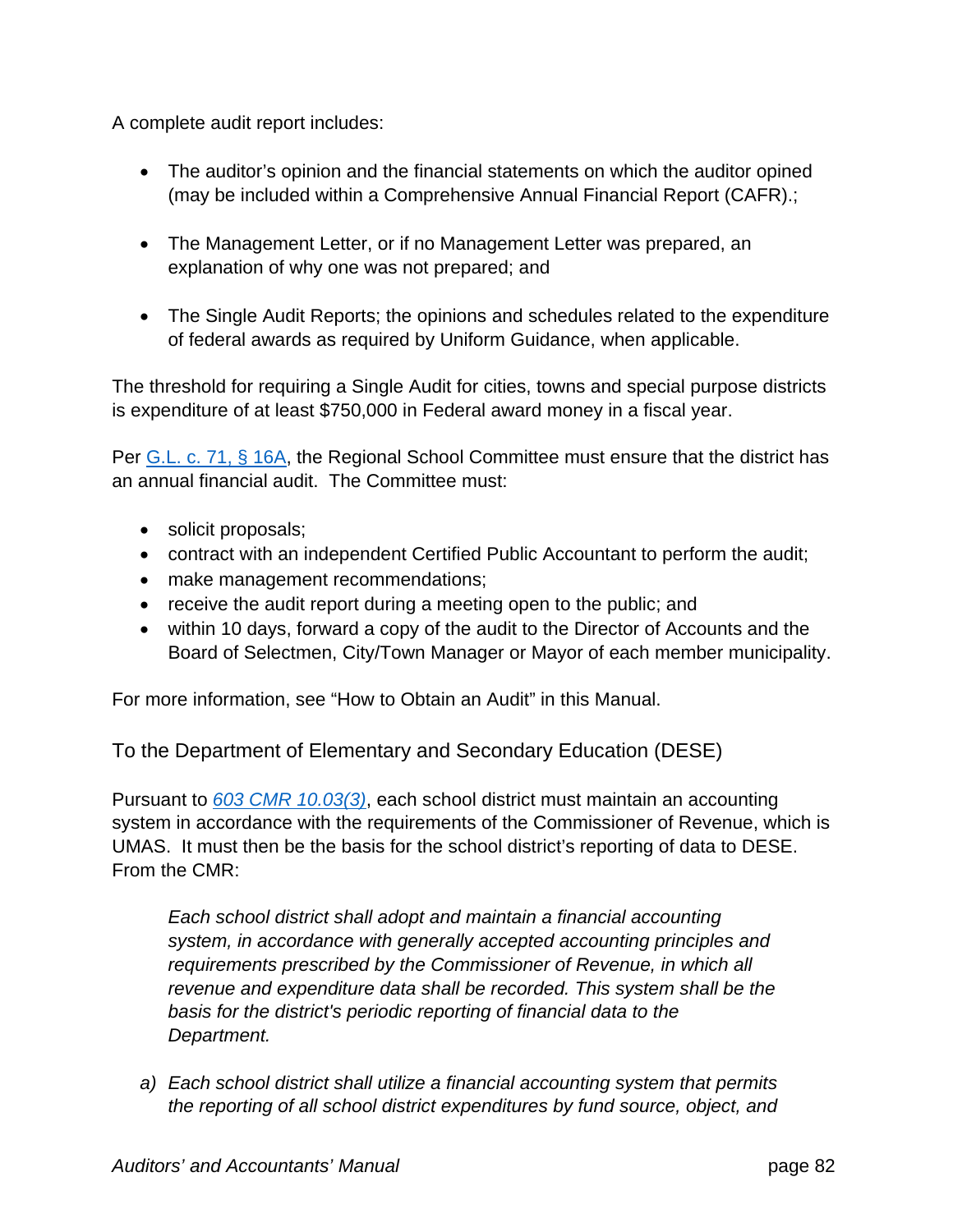A complete audit report includes:

- The auditor's opinion and the financial statements on which the auditor opined (may be included within a Comprehensive Annual Financial Report (CAFR).;
- The Management Letter, or if no Management Letter was prepared, an explanation of why one was not prepared; and
- The Single Audit Reports; the opinions and schedules related to the expenditure of federal awards as required by Uniform Guidance, when applicable.

The threshold for requiring a Single Audit for cities, towns and special purpose districts is expenditure of at least $750,000 in Federal award money in a fiscal year.

Per [G.L. c. 71, § 16A](), the Regional School Committee must ensure that the district has an annual financial audit. The Committee must:

- solicit proposals;
- contract with an independent Certified Public Accountant to perform the audit;
- make management recommendations;
- receive the audit report during a meeting open to the public; and
- within 10 days, forward a copy of the audit to the Director of Accounts and the Board of Selectmen, City/Town Manager or Mayor of each member municipality.

For more information, see "How to Obtain an Audit" in this Manual.

### To the Department of Elementary and Secondary Education (DESE)

Pursuant to [*603 CMR 10.03(3)*](), each school district must maintain an accounting system in accordance with the requirements of the Commissioner of Revenue, which is UMAS. It must then be the basis for the school district's reporting of data to DESE. From the CMR:

> *Each school district shall adopt and maintain a financial accounting system, in accordance with generally accepted accounting principles and requirements prescribed by the Commissioner of Revenue, in which all revenue and expenditure data shall be recorded. This system shall be the basis for the district's periodic reporting of financial data to the Department.*

a) *Each school district shall utilize a financial accounting system that permits the reporting of all school district expenditures by fund source, object, and*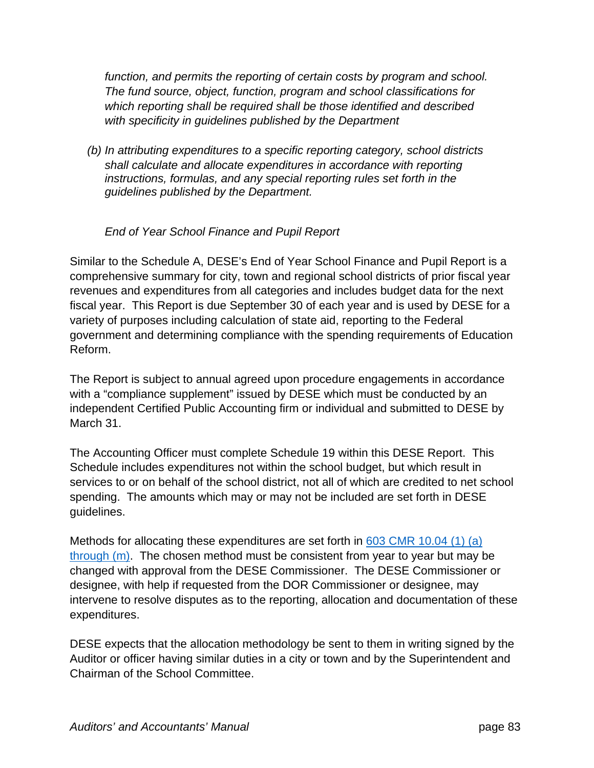*function, and permits the reporting of certain costs by program and school. The fund source, object, function, program and school classifications for which reporting shall be required shall be those identified and described with specificity in guidelines published by the Department*

*(b) In attributing expenditures to a specific reporting category, school districts shall calculate and allocate expenditures in accordance with reporting instructions, formulas, and any special reporting rules set forth in the guidelines published by the Department.*

*End of Year School Finance and Pupil Report*

Similar to the Schedule A, DESE's End of Year School Finance and Pupil Report is a comprehensive summary for city, town and regional school districts of prior fiscal year revenues and expenditures from all categories and includes budget data for the next fiscal year. This Report is due September 30 of each year and is used by DESE for a variety of purposes including calculation of state aid, reporting to the Federal government and determining compliance with the spending requirements of Education Reform.

The Report is subject to annual agreed upon procedure engagements in accordance with a "compliance supplement" issued by DESE which must be conducted by an independent Certified Public Accounting firm or individual and submitted to DESE by March 31.

The Accounting Officer must complete Schedule 19 within this DESE Report. This Schedule includes expenditures not within the school budget, but which result in services to or on behalf of the school district, not all of which are credited to net school spending. The amounts which may or may not be included are set forth in DESE guidelines.

Methods for allocating these expenditures are set forth in [603 CMR 10.04 (1) (a) through (m)](). The chosen method must be consistent from year to year but may be changed with approval from the DESE Commissioner. The DESE Commissioner or designee, with help if requested from the DOR Commissioner or designee, may intervene to resolve disputes as to the reporting, allocation and documentation of these expenditures.

DESE expects that the allocation methodology be sent to them in writing signed by the Auditor or officer having similar duties in a city or town and by the Superintendent and Chairman of the School Committee.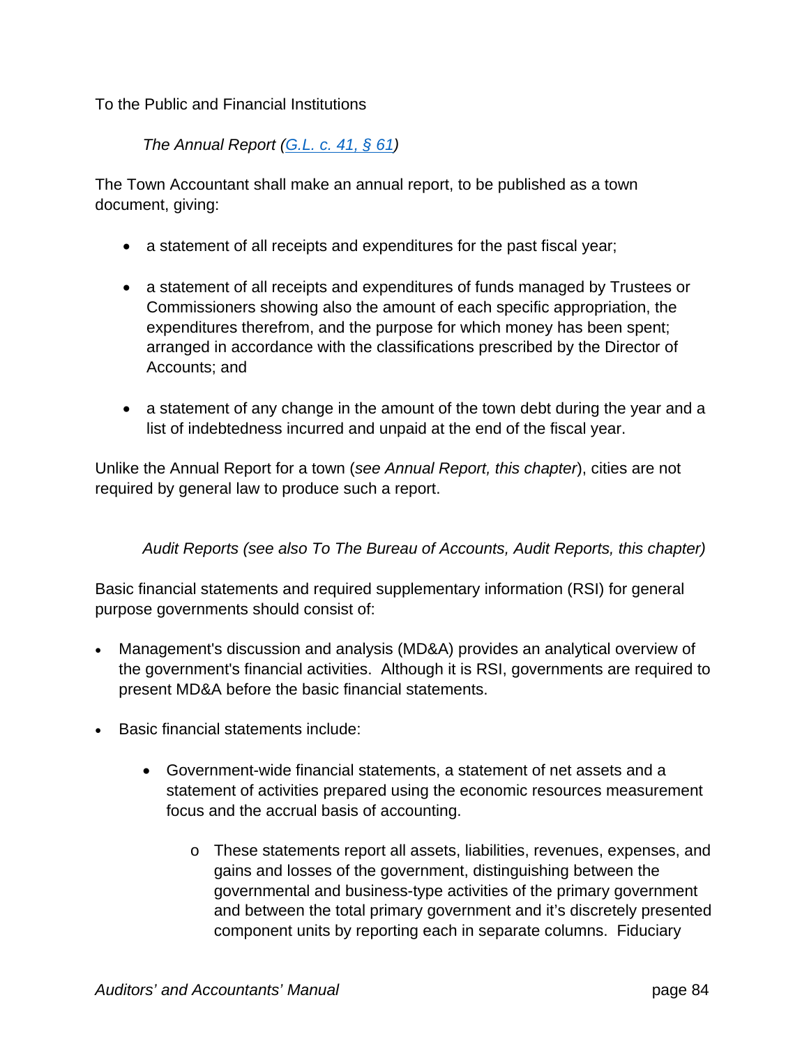To the Public and Financial Institutions

*The Annual Report ([G.L. c. 41, § 61](G.L. c. 41, § 61))*

The Town Accountant shall make an annual report, to be published as a town document, giving:

- a statement of all receipts and expenditures for the past fiscal year;
- a statement of all receipts and expenditures of funds managed by Trustees or Commissioners showing also the amount of each specific appropriation, the expenditures therefrom, and the purpose for which money has been spent; arranged in accordance with the classifications prescribed by the Director of Accounts; and
- a statement of any change in the amount of the town debt during the year and a list of indebtedness incurred and unpaid at the end of the fiscal year.

Unlike the Annual Report for a town (*see Annual Report, this chapter*), cities are not required by general law to produce such a report.

*Audit Reports (see also To The Bureau of Accounts, Audit Reports, this chapter)*

Basic financial statements and required supplementary information (RSI) for general purpose governments should consist of:

- Management's discussion and analysis (MD&A) provides an analytical overview of the government's financial activities. Although it is RSI, governments are required to present MD&A before the basic financial statements.
- Basic financial statements include:
  - Government-wide financial statements, a statement of net assets and a statement of activities prepared using the economic resources measurement focus and the accrual basis of accounting.
    - These statements report all assets, liabilities, revenues, expenses, and gains and losses of the government, distinguishing between the governmental and business-type activities of the primary government and between the total primary government and it's discretely presented component units by reporting each in separate columns. Fiduciary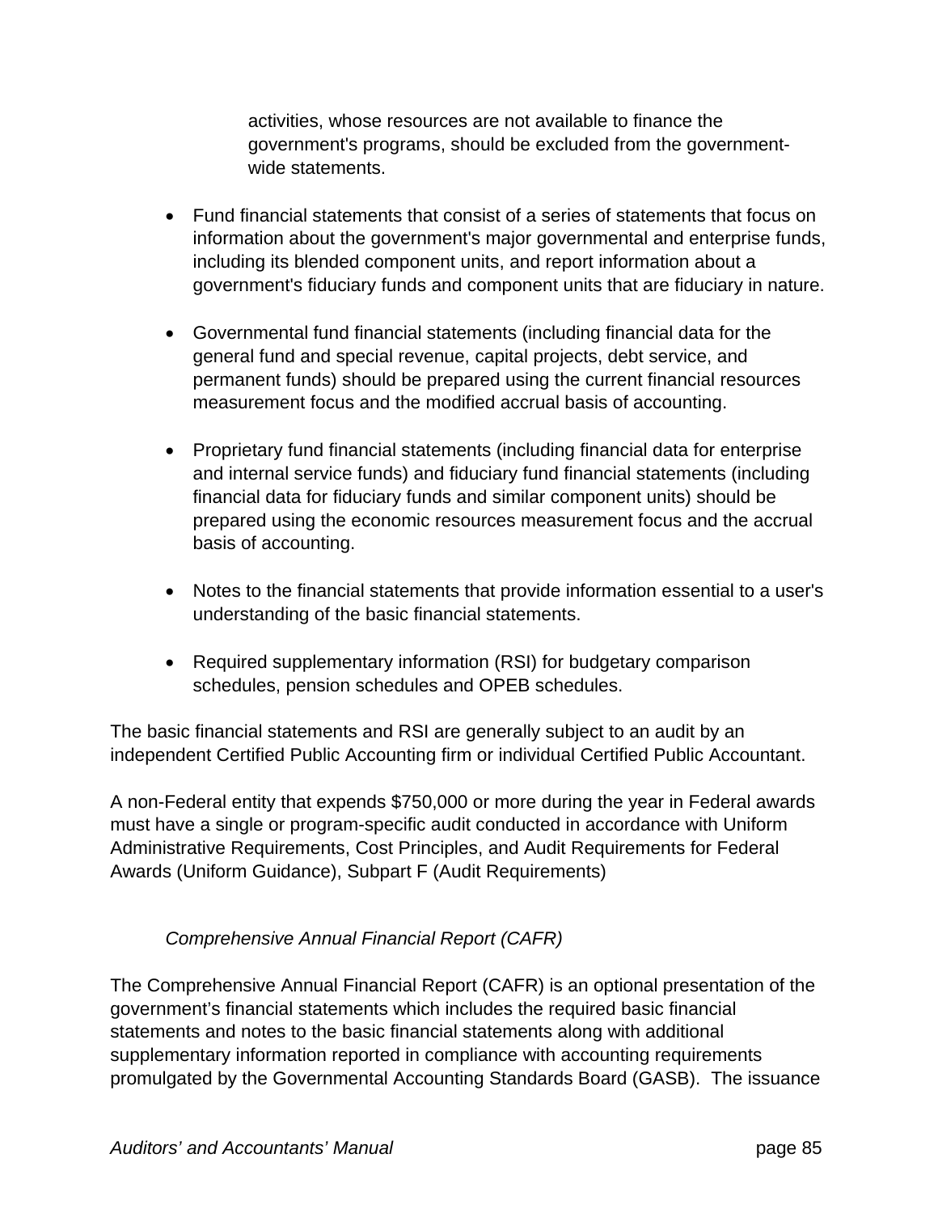activities, whose resources are not available to finance the government's programs, should be excluded from the government-wide statements.

- Fund financial statements that consist of a series of statements that focus on information about the government's major governmental and enterprise funds, including its blended component units, and report information about a government's fiduciary funds and component units that are fiduciary in nature.

- Governmental fund financial statements (including financial data for the general fund and special revenue, capital projects, debt service, and permanent funds) should be prepared using the current financial resources measurement focus and the modified accrual basis of accounting.

- Proprietary fund financial statements (including financial data for enterprise and internal service funds) and fiduciary fund financial statements (including financial data for fiduciary funds and similar component units) should be prepared using the economic resources measurement focus and the accrual basis of accounting.

- Notes to the financial statements that provide information essential to a user's understanding of the basic financial statements.

- Required supplementary information (RSI) for budgetary comparison schedules, pension schedules and OPEB schedules.

The basic financial statements and RSI are generally subject to an audit by an independent Certified Public Accounting firm or individual Certified Public Accountant.

A non-Federal entity that expends $750,000 or more during the year in Federal awards must have a single or program-specific audit conducted in accordance with Uniform Administrative Requirements, Cost Principles, and Audit Requirements for Federal Awards (Uniform Guidance), Subpart F (Audit Requirements)

*Comprehensive Annual Financial Report (CAFR)*

The Comprehensive Annual Financial Report (CAFR) is an optional presentation of the government's financial statements which includes the required basic financial statements and notes to the basic financial statements along with additional supplementary information reported in compliance with accounting requirements promulgated by the Governmental Accounting Standards Board (GASB). The issuance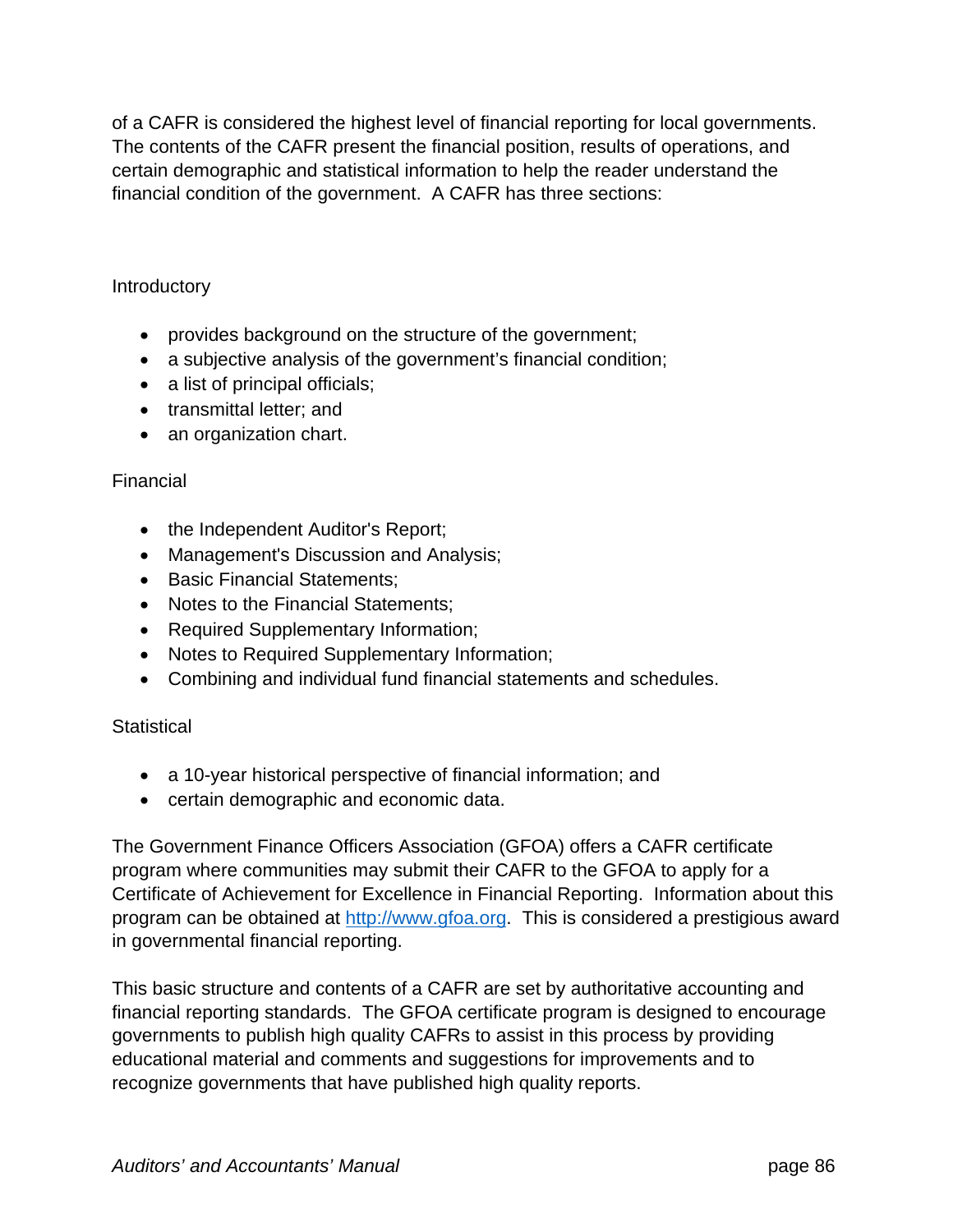of a CAFR is considered the highest level of financial reporting for local governments. The contents of the CAFR present the financial position, results of operations, and certain demographic and statistical information to help the reader understand the financial condition of the government. A CAFR has three sections:

Introductory

- provides background on the structure of the government;
- a subjective analysis of the government's financial condition;
- a list of principal officials;
- transmittal letter; and
- an organization chart.

Financial

- the Independent Auditor's Report;
- Management's Discussion and Analysis;
- Basic Financial Statements;
- Notes to the Financial Statements;
- Required Supplementary Information;
- Notes to Required Supplementary Information;
- Combining and individual fund financial statements and schedules.

Statistical

- a 10-year historical perspective of financial information; and
- certain demographic and economic data.

The Government Finance Officers Association (GFOA) offers a CAFR certificate program where communities may submit their CAFR to the GFOA to apply for a Certificate of Achievement for Excellence in Financial Reporting. Information about this program can be obtained at [http://www.gfoa.org](http://www.gfoa.org). This is considered a prestigious award in governmental financial reporting.

This basic structure and contents of a CAFR are set by authoritative accounting and financial reporting standards. The GFOA certificate program is designed to encourage governments to publish high quality CAFRs to assist in this process by providing educational material and comments and suggestions for improvements and to recognize governments that have published high quality reports.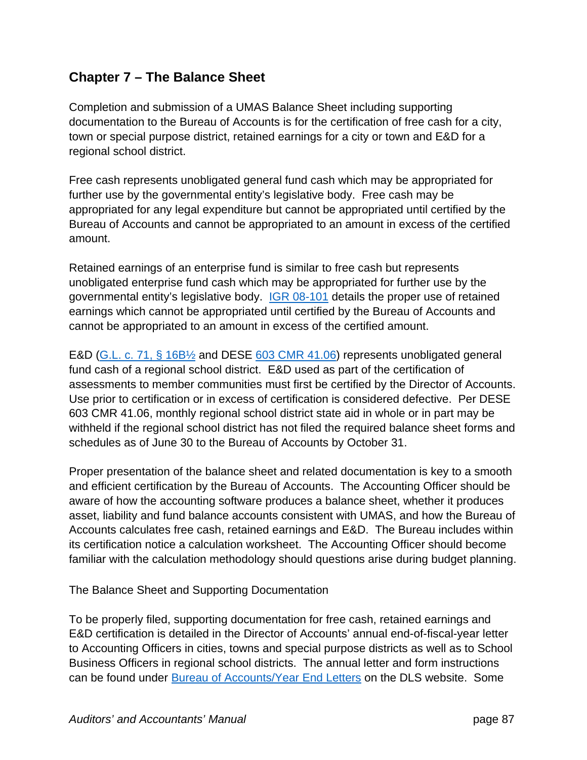## Chapter 7 – The Balance Sheet

Completion and submission of a UMAS Balance Sheet including supporting documentation to the Bureau of Accounts is for the certification of free cash for a city, town or special purpose district, retained earnings for a city or town and E&D for a regional school district.

Free cash represents unobligated general fund cash which may be appropriated for further use by the governmental entity's legislative body. Free cash may be appropriated for any legal expenditure but cannot be appropriated until certified by the Bureau of Accounts and cannot be appropriated to an amount in excess of the certified amount.

Retained earnings of an enterprise fund is similar to free cash but represents unobligated enterprise fund cash which may be appropriated for further use by the governmental entity's legislative body. IGR 08-101 details the proper use of retained earnings which cannot be appropriated until certified by the Bureau of Accounts and cannot be appropriated to an amount in excess of the certified amount.

E&D (G.L. c. 71, § 16B½ and DESE 603 CMR 41.06) represents unobligated general fund cash of a regional school district. E&D used as part of the certification of assessments to member communities must first be certified by the Director of Accounts. Use prior to certification or in excess of certification is considered defective. Per DESE 603 CMR 41.06, monthly regional school district state aid in whole or in part may be withheld if the regional school district has not filed the required balance sheet forms and schedules as of June 30 to the Bureau of Accounts by October 31.

Proper presentation of the balance sheet and related documentation is key to a smooth and efficient certification by the Bureau of Accounts. The Accounting Officer should be aware of how the accounting software produces a balance sheet, whether it produces asset, liability and fund balance accounts consistent with UMAS, and how the Bureau of Accounts calculates free cash, retained earnings and E&D. The Bureau includes within its certification notice a calculation worksheet. The Accounting Officer should become familiar with the calculation methodology should questions arise during budget planning.

The Balance Sheet and Supporting Documentation

To be properly filed, supporting documentation for free cash, retained earnings and E&D certification is detailed in the Director of Accounts' annual end-of-fiscal-year letter to Accounting Officers in cities, towns and special purpose districts as well as to School Business Officers in regional school districts. The annual letter and form instructions can be found under Bureau of Accounts/Year End Letters on the DLS website. Some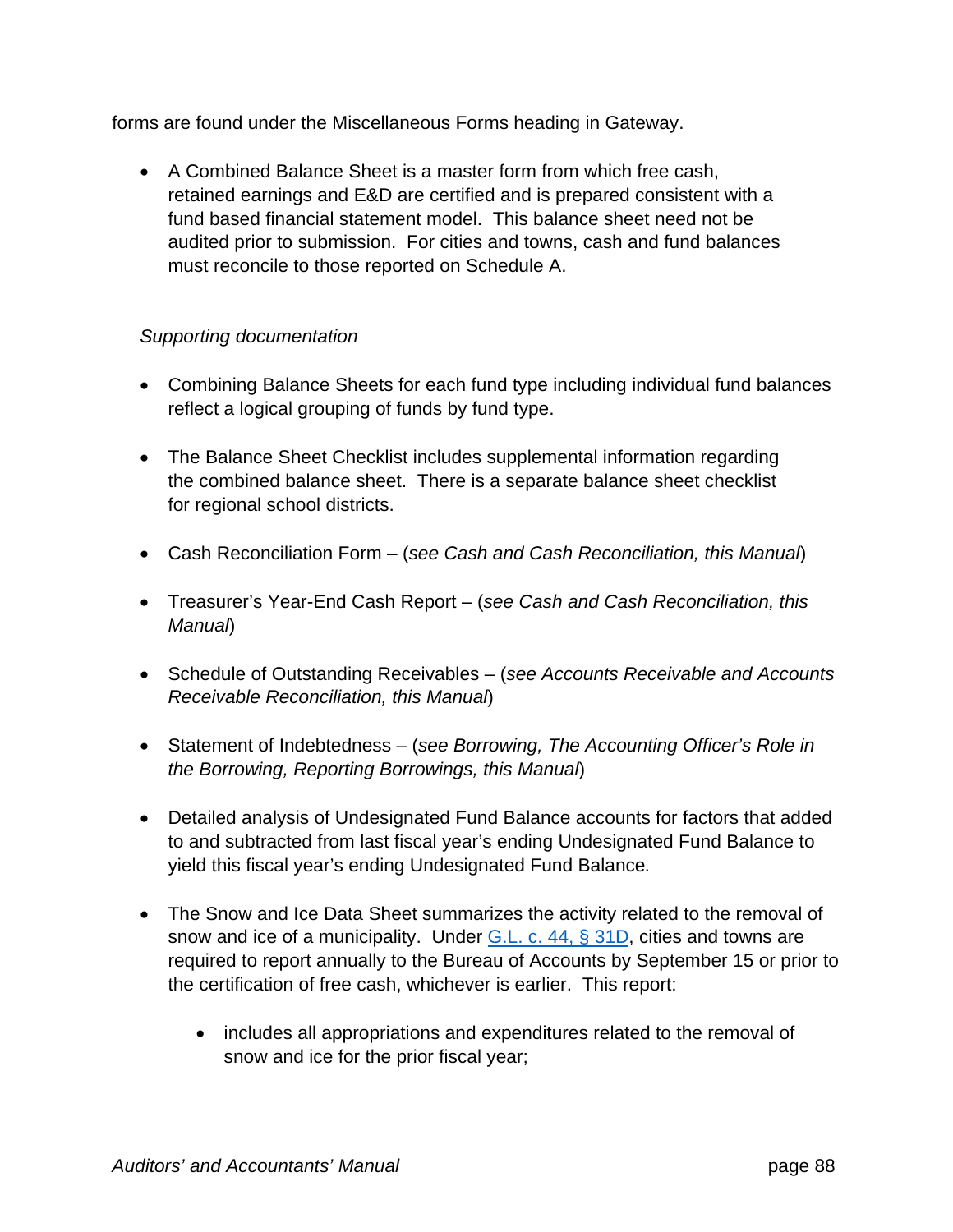forms are found under the Miscellaneous Forms heading in Gateway.

- A Combined Balance Sheet is a master form from which free cash, retained earnings and E&D are certified and is prepared consistent with a fund based financial statement model. This balance sheet need not be audited prior to submission. For cities and towns, cash and fund balances must reconcile to those reported on Schedule A.

*Supporting documentation*

- Combining Balance Sheets for each fund type including individual fund balances reflect a logical grouping of funds by fund type.

- The Balance Sheet Checklist includes supplemental information regarding the combined balance sheet. There is a separate balance sheet checklist for regional school districts.

- Cash Reconciliation Form – (*see Cash and Cash Reconciliation, this Manual*)

- Treasurer's Year-End Cash Report – (*see Cash and Cash Reconciliation, this Manual*)

- Schedule of Outstanding Receivables – (*see Accounts Receivable and Accounts Receivable Reconciliation, this Manual*)

- Statement of Indebtedness – (*see Borrowing, The Accounting Officer's Role in the Borrowing, Reporting Borrowings, this Manual*)

- Detailed analysis of Undesignated Fund Balance accounts for factors that added to and subtracted from last fiscal year's ending Undesignated Fund Balance to yield this fiscal year's ending Undesignated Fund Balance*.*

- The Snow and Ice Data Sheet summarizes the activity related to the removal of snow and ice of a municipality. Under [G.L. c. 44, § 31D](), cities and towns are required to report annually to the Bureau of Accounts by September 15 or prior to the certification of free cash, whichever is earlier. This report:

  - includes all appropriations and expenditures related to the removal of snow and ice for the prior fiscal year;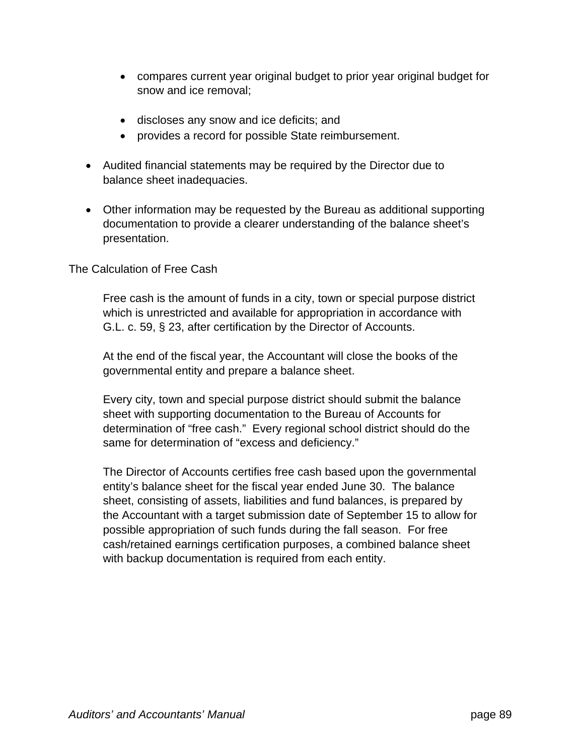- compares current year original budget to prior year original budget for snow and ice removal;

- discloses any snow and ice deficits; and
- provides a record for possible State reimbursement.

- Audited financial statements may be required by the Director due to balance sheet inadequacies.

- Other information may be requested by the Bureau as additional supporting documentation to provide a clearer understanding of the balance sheet's presentation.

## The Calculation of Free Cash

Free cash is the amount of funds in a city, town or special purpose district which is unrestricted and available for appropriation in accordance with G.L. c. 59, § 23, after certification by the Director of Accounts.

At the end of the fiscal year, the Accountant will close the books of the governmental entity and prepare a balance sheet.

Every city, town and special purpose district should submit the balance sheet with supporting documentation to the Bureau of Accounts for determination of "free cash." Every regional school district should do the same for determination of "excess and deficiency."

The Director of Accounts certifies free cash based upon the governmental entity's balance sheet for the fiscal year ended June 30. The balance sheet, consisting of assets, liabilities and fund balances, is prepared by the Accountant with a target submission date of September 15 to allow for possible appropriation of such funds during the fall season. For free cash/retained earnings certification purposes, a combined balance sheet with backup documentation is required from each entity.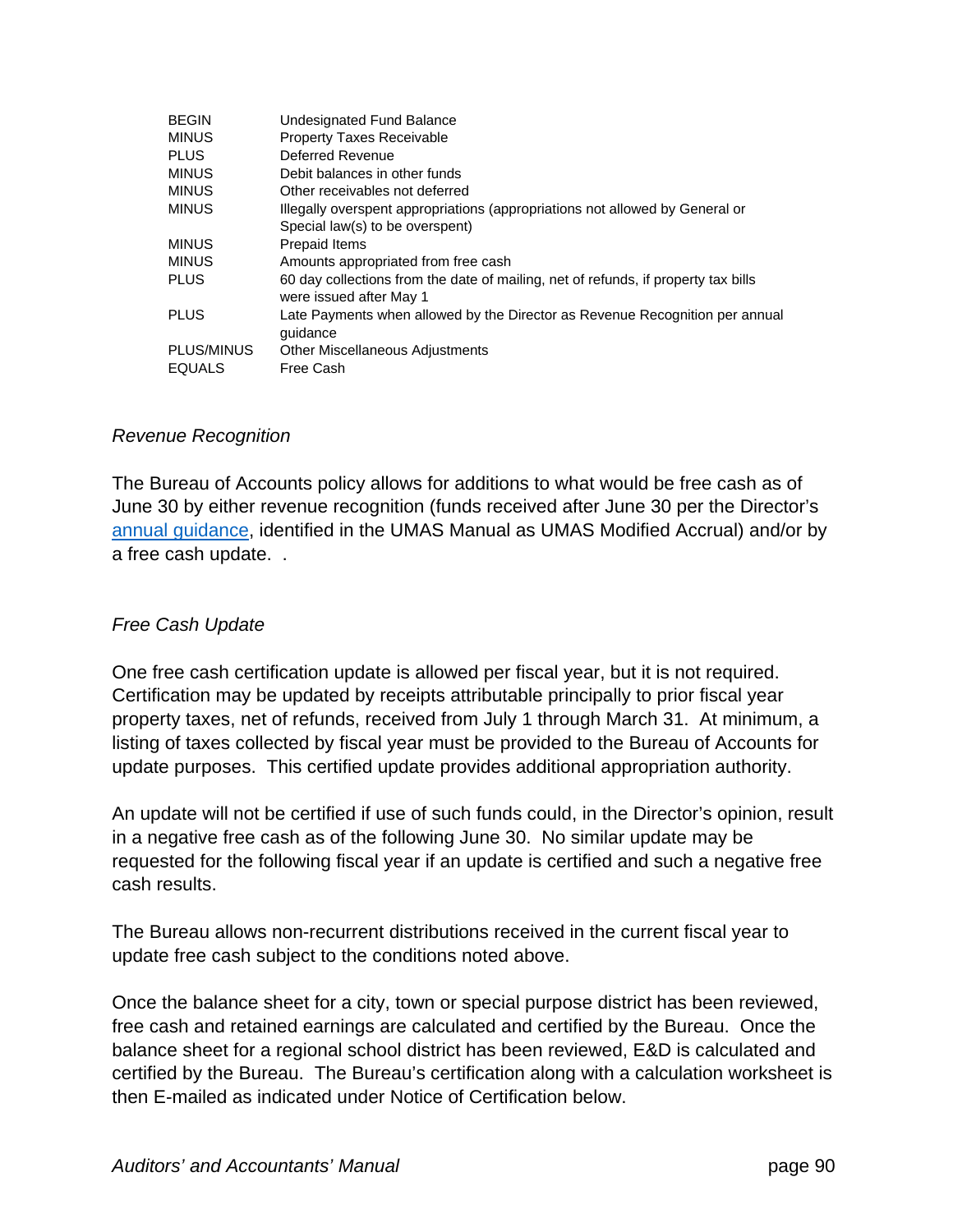| | |
|---|---|
| BEGIN | Undesignated Fund Balance |
| MINUS | Property Taxes Receivable |
| PLUS | Deferred Revenue |
| MINUS | Debit balances in other funds |
| MINUS | Other receivables not deferred |
| MINUS | Illegally overspent appropriations (appropriations not allowed by General or Special law(s) to be overspent) |
| MINUS | Prepaid Items |
| MINUS | Amounts appropriated from free cash |
| PLUS | 60 day collections from the date of mailing, net of refunds, if property tax bills were issued after May 1 |
| PLUS | Late Payments when allowed by the Director as Revenue Recognition per annual guidance |
| PLUS/MINUS | Other Miscellaneous Adjustments |
| EQUALS | Free Cash |

*Revenue Recognition*

The Bureau of Accounts policy allows for additions to what would be free cash as of June 30 by either revenue recognition (funds received after June 30 per the Director's annual guidance, identified in the UMAS Manual as UMAS Modified Accrual) and/or by a free cash update. .

*Free Cash Update*

One free cash certification update is allowed per fiscal year, but it is not required. Certification may be updated by receipts attributable principally to prior fiscal year property taxes, net of refunds, received from July 1 through March 31. At minimum, a listing of taxes collected by fiscal year must be provided to the Bureau of Accounts for update purposes. This certified update provides additional appropriation authority.

An update will not be certified if use of such funds could, in the Director's opinion, result in a negative free cash as of the following June 30. No similar update may be requested for the following fiscal year if an update is certified and such a negative free cash results.

The Bureau allows non-recurrent distributions received in the current fiscal year to update free cash subject to the conditions noted above.

Once the balance sheet for a city, town or special purpose district has been reviewed, free cash and retained earnings are calculated and certified by the Bureau. Once the balance sheet for a regional school district has been reviewed, E&D is calculated and certified by the Bureau. The Bureau's certification along with a calculation worksheet is then E-mailed as indicated under Notice of Certification below.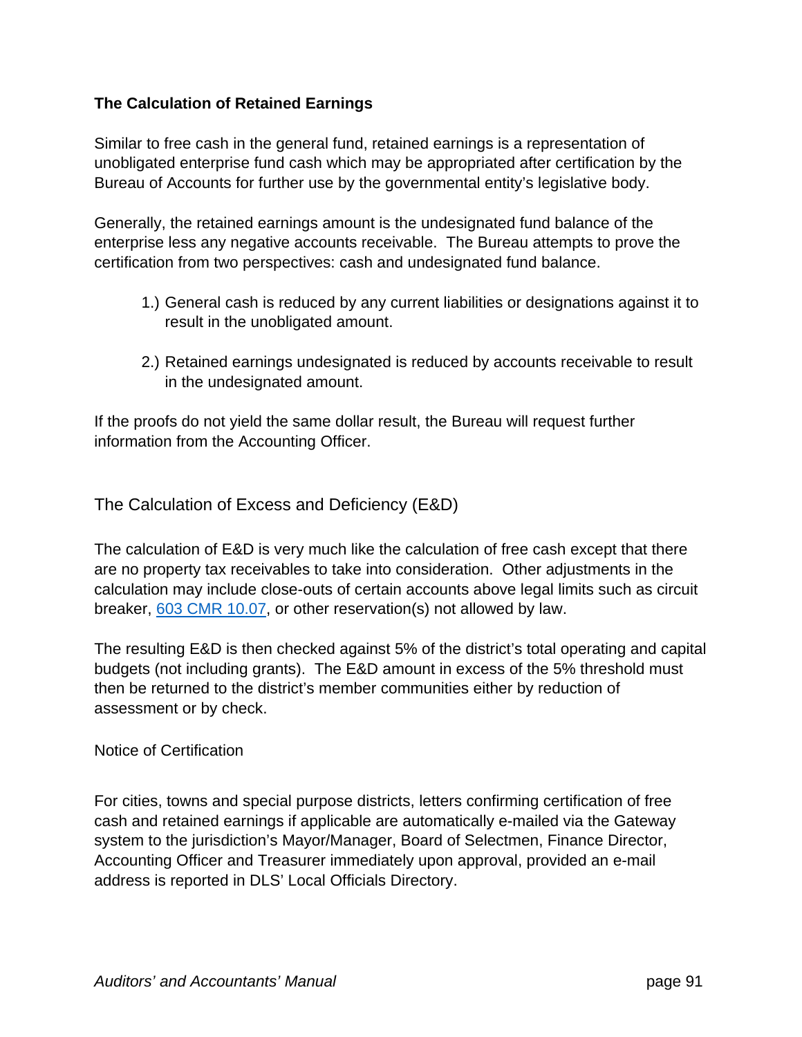## The Calculation of Retained Earnings

Similar to free cash in the general fund, retained earnings is a representation of unobligated enterprise fund cash which may be appropriated after certification by the Bureau of Accounts for further use by the governmental entity's legislative body.

Generally, the retained earnings amount is the undesignated fund balance of the enterprise less any negative accounts receivable. The Bureau attempts to prove the certification from two perspectives: cash and undesignated fund balance.

1.) General cash is reduced by any current liabilities or designations against it to result in the unobligated amount.

2.) Retained earnings undesignated is reduced by accounts receivable to result in the undesignated amount.

If the proofs do not yield the same dollar result, the Bureau will request further information from the Accounting Officer.

## The Calculation of Excess and Deficiency (E&D)

The calculation of E&D is very much like the calculation of free cash except that there are no property tax receivables to take into consideration. Other adjustments in the calculation may include close-outs of certain accounts above legal limits such as circuit breaker, 603 CMR 10.07, or other reservation(s) not allowed by law.

The resulting E&D is then checked against 5% of the district's total operating and capital budgets (not including grants). The E&D amount in excess of the 5% threshold must then be returned to the district's member communities either by reduction of assessment or by check.

### Notice of Certification

For cities, towns and special purpose districts, letters confirming certification of free cash and retained earnings if applicable are automatically e-mailed via the Gateway system to the jurisdiction's Mayor/Manager, Board of Selectmen, Finance Director, Accounting Officer and Treasurer immediately upon approval, provided an e-mail address is reported in DLS' Local Officials Directory.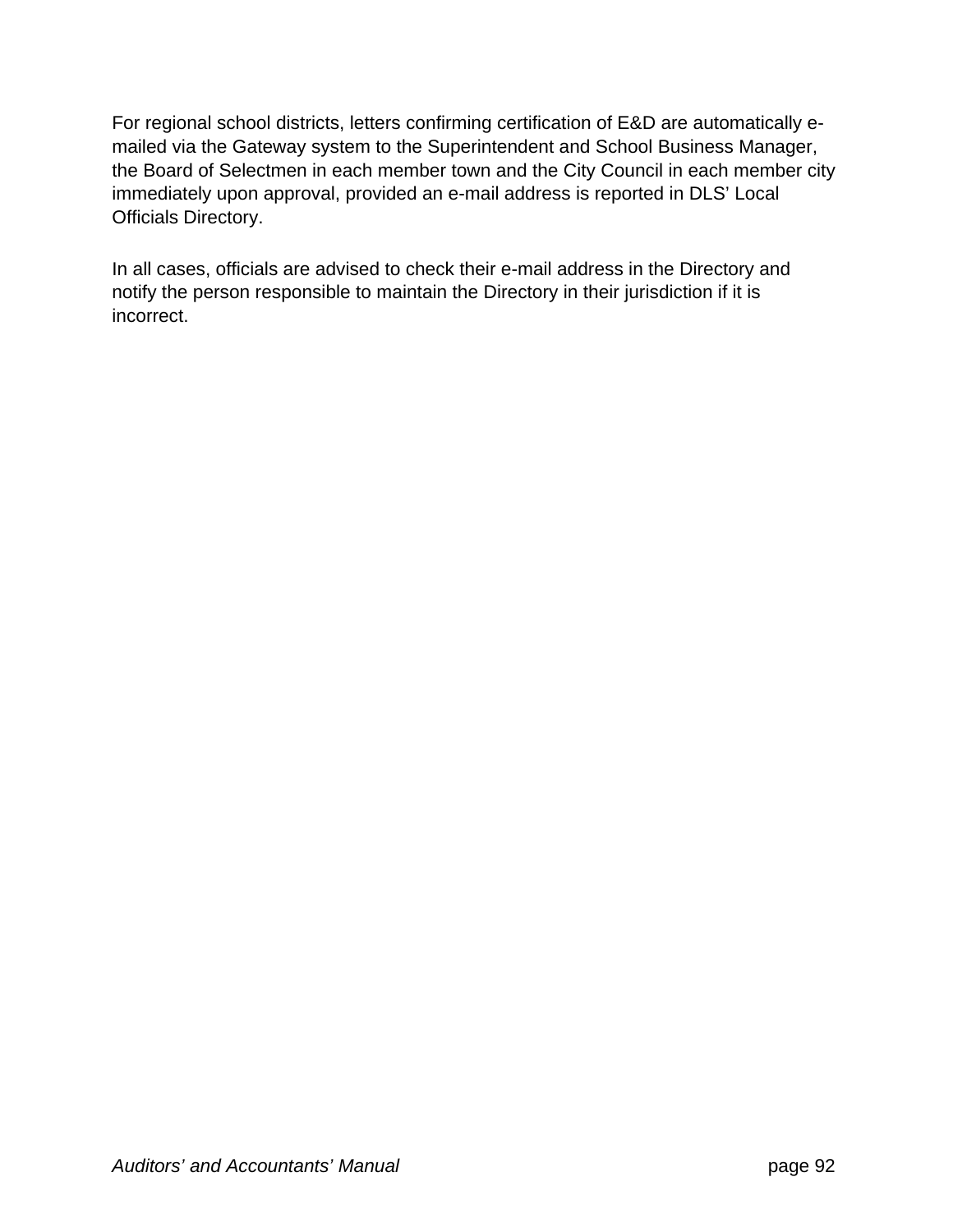For regional school districts, letters confirming certification of E&D are automatically e-mailed via the Gateway system to the Superintendent and School Business Manager, the Board of Selectmen in each member town and the City Council in each member city immediately upon approval, provided an e-mail address is reported in DLS' Local Officials Directory.

In all cases, officials are advised to check their e-mail address in the Directory and notify the person responsible to maintain the Directory in their jurisdiction if it is incorrect.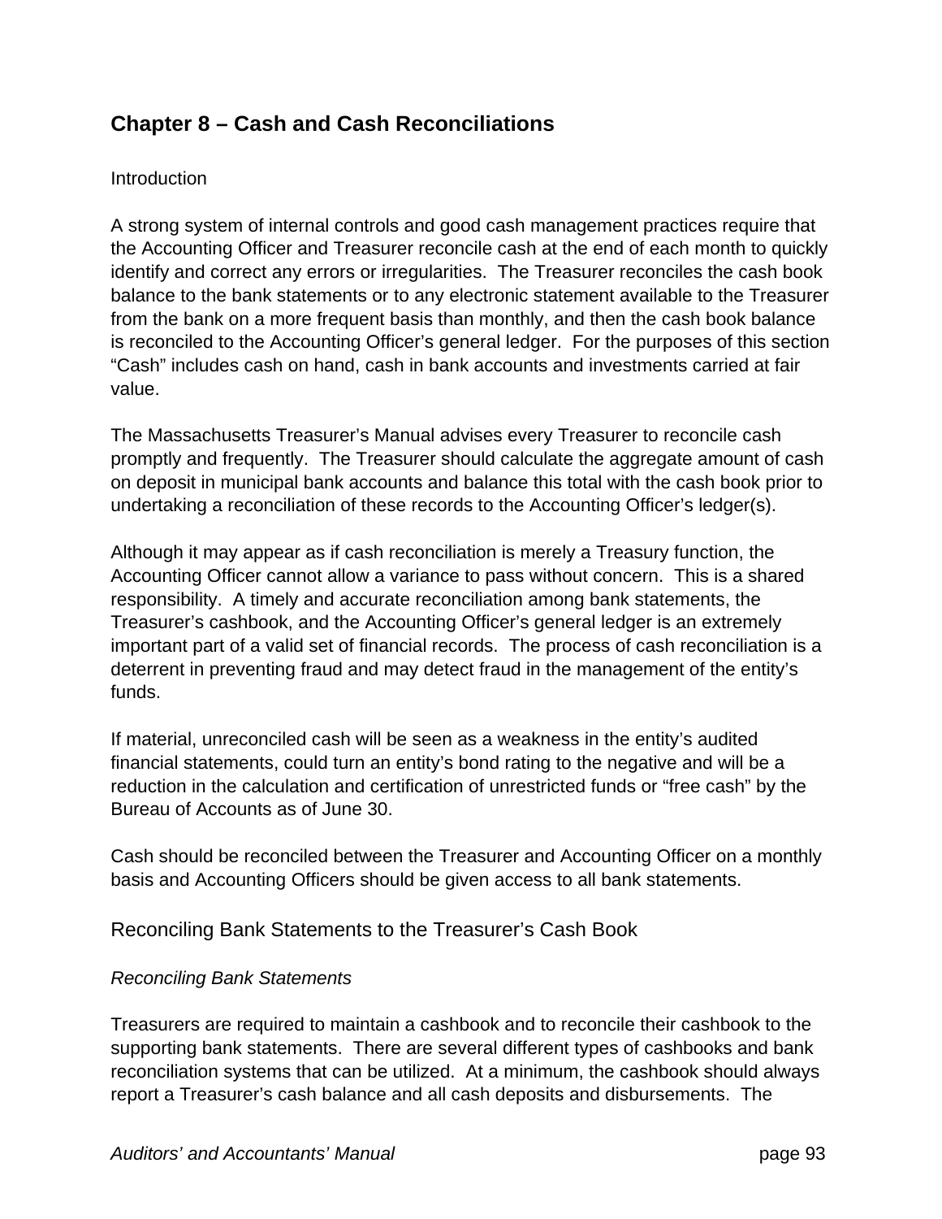## Chapter 8 – Cash and Cash Reconciliations

Introduction

A strong system of internal controls and good cash management practices require that the Accounting Officer and Treasurer reconcile cash at the end of each month to quickly identify and correct any errors or irregularities. The Treasurer reconciles the cash book balance to the bank statements or to any electronic statement available to the Treasurer from the bank on a more frequent basis than monthly, and then the cash book balance is reconciled to the Accounting Officer's general ledger. For the purposes of this section "Cash" includes cash on hand, cash in bank accounts and investments carried at fair value.

The Massachusetts Treasurer's Manual advises every Treasurer to reconcile cash promptly and frequently. The Treasurer should calculate the aggregate amount of cash on deposit in municipal bank accounts and balance this total with the cash book prior to undertaking a reconciliation of these records to the Accounting Officer's ledger(s).

Although it may appear as if cash reconciliation is merely a Treasury function, the Accounting Officer cannot allow a variance to pass without concern. This is a shared responsibility. A timely and accurate reconciliation among bank statements, the Treasurer's cashbook, and the Accounting Officer's general ledger is an extremely important part of a valid set of financial records. The process of cash reconciliation is a deterrent in preventing fraud and may detect fraud in the management of the entity's funds.

If material, unreconciled cash will be seen as a weakness in the entity's audited financial statements, could turn an entity's bond rating to the negative and will be a reduction in the calculation and certification of unrestricted funds or "free cash" by the Bureau of Accounts as of June 30.

Cash should be reconciled between the Treasurer and Accounting Officer on a monthly basis and Accounting Officers should be given access to all bank statements.

### Reconciling Bank Statements to the Treasurer's Cash Book

*Reconciling Bank Statements*

Treasurers are required to maintain a cashbook and to reconcile their cashbook to the supporting bank statements. There are several different types of cashbooks and bank reconciliation systems that can be utilized. At a minimum, the cashbook should always report a Treasurer's cash balance and all cash deposits and disbursements. The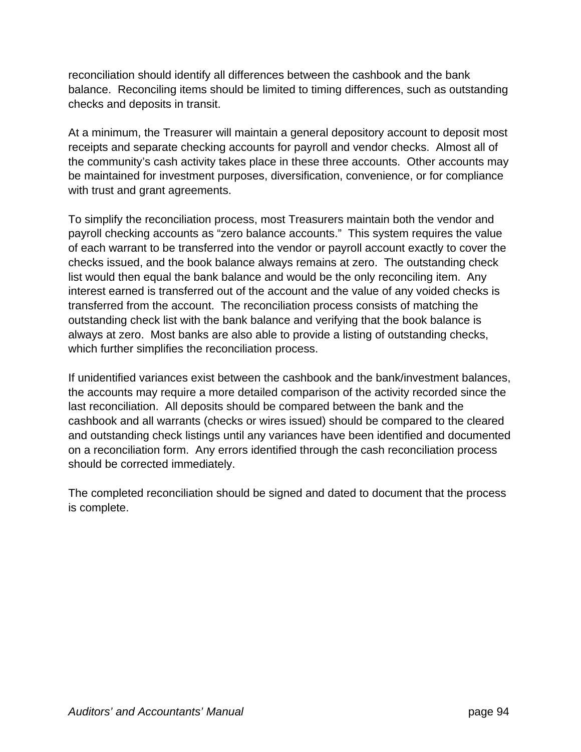reconciliation should identify all differences between the cashbook and the bank balance. Reconciling items should be limited to timing differences, such as outstanding checks and deposits in transit.

At a minimum, the Treasurer will maintain a general depository account to deposit most receipts and separate checking accounts for payroll and vendor checks. Almost all of the community's cash activity takes place in these three accounts. Other accounts may be maintained for investment purposes, diversification, convenience, or for compliance with trust and grant agreements.

To simplify the reconciliation process, most Treasurers maintain both the vendor and payroll checking accounts as "zero balance accounts." This system requires the value of each warrant to be transferred into the vendor or payroll account exactly to cover the checks issued, and the book balance always remains at zero. The outstanding check list would then equal the bank balance and would be the only reconciling item. Any interest earned is transferred out of the account and the value of any voided checks is transferred from the account. The reconciliation process consists of matching the outstanding check list with the bank balance and verifying that the book balance is always at zero. Most banks are also able to provide a listing of outstanding checks, which further simplifies the reconciliation process.

If unidentified variances exist between the cashbook and the bank/investment balances, the accounts may require a more detailed comparison of the activity recorded since the last reconciliation. All deposits should be compared between the bank and the cashbook and all warrants (checks or wires issued) should be compared to the cleared and outstanding check listings until any variances have been identified and documented on a reconciliation form. Any errors identified through the cash reconciliation process should be corrected immediately.

The completed reconciliation should be signed and dated to document that the process is complete.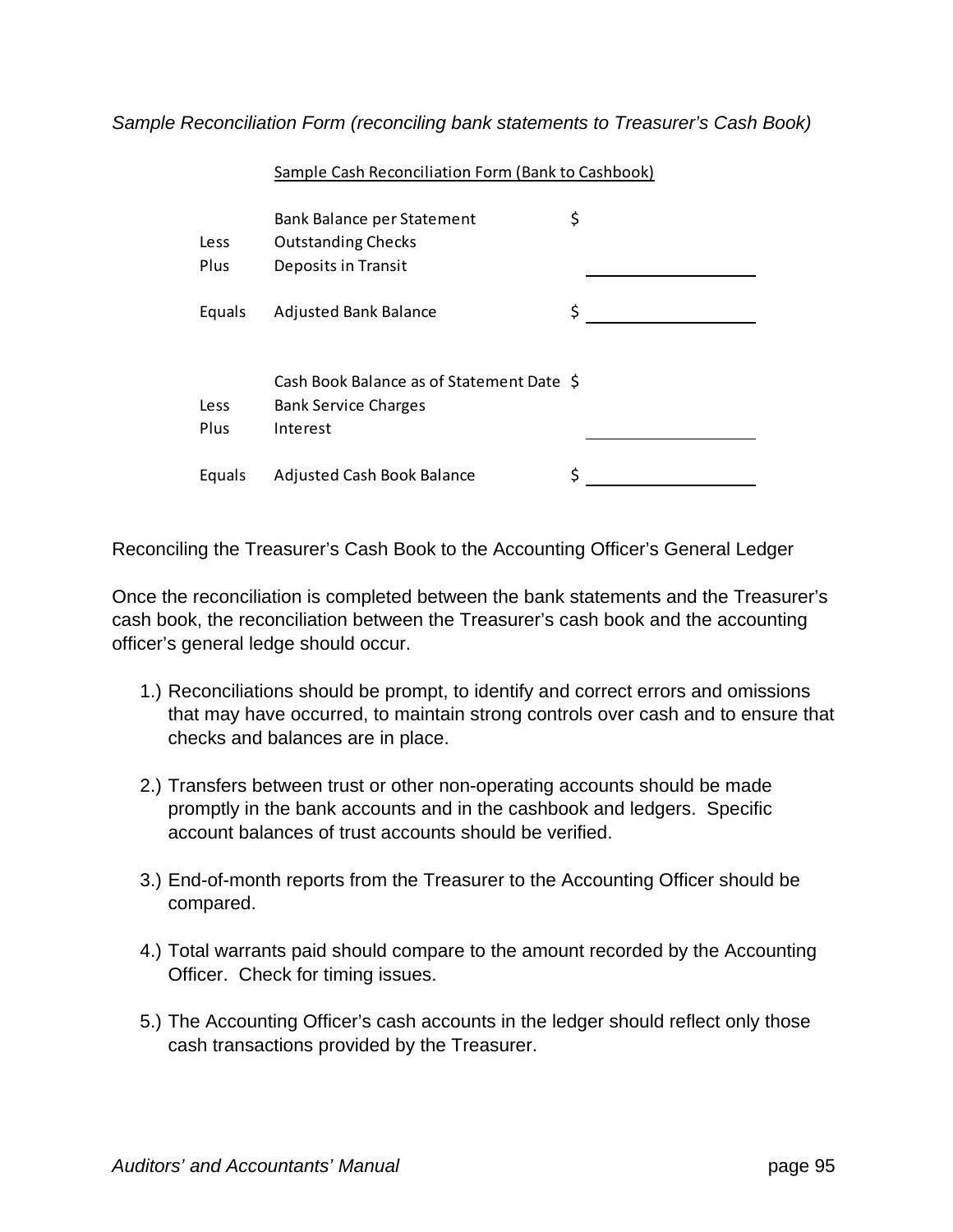*Sample Reconciliation Form (reconciling bank statements to Treasurer's Cash Book)*

Sample Cash Reconciliation Form (Bank to Cashbook)

| | | |
|---|---|---|
| | Bank Balance per Statement | $ |
| Less | Outstanding Checks | |
| Plus | Deposits in Transit | ________ |
| Equals | Adjusted Bank Balance | $ ________ |
| | | |
| | Cash Book Balance as of Statement Date | $ |
| Less | Bank Service Charges | |
| Plus | Interest | ________ |
| Equals | Adjusted Cash Book Balance | $ ________ |

Reconciling the Treasurer's Cash Book to the Accounting Officer's General Ledger

Once the reconciliation is completed between the bank statements and the Treasurer's cash book, the reconciliation between the Treasurer's cash book and the accounting officer's general ledge should occur.

1.) Reconciliations should be prompt, to identify and correct errors and omissions that may have occurred, to maintain strong controls over cash and to ensure that checks and balances are in place.

2.) Transfers between trust or other non-operating accounts should be made promptly in the bank accounts and in the cashbook and ledgers. Specific account balances of trust accounts should be verified.

3.) End-of-month reports from the Treasurer to the Accounting Officer should be compared.

4.) Total warrants paid should compare to the amount recorded by the Accounting Officer. Check for timing issues.

5.) The Accounting Officer's cash accounts in the ledger should reflect only those cash transactions provided by the Treasurer.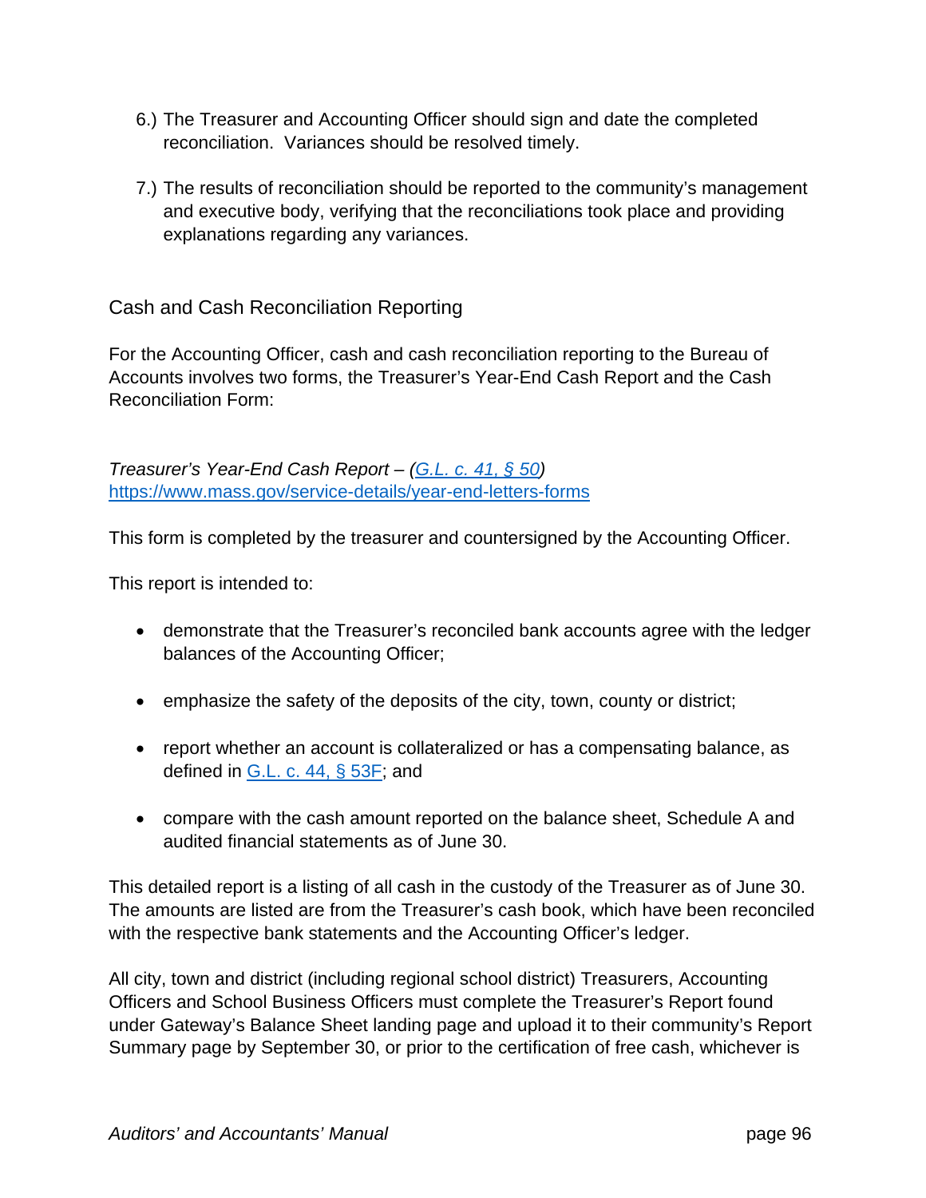6.) The Treasurer and Accounting Officer should sign and date the completed reconciliation. Variances should be resolved timely.

7.) The results of reconciliation should be reported to the community's management and executive body, verifying that the reconciliations took place and providing explanations regarding any variances.

## Cash and Cash Reconciliation Reporting

For the Accounting Officer, cash and cash reconciliation reporting to the Bureau of Accounts involves two forms, the Treasurer's Year-End Cash Report and the Cash Reconciliation Form:

*Treasurer's Year-End Cash Report – (G.L. c. 41, § 50)*
https://www.mass.gov/service-details/year-end-letters-forms

This form is completed by the treasurer and countersigned by the Accounting Officer.

This report is intended to:

- demonstrate that the Treasurer's reconciled bank accounts agree with the ledger balances of the Accounting Officer;
- emphasize the safety of the deposits of the city, town, county or district;
- report whether an account is collateralized or has a compensating balance, as defined in G.L. c. 44, § 53F; and
- compare with the cash amount reported on the balance sheet, Schedule A and audited financial statements as of June 30.

This detailed report is a listing of all cash in the custody of the Treasurer as of June 30. The amounts are listed are from the Treasurer's cash book, which have been reconciled with the respective bank statements and the Accounting Officer's ledger.

All city, town and district (including regional school district) Treasurers, Accounting Officers and School Business Officers must complete the Treasurer's Report found under Gateway's Balance Sheet landing page and upload it to their community's Report Summary page by September 30, or prior to the certification of free cash, whichever is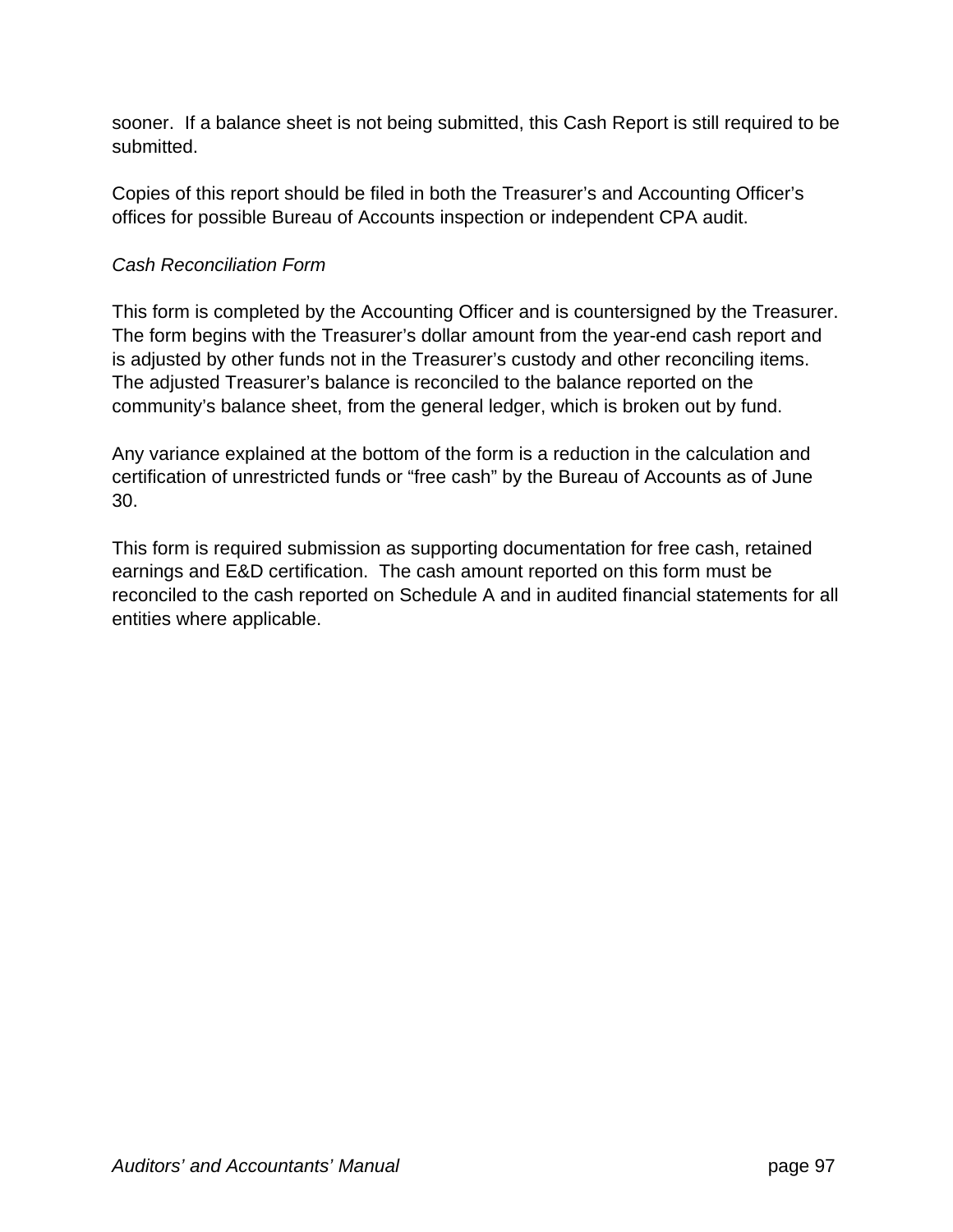sooner.  If a balance sheet is not being submitted, this Cash Report is still required to be submitted.

Copies of this report should be filed in both the Treasurer's and Accounting Officer's offices for possible Bureau of Accounts inspection or independent CPA audit.

*Cash Reconciliation Form*

This form is completed by the Accounting Officer and is countersigned by the Treasurer. The form begins with the Treasurer's dollar amount from the year-end cash report and is adjusted by other funds not in the Treasurer's custody and other reconciling items. The adjusted Treasurer's balance is reconciled to the balance reported on the community's balance sheet, from the general ledger, which is broken out by fund.

Any variance explained at the bottom of the form is a reduction in the calculation and certification of unrestricted funds or "free cash" by the Bureau of Accounts as of June 30.

This form is required submission as supporting documentation for free cash, retained earnings and E&D certification.  The cash amount reported on this form must be reconciled to the cash reported on Schedule A and in audited financial statements for all entities where applicable.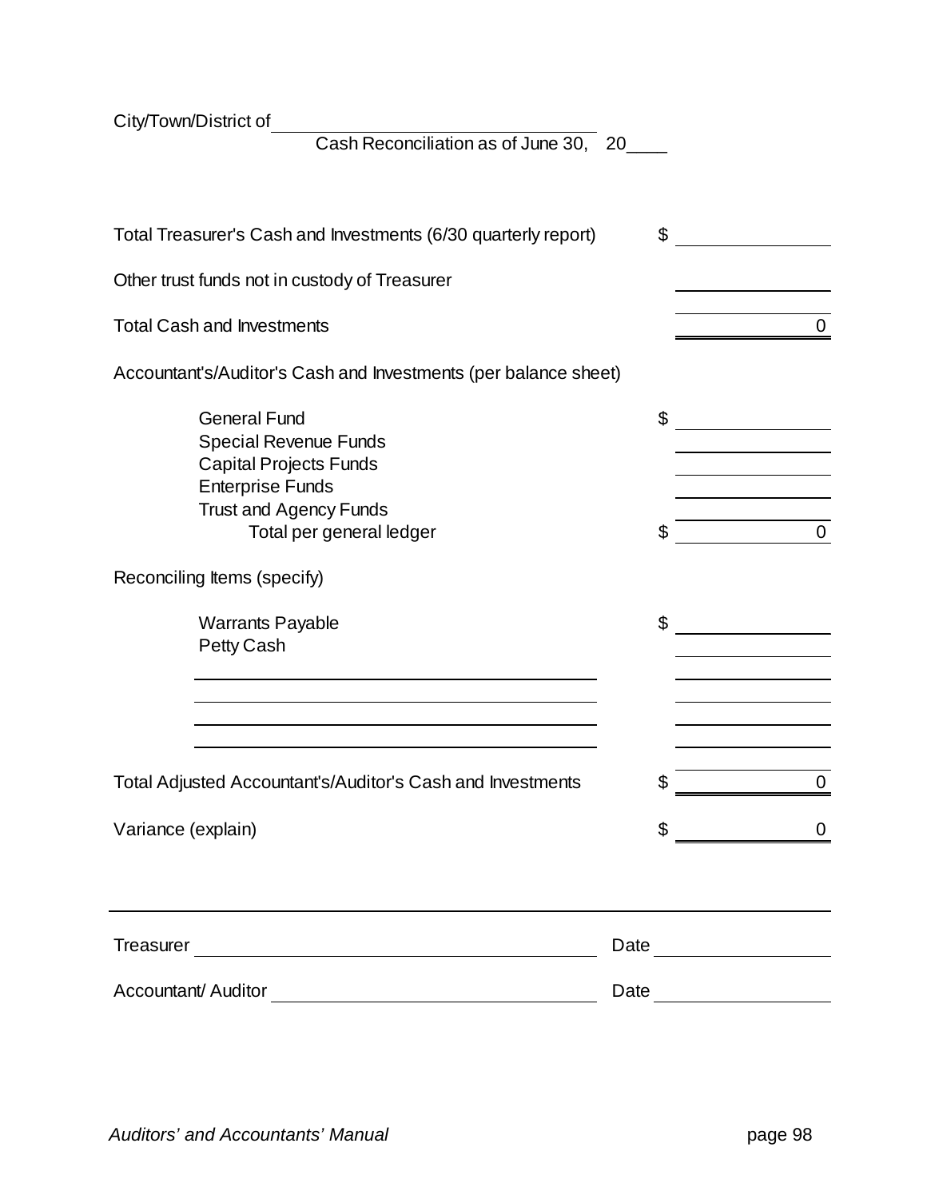City/Town/District of \_\_\_\_\_\_\_\_\_\_\_\_\_\_\_\_\_\_\_\_\_\_\_\_\_\_\_\_\_\_

Cash Reconciliation as of June 30, 20\_\_\_\_

| | | |
|---|---|---|
| Total Treasurer's Cash and Investments (6/30 quarterly report) | $ | |
| Other trust funds not in custody of Treasurer | | |
| Total Cash and Investments | | 0 |
| Accountant's/Auditor's Cash and Investments (per balance sheet) | | |
| General Fund | $ | |
| Special Revenue Funds | | |
| Capital Projects Funds | | |
| Enterprise Funds | | |
| Trust and Agency Funds | | |
| Total per general ledger | $ | 0 |
| Reconciling Items (specify) | | |
| Warrants Payable | $ | |
| Petty Cash | | |
| | | |
| | | |
| | | |
| | | |
| Total Adjusted Accountant's/Auditor's Cash and Investments | $ | 0 |
| Variance (explain) | $ | 0 |

Treasurer \_\_\_\_\_\_\_\_\_\_\_\_\_\_\_\_\_\_\_\_\_\_\_\_\_\_\_\_\_\_ Date \_\_\_\_\_\_\_\_\_\_\_\_

Accountant/ Auditor \_\_\_\_\_\_\_\_\_\_\_\_\_\_\_\_\_\_\_\_\_\_\_\_\_\_\_\_\_\_ Date \_\_\_\_\_\_\_\_\_\_\_\_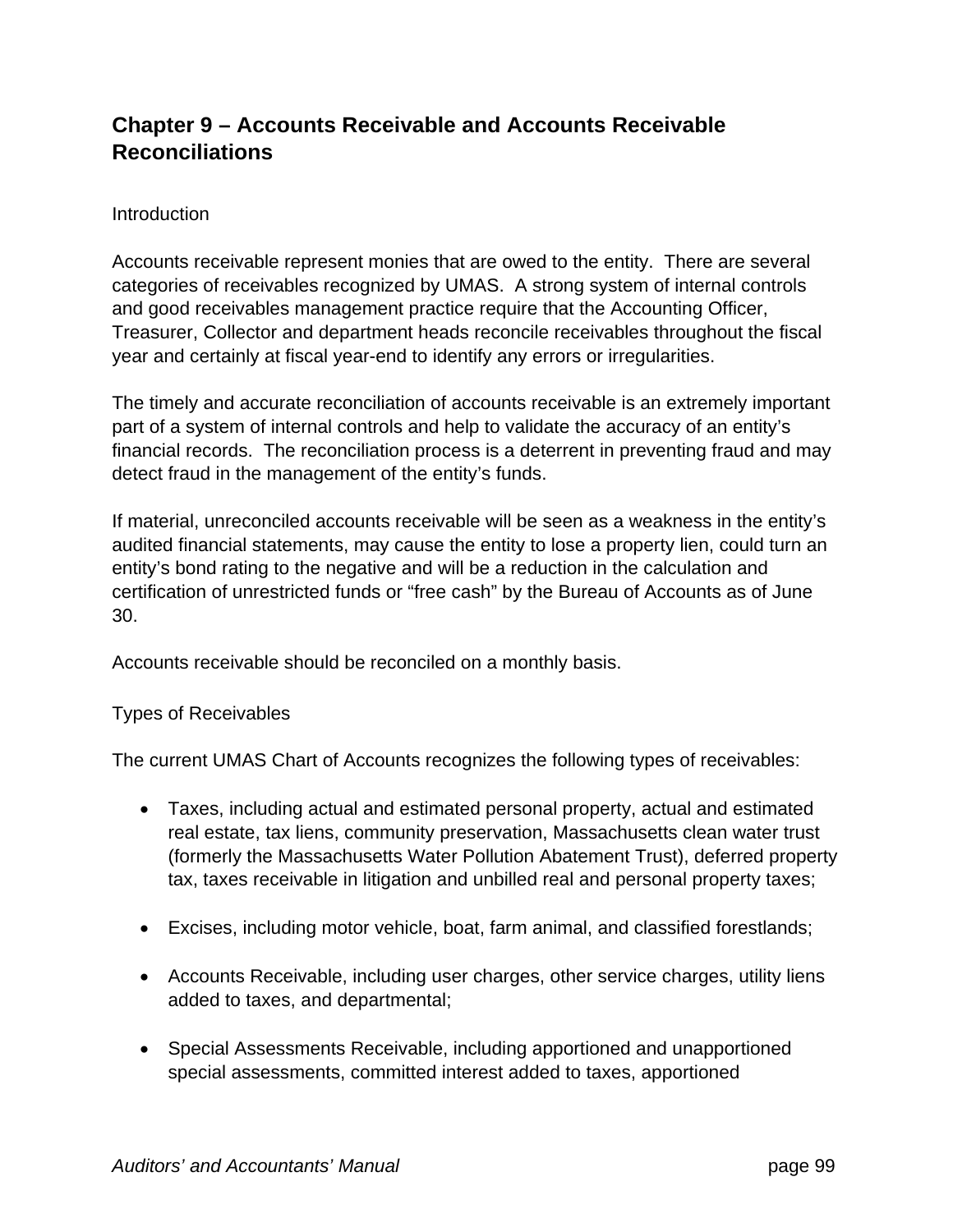# Chapter 9 – Accounts Receivable and Accounts Receivable Reconciliations

## Introduction

Accounts receivable represent monies that are owed to the entity. There are several categories of receivables recognized by UMAS. A strong system of internal controls and good receivables management practice require that the Accounting Officer, Treasurer, Collector and department heads reconcile receivables throughout the fiscal year and certainly at fiscal year-end to identify any errors or irregularities.

The timely and accurate reconciliation of accounts receivable is an extremely important part of a system of internal controls and help to validate the accuracy of an entity's financial records. The reconciliation process is a deterrent in preventing fraud and may detect fraud in the management of the entity's funds.

If material, unreconciled accounts receivable will be seen as a weakness in the entity's audited financial statements, may cause the entity to lose a property lien, could turn an entity's bond rating to the negative and will be a reduction in the calculation and certification of unrestricted funds or "free cash" by the Bureau of Accounts as of June 30.

Accounts receivable should be reconciled on a monthly basis.

## Types of Receivables

The current UMAS Chart of Accounts recognizes the following types of receivables:

- Taxes, including actual and estimated personal property, actual and estimated real estate, tax liens, community preservation, Massachusetts clean water trust (formerly the Massachusetts Water Pollution Abatement Trust), deferred property tax, taxes receivable in litigation and unbilled real and personal property taxes;

- Excises, including motor vehicle, boat, farm animal, and classified forestlands;

- Accounts Receivable, including user charges, other service charges, utility liens added to taxes, and departmental;

- Special Assessments Receivable, including apportioned and unapportioned special assessments, committed interest added to taxes, apportioned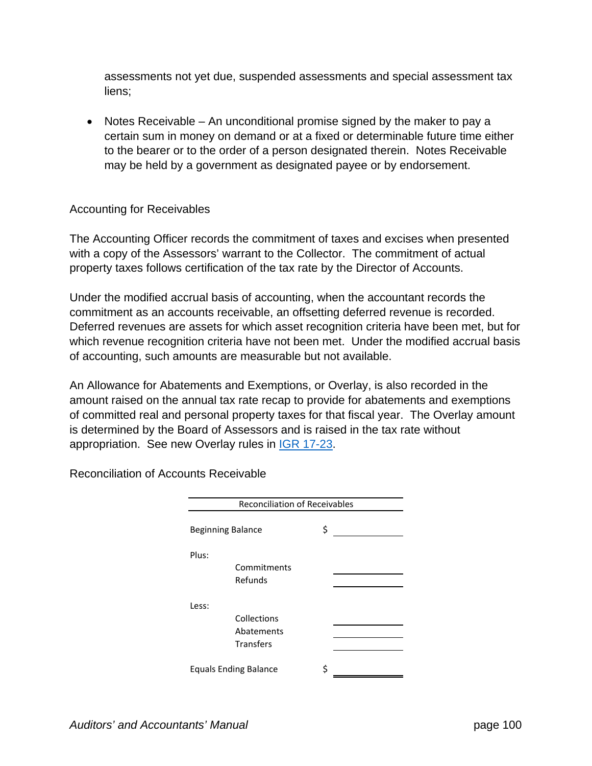assessments not yet due, suspended assessments and special assessment tax liens;

- Notes Receivable – An unconditional promise signed by the maker to pay a certain sum in money on demand or at a fixed or determinable future time either to the bearer or to the order of a person designated therein. Notes Receivable may be held by a government as designated payee or by endorsement.

## Accounting for Receivables

The Accounting Officer records the commitment of taxes and excises when presented with a copy of the Assessors' warrant to the Collector. The commitment of actual property taxes follows certification of the tax rate by the Director of Accounts.

Under the modified accrual basis of accounting, when the accountant records the commitment as an accounts receivable, an offsetting deferred revenue is recorded. Deferred revenues are assets for which asset recognition criteria have been met, but for which revenue recognition criteria have not been met. Under the modified accrual basis of accounting, such amounts are measurable but not available.

An Allowance for Abatements and Exemptions, or Overlay, is also recorded in the amount raised on the annual tax rate recap to provide for abatements and exemptions of committed real and personal property taxes for that fiscal year. The Overlay amount is determined by the Board of Assessors and is raised in the tax rate without appropriation. See new Overlay rules in IGR 17-23.

## Reconciliation of Accounts Receivable

| Reconciliation of Receivables | | | |
|---|---|---|---|
| Beginning Balance | | $ | ________ |
| Plus: | | | |
| | Commitments | | ________ |
| | Refunds | | ________ |
| Less: | | | |
| | Collections | | ________ |
| | Abatements | | ________ |
| | Transfers | | ________ |
| Equals Ending Balance | | $ | ________ |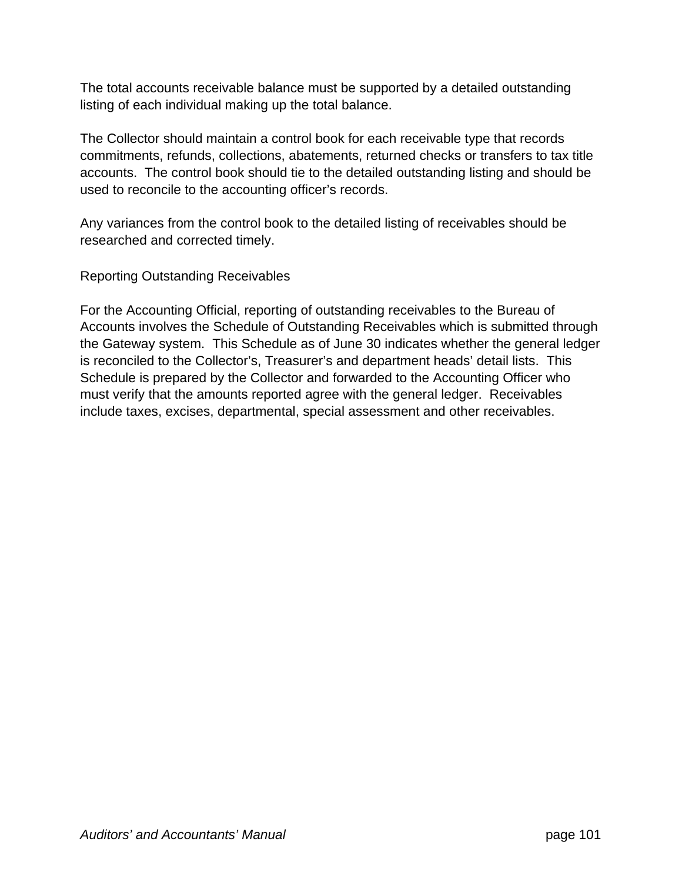The total accounts receivable balance must be supported by a detailed outstanding listing of each individual making up the total balance.

The Collector should maintain a control book for each receivable type that records commitments, refunds, collections, abatements, returned checks or transfers to tax title accounts. The control book should tie to the detailed outstanding listing and should be used to reconcile to the accounting officer's records.

Any variances from the control book to the detailed listing of receivables should be researched and corrected timely.

Reporting Outstanding Receivables

For the Accounting Official, reporting of outstanding receivables to the Bureau of Accounts involves the Schedule of Outstanding Receivables which is submitted through the Gateway system. This Schedule as of June 30 indicates whether the general ledger is reconciled to the Collector's, Treasurer's and department heads' detail lists. This Schedule is prepared by the Collector and forwarded to the Accounting Officer who must verify that the amounts reported agree with the general ledger. Receivables include taxes, excises, departmental, special assessment and other receivables.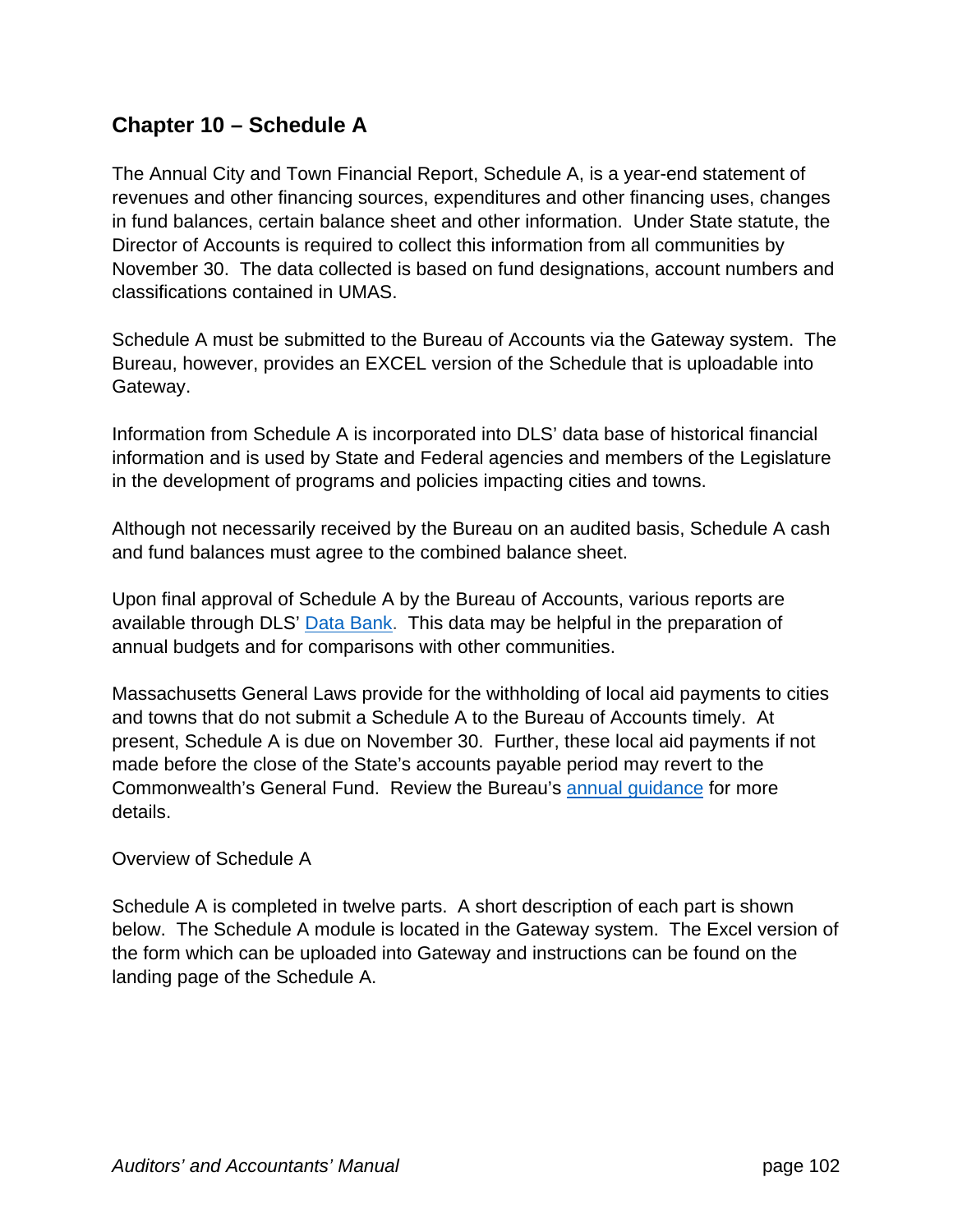## Chapter 10 – Schedule A

The Annual City and Town Financial Report, Schedule A, is a year-end statement of revenues and other financing sources, expenditures and other financing uses, changes in fund balances, certain balance sheet and other information. Under State statute, the Director of Accounts is required to collect this information from all communities by November 30. The data collected is based on fund designations, account numbers and classifications contained in UMAS.

Schedule A must be submitted to the Bureau of Accounts via the Gateway system. The Bureau, however, provides an EXCEL version of the Schedule that is uploadable into Gateway.

Information from Schedule A is incorporated into DLS' data base of historical financial information and is used by State and Federal agencies and members of the Legislature in the development of programs and policies impacting cities and towns.

Although not necessarily received by the Bureau on an audited basis, Schedule A cash and fund balances must agree to the combined balance sheet.

Upon final approval of Schedule A by the Bureau of Accounts, various reports are available through DLS' Data Bank. This data may be helpful in the preparation of annual budgets and for comparisons with other communities.

Massachusetts General Laws provide for the withholding of local aid payments to cities and towns that do not submit a Schedule A to the Bureau of Accounts timely. At present, Schedule A is due on November 30. Further, these local aid payments if not made before the close of the State's accounts payable period may revert to the Commonwealth's General Fund. Review the Bureau's annual guidance for more details.

Overview of Schedule A

Schedule A is completed in twelve parts. A short description of each part is shown below. The Schedule A module is located in the Gateway system. The Excel version of the form which can be uploaded into Gateway and instructions can be found on the landing page of the Schedule A.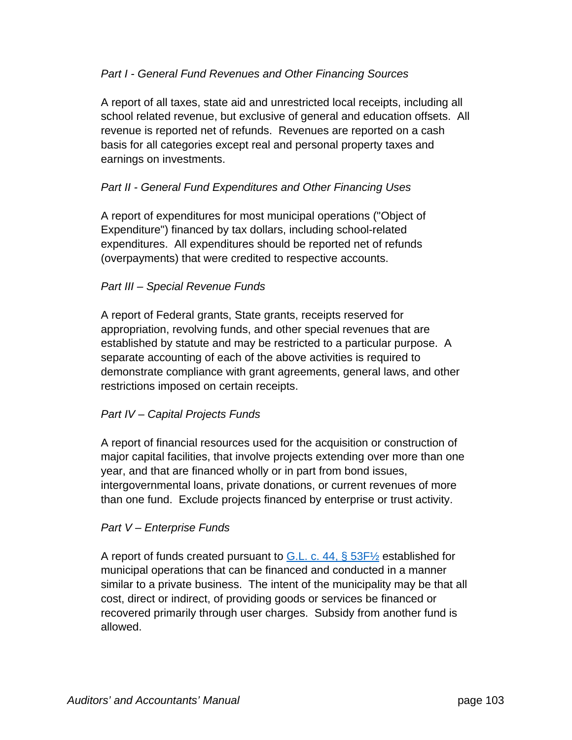*Part I - General Fund Revenues and Other Financing Sources*

A report of all taxes, state aid and unrestricted local receipts, including all school related revenue, but exclusive of general and education offsets. All revenue is reported net of refunds. Revenues are reported on a cash basis for all categories except real and personal property taxes and earnings on investments.

*Part II - General Fund Expenditures and Other Financing Uses*

A report of expenditures for most municipal operations ("Object of Expenditure") financed by tax dollars, including school-related expenditures. All expenditures should be reported net of refunds (overpayments) that were credited to respective accounts.

*Part III – Special Revenue Funds*

A report of Federal grants, State grants, receipts reserved for appropriation, revolving funds, and other special revenues that are established by statute and may be restricted to a particular purpose. A separate accounting of each of the above activities is required to demonstrate compliance with grant agreements, general laws, and other restrictions imposed on certain receipts.

*Part IV – Capital Projects Funds*

A report of financial resources used for the acquisition or construction of major capital facilities, that involve projects extending over more than one year, and that are financed wholly or in part from bond issues, intergovernmental loans, private donations, or current revenues of more than one fund. Exclude projects financed by enterprise or trust activity.

*Part V – Enterprise Funds*

A report of funds created pursuant to G.L. c. 44, § 53F½ established for municipal operations that can be financed and conducted in a manner similar to a private business. The intent of the municipality may be that all cost, direct or indirect, of providing goods or services be financed or recovered primarily through user charges. Subsidy from another fund is allowed.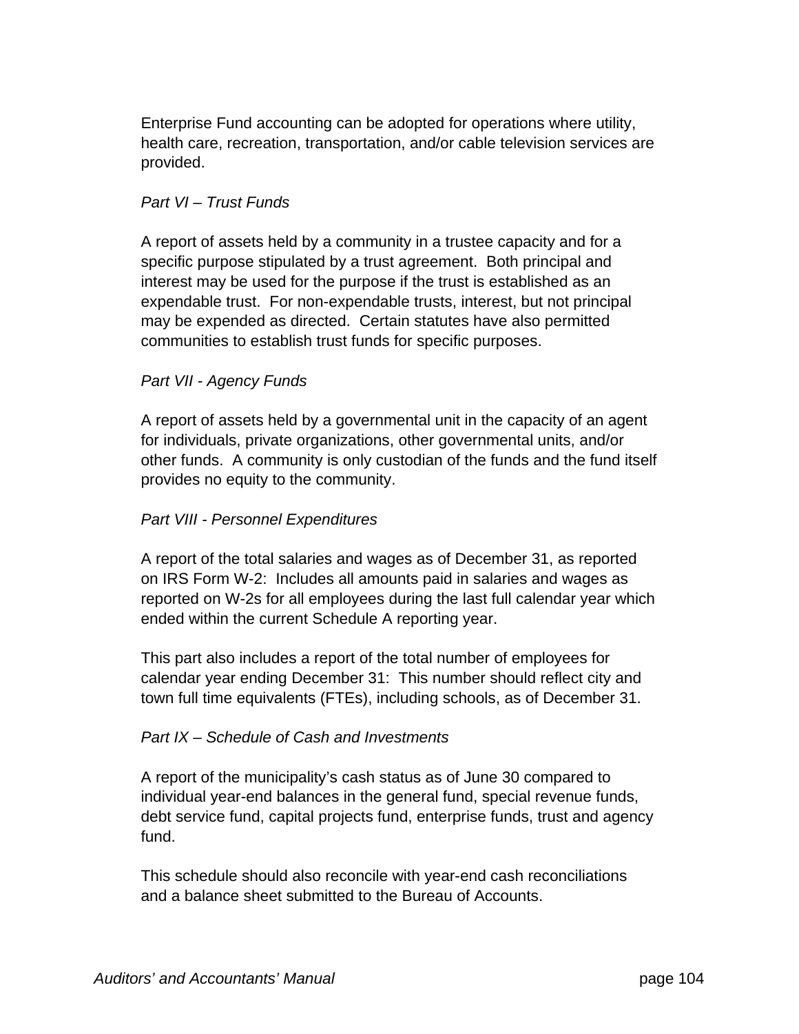Enterprise Fund accounting can be adopted for operations where utility, health care, recreation, transportation, and/or cable television services are provided.

*Part VI – Trust Funds*

A report of assets held by a community in a trustee capacity and for a specific purpose stipulated by a trust agreement. Both principal and interest may be used for the purpose if the trust is established as an expendable trust. For non-expendable trusts, interest, but not principal may be expended as directed. Certain statutes have also permitted communities to establish trust funds for specific purposes.

*Part VII - Agency Funds*

A report of assets held by a governmental unit in the capacity of an agent for individuals, private organizations, other governmental units, and/or other funds. A community is only custodian of the funds and the fund itself provides no equity to the community.

*Part VIII - Personnel Expenditures*

A report of the total salaries and wages as of December 31, as reported on IRS Form W-2: Includes all amounts paid in salaries and wages as reported on W-2s for all employees during the last full calendar year which ended within the current Schedule A reporting year.

This part also includes a report of the total number of employees for calendar year ending December 31: This number should reflect city and town full time equivalents (FTEs), including schools, as of December 31.

*Part IX – Schedule of Cash and Investments*

A report of the municipality's cash status as of June 30 compared to individual year-end balances in the general fund, special revenue funds, debt service fund, capital projects fund, enterprise funds, trust and agency fund.

This schedule should also reconcile with year-end cash reconciliations and a balance sheet submitted to the Bureau of Accounts.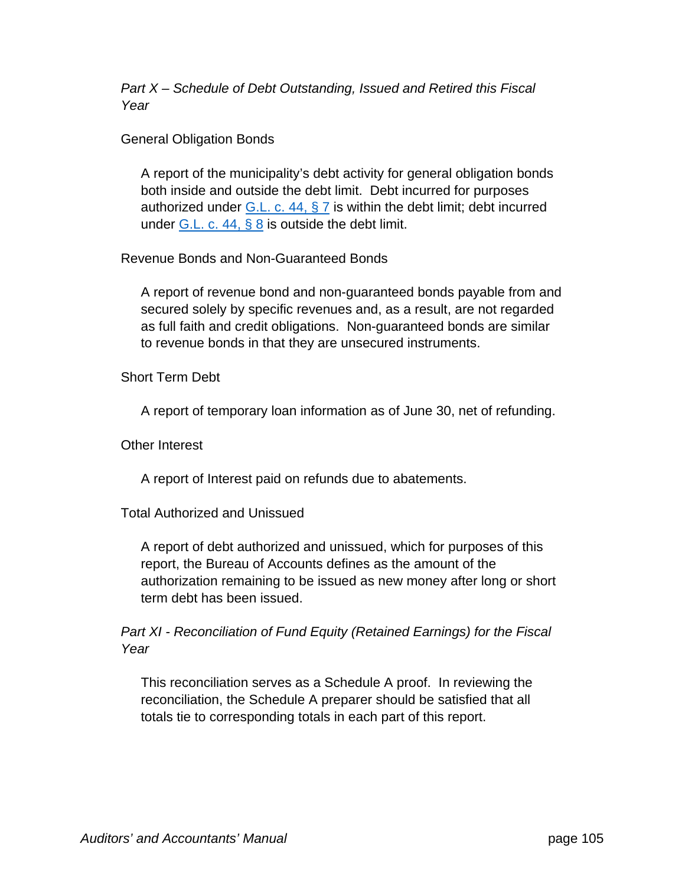*Part X – Schedule of Debt Outstanding, Issued and Retired this Fiscal Year*

General Obligation Bonds

A report of the municipality's debt activity for general obligation bonds both inside and outside the debt limit. Debt incurred for purposes authorized under G.L. c. 44, § 7 is within the debt limit; debt incurred under G.L. c. 44, § 8 is outside the debt limit.

Revenue Bonds and Non-Guaranteed Bonds

A report of revenue bond and non-guaranteed bonds payable from and secured solely by specific revenues and, as a result, are not regarded as full faith and credit obligations. Non-guaranteed bonds are similar to revenue bonds in that they are unsecured instruments.

Short Term Debt

A report of temporary loan information as of June 30, net of refunding.

Other Interest

A report of Interest paid on refunds due to abatements.

Total Authorized and Unissued

A report of debt authorized and unissued, which for purposes of this report, the Bureau of Accounts defines as the amount of the authorization remaining to be issued as new money after long or short term debt has been issued.

*Part XI - Reconciliation of Fund Equity (Retained Earnings) for the Fiscal Year*

This reconciliation serves as a Schedule A proof. In reviewing the reconciliation, the Schedule A preparer should be satisfied that all totals tie to corresponding totals in each part of this report.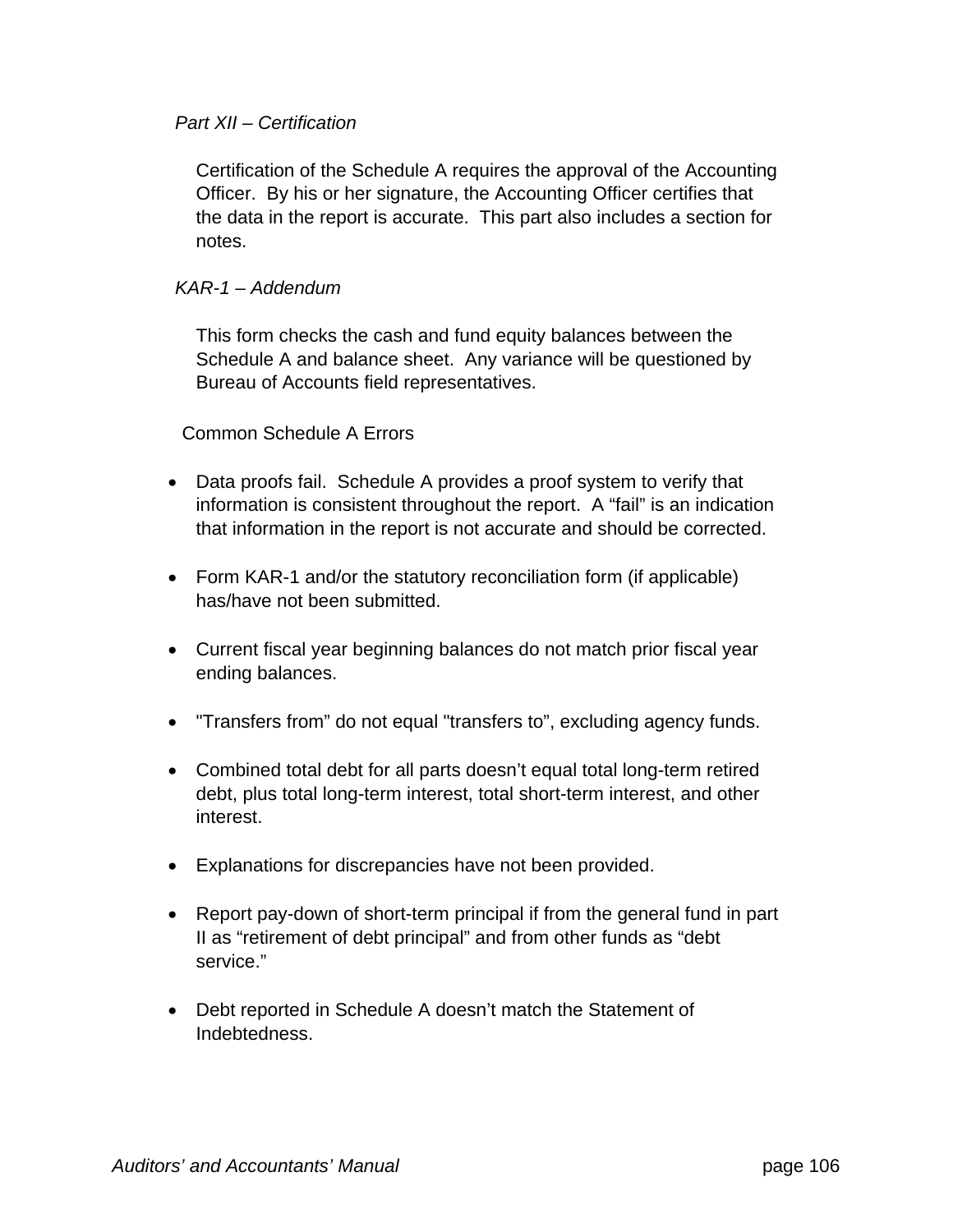*Part XII – Certification*

Certification of the Schedule A requires the approval of the Accounting Officer. By his or her signature, the Accounting Officer certifies that the data in the report is accurate. This part also includes a section for notes.

*KAR-1 – Addendum*

This form checks the cash and fund equity balances between the Schedule A and balance sheet. Any variance will be questioned by Bureau of Accounts field representatives.

Common Schedule A Errors

- Data proofs fail. Schedule A provides a proof system to verify that information is consistent throughout the report. A “fail” is an indication that information in the report is not accurate and should be corrected.

- Form KAR-1 and/or the statutory reconciliation form (if applicable) has/have not been submitted.

- Current fiscal year beginning balances do not match prior fiscal year ending balances.

- "Transfers from” do not equal "transfers to”, excluding agency funds.

- Combined total debt for all parts doesn’t equal total long-term retired debt, plus total long-term interest, total short-term interest, and other interest.

- Explanations for discrepancies have not been provided.

- Report pay-down of short-term principal if from the general fund in part II as “retirement of debt principal” and from other funds as “debt service.”

- Debt reported in Schedule A doesn’t match the Statement of Indebtedness.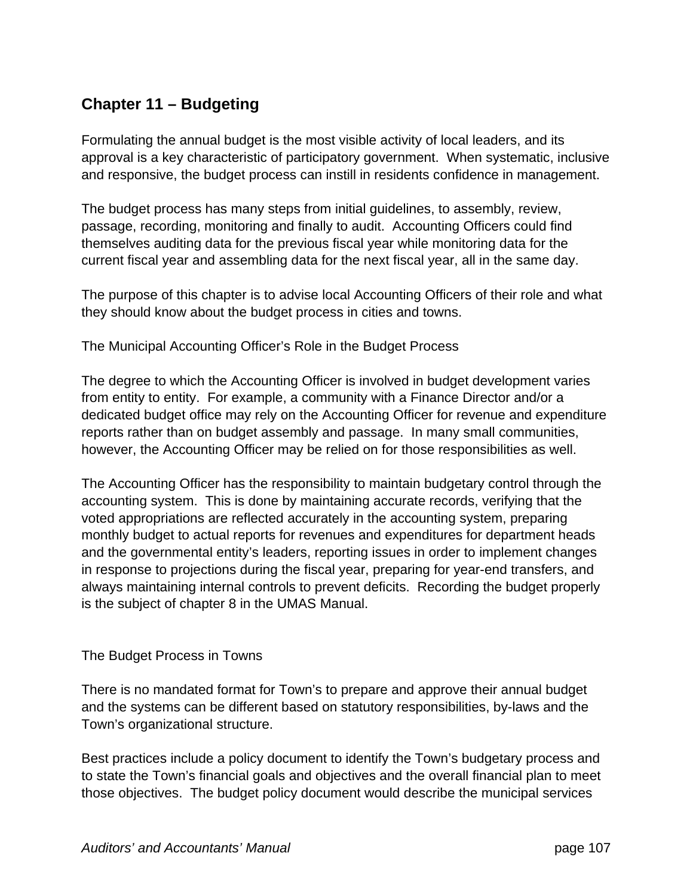## Chapter 11 – Budgeting

Formulating the annual budget is the most visible activity of local leaders, and its approval is a key characteristic of participatory government. When systematic, inclusive and responsive, the budget process can instill in residents confidence in management.

The budget process has many steps from initial guidelines, to assembly, review, passage, recording, monitoring and finally to audit. Accounting Officers could find themselves auditing data for the previous fiscal year while monitoring data for the current fiscal year and assembling data for the next fiscal year, all in the same day.

The purpose of this chapter is to advise local Accounting Officers of their role and what they should know about the budget process in cities and towns.

### The Municipal Accounting Officer's Role in the Budget Process

The degree to which the Accounting Officer is involved in budget development varies from entity to entity. For example, a community with a Finance Director and/or a dedicated budget office may rely on the Accounting Officer for revenue and expenditure reports rather than on budget assembly and passage. In many small communities, however, the Accounting Officer may be relied on for those responsibilities as well.

The Accounting Officer has the responsibility to maintain budgetary control through the accounting system. This is done by maintaining accurate records, verifying that the voted appropriations are reflected accurately in the accounting system, preparing monthly budget to actual reports for revenues and expenditures for department heads and the governmental entity's leaders, reporting issues in order to implement changes in response to projections during the fiscal year, preparing for year-end transfers, and always maintaining internal controls to prevent deficits. Recording the budget properly is the subject of chapter 8 in the UMAS Manual.

### The Budget Process in Towns

There is no mandated format for Town's to prepare and approve their annual budget and the systems can be different based on statutory responsibilities, by-laws and the Town's organizational structure.

Best practices include a policy document to identify the Town's budgetary process and to state the Town's financial goals and objectives and the overall financial plan to meet those objectives. The budget policy document would describe the municipal services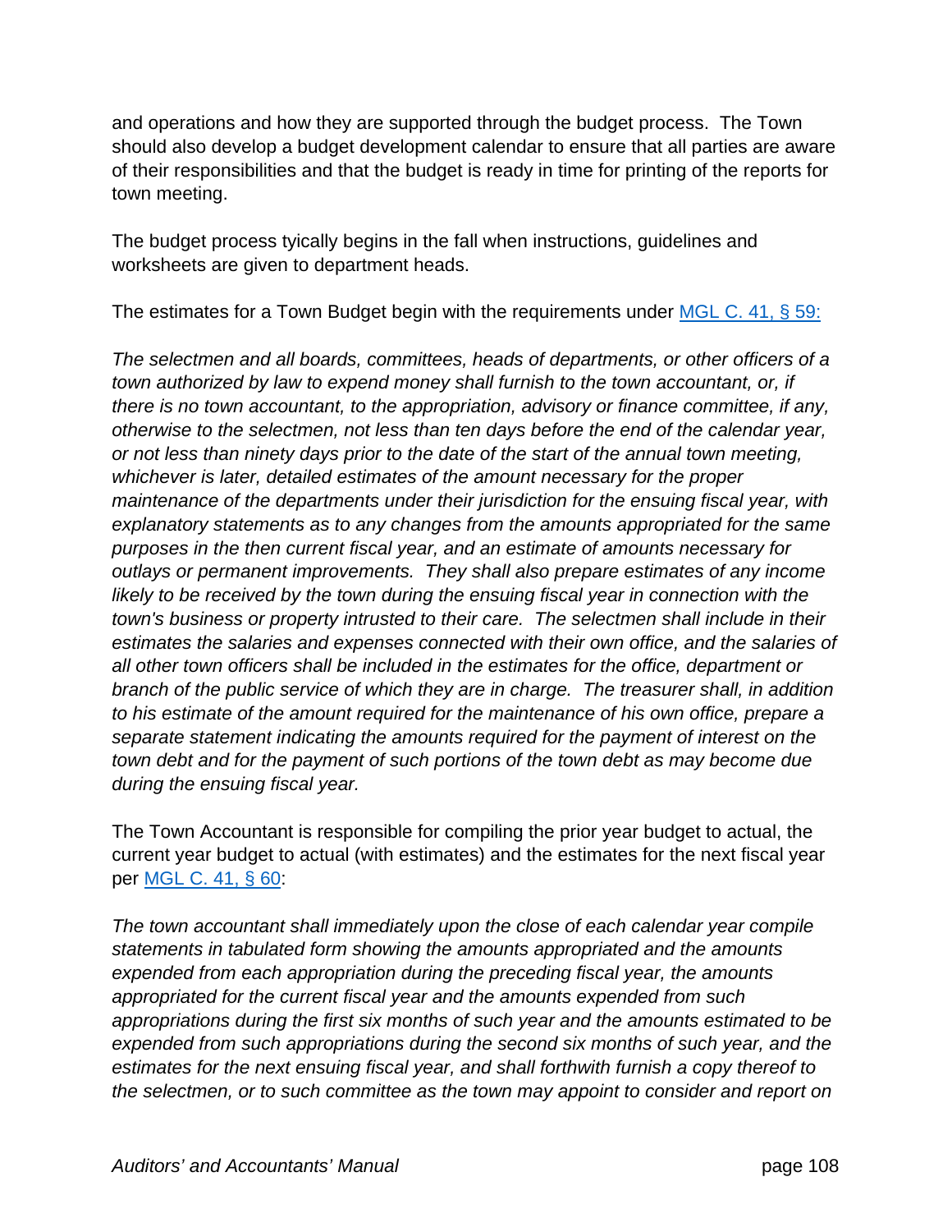and operations and how they are supported through the budget process. The Town should also develop a budget development calendar to ensure that all parties are aware of their responsibilities and that the budget is ready in time for printing of the reports for town meeting.

The budget process tyically begins in the fall when instructions, guidelines and worksheets are given to department heads.

The estimates for a Town Budget begin with the requirements under [MGL C. 41, § 59:]()

*The selectmen and all boards, committees, heads of departments, or other officers of a town authorized by law to expend money shall furnish to the town accountant, or, if there is no town accountant, to the appropriation, advisory or finance committee, if any, otherwise to the selectmen, not less than ten days before the end of the calendar year, or not less than ninety days prior to the date of the start of the annual town meeting, whichever is later, detailed estimates of the amount necessary for the proper maintenance of the departments under their jurisdiction for the ensuing fiscal year, with explanatory statements as to any changes from the amounts appropriated for the same purposes in the then current fiscal year, and an estimate of amounts necessary for outlays or permanent improvements. They shall also prepare estimates of any income likely to be received by the town during the ensuing fiscal year in connection with the town's business or property intrusted to their care. The selectmen shall include in their estimates the salaries and expenses connected with their own office, and the salaries of all other town officers shall be included in the estimates for the office, department or branch of the public service of which they are in charge. The treasurer shall, in addition to his estimate of the amount required for the maintenance of his own office, prepare a separate statement indicating the amounts required for the payment of interest on the town debt and for the payment of such portions of the town debt as may become due during the ensuing fiscal year.*

The Town Accountant is responsible for compiling the prior year budget to actual, the current year budget to actual (with estimates) and the estimates for the next fiscal year per [MGL C. 41, § 60]():

*The town accountant shall immediately upon the close of each calendar year compile statements in tabulated form showing the amounts appropriated and the amounts expended from each appropriation during the preceding fiscal year, the amounts appropriated for the current fiscal year and the amounts expended from such appropriations during the first six months of such year and the amounts estimated to be expended from such appropriations during the second six months of such year, and the estimates for the next ensuing fiscal year, and shall forthwith furnish a copy thereof to the selectmen, or to such committee as the town may appoint to consider and report on*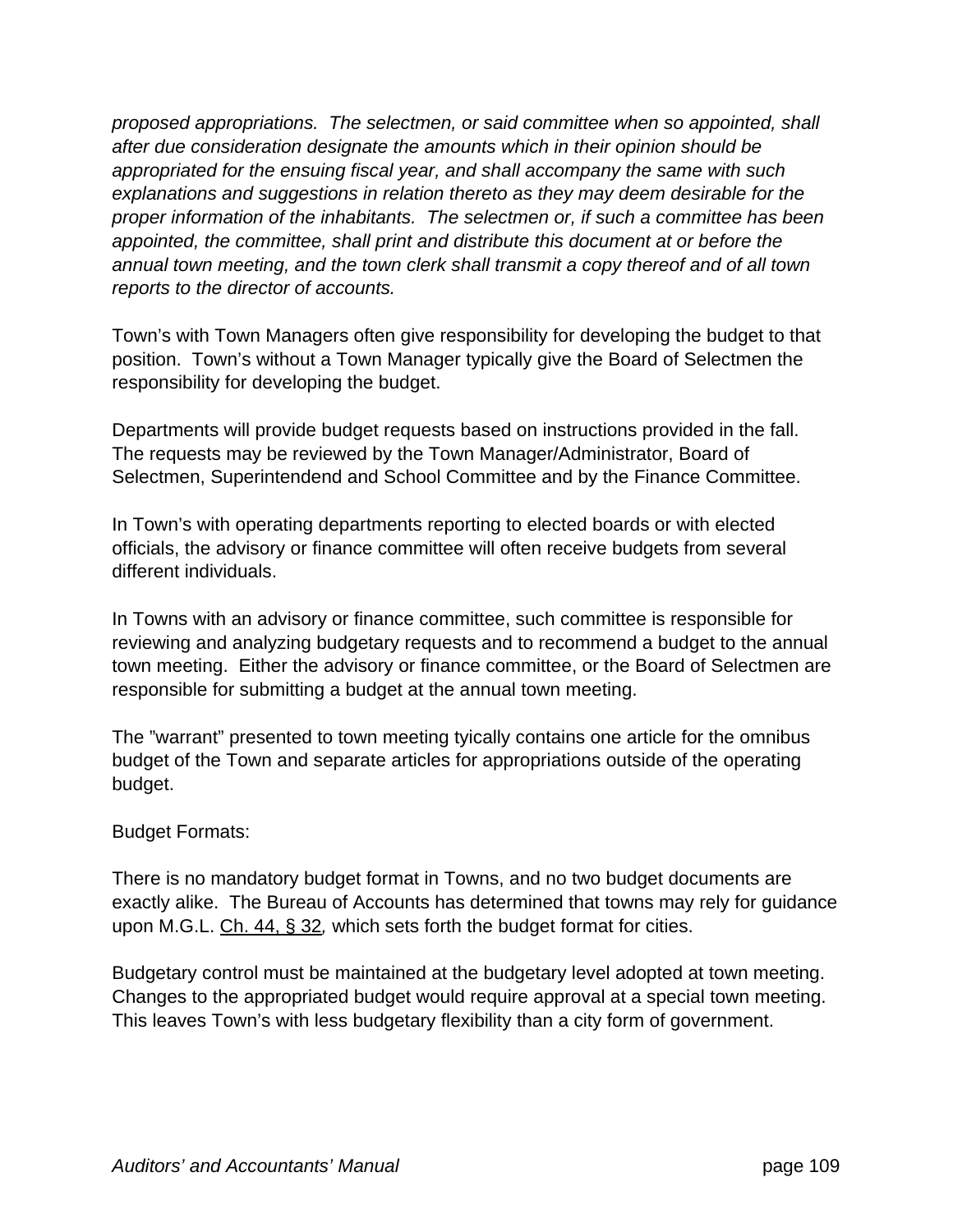*proposed appropriations. The selectmen, or said committee when so appointed, shall after due consideration designate the amounts which in their opinion should be appropriated for the ensuing fiscal year, and shall accompany the same with such explanations and suggestions in relation thereto as they may deem desirable for the proper information of the inhabitants. The selectmen or, if such a committee has been appointed, the committee, shall print and distribute this document at or before the annual town meeting, and the town clerk shall transmit a copy thereof and of all town reports to the director of accounts.*

Town's with Town Managers often give responsibility for developing the budget to that position. Town's without a Town Manager typically give the Board of Selectmen the responsibility for developing the budget.

Departments will provide budget requests based on instructions provided in the fall. The requests may be reviewed by the Town Manager/Administrator, Board of Selectmen, Superintendend and School Committee and by the Finance Committee.

In Town's with operating departments reporting to elected boards or with elected officials, the advisory or finance committee will often receive budgets from several different individuals.

In Towns with an advisory or finance committee, such committee is responsible for reviewing and analyzing budgetary requests and to recommend a budget to the annual town meeting. Either the advisory or finance committee, or the Board of Selectmen are responsible for submitting a budget at the annual town meeting.

The "warrant" presented to town meeting tyically contains one article for the omnibus budget of the Town and separate articles for appropriations outside of the operating budget.

Budget Formats:

There is no mandatory budget format in Towns, and no two budget documents are exactly alike. The Bureau of Accounts has determined that towns may rely for guidance upon M.G.L. Ch. 44, § 32, which sets forth the budget format for cities.

Budgetary control must be maintained at the budgetary level adopted at town meeting. Changes to the appropriated budget would require approval at a special town meeting. This leaves Town's with less budgetary flexibility than a city form of government.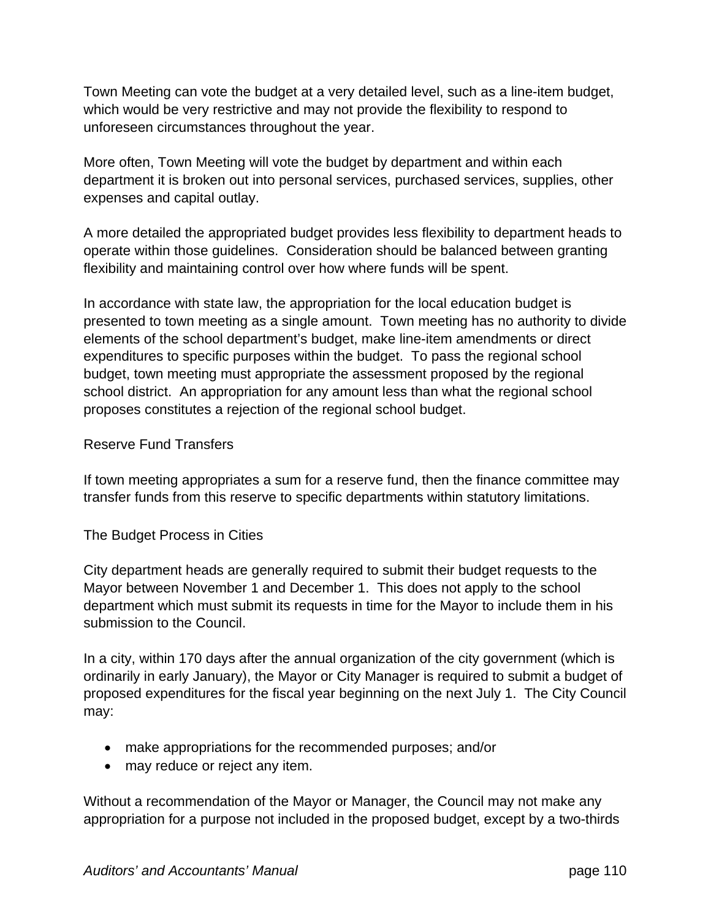Town Meeting can vote the budget at a very detailed level, such as a line-item budget, which would be very restrictive and may not provide the flexibility to respond to unforeseen circumstances throughout the year.

More often, Town Meeting will vote the budget by department and within each department it is broken out into personal services, purchased services, supplies, other expenses and capital outlay.

A more detailed the appropriated budget provides less flexibility to department heads to operate within those guidelines. Consideration should be balanced between granting flexibility and maintaining control over how where funds will be spent.

In accordance with state law, the appropriation for the local education budget is presented to town meeting as a single amount. Town meeting has no authority to divide elements of the school department's budget, make line-item amendments or direct expenditures to specific purposes within the budget. To pass the regional school budget, town meeting must appropriate the assessment proposed by the regional school district. An appropriation for any amount less than what the regional school proposes constitutes a rejection of the regional school budget.

## Reserve Fund Transfers

If town meeting appropriates a sum for a reserve fund, then the finance committee may transfer funds from this reserve to specific departments within statutory limitations.

## The Budget Process in Cities

City department heads are generally required to submit their budget requests to the Mayor between November 1 and December 1. This does not apply to the school department which must submit its requests in time for the Mayor to include them in his submission to the Council.

In a city, within 170 days after the annual organization of the city government (which is ordinarily in early January), the Mayor or City Manager is required to submit a budget of proposed expenditures for the fiscal year beginning on the next July 1. The City Council may:

- make appropriations for the recommended purposes; and/or
- may reduce or reject any item.

Without a recommendation of the Mayor or Manager, the Council may not make any appropriation for a purpose not included in the proposed budget, except by a two-thirds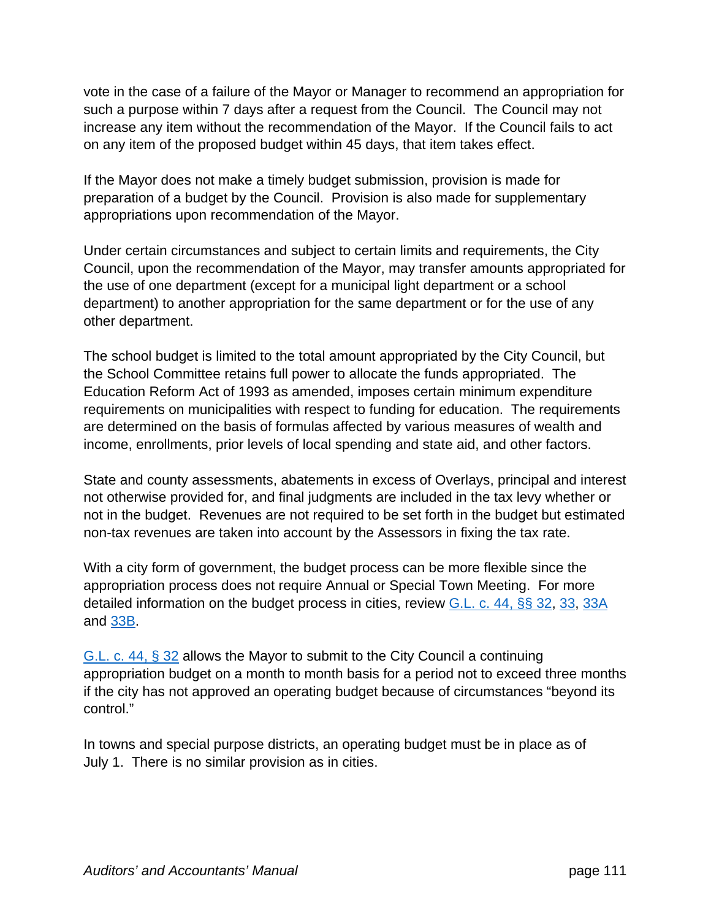vote in the case of a failure of the Mayor or Manager to recommend an appropriation for such a purpose within 7 days after a request from the Council. The Council may not increase any item without the recommendation of the Mayor. If the Council fails to act on any item of the proposed budget within 45 days, that item takes effect.

If the Mayor does not make a timely budget submission, provision is made for preparation of a budget by the Council. Provision is also made for supplementary appropriations upon recommendation of the Mayor.

Under certain circumstances and subject to certain limits and requirements, the City Council, upon the recommendation of the Mayor, may transfer amounts appropriated for the use of one department (except for a municipal light department or a school department) to another appropriation for the same department or for the use of any other department.

The school budget is limited to the total amount appropriated by the City Council, but the School Committee retains full power to allocate the funds appropriated. The Education Reform Act of 1993 as amended, imposes certain minimum expenditure requirements on municipalities with respect to funding for education. The requirements are determined on the basis of formulas affected by various measures of wealth and income, enrollments, prior levels of local spending and state aid, and other factors.

State and county assessments, abatements in excess of Overlays, principal and interest not otherwise provided for, and final judgments are included in the tax levy whether or not in the budget. Revenues are not required to be set forth in the budget but estimated non-tax revenues are taken into account by the Assessors in fixing the tax rate.

With a city form of government, the budget process can be more flexible since the appropriation process does not require Annual or Special Town Meeting. For more detailed information on the budget process in cities, review G.L. c. 44, §§ 32, 33, 33A and 33B.

G.L. c. 44, § 32 allows the Mayor to submit to the City Council a continuing appropriation budget on a month to month basis for a period not to exceed three months if the city has not approved an operating budget because of circumstances "beyond its control."

In towns and special purpose districts, an operating budget must be in place as of July 1. There is no similar provision as in cities.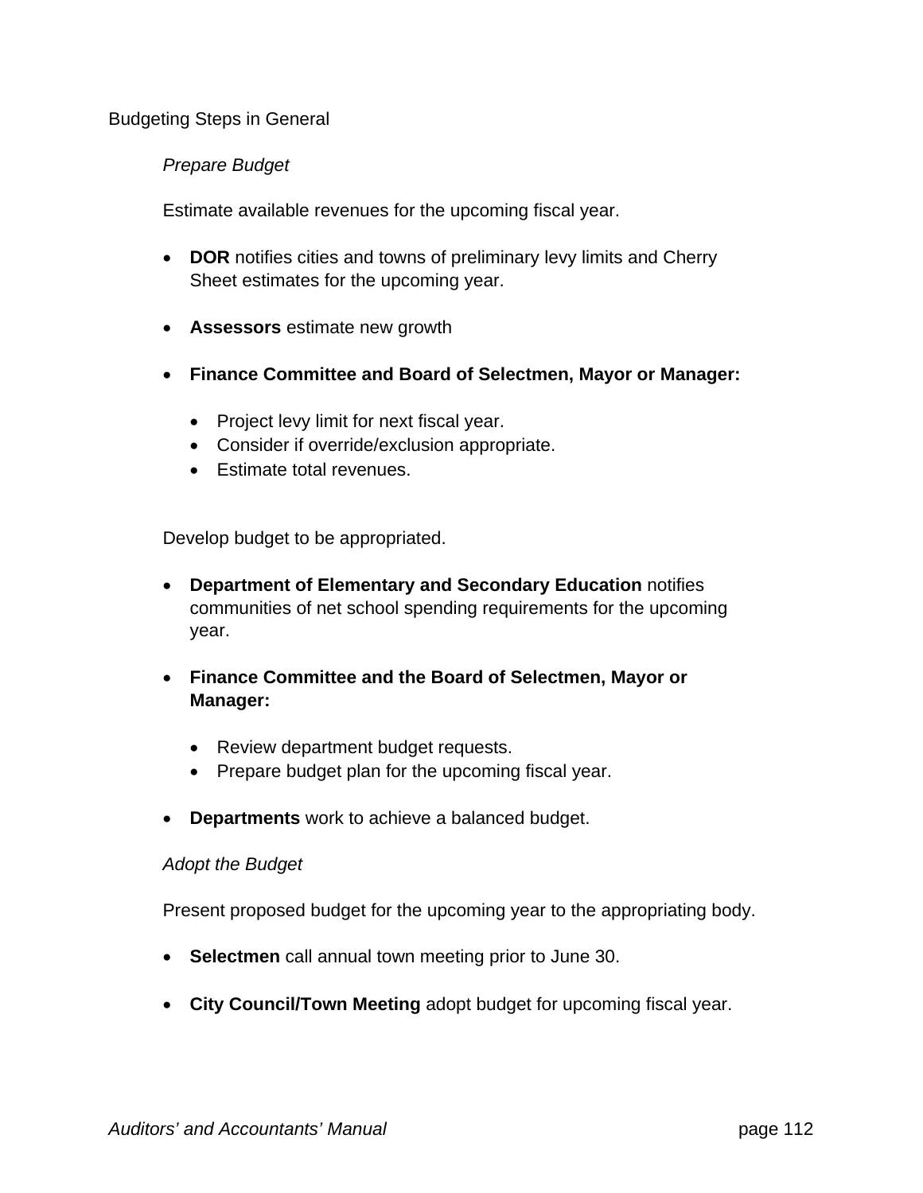## Budgeting Steps in General

### *Prepare Budget*

Estimate available revenues for the upcoming fiscal year.

- **DOR** notifies cities and towns of preliminary levy limits and Cherry Sheet estimates for the upcoming year.
- **Assessors** estimate new growth
- **Finance Committee and Board of Selectmen, Mayor or Manager:**
  - Project levy limit for next fiscal year.
  - Consider if override/exclusion appropriate.
  - Estimate total revenues.

Develop budget to be appropriated.

- **Department of Elementary and Secondary Education** notifies communities of net school spending requirements for the upcoming year.
- **Finance Committee and the Board of Selectmen, Mayor or Manager:**
  - Review department budget requests.
  - Prepare budget plan for the upcoming fiscal year.
- **Departments** work to achieve a balanced budget.

### *Adopt the Budget*

Present proposed budget for the upcoming year to the appropriating body.

- **Selectmen** call annual town meeting prior to June 30.
- **City Council/Town Meeting** adopt budget for upcoming fiscal year.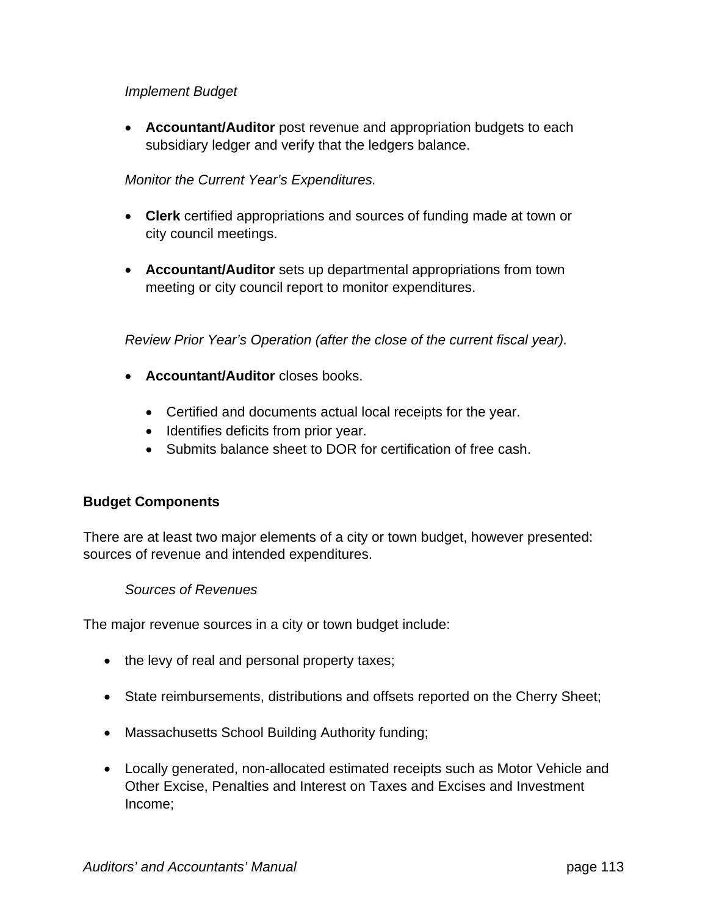*Implement Budget*

- **Accountant/Auditor** post revenue and appropriation budgets to each subsidiary ledger and verify that the ledgers balance.

*Monitor the Current Year's Expenditures.*

- **Clerk** certified appropriations and sources of funding made at town or city council meetings.

- **Accountant/Auditor** sets up departmental appropriations from town meeting or city council report to monitor expenditures.

*Review Prior Year's Operation (after the close of the current fiscal year).*

- **Accountant/Auditor** closes books.

  - Certified and documents actual local receipts for the year.
  - Identifies deficits from prior year.
  - Submits balance sheet to DOR for certification of free cash.

**Budget Components**

There are at least two major elements of a city or town budget, however presented: sources of revenue and intended expenditures.

*Sources of Revenues*

The major revenue sources in a city or town budget include:

- the levy of real and personal property taxes;

- State reimbursements, distributions and offsets reported on the Cherry Sheet;

- Massachusetts School Building Authority funding;

- Locally generated, non-allocated estimated receipts such as Motor Vehicle and Other Excise, Penalties and Interest on Taxes and Excises and Investment Income;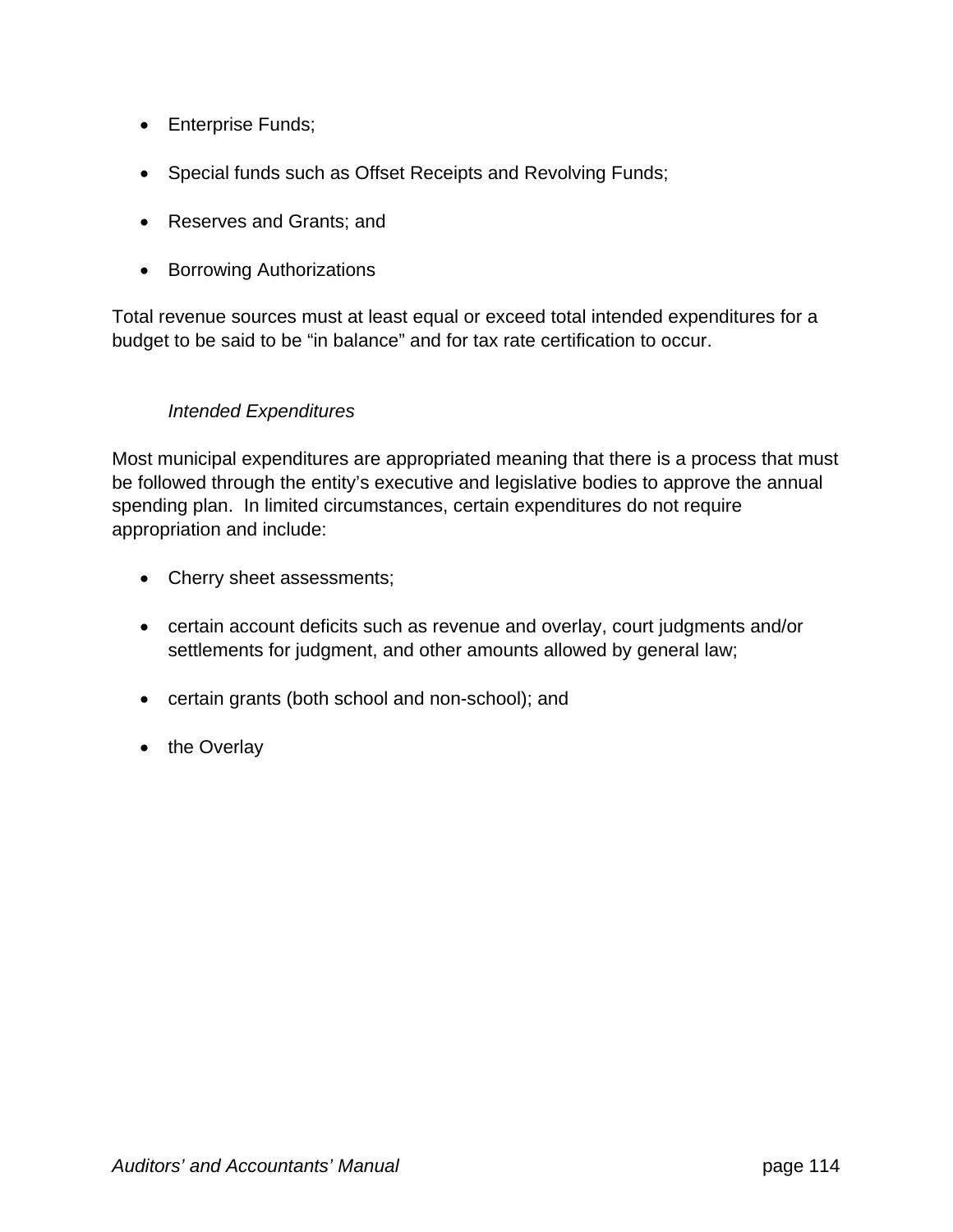- Enterprise Funds;
- Special funds such as Offset Receipts and Revolving Funds;
- Reserves and Grants; and
- Borrowing Authorizations

Total revenue sources must at least equal or exceed total intended expenditures for a budget to be said to be "in balance" and for tax rate certification to occur.

*Intended Expenditures*

Most municipal expenditures are appropriated meaning that there is a process that must be followed through the entity's executive and legislative bodies to approve the annual spending plan. In limited circumstances, certain expenditures do not require appropriation and include:

- Cherry sheet assessments;
- certain account deficits such as revenue and overlay, court judgments and/or settlements for judgment, and other amounts allowed by general law;
- certain grants (both school and non-school); and
- the Overlay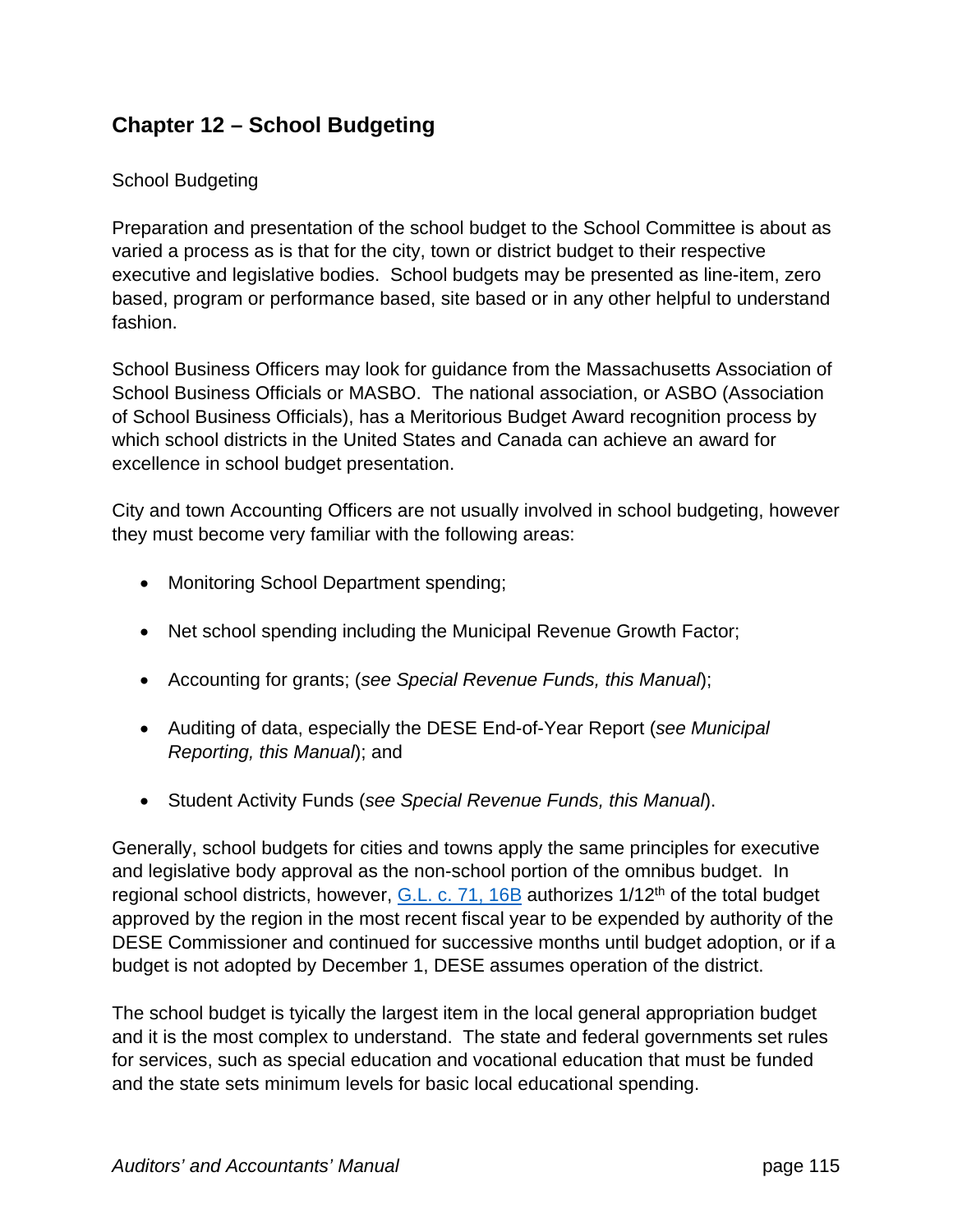## Chapter 12 – School Budgeting

School Budgeting

Preparation and presentation of the school budget to the School Committee is about as varied a process as is that for the city, town or district budget to their respective executive and legislative bodies. School budgets may be presented as line-item, zero based, program or performance based, site based or in any other helpful to understand fashion.

School Business Officers may look for guidance from the Massachusetts Association of School Business Officials or MASBO. The national association, or ASBO (Association of School Business Officials), has a Meritorious Budget Award recognition process by which school districts in the United States and Canada can achieve an award for excellence in school budget presentation.

City and town Accounting Officers are not usually involved in school budgeting, however they must become very familiar with the following areas:

- Monitoring School Department spending;
- Net school spending including the Municipal Revenue Growth Factor;
- Accounting for grants; (*see Special Revenue Funds, this Manual*);
- Auditing of data, especially the DESE End-of-Year Report (*see Municipal Reporting, this Manual*); and
- Student Activity Funds (*see Special Revenue Funds, this Manual*).

Generally, school budgets for cities and towns apply the same principles for executive and legislative body approval as the non-school portion of the omnibus budget. In regional school districts, however, G.L. c. 71, 16B authorizes 1/12th of the total budget approved by the region in the most recent fiscal year to be expended by authority of the DESE Commissioner and continued for successive months until budget adoption, or if a budget is not adopted by December 1, DESE assumes operation of the district.

The school budget is tyically the largest item in the local general appropriation budget and it is the most complex to understand. The state and federal governments set rules for services, such as special education and vocational education that must be funded and the state sets minimum levels for basic local educational spending.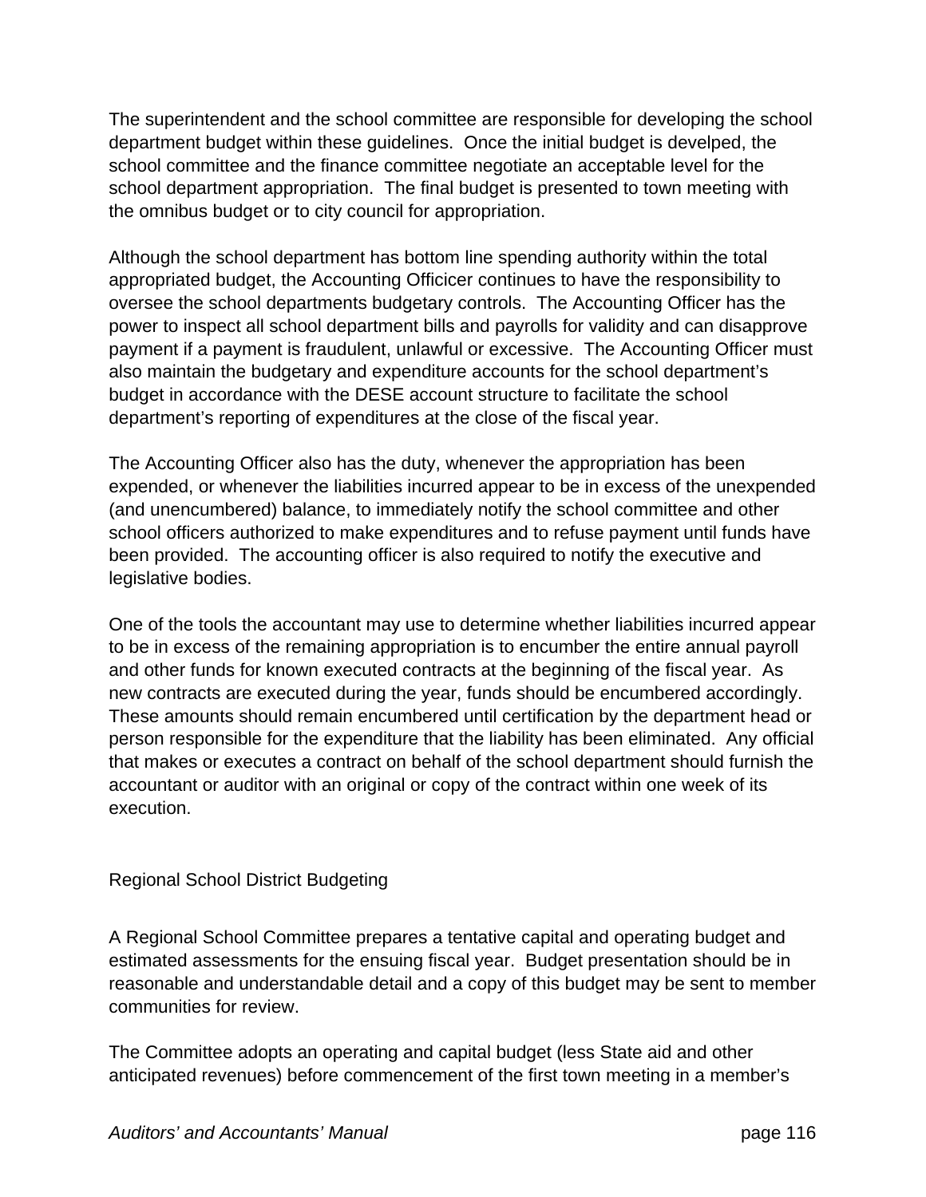The superintendent and the school committee are responsible for developing the school department budget within these guidelines. Once the initial budget is develped, the school committee and the finance committee negotiate an acceptable level for the school department appropriation. The final budget is presented to town meeting with the omnibus budget or to city council for appropriation.

Although the school department has bottom line spending authority within the total appropriated budget, the Accounting Officicer continues to have the responsibility to oversee the school departments budgetary controls. The Accounting Officer has the power to inspect all school department bills and payrolls for validity and can disapprove payment if a payment is fraudulent, unlawful or excessive. The Accounting Officer must also maintain the budgetary and expenditure accounts for the school department's budget in accordance with the DESE account structure to facilitate the school department's reporting of expenditures at the close of the fiscal year.

The Accounting Officer also has the duty, whenever the appropriation has been expended, or whenever the liabilities incurred appear to be in excess of the unexpended (and unencumbered) balance, to immediately notify the school committee and other school officers authorized to make expenditures and to refuse payment until funds have been provided. The accounting officer is also required to notify the executive and legislative bodies.

One of the tools the accountant may use to determine whether liabilities incurred appear to be in excess of the remaining appropriation is to encumber the entire annual payroll and other funds for known executed contracts at the beginning of the fiscal year. As new contracts are executed during the year, funds should be encumbered accordingly. These amounts should remain encumbered until certification by the department head or person responsible for the expenditure that the liability has been eliminated. Any official that makes or executes a contract on behalf of the school department should furnish the accountant or auditor with an original or copy of the contract within one week of its execution.

## Regional School District Budgeting

A Regional School Committee prepares a tentative capital and operating budget and estimated assessments for the ensuing fiscal year. Budget presentation should be in reasonable and understandable detail and a copy of this budget may be sent to member communities for review.

The Committee adopts an operating and capital budget (less State aid and other anticipated revenues) before commencement of the first town meeting in a member's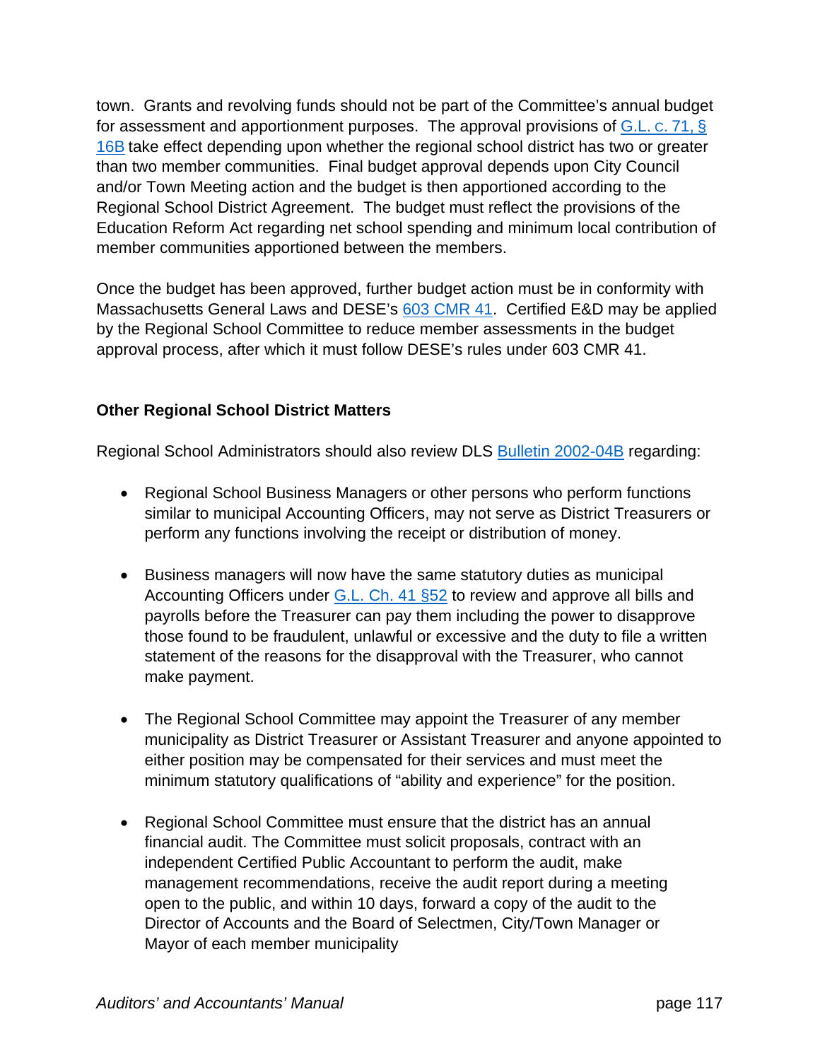town. Grants and revolving funds should not be part of the Committee's annual budget for assessment and apportionment purposes. The approval provisions of G.L. c. 71, § 16B take effect depending upon whether the regional school district has two or greater than two member communities. Final budget approval depends upon City Council and/or Town Meeting action and the budget is then apportioned according to the Regional School District Agreement. The budget must reflect the provisions of the Education Reform Act regarding net school spending and minimum local contribution of member communities apportioned between the members.

Once the budget has been approved, further budget action must be in conformity with Massachusetts General Laws and DESE's 603 CMR 41. Certified E&D may be applied by the Regional School Committee to reduce member assessments in the budget approval process, after which it must follow DESE's rules under 603 CMR 41.

### Other Regional School District Matters

Regional School Administrators should also review DLS Bulletin 2002-04B regarding:

- Regional School Business Managers or other persons who perform functions similar to municipal Accounting Officers, may not serve as District Treasurers or perform any functions involving the receipt or distribution of money.

- Business managers will now have the same statutory duties as municipal Accounting Officers under G.L. Ch. 41 §52 to review and approve all bills and payrolls before the Treasurer can pay them including the power to disapprove those found to be fraudulent, unlawful or excessive and the duty to file a written statement of the reasons for the disapproval with the Treasurer, who cannot make payment.

- The Regional School Committee may appoint the Treasurer of any member municipality as District Treasurer or Assistant Treasurer and anyone appointed to either position may be compensated for their services and must meet the minimum statutory qualifications of "ability and experience" for the position.

- Regional School Committee must ensure that the district has an annual financial audit. The Committee must solicit proposals, contract with an independent Certified Public Accountant to perform the audit, make management recommendations, receive the audit report during a meeting open to the public, and within 10 days, forward a copy of the audit to the Director of Accounts and the Board of Selectmen, City/Town Manager or Mayor of each member municipality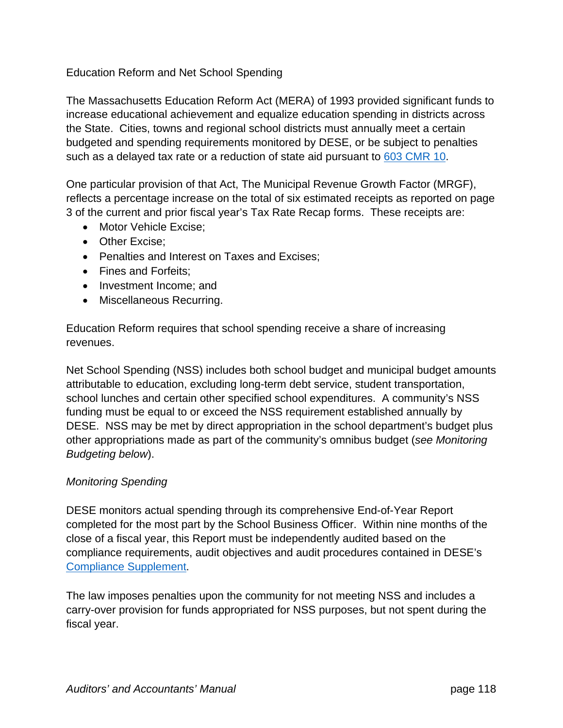## Education Reform and Net School Spending

The Massachusetts Education Reform Act (MERA) of 1993 provided significant funds to increase educational achievement and equalize education spending in districts across the State. Cities, towns and regional school districts must annually meet a certain budgeted and spending requirements monitored by DESE, or be subject to penalties such as a delayed tax rate or a reduction of state aid pursuant to [603 CMR 10](603 CMR 10).

One particular provision of that Act, The Municipal Revenue Growth Factor (MRGF), reflects a percentage increase on the total of six estimated receipts as reported on page 3 of the current and prior fiscal year's Tax Rate Recap forms. These receipts are:

- Motor Vehicle Excise;
- Other Excise;
- Penalties and Interest on Taxes and Excises;
- Fines and Forfeits;
- Investment Income; and
- Miscellaneous Recurring.

Education Reform requires that school spending receive a share of increasing revenues.

Net School Spending (NSS) includes both school budget and municipal budget amounts attributable to education, excluding long-term debt service, student transportation, school lunches and certain other specified school expenditures. A community's NSS funding must be equal to or exceed the NSS requirement established annually by DESE. NSS may be met by direct appropriation in the school department's budget plus other appropriations made as part of the community's omnibus budget (*see Monitoring Budgeting below*).

### *Monitoring Spending*

DESE monitors actual spending through its comprehensive End-of-Year Report completed for the most part by the School Business Officer. Within nine months of the close of a fiscal year, this Report must be independently audited based on the compliance requirements, audit objectives and audit procedures contained in DESE's Compliance Supplement.

The law imposes penalties upon the community for not meeting NSS and includes a carry-over provision for funds appropriated for NSS purposes, but not spent during the fiscal year.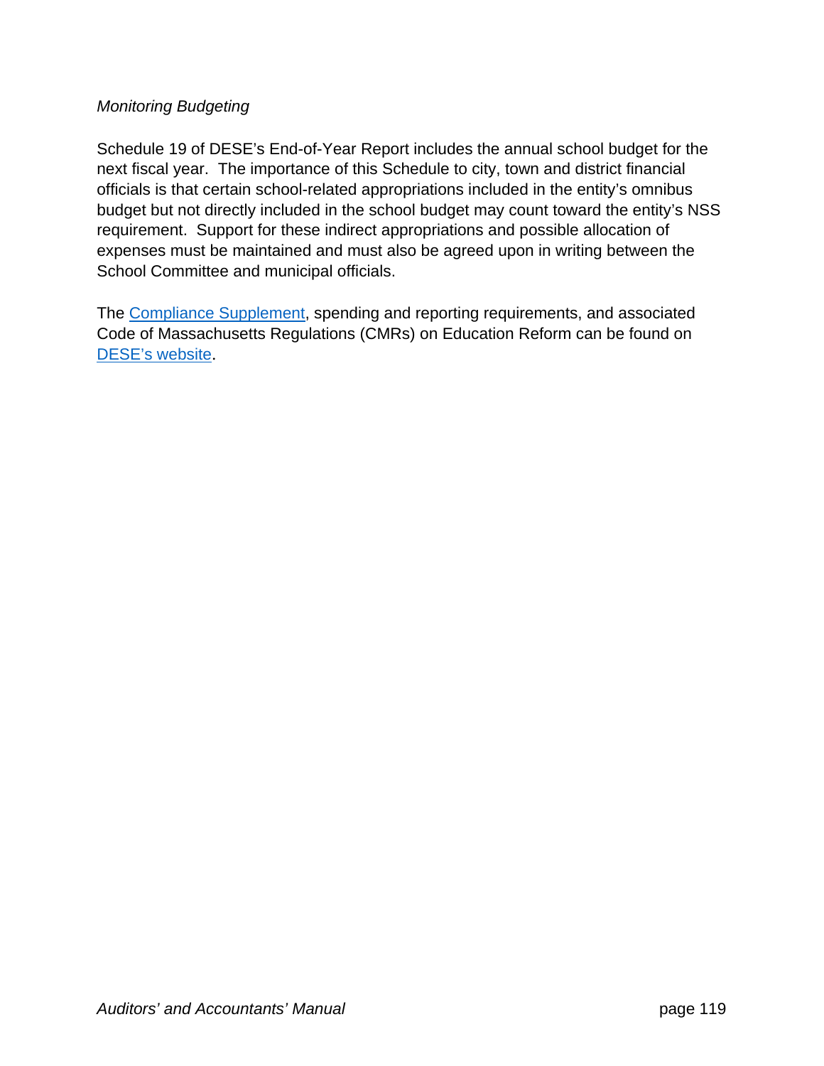*Monitoring Budgeting*

Schedule 19 of DESE's End-of-Year Report includes the annual school budget for the next fiscal year. The importance of this Schedule to city, town and district financial officials is that certain school-related appropriations included in the entity's omnibus budget but not directly included in the school budget may count toward the entity's NSS requirement. Support for these indirect appropriations and possible allocation of expenses must be maintained and must also be agreed upon in writing between the School Committee and municipal officials.

The Compliance Supplement, spending and reporting requirements, and associated Code of Massachusetts Regulations (CMRs) on Education Reform can be found on DESE's website.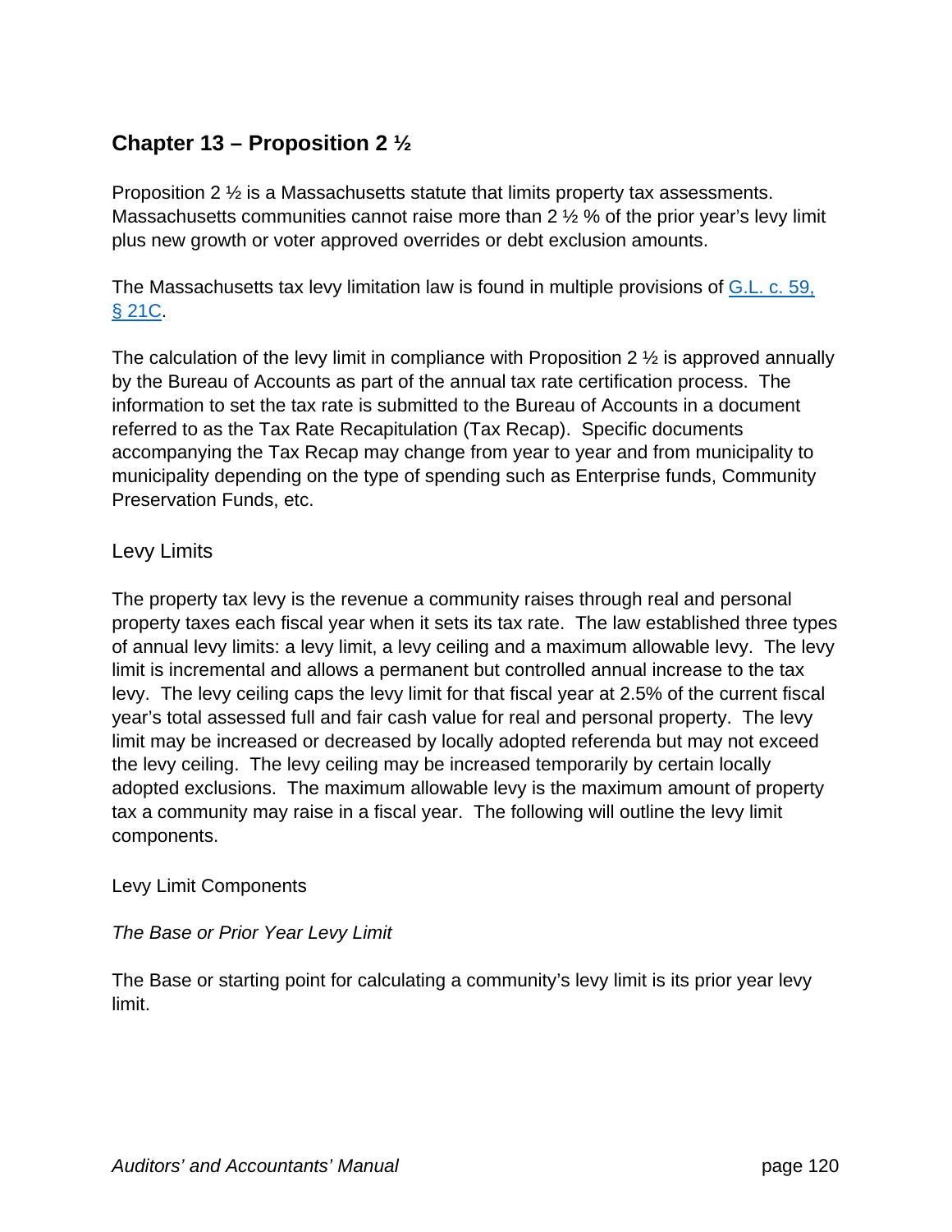## Chapter 13 – Proposition 2 ½

Proposition 2 ½ is a Massachusetts statute that limits property tax assessments. Massachusetts communities cannot raise more than 2 ½ % of the prior year's levy limit plus new growth or voter approved overrides or debt exclusion amounts.

The Massachusetts tax levy limitation law is found in multiple provisions of [G.L. c. 59, § 21C](#).

The calculation of the levy limit in compliance with Proposition 2 ½ is approved annually by the Bureau of Accounts as part of the annual tax rate certification process. The information to set the tax rate is submitted to the Bureau of Accounts in a document referred to as the Tax Rate Recapitulation (Tax Recap). Specific documents accompanying the Tax Recap may change from year to year and from municipality to municipality depending on the type of spending such as Enterprise funds, Community Preservation Funds, etc.

### Levy Limits

The property tax levy is the revenue a community raises through real and personal property taxes each fiscal year when it sets its tax rate. The law established three types of annual levy limits: a levy limit, a levy ceiling and a maximum allowable levy. The levy limit is incremental and allows a permanent but controlled annual increase to the tax levy. The levy ceiling caps the levy limit for that fiscal year at 2.5% of the current fiscal year's total assessed full and fair cash value for real and personal property. The levy limit may be increased or decreased by locally adopted referenda but may not exceed the levy ceiling. The levy ceiling may be increased temporarily by certain locally adopted exclusions. The maximum allowable levy is the maximum amount of property tax a community may raise in a fiscal year. The following will outline the levy limit components.

### Levy Limit Components

*The Base or Prior Year Levy Limit*

The Base or starting point for calculating a community's levy limit is its prior year levy limit.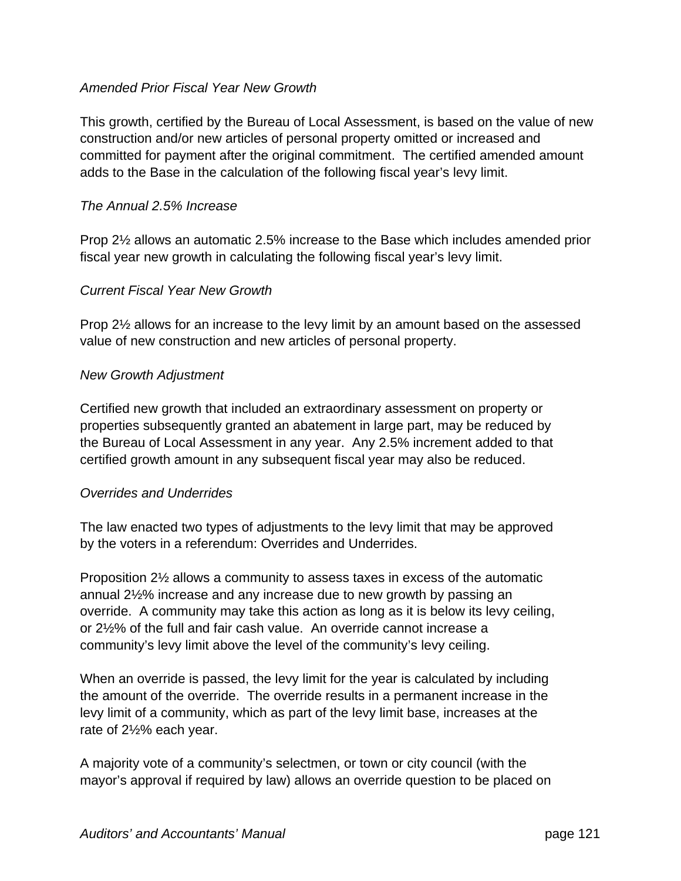*Amended Prior Fiscal Year New Growth*

This growth, certified by the Bureau of Local Assessment, is based on the value of new construction and/or new articles of personal property omitted or increased and committed for payment after the original commitment. The certified amended amount adds to the Base in the calculation of the following fiscal year's levy limit.

*The Annual 2.5% Increase*

Prop 2½ allows an automatic 2.5% increase to the Base which includes amended prior fiscal year new growth in calculating the following fiscal year's levy limit.

*Current Fiscal Year New Growth*

Prop 2½ allows for an increase to the levy limit by an amount based on the assessed value of new construction and new articles of personal property.

*New Growth Adjustment*

Certified new growth that included an extraordinary assessment on property or properties subsequently granted an abatement in large part, may be reduced by the Bureau of Local Assessment in any year. Any 2.5% increment added to that certified growth amount in any subsequent fiscal year may also be reduced.

*Overrides and Underrides*

The law enacted two types of adjustments to the levy limit that may be approved by the voters in a referendum: Overrides and Underrides.

Proposition 2½ allows a community to assess taxes in excess of the automatic annual 2½% increase and any increase due to new growth by passing an override. A community may take this action as long as it is below its levy ceiling, or 2½% of the full and fair cash value. An override cannot increase a community's levy limit above the level of the community's levy ceiling.

When an override is passed, the levy limit for the year is calculated by including the amount of the override. The override results in a permanent increase in the levy limit of a community, which as part of the levy limit base, increases at the rate of 2½% each year.

A majority vote of a community's selectmen, or town or city council (with the mayor's approval if required by law) allows an override question to be placed on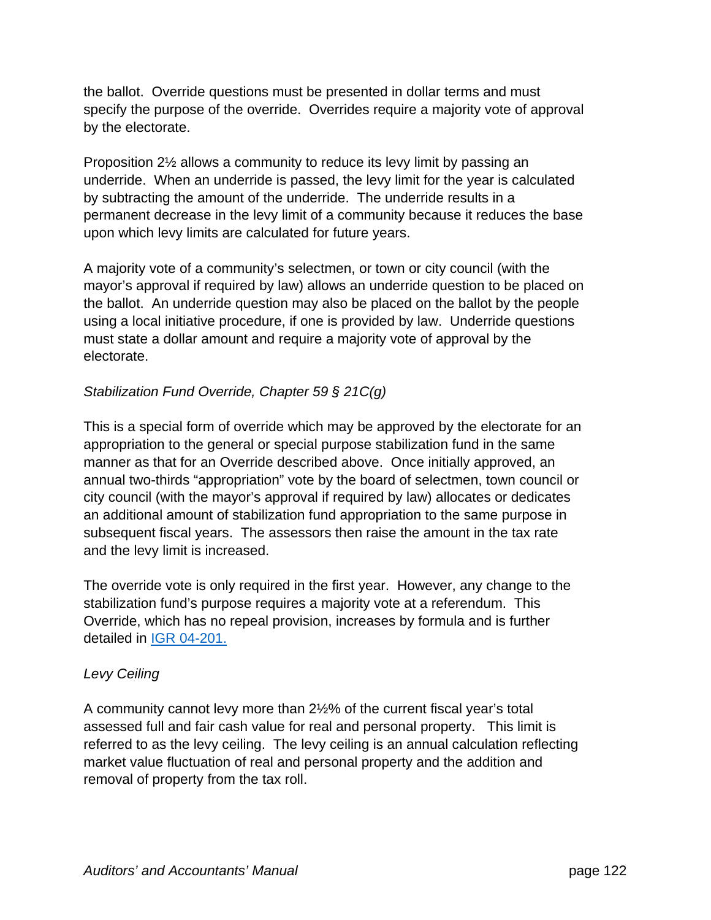the ballot. Override questions must be presented in dollar terms and must specify the purpose of the override. Overrides require a majority vote of approval by the electorate.

Proposition 2½ allows a community to reduce its levy limit by passing an underride. When an underride is passed, the levy limit for the year is calculated by subtracting the amount of the underride. The underride results in a permanent decrease in the levy limit of a community because it reduces the base upon which levy limits are calculated for future years.

A majority vote of a community's selectmen, or town or city council (with the mayor's approval if required by law) allows an underride question to be placed on the ballot. An underride question may also be placed on the ballot by the people using a local initiative procedure, if one is provided by law. Underride questions must state a dollar amount and require a majority vote of approval by the electorate.

*Stabilization Fund Override, Chapter 59 § 21C(g)*

This is a special form of override which may be approved by the electorate for an appropriation to the general or special purpose stabilization fund in the same manner as that for an Override described above. Once initially approved, an annual two-thirds "appropriation" vote by the board of selectmen, town council or city council (with the mayor's approval if required by law) allocates or dedicates an additional amount of stabilization fund appropriation to the same purpose in subsequent fiscal years. The assessors then raise the amount in the tax rate and the levy limit is increased.

The override vote is only required in the first year. However, any change to the stabilization fund's purpose requires a majority vote at a referendum. This Override, which has no repeal provision, increases by formula and is further detailed in IGR 04-201.

*Levy Ceiling*

A community cannot levy more than 2½% of the current fiscal year's total assessed full and fair cash value for real and personal property. This limit is referred to as the levy ceiling. The levy ceiling is an annual calculation reflecting market value fluctuation of real and personal property and the addition and removal of property from the tax roll.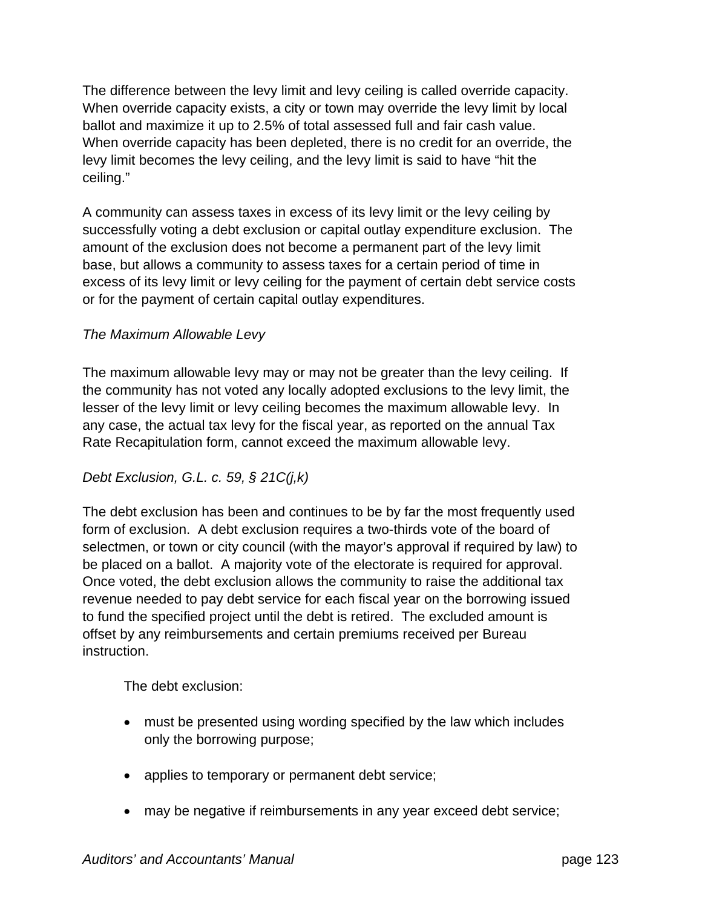The difference between the levy limit and levy ceiling is called override capacity. When override capacity exists, a city or town may override the levy limit by local ballot and maximize it up to 2.5% of total assessed full and fair cash value. When override capacity has been depleted, there is no credit for an override, the levy limit becomes the levy ceiling, and the levy limit is said to have "hit the ceiling."

A community can assess taxes in excess of its levy limit or the levy ceiling by successfully voting a debt exclusion or capital outlay expenditure exclusion. The amount of the exclusion does not become a permanent part of the levy limit base, but allows a community to assess taxes for a certain period of time in excess of its levy limit or levy ceiling for the payment of certain debt service costs or for the payment of certain capital outlay expenditures.

*The Maximum Allowable Levy*

The maximum allowable levy may or may not be greater than the levy ceiling. If the community has not voted any locally adopted exclusions to the levy limit, the lesser of the levy limit or levy ceiling becomes the maximum allowable levy. In any case, the actual tax levy for the fiscal year, as reported on the annual Tax Rate Recapitulation form, cannot exceed the maximum allowable levy.

*Debt Exclusion, G.L. c. 59, § 21C(j,k)*

The debt exclusion has been and continues to be by far the most frequently used form of exclusion. A debt exclusion requires a two-thirds vote of the board of selectmen, or town or city council (with the mayor's approval if required by law) to be placed on a ballot. A majority vote of the electorate is required for approval. Once voted, the debt exclusion allows the community to raise the additional tax revenue needed to pay debt service for each fiscal year on the borrowing issued to fund the specified project until the debt is retired. The excluded amount is offset by any reimbursements and certain premiums received per Bureau instruction.

The debt exclusion:

- must be presented using wording specified by the law which includes only the borrowing purpose;
- applies to temporary or permanent debt service;
- may be negative if reimbursements in any year exceed debt service;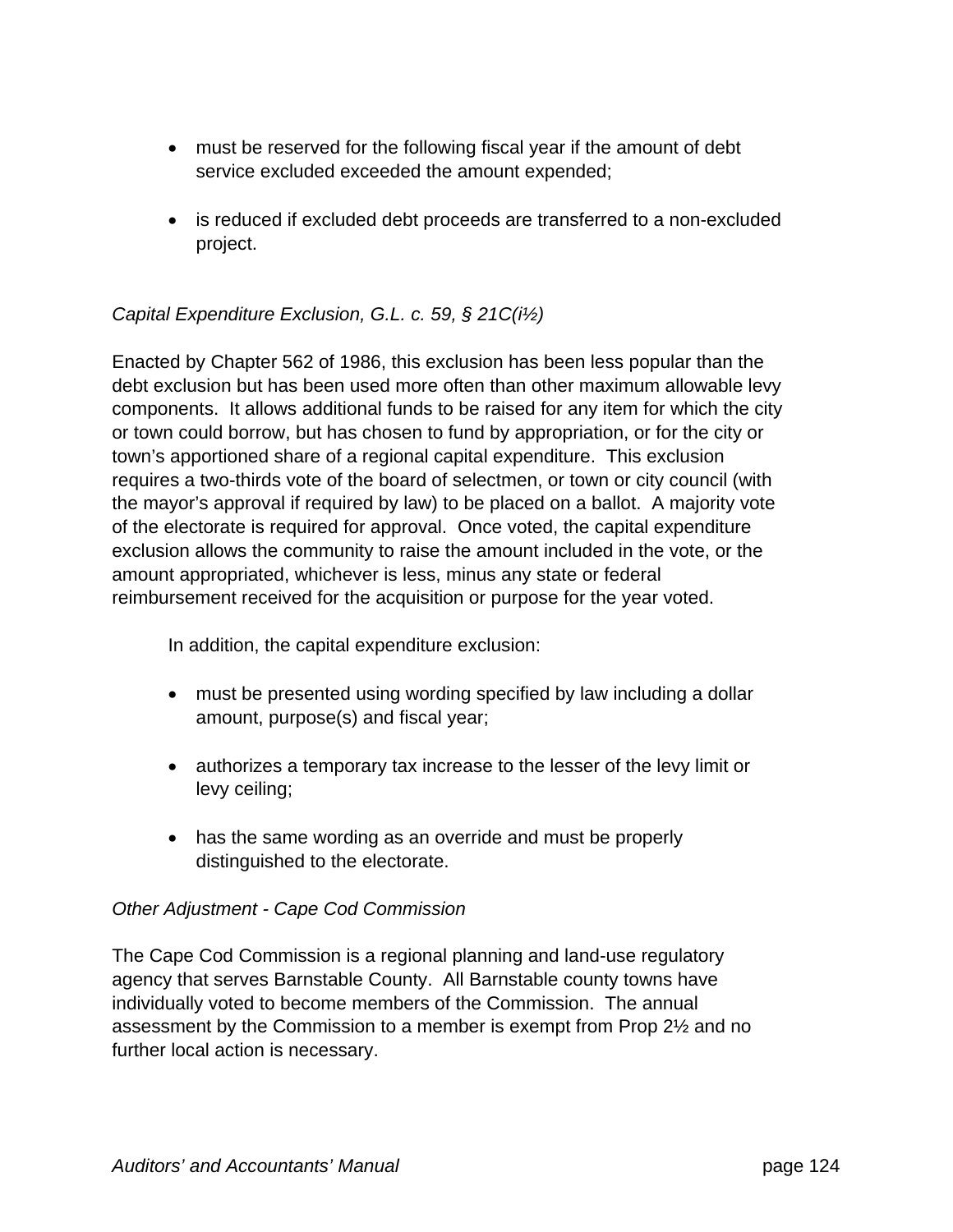- must be reserved for the following fiscal year if the amount of debt service excluded exceeded the amount expended;

- is reduced if excluded debt proceeds are transferred to a non-excluded project.

*Capital Expenditure Exclusion, G.L. c. 59, § 21C(i½)*

Enacted by Chapter 562 of 1986, this exclusion has been less popular than the debt exclusion but has been used more often than other maximum allowable levy components. It allows additional funds to be raised for any item for which the city or town could borrow, but has chosen to fund by appropriation, or for the city or town's apportioned share of a regional capital expenditure. This exclusion requires a two-thirds vote of the board of selectmen, or town or city council (with the mayor's approval if required by law) to be placed on a ballot. A majority vote of the electorate is required for approval. Once voted, the capital expenditure exclusion allows the community to raise the amount included in the vote, or the amount appropriated, whichever is less, minus any state or federal reimbursement received for the acquisition or purpose for the year voted.

In addition, the capital expenditure exclusion:

- must be presented using wording specified by law including a dollar amount, purpose(s) and fiscal year;

- authorizes a temporary tax increase to the lesser of the levy limit or levy ceiling;

- has the same wording as an override and must be properly distinguished to the electorate.

*Other Adjustment - Cape Cod Commission*

The Cape Cod Commission is a regional planning and land-use regulatory agency that serves Barnstable County. All Barnstable county towns have individually voted to become members of the Commission. The annual assessment by the Commission to a member is exempt from Prop 2½ and no further local action is necessary.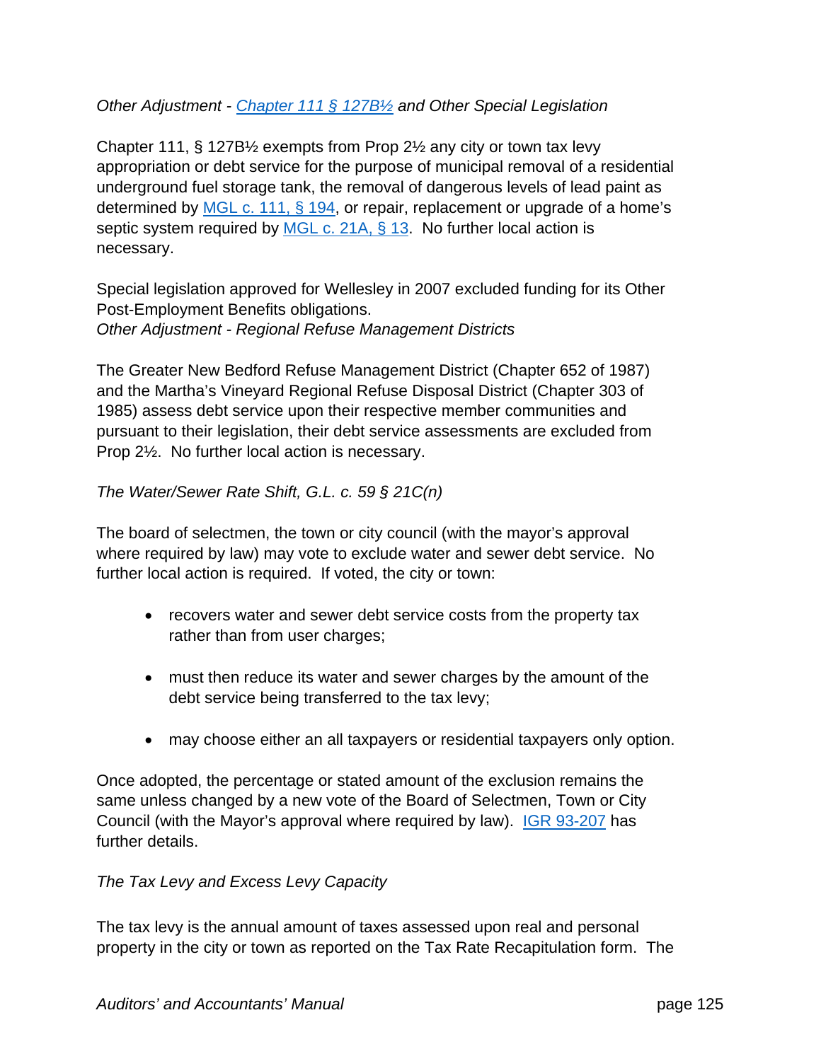*Other Adjustment - [Chapter 111 § 127B½](#) and Other Special Legislation*

Chapter 111, § 127B½ exempts from Prop 2½ any city or town tax levy appropriation or debt service for the purpose of municipal removal of a residential underground fuel storage tank, the removal of dangerous levels of lead paint as determined by [MGL c. 111, § 194](#), or repair, replacement or upgrade of a home's septic system required by [MGL c. 21A, § 13](#). No further local action is necessary.

Special legislation approved for Wellesley in 2007 excluded funding for its Other Post-Employment Benefits obligations.

*Other Adjustment - Regional Refuse Management Districts*

The Greater New Bedford Refuse Management District (Chapter 652 of 1987) and the Martha's Vineyard Regional Refuse Disposal District (Chapter 303 of 1985) assess debt service upon their respective member communities and pursuant to their legislation, their debt service assessments are excluded from Prop 2½. No further local action is necessary.

*The Water/Sewer Rate Shift, G.L. c. 59 § 21C(n)*

The board of selectmen, the town or city council (with the mayor's approval where required by law) may vote to exclude water and sewer debt service. No further local action is required. If voted, the city or town:

- recovers water and sewer debt service costs from the property tax rather than from user charges;
- must then reduce its water and sewer charges by the amount of the debt service being transferred to the tax levy;
- may choose either an all taxpayers or residential taxpayers only option.

Once adopted, the percentage or stated amount of the exclusion remains the same unless changed by a new vote of the Board of Selectmen, Town or City Council (with the Mayor's approval where required by law). [IGR 93-207](#) has further details.

*The Tax Levy and Excess Levy Capacity*

The tax levy is the annual amount of taxes assessed upon real and personal property in the city or town as reported on the Tax Rate Recapitulation form. The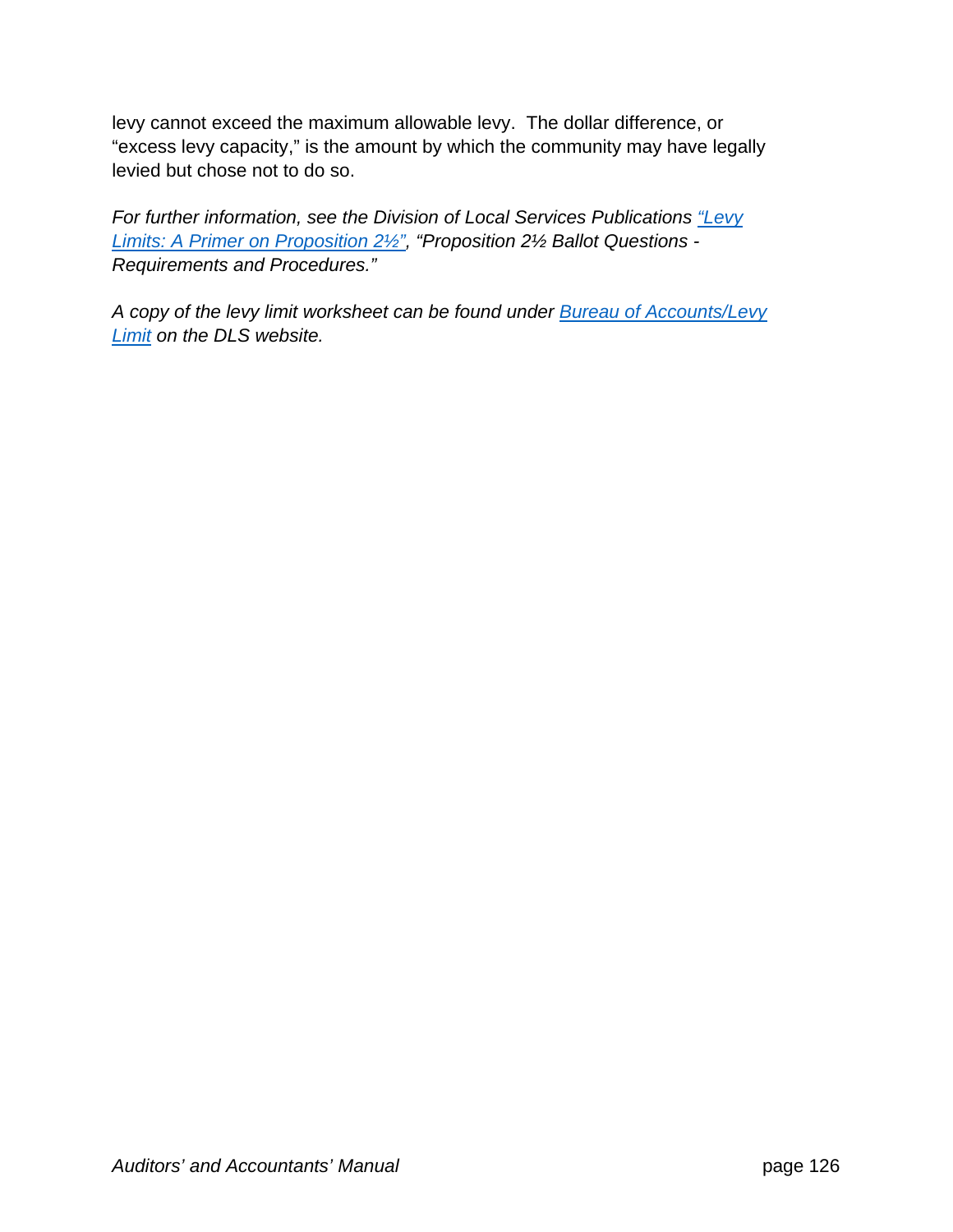levy cannot exceed the maximum allowable levy. The dollar difference, or "excess levy capacity," is the amount by which the community may have legally levied but chose not to do so.

*For further information, see the Division of Local Services Publications "Levy Limits: A Primer on Proposition 2½", "Proposition 2½ Ballot Questions - Requirements and Procedures."*

*A copy of the levy limit worksheet can be found under Bureau of Accounts/Levy Limit on the DLS website.*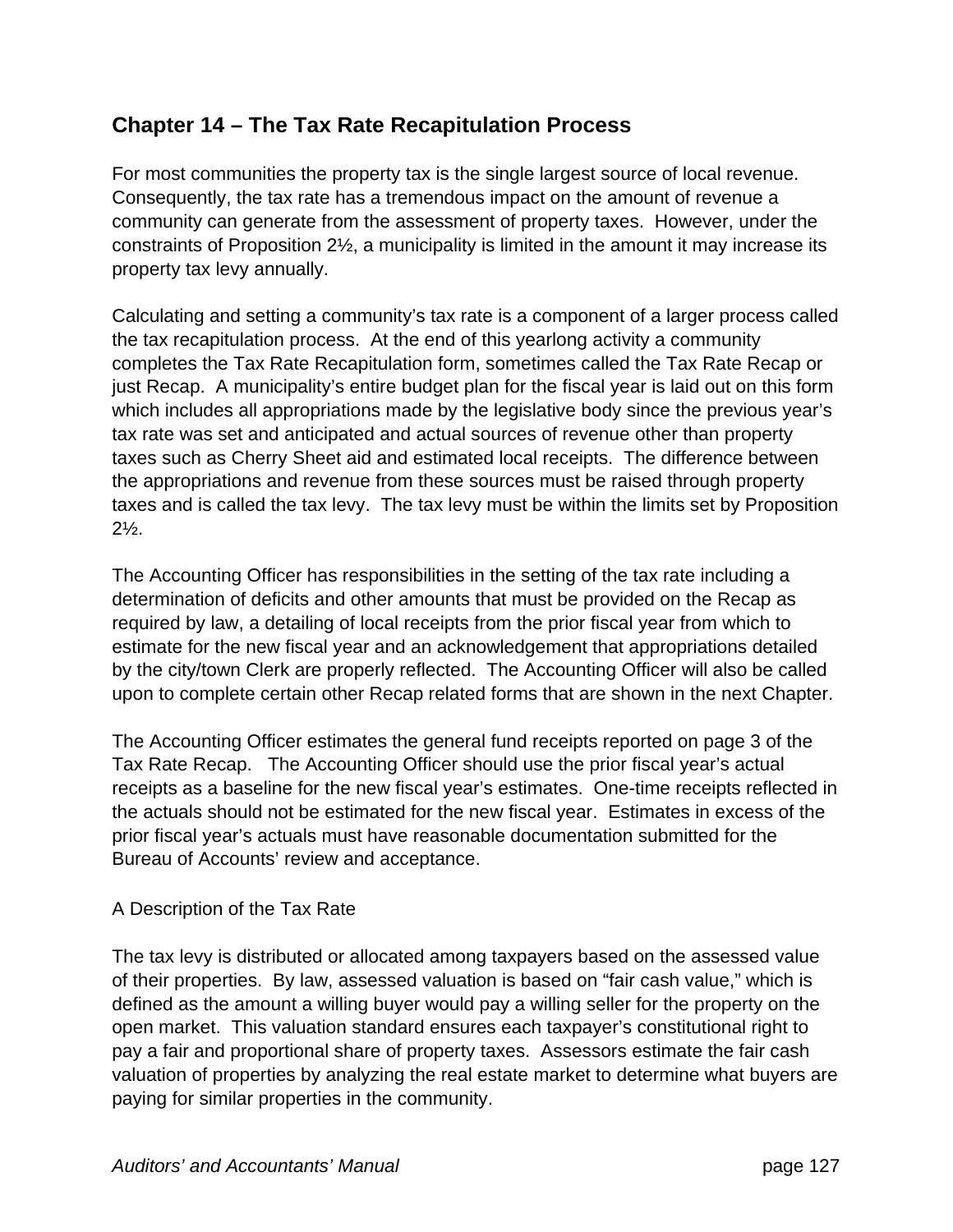## Chapter 14 – The Tax Rate Recapitulation Process

For most communities the property tax is the single largest source of local revenue. Consequently, the tax rate has a tremendous impact on the amount of revenue a community can generate from the assessment of property taxes. However, under the constraints of Proposition 2½, a municipality is limited in the amount it may increase its property tax levy annually.

Calculating and setting a community's tax rate is a component of a larger process called the tax recapitulation process. At the end of this yearlong activity a community completes the Tax Rate Recapitulation form, sometimes called the Tax Rate Recap or just Recap. A municipality's entire budget plan for the fiscal year is laid out on this form which includes all appropriations made by the legislative body since the previous year's tax rate was set and anticipated and actual sources of revenue other than property taxes such as Cherry Sheet aid and estimated local receipts. The difference between the appropriations and revenue from these sources must be raised through property taxes and is called the tax levy. The tax levy must be within the limits set by Proposition 2½.

The Accounting Officer has responsibilities in the setting of the tax rate including a determination of deficits and other amounts that must be provided on the Recap as required by law, a detailing of local receipts from the prior fiscal year from which to estimate for the new fiscal year and an acknowledgement that appropriations detailed by the city/town Clerk are properly reflected. The Accounting Officer will also be called upon to complete certain other Recap related forms that are shown in the next Chapter.

The Accounting Officer estimates the general fund receipts reported on page 3 of the Tax Rate Recap. The Accounting Officer should use the prior fiscal year's actual receipts as a baseline for the new fiscal year's estimates. One-time receipts reflected in the actuals should not be estimated for the new fiscal year. Estimates in excess of the prior fiscal year's actuals must have reasonable documentation submitted for the Bureau of Accounts' review and acceptance.

A Description of the Tax Rate

The tax levy is distributed or allocated among taxpayers based on the assessed value of their properties. By law, assessed valuation is based on "fair cash value," which is defined as the amount a willing buyer would pay a willing seller for the property on the open market. This valuation standard ensures each taxpayer's constitutional right to pay a fair and proportional share of property taxes. Assessors estimate the fair cash valuation of properties by analyzing the real estate market to determine what buyers are paying for similar properties in the community.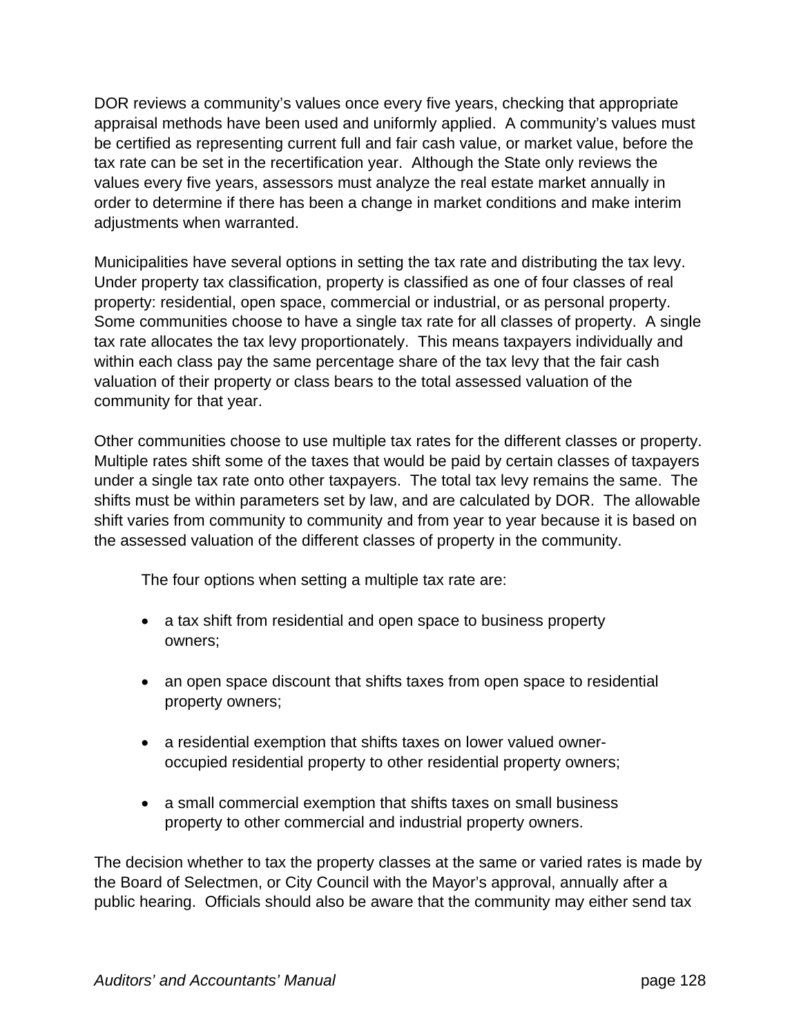DOR reviews a community's values once every five years, checking that appropriate appraisal methods have been used and uniformly applied. A community's values must be certified as representing current full and fair cash value, or market value, before the tax rate can be set in the recertification year. Although the State only reviews the values every five years, assessors must analyze the real estate market annually in order to determine if there has been a change in market conditions and make interim adjustments when warranted.

Municipalities have several options in setting the tax rate and distributing the tax levy. Under property tax classification, property is classified as one of four classes of real property: residential, open space, commercial or industrial, or as personal property. Some communities choose to have a single tax rate for all classes of property. A single tax rate allocates the tax levy proportionately. This means taxpayers individually and within each class pay the same percentage share of the tax levy that the fair cash valuation of their property or class bears to the total assessed valuation of the community for that year.

Other communities choose to use multiple tax rates for the different classes or property. Multiple rates shift some of the taxes that would be paid by certain classes of taxpayers under a single tax rate onto other taxpayers. The total tax levy remains the same. The shifts must be within parameters set by law, and are calculated by DOR. The allowable shift varies from community to community and from year to year because it is based on the assessed valuation of the different classes of property in the community.

The four options when setting a multiple tax rate are:

- a tax shift from residential and open space to business property owners;
- an open space discount that shifts taxes from open space to residential property owners;
- a residential exemption that shifts taxes on lower valued owner-occupied residential property to other residential property owners;
- a small commercial exemption that shifts taxes on small business property to other commercial and industrial property owners.

The decision whether to tax the property classes at the same or varied rates is made by the Board of Selectmen, or City Council with the Mayor's approval, annually after a public hearing. Officials should also be aware that the community may either send tax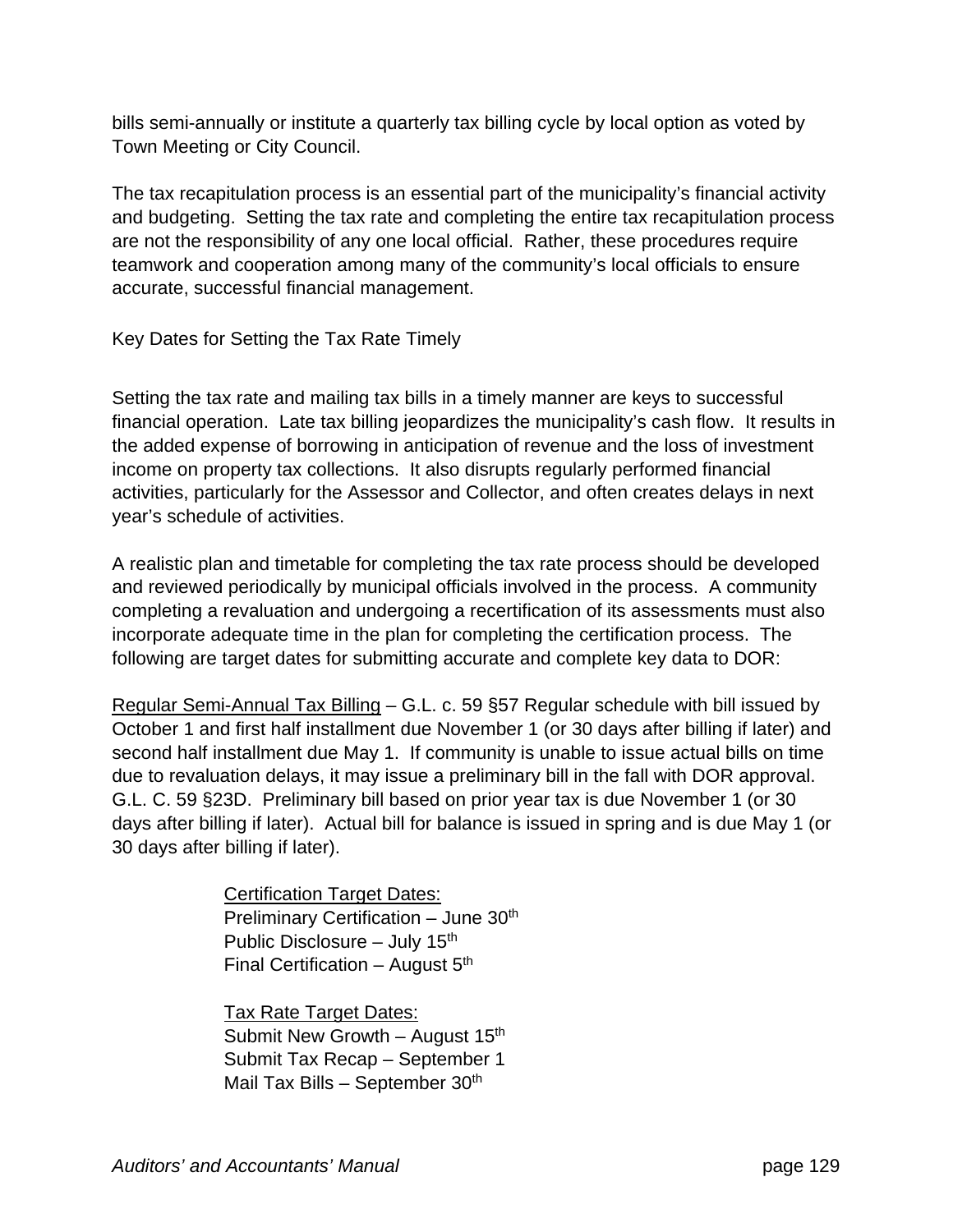bills semi-annually or institute a quarterly tax billing cycle by local option as voted by Town Meeting or City Council.

The tax recapitulation process is an essential part of the municipality's financial activity and budgeting. Setting the tax rate and completing the entire tax recapitulation process are not the responsibility of any one local official. Rather, these procedures require teamwork and cooperation among many of the community's local officials to ensure accurate, successful financial management.

Key Dates for Setting the Tax Rate Timely

Setting the tax rate and mailing tax bills in a timely manner are keys to successful financial operation. Late tax billing jeopardizes the municipality's cash flow. It results in the added expense of borrowing in anticipation of revenue and the loss of investment income on property tax collections. It also disrupts regularly performed financial activities, particularly for the Assessor and Collector, and often creates delays in next year's schedule of activities.

A realistic plan and timetable for completing the tax rate process should be developed and reviewed periodically by municipal officials involved in the process. A community completing a revaluation and undergoing a recertification of its assessments must also incorporate adequate time in the plan for completing the certification process. The following are target dates for submitting accurate and complete key data to DOR:

<u>Regular Semi-Annual Tax Billing</u> – G.L. c. 59 §57 Regular schedule with bill issued by October 1 and first half installment due November 1 (or 30 days after billing if later) and second half installment due May 1. If community is unable to issue actual bills on time due to revaluation delays, it may issue a preliminary bill in the fall with DOR approval. G.L. C. 59 §23D. Preliminary bill based on prior year tax is due November 1 (or 30 days after billing if later). Actual bill for balance is issued in spring and is due May 1 (or 30 days after billing if later).

<u>Certification Target Dates:</u>
Preliminary Certification – June 30th
Public Disclosure – July 15th
Final Certification – August 5th

<u>Tax Rate Target Dates:</u>
Submit New Growth – August 15th
Submit Tax Recap – September 1
Mail Tax Bills – September 30th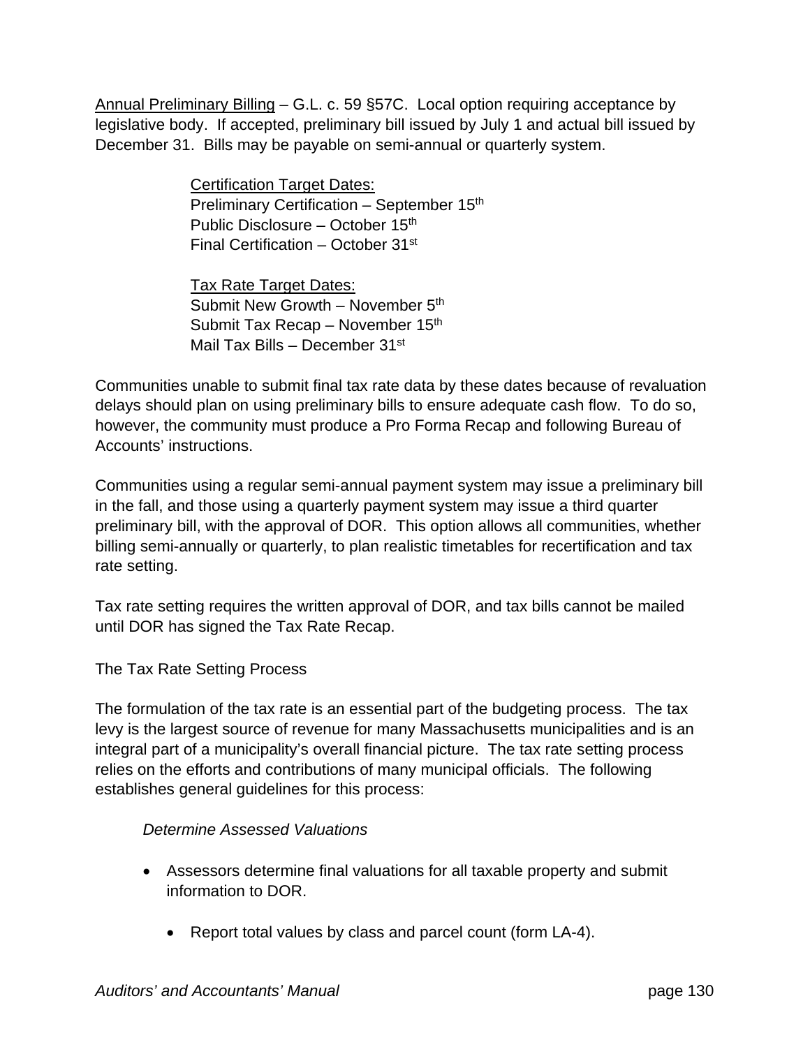Annual Preliminary Billing – G.L. c. 59 §57C. Local option requiring acceptance by legislative body. If accepted, preliminary bill issued by July 1 and actual bill issued by December 31. Bills may be payable on semi-annual or quarterly system.

> Certification Target Dates:
> Preliminary Certification – September 15th
> Public Disclosure – October 15th
> Final Certification – October 31st
>
> Tax Rate Target Dates:
> Submit New Growth – November 5th
> Submit Tax Recap – November 15th
> Mail Tax Bills – December 31st

Communities unable to submit final tax rate data by these dates because of revaluation delays should plan on using preliminary bills to ensure adequate cash flow. To do so, however, the community must produce a Pro Forma Recap and following Bureau of Accounts' instructions.

Communities using a regular semi-annual payment system may issue a preliminary bill in the fall, and those using a quarterly payment system may issue a third quarter preliminary bill, with the approval of DOR. This option allows all communities, whether billing semi-annually or quarterly, to plan realistic timetables for recertification and tax rate setting.

Tax rate setting requires the written approval of DOR, and tax bills cannot be mailed until DOR has signed the Tax Rate Recap.

The Tax Rate Setting Process

The formulation of the tax rate is an essential part of the budgeting process. The tax levy is the largest source of revenue for many Massachusetts municipalities and is an integral part of a municipality's overall financial picture. The tax rate setting process relies on the efforts and contributions of many municipal officials. The following establishes general guidelines for this process:

*Determine Assessed Valuations*

- Assessors determine final valuations for all taxable property and submit information to DOR.
  - Report total values by class and parcel count (form LA-4).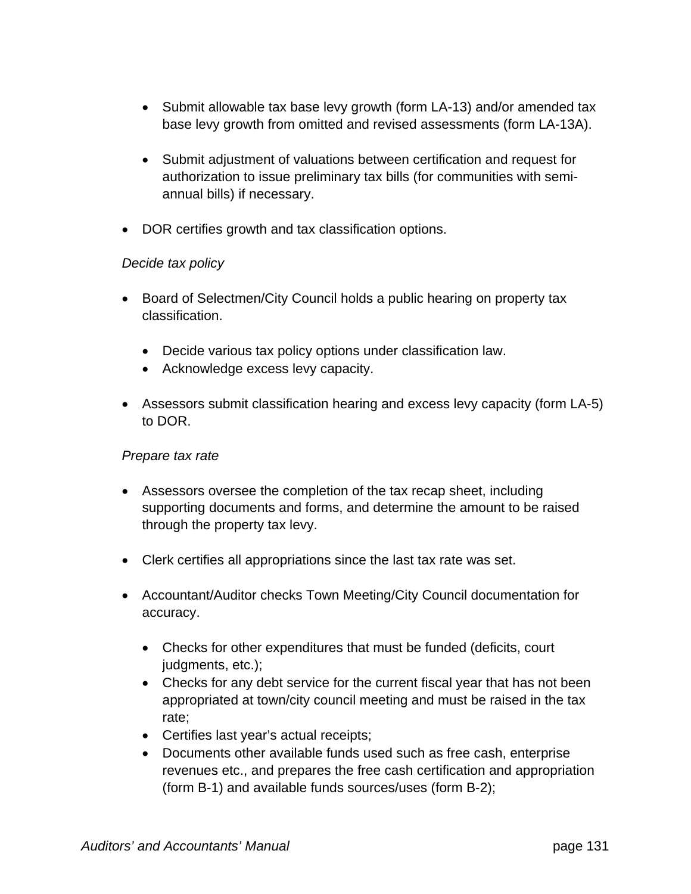- Submit allowable tax base levy growth (form LA-13) and/or amended tax base levy growth from omitted and revised assessments (form LA-13A).

  - Submit adjustment of valuations between certification and request for authorization to issue preliminary tax bills (for communities with semi-annual bills) if necessary.

- DOR certifies growth and tax classification options.

*Decide tax policy*

- Board of Selectmen/City Council holds a public hearing on property tax classification.

  - Decide various tax policy options under classification law.
  - Acknowledge excess levy capacity.

- Assessors submit classification hearing and excess levy capacity (form LA-5) to DOR.

*Prepare tax rate*

- Assessors oversee the completion of the tax recap sheet, including supporting documents and forms, and determine the amount to be raised through the property tax levy.

- Clerk certifies all appropriations since the last tax rate was set.

- Accountant/Auditor checks Town Meeting/City Council documentation for accuracy.

  - Checks for other expenditures that must be funded (deficits, court judgments, etc.);
  - Checks for any debt service for the current fiscal year that has not been appropriated at town/city council meeting and must be raised in the tax rate;
  - Certifies last year's actual receipts;
  - Documents other available funds used such as free cash, enterprise revenues etc., and prepares the free cash certification and appropriation (form B-1) and available funds sources/uses (form B-2);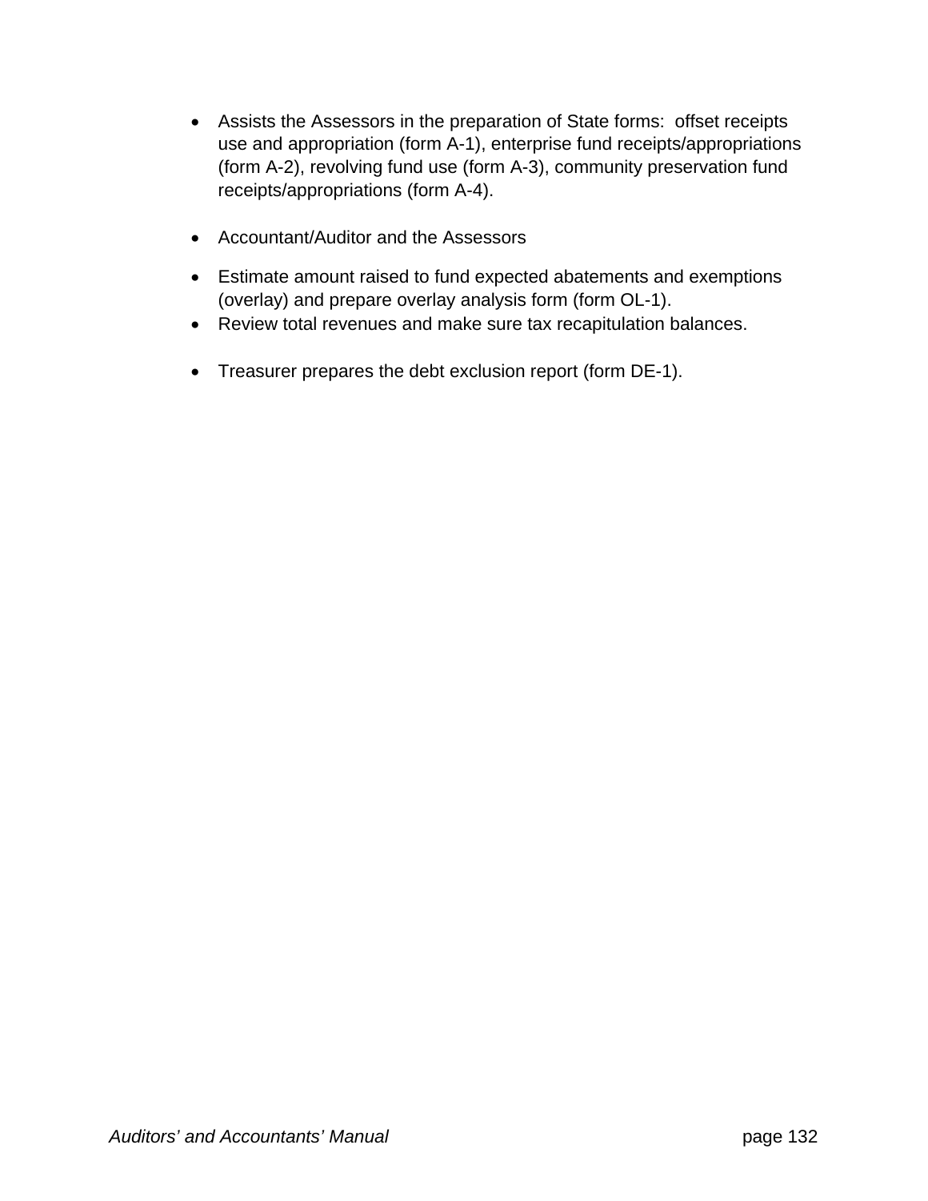- Assists the Assessors in the preparation of State forms: offset receipts use and appropriation (form A-1), enterprise fund receipts/appropriations (form A-2), revolving fund use (form A-3), community preservation fund receipts/appropriations (form A-4).

- Accountant/Auditor and the Assessors

- Estimate amount raised to fund expected abatements and exemptions (overlay) and prepare overlay analysis form (form OL-1).
- Review total revenues and make sure tax recapitulation balances.

- Treasurer prepares the debt exclusion report (form DE-1).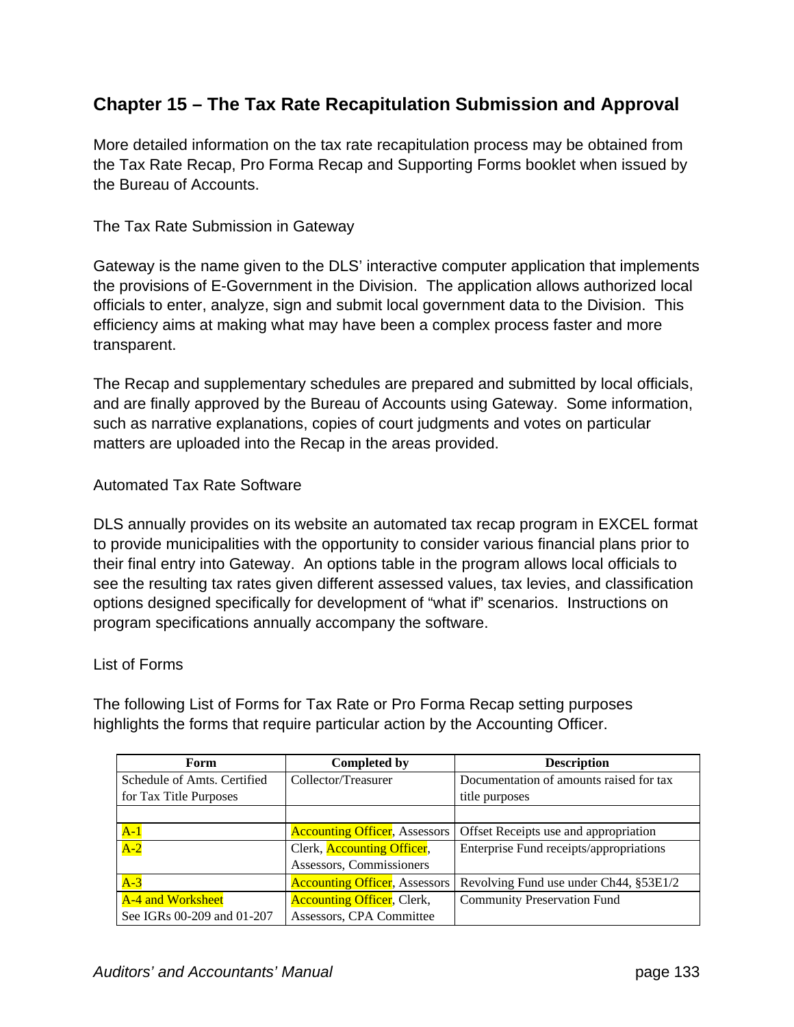# Chapter 15 – The Tax Rate Recapitulation Submission and Approval

More detailed information on the tax rate recapitulation process may be obtained from the Tax Rate Recap, Pro Forma Recap and Supporting Forms booklet when issued by the Bureau of Accounts.

The Tax Rate Submission in Gateway

Gateway is the name given to the DLS' interactive computer application that implements the provisions of E-Government in the Division. The application allows authorized local officials to enter, analyze, sign and submit local government data to the Division. This efficiency aims at making what may have been a complex process faster and more transparent.

The Recap and supplementary schedules are prepared and submitted by local officials, and are finally approved by the Bureau of Accounts using Gateway. Some information, such as narrative explanations, copies of court judgments and votes on particular matters are uploaded into the Recap in the areas provided.

Automated Tax Rate Software

DLS annually provides on its website an automated tax recap program in EXCEL format to provide municipalities with the opportunity to consider various financial plans prior to their final entry into Gateway. An options table in the program allows local officials to see the resulting tax rates given different assessed values, tax levies, and classification options designed specifically for development of "what if" scenarios. Instructions on program specifications annually accompany the software.

List of Forms

The following List of Forms for Tax Rate or Pro Forma Recap setting purposes highlights the forms that require particular action by the Accounting Officer.

| Form | Completed by | Description |
|---|---|---|
| Schedule of Amts. Certified for Tax Title Purposes | Collector/Treasurer | Documentation of amounts raised for tax title purposes |
| | | |
| A-1 | Accounting Officer, Assessors | Offset Receipts use and appropriation |
| A-2 | Clerk, Accounting Officer, Assessors, Commissioners | Enterprise Fund receipts/appropriations |
| A-3 | Accounting Officer, Assessors | Revolving Fund use under Ch44, §53E1/2 |
| A-4 and Worksheet See IGRs 00-209 and 01-207 | Accounting Officer, Clerk, Assessors, CPA Committee | Community Preservation Fund |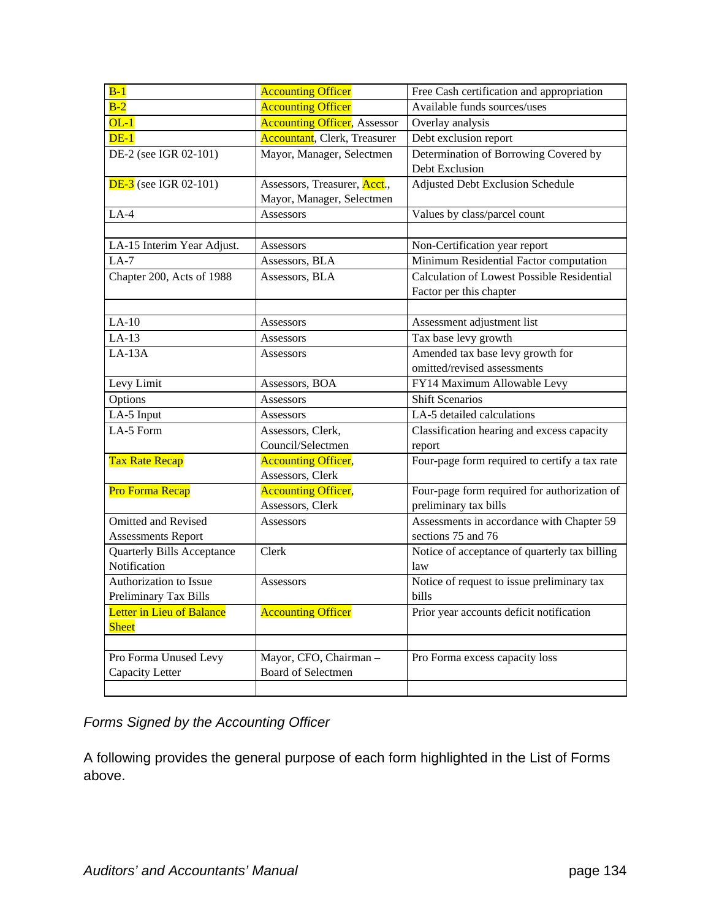| B-1 | Accounting Officer | Free Cash certification and appropriation |
|---|---|---|
| B-2 | Accounting Officer | Available funds sources/uses |
| OL-1 | Accounting Officer, Assessor | Overlay analysis |
| DE-1 | Accountant, Clerk, Treasurer | Debt exclusion report |
| DE-2 (see IGR 02-101) | Mayor, Manager, Selectmen | Determination of Borrowing Covered by Debt Exclusion |
| DE-3 (see IGR 02-101) | Assessors, Treasurer, Acct., Mayor, Manager, Selectmen | Adjusted Debt Exclusion Schedule |
| LA-4 | Assessors | Values by class/parcel count |
| | | |
| LA-15 Interim Year Adjust. | Assessors | Non-Certification year report |
| LA-7 | Assessors, BLA | Minimum Residential Factor computation |
| Chapter 200, Acts of 1988 | Assessors, BLA | Calculation of Lowest Possible Residential Factor per this chapter |
| | | |
| LA-10 | Assessors | Assessment adjustment list |
| LA-13 | Assessors | Tax base levy growth |
| LA-13A | Assessors | Amended tax base levy growth for omitted/revised assessments |
| Levy Limit | Assessors, BOA | FY14 Maximum Allowable Levy |
| Options | Assessors | Shift Scenarios |
| LA-5 Input | Assessors | LA-5 detailed calculations |
| LA-5 Form | Assessors, Clerk, Council/Selectmen | Classification hearing and excess capacity report |
| Tax Rate Recap | Accounting Officer, Assessors, Clerk | Four-page form required to certify a tax rate |
| Pro Forma Recap | Accounting Officer, Assessors, Clerk | Four-page form required for authorization of preliminary tax bills |
| Omitted and Revised Assessments Report | Assessors | Assessments in accordance with Chapter 59 sections 75 and 76 |
| Quarterly Bills Acceptance Notification | Clerk | Notice of acceptance of quarterly tax billing law |
| Authorization to Issue Preliminary Tax Bills | Assessors | Notice of request to issue preliminary tax bills |
| Letter in Lieu of Balance Sheet | Accounting Officer | Prior year accounts deficit notification |
| | | |
| Pro Forma Unused Levy Capacity Letter | Mayor, CFO, Chairman – Board of Selectmen | Pro Forma excess capacity loss |
| | | |

*Forms Signed by the Accounting Officer*

A following provides the general purpose of each form highlighted in the List of Forms above.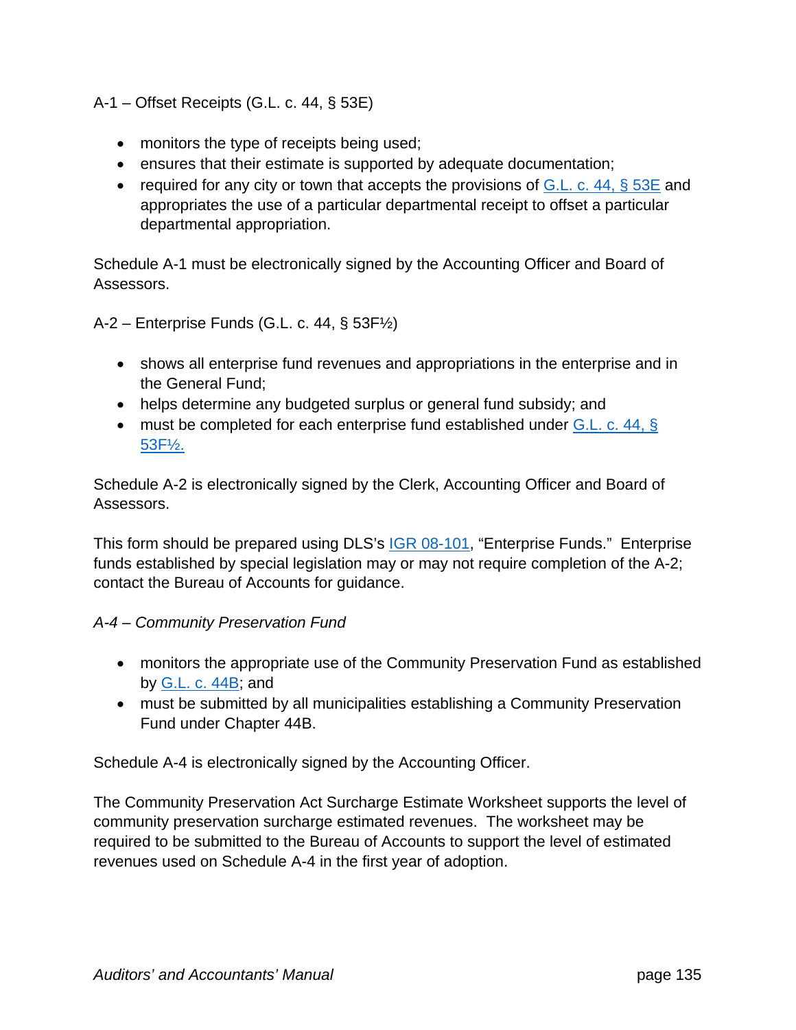A-1 – Offset Receipts (G.L. c. 44, § 53E)

- monitors the type of receipts being used;
- ensures that their estimate is supported by adequate documentation;
- required for any city or town that accepts the provisions of G.L. c. 44, § 53E and appropriates the use of a particular departmental receipt to offset a particular departmental appropriation.

Schedule A-1 must be electronically signed by the Accounting Officer and Board of Assessors.

A-2 – Enterprise Funds (G.L. c. 44, § 53F½)

- shows all enterprise fund revenues and appropriations in the enterprise and in the General Fund;
- helps determine any budgeted surplus or general fund subsidy; and
- must be completed for each enterprise fund established under G.L. c. 44, § 53F½.

Schedule A-2 is electronically signed by the Clerk, Accounting Officer and Board of Assessors.

This form should be prepared using DLS's IGR 08-101, "Enterprise Funds." Enterprise funds established by special legislation may or may not require completion of the A-2; contact the Bureau of Accounts for guidance.

*A-4 – Community Preservation Fund*

- monitors the appropriate use of the Community Preservation Fund as established by G.L. c. 44B; and
- must be submitted by all municipalities establishing a Community Preservation Fund under Chapter 44B.

Schedule A-4 is electronically signed by the Accounting Officer.

The Community Preservation Act Surcharge Estimate Worksheet supports the level of community preservation surcharge estimated revenues. The worksheet may be required to be submitted to the Bureau of Accounts to support the level of estimated revenues used on Schedule A-4 in the first year of adoption.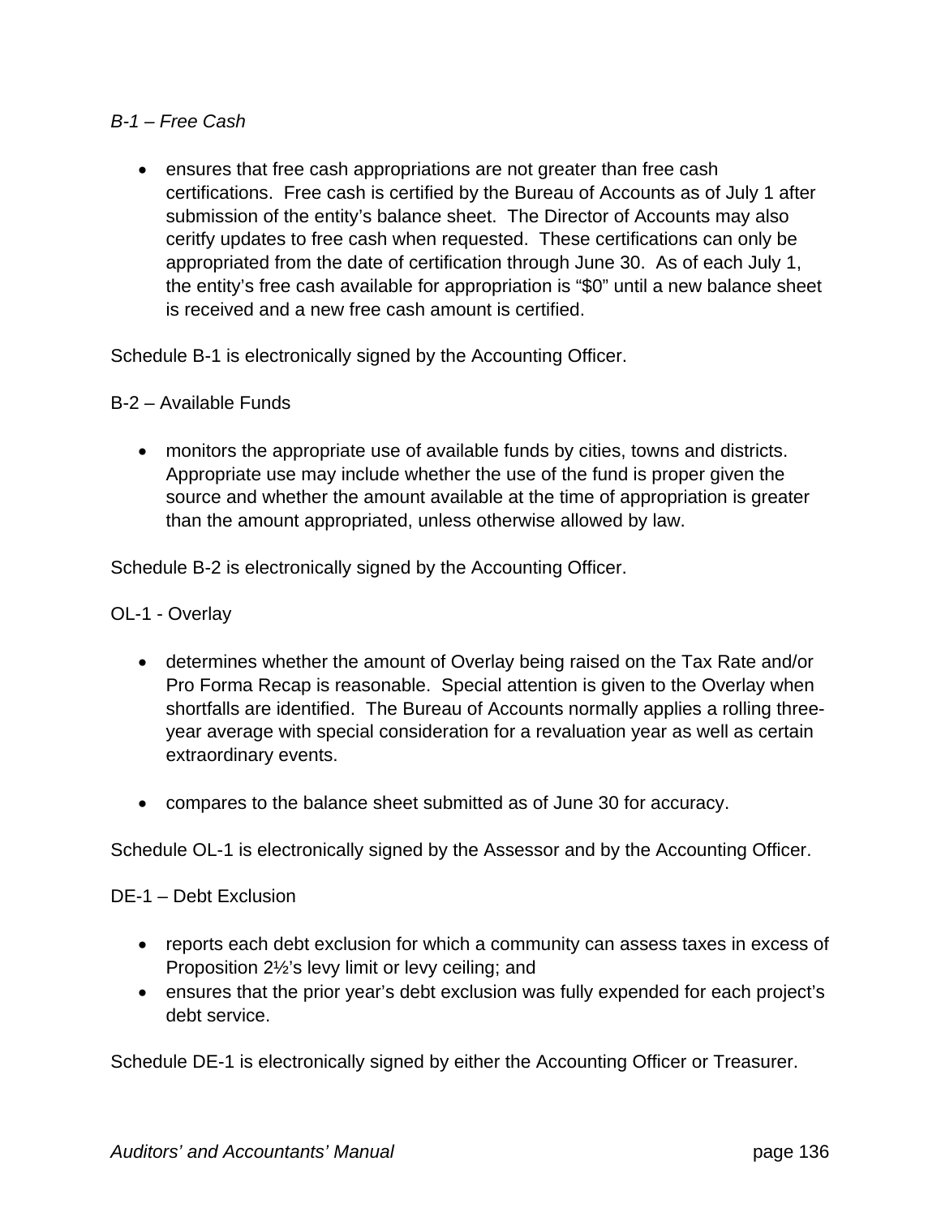*B-1 – Free Cash*

- ensures that free cash appropriations are not greater than free cash certifications. Free cash is certified by the Bureau of Accounts as of July 1 after submission of the entity's balance sheet. The Director of Accounts may also ceritfy updates to free cash when requested. These certifications can only be appropriated from the date of certification through June 30. As of each July 1, the entity's free cash available for appropriation is "$0" until a new balance sheet is received and a new free cash amount is certified.

Schedule B-1 is electronically signed by the Accounting Officer.

B-2 – Available Funds

- monitors the appropriate use of available funds by cities, towns and districts. Appropriate use may include whether the use of the fund is proper given the source and whether the amount available at the time of appropriation is greater than the amount appropriated, unless otherwise allowed by law.

Schedule B-2 is electronically signed by the Accounting Officer.

OL-1 - Overlay

- determines whether the amount of Overlay being raised on the Tax Rate and/or Pro Forma Recap is reasonable. Special attention is given to the Overlay when shortfalls are identified. The Bureau of Accounts normally applies a rolling three-year average with special consideration for a revaluation year as well as certain extraordinary events.

- compares to the balance sheet submitted as of June 30 for accuracy.

Schedule OL-1 is electronically signed by the Assessor and by the Accounting Officer.

DE-1 – Debt Exclusion

- reports each debt exclusion for which a community can assess taxes in excess of Proposition 2½'s levy limit or levy ceiling; and
- ensures that the prior year's debt exclusion was fully expended for each project's debt service.

Schedule DE-1 is electronically signed by either the Accounting Officer or Treasurer.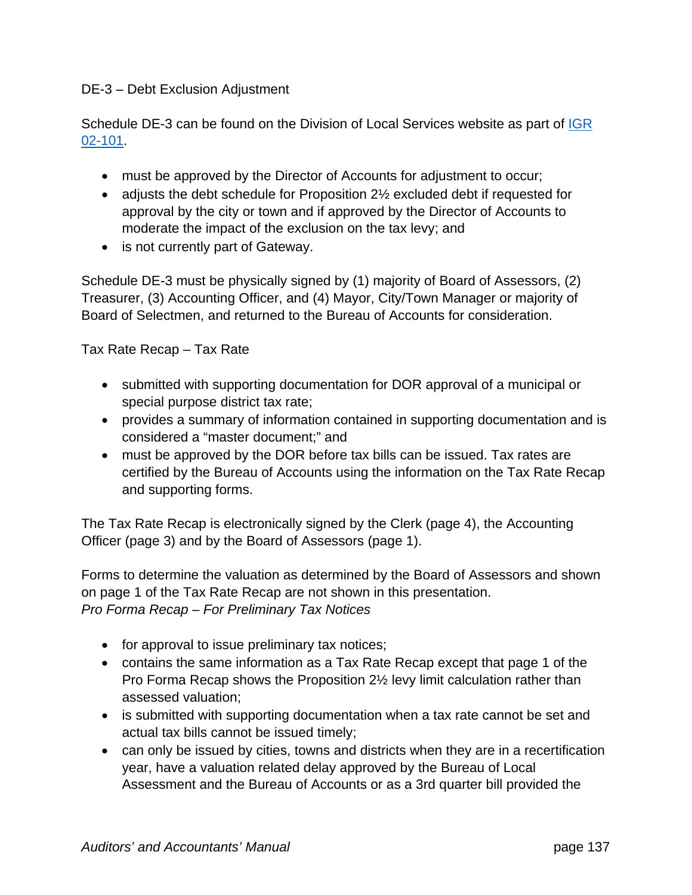DE-3 – Debt Exclusion Adjustment

Schedule DE-3 can be found on the Division of Local Services website as part of [IGR 02-101](IGR 02-101).

- must be approved by the Director of Accounts for adjustment to occur;
- adjusts the debt schedule for Proposition 2½ excluded debt if requested for approval by the city or town and if approved by the Director of Accounts to moderate the impact of the exclusion on the tax levy; and
- is not currently part of Gateway.

Schedule DE-3 must be physically signed by (1) majority of Board of Assessors, (2) Treasurer, (3) Accounting Officer, and (4) Mayor, City/Town Manager or majority of Board of Selectmen, and returned to the Bureau of Accounts for consideration.

Tax Rate Recap – Tax Rate

- submitted with supporting documentation for DOR approval of a municipal or special purpose district tax rate;
- provides a summary of information contained in supporting documentation and is considered a "master document;" and
- must be approved by the DOR before tax bills can be issued. Tax rates are certified by the Bureau of Accounts using the information on the Tax Rate Recap and supporting forms.

The Tax Rate Recap is electronically signed by the Clerk (page 4), the Accounting Officer (page 3) and by the Board of Assessors (page 1).

Forms to determine the valuation as determined by the Board of Assessors and shown on page 1 of the Tax Rate Recap are not shown in this presentation.
*Pro Forma Recap – For Preliminary Tax Notices*

- for approval to issue preliminary tax notices;
- contains the same information as a Tax Rate Recap except that page 1 of the Pro Forma Recap shows the Proposition 2½ levy limit calculation rather than assessed valuation;
- is submitted with supporting documentation when a tax rate cannot be set and actual tax bills cannot be issued timely;
- can only be issued by cities, towns and districts when they are in a recertification year, have a valuation related delay approved by the Bureau of Local Assessment and the Bureau of Accounts or as a 3rd quarter bill provided the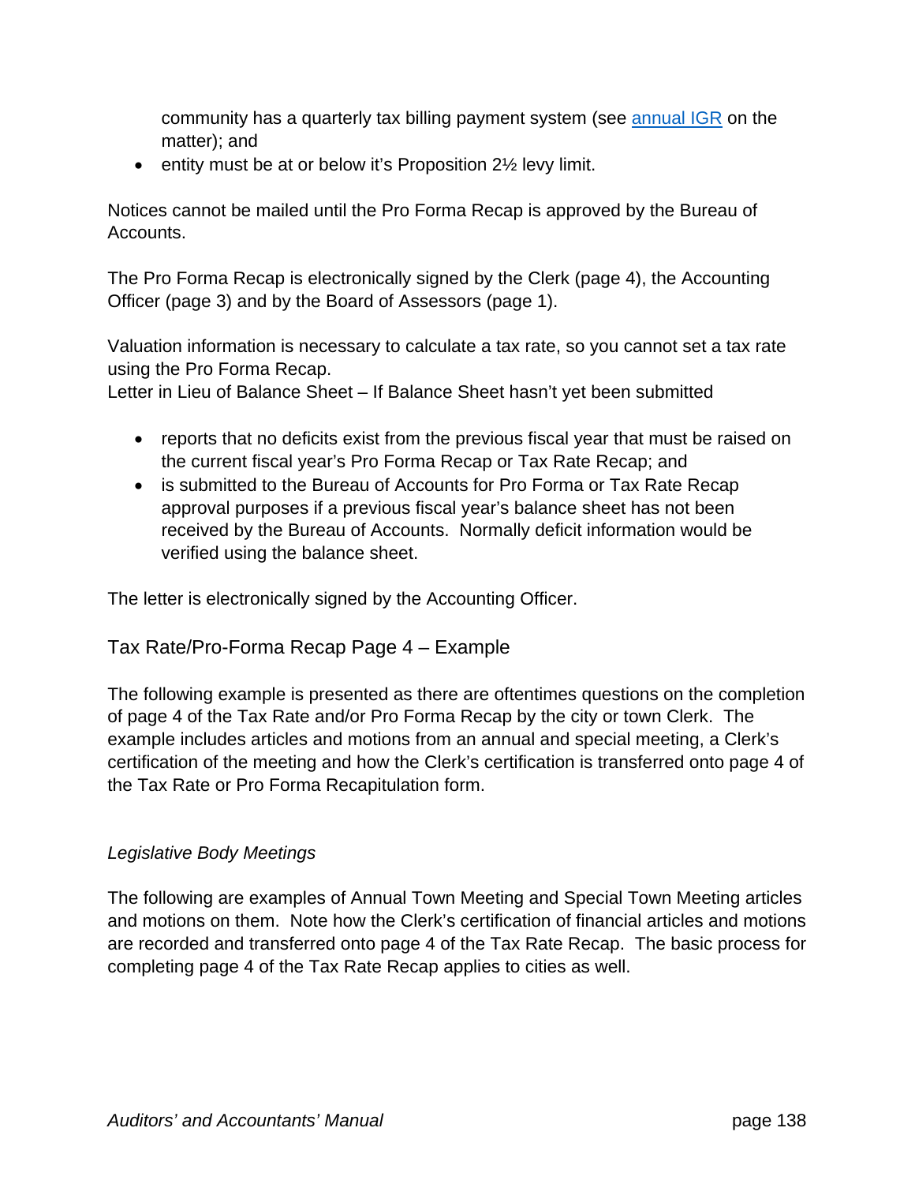community has a quarterly tax billing payment system (see [annual IGR] on the matter); and

- entity must be at or below it's Proposition 2½ levy limit.

Notices cannot be mailed until the Pro Forma Recap is approved by the Bureau of Accounts.

The Pro Forma Recap is electronically signed by the Clerk (page 4), the Accounting Officer (page 3) and by the Board of Assessors (page 1).

Valuation information is necessary to calculate a tax rate, so you cannot set a tax rate using the Pro Forma Recap.
Letter in Lieu of Balance Sheet – If Balance Sheet hasn't yet been submitted

- reports that no deficits exist from the previous fiscal year that must be raised on the current fiscal year's Pro Forma Recap or Tax Rate Recap; and
- is submitted to the Bureau of Accounts for Pro Forma or Tax Rate Recap approval purposes if a previous fiscal year's balance sheet has not been received by the Bureau of Accounts. Normally deficit information would be verified using the balance sheet.

The letter is electronically signed by the Accounting Officer.

## Tax Rate/Pro-Forma Recap Page 4 – Example

The following example is presented as there are oftentimes questions on the completion of page 4 of the Tax Rate and/or Pro Forma Recap by the city or town Clerk. The example includes articles and motions from an annual and special meeting, a Clerk's certification of the meeting and how the Clerk's certification is transferred onto page 4 of the Tax Rate or Pro Forma Recapitulation form.

### *Legislative Body Meetings*

The following are examples of Annual Town Meeting and Special Town Meeting articles and motions on them. Note how the Clerk's certification of financial articles and motions are recorded and transferred onto page 4 of the Tax Rate Recap. The basic process for completing page 4 of the Tax Rate Recap applies to cities as well.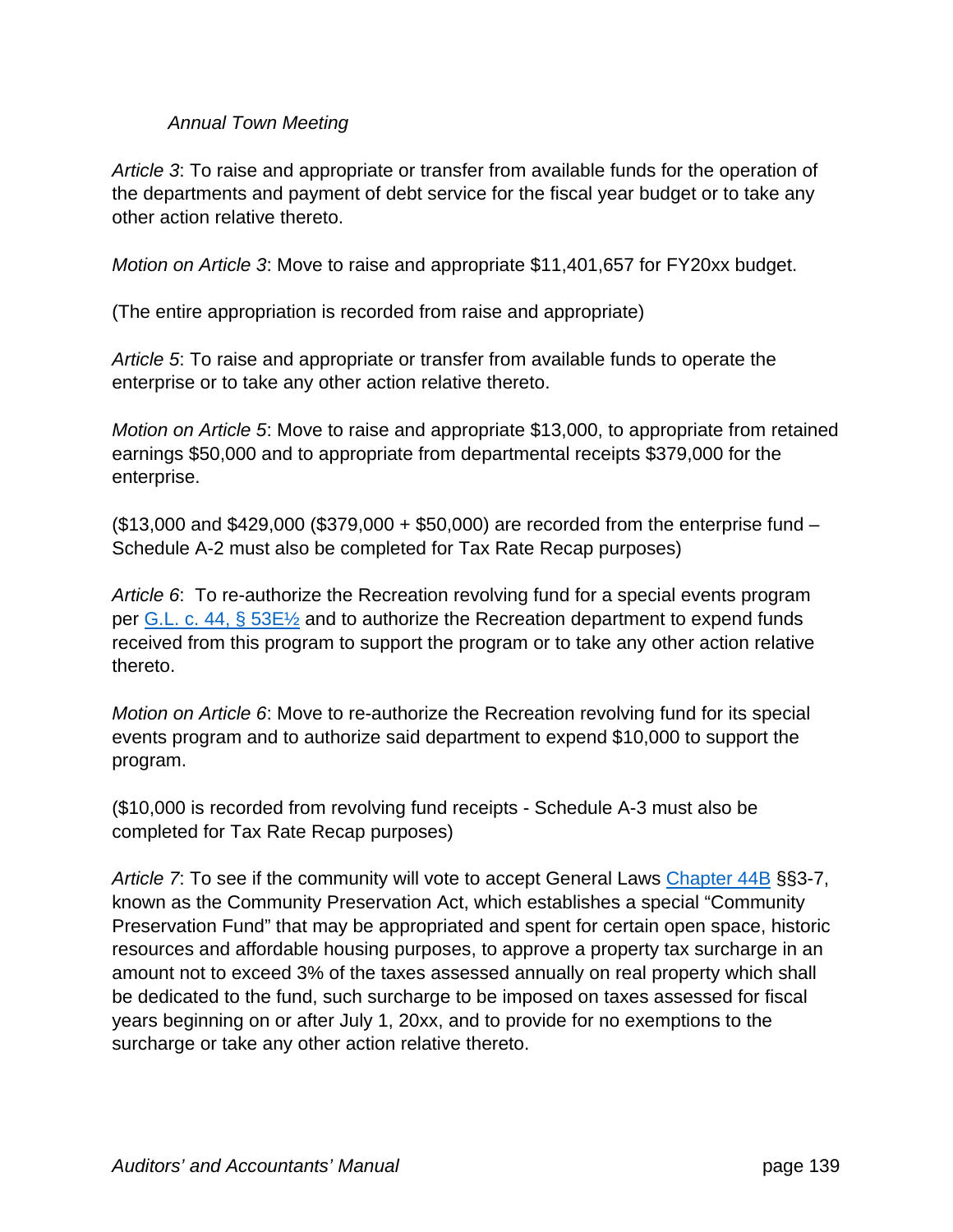*Annual Town Meeting*

*Article 3*: To raise and appropriate or transfer from available funds for the operation of the departments and payment of debt service for the fiscal year budget or to take any other action relative thereto.

*Motion on Article 3*: Move to raise and appropriate $11,401,657 for FY20xx budget.

(The entire appropriation is recorded from raise and appropriate)

*Article 5*: To raise and appropriate or transfer from available funds to operate the enterprise or to take any other action relative thereto.

*Motion on Article 5*: Move to raise and appropriate $13,000, to appropriate from retained earnings $50,000 and to appropriate from departmental receipts $379,000 for the enterprise.

($13,000 and $429,000 ($379,000 + $50,000) are recorded from the enterprise fund – Schedule A-2 must also be completed for Tax Rate Recap purposes)

*Article 6*: To re-authorize the Recreation revolving fund for a special events program per G.L. c. 44, § 53E½ and to authorize the Recreation department to expend funds received from this program to support the program or to take any other action relative thereto.

*Motion on Article 6*: Move to re-authorize the Recreation revolving fund for its special events program and to authorize said department to expend $10,000 to support the program.

($10,000 is recorded from revolving fund receipts - Schedule A-3 must also be completed for Tax Rate Recap purposes)

*Article 7*: To see if the community will vote to accept General Laws Chapter 44B §§3-7, known as the Community Preservation Act, which establishes a special "Community Preservation Fund" that may be appropriated and spent for certain open space, historic resources and affordable housing purposes, to approve a property tax surcharge in an amount not to exceed 3% of the taxes assessed annually on real property which shall be dedicated to the fund, such surcharge to be imposed on taxes assessed for fiscal years beginning on or after July 1, 20xx, and to provide for no exemptions to the surcharge or take any other action relative thereto.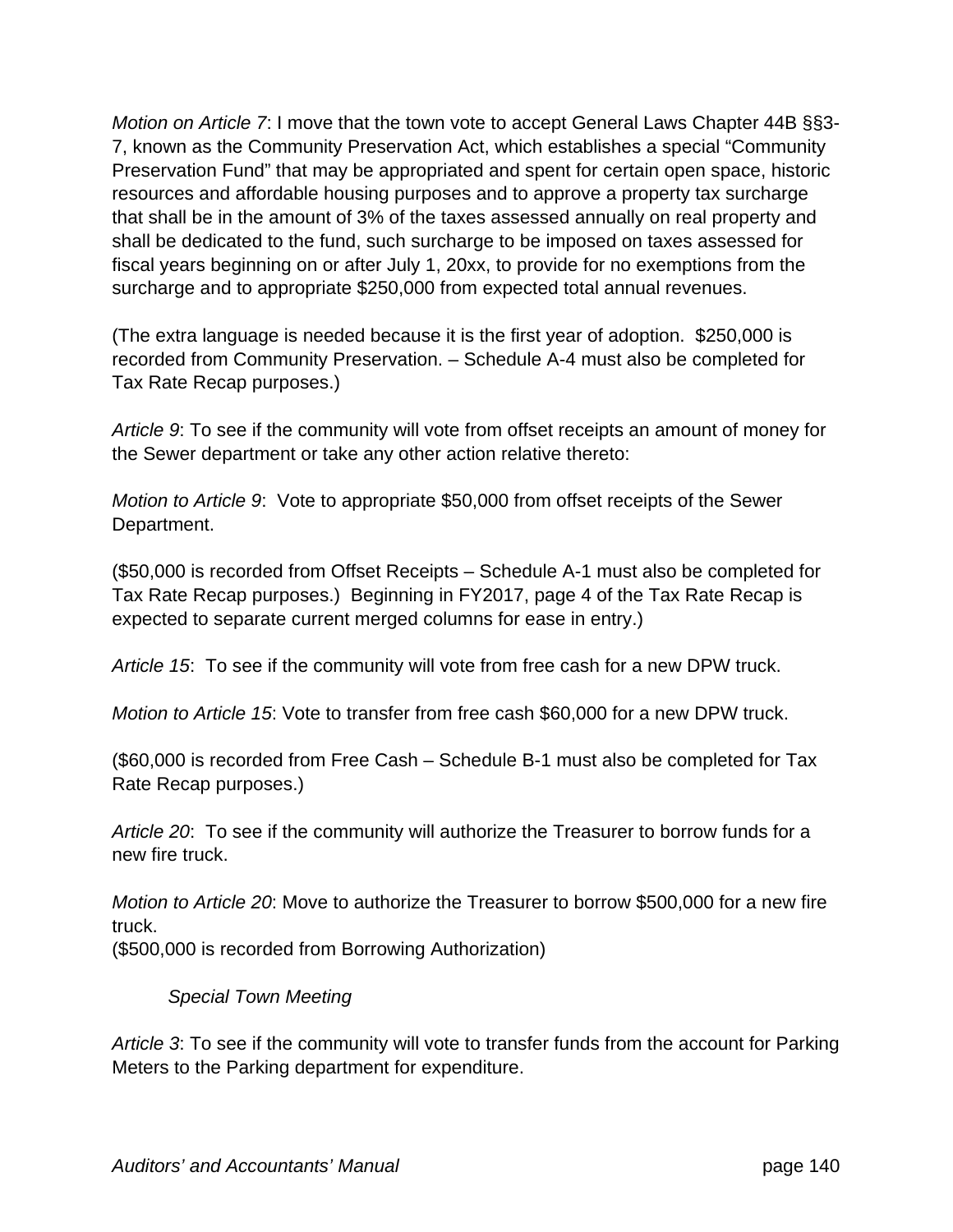*Motion on Article 7*: I move that the town vote to accept General Laws Chapter 44B §§3-7, known as the Community Preservation Act, which establishes a special "Community Preservation Fund" that may be appropriated and spent for certain open space, historic resources and affordable housing purposes and to approve a property tax surcharge that shall be in the amount of 3% of the taxes assessed annually on real property and shall be dedicated to the fund, such surcharge to be imposed on taxes assessed for fiscal years beginning on or after July 1, 20xx, to provide for no exemptions from the surcharge and to appropriate $250,000 from expected total annual revenues.

(The extra language is needed because it is the first year of adoption. $250,000 is recorded from Community Preservation. – Schedule A-4 must also be completed for Tax Rate Recap purposes.)

*Article 9*: To see if the community will vote from offset receipts an amount of money for the Sewer department or take any other action relative thereto:

*Motion to Article 9*: Vote to appropriate $50,000 from offset receipts of the Sewer Department.

($50,000 is recorded from Offset Receipts – Schedule A-1 must also be completed for Tax Rate Recap purposes.) Beginning in FY2017, page 4 of the Tax Rate Recap is expected to separate current merged columns for ease in entry.)

*Article 15*: To see if the community will vote from free cash for a new DPW truck.

*Motion to Article 15*: Vote to transfer from free cash $60,000 for a new DPW truck.

($60,000 is recorded from Free Cash – Schedule B-1 must also be completed for Tax Rate Recap purposes.)

*Article 20*: To see if the community will authorize the Treasurer to borrow funds for a new fire truck.

*Motion to Article 20*: Move to authorize the Treasurer to borrow $500,000 for a new fire truck.
($500,000 is recorded from Borrowing Authorization)

*Special Town Meeting*

*Article 3*: To see if the community will vote to transfer funds from the account for Parking Meters to the Parking department for expenditure.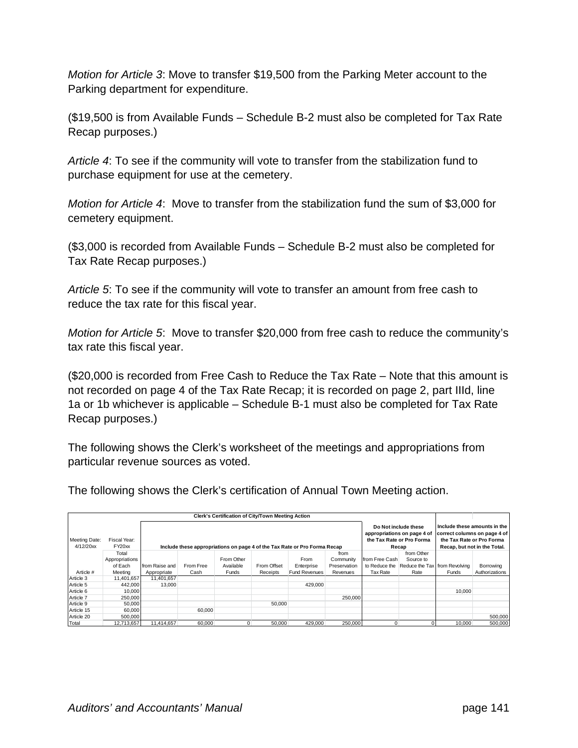*Motion for Article 3*: Move to transfer $19,500 from the Parking Meter account to the Parking department for expenditure.

($19,500 is from Available Funds – Schedule B-2 must also be completed for Tax Rate Recap purposes.)

*Article 4*: To see if the community will vote to transfer from the stabilization fund to purchase equipment for use at the cemetery.

*Motion for Article 4*: Move to transfer from the stabilization fund the sum of $3,000 for cemetery equipment.

($3,000 is recorded from Available Funds – Schedule B-2 must also be completed for Tax Rate Recap purposes.)

*Article 5*: To see if the community will vote to transfer an amount from free cash to reduce the tax rate for this fiscal year.

*Motion for Article 5*: Move to transfer $20,000 from free cash to reduce the community's tax rate this fiscal year.

($20,000 is recorded from Free Cash to Reduce the Tax Rate – Note that this amount is not recorded on page 4 of the Tax Rate Recap; it is recorded on page 2, part IIId, line 1a or 1b whichever is applicable – Schedule B-1 must also be completed for Tax Rate Recap purposes.)

The following shows the Clerk's worksheet of the meetings and appropriations from particular revenue sources as voted.

The following shows the Clerk's certification of Annual Town Meeting action.

| Clerk's Certification of City/Town Meeting Action | | | | | | | | | | | | |
|---|---|---|---|---|---|---|---|---|---|---|---|---|
| Meeting Date: 4/12/20xx | Fiscal Year: FY20xx | Include these appropriations on page 4 of the Tax Rate or Pro Forma Recap | | | | | | Do Not include these appropriations on page 4 of the Tax Rate or Pro Forma Recap | | Include these amounts in the correct columns on page 4 of the Tax Rate or Pro Forma Recap, but not in the Total. | |
| Article # | Total Appropriations of Each Meeting | from Raise and Appropriate | From Free Cash | From Other Available Funds | From Offset Receipts | From Enterprise Fund Revenues | from Community Preservation Revenues | from Free Cash to Reduce the Tax Rate | from Other Source to Reduce the Tax Rate | from Revolving Funds | Borrowing Authorizations |
| Article 3 | 11,401,657 | 11,401,657 | | | | | | | | | |
| Article 5 | 442,000 | 13,000 | | | | 429,000 | | | | | |
| Article 6 | 10,000 | | | | | | | | | 10,000 | |
| Article 7 | 250,000 | | | | | | 250,000 | | | | |
| Article 9 | 50,000 | | | | 50,000 | | | | | | |
| Article 15 | 60,000 | | 60,000 | | | | | | | | |
| Article 20 | 500,000 | | | | | | | | | | 500,000 |
| Total | 12,713,657 | 11,414,657 | 60,000 | 0 | 50,000 | 429,000 | 250,000 | 0 | 0 | 10,000 | 500,000 |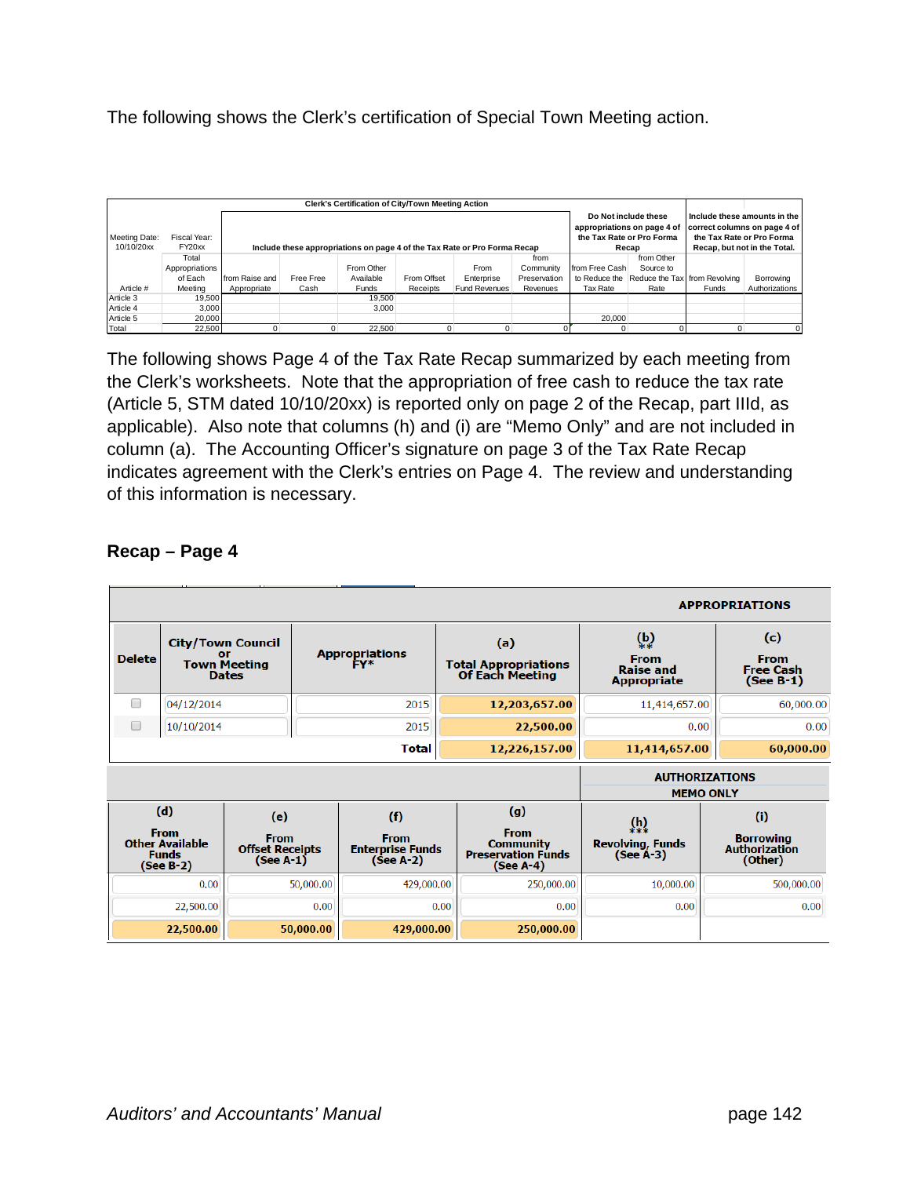The following shows the Clerk's certification of Special Town Meeting action.

| Clerk's Certification of City/Town Meeting Action | | | | | | | | | | | |
|---|---|---|---|---|---|---|---|---|---|---|---|
| Meeting Date: 10/10/20xx | Fiscal Year: FY20xx | Include these appropriations on page 4 of the Tax Rate or Pro Forma Recap | | | | | | Do Not include these appropriations on page 4 of the Tax Rate or Pro Forma Recap | | Include these amounts in the correct columns on page 4 of the Tax Rate or Pro Forma Recap, but not in the Total. | |
| Article # | Total Appropriations of Each Meeting | from Raise and Appropriate | Free Free Cash | From Other Available Funds | From Offset Receipts | From Enterprise Fund Revenues | from Community Preservation Revenues | from Free Cash to Reduce the Tax Rate | from Other Source to Reduce the Tax Rate | from Revolving Funds | Borrowing Authorizations |
| Article 3 | 19,500 | | | 19,500 | | | | | | | |
| Article 4 | 3,000 | | | 3,000 | | | | | | | |
| Article 5 | 20,000 | | | | | | | 20,000 | | | |
| Total | 22,500 | 0 | 0 | 22,500 | 0 | 0 | 0 | 0 | 0 | 0 | 0 |

The following shows Page 4 of the Tax Rate Recap summarized by each meeting from the Clerk's worksheets. Note that the appropriation of free cash to reduce the tax rate (Article 5, STM dated 10/10/20xx) is reported only on page 2 of the Recap, part IIId, as applicable). Also note that columns (h) and (i) are "Memo Only" and are not included in column (a). The Accounting Officer's signature on page 3 of the Tax Rate Recap indicates agreement with the Clerk's entries on Page 4. The review and understanding of this information is necessary.

## Recap – Page 4

| | | | APPROPRIATIONS | | |
|---|---|---|---|---|---|
| Delete | City/Town Council or Town Meeting Dates | Appropriations FY* | (a) Total Appropriations Of Each Meeting | (b) ** From Raise and Appropriate | (c) From Free Cash (See B-1) |
| ☐ | 04/12/2014 | 2015 | 12,203,657.00 | 11,414,657.00 | 60,000.00 |
| ☐ | 10/10/2014 | 2015 | 22,500.00 | 0.00 | 0.00 |
| | | Total | 12,226,157.00 | 11,414,657.00 | 60,000.00 |

| | | | | AUTHORIZATIONS MEMO ONLY | |
|---|---|---|---|---|---|
| (d) From Other Available Funds (See B-2) | (e) From Offset Receipts (See A-1) | (f) From Enterprise Funds (See A-2) | (g) From Community Preservation Funds (See A-4) | (h) *** Revolving Funds (See A-3) | (i) Borrowing Authorization (Other) |
| 0.00 | 50,000.00 | 429,000.00 | 250,000.00 | 10,000.00 | 500,000.00 |
| 22,500.00 | 0.00 | 0.00 | 0.00 | 0.00 | 0.00 |
| 22,500.00 | 50,000.00 | 429,000.00 | 250,000.00 | | |

*Auditors' and Accountants' Manual*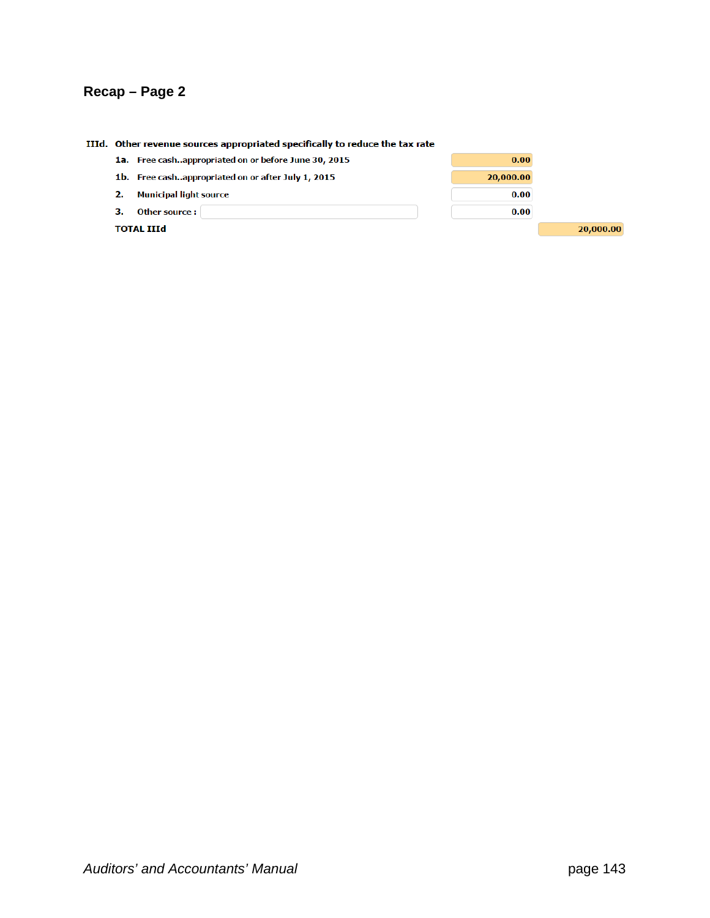## Recap – Page 2

| | | | |
|---|---|---|---|
| **IIId.** | **Other revenue sources appropriated specifically to reduce the tax rate** | | |
| **1a.** | Free cash..appropriated on or before June 30, 2015 | 0.00 | |
| **1b.** | Free cash..appropriated on or after July 1, 2015 | 20,000.00 | |
| **2.** | Municipal light source | 0.00 | |
| **3.** | Other source : | 0.00 | |
| | **TOTAL IIId** | | 20,000.00 |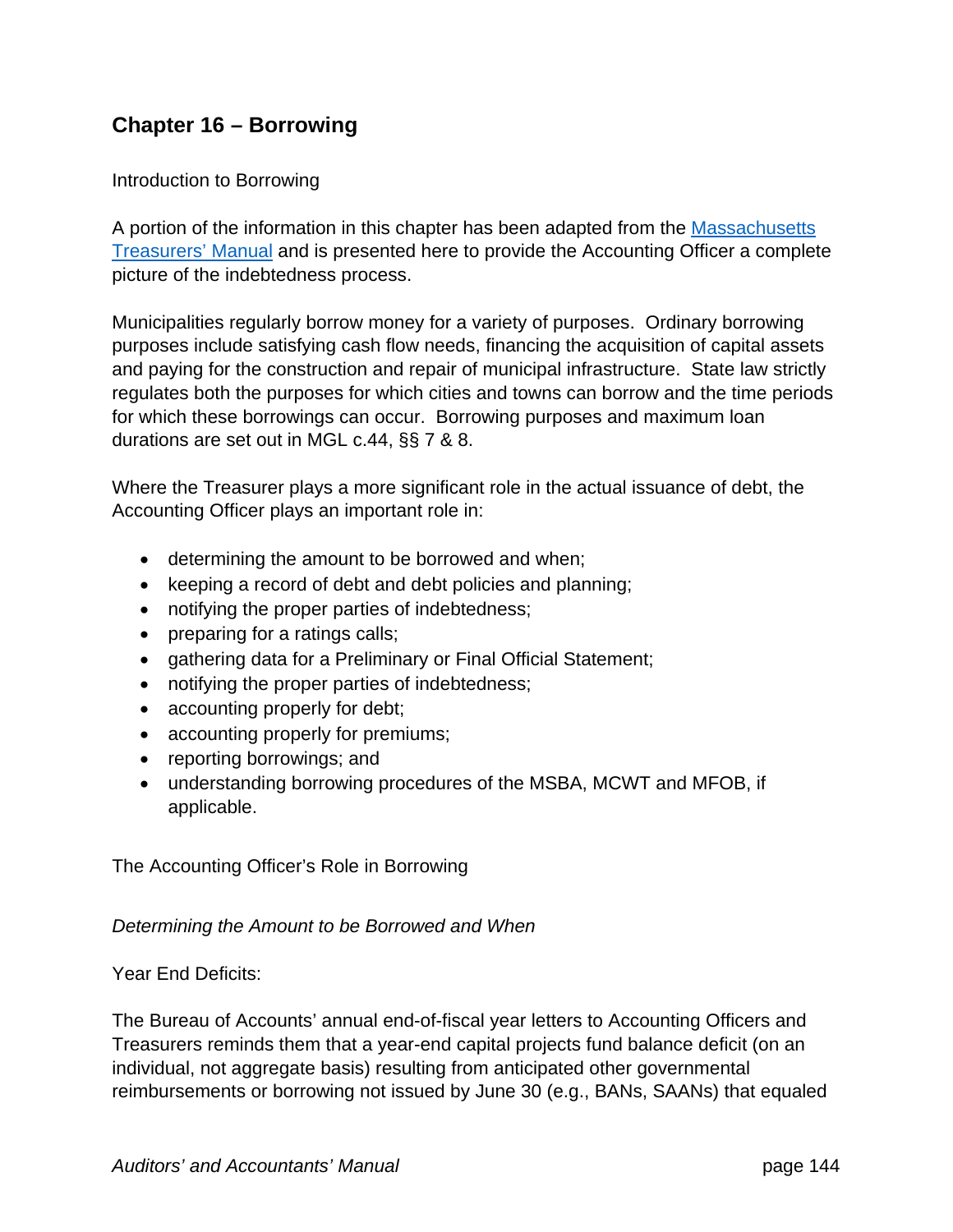# Chapter 16 – Borrowing

## Introduction to Borrowing

A portion of the information in this chapter has been adapted from the Massachusetts Treasurers' Manual and is presented here to provide the Accounting Officer a complete picture of the indebtedness process.

Municipalities regularly borrow money for a variety of purposes. Ordinary borrowing purposes include satisfying cash flow needs, financing the acquisition of capital assets and paying for the construction and repair of municipal infrastructure. State law strictly regulates both the purposes for which cities and towns can borrow and the time periods for which these borrowings can occur. Borrowing purposes and maximum loan durations are set out in MGL c.44, §§ 7 & 8.

Where the Treasurer plays a more significant role in the actual issuance of debt, the Accounting Officer plays an important role in:

- determining the amount to be borrowed and when;
- keeping a record of debt and debt policies and planning;
- notifying the proper parties of indebtedness;
- preparing for a ratings calls;
- gathering data for a Preliminary or Final Official Statement;
- notifying the proper parties of indebtedness;
- accounting properly for debt;
- accounting properly for premiums;
- reporting borrowings; and
- understanding borrowing procedures of the MSBA, MCWT and MFOB, if applicable.

## The Accounting Officer's Role in Borrowing

### *Determining the Amount to be Borrowed and When*

Year End Deficits:

The Bureau of Accounts' annual end-of-fiscal year letters to Accounting Officers and Treasurers reminds them that a year-end capital projects fund balance deficit (on an individual, not aggregate basis) resulting from anticipated other governmental reimbursements or borrowing not issued by June 30 (e.g., BANs, SAANs) that equaled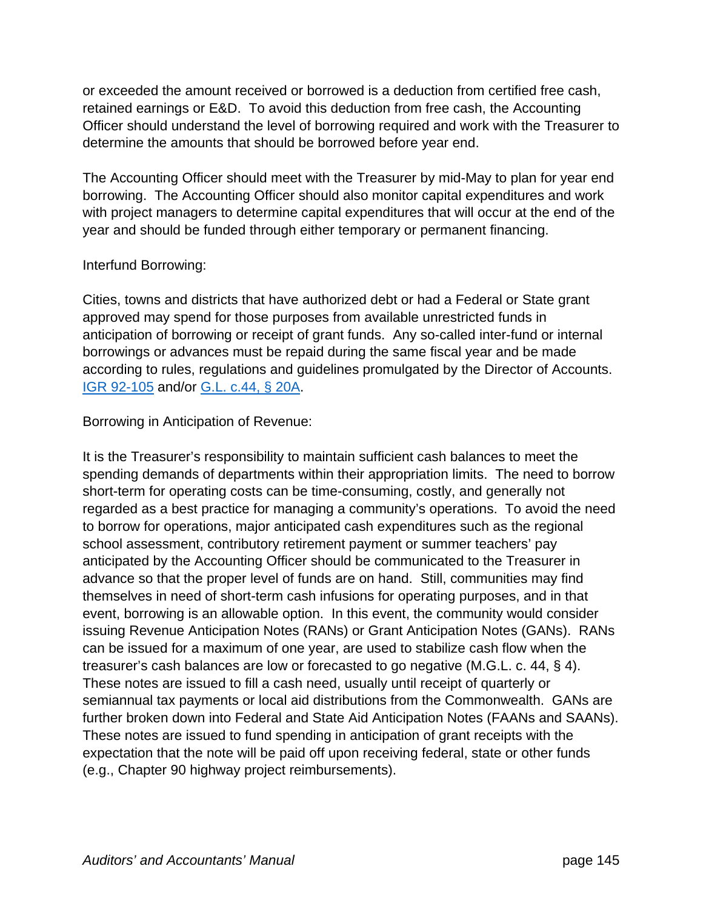or exceeded the amount received or borrowed is a deduction from certified free cash, retained earnings or E&D. To avoid this deduction from free cash, the Accounting Officer should understand the level of borrowing required and work with the Treasurer to determine the amounts that should be borrowed before year end.

The Accounting Officer should meet with the Treasurer by mid-May to plan for year end borrowing. The Accounting Officer should also monitor capital expenditures and work with project managers to determine capital expenditures that will occur at the end of the year and should be funded through either temporary or permanent financing.

Interfund Borrowing:

Cities, towns and districts that have authorized debt or had a Federal or State grant approved may spend for those purposes from available unrestricted funds in anticipation of borrowing or receipt of grant funds. Any so-called inter-fund or internal borrowings or advances must be repaid during the same fiscal year and be made according to rules, regulations and guidelines promulgated by the Director of Accounts. IGR 92-105 and/or G.L. c.44, § 20A.

Borrowing in Anticipation of Revenue:

It is the Treasurer's responsibility to maintain sufficient cash balances to meet the spending demands of departments within their appropriation limits. The need to borrow short-term for operating costs can be time-consuming, costly, and generally not regarded as a best practice for managing a community's operations. To avoid the need to borrow for operations, major anticipated cash expenditures such as the regional school assessment, contributory retirement payment or summer teachers' pay anticipated by the Accounting Officer should be communicated to the Treasurer in advance so that the proper level of funds are on hand. Still, communities may find themselves in need of short-term cash infusions for operating purposes, and in that event, borrowing is an allowable option. In this event, the community would consider issuing Revenue Anticipation Notes (RANs) or Grant Anticipation Notes (GANs). RANs can be issued for a maximum of one year, are used to stabilize cash flow when the treasurer's cash balances are low or forecasted to go negative (M.G.L. c. 44, § 4). These notes are issued to fill a cash need, usually until receipt of quarterly or semiannual tax payments or local aid distributions from the Commonwealth. GANs are further broken down into Federal and State Aid Anticipation Notes (FAANs and SAANs). These notes are issued to fund spending in anticipation of grant receipts with the expectation that the note will be paid off upon receiving federal, state or other funds (e.g., Chapter 90 highway project reimbursements).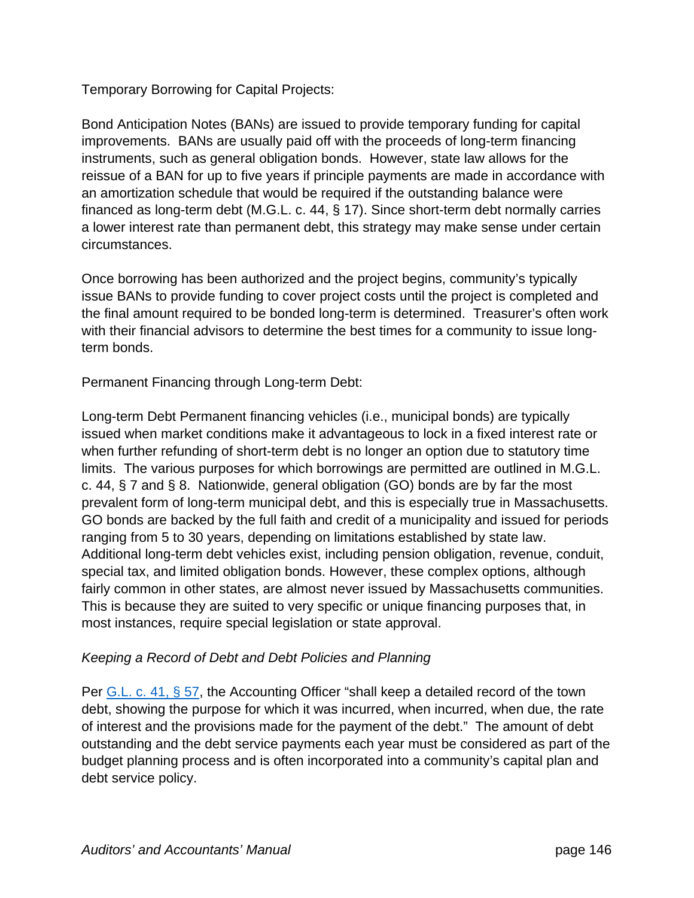Temporary Borrowing for Capital Projects:

Bond Anticipation Notes (BANs) are issued to provide temporary funding for capital improvements. BANs are usually paid off with the proceeds of long-term financing instruments, such as general obligation bonds. However, state law allows for the reissue of a BAN for up to five years if principle payments are made in accordance with an amortization schedule that would be required if the outstanding balance were financed as long-term debt (M.G.L. c. 44, § 17). Since short-term debt normally carries a lower interest rate than permanent debt, this strategy may make sense under certain circumstances.

Once borrowing has been authorized and the project begins, community's typically issue BANs to provide funding to cover project costs until the project is completed and the final amount required to be bonded long-term is determined. Treasurer's often work with their financial advisors to determine the best times for a community to issue long-term bonds.

Permanent Financing through Long-term Debt:

Long-term Debt Permanent financing vehicles (i.e., municipal bonds) are typically issued when market conditions make it advantageous to lock in a fixed interest rate or when further refunding of short-term debt is no longer an option due to statutory time limits. The various purposes for which borrowings are permitted are outlined in M.G.L. c. 44, § 7 and § 8. Nationwide, general obligation (GO) bonds are by far the most prevalent form of long-term municipal debt, and this is especially true in Massachusetts. GO bonds are backed by the full faith and credit of a municipality and issued for periods ranging from 5 to 30 years, depending on limitations established by state law. Additional long-term debt vehicles exist, including pension obligation, revenue, conduit, special tax, and limited obligation bonds. However, these complex options, although fairly common in other states, are almost never issued by Massachusetts communities. This is because they are suited to very specific or unique financing purposes that, in most instances, require special legislation or state approval.

*Keeping a Record of Debt and Debt Policies and Planning*

Per G.L. c. 41, § 57, the Accounting Officer "shall keep a detailed record of the town debt, showing the purpose for which it was incurred, when incurred, when due, the rate of interest and the provisions made for the payment of the debt." The amount of debt outstanding and the debt service payments each year must be considered as part of the budget planning process and is often incorporated into a community's capital plan and debt service policy.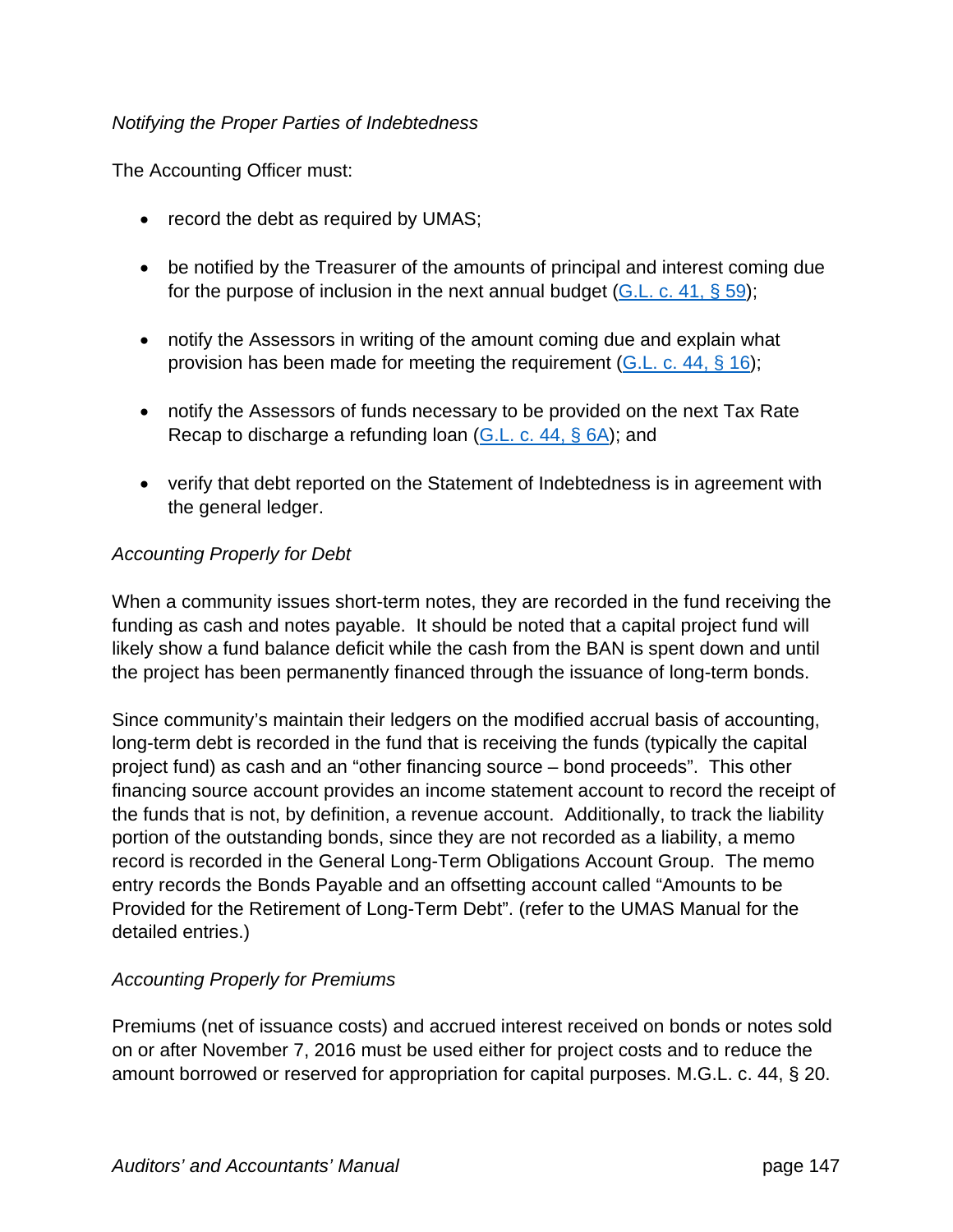*Notifying the Proper Parties of Indebtedness*

The Accounting Officer must:

- record the debt as required by UMAS;

- be notified by the Treasurer of the amounts of principal and interest coming due for the purpose of inclusion in the next annual budget (G.L. c. 41, § 59);

- notify the Assessors in writing of the amount coming due and explain what provision has been made for meeting the requirement (G.L. c. 44, § 16);

- notify the Assessors of funds necessary to be provided on the next Tax Rate Recap to discharge a refunding loan (G.L. c. 44, § 6A); and

- verify that debt reported on the Statement of Indebtedness is in agreement with the general ledger.

*Accounting Properly for Debt*

When a community issues short-term notes, they are recorded in the fund receiving the funding as cash and notes payable. It should be noted that a capital project fund will likely show a fund balance deficit while the cash from the BAN is spent down and until the project has been permanently financed through the issuance of long-term bonds.

Since community's maintain their ledgers on the modified accrual basis of accounting, long-term debt is recorded in the fund that is receiving the funds (typically the capital project fund) as cash and an "other financing source – bond proceeds". This other financing source account provides an income statement account to record the receipt of the funds that is not, by definition, a revenue account. Additionally, to track the liability portion of the outstanding bonds, since they are not recorded as a liability, a memo record is recorded in the General Long-Term Obligations Account Group. The memo entry records the Bonds Payable and an offsetting account called "Amounts to be Provided for the Retirement of Long-Term Debt". (refer to the UMAS Manual for the detailed entries.)

*Accounting Properly for Premiums*

Premiums (net of issuance costs) and accrued interest received on bonds or notes sold on or after November 7, 2016 must be used either for project costs and to reduce the amount borrowed or reserved for appropriation for capital purposes. M.G.L. c. 44, § 20.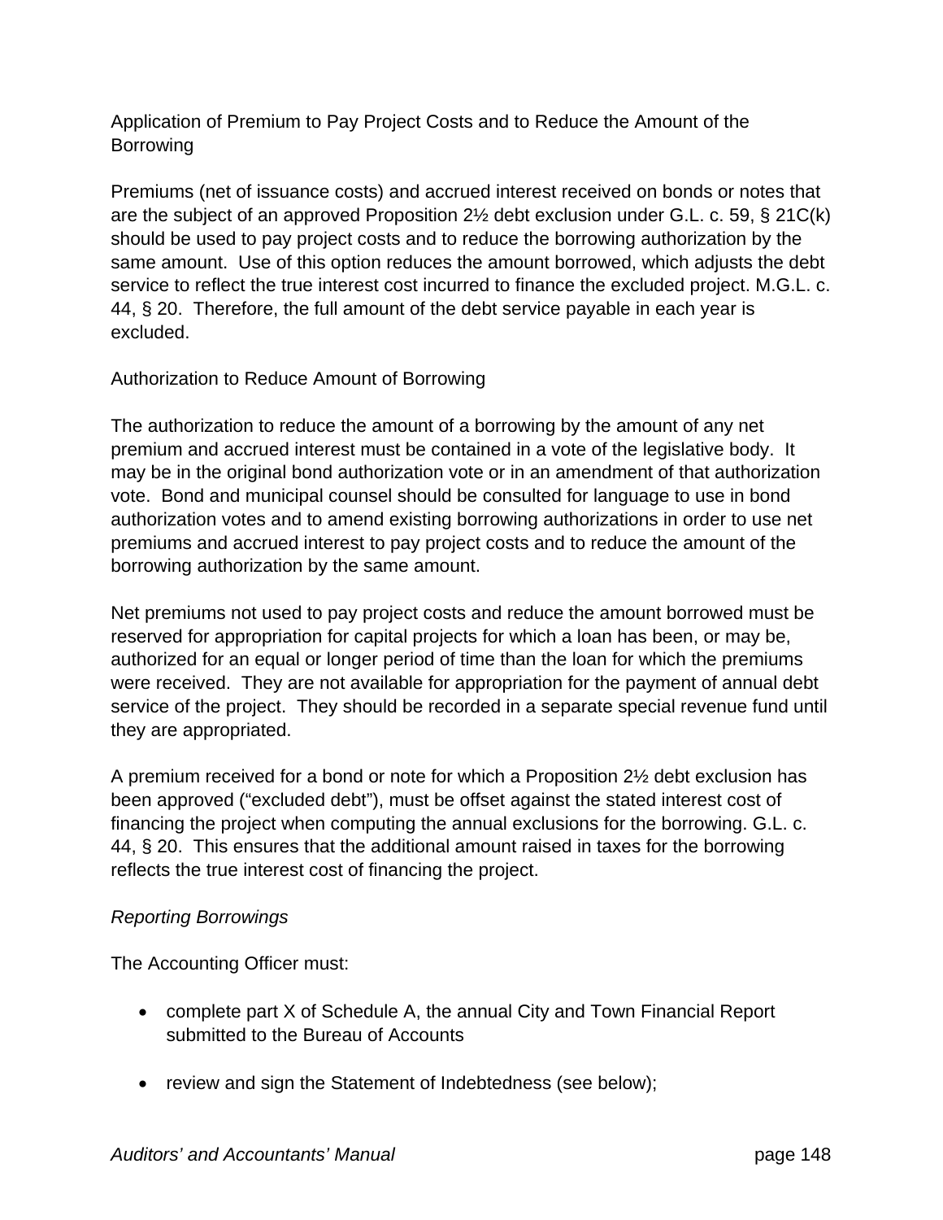Application of Premium to Pay Project Costs and to Reduce the Amount of the Borrowing

Premiums (net of issuance costs) and accrued interest received on bonds or notes that are the subject of an approved Proposition 2½ debt exclusion under G.L. c. 59, § 21C(k) should be used to pay project costs and to reduce the borrowing authorization by the same amount. Use of this option reduces the amount borrowed, which adjusts the debt service to reflect the true interest cost incurred to finance the excluded project. M.G.L. c. 44, § 20. Therefore, the full amount of the debt service payable in each year is excluded.

Authorization to Reduce Amount of Borrowing

The authorization to reduce the amount of a borrowing by the amount of any net premium and accrued interest must be contained in a vote of the legislative body. It may be in the original bond authorization vote or in an amendment of that authorization vote. Bond and municipal counsel should be consulted for language to use in bond authorization votes and to amend existing borrowing authorizations in order to use net premiums and accrued interest to pay project costs and to reduce the amount of the borrowing authorization by the same amount.

Net premiums not used to pay project costs and reduce the amount borrowed must be reserved for appropriation for capital projects for which a loan has been, or may be, authorized for an equal or longer period of time than the loan for which the premiums were received. They are not available for appropriation for the payment of annual debt service of the project. They should be recorded in a separate special revenue fund until they are appropriated.

A premium received for a bond or note for which a Proposition 2½ debt exclusion has been approved ("excluded debt"), must be offset against the stated interest cost of financing the project when computing the annual exclusions for the borrowing. G.L. c. 44, § 20. This ensures that the additional amount raised in taxes for the borrowing reflects the true interest cost of financing the project.

*Reporting Borrowings*

The Accounting Officer must:

- complete part X of Schedule A, the annual City and Town Financial Report submitted to the Bureau of Accounts
- review and sign the Statement of Indebtedness (see below);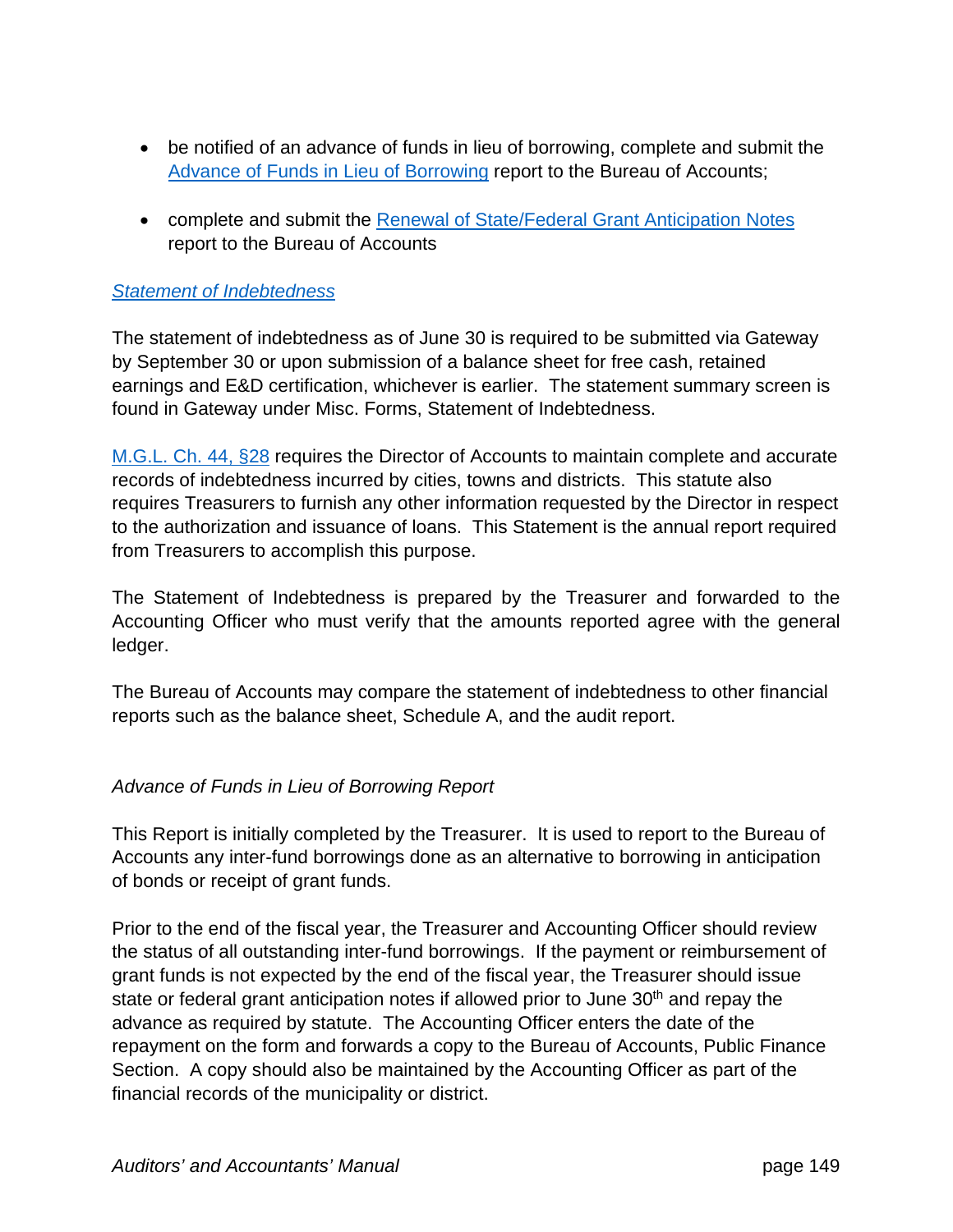- be notified of an advance of funds in lieu of borrowing, complete and submit the Advance of Funds in Lieu of Borrowing report to the Bureau of Accounts;

- complete and submit the Renewal of State/Federal Grant Anticipation Notes report to the Bureau of Accounts

*Statement of Indebtedness*

The statement of indebtedness as of June 30 is required to be submitted via Gateway by September 30 or upon submission of a balance sheet for free cash, retained earnings and E&D certification, whichever is earlier. The statement summary screen is found in Gateway under Misc. Forms, Statement of Indebtedness.

M.G.L. Ch. 44, §28 requires the Director of Accounts to maintain complete and accurate records of indebtedness incurred by cities, towns and districts. This statute also requires Treasurers to furnish any other information requested by the Director in respect to the authorization and issuance of loans. This Statement is the annual report required from Treasurers to accomplish this purpose.

The Statement of Indebtedness is prepared by the Treasurer and forwarded to the Accounting Officer who must verify that the amounts reported agree with the general ledger.

The Bureau of Accounts may compare the statement of indebtedness to other financial reports such as the balance sheet, Schedule A, and the audit report.

*Advance of Funds in Lieu of Borrowing Report*

This Report is initially completed by the Treasurer. It is used to report to the Bureau of Accounts any inter-fund borrowings done as an alternative to borrowing in anticipation of bonds or receipt of grant funds.

Prior to the end of the fiscal year, the Treasurer and Accounting Officer should review the status of all outstanding inter-fund borrowings. If the payment or reimbursement of grant funds is not expected by the end of the fiscal year, the Treasurer should issue state or federal grant anticipation notes if allowed prior to June 30th and repay the advance as required by statute. The Accounting Officer enters the date of the repayment on the form and forwards a copy to the Bureau of Accounts, Public Finance Section. A copy should also be maintained by the Accounting Officer as part of the financial records of the municipality or district.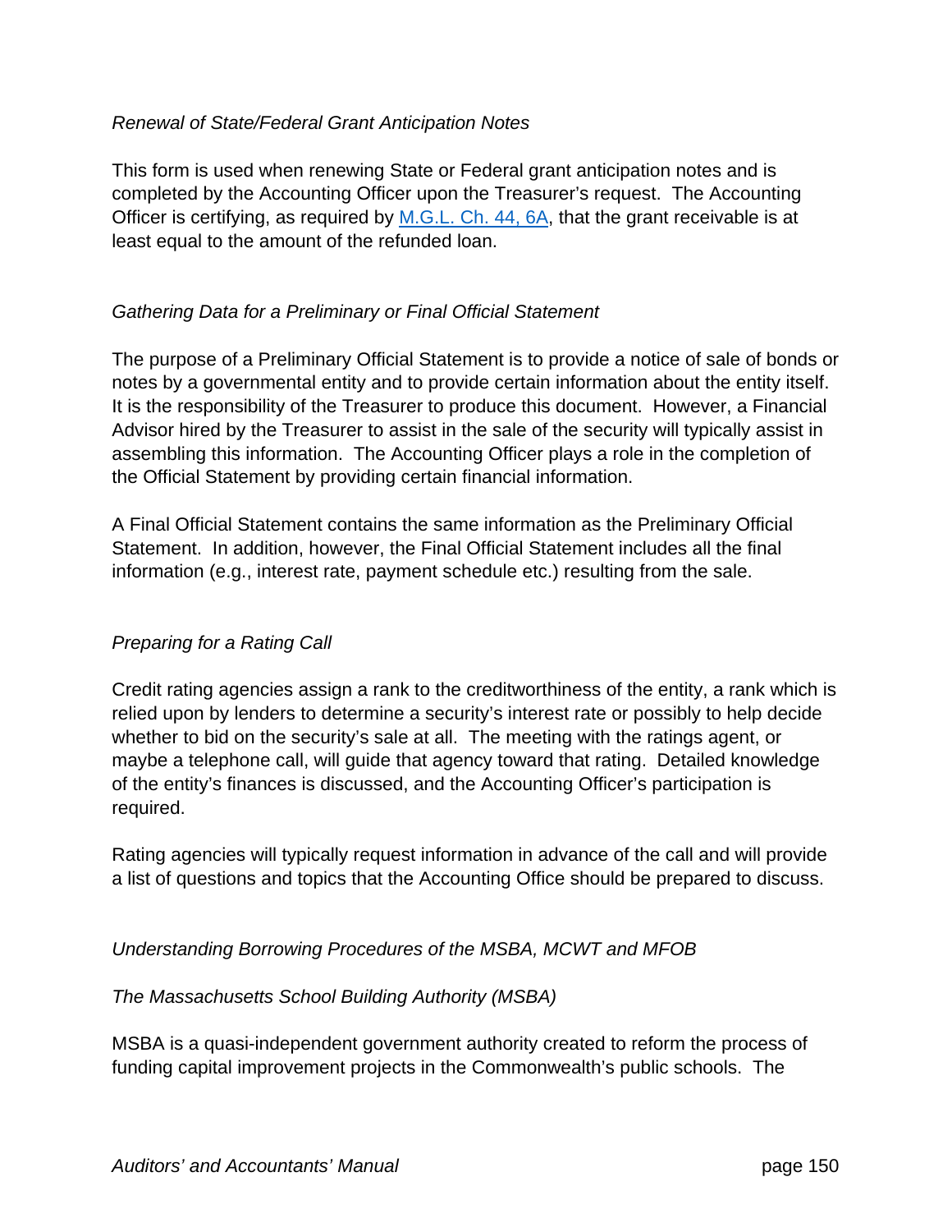*Renewal of State/Federal Grant Anticipation Notes*

This form is used when renewing State or Federal grant anticipation notes and is completed by the Accounting Officer upon the Treasurer's request. The Accounting Officer is certifying, as required by [M.G.L. Ch. 44, 6A](), that the grant receivable is at least equal to the amount of the refunded loan.

*Gathering Data for a Preliminary or Final Official Statement*

The purpose of a Preliminary Official Statement is to provide a notice of sale of bonds or notes by a governmental entity and to provide certain information about the entity itself. It is the responsibility of the Treasurer to produce this document. However, a Financial Advisor hired by the Treasurer to assist in the sale of the security will typically assist in assembling this information. The Accounting Officer plays a role in the completion of the Official Statement by providing certain financial information.

A Final Official Statement contains the same information as the Preliminary Official Statement. In addition, however, the Final Official Statement includes all the final information (e.g., interest rate, payment schedule etc.) resulting from the sale.

*Preparing for a Rating Call*

Credit rating agencies assign a rank to the creditworthiness of the entity, a rank which is relied upon by lenders to determine a security's interest rate or possibly to help decide whether to bid on the security's sale at all. The meeting with the ratings agent, or maybe a telephone call, will guide that agency toward that rating. Detailed knowledge of the entity's finances is discussed, and the Accounting Officer's participation is required.

Rating agencies will typically request information in advance of the call and will provide a list of questions and topics that the Accounting Office should be prepared to discuss.

*Understanding Borrowing Procedures of the MSBA, MCWT and MFOB*

*The Massachusetts School Building Authority (MSBA)*

MSBA is a quasi-independent government authority created to reform the process of funding capital improvement projects in the Commonwealth's public schools. The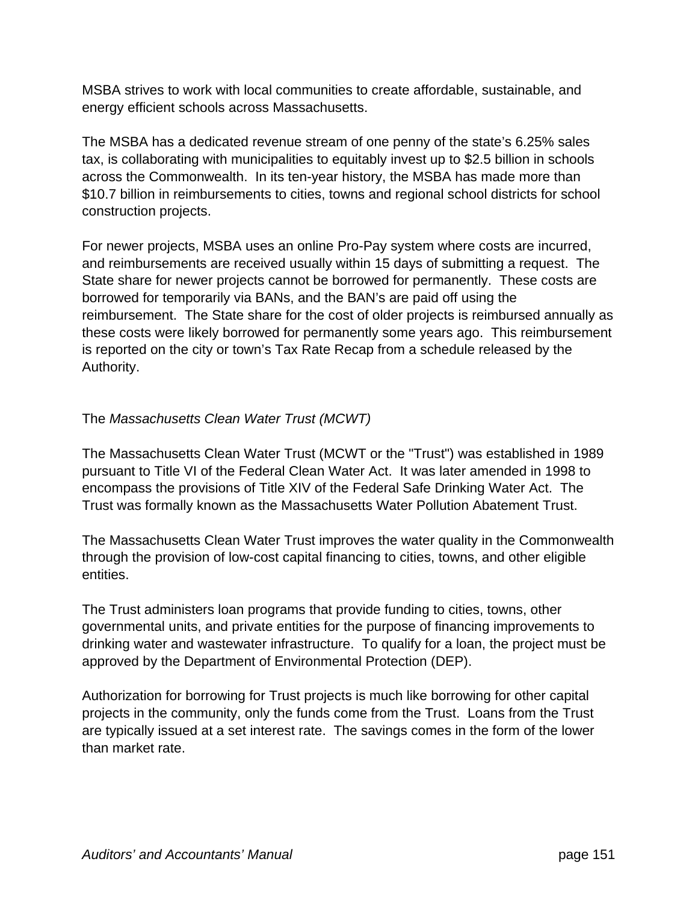MSBA strives to work with local communities to create affordable, sustainable, and energy efficient schools across Massachusetts.

The MSBA has a dedicated revenue stream of one penny of the state's 6.25% sales tax, is collaborating with municipalities to equitably invest up to $2.5 billion in schools across the Commonwealth. In its ten-year history, the MSBA has made more than $10.7 billion in reimbursements to cities, towns and regional school districts for school construction projects.

For newer projects, MSBA uses an online Pro-Pay system where costs are incurred, and reimbursements are received usually within 15 days of submitting a request. The State share for newer projects cannot be borrowed for permanently. These costs are borrowed for temporarily via BANs, and the BAN's are paid off using the reimbursement. The State share for the cost of older projects is reimbursed annually as these costs were likely borrowed for permanently some years ago. This reimbursement is reported on the city or town's Tax Rate Recap from a schedule released by the Authority.

The *Massachusetts Clean Water Trust (MCWT)*

The Massachusetts Clean Water Trust (MCWT or the "Trust") was established in 1989 pursuant to Title VI of the Federal Clean Water Act. It was later amended in 1998 to encompass the provisions of Title XIV of the Federal Safe Drinking Water Act. The Trust was formally known as the Massachusetts Water Pollution Abatement Trust.

The Massachusetts Clean Water Trust improves the water quality in the Commonwealth through the provision of low-cost capital financing to cities, towns, and other eligible entities.

The Trust administers loan programs that provide funding to cities, towns, other governmental units, and private entities for the purpose of financing improvements to drinking water and wastewater infrastructure. To qualify for a loan, the project must be approved by the Department of Environmental Protection (DEP).

Authorization for borrowing for Trust projects is much like borrowing for other capital projects in the community, only the funds come from the Trust. Loans from the Trust are typically issued at a set interest rate. The savings comes in the form of the lower than market rate.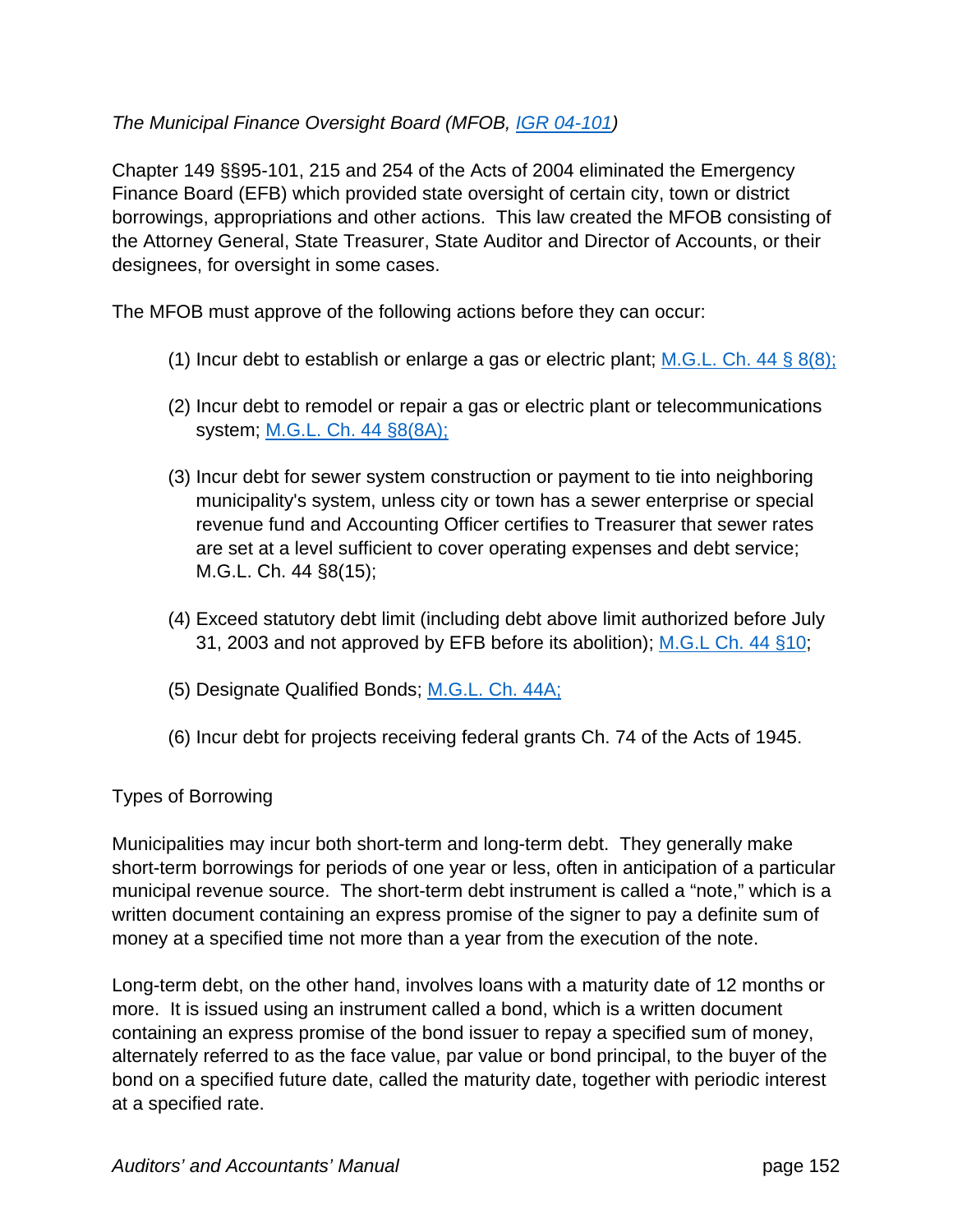*The Municipal Finance Oversight Board (MFOB, IGR 04-101)*

Chapter 149 §§95-101, 215 and 254 of the Acts of 2004 eliminated the Emergency Finance Board (EFB) which provided state oversight of certain city, town or district borrowings, appropriations and other actions. This law created the MFOB consisting of the Attorney General, State Treasurer, State Auditor and Director of Accounts, or their designees, for oversight in some cases.

The MFOB must approve of the following actions before they can occur:

(1) Incur debt to establish or enlarge a gas or electric plant; M.G.L. Ch. 44 § 8(8);

(2) Incur debt to remodel or repair a gas or electric plant or telecommunications system; M.G.L. Ch. 44 §8(8A);

(3) Incur debt for sewer system construction or payment to tie into neighboring municipality's system, unless city or town has a sewer enterprise or special revenue fund and Accounting Officer certifies to Treasurer that sewer rates are set at a level sufficient to cover operating expenses and debt service; M.G.L. Ch. 44 §8(15);

(4) Exceed statutory debt limit (including debt above limit authorized before July 31, 2003 and not approved by EFB before its abolition); M.G.L Ch. 44 §10;

(5) Designate Qualified Bonds; M.G.L. Ch. 44A;

(6) Incur debt for projects receiving federal grants Ch. 74 of the Acts of 1945.

Types of Borrowing

Municipalities may incur both short-term and long-term debt. They generally make short-term borrowings for periods of one year or less, often in anticipation of a particular municipal revenue source. The short-term debt instrument is called a "note," which is a written document containing an express promise of the signer to pay a definite sum of money at a specified time not more than a year from the execution of the note.

Long-term debt, on the other hand, involves loans with a maturity date of 12 months or more. It is issued using an instrument called a bond, which is a written document containing an express promise of the bond issuer to repay a specified sum of money, alternately referred to as the face value, par value or bond principal, to the buyer of the bond on a specified future date, called the maturity date, together with periodic interest at a specified rate.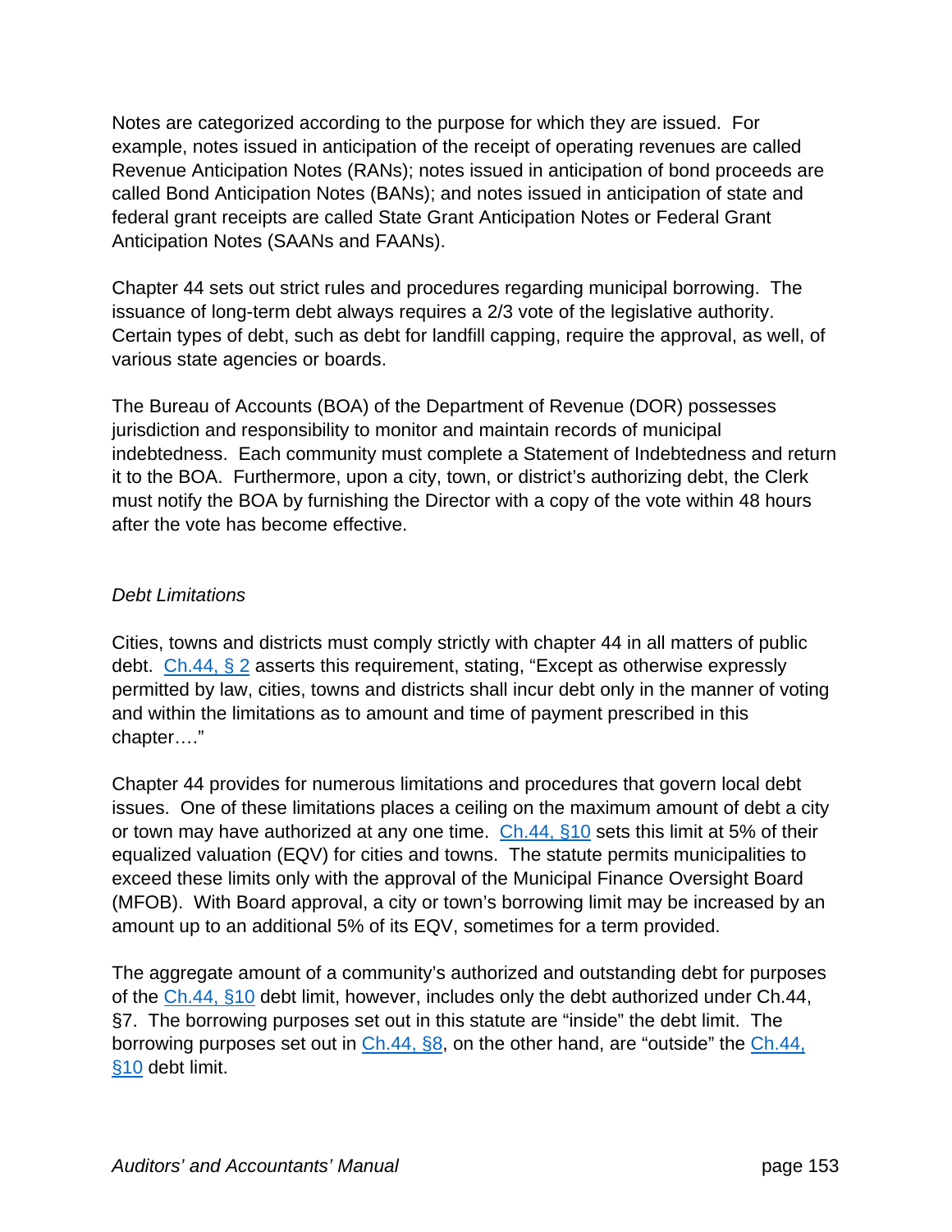Notes are categorized according to the purpose for which they are issued. For example, notes issued in anticipation of the receipt of operating revenues are called Revenue Anticipation Notes (RANs); notes issued in anticipation of bond proceeds are called Bond Anticipation Notes (BANs); and notes issued in anticipation of state and federal grant receipts are called State Grant Anticipation Notes or Federal Grant Anticipation Notes (SAANs and FAANs).

Chapter 44 sets out strict rules and procedures regarding municipal borrowing. The issuance of long-term debt always requires a 2/3 vote of the legislative authority. Certain types of debt, such as debt for landfill capping, require the approval, as well, of various state agencies or boards.

The Bureau of Accounts (BOA) of the Department of Revenue (DOR) possesses jurisdiction and responsibility to monitor and maintain records of municipal indebtedness. Each community must complete a Statement of Indebtedness and return it to the BOA. Furthermore, upon a city, town, or district's authorizing debt, the Clerk must notify the BOA by furnishing the Director with a copy of the vote within 48 hours after the vote has become effective.

*Debt Limitations*

Cities, towns and districts must comply strictly with chapter 44 in all matters of public debt. Ch.44, § 2 asserts this requirement, stating, "Except as otherwise expressly permitted by law, cities, towns and districts shall incur debt only in the manner of voting and within the limitations as to amount and time of payment prescribed in this chapter…."

Chapter 44 provides for numerous limitations and procedures that govern local debt issues. One of these limitations places a ceiling on the maximum amount of debt a city or town may have authorized at any one time. Ch.44, §10 sets this limit at 5% of their equalized valuation (EQV) for cities and towns. The statute permits municipalities to exceed these limits only with the approval of the Municipal Finance Oversight Board (MFOB). With Board approval, a city or town's borrowing limit may be increased by an amount up to an additional 5% of its EQV, sometimes for a term provided.

The aggregate amount of a community's authorized and outstanding debt for purposes of the Ch.44, §10 debt limit, however, includes only the debt authorized under Ch.44, §7. The borrowing purposes set out in this statute are "inside" the debt limit. The borrowing purposes set out in Ch.44, §8, on the other hand, are "outside" the Ch.44, §10 debt limit.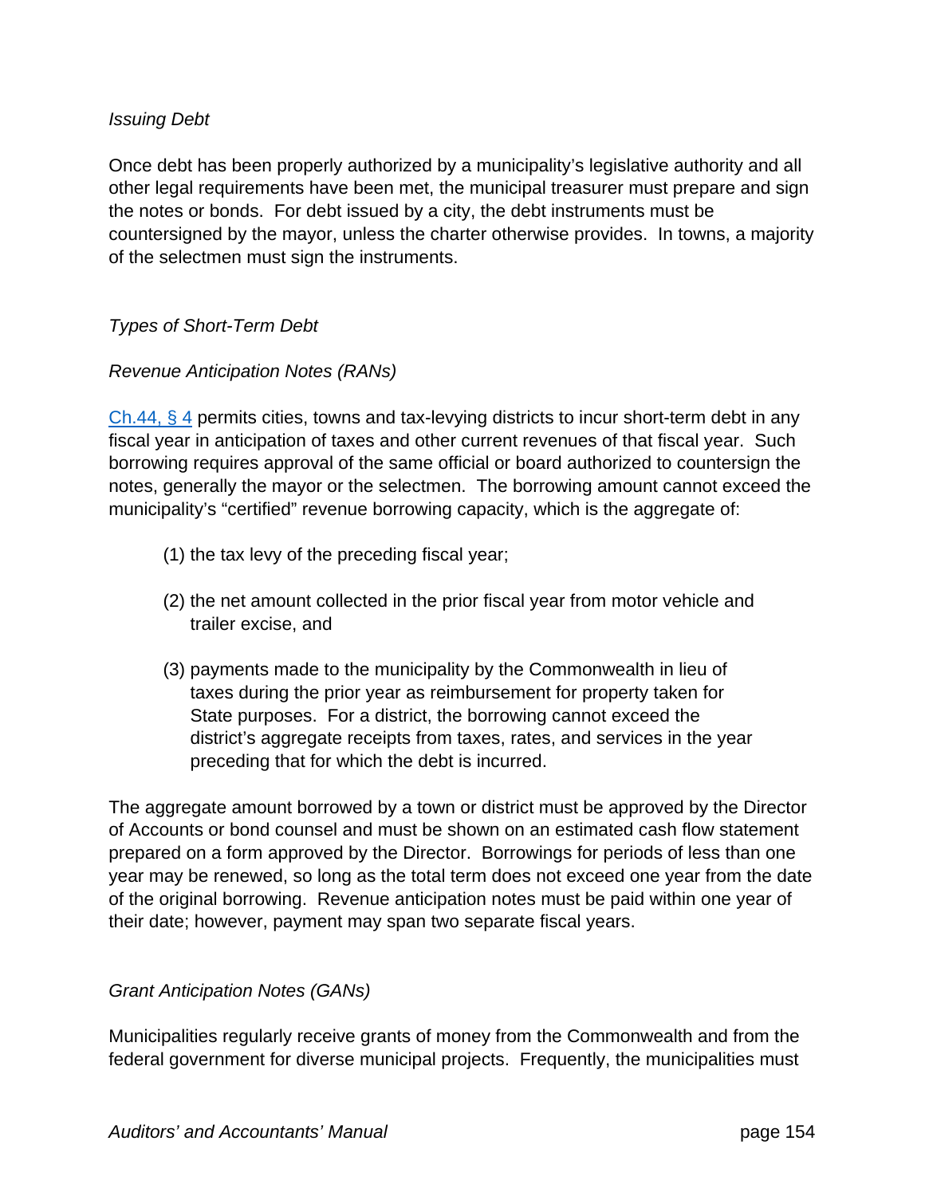*Issuing Debt*

Once debt has been properly authorized by a municipality's legislative authority and all other legal requirements have been met, the municipal treasurer must prepare and sign the notes or bonds. For debt issued by a city, the debt instruments must be countersigned by the mayor, unless the charter otherwise provides. In towns, a majority of the selectmen must sign the instruments.

*Types of Short-Term Debt*

*Revenue Anticipation Notes (RANs)*

[Ch.44, § 4](#) permits cities, towns and tax-levying districts to incur short-term debt in any fiscal year in anticipation of taxes and other current revenues of that fiscal year. Such borrowing requires approval of the same official or board authorized to countersign the notes, generally the mayor or the selectmen. The borrowing amount cannot exceed the municipality's "certified" revenue borrowing capacity, which is the aggregate of:

(1) the tax levy of the preceding fiscal year;

(2) the net amount collected in the prior fiscal year from motor vehicle and trailer excise, and

(3) payments made to the municipality by the Commonwealth in lieu of taxes during the prior year as reimbursement for property taken for State purposes. For a district, the borrowing cannot exceed the district's aggregate receipts from taxes, rates, and services in the year preceding that for which the debt is incurred.

The aggregate amount borrowed by a town or district must be approved by the Director of Accounts or bond counsel and must be shown on an estimated cash flow statement prepared on a form approved by the Director. Borrowings for periods of less than one year may be renewed, so long as the total term does not exceed one year from the date of the original borrowing. Revenue anticipation notes must be paid within one year of their date; however, payment may span two separate fiscal years.

*Grant Anticipation Notes (GANs)*

Municipalities regularly receive grants of money from the Commonwealth and from the federal government for diverse municipal projects. Frequently, the municipalities must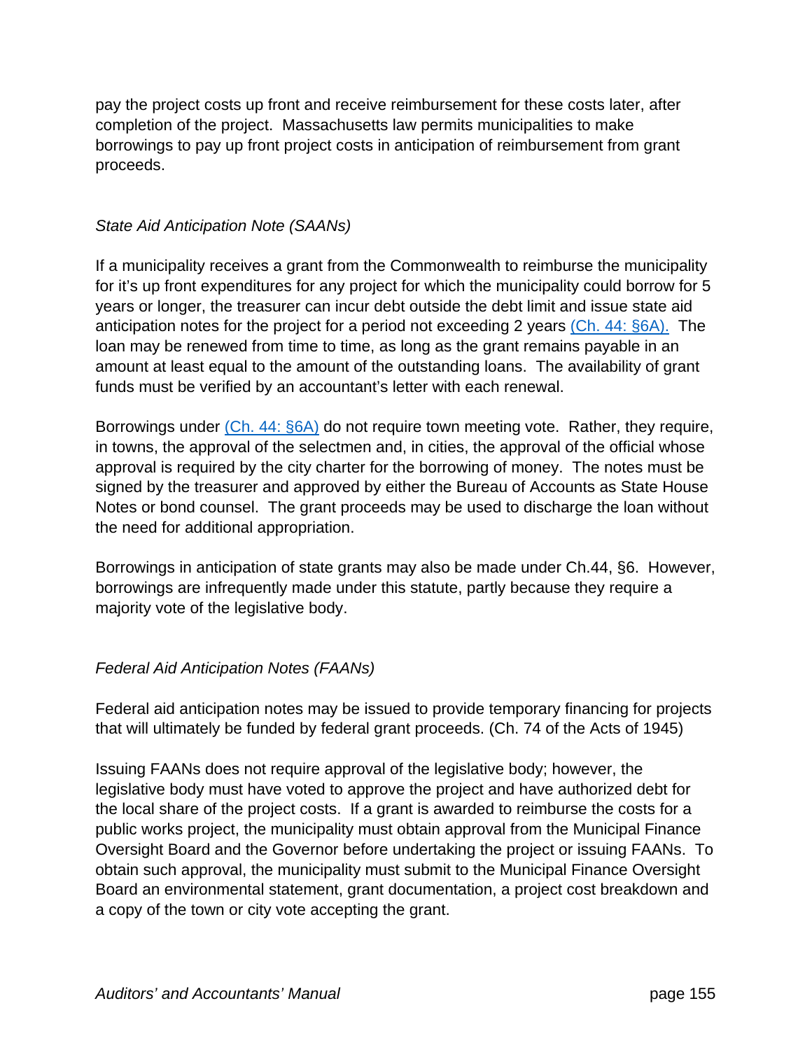pay the project costs up front and receive reimbursement for these costs later, after completion of the project. Massachusetts law permits municipalities to make borrowings to pay up front project costs in anticipation of reimbursement from grant proceeds.

*State Aid Anticipation Note (SAANs)*

If a municipality receives a grant from the Commonwealth to reimburse the municipality for it's up front expenditures for any project for which the municipality could borrow for 5 years or longer, the treasurer can incur debt outside the debt limit and issue state aid anticipation notes for the project for a period not exceeding 2 years [(Ch. 44: §6A).](#) The loan may be renewed from time to time, as long as the grant remains payable in an amount at least equal to the amount of the outstanding loans. The availability of grant funds must be verified by an accountant's letter with each renewal.

Borrowings under [(Ch. 44: §6A)](#) do not require town meeting vote. Rather, they require, in towns, the approval of the selectmen and, in cities, the approval of the official whose approval is required by the city charter for the borrowing of money. The notes must be signed by the treasurer and approved by either the Bureau of Accounts as State House Notes or bond counsel. The grant proceeds may be used to discharge the loan without the need for additional appropriation.

Borrowings in anticipation of state grants may also be made under Ch.44, §6. However, borrowings are infrequently made under this statute, partly because they require a majority vote of the legislative body.

*Federal Aid Anticipation Notes (FAANs)*

Federal aid anticipation notes may be issued to provide temporary financing for projects that will ultimately be funded by federal grant proceeds. (Ch. 74 of the Acts of 1945)

Issuing FAANs does not require approval of the legislative body; however, the legislative body must have voted to approve the project and have authorized debt for the local share of the project costs. If a grant is awarded to reimburse the costs for a public works project, the municipality must obtain approval from the Municipal Finance Oversight Board and the Governor before undertaking the project or issuing FAANs. To obtain such approval, the municipality must submit to the Municipal Finance Oversight Board an environmental statement, grant documentation, a project cost breakdown and a copy of the town or city vote accepting the grant.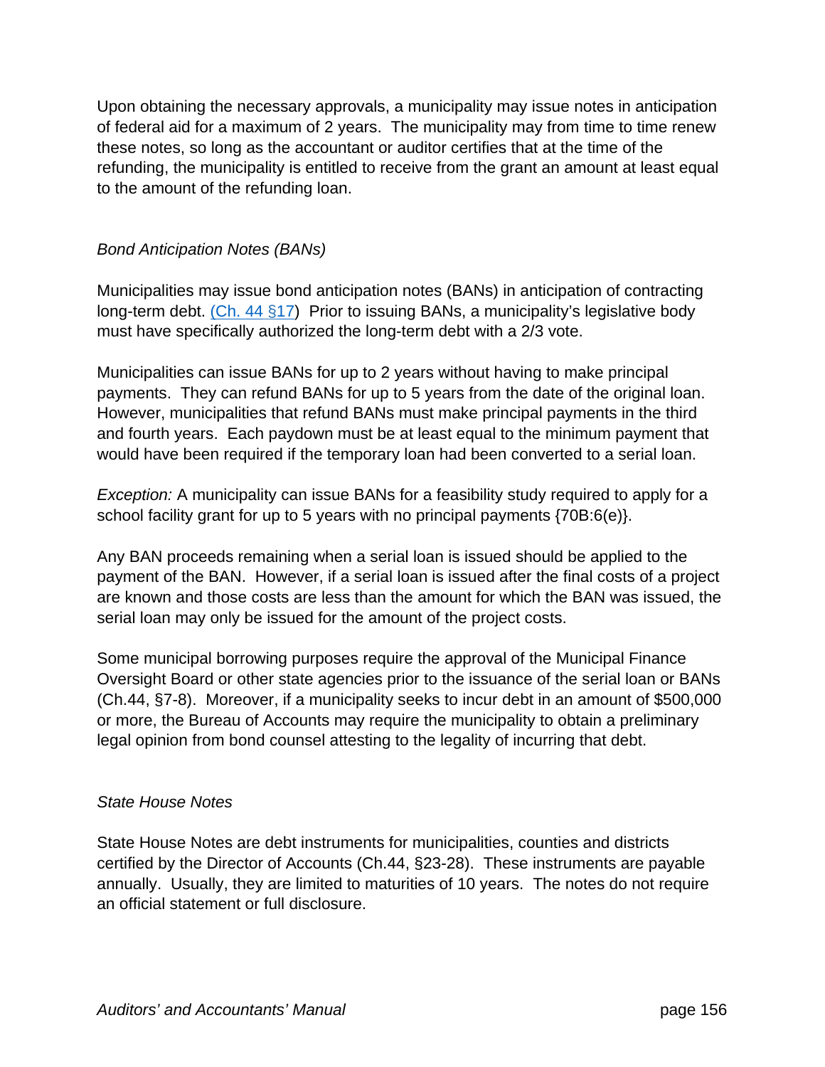Upon obtaining the necessary approvals, a municipality may issue notes in anticipation of federal aid for a maximum of 2 years. The municipality may from time to time renew these notes, so long as the accountant or auditor certifies that at the time of the refunding, the municipality is entitled to receive from the grant an amount at least equal to the amount of the refunding loan.

### *Bond Anticipation Notes (BANs)*

Municipalities may issue bond anticipation notes (BANs) in anticipation of contracting long-term debt. (Ch. 44 §17) Prior to issuing BANs, a municipality's legislative body must have specifically authorized the long-term debt with a 2/3 vote.

Municipalities can issue BANs for up to 2 years without having to make principal payments. They can refund BANs for up to 5 years from the date of the original loan. However, municipalities that refund BANs must make principal payments in the third and fourth years. Each paydown must be at least equal to the minimum payment that would have been required if the temporary loan had been converted to a serial loan.

*Exception:* A municipality can issue BANs for a feasibility study required to apply for a school facility grant for up to 5 years with no principal payments {70B:6(e)}.

Any BAN proceeds remaining when a serial loan is issued should be applied to the payment of the BAN. However, if a serial loan is issued after the final costs of a project are known and those costs are less than the amount for which the BAN was issued, the serial loan may only be issued for the amount of the project costs.

Some municipal borrowing purposes require the approval of the Municipal Finance Oversight Board or other state agencies prior to the issuance of the serial loan or BANs (Ch.44, §7-8). Moreover, if a municipality seeks to incur debt in an amount of $500,000 or more, the Bureau of Accounts may require the municipality to obtain a preliminary legal opinion from bond counsel attesting to the legality of incurring that debt.

### *State House Notes*

State House Notes are debt instruments for municipalities, counties and districts certified by the Director of Accounts (Ch.44, §23-28). These instruments are payable annually. Usually, they are limited to maturities of 10 years. The notes do not require an official statement or full disclosure.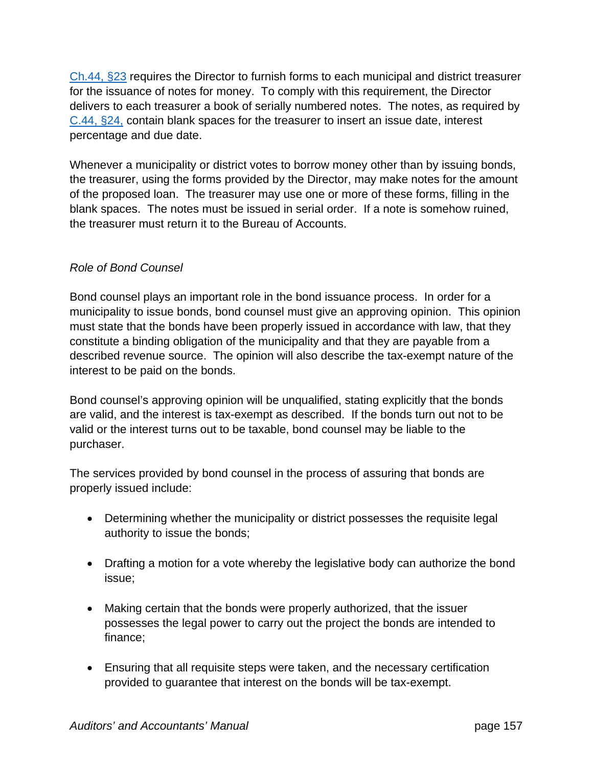Ch.44, §23 requires the Director to furnish forms to each municipal and district treasurer for the issuance of notes for money. To comply with this requirement, the Director delivers to each treasurer a book of serially numbered notes. The notes, as required by C.44, §24, contain blank spaces for the treasurer to insert an issue date, interest percentage and due date.

Whenever a municipality or district votes to borrow money other than by issuing bonds, the treasurer, using the forms provided by the Director, may make notes for the amount of the proposed loan. The treasurer may use one or more of these forms, filling in the blank spaces. The notes must be issued in serial order. If a note is somehow ruined, the treasurer must return it to the Bureau of Accounts.

*Role of Bond Counsel*

Bond counsel plays an important role in the bond issuance process. In order for a municipality to issue bonds, bond counsel must give an approving opinion. This opinion must state that the bonds have been properly issued in accordance with law, that they constitute a binding obligation of the municipality and that they are payable from a described revenue source. The opinion will also describe the tax-exempt nature of the interest to be paid on the bonds.

Bond counsel's approving opinion will be unqualified, stating explicitly that the bonds are valid, and the interest is tax-exempt as described. If the bonds turn out not to be valid or the interest turns out to be taxable, bond counsel may be liable to the purchaser.

The services provided by bond counsel in the process of assuring that bonds are properly issued include:

- Determining whether the municipality or district possesses the requisite legal authority to issue the bonds;
- Drafting a motion for a vote whereby the legislative body can authorize the bond issue;
- Making certain that the bonds were properly authorized, that the issuer possesses the legal power to carry out the project the bonds are intended to finance;
- Ensuring that all requisite steps were taken, and the necessary certification provided to guarantee that interest on the bonds will be tax-exempt.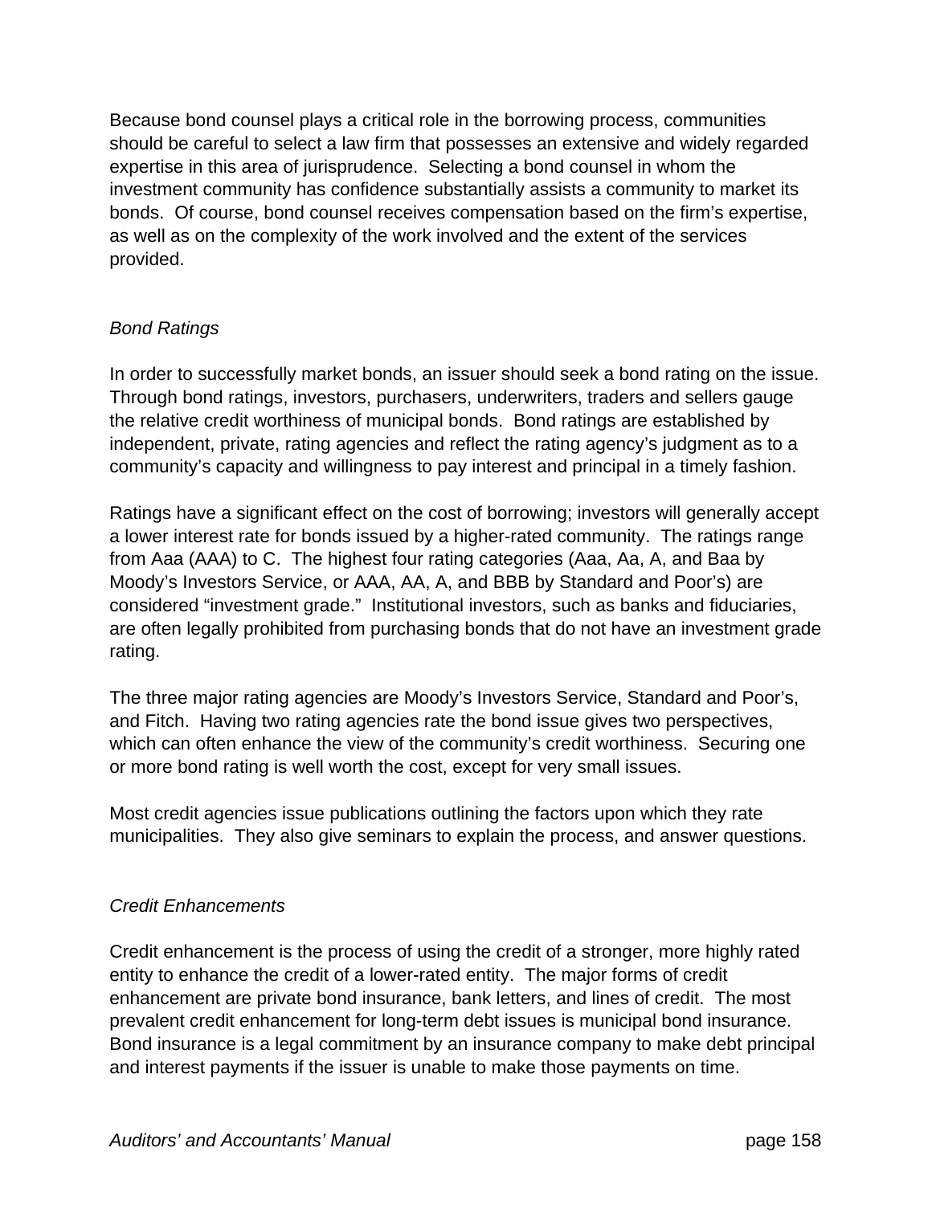Because bond counsel plays a critical role in the borrowing process, communities should be careful to select a law firm that possesses an extensive and widely regarded expertise in this area of jurisprudence. Selecting a bond counsel in whom the investment community has confidence substantially assists a community to market its bonds. Of course, bond counsel receives compensation based on the firm's expertise, as well as on the complexity of the work involved and the extent of the services provided.

*Bond Ratings*

In order to successfully market bonds, an issuer should seek a bond rating on the issue. Through bond ratings, investors, purchasers, underwriters, traders and sellers gauge the relative credit worthiness of municipal bonds. Bond ratings are established by independent, private, rating agencies and reflect the rating agency's judgment as to a community's capacity and willingness to pay interest and principal in a timely fashion.

Ratings have a significant effect on the cost of borrowing; investors will generally accept a lower interest rate for bonds issued by a higher-rated community. The ratings range from Aaa (AAA) to C. The highest four rating categories (Aaa, Aa, A, and Baa by Moody's Investors Service, or AAA, AA, A, and BBB by Standard and Poor's) are considered "investment grade." Institutional investors, such as banks and fiduciaries, are often legally prohibited from purchasing bonds that do not have an investment grade rating.

The three major rating agencies are Moody's Investors Service, Standard and Poor's, and Fitch. Having two rating agencies rate the bond issue gives two perspectives, which can often enhance the view of the community's credit worthiness. Securing one or more bond rating is well worth the cost, except for very small issues.

Most credit agencies issue publications outlining the factors upon which they rate municipalities. They also give seminars to explain the process, and answer questions.

*Credit Enhancements*

Credit enhancement is the process of using the credit of a stronger, more highly rated entity to enhance the credit of a lower-rated entity. The major forms of credit enhancement are private bond insurance, bank letters, and lines of credit. The most prevalent credit enhancement for long-term debt issues is municipal bond insurance. Bond insurance is a legal commitment by an insurance company to make debt principal and interest payments if the issuer is unable to make those payments on time.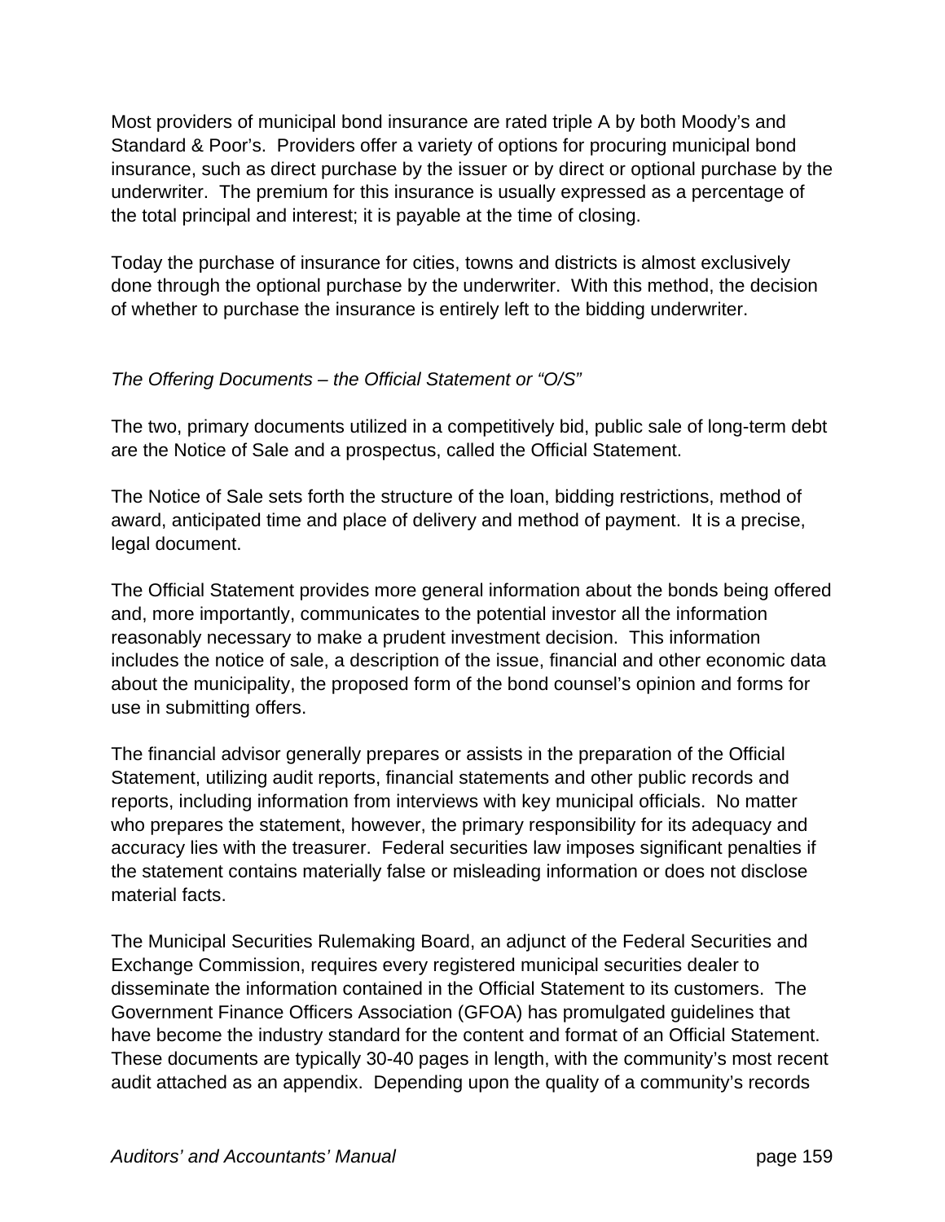Most providers of municipal bond insurance are rated triple A by both Moody's and Standard & Poor's. Providers offer a variety of options for procuring municipal bond insurance, such as direct purchase by the issuer or by direct or optional purchase by the underwriter. The premium for this insurance is usually expressed as a percentage of the total principal and interest; it is payable at the time of closing.

Today the purchase of insurance for cities, towns and districts is almost exclusively done through the optional purchase by the underwriter. With this method, the decision of whether to purchase the insurance is entirely left to the bidding underwriter.

*The Offering Documents – the Official Statement or "O/S"*

The two, primary documents utilized in a competitively bid, public sale of long-term debt are the Notice of Sale and a prospectus, called the Official Statement.

The Notice of Sale sets forth the structure of the loan, bidding restrictions, method of award, anticipated time and place of delivery and method of payment. It is a precise, legal document.

The Official Statement provides more general information about the bonds being offered and, more importantly, communicates to the potential investor all the information reasonably necessary to make a prudent investment decision. This information includes the notice of sale, a description of the issue, financial and other economic data about the municipality, the proposed form of the bond counsel's opinion and forms for use in submitting offers.

The financial advisor generally prepares or assists in the preparation of the Official Statement, utilizing audit reports, financial statements and other public records and reports, including information from interviews with key municipal officials. No matter who prepares the statement, however, the primary responsibility for its adequacy and accuracy lies with the treasurer. Federal securities law imposes significant penalties if the statement contains materially false or misleading information or does not disclose material facts.

The Municipal Securities Rulemaking Board, an adjunct of the Federal Securities and Exchange Commission, requires every registered municipal securities dealer to disseminate the information contained in the Official Statement to its customers. The Government Finance Officers Association (GFOA) has promulgated guidelines that have become the industry standard for the content and format of an Official Statement. These documents are typically 30-40 pages in length, with the community's most recent audit attached as an appendix. Depending upon the quality of a community's records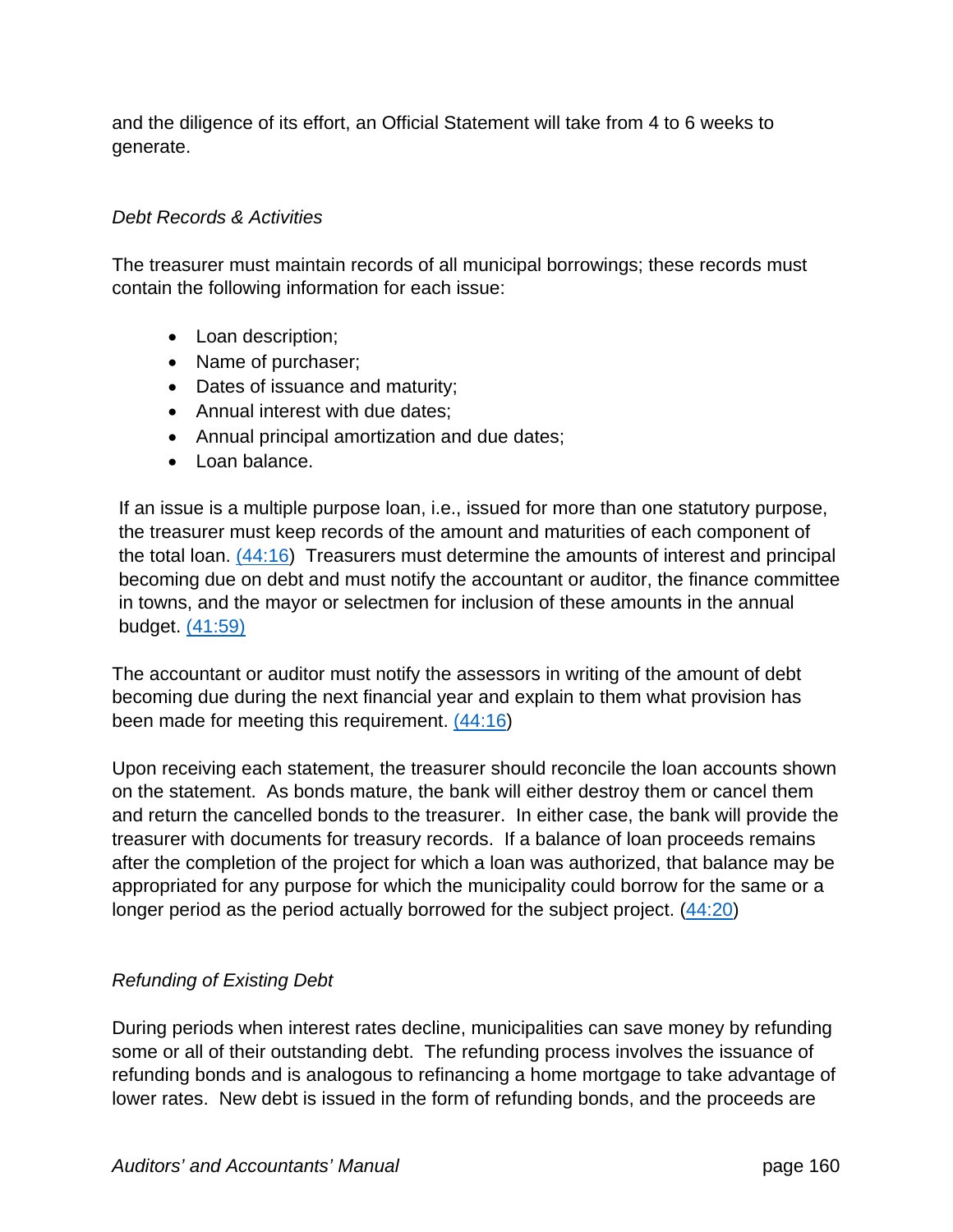and the diligence of its effort, an Official Statement will take from 4 to 6 weeks to generate.

*Debt Records & Activities*

The treasurer must maintain records of all municipal borrowings; these records must contain the following information for each issue:

- Loan description;
- Name of purchaser;
- Dates of issuance and maturity;
- Annual interest with due dates;
- Annual principal amortization and due dates;
- Loan balance.

If an issue is a multiple purpose loan, i.e., issued for more than one statutory purpose, the treasurer must keep records of the amount and maturities of each component of the total loan. (44:16) Treasurers must determine the amounts of interest and principal becoming due on debt and must notify the accountant or auditor, the finance committee in towns, and the mayor or selectmen for inclusion of these amounts in the annual budget. (41:59)

The accountant or auditor must notify the assessors in writing of the amount of debt becoming due during the next financial year and explain to them what provision has been made for meeting this requirement. (44:16)

Upon receiving each statement, the treasurer should reconcile the loan accounts shown on the statement. As bonds mature, the bank will either destroy them or cancel them and return the cancelled bonds to the treasurer. In either case, the bank will provide the treasurer with documents for treasury records. If a balance of loan proceeds remains after the completion of the project for which a loan was authorized, that balance may be appropriated for any purpose for which the municipality could borrow for the same or a longer period as the period actually borrowed for the subject project. (44:20)

*Refunding of Existing Debt*

During periods when interest rates decline, municipalities can save money by refunding some or all of their outstanding debt. The refunding process involves the issuance of refunding bonds and is analogous to refinancing a home mortgage to take advantage of lower rates. New debt is issued in the form of refunding bonds, and the proceeds are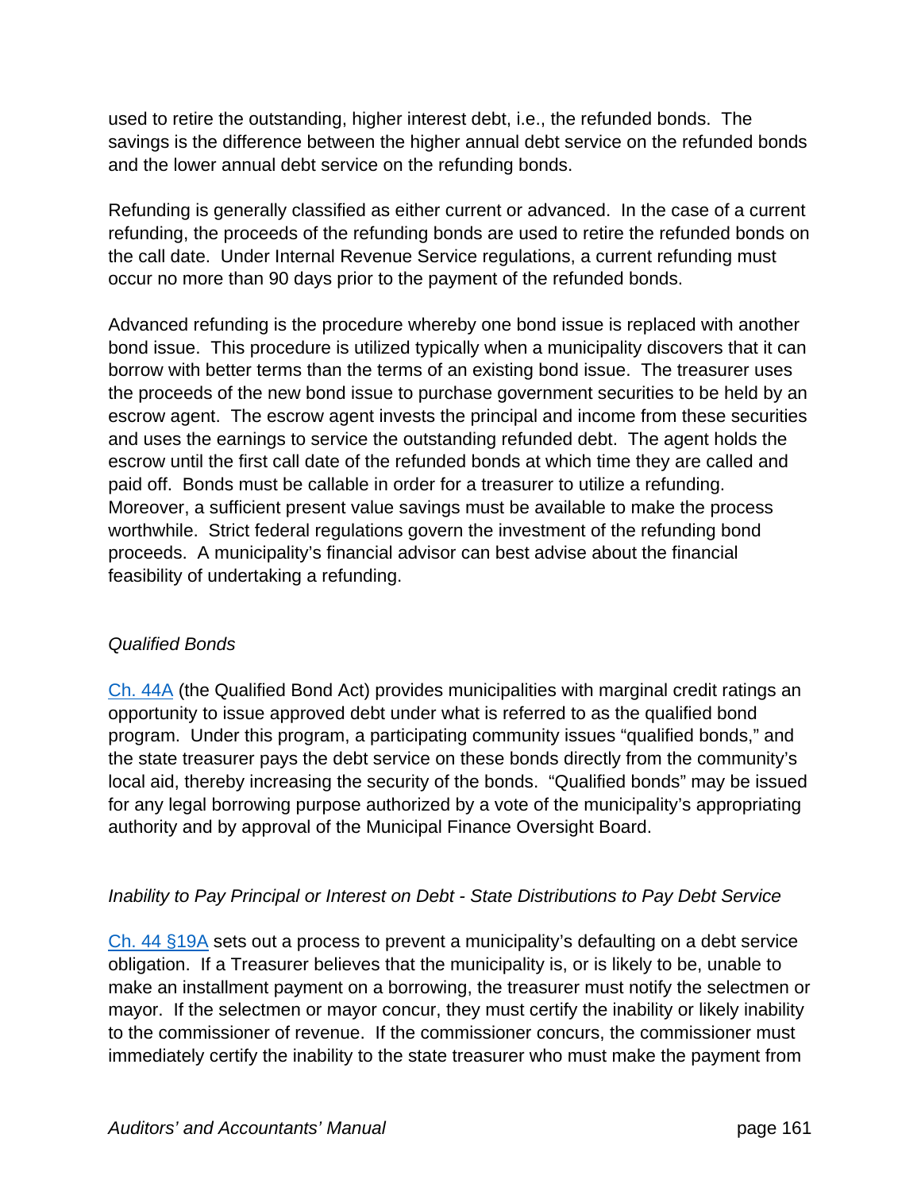used to retire the outstanding, higher interest debt, i.e., the refunded bonds. The savings is the difference between the higher annual debt service on the refunded bonds and the lower annual debt service on the refunding bonds.

Refunding is generally classified as either current or advanced. In the case of a current refunding, the proceeds of the refunding bonds are used to retire the refunded bonds on the call date. Under Internal Revenue Service regulations, a current refunding must occur no more than 90 days prior to the payment of the refunded bonds.

Advanced refunding is the procedure whereby one bond issue is replaced with another bond issue. This procedure is utilized typically when a municipality discovers that it can borrow with better terms than the terms of an existing bond issue. The treasurer uses the proceeds of the new bond issue to purchase government securities to be held by an escrow agent. The escrow agent invests the principal and income from these securities and uses the earnings to service the outstanding refunded debt. The agent holds the escrow until the first call date of the refunded bonds at which time they are called and paid off. Bonds must be callable in order for a treasurer to utilize a refunding. Moreover, a sufficient present value savings must be available to make the process worthwhile. Strict federal regulations govern the investment of the refunding bond proceeds. A municipality's financial advisor can best advise about the financial feasibility of undertaking a refunding.

*Qualified Bonds*

Ch. 44A (the Qualified Bond Act) provides municipalities with marginal credit ratings an opportunity to issue approved debt under what is referred to as the qualified bond program. Under this program, a participating community issues "qualified bonds," and the state treasurer pays the debt service on these bonds directly from the community's local aid, thereby increasing the security of the bonds. "Qualified bonds" may be issued for any legal borrowing purpose authorized by a vote of the municipality's appropriating authority and by approval of the Municipal Finance Oversight Board.

*Inability to Pay Principal or Interest on Debt - State Distributions to Pay Debt Service*

Ch. 44 §19A sets out a process to prevent a municipality's defaulting on a debt service obligation. If a Treasurer believes that the municipality is, or is likely to be, unable to make an installment payment on a borrowing, the treasurer must notify the selectmen or mayor. If the selectmen or mayor concur, they must certify the inability or likely inability to the commissioner of revenue. If the commissioner concurs, the commissioner must immediately certify the inability to the state treasurer who must make the payment from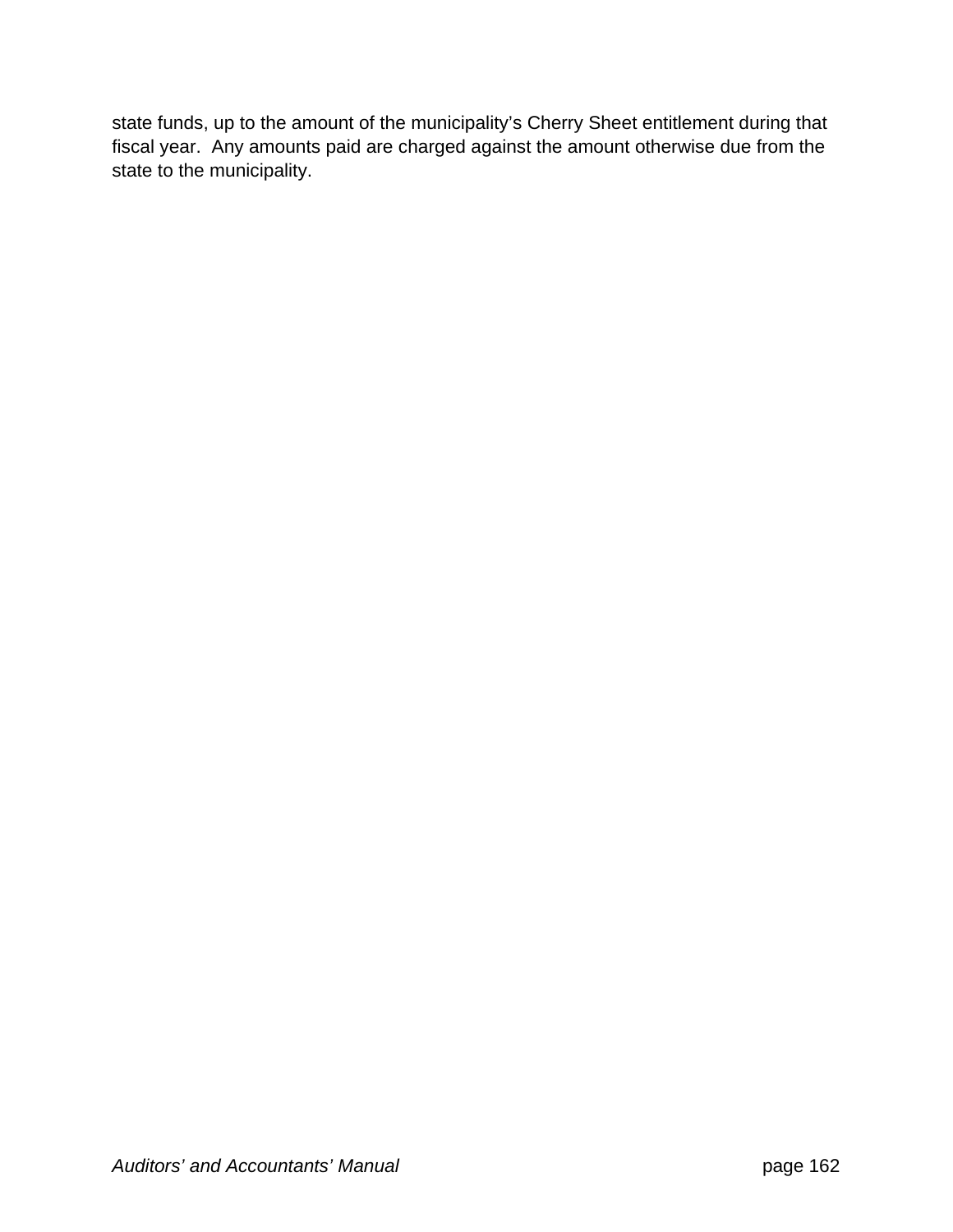state funds, up to the amount of the municipality's Cherry Sheet entitlement during that fiscal year.  Any amounts paid are charged against the amount otherwise due from the state to the municipality.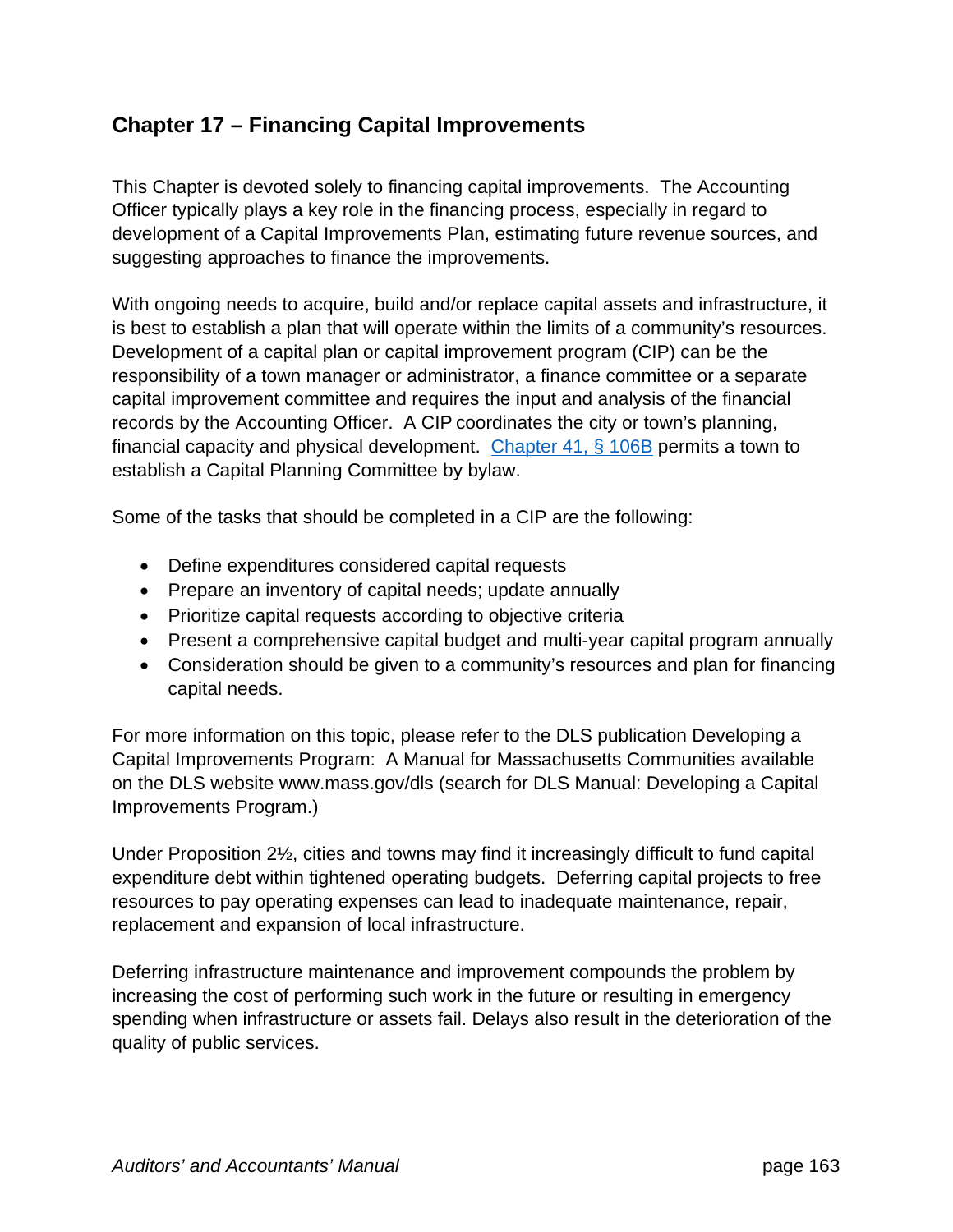## Chapter 17 – Financing Capital Improvements

This Chapter is devoted solely to financing capital improvements. The Accounting Officer typically plays a key role in the financing process, especially in regard to development of a Capital Improvements Plan, estimating future revenue sources, and suggesting approaches to finance the improvements.

With ongoing needs to acquire, build and/or replace capital assets and infrastructure, it is best to establish a plan that will operate within the limits of a community's resources. Development of a capital plan or capital improvement program (CIP) can be the responsibility of a town manager or administrator, a finance committee or a separate capital improvement committee and requires the input and analysis of the financial records by the Accounting Officer. A CIP coordinates the city or town's planning, financial capacity and physical development. Chapter 41, § 106B permits a town to establish a Capital Planning Committee by bylaw.

Some of the tasks that should be completed in a CIP are the following:

- Define expenditures considered capital requests
- Prepare an inventory of capital needs; update annually
- Prioritize capital requests according to objective criteria
- Present a comprehensive capital budget and multi-year capital program annually
- Consideration should be given to a community's resources and plan for financing capital needs.

For more information on this topic, please refer to the DLS publication Developing a Capital Improvements Program: A Manual for Massachusetts Communities available on the DLS website www.mass.gov/dls (search for DLS Manual: Developing a Capital Improvements Program.)

Under Proposition 2½, cities and towns may find it increasingly difficult to fund capital expenditure debt within tightened operating budgets. Deferring capital projects to free resources to pay operating expenses can lead to inadequate maintenance, repair, replacement and expansion of local infrastructure.

Deferring infrastructure maintenance and improvement compounds the problem by increasing the cost of performing such work in the future or resulting in emergency spending when infrastructure or assets fail. Delays also result in the deterioration of the quality of public services.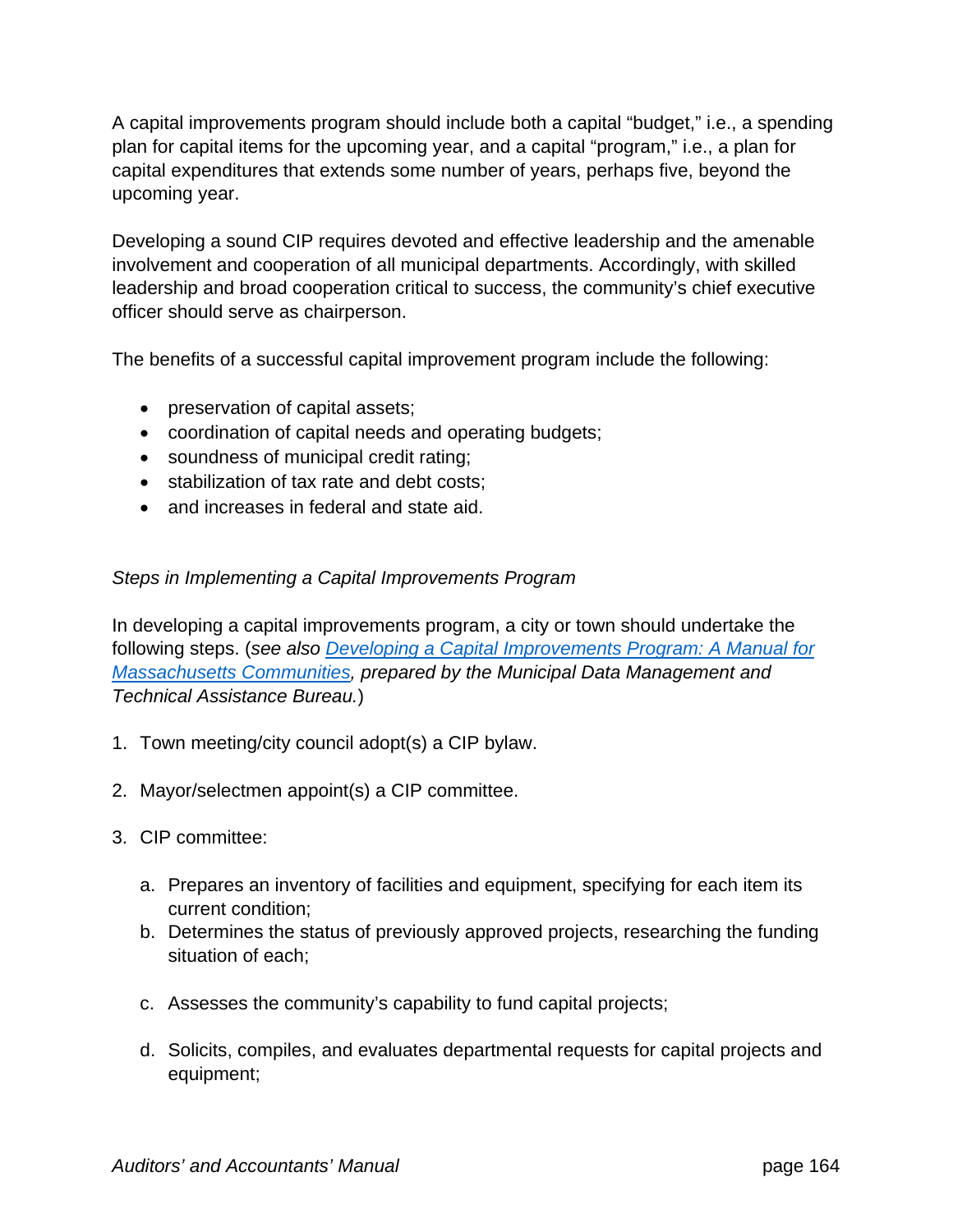A capital improvements program should include both a capital "budget," i.e., a spending plan for capital items for the upcoming year, and a capital "program," i.e., a plan for capital expenditures that extends some number of years, perhaps five, beyond the upcoming year.

Developing a sound CIP requires devoted and effective leadership and the amenable involvement and cooperation of all municipal departments. Accordingly, with skilled leadership and broad cooperation critical to success, the community's chief executive officer should serve as chairperson.

The benefits of a successful capital improvement program include the following:

- preservation of capital assets;
- coordination of capital needs and operating budgets;
- soundness of municipal credit rating;
- stabilization of tax rate and debt costs;
- and increases in federal and state aid.

*Steps in Implementing a Capital Improvements Program*

In developing a capital improvements program, a city or town should undertake the following steps. (*see also [Developing a Capital Improvements Program: A Manual for Massachusetts Communities](), prepared by the Municipal Data Management and Technical Assistance Bureau.*)

1. Town meeting/city council adopt(s) a CIP bylaw.

2. Mayor/selectmen appoint(s) a CIP committee.

3. CIP committee:

   a. Prepares an inventory of facilities and equipment, specifying for each item its current condition;
   b. Determines the status of previously approved projects, researching the funding situation of each;

   c. Assesses the community's capability to fund capital projects;

   d. Solicits, compiles, and evaluates departmental requests for capital projects and equipment;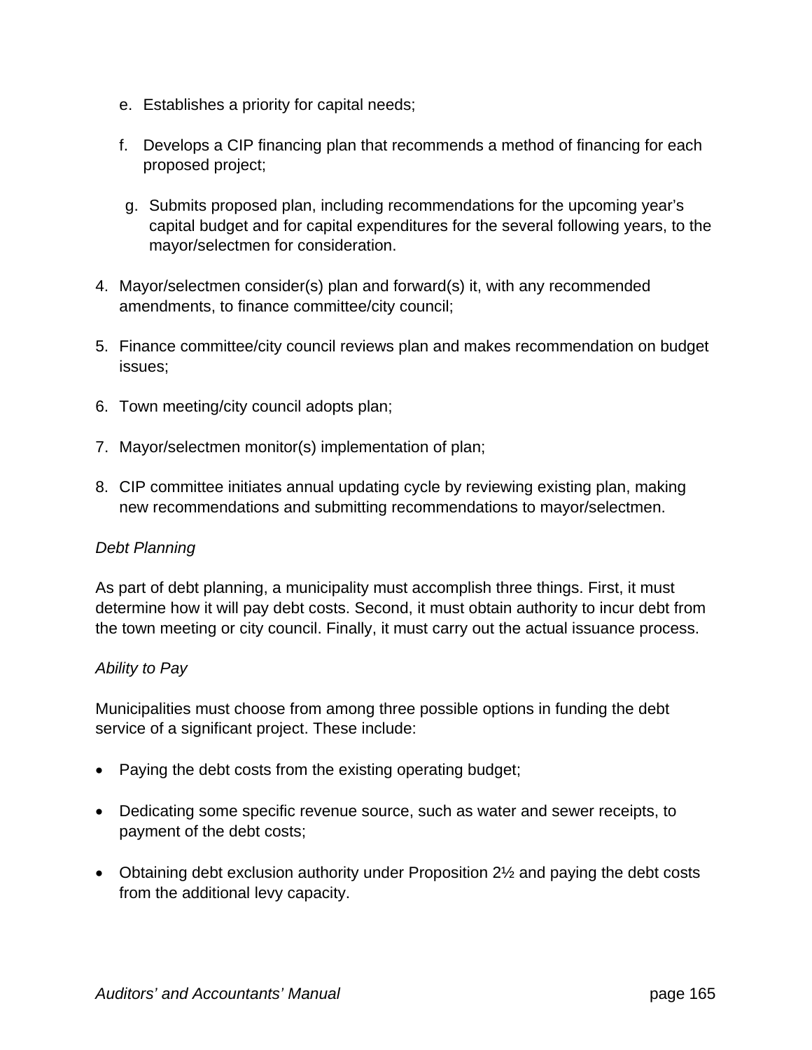e. Establishes a priority for capital needs;

   f. Develops a CIP financing plan that recommends a method of financing for each proposed project;

   g. Submits proposed plan, including recommendations for the upcoming year's capital budget and for capital expenditures for the several following years, to the mayor/selectmen for consideration.

4. Mayor/selectmen consider(s) plan and forward(s) it, with any recommended amendments, to finance committee/city council;

5. Finance committee/city council reviews plan and makes recommendation on budget issues;

6. Town meeting/city council adopts plan;

7. Mayor/selectmen monitor(s) implementation of plan;

8. CIP committee initiates annual updating cycle by reviewing existing plan, making new recommendations and submitting recommendations to mayor/selectmen.

*Debt Planning*

As part of debt planning, a municipality must accomplish three things. First, it must determine how it will pay debt costs. Second, it must obtain authority to incur debt from the town meeting or city council. Finally, it must carry out the actual issuance process.

*Ability to Pay*

Municipalities must choose from among three possible options in funding the debt service of a significant project. These include:

- Paying the debt costs from the existing operating budget;

- Dedicating some specific revenue source, such as water and sewer receipts, to payment of the debt costs;

- Obtaining debt exclusion authority under Proposition 2½ and paying the debt costs from the additional levy capacity.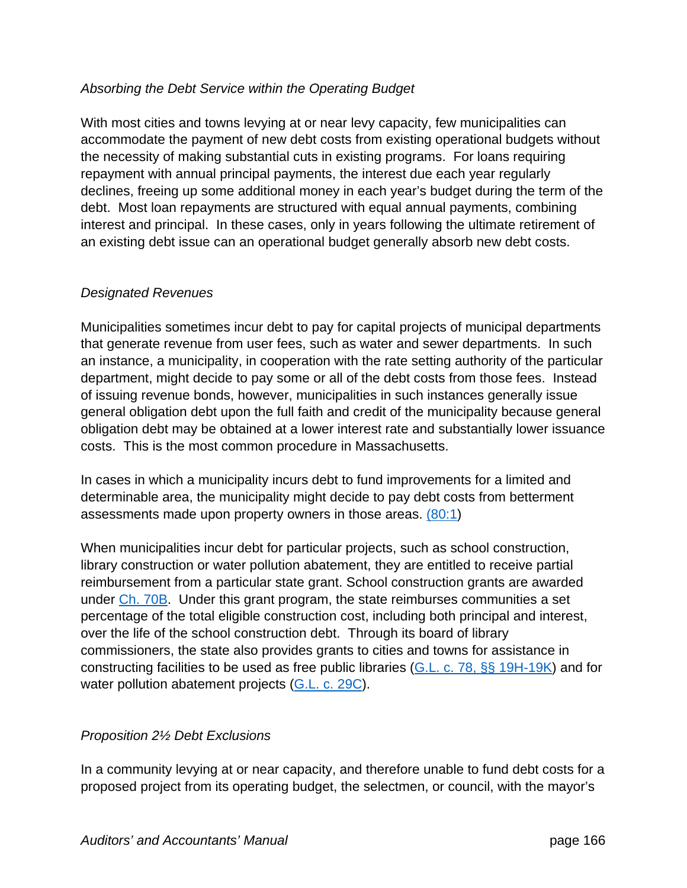*Absorbing the Debt Service within the Operating Budget*

With most cities and towns levying at or near levy capacity, few municipalities can accommodate the payment of new debt costs from existing operational budgets without the necessity of making substantial cuts in existing programs. For loans requiring repayment with annual principal payments, the interest due each year regularly declines, freeing up some additional money in each year's budget during the term of the debt. Most loan repayments are structured with equal annual payments, combining interest and principal. In these cases, only in years following the ultimate retirement of an existing debt issue can an operational budget generally absorb new debt costs.

*Designated Revenues*

Municipalities sometimes incur debt to pay for capital projects of municipal departments that generate revenue from user fees, such as water and sewer departments. In such an instance, a municipality, in cooperation with the rate setting authority of the particular department, might decide to pay some or all of the debt costs from those fees. Instead of issuing revenue bonds, however, municipalities in such instances generally issue general obligation debt upon the full faith and credit of the municipality because general obligation debt may be obtained at a lower interest rate and substantially lower issuance costs. This is the most common procedure in Massachusetts.

In cases in which a municipality incurs debt to fund improvements for a limited and determinable area, the municipality might decide to pay debt costs from betterment assessments made upon property owners in those areas. (80:1)

When municipalities incur debt for particular projects, such as school construction, library construction or water pollution abatement, they are entitled to receive partial reimbursement from a particular state grant. School construction grants are awarded under Ch. 70B. Under this grant program, the state reimburses communities a set percentage of the total eligible construction cost, including both principal and interest, over the life of the school construction debt. Through its board of library commissioners, the state also provides grants to cities and towns for assistance in constructing facilities to be used as free public libraries (G.L. c. 78, §§ 19H-19K) and for water pollution abatement projects (G.L. c. 29C).

*Proposition 2½ Debt Exclusions*

In a community levying at or near capacity, and therefore unable to fund debt costs for a proposed project from its operating budget, the selectmen, or council, with the mayor's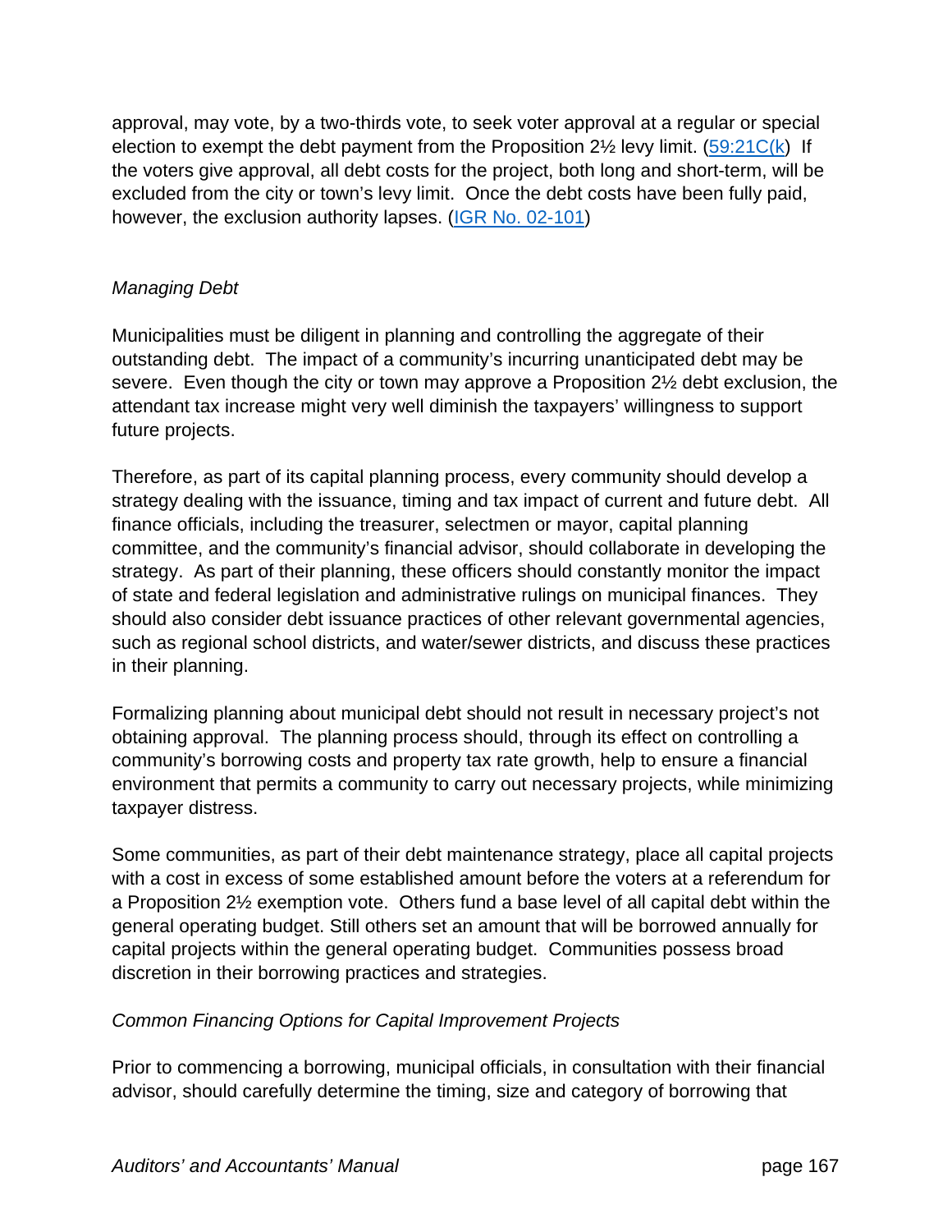approval, may vote, by a two-thirds vote, to seek voter approval at a regular or special election to exempt the debt payment from the Proposition 2½ levy limit. (59:21C(k) If the voters give approval, all debt costs for the project, both long and short-term, will be excluded from the city or town's levy limit. Once the debt costs have been fully paid, however, the exclusion authority lapses. (IGR No. 02-101)

*Managing Debt*

Municipalities must be diligent in planning and controlling the aggregate of their outstanding debt. The impact of a community's incurring unanticipated debt may be severe. Even though the city or town may approve a Proposition 2½ debt exclusion, the attendant tax increase might very well diminish the taxpayers' willingness to support future projects.

Therefore, as part of its capital planning process, every community should develop a strategy dealing with the issuance, timing and tax impact of current and future debt. All finance officials, including the treasurer, selectmen or mayor, capital planning committee, and the community's financial advisor, should collaborate in developing the strategy. As part of their planning, these officers should constantly monitor the impact of state and federal legislation and administrative rulings on municipal finances. They should also consider debt issuance practices of other relevant governmental agencies, such as regional school districts, and water/sewer districts, and discuss these practices in their planning.

Formalizing planning about municipal debt should not result in necessary project's not obtaining approval. The planning process should, through its effect on controlling a community's borrowing costs and property tax rate growth, help to ensure a financial environment that permits a community to carry out necessary projects, while minimizing taxpayer distress.

Some communities, as part of their debt maintenance strategy, place all capital projects with a cost in excess of some established amount before the voters at a referendum for a Proposition 2½ exemption vote. Others fund a base level of all capital debt within the general operating budget. Still others set an amount that will be borrowed annually for capital projects within the general operating budget. Communities possess broad discretion in their borrowing practices and strategies.

*Common Financing Options for Capital Improvement Projects*

Prior to commencing a borrowing, municipal officials, in consultation with their financial advisor, should carefully determine the timing, size and category of borrowing that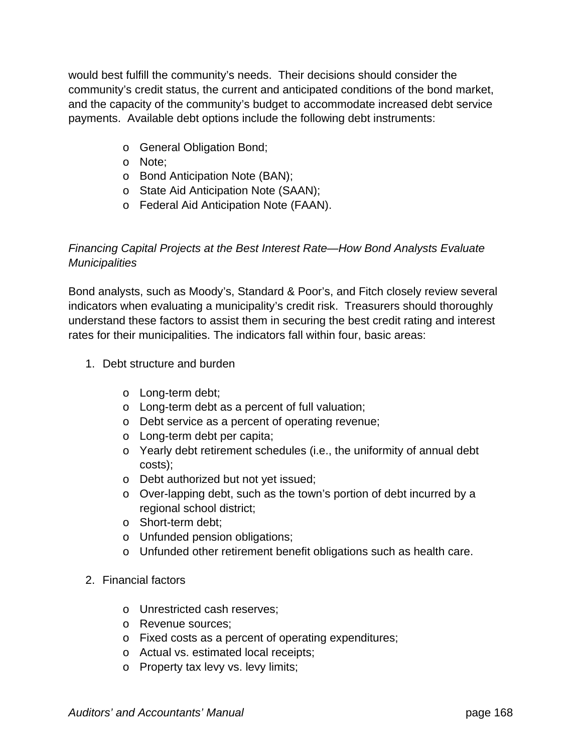would best fulfill the community's needs. Their decisions should consider the community's credit status, the current and anticipated conditions of the bond market, and the capacity of the community's budget to accommodate increased debt service payments. Available debt options include the following debt instruments:

- General Obligation Bond;
- Note;
- Bond Anticipation Note (BAN);
- State Aid Anticipation Note (SAAN);
- Federal Aid Anticipation Note (FAAN).

*Financing Capital Projects at the Best Interest Rate—How Bond Analysts Evaluate Municipalities*

Bond analysts, such as Moody's, Standard & Poor's, and Fitch closely review several indicators when evaluating a municipality's credit risk. Treasurers should thoroughly understand these factors to assist them in securing the best credit rating and interest rates for their municipalities. The indicators fall within four, basic areas:

1. Debt structure and burden

    - Long-term debt;
    - Long-term debt as a percent of full valuation;
    - Debt service as a percent of operating revenue;
    - Long-term debt per capita;
    - Yearly debt retirement schedules (i.e., the uniformity of annual debt costs);
    - Debt authorized but not yet issued;
    - Over-lapping debt, such as the town's portion of debt incurred by a regional school district;
    - Short-term debt;
    - Unfunded pension obligations;
    - Unfunded other retirement benefit obligations such as health care.

2. Financial factors

    - Unrestricted cash reserves;
    - Revenue sources;
    - Fixed costs as a percent of operating expenditures;
    - Actual vs. estimated local receipts;
    - Property tax levy vs. levy limits;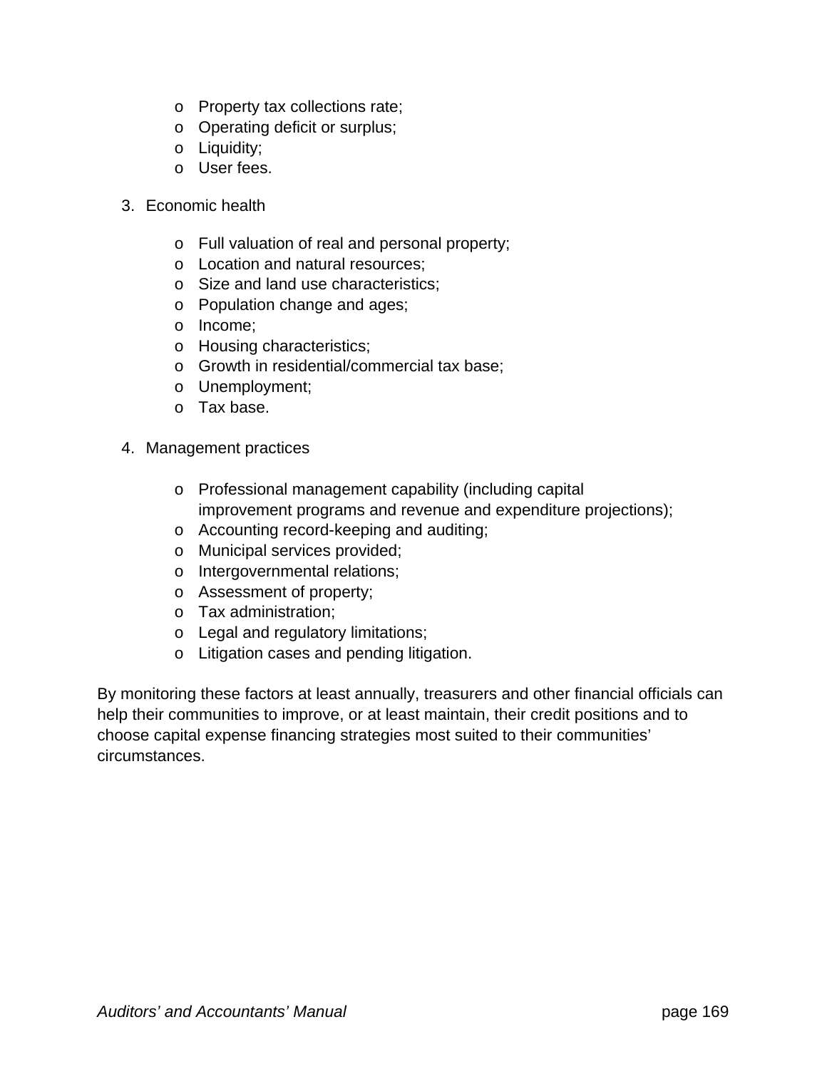- Property tax collections rate;
- Operating deficit or surplus;
- Liquidity;
- User fees.

3. Economic health

    - Full valuation of real and personal property;
    - Location and natural resources;
    - Size and land use characteristics;
    - Population change and ages;
    - Income;
    - Housing characteristics;
    - Growth in residential/commercial tax base;
    - Unemployment;
    - Tax base.

4. Management practices

    - Professional management capability (including capital improvement programs and revenue and expenditure projections);
    - Accounting record-keeping and auditing;
    - Municipal services provided;
    - Intergovernmental relations;
    - Assessment of property;
    - Tax administration;
    - Legal and regulatory limitations;
    - Litigation cases and pending litigation.

By monitoring these factors at least annually, treasurers and other financial officials can help their communities to improve, or at least maintain, their credit positions and to choose capital expense financing strategies most suited to their communities' circumstances.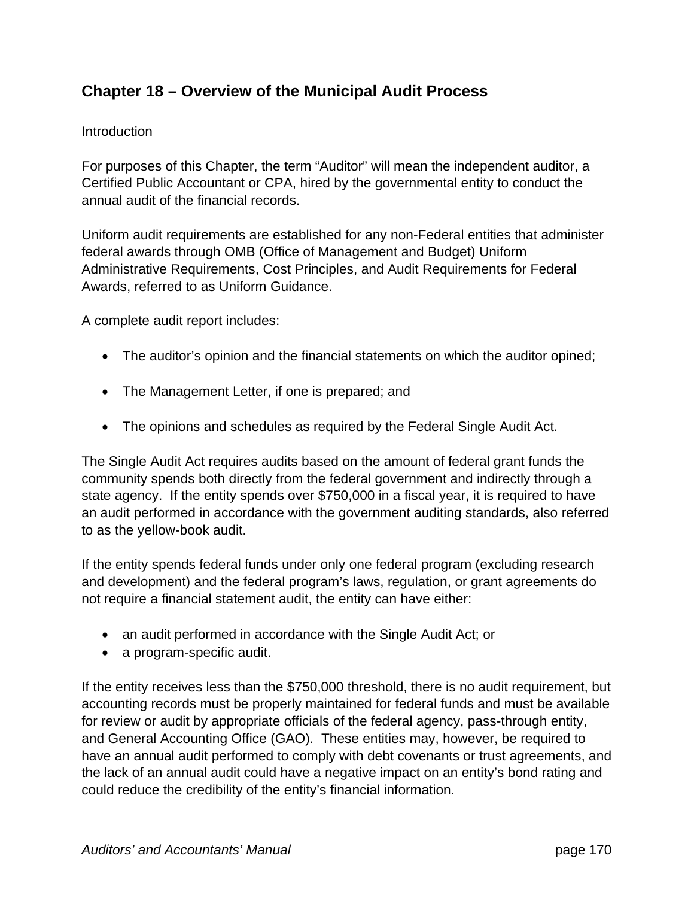# Chapter 18 – Overview of the Municipal Audit Process

Introduction

For purposes of this Chapter, the term "Auditor" will mean the independent auditor, a Certified Public Accountant or CPA, hired by the governmental entity to conduct the annual audit of the financial records.

Uniform audit requirements are established for any non-Federal entities that administer federal awards through OMB (Office of Management and Budget) Uniform Administrative Requirements, Cost Principles, and Audit Requirements for Federal Awards, referred to as Uniform Guidance.

A complete audit report includes:

- The auditor's opinion and the financial statements on which the auditor opined;
- The Management Letter, if one is prepared; and
- The opinions and schedules as required by the Federal Single Audit Act.

The Single Audit Act requires audits based on the amount of federal grant funds the community spends both directly from the federal government and indirectly through a state agency. If the entity spends over $750,000 in a fiscal year, it is required to have an audit performed in accordance with the government auditing standards, also referred to as the yellow-book audit.

If the entity spends federal funds under only one federal program (excluding research and development) and the federal program's laws, regulation, or grant agreements do not require a financial statement audit, the entity can have either:

- an audit performed in accordance with the Single Audit Act; or
- a program-specific audit.

If the entity receives less than the $750,000 threshold, there is no audit requirement, but accounting records must be properly maintained for federal funds and must be available for review or audit by appropriate officials of the federal agency, pass-through entity, and General Accounting Office (GAO). These entities may, however, be required to have an annual audit performed to comply with debt covenants or trust agreements, and the lack of an annual audit could have a negative impact on an entity's bond rating and could reduce the credibility of the entity's financial information.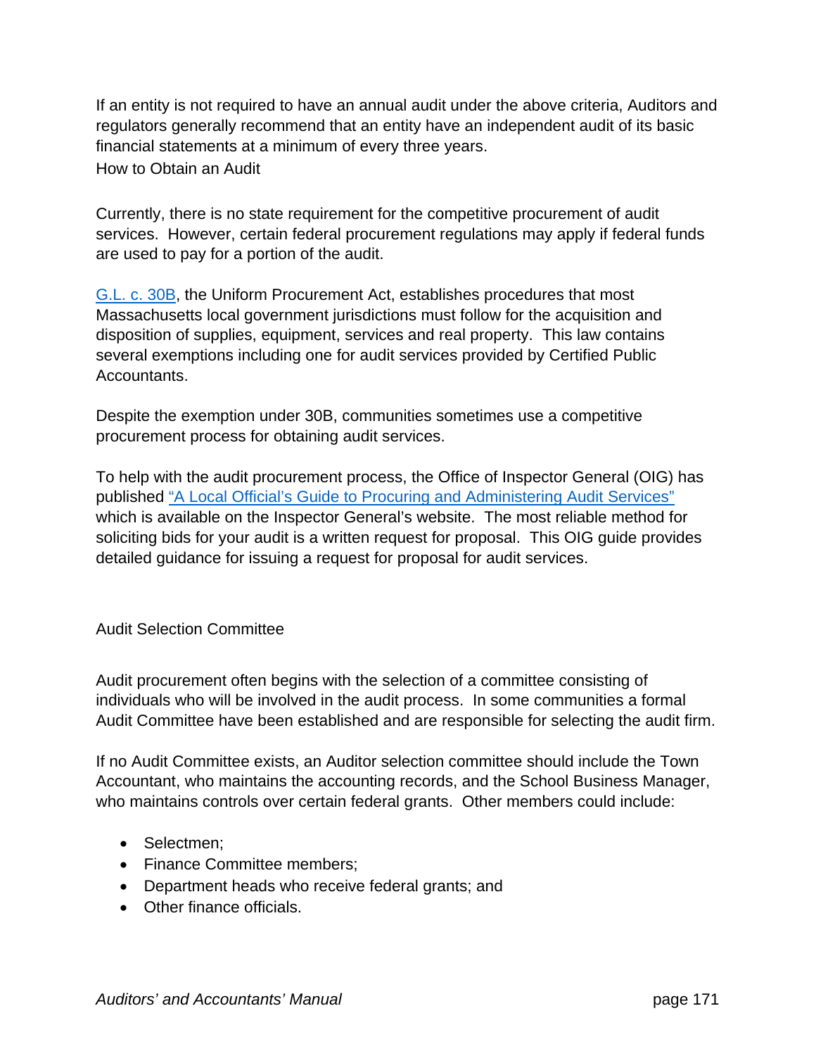If an entity is not required to have an annual audit under the above criteria, Auditors and regulators generally recommend that an entity have an independent audit of its basic financial statements at a minimum of every three years.

## How to Obtain an Audit

Currently, there is no state requirement for the competitive procurement of audit services. However, certain federal procurement regulations may apply if federal funds are used to pay for a portion of the audit.

[G.L. c. 30B](), the Uniform Procurement Act, establishes procedures that most Massachusetts local government jurisdictions must follow for the acquisition and disposition of supplies, equipment, services and real property. This law contains several exemptions including one for audit services provided by Certified Public Accountants.

Despite the exemption under 30B, communities sometimes use a competitive procurement process for obtaining audit services.

To help with the audit procurement process, the Office of Inspector General (OIG) has published ["A Local Official's Guide to Procuring and Administering Audit Services"]() which is available on the Inspector General's website. The most reliable method for soliciting bids for your audit is a written request for proposal. This OIG guide provides detailed guidance for issuing a request for proposal for audit services.

## Audit Selection Committee

Audit procurement often begins with the selection of a committee consisting of individuals who will be involved in the audit process. In some communities a formal Audit Committee have been established and are responsible for selecting the audit firm.

If no Audit Committee exists, an Auditor selection committee should include the Town Accountant, who maintains the accounting records, and the School Business Manager, who maintains controls over certain federal grants. Other members could include:

- Selectmen;
- Finance Committee members;
- Department heads who receive federal grants; and
- Other finance officials.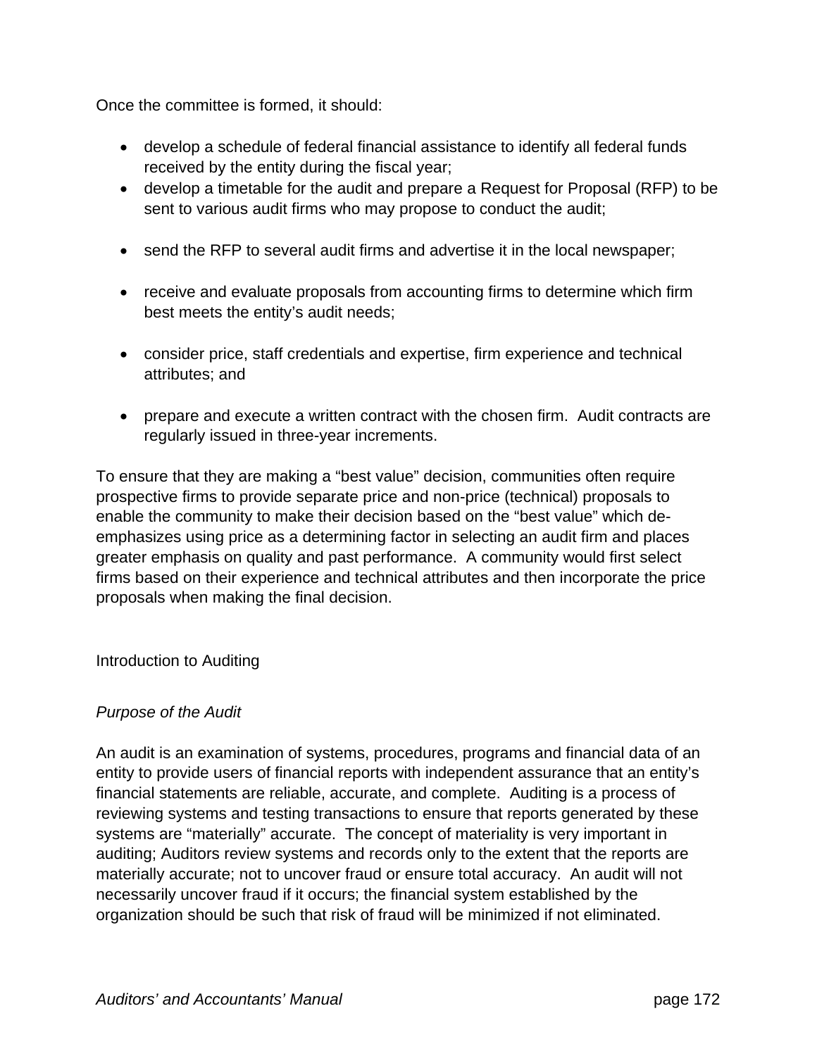Once the committee is formed, it should:

- develop a schedule of federal financial assistance to identify all federal funds received by the entity during the fiscal year;
- develop a timetable for the audit and prepare a Request for Proposal (RFP) to be sent to various audit firms who may propose to conduct the audit;
- send the RFP to several audit firms and advertise it in the local newspaper;
- receive and evaluate proposals from accounting firms to determine which firm best meets the entity's audit needs;
- consider price, staff credentials and expertise, firm experience and technical attributes; and
- prepare and execute a written contract with the chosen firm. Audit contracts are regularly issued in three-year increments.

To ensure that they are making a "best value" decision, communities often require prospective firms to provide separate price and non-price (technical) proposals to enable the community to make their decision based on the "best value" which de-emphasizes using price as a determining factor in selecting an audit firm and places greater emphasis on quality and past performance. A community would first select firms based on their experience and technical attributes and then incorporate the price proposals when making the final decision.

## Introduction to Auditing

### *Purpose of the Audit*

An audit is an examination of systems, procedures, programs and financial data of an entity to provide users of financial reports with independent assurance that an entity's financial statements are reliable, accurate, and complete. Auditing is a process of reviewing systems and testing transactions to ensure that reports generated by these systems are "materially" accurate. The concept of materiality is very important in auditing; Auditors review systems and records only to the extent that the reports are materially accurate; not to uncover fraud or ensure total accuracy. An audit will not necessarily uncover fraud if it occurs; the financial system established by the organization should be such that risk of fraud will be minimized if not eliminated.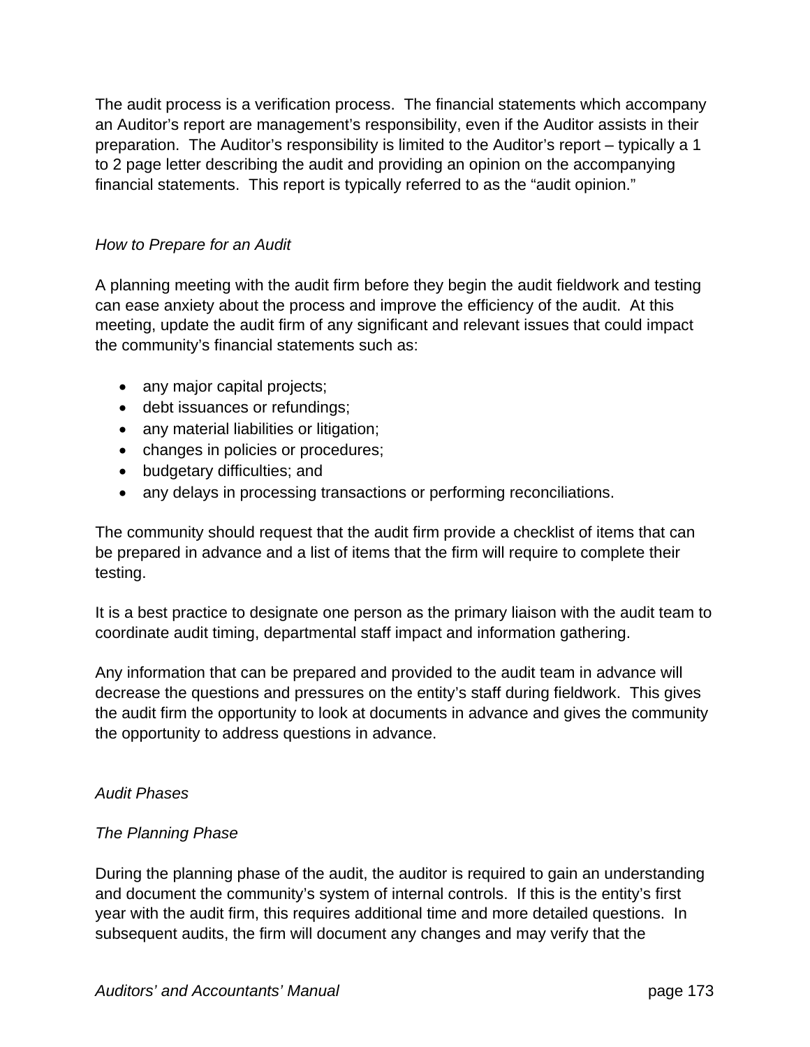The audit process is a verification process. The financial statements which accompany an Auditor's report are management's responsibility, even if the Auditor assists in their preparation. The Auditor's responsibility is limited to the Auditor's report – typically a 1 to 2 page letter describing the audit and providing an opinion on the accompanying financial statements. This report is typically referred to as the "audit opinion."

### *How to Prepare for an Audit*

A planning meeting with the audit firm before they begin the audit fieldwork and testing can ease anxiety about the process and improve the efficiency of the audit. At this meeting, update the audit firm of any significant and relevant issues that could impact the community's financial statements such as:

- any major capital projects;
- debt issuances or refundings;
- any material liabilities or litigation;
- changes in policies or procedures;
- budgetary difficulties; and
- any delays in processing transactions or performing reconciliations.

The community should request that the audit firm provide a checklist of items that can be prepared in advance and a list of items that the firm will require to complete their testing.

It is a best practice to designate one person as the primary liaison with the audit team to coordinate audit timing, departmental staff impact and information gathering.

Any information that can be prepared and provided to the audit team in advance will decrease the questions and pressures on the entity's staff during fieldwork. This gives the audit firm the opportunity to look at documents in advance and gives the community the opportunity to address questions in advance.

### *Audit Phases*

#### *The Planning Phase*

During the planning phase of the audit, the auditor is required to gain an understanding and document the community's system of internal controls. If this is the entity's first year with the audit firm, this requires additional time and more detailed questions. In subsequent audits, the firm will document any changes and may verify that the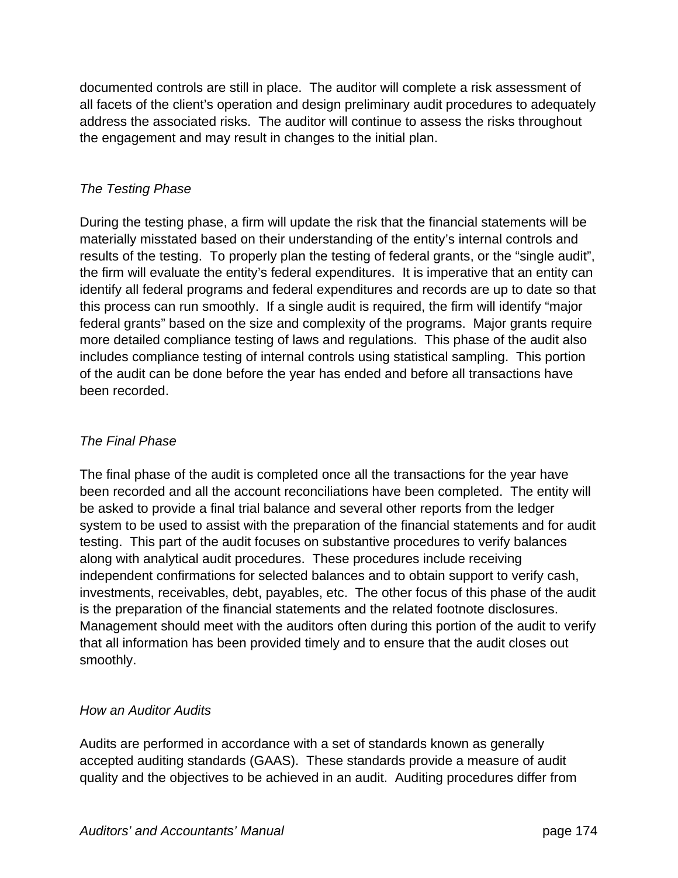documented controls are still in place. The auditor will complete a risk assessment of all facets of the client's operation and design preliminary audit procedures to adequately address the associated risks. The auditor will continue to assess the risks throughout the engagement and may result in changes to the initial plan.

### *The Testing Phase*

During the testing phase, a firm will update the risk that the financial statements will be materially misstated based on their understanding of the entity's internal controls and results of the testing. To properly plan the testing of federal grants, or the "single audit", the firm will evaluate the entity's federal expenditures. It is imperative that an entity can identify all federal programs and federal expenditures and records are up to date so that this process can run smoothly. If a single audit is required, the firm will identify "major federal grants" based on the size and complexity of the programs. Major grants require more detailed compliance testing of laws and regulations. This phase of the audit also includes compliance testing of internal controls using statistical sampling. This portion of the audit can be done before the year has ended and before all transactions have been recorded.

### *The Final Phase*

The final phase of the audit is completed once all the transactions for the year have been recorded and all the account reconciliations have been completed. The entity will be asked to provide a final trial balance and several other reports from the ledger system to be used to assist with the preparation of the financial statements and for audit testing. This part of the audit focuses on substantive procedures to verify balances along with analytical audit procedures. These procedures include receiving independent confirmations for selected balances and to obtain support to verify cash, investments, receivables, debt, payables, etc. The other focus of this phase of the audit is the preparation of the financial statements and the related footnote disclosures. Management should meet with the auditors often during this portion of the audit to verify that all information has been provided timely and to ensure that the audit closes out smoothly.

### *How an Auditor Audits*

Audits are performed in accordance with a set of standards known as generally accepted auditing standards (GAAS). These standards provide a measure of audit quality and the objectives to be achieved in an audit. Auditing procedures differ from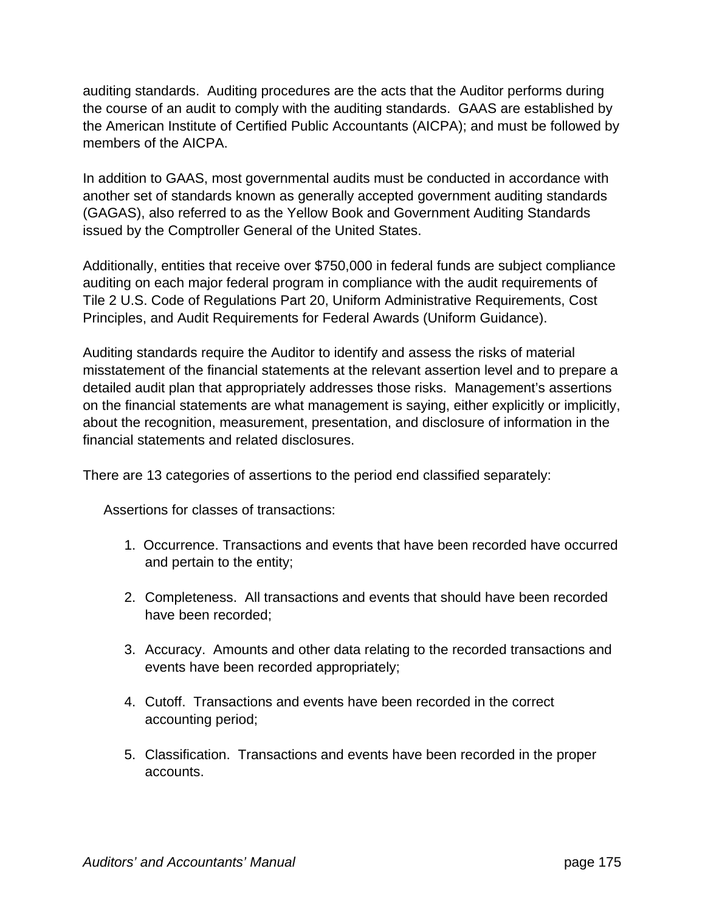auditing standards. Auditing procedures are the acts that the Auditor performs during the course of an audit to comply with the auditing standards. GAAS are established by the American Institute of Certified Public Accountants (AICPA); and must be followed by members of the AICPA.

In addition to GAAS, most governmental audits must be conducted in accordance with another set of standards known as generally accepted government auditing standards (GAGAS), also referred to as the Yellow Book and Government Auditing Standards issued by the Comptroller General of the United States.

Additionally, entities that receive over $750,000 in federal funds are subject compliance auditing on each major federal program in compliance with the audit requirements of Tile 2 U.S. Code of Regulations Part 20, Uniform Administrative Requirements, Cost Principles, and Audit Requirements for Federal Awards (Uniform Guidance).

Auditing standards require the Auditor to identify and assess the risks of material misstatement of the financial statements at the relevant assertion level and to prepare a detailed audit plan that appropriately addresses those risks. Management's assertions on the financial statements are what management is saying, either explicitly or implicitly, about the recognition, measurement, presentation, and disclosure of information in the financial statements and related disclosures.

There are 13 categories of assertions to the period end classified separately:

Assertions for classes of transactions:

1. Occurrence. Transactions and events that have been recorded have occurred and pertain to the entity;

2. Completeness. All transactions and events that should have been recorded have been recorded;

3. Accuracy. Amounts and other data relating to the recorded transactions and events have been recorded appropriately;

4. Cutoff. Transactions and events have been recorded in the correct accounting period;

5. Classification. Transactions and events have been recorded in the proper accounts.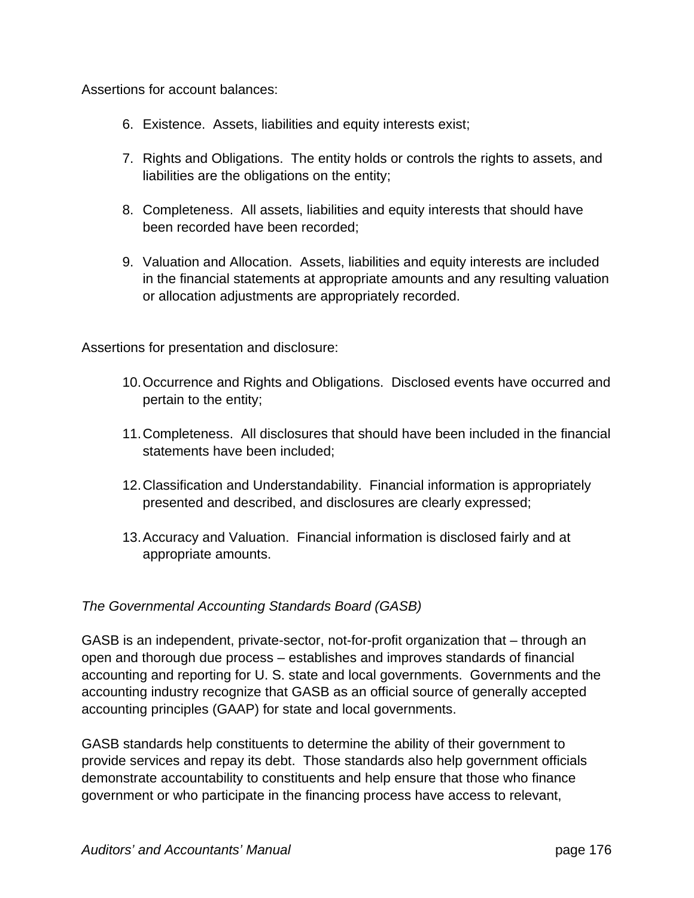Assertions for account balances:

6. Existence. Assets, liabilities and equity interests exist;

7. Rights and Obligations. The entity holds or controls the rights to assets, and liabilities are the obligations on the entity;

8. Completeness. All assets, liabilities and equity interests that should have been recorded have been recorded;

9. Valuation and Allocation. Assets, liabilities and equity interests are included in the financial statements at appropriate amounts and any resulting valuation or allocation adjustments are appropriately recorded.

Assertions for presentation and disclosure:

10. Occurrence and Rights and Obligations. Disclosed events have occurred and pertain to the entity;

11. Completeness. All disclosures that should have been included in the financial statements have been included;

12. Classification and Understandability. Financial information is appropriately presented and described, and disclosures are clearly expressed;

13. Accuracy and Valuation. Financial information is disclosed fairly and at appropriate amounts.

*The Governmental Accounting Standards Board (GASB)*

GASB is an independent, private-sector, not-for-profit organization that – through an open and thorough due process – establishes and improves standards of financial accounting and reporting for U. S. state and local governments. Governments and the accounting industry recognize that GASB as an official source of generally accepted accounting principles (GAAP) for state and local governments.

GASB standards help constituents to determine the ability of their government to provide services and repay its debt. Those standards also help government officials demonstrate accountability to constituents and help ensure that those who finance government or who participate in the financing process have access to relevant,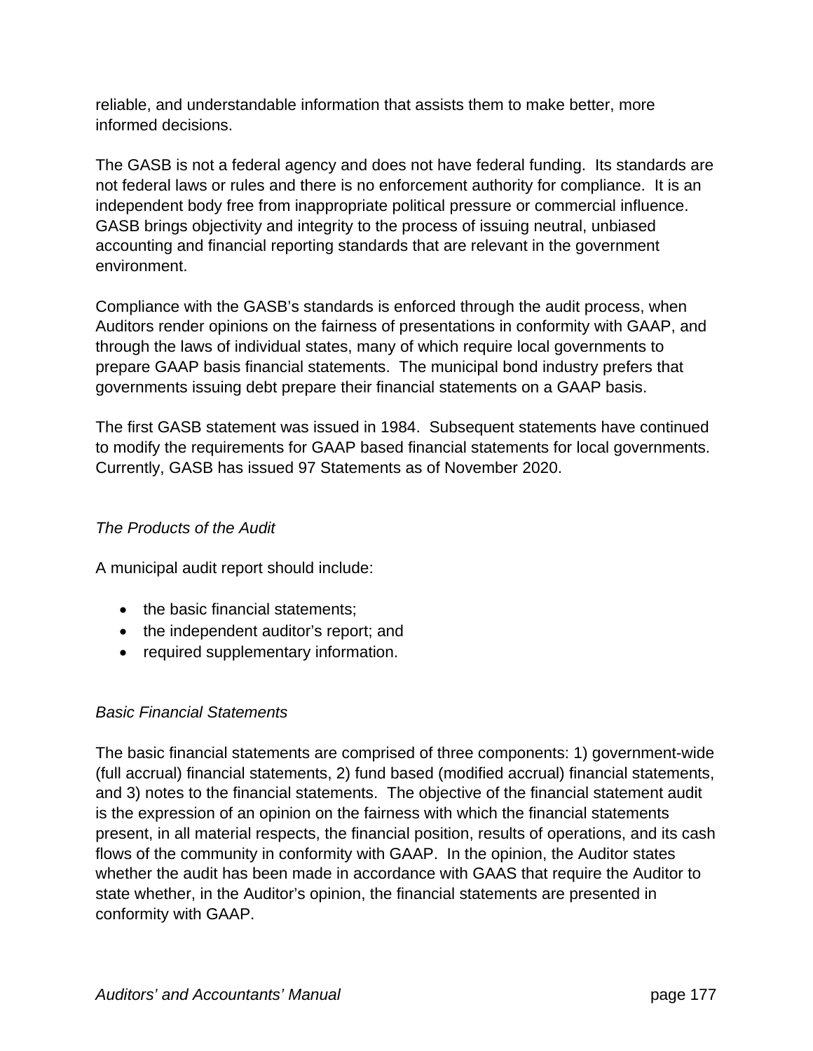reliable, and understandable information that assists them to make better, more informed decisions.

The GASB is not a federal agency and does not have federal funding. Its standards are not federal laws or rules and there is no enforcement authority for compliance. It is an independent body free from inappropriate political pressure or commercial influence. GASB brings objectivity and integrity to the process of issuing neutral, unbiased accounting and financial reporting standards that are relevant in the government environment.

Compliance with the GASB's standards is enforced through the audit process, when Auditors render opinions on the fairness of presentations in conformity with GAAP, and through the laws of individual states, many of which require local governments to prepare GAAP basis financial statements. The municipal bond industry prefers that governments issuing debt prepare their financial statements on a GAAP basis.

The first GASB statement was issued in 1984. Subsequent statements have continued to modify the requirements for GAAP based financial statements for local governments. Currently, GASB has issued 97 Statements as of November 2020.

*The Products of the Audit*

A municipal audit report should include:

- the basic financial statements;
- the independent auditor's report; and
- required supplementary information.

*Basic Financial Statements*

The basic financial statements are comprised of three components: 1) government-wide (full accrual) financial statements, 2) fund based (modified accrual) financial statements, and 3) notes to the financial statements. The objective of the financial statement audit is the expression of an opinion on the fairness with which the financial statements present, in all material respects, the financial position, results of operations, and its cash flows of the community in conformity with GAAP. In the opinion, the Auditor states whether the audit has been made in accordance with GAAS that require the Auditor to state whether, in the Auditor's opinion, the financial statements are presented in conformity with GAAP.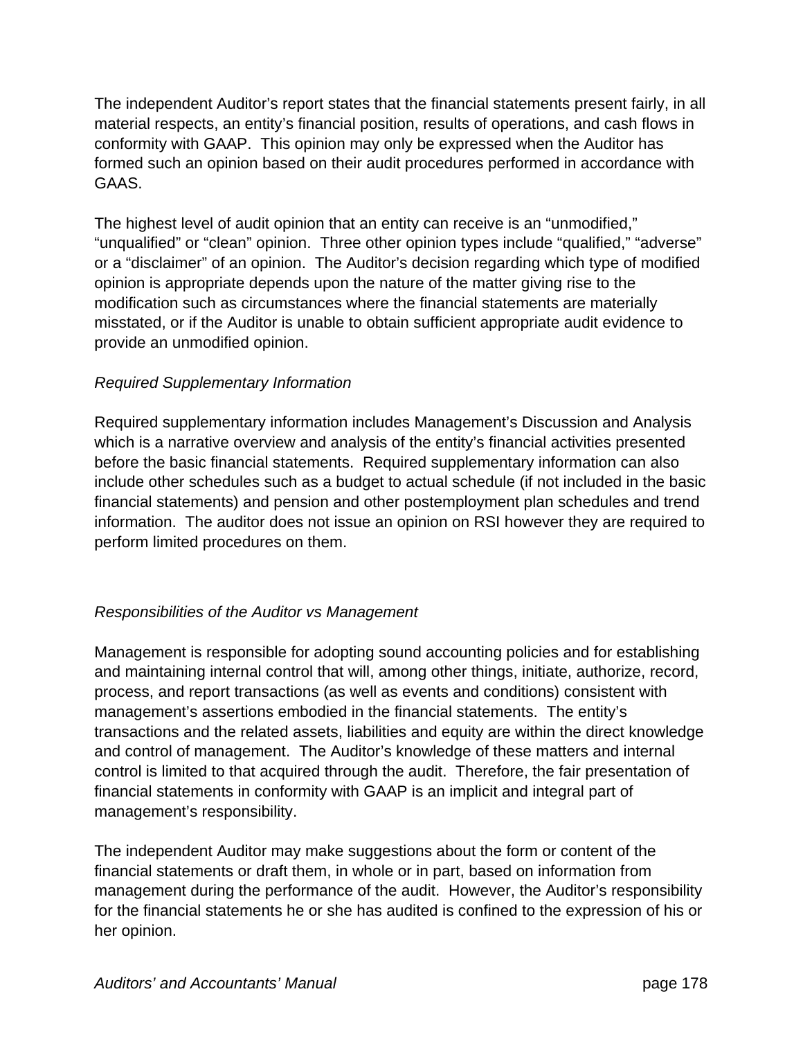The independent Auditor's report states that the financial statements present fairly, in all material respects, an entity's financial position, results of operations, and cash flows in conformity with GAAP. This opinion may only be expressed when the Auditor has formed such an opinion based on their audit procedures performed in accordance with GAAS.

The highest level of audit opinion that an entity can receive is an "unmodified," "unqualified" or "clean" opinion. Three other opinion types include "qualified," "adverse" or a "disclaimer" of an opinion. The Auditor's decision regarding which type of modified opinion is appropriate depends upon the nature of the matter giving rise to the modification such as circumstances where the financial statements are materially misstated, or if the Auditor is unable to obtain sufficient appropriate audit evidence to provide an unmodified opinion.

*Required Supplementary Information*

Required supplementary information includes Management's Discussion and Analysis which is a narrative overview and analysis of the entity's financial activities presented before the basic financial statements. Required supplementary information can also include other schedules such as a budget to actual schedule (if not included in the basic financial statements) and pension and other postemployment plan schedules and trend information. The auditor does not issue an opinion on RSI however they are required to perform limited procedures on them.

*Responsibilities of the Auditor vs Management*

Management is responsible for adopting sound accounting policies and for establishing and maintaining internal control that will, among other things, initiate, authorize, record, process, and report transactions (as well as events and conditions) consistent with management's assertions embodied in the financial statements. The entity's transactions and the related assets, liabilities and equity are within the direct knowledge and control of management. The Auditor's knowledge of these matters and internal control is limited to that acquired through the audit. Therefore, the fair presentation of financial statements in conformity with GAAP is an implicit and integral part of management's responsibility.

The independent Auditor may make suggestions about the form or content of the financial statements or draft them, in whole or in part, based on information from management during the performance of the audit. However, the Auditor's responsibility for the financial statements he or she has audited is confined to the expression of his or her opinion.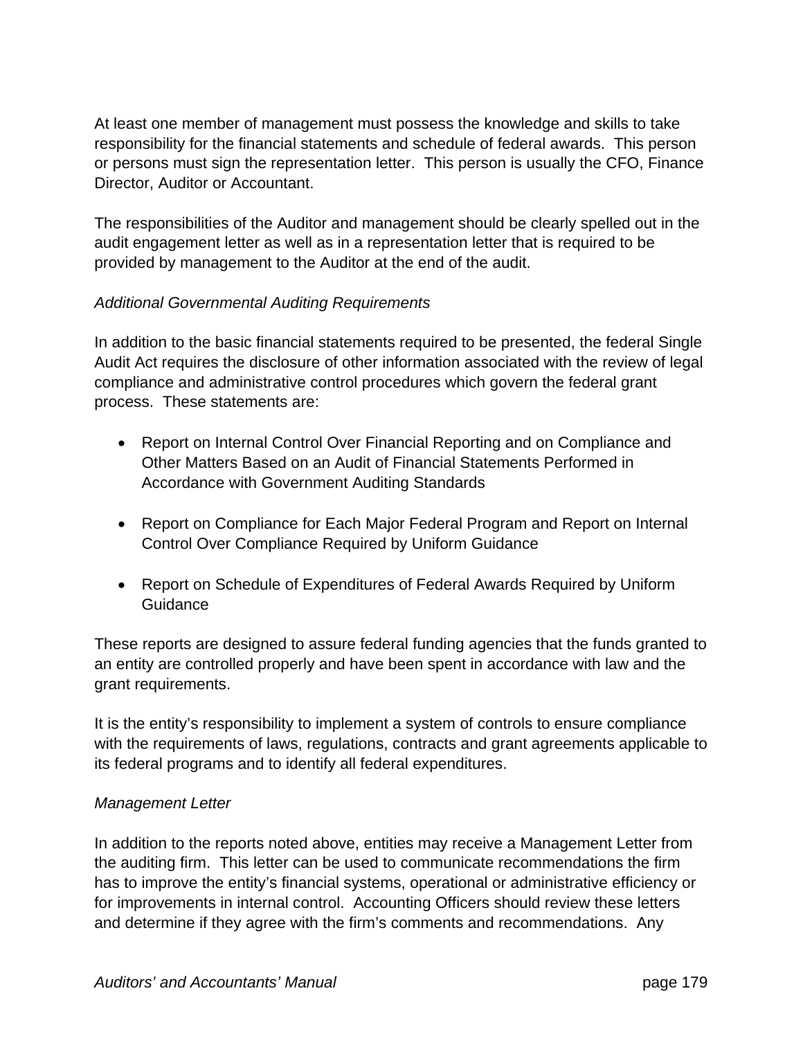At least one member of management must possess the knowledge and skills to take responsibility for the financial statements and schedule of federal awards. This person or persons must sign the representation letter. This person is usually the CFO, Finance Director, Auditor or Accountant.

The responsibilities of the Auditor and management should be clearly spelled out in the audit engagement letter as well as in a representation letter that is required to be provided by management to the Auditor at the end of the audit.

*Additional Governmental Auditing Requirements*

In addition to the basic financial statements required to be presented, the federal Single Audit Act requires the disclosure of other information associated with the review of legal compliance and administrative control procedures which govern the federal grant process. These statements are:

- Report on Internal Control Over Financial Reporting and on Compliance and Other Matters Based on an Audit of Financial Statements Performed in Accordance with Government Auditing Standards

- Report on Compliance for Each Major Federal Program and Report on Internal Control Over Compliance Required by Uniform Guidance

- Report on Schedule of Expenditures of Federal Awards Required by Uniform Guidance

These reports are designed to assure federal funding agencies that the funds granted to an entity are controlled properly and have been spent in accordance with law and the grant requirements.

It is the entity's responsibility to implement a system of controls to ensure compliance with the requirements of laws, regulations, contracts and grant agreements applicable to its federal programs and to identify all federal expenditures.

*Management Letter*

In addition to the reports noted above, entities may receive a Management Letter from the auditing firm. This letter can be used to communicate recommendations the firm has to improve the entity's financial systems, operational or administrative efficiency or for improvements in internal control. Accounting Officers should review these letters and determine if they agree with the firm's comments and recommendations. Any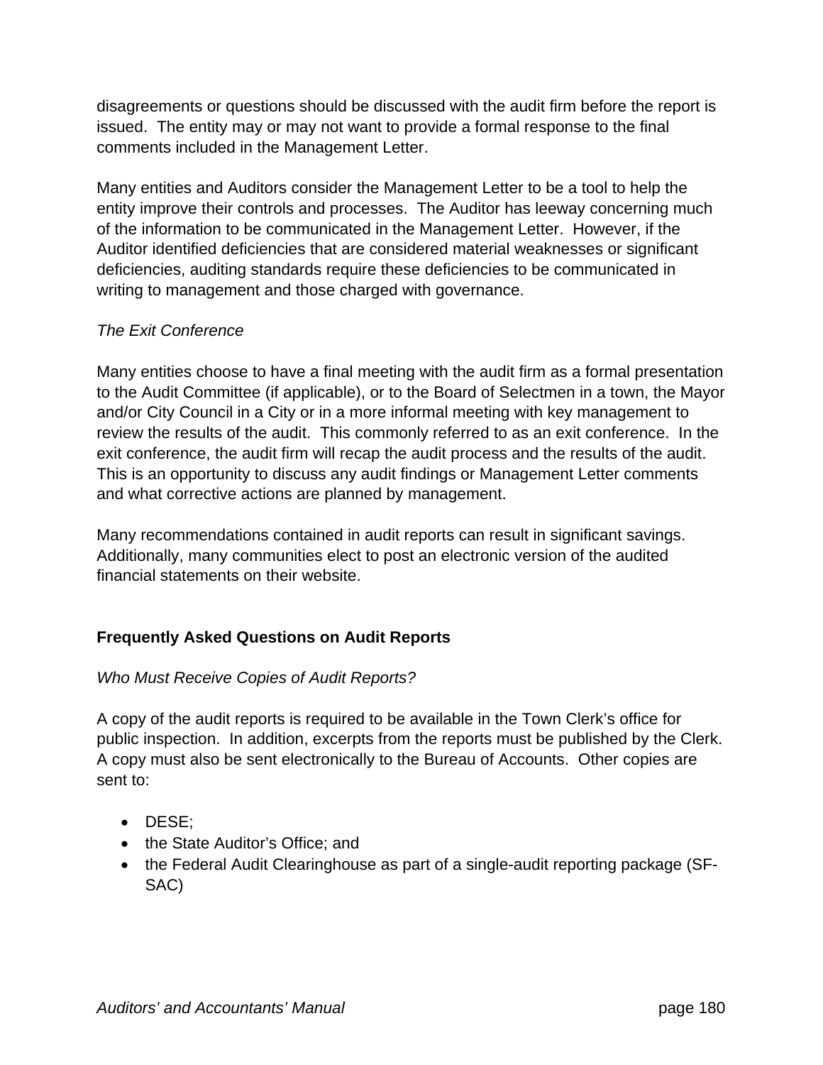disagreements or questions should be discussed with the audit firm before the report is issued. The entity may or may not want to provide a formal response to the final comments included in the Management Letter.

Many entities and Auditors consider the Management Letter to be a tool to help the entity improve their controls and processes. The Auditor has leeway concerning much of the information to be communicated in the Management Letter. However, if the Auditor identified deficiencies that are considered material weaknesses or significant deficiencies, auditing standards require these deficiencies to be communicated in writing to management and those charged with governance.

*The Exit Conference*

Many entities choose to have a final meeting with the audit firm as a formal presentation to the Audit Committee (if applicable), or to the Board of Selectmen in a town, the Mayor and/or City Council in a City or in a more informal meeting with key management to review the results of the audit. This commonly referred to as an exit conference. In the exit conference, the audit firm will recap the audit process and the results of the audit. This is an opportunity to discuss any audit findings or Management Letter comments and what corrective actions are planned by management.

Many recommendations contained in audit reports can result in significant savings. Additionally, many communities elect to post an electronic version of the audited financial statements on their website.

## Frequently Asked Questions on Audit Reports

*Who Must Receive Copies of Audit Reports?*

A copy of the audit reports is required to be available in the Town Clerk's office for public inspection. In addition, excerpts from the reports must be published by the Clerk. A copy must also be sent electronically to the Bureau of Accounts. Other copies are sent to:

- DESE;
- the State Auditor's Office; and
- the Federal Audit Clearinghouse as part of a single-audit reporting package (SF-SAC)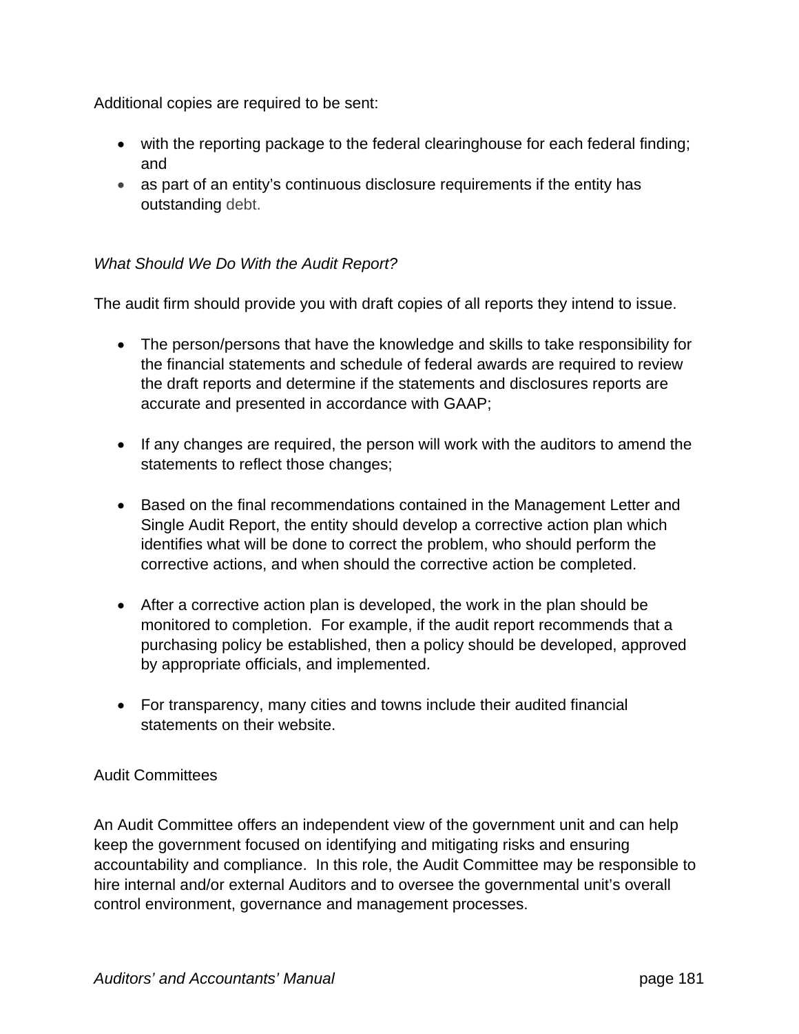Additional copies are required to be sent:

- with the reporting package to the federal clearinghouse for each federal finding; and
- as part of an entity's continuous disclosure requirements if the entity has outstanding debt.

*What Should We Do With the Audit Report?*

The audit firm should provide you with draft copies of all reports they intend to issue.

- The person/persons that have the knowledge and skills to take responsibility for the financial statements and schedule of federal awards are required to review the draft reports and determine if the statements and disclosures reports are accurate and presented in accordance with GAAP;

- If any changes are required, the person will work with the auditors to amend the statements to reflect those changes;

- Based on the final recommendations contained in the Management Letter and Single Audit Report, the entity should develop a corrective action plan which identifies what will be done to correct the problem, who should perform the corrective actions, and when should the corrective action be completed.

- After a corrective action plan is developed, the work in the plan should be monitored to completion. For example, if the audit report recommends that a purchasing policy be established, then a policy should be developed, approved by appropriate officials, and implemented.

- For transparency, many cities and towns include their audited financial statements on their website.

Audit Committees

An Audit Committee offers an independent view of the government unit and can help keep the government focused on identifying and mitigating risks and ensuring accountability and compliance. In this role, the Audit Committee may be responsible to hire internal and/or external Auditors and to oversee the governmental unit's overall control environment, governance and management processes.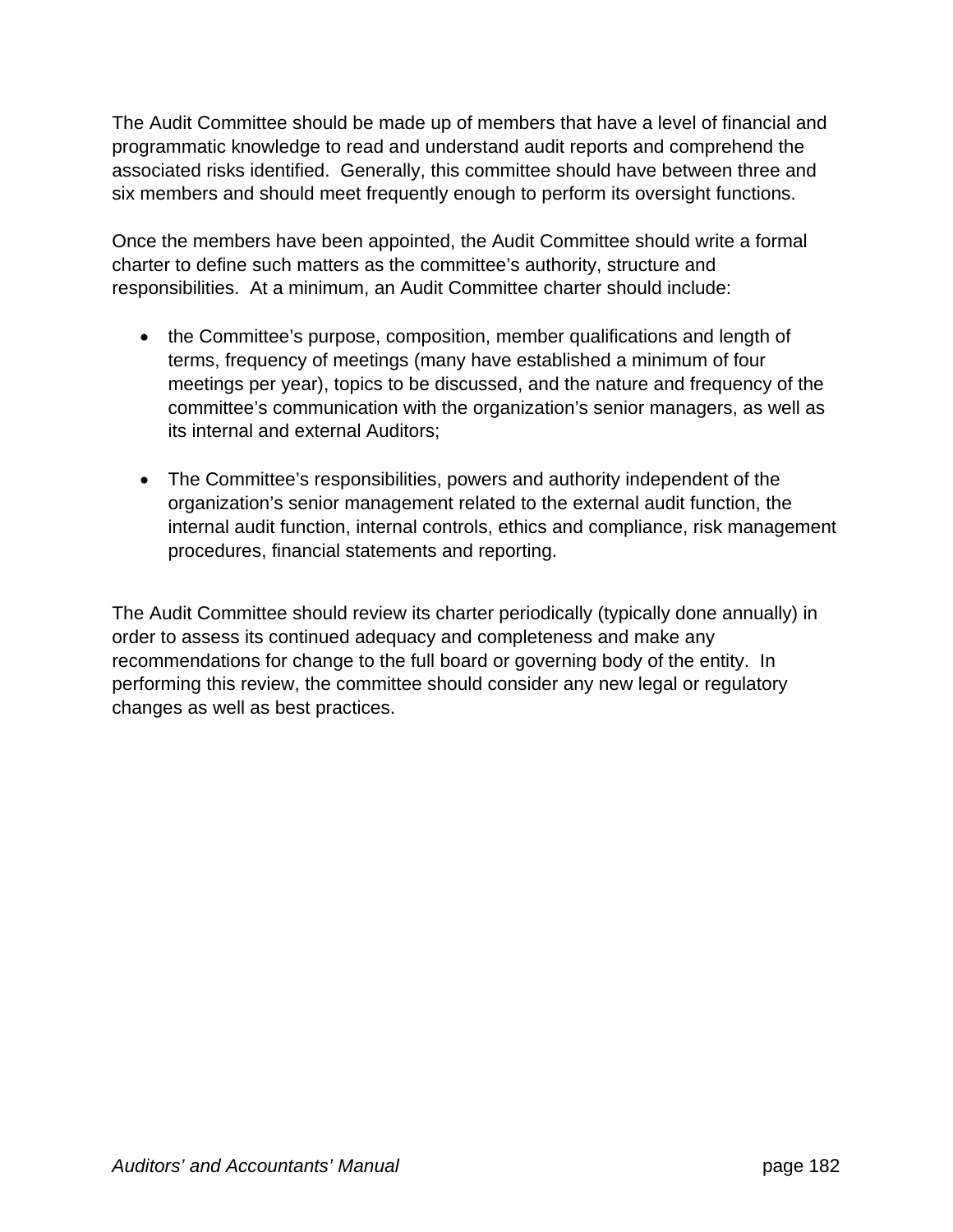The Audit Committee should be made up of members that have a level of financial and programmatic knowledge to read and understand audit reports and comprehend the associated risks identified. Generally, this committee should have between three and six members and should meet frequently enough to perform its oversight functions.

Once the members have been appointed, the Audit Committee should write a formal charter to define such matters as the committee's authority, structure and responsibilities. At a minimum, an Audit Committee charter should include:

- the Committee's purpose, composition, member qualifications and length of terms, frequency of meetings (many have established a minimum of four meetings per year), topics to be discussed, and the nature and frequency of the committee's communication with the organization's senior managers, as well as its internal and external Auditors;

- The Committee's responsibilities, powers and authority independent of the organization's senior management related to the external audit function, the internal audit function, internal controls, ethics and compliance, risk management procedures, financial statements and reporting.

The Audit Committee should review its charter periodically (typically done annually) in order to assess its continued adequacy and completeness and make any recommendations for change to the full board or governing body of the entity. In performing this review, the committee should consider any new legal or regulatory changes as well as best practices.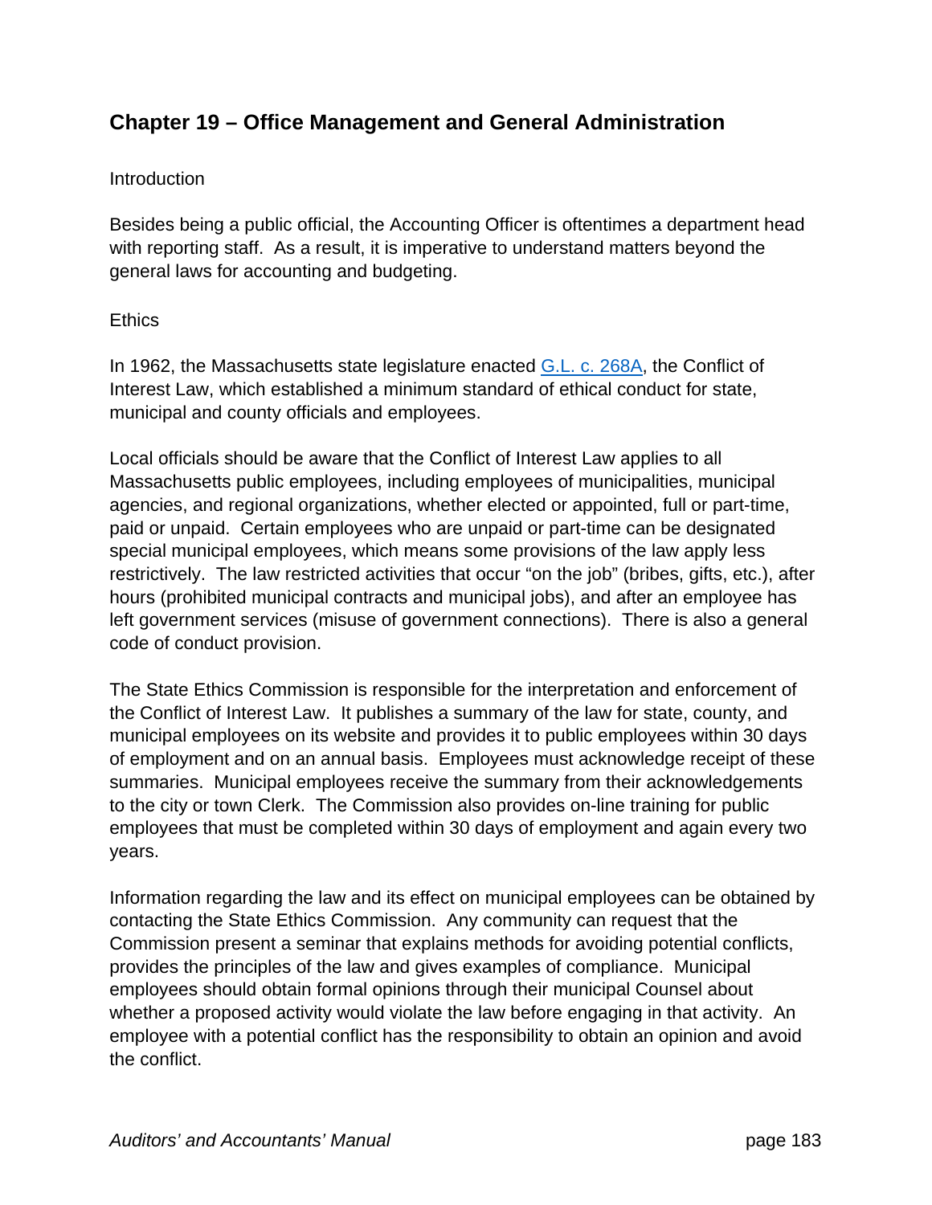## Chapter 19 – Office Management and General Administration

Introduction

Besides being a public official, the Accounting Officer is oftentimes a department head with reporting staff. As a result, it is imperative to understand matters beyond the general laws for accounting and budgeting.

Ethics

In 1962, the Massachusetts state legislature enacted G.L. c. 268A, the Conflict of Interest Law, which established a minimum standard of ethical conduct for state, municipal and county officials and employees.

Local officials should be aware that the Conflict of Interest Law applies to all Massachusetts public employees, including employees of municipalities, municipal agencies, and regional organizations, whether elected or appointed, full or part-time, paid or unpaid. Certain employees who are unpaid or part-time can be designated special municipal employees, which means some provisions of the law apply less restrictively. The law restricted activities that occur “on the job” (bribes, gifts, etc.), after hours (prohibited municipal contracts and municipal jobs), and after an employee has left government services (misuse of government connections). There is also a general code of conduct provision.

The State Ethics Commission is responsible for the interpretation and enforcement of the Conflict of Interest Law. It publishes a summary of the law for state, county, and municipal employees on its website and provides it to public employees within 30 days of employment and on an annual basis. Employees must acknowledge receipt of these summaries. Municipal employees receive the summary from their acknowledgements to the city or town Clerk. The Commission also provides on-line training for public employees that must be completed within 30 days of employment and again every two years.

Information regarding the law and its effect on municipal employees can be obtained by contacting the State Ethics Commission. Any community can request that the Commission present a seminar that explains methods for avoiding potential conflicts, provides the principles of the law and gives examples of compliance. Municipal employees should obtain formal opinions through their municipal Counsel about whether a proposed activity would violate the law before engaging in that activity. An employee with a potential conflict has the responsibility to obtain an opinion and avoid the conflict.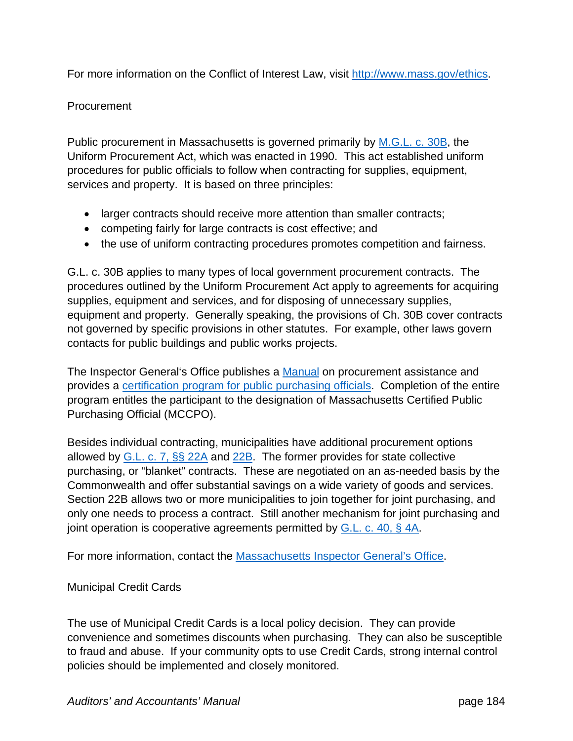For more information on the Conflict of Interest Law, visit [http://www.mass.gov/ethics](http://www.mass.gov/ethics).

## Procurement

Public procurement in Massachusetts is governed primarily by [M.G.L. c. 30B](), the Uniform Procurement Act, which was enacted in 1990. This act established uniform procedures for public officials to follow when contracting for supplies, equipment, services and property. It is based on three principles:

- larger contracts should receive more attention than smaller contracts;
- competing fairly for large contracts is cost effective; and
- the use of uniform contracting procedures promotes competition and fairness.

G.L. c. 30B applies to many types of local government procurement contracts. The procedures outlined by the Uniform Procurement Act apply to agreements for acquiring supplies, equipment and services, and for disposing of unnecessary supplies, equipment and property. Generally speaking, the provisions of Ch. 30B cover contracts not governed by specific provisions in other statutes. For example, other laws govern contacts for public buildings and public works projects.

The Inspector General's Office publishes a [Manual]() on procurement assistance and provides a [certification program for public purchasing officials](). Completion of the entire program entitles the participant to the designation of Massachusetts Certified Public Purchasing Official (MCCPO).

Besides individual contracting, municipalities have additional procurement options allowed by [G.L. c. 7, §§ 22A]() and [22B](). The former provides for state collective purchasing, or "blanket" contracts. These are negotiated on an as-needed basis by the Commonwealth and offer substantial savings on a wide variety of goods and services. Section 22B allows two or more municipalities to join together for joint purchasing, and only one needs to process a contract. Still another mechanism for joint purchasing and joint operation is cooperative agreements permitted by [G.L. c. 40, § 4A]().

For more information, contact the [Massachusetts Inspector General's Office]().

## Municipal Credit Cards

The use of Municipal Credit Cards is a local policy decision. They can provide convenience and sometimes discounts when purchasing. They can also be susceptible to fraud and abuse. If your community opts to use Credit Cards, strong internal control policies should be implemented and closely monitored.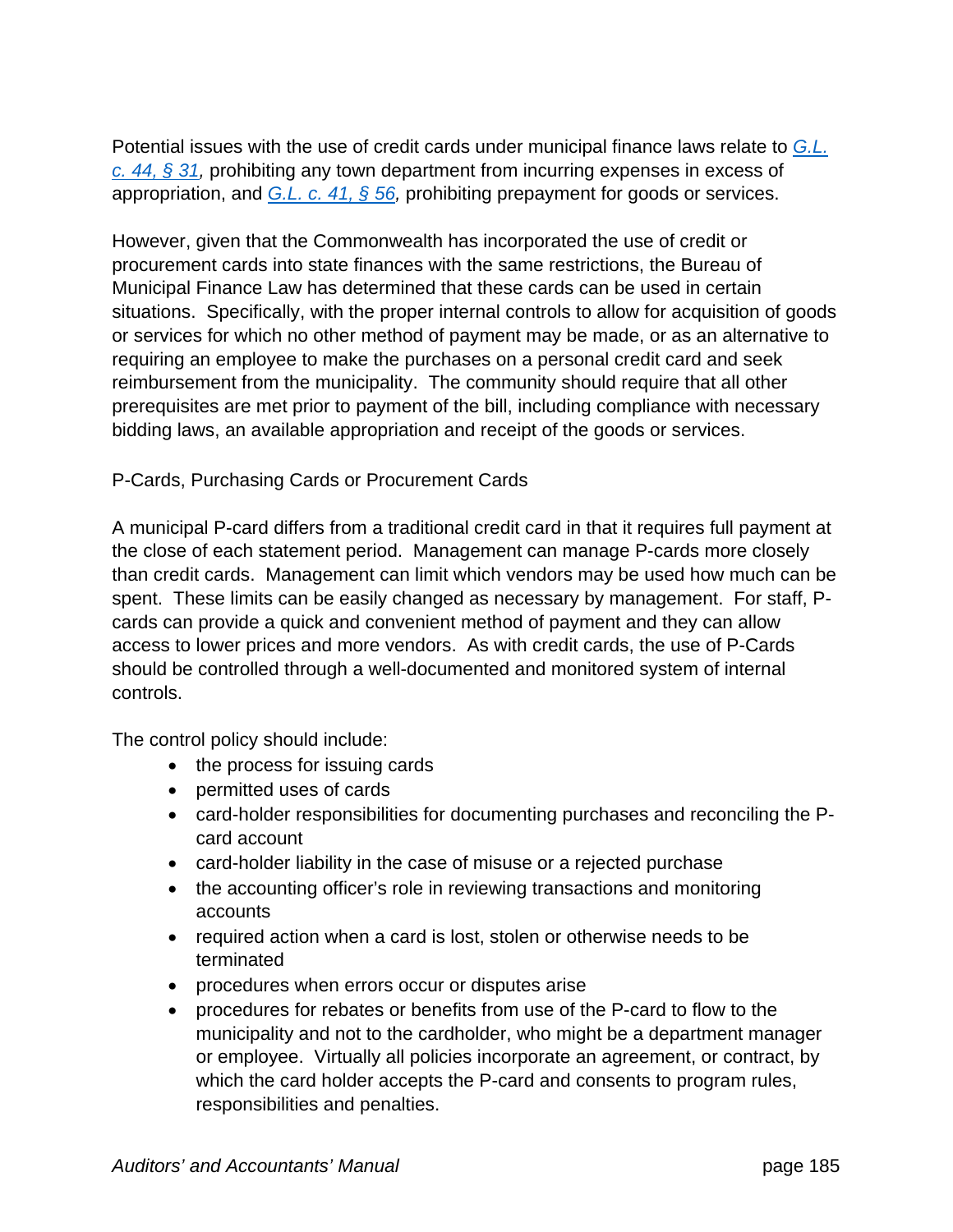Potential issues with the use of credit cards under municipal finance laws relate to [*G.L. c. 44, § 31*](), prohibiting any town department from incurring expenses in excess of appropriation, and [*G.L. c. 41, § 56*](), prohibiting prepayment for goods or services.

However, given that the Commonwealth has incorporated the use of credit or procurement cards into state finances with the same restrictions, the Bureau of Municipal Finance Law has determined that these cards can be used in certain situations. Specifically, with the proper internal controls to allow for acquisition of goods or services for which no other method of payment may be made, or as an alternative to requiring an employee to make the purchases on a personal credit card and seek reimbursement from the municipality. The community should require that all other prerequisites are met prior to payment of the bill, including compliance with necessary bidding laws, an available appropriation and receipt of the goods or services.

P-Cards, Purchasing Cards or Procurement Cards

A municipal P-card differs from a traditional credit card in that it requires full payment at the close of each statement period. Management can manage P-cards more closely than credit cards. Management can limit which vendors may be used how much can be spent. These limits can be easily changed as necessary by management. For staff, P-cards can provide a quick and convenient method of payment and they can allow access to lower prices and more vendors. As with credit cards, the use of P-Cards should be controlled through a well-documented and monitored system of internal controls.

The control policy should include:

- the process for issuing cards
- permitted uses of cards
- card-holder responsibilities for documenting purchases and reconciling the P-card account
- card-holder liability in the case of misuse or a rejected purchase
- the accounting officer's role in reviewing transactions and monitoring accounts
- required action when a card is lost, stolen or otherwise needs to be terminated
- procedures when errors occur or disputes arise
- procedures for rebates or benefits from use of the P-card to flow to the municipality and not to the cardholder, who might be a department manager or employee. Virtually all policies incorporate an agreement, or contract, by which the card holder accepts the P-card and consents to program rules, responsibilities and penalties.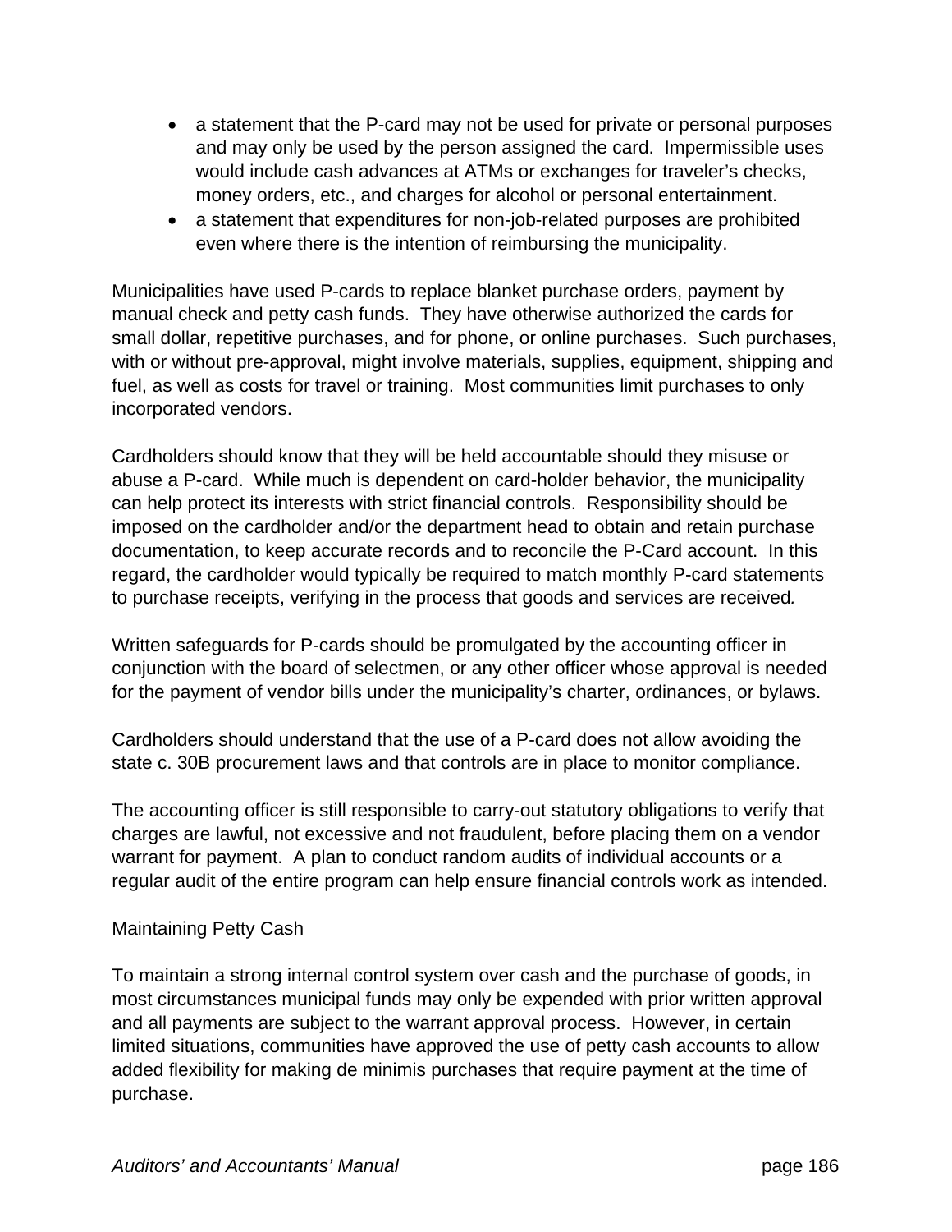- a statement that the P-card may not be used for private or personal purposes and may only be used by the person assigned the card. Impermissible uses would include cash advances at ATMs or exchanges for traveler's checks, money orders, etc., and charges for alcohol or personal entertainment.
- a statement that expenditures for non-job-related purposes are prohibited even where there is the intention of reimbursing the municipality.

Municipalities have used P-cards to replace blanket purchase orders, payment by manual check and petty cash funds. They have otherwise authorized the cards for small dollar, repetitive purchases, and for phone, or online purchases. Such purchases, with or without pre-approval, might involve materials, supplies, equipment, shipping and fuel, as well as costs for travel or training. Most communities limit purchases to only incorporated vendors.

Cardholders should know that they will be held accountable should they misuse or abuse a P-card. While much is dependent on card-holder behavior, the municipality can help protect its interests with strict financial controls. Responsibility should be imposed on the cardholder and/or the department head to obtain and retain purchase documentation, to keep accurate records and to reconcile the P-Card account. In this regard, the cardholder would typically be required to match monthly P-card statements to purchase receipts, verifying in the process that goods and services are received.

Written safeguards for P-cards should be promulgated by the accounting officer in conjunction with the board of selectmen, or any other officer whose approval is needed for the payment of vendor bills under the municipality's charter, ordinances, or bylaws.

Cardholders should understand that the use of a P-card does not allow avoiding the state c. 30B procurement laws and that controls are in place to monitor compliance.

The accounting officer is still responsible to carry-out statutory obligations to verify that charges are lawful, not excessive and not fraudulent, before placing them on a vendor warrant for payment. A plan to conduct random audits of individual accounts or a regular audit of the entire program can help ensure financial controls work as intended.

## Maintaining Petty Cash

To maintain a strong internal control system over cash and the purchase of goods, in most circumstances municipal funds may only be expended with prior written approval and all payments are subject to the warrant approval process. However, in certain limited situations, communities have approved the use of petty cash accounts to allow added flexibility for making de minimis purchases that require payment at the time of purchase.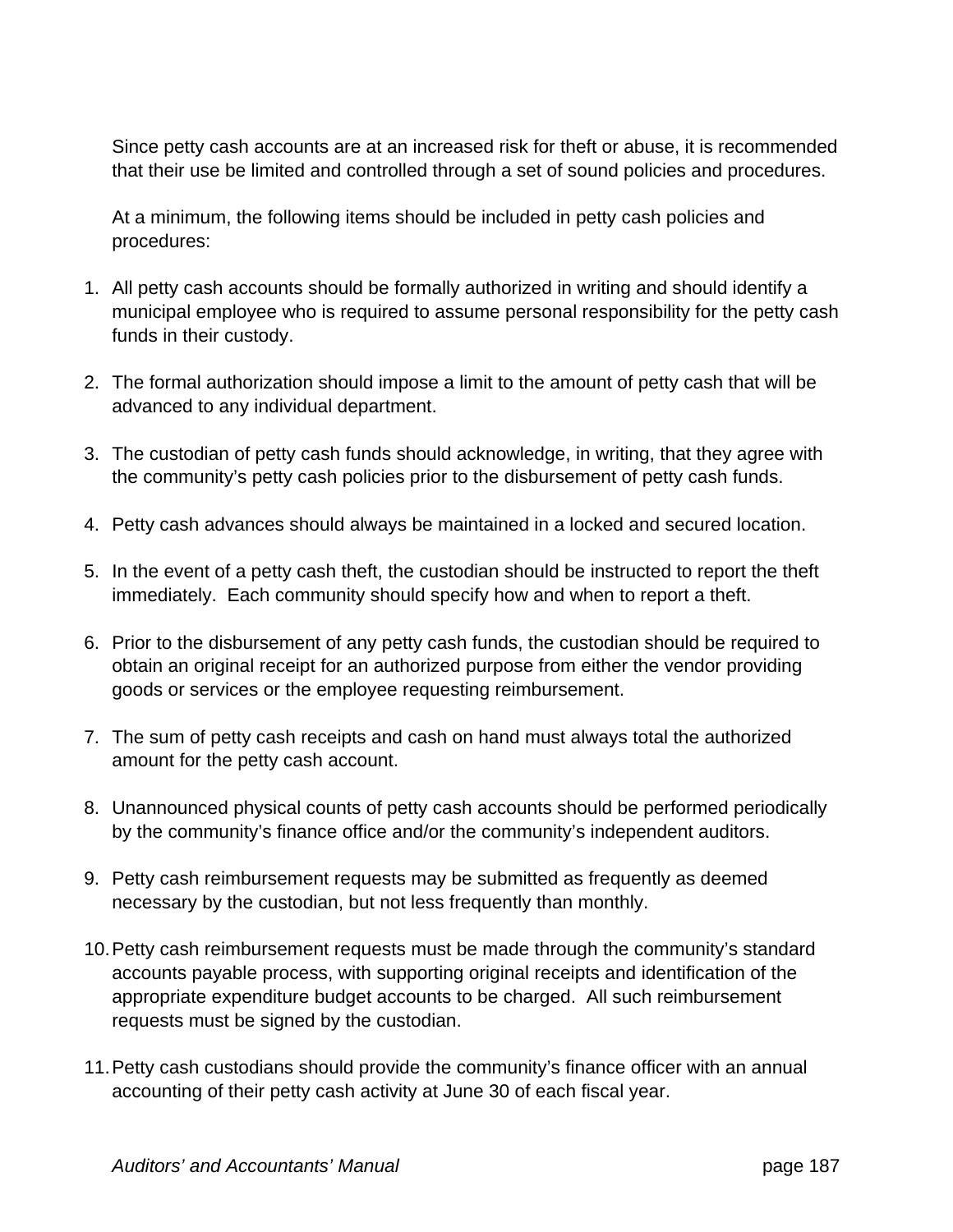Since petty cash accounts are at an increased risk for theft or abuse, it is recommended that their use be limited and controlled through a set of sound policies and procedures.

At a minimum, the following items should be included in petty cash policies and procedures:

1. All petty cash accounts should be formally authorized in writing and should identify a municipal employee who is required to assume personal responsibility for the petty cash funds in their custody.

2. The formal authorization should impose a limit to the amount of petty cash that will be advanced to any individual department.

3. The custodian of petty cash funds should acknowledge, in writing, that they agree with the community's petty cash policies prior to the disbursement of petty cash funds.

4. Petty cash advances should always be maintained in a locked and secured location.

5. In the event of a petty cash theft, the custodian should be instructed to report the theft immediately. Each community should specify how and when to report a theft.

6. Prior to the disbursement of any petty cash funds, the custodian should be required to obtain an original receipt for an authorized purpose from either the vendor providing goods or services or the employee requesting reimbursement.

7. The sum of petty cash receipts and cash on hand must always total the authorized amount for the petty cash account.

8. Unannounced physical counts of petty cash accounts should be performed periodically by the community's finance office and/or the community's independent auditors.

9. Petty cash reimbursement requests may be submitted as frequently as deemed necessary by the custodian, but not less frequently than monthly.

10. Petty cash reimbursement requests must be made through the community's standard accounts payable process, with supporting original receipts and identification of the appropriate expenditure budget accounts to be charged. All such reimbursement requests must be signed by the custodian.

11. Petty cash custodians should provide the community's finance officer with an annual accounting of their petty cash activity at June 30 of each fiscal year.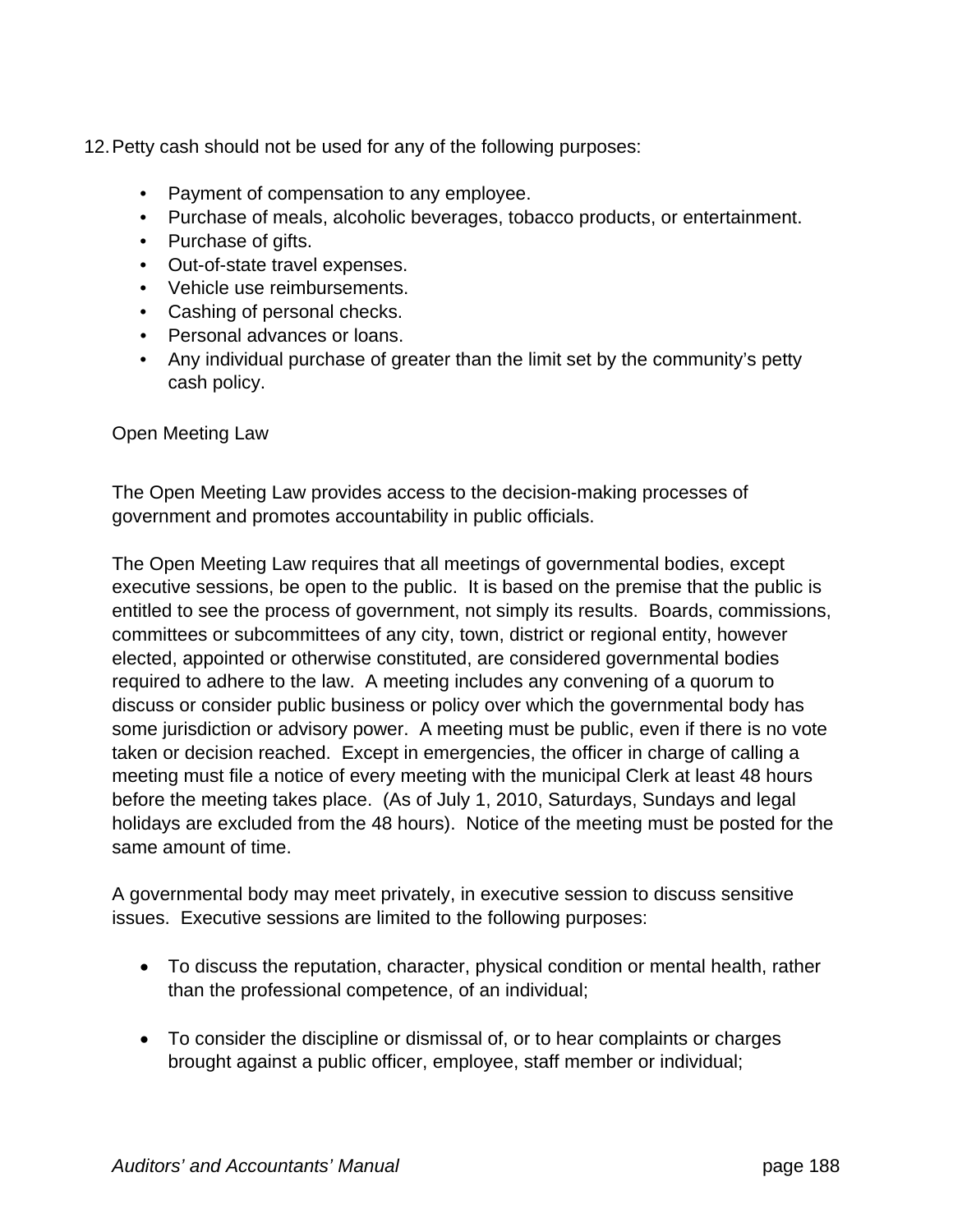12. Petty cash should not be used for any of the following purposes:

    - Payment of compensation to any employee.
    - Purchase of meals, alcoholic beverages, tobacco products, or entertainment.
    - Purchase of gifts.
    - Out-of-state travel expenses.
    - Vehicle use reimbursements.
    - Cashing of personal checks.
    - Personal advances or loans.
    - Any individual purchase of greater than the limit set by the community's petty cash policy.

## Open Meeting Law

The Open Meeting Law provides access to the decision-making processes of government and promotes accountability in public officials.

The Open Meeting Law requires that all meetings of governmental bodies, except executive sessions, be open to the public. It is based on the premise that the public is entitled to see the process of government, not simply its results. Boards, commissions, committees or subcommittees of any city, town, district or regional entity, however elected, appointed or otherwise constituted, are considered governmental bodies required to adhere to the law. A meeting includes any convening of a quorum to discuss or consider public business or policy over which the governmental body has some jurisdiction or advisory power. A meeting must be public, even if there is no vote taken or decision reached. Except in emergencies, the officer in charge of calling a meeting must file a notice of every meeting with the municipal Clerk at least 48 hours before the meeting takes place. (As of July 1, 2010, Saturdays, Sundays and legal holidays are excluded from the 48 hours). Notice of the meeting must be posted for the same amount of time.

A governmental body may meet privately, in executive session to discuss sensitive issues. Executive sessions are limited to the following purposes:

- To discuss the reputation, character, physical condition or mental health, rather than the professional competence, of an individual;

- To consider the discipline or dismissal of, or to hear complaints or charges brought against a public officer, employee, staff member or individual;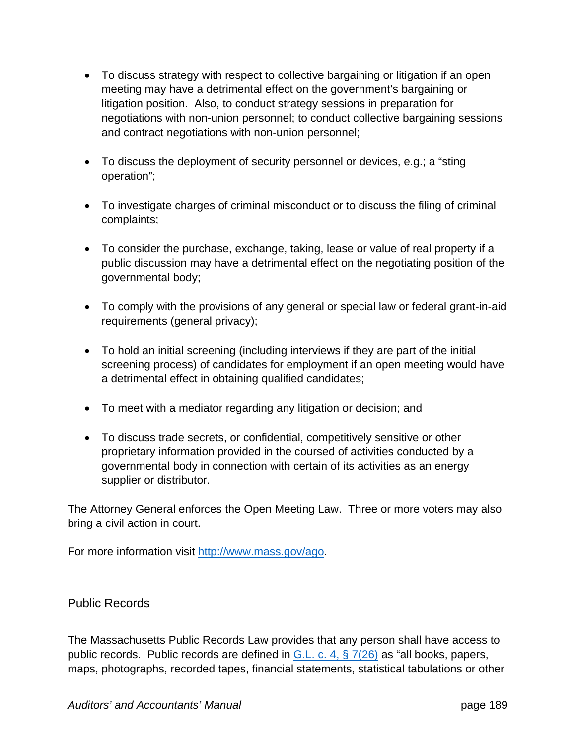- To discuss strategy with respect to collective bargaining or litigation if an open meeting may have a detrimental effect on the government's bargaining or litigation position. Also, to conduct strategy sessions in preparation for negotiations with non-union personnel; to conduct collective bargaining sessions and contract negotiations with non-union personnel;

- To discuss the deployment of security personnel or devices, e.g.; a "sting operation";

- To investigate charges of criminal misconduct or to discuss the filing of criminal complaints;

- To consider the purchase, exchange, taking, lease or value of real property if a public discussion may have a detrimental effect on the negotiating position of the governmental body;

- To comply with the provisions of any general or special law or federal grant-in-aid requirements (general privacy);

- To hold an initial screening (including interviews if they are part of the initial screening process) of candidates for employment if an open meeting would have a detrimental effect in obtaining qualified candidates;

- To meet with a mediator regarding any litigation or decision; and

- To discuss trade secrets, or confidential, competitively sensitive or other proprietary information provided in the coursed of activities conducted by a governmental body in connection with certain of its activities as an energy supplier or distributor.

The Attorney General enforces the Open Meeting Law. Three or more voters may also bring a civil action in court.

For more information visit [http://www.mass.gov/ago](http://www.mass.gov/ago).

## Public Records

The Massachusetts Public Records Law provides that any person shall have access to public records. Public records are defined in [G.L. c. 4, § 7(26)](#) as "all books, papers, maps, photographs, recorded tapes, financial statements, statistical tabulations or other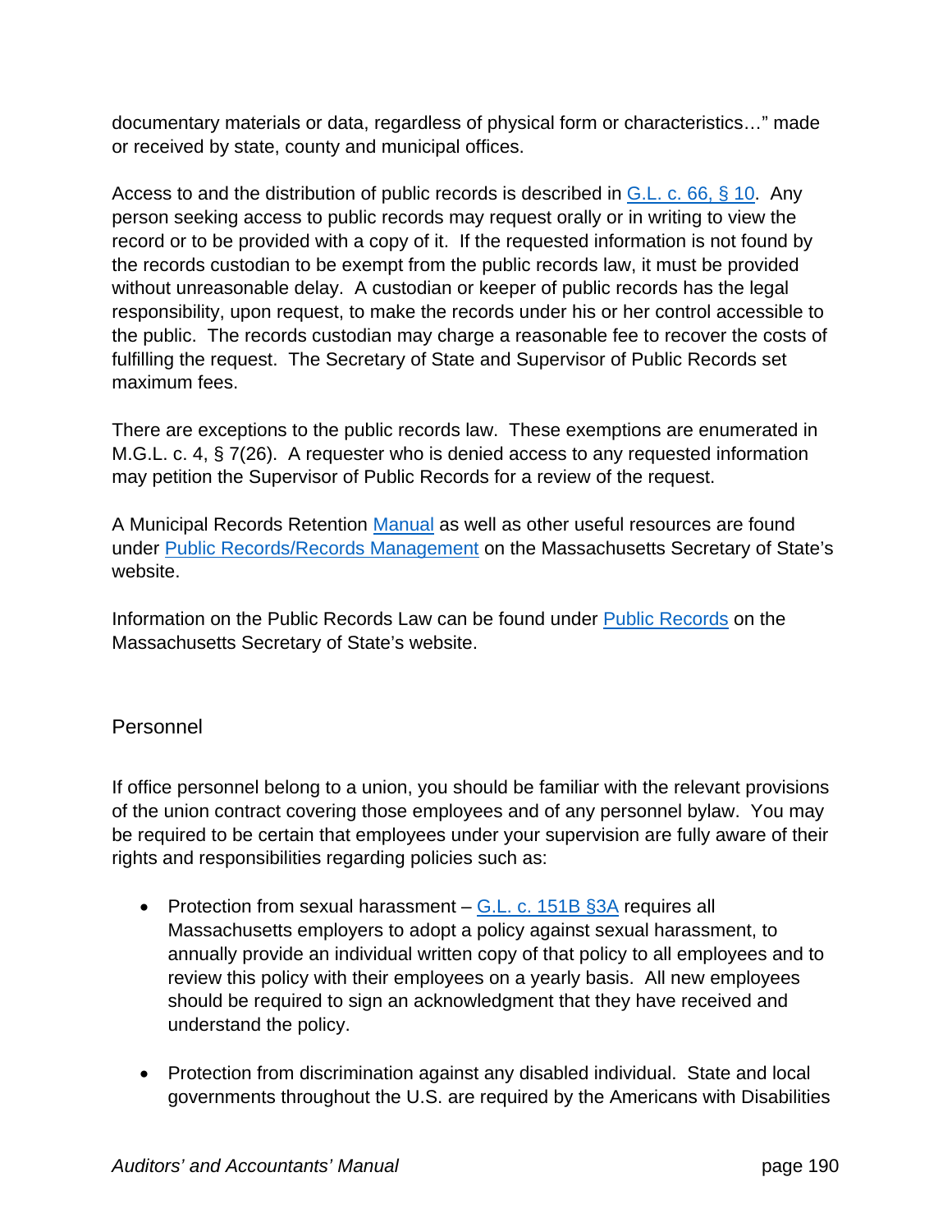documentary materials or data, regardless of physical form or characteristics…" made or received by state, county and municipal offices.

Access to and the distribution of public records is described in [G.L. c. 66, § 10](). Any person seeking access to public records may request orally or in writing to view the record or to be provided with a copy of it. If the requested information is not found by the records custodian to be exempt from the public records law, it must be provided without unreasonable delay. A custodian or keeper of public records has the legal responsibility, upon request, to make the records under his or her control accessible to the public. The records custodian may charge a reasonable fee to recover the costs of fulfilling the request. The Secretary of State and Supervisor of Public Records set maximum fees.

There are exceptions to the public records law. These exemptions are enumerated in M.G.L. c. 4, § 7(26). A requester who is denied access to any requested information may petition the Supervisor of Public Records for a review of the request.

A Municipal Records Retention [Manual]() as well as other useful resources are found under [Public Records/Records Management]() on the Massachusetts Secretary of State's website.

Information on the Public Records Law can be found under [Public Records]() on the Massachusetts Secretary of State's website.

## Personnel

If office personnel belong to a union, you should be familiar with the relevant provisions of the union contract covering those employees and of any personnel bylaw. You may be required to be certain that employees under your supervision are fully aware of their rights and responsibilities regarding policies such as:

- Protection from sexual harassment – [G.L. c. 151B §3A]() requires all Massachusetts employers to adopt a policy against sexual harassment, to annually provide an individual written copy of that policy to all employees and to review this policy with their employees on a yearly basis. All new employees should be required to sign an acknowledgment that they have received and understand the policy.

- Protection from discrimination against any disabled individual. State and local governments throughout the U.S. are required by the Americans with Disabilities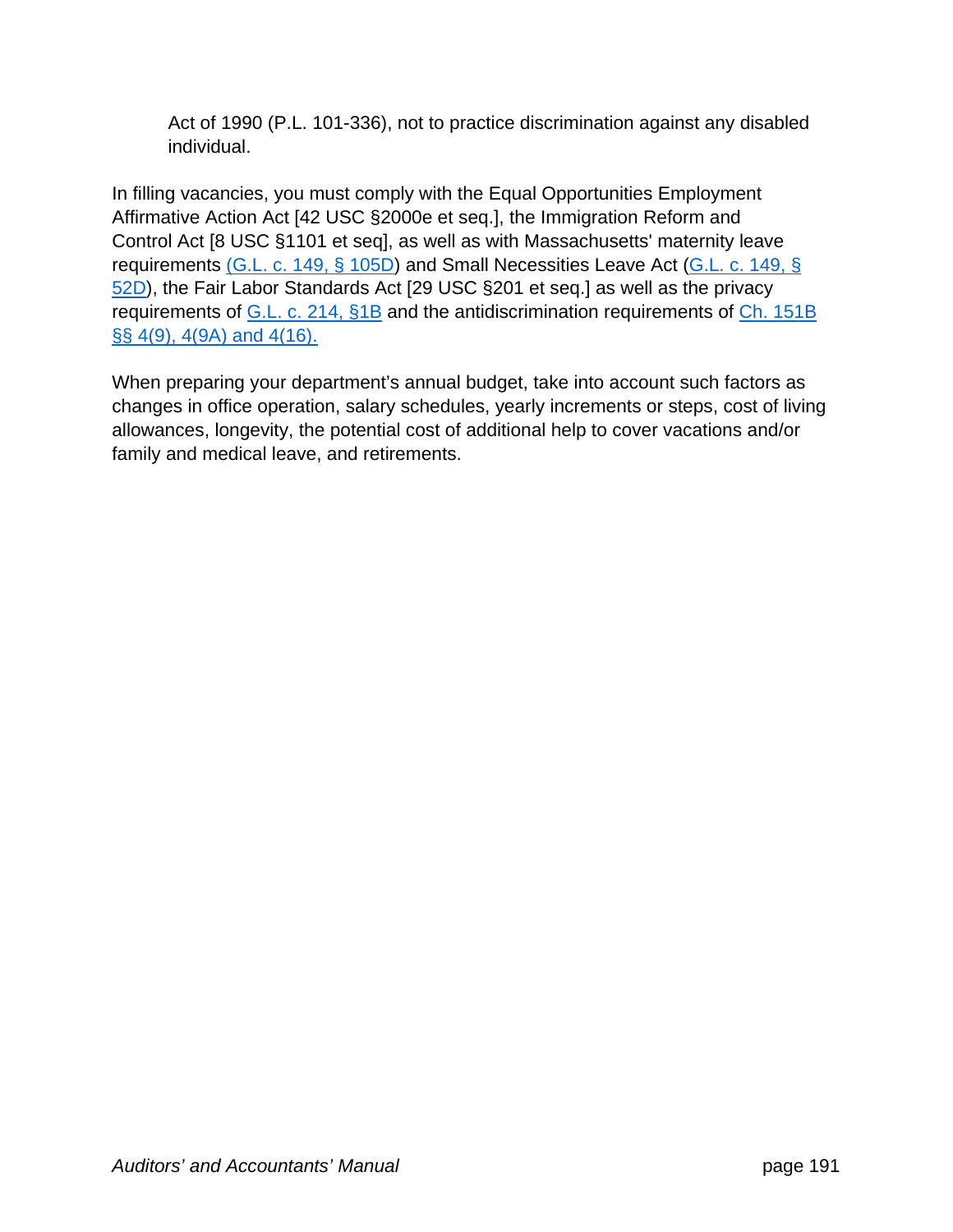Act of 1990 (P.L. 101-336), not to practice discrimination against any disabled individual.

In filling vacancies, you must comply with the Equal Opportunities Employment Affirmative Action Act [42 USC §2000e et seq.], the Immigration Reform and Control Act [8 USC §1101 et seq], as well as with Massachusetts' maternity leave requirements (G.L. c. 149, § 105D) and Small Necessities Leave Act (G.L. c. 149, § 52D), the Fair Labor Standards Act [29 USC §201 et seq.] as well as the privacy requirements of G.L. c. 214, §1B and the antidiscrimination requirements of Ch. 151B §§ 4(9), 4(9A) and 4(16).

When preparing your department's annual budget, take into account such factors as changes in office operation, salary schedules, yearly increments or steps, cost of living allowances, longevity, the potential cost of additional help to cover vacations and/or family and medical leave, and retirements.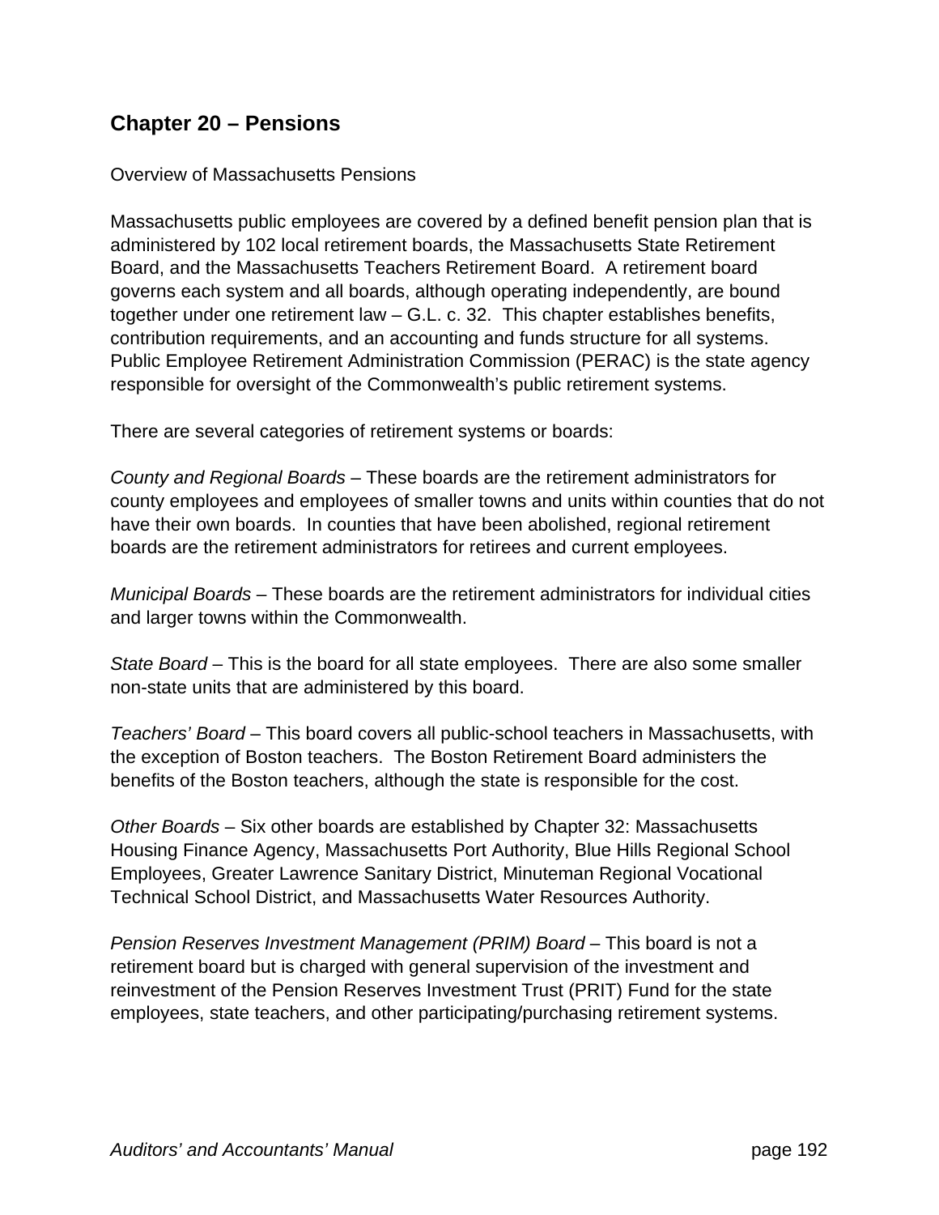## Chapter 20 – Pensions

Overview of Massachusetts Pensions

Massachusetts public employees are covered by a defined benefit pension plan that is administered by 102 local retirement boards, the Massachusetts State Retirement Board, and the Massachusetts Teachers Retirement Board. A retirement board governs each system and all boards, although operating independently, are bound together under one retirement law – G.L. c. 32. This chapter establishes benefits, contribution requirements, and an accounting and funds structure for all systems. Public Employee Retirement Administration Commission (PERAC) is the state agency responsible for oversight of the Commonwealth's public retirement systems.

There are several categories of retirement systems or boards:

*County and Regional Boards* – These boards are the retirement administrators for county employees and employees of smaller towns and units within counties that do not have their own boards. In counties that have been abolished, regional retirement boards are the retirement administrators for retirees and current employees.

*Municipal Boards* – These boards are the retirement administrators for individual cities and larger towns within the Commonwealth.

*State Board* – This is the board for all state employees. There are also some smaller non-state units that are administered by this board.

*Teachers' Board* – This board covers all public-school teachers in Massachusetts, with the exception of Boston teachers. The Boston Retirement Board administers the benefits of the Boston teachers, although the state is responsible for the cost.

*Other Boards* – Six other boards are established by Chapter 32: Massachusetts Housing Finance Agency, Massachusetts Port Authority, Blue Hills Regional School Employees, Greater Lawrence Sanitary District, Minuteman Regional Vocational Technical School District, and Massachusetts Water Resources Authority.

*Pension Reserves Investment Management (PRIM) Board* – This board is not a retirement board but is charged with general supervision of the investment and reinvestment of the Pension Reserves Investment Trust (PRIT) Fund for the state employees, state teachers, and other participating/purchasing retirement systems.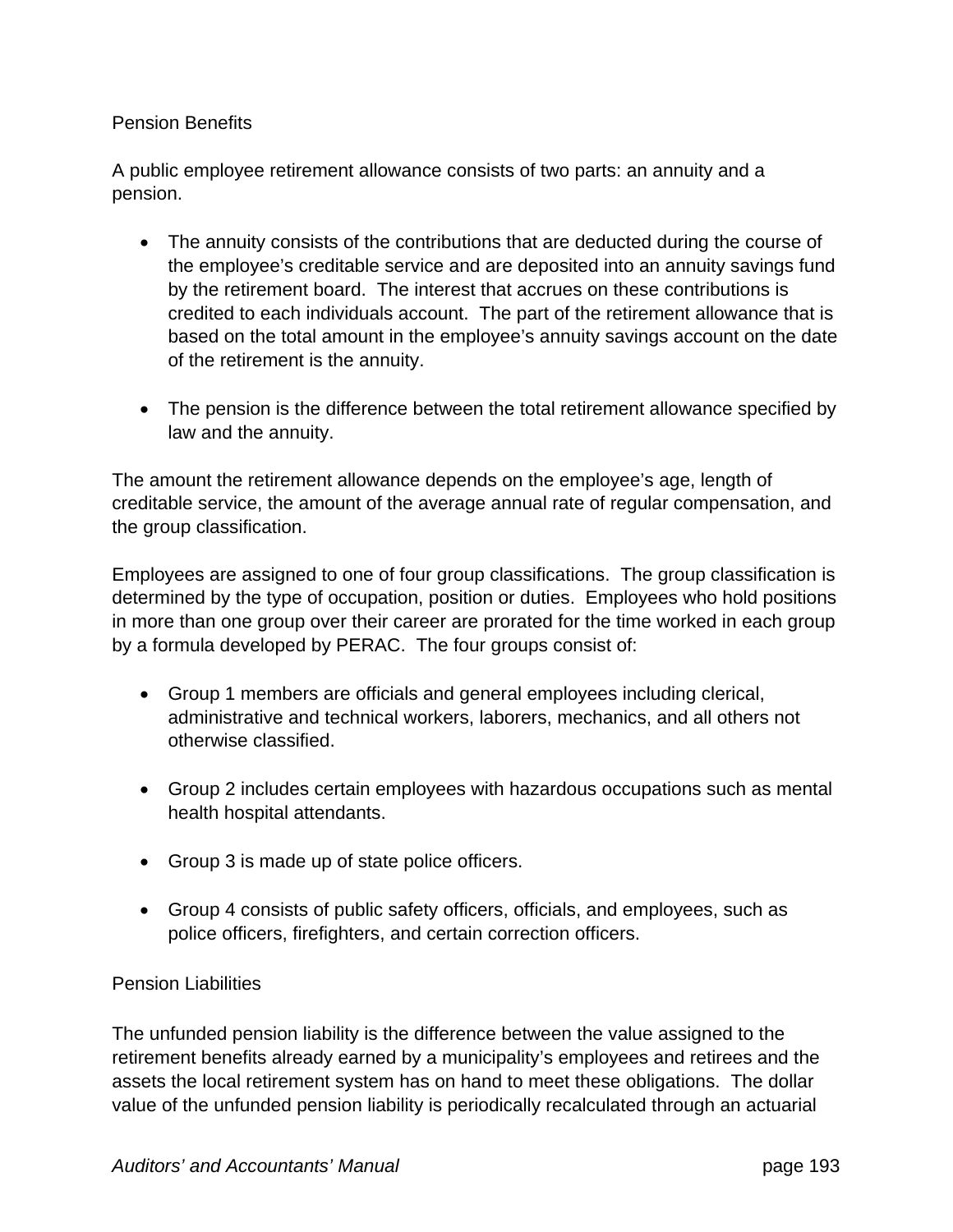Pension Benefits

A public employee retirement allowance consists of two parts: an annuity and a pension.

- The annuity consists of the contributions that are deducted during the course of the employee's creditable service and are deposited into an annuity savings fund by the retirement board. The interest that accrues on these contributions is credited to each individuals account. The part of the retirement allowance that is based on the total amount in the employee's annuity savings account on the date of the retirement is the annuity.

- The pension is the difference between the total retirement allowance specified by law and the annuity.

The amount the retirement allowance depends on the employee's age, length of creditable service, the amount of the average annual rate of regular compensation, and the group classification.

Employees are assigned to one of four group classifications. The group classification is determined by the type of occupation, position or duties. Employees who hold positions in more than one group over their career are prorated for the time worked in each group by a formula developed by PERAC. The four groups consist of:

- Group 1 members are officials and general employees including clerical, administrative and technical workers, laborers, mechanics, and all others not otherwise classified.

- Group 2 includes certain employees with hazardous occupations such as mental health hospital attendants.

- Group 3 is made up of state police officers.

- Group 4 consists of public safety officers, officials, and employees, such as police officers, firefighters, and certain correction officers.

Pension Liabilities

The unfunded pension liability is the difference between the value assigned to the retirement benefits already earned by a municipality's employees and retirees and the assets the local retirement system has on hand to meet these obligations. The dollar value of the unfunded pension liability is periodically recalculated through an actuarial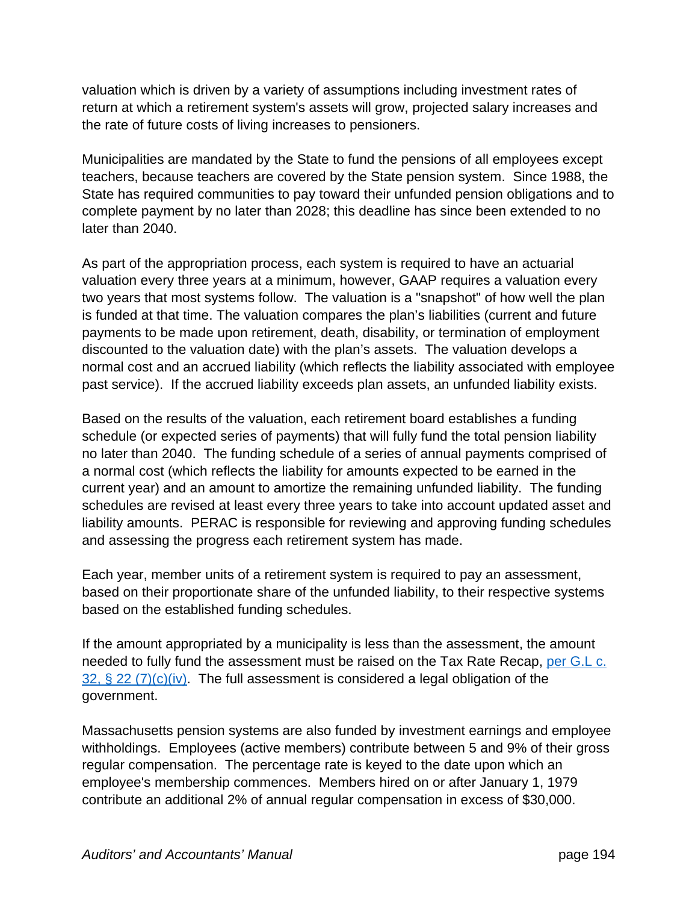valuation which is driven by a variety of assumptions including investment rates of return at which a retirement system's assets will grow, projected salary increases and the rate of future costs of living increases to pensioners.

Municipalities are mandated by the State to fund the pensions of all employees except teachers, because teachers are covered by the State pension system. Since 1988, the State has required communities to pay toward their unfunded pension obligations and to complete payment by no later than 2028; this deadline has since been extended to no later than 2040.

As part of the appropriation process, each system is required to have an actuarial valuation every three years at a minimum, however, GAAP requires a valuation every two years that most systems follow. The valuation is a "snapshot" of how well the plan is funded at that time. The valuation compares the plan's liabilities (current and future payments to be made upon retirement, death, disability, or termination of employment discounted to the valuation date) with the plan's assets. The valuation develops a normal cost and an accrued liability (which reflects the liability associated with employee past service). If the accrued liability exceeds plan assets, an unfunded liability exists.

Based on the results of the valuation, each retirement board establishes a funding schedule (or expected series of payments) that will fully fund the total pension liability no later than 2040. The funding schedule of a series of annual payments comprised of a normal cost (which reflects the liability for amounts expected to be earned in the current year) and an amount to amortize the remaining unfunded liability. The funding schedules are revised at least every three years to take into account updated asset and liability amounts. PERAC is responsible for reviewing and approving funding schedules and assessing the progress each retirement system has made.

Each year, member units of a retirement system is required to pay an assessment, based on their proportionate share of the unfunded liability, to their respective systems based on the established funding schedules.

If the amount appropriated by a municipality is less than the assessment, the amount needed to fully fund the assessment must be raised on the Tax Rate Recap, per G.L c. 32, § 22 (7)(c)(iv). The full assessment is considered a legal obligation of the government.

Massachusetts pension systems are also funded by investment earnings and employee withholdings. Employees (active members) contribute between 5 and 9% of their gross regular compensation. The percentage rate is keyed to the date upon which an employee's membership commences. Members hired on or after January 1, 1979 contribute an additional 2% of annual regular compensation in excess of $30,000.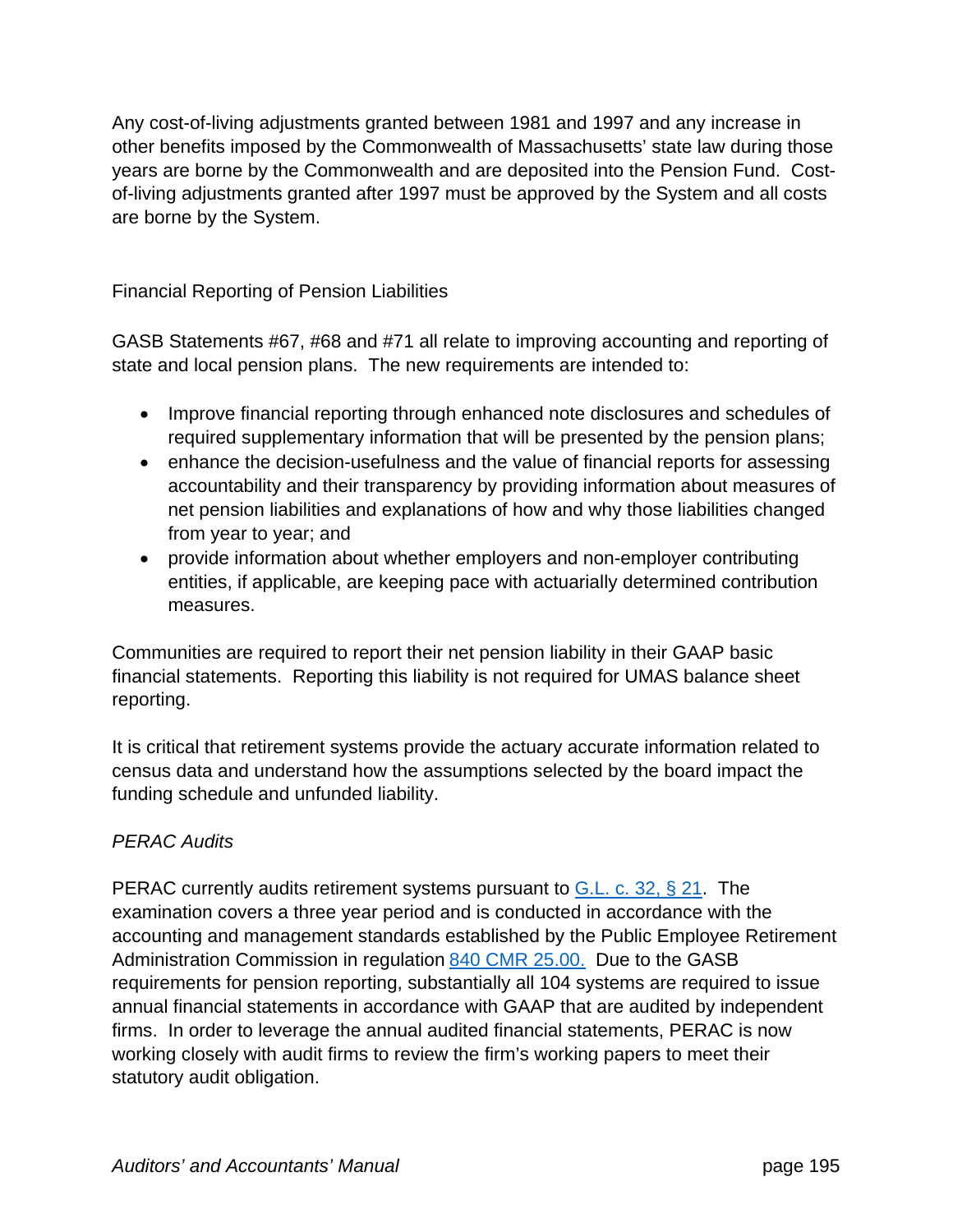Any cost-of-living adjustments granted between 1981 and 1997 and any increase in other benefits imposed by the Commonwealth of Massachusetts' state law during those years are borne by the Commonwealth and are deposited into the Pension Fund. Cost-of-living adjustments granted after 1997 must be approved by the System and all costs are borne by the System.

Financial Reporting of Pension Liabilities

GASB Statements #67, #68 and #71 all relate to improving accounting and reporting of state and local pension plans. The new requirements are intended to:

- Improve financial reporting through enhanced note disclosures and schedules of required supplementary information that will be presented by the pension plans;
- enhance the decision-usefulness and the value of financial reports for assessing accountability and their transparency by providing information about measures of net pension liabilities and explanations of how and why those liabilities changed from year to year; and
- provide information about whether employers and non-employer contributing entities, if applicable, are keeping pace with actuarially determined contribution measures.

Communities are required to report their net pension liability in their GAAP basic financial statements. Reporting this liability is not required for UMAS balance sheet reporting.

It is critical that retirement systems provide the actuary accurate information related to census data and understand how the assumptions selected by the board impact the funding schedule and unfunded liability.

*PERAC Audits*

PERAC currently audits retirement systems pursuant to G.L. c. 32, § 21. The examination covers a three year period and is conducted in accordance with the accounting and management standards established by the Public Employee Retirement Administration Commission in regulation 840 CMR 25.00. Due to the GASB requirements for pension reporting, substantially all 104 systems are required to issue annual financial statements in accordance with GAAP that are audited by independent firms. In order to leverage the annual audited financial statements, PERAC is now working closely with audit firms to review the firm's working papers to meet their statutory audit obligation.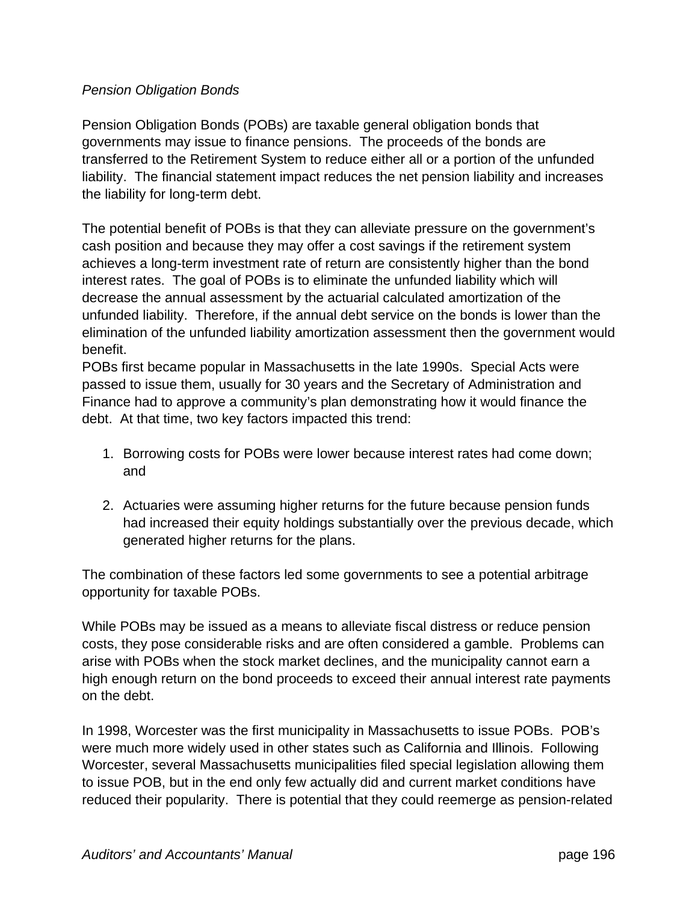*Pension Obligation Bonds*

Pension Obligation Bonds (POBs) are taxable general obligation bonds that governments may issue to finance pensions. The proceeds of the bonds are transferred to the Retirement System to reduce either all or a portion of the unfunded liability. The financial statement impact reduces the net pension liability and increases the liability for long-term debt.

The potential benefit of POBs is that they can alleviate pressure on the government's cash position and because they may offer a cost savings if the retirement system achieves a long-term investment rate of return are consistently higher than the bond interest rates. The goal of POBs is to eliminate the unfunded liability which will decrease the annual assessment by the actuarial calculated amortization of the unfunded liability. Therefore, if the annual debt service on the bonds is lower than the elimination of the unfunded liability amortization assessment then the government would benefit.

POBs first became popular in Massachusetts in the late 1990s. Special Acts were passed to issue them, usually for 30 years and the Secretary of Administration and Finance had to approve a community's plan demonstrating how it would finance the debt. At that time, two key factors impacted this trend:

1. Borrowing costs for POBs were lower because interest rates had come down; and

2. Actuaries were assuming higher returns for the future because pension funds had increased their equity holdings substantially over the previous decade, which generated higher returns for the plans.

The combination of these factors led some governments to see a potential arbitrage opportunity for taxable POBs.

While POBs may be issued as a means to alleviate fiscal distress or reduce pension costs, they pose considerable risks and are often considered a gamble. Problems can arise with POBs when the stock market declines, and the municipality cannot earn a high enough return on the bond proceeds to exceed their annual interest rate payments on the debt.

In 1998, Worcester was the first municipality in Massachusetts to issue POBs. POB's were much more widely used in other states such as California and Illinois. Following Worcester, several Massachusetts municipalities filed special legislation allowing them to issue POB, but in the end only few actually did and current market conditions have reduced their popularity. There is potential that they could reemerge as pension-related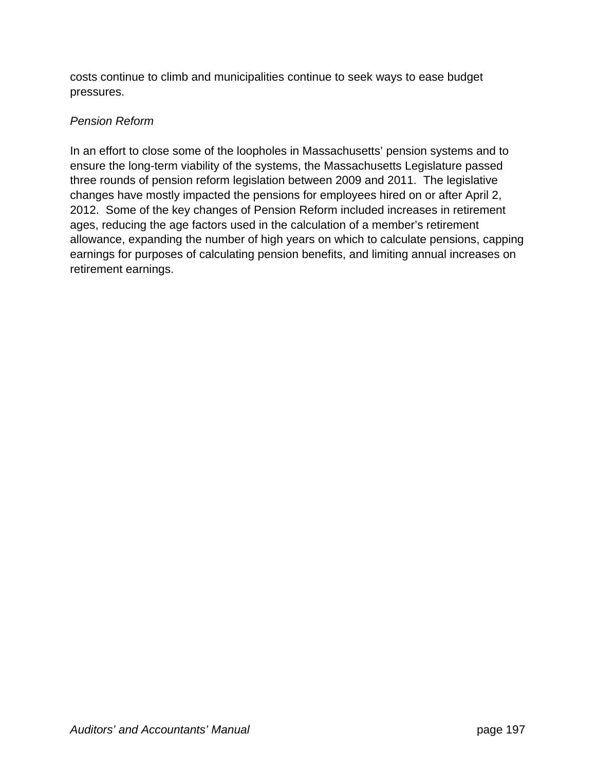costs continue to climb and municipalities continue to seek ways to ease budget pressures.

*Pension Reform*

In an effort to close some of the loopholes in Massachusetts' pension systems and to ensure the long-term viability of the systems, the Massachusetts Legislature passed three rounds of pension reform legislation between 2009 and 2011. The legislative changes have mostly impacted the pensions for employees hired on or after April 2, 2012. Some of the key changes of Pension Reform included increases in retirement ages, reducing the age factors used in the calculation of a member's retirement allowance, expanding the number of high years on which to calculate pensions, capping earnings for purposes of calculating pension benefits, and limiting annual increases on retirement earnings.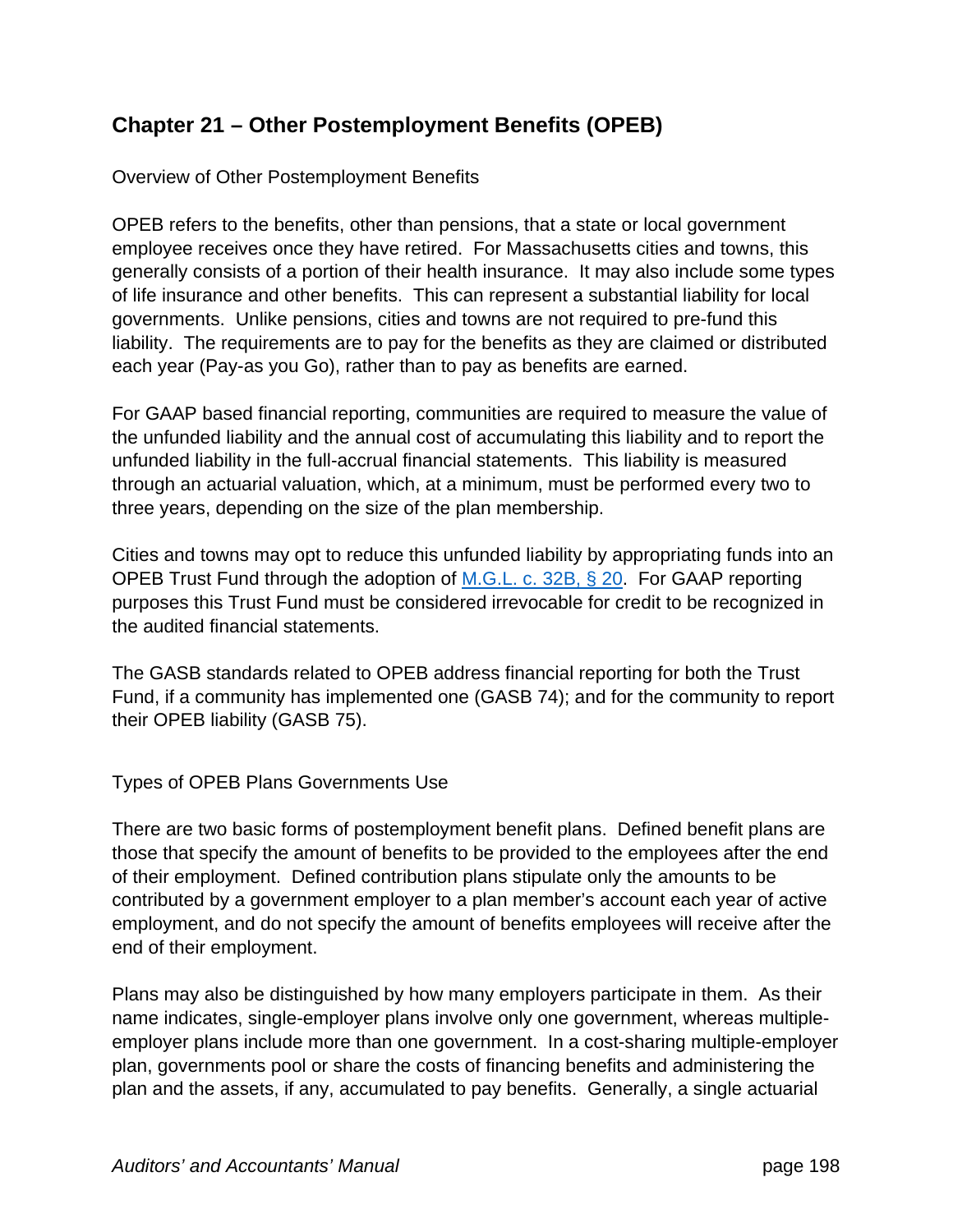## Chapter 21 – Other Postemployment Benefits (OPEB)

### Overview of Other Postemployment Benefits

OPEB refers to the benefits, other than pensions, that a state or local government employee receives once they have retired. For Massachusetts cities and towns, this generally consists of a portion of their health insurance. It may also include some types of life insurance and other benefits. This can represent a substantial liability for local governments. Unlike pensions, cities and towns are not required to pre-fund this liability. The requirements are to pay for the benefits as they are claimed or distributed each year (Pay-as you Go), rather than to pay as benefits are earned.

For GAAP based financial reporting, communities are required to measure the value of the unfunded liability and the annual cost of accumulating this liability and to report the unfunded liability in the full-accrual financial statements. This liability is measured through an actuarial valuation, which, at a minimum, must be performed every two to three years, depending on the size of the plan membership.

Cities and towns may opt to reduce this unfunded liability by appropriating funds into an OPEB Trust Fund through the adoption of [M.G.L. c. 32B, § 20](). For GAAP reporting purposes this Trust Fund must be considered irrevocable for credit to be recognized in the audited financial statements.

The GASB standards related to OPEB address financial reporting for both the Trust Fund, if a community has implemented one (GASB 74); and for the community to report their OPEB liability (GASB 75).

### Types of OPEB Plans Governments Use

There are two basic forms of postemployment benefit plans. Defined benefit plans are those that specify the amount of benefits to be provided to the employees after the end of their employment. Defined contribution plans stipulate only the amounts to be contributed by a government employer to a plan member's account each year of active employment, and do not specify the amount of benefits employees will receive after the end of their employment.

Plans may also be distinguished by how many employers participate in them. As their name indicates, single-employer plans involve only one government, whereas multiple-employer plans include more than one government. In a cost-sharing multiple-employer plan, governments pool or share the costs of financing benefits and administering the plan and the assets, if any, accumulated to pay benefits. Generally, a single actuarial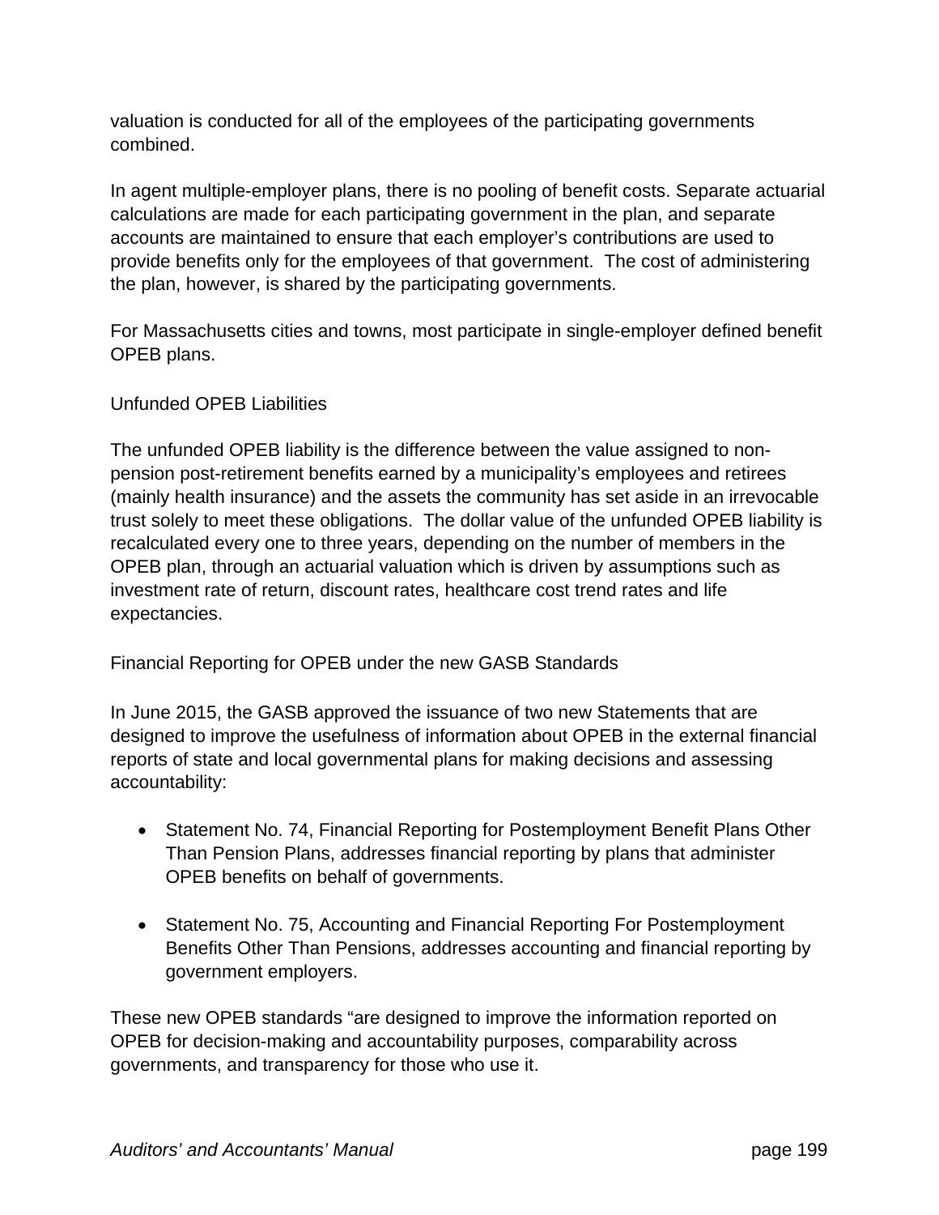valuation is conducted for all of the employees of the participating governments combined.

In agent multiple-employer plans, there is no pooling of benefit costs. Separate actuarial calculations are made for each participating government in the plan, and separate accounts are maintained to ensure that each employer's contributions are used to provide benefits only for the employees of that government. The cost of administering the plan, however, is shared by the participating governments.

For Massachusetts cities and towns, most participate in single-employer defined benefit OPEB plans.

## Unfunded OPEB Liabilities

The unfunded OPEB liability is the difference between the value assigned to non-pension post-retirement benefits earned by a municipality's employees and retirees (mainly health insurance) and the assets the community has set aside in an irrevocable trust solely to meet these obligations. The dollar value of the unfunded OPEB liability is recalculated every one to three years, depending on the number of members in the OPEB plan, through an actuarial valuation which is driven by assumptions such as investment rate of return, discount rates, healthcare cost trend rates and life expectancies.

## Financial Reporting for OPEB under the new GASB Standards

In June 2015, the GASB approved the issuance of two new Statements that are designed to improve the usefulness of information about OPEB in the external financial reports of state and local governmental plans for making decisions and assessing accountability:

- Statement No. 74, Financial Reporting for Postemployment Benefit Plans Other Than Pension Plans, addresses financial reporting by plans that administer OPEB benefits on behalf of governments.

- Statement No. 75, Accounting and Financial Reporting For Postemployment Benefits Other Than Pensions, addresses accounting and financial reporting by government employers.

These new OPEB standards "are designed to improve the information reported on OPEB for decision-making and accountability purposes, comparability across governments, and transparency for those who use it.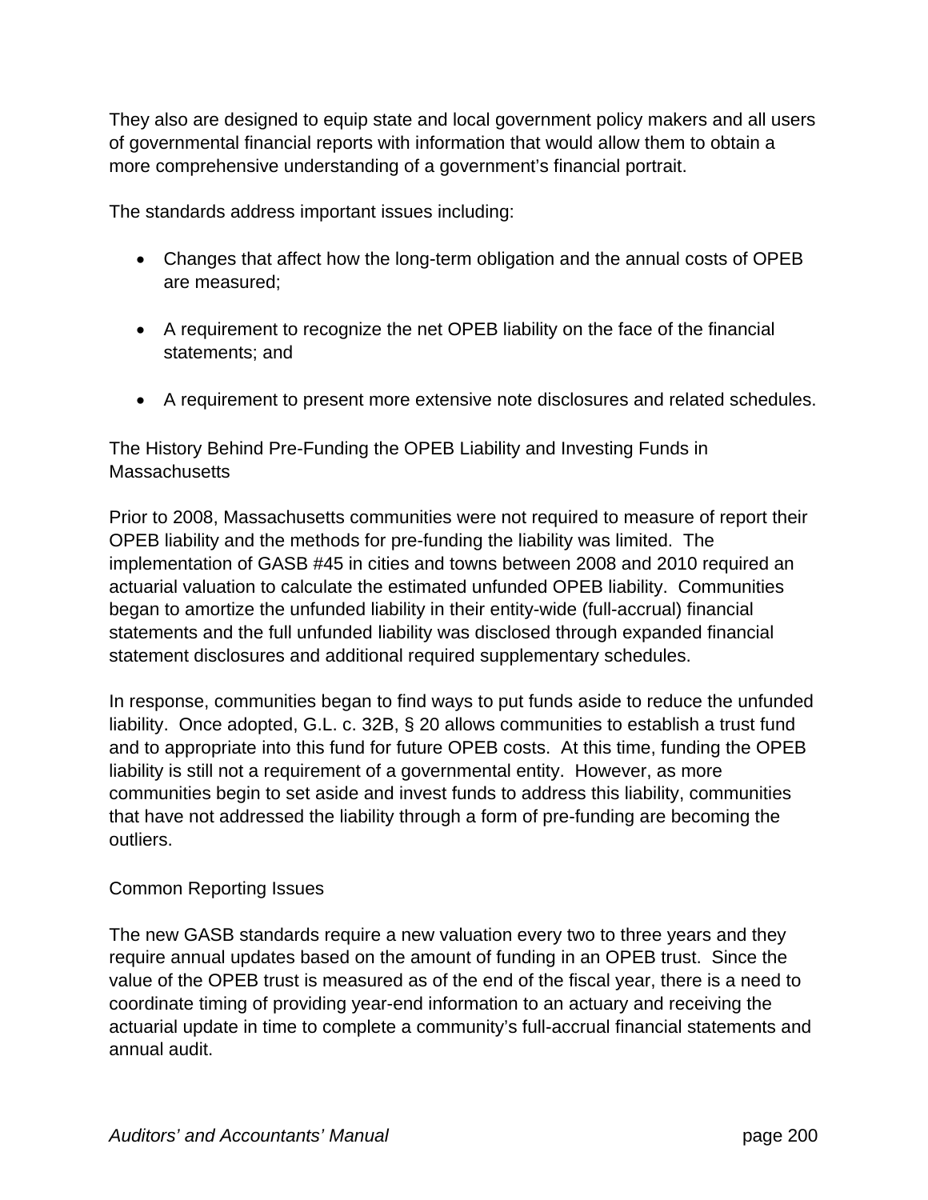They also are designed to equip state and local government policy makers and all users of governmental financial reports with information that would allow them to obtain a more comprehensive understanding of a government's financial portrait.

The standards address important issues including:

- Changes that affect how the long-term obligation and the annual costs of OPEB are measured;
- A requirement to recognize the net OPEB liability on the face of the financial statements; and
- A requirement to present more extensive note disclosures and related schedules.

## The History Behind Pre-Funding the OPEB Liability and Investing Funds in Massachusetts

Prior to 2008, Massachusetts communities were not required to measure of report their OPEB liability and the methods for pre-funding the liability was limited. The implementation of GASB #45 in cities and towns between 2008 and 2010 required an actuarial valuation to calculate the estimated unfunded OPEB liability. Communities began to amortize the unfunded liability in their entity-wide (full-accrual) financial statements and the full unfunded liability was disclosed through expanded financial statement disclosures and additional required supplementary schedules.

In response, communities began to find ways to put funds aside to reduce the unfunded liability. Once adopted, G.L. c. 32B, § 20 allows communities to establish a trust fund and to appropriate into this fund for future OPEB costs. At this time, funding the OPEB liability is still not a requirement of a governmental entity. However, as more communities begin to set aside and invest funds to address this liability, communities that have not addressed the liability through a form of pre-funding are becoming the outliers.

## Common Reporting Issues

The new GASB standards require a new valuation every two to three years and they require annual updates based on the amount of funding in an OPEB trust. Since the value of the OPEB trust is measured as of the end of the fiscal year, there is a need to coordinate timing of providing year-end information to an actuary and receiving the actuarial update in time to complete a community's full-accrual financial statements and annual audit.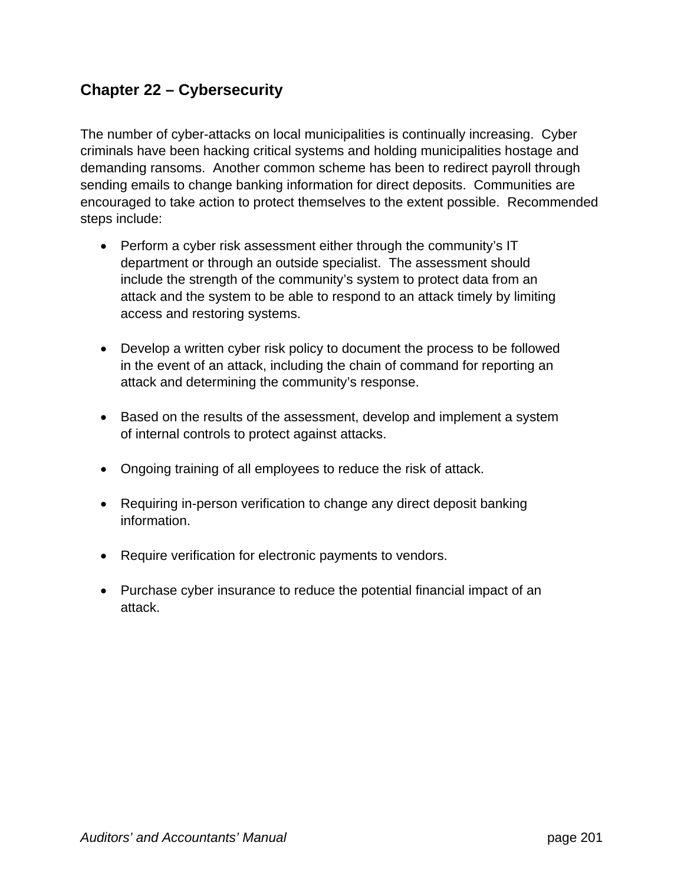## Chapter 22 – Cybersecurity

The number of cyber-attacks on local municipalities is continually increasing. Cyber criminals have been hacking critical systems and holding municipalities hostage and demanding ransoms. Another common scheme has been to redirect payroll through sending emails to change banking information for direct deposits. Communities are encouraged to take action to protect themselves to the extent possible. Recommended steps include:

- Perform a cyber risk assessment either through the community's IT department or through an outside specialist. The assessment should include the strength of the community's system to protect data from an attack and the system to be able to respond to an attack timely by limiting access and restoring systems.

- Develop a written cyber risk policy to document the process to be followed in the event of an attack, including the chain of command for reporting an attack and determining the community's response.

- Based on the results of the assessment, develop and implement a system of internal controls to protect against attacks.

- Ongoing training of all employees to reduce the risk of attack.

- Requiring in-person verification to change any direct deposit banking information.

- Require verification for electronic payments to vendors.

- Purchase cyber insurance to reduce the potential financial impact of an attack.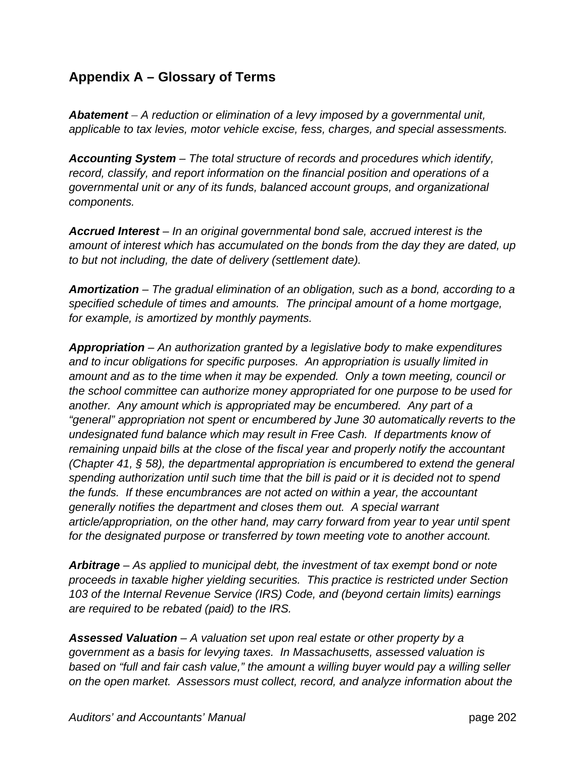## Appendix A – Glossary of Terms

***Abatement*** *– A reduction or elimination of a levy imposed by a governmental unit, applicable to tax levies, motor vehicle excise, fess, charges, and special assessments.*

***Accounting System*** *– The total structure of records and procedures which identify, record, classify, and report information on the financial position and operations of a governmental unit or any of its funds, balanced account groups, and organizational components.*

***Accrued Interest*** *– In an original governmental bond sale, accrued interest is the amount of interest which has accumulated on the bonds from the day they are dated, up to but not including, the date of delivery (settlement date).*

***Amortization*** *– The gradual elimination of an obligation, such as a bond, according to a specified schedule of times and amounts. The principal amount of a home mortgage, for example, is amortized by monthly payments.*

***Appropriation*** *– An authorization granted by a legislative body to make expenditures and to incur obligations for specific purposes. An appropriation is usually limited in amount and as to the time when it may be expended. Only a town meeting, council or the school committee can authorize money appropriated for one purpose to be used for another. Any amount which is appropriated may be encumbered. Any part of a "general" appropriation not spent or encumbered by June 30 automatically reverts to the undesignated fund balance which may result in Free Cash. If departments know of remaining unpaid bills at the close of the fiscal year and properly notify the accountant (Chapter 41, § 58), the departmental appropriation is encumbered to extend the general spending authorization until such time that the bill is paid or it is decided not to spend the funds. If these encumbrances are not acted on within a year, the accountant generally notifies the department and closes them out. A special warrant article/appropriation, on the other hand, may carry forward from year to year until spent for the designated purpose or transferred by town meeting vote to another account.*

***Arbitrage*** *– As applied to municipal debt, the investment of tax exempt bond or note proceeds in taxable higher yielding securities. This practice is restricted under Section 103 of the Internal Revenue Service (IRS) Code, and (beyond certain limits) earnings are required to be rebated (paid) to the IRS.*

***Assessed Valuation*** *– A valuation set upon real estate or other property by a government as a basis for levying taxes. In Massachusetts, assessed valuation is based on "full and fair cash value," the amount a willing buyer would pay a willing seller on the open market. Assessors must collect, record, and analyze information about the*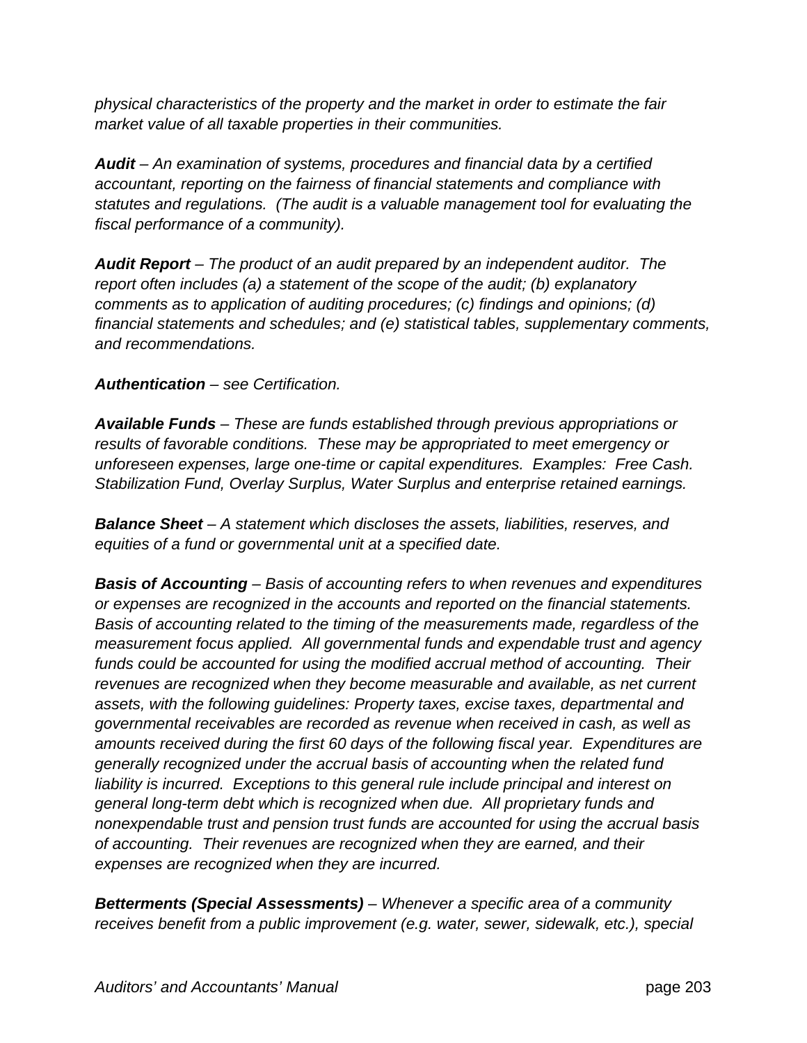*physical characteristics of the property and the market in order to estimate the fair market value of all taxable properties in their communities.*

***Audit*** *– An examination of systems, procedures and financial data by a certified accountant, reporting on the fairness of financial statements and compliance with statutes and regulations. (The audit is a valuable management tool for evaluating the fiscal performance of a community).*

***Audit Report*** *– The product of an audit prepared by an independent auditor. The report often includes (a) a statement of the scope of the audit; (b) explanatory comments as to application of auditing procedures; (c) findings and opinions; (d) financial statements and schedules; and (e) statistical tables, supplementary comments, and recommendations.*

***Authentication*** *– see Certification.*

***Available Funds*** *– These are funds established through previous appropriations or results of favorable conditions. These may be appropriated to meet emergency or unforeseen expenses, large one-time or capital expenditures. Examples: Free Cash. Stabilization Fund, Overlay Surplus, Water Surplus and enterprise retained earnings.*

***Balance Sheet*** *– A statement which discloses the assets, liabilities, reserves, and equities of a fund or governmental unit at a specified date.*

***Basis of Accounting*** *– Basis of accounting refers to when revenues and expenditures or expenses are recognized in the accounts and reported on the financial statements. Basis of accounting related to the timing of the measurements made, regardless of the measurement focus applied. All governmental funds and expendable trust and agency funds could be accounted for using the modified accrual method of accounting. Their revenues are recognized when they become measurable and available, as net current assets, with the following guidelines: Property taxes, excise taxes, departmental and governmental receivables are recorded as revenue when received in cash, as well as amounts received during the first 60 days of the following fiscal year. Expenditures are generally recognized under the accrual basis of accounting when the related fund liability is incurred. Exceptions to this general rule include principal and interest on general long-term debt which is recognized when due. All proprietary funds and nonexpendable trust and pension trust funds are accounted for using the accrual basis of accounting. Their revenues are recognized when they are earned, and their expenses are recognized when they are incurred.*

***Betterments (Special Assessments)*** *– Whenever a specific area of a community receives benefit from a public improvement (e.g. water, sewer, sidewalk, etc.), special*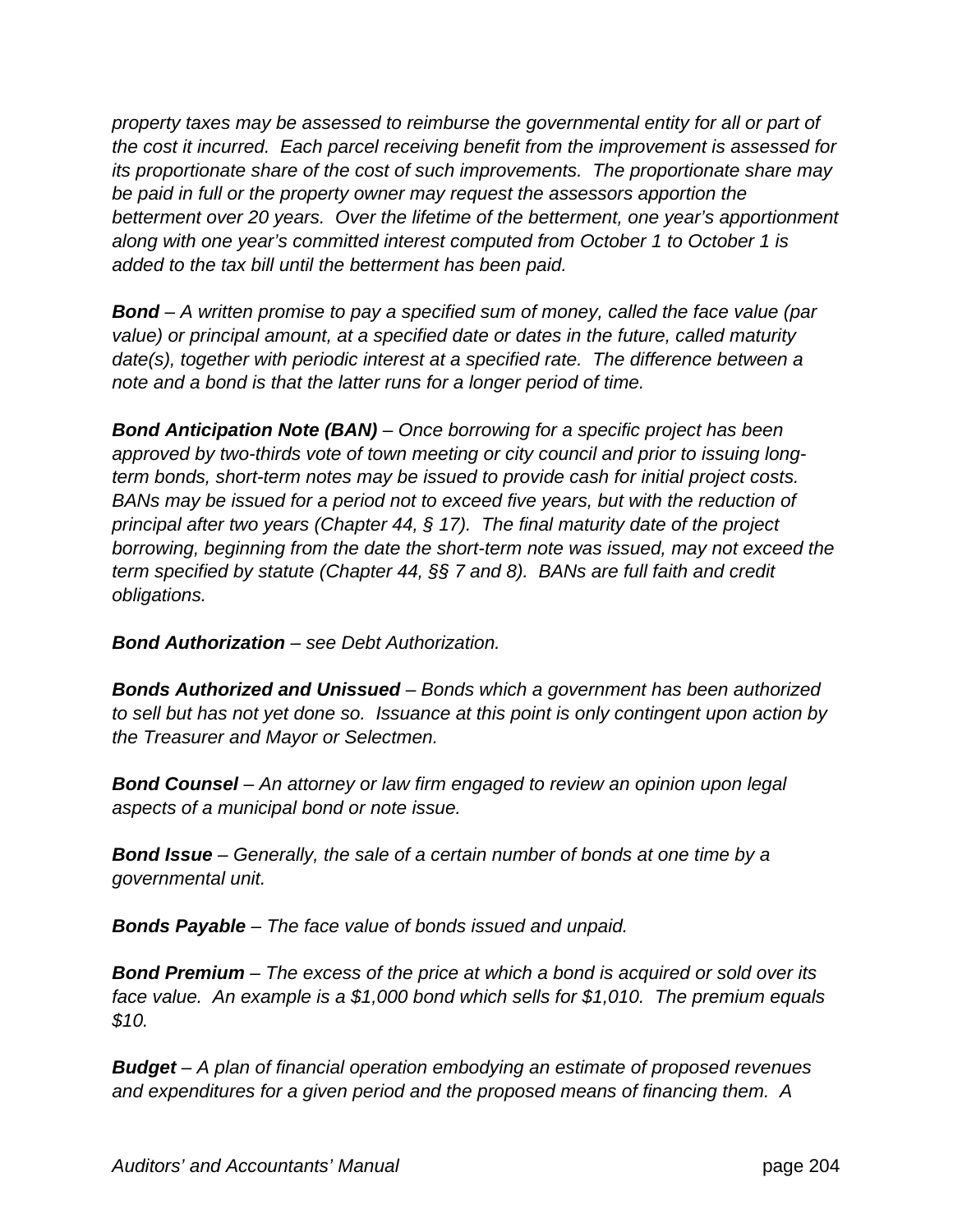*property taxes may be assessed to reimburse the governmental entity for all or part of the cost it incurred. Each parcel receiving benefit from the improvement is assessed for its proportionate share of the cost of such improvements. The proportionate share may be paid in full or the property owner may request the assessors apportion the betterment over 20 years. Over the lifetime of the betterment, one year's apportionment along with one year's committed interest computed from October 1 to October 1 is added to the tax bill until the betterment has been paid.*

***Bond*** *– A written promise to pay a specified sum of money, called the face value (par value) or principal amount, at a specified date or dates in the future, called maturity date(s), together with periodic interest at a specified rate. The difference between a note and a bond is that the latter runs for a longer period of time.*

***Bond Anticipation Note (BAN)*** *– Once borrowing for a specific project has been approved by two-thirds vote of town meeting or city council and prior to issuing long-term bonds, short-term notes may be issued to provide cash for initial project costs. BANs may be issued for a period not to exceed five years, but with the reduction of principal after two years (Chapter 44, § 17). The final maturity date of the project borrowing, beginning from the date the short-term note was issued, may not exceed the term specified by statute (Chapter 44, §§ 7 and 8). BANs are full faith and credit obligations.*

***Bond Authorization*** *– see Debt Authorization.*

***Bonds Authorized and Unissued*** *– Bonds which a government has been authorized to sell but has not yet done so. Issuance at this point is only contingent upon action by the Treasurer and Mayor or Selectmen.*

***Bond Counsel*** *– An attorney or law firm engaged to review an opinion upon legal aspects of a municipal bond or note issue.*

***Bond Issue*** *– Generally, the sale of a certain number of bonds at one time by a governmental unit.*

***Bonds Payable*** *– The face value of bonds issued and unpaid.*

***Bond Premium*** *– The excess of the price at which a bond is acquired or sold over its face value. An example is a $1,000 bond which sells for $1,010. The premium equals $10.*

***Budget*** *– A plan of financial operation embodying an estimate of proposed revenues and expenditures for a given period and the proposed means of financing them. A*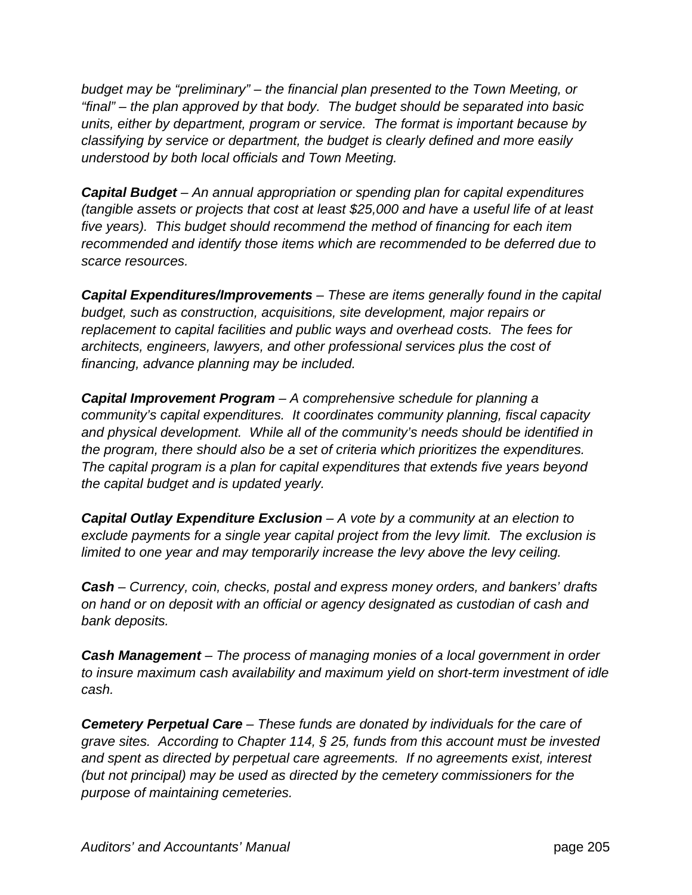*budget may be "preliminary" – the financial plan presented to the Town Meeting, or "final" – the plan approved by that body. The budget should be separated into basic units, either by department, program or service. The format is important because by classifying by service or department, the budget is clearly defined and more easily understood by both local officials and Town Meeting.*

***Capital Budget*** *– An annual appropriation or spending plan for capital expenditures (tangible assets or projects that cost at least $25,000 and have a useful life of at least five years). This budget should recommend the method of financing for each item recommended and identify those items which are recommended to be deferred due to scarce resources.*

***Capital Expenditures/Improvements*** *– These are items generally found in the capital budget, such as construction, acquisitions, site development, major repairs or replacement to capital facilities and public ways and overhead costs. The fees for architects, engineers, lawyers, and other professional services plus the cost of financing, advance planning may be included.*

***Capital Improvement Program*** *– A comprehensive schedule for planning a community's capital expenditures. It coordinates community planning, fiscal capacity and physical development. While all of the community's needs should be identified in the program, there should also be a set of criteria which prioritizes the expenditures. The capital program is a plan for capital expenditures that extends five years beyond the capital budget and is updated yearly.*

***Capital Outlay Expenditure Exclusion*** *– A vote by a community at an election to exclude payments for a single year capital project from the levy limit. The exclusion is limited to one year and may temporarily increase the levy above the levy ceiling.*

***Cash*** *– Currency, coin, checks, postal and express money orders, and bankers' drafts on hand or on deposit with an official or agency designated as custodian of cash and bank deposits.*

***Cash Management*** *– The process of managing monies of a local government in order to insure maximum cash availability and maximum yield on short-term investment of idle cash.*

***Cemetery Perpetual Care*** *– These funds are donated by individuals for the care of grave sites. According to Chapter 114, § 25, funds from this account must be invested and spent as directed by perpetual care agreements. If no agreements exist, interest (but not principal) may be used as directed by the cemetery commissioners for the purpose of maintaining cemeteries.*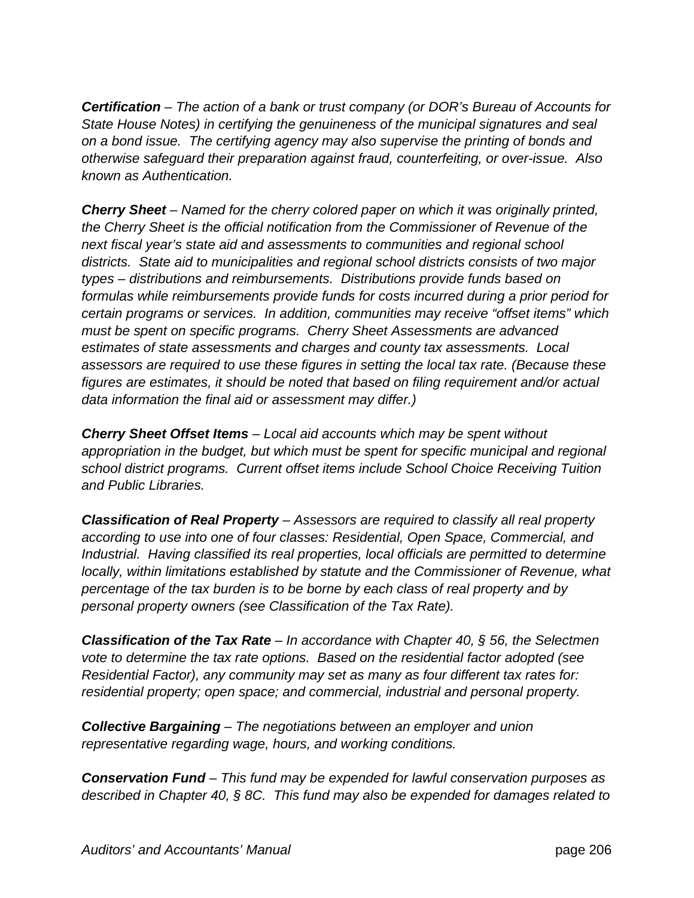***Certification*** *– The action of a bank or trust company (or DOR's Bureau of Accounts for State House Notes) in certifying the genuineness of the municipal signatures and seal on a bond issue. The certifying agency may also supervise the printing of bonds and otherwise safeguard their preparation against fraud, counterfeiting, or over-issue. Also known as Authentication.*

***Cherry Sheet*** *– Named for the cherry colored paper on which it was originally printed, the Cherry Sheet is the official notification from the Commissioner of Revenue of the next fiscal year's state aid and assessments to communities and regional school districts. State aid to municipalities and regional school districts consists of two major types – distributions and reimbursements. Distributions provide funds based on formulas while reimbursements provide funds for costs incurred during a prior period for certain programs or services. In addition, communities may receive "offset items" which must be spent on specific programs. Cherry Sheet Assessments are advanced estimates of state assessments and charges and county tax assessments. Local assessors are required to use these figures in setting the local tax rate. (Because these figures are estimates, it should be noted that based on filing requirement and/or actual data information the final aid or assessment may differ.)*

***Cherry Sheet Offset Items*** *– Local aid accounts which may be spent without appropriation in the budget, but which must be spent for specific municipal and regional school district programs. Current offset items include School Choice Receiving Tuition and Public Libraries.*

***Classification of Real Property*** *– Assessors are required to classify all real property according to use into one of four classes: Residential, Open Space, Commercial, and Industrial. Having classified its real properties, local officials are permitted to determine locally, within limitations established by statute and the Commissioner of Revenue, what percentage of the tax burden is to be borne by each class of real property and by personal property owners (see Classification of the Tax Rate).*

***Classification of the Tax Rate*** *– In accordance with Chapter 40, § 56, the Selectmen vote to determine the tax rate options. Based on the residential factor adopted (see Residential Factor), any community may set as many as four different tax rates for: residential property; open space; and commercial, industrial and personal property.*

***Collective Bargaining*** *– The negotiations between an employer and union representative regarding wage, hours, and working conditions.*

***Conservation Fund*** *– This fund may be expended for lawful conservation purposes as described in Chapter 40, § 8C. This fund may also be expended for damages related to*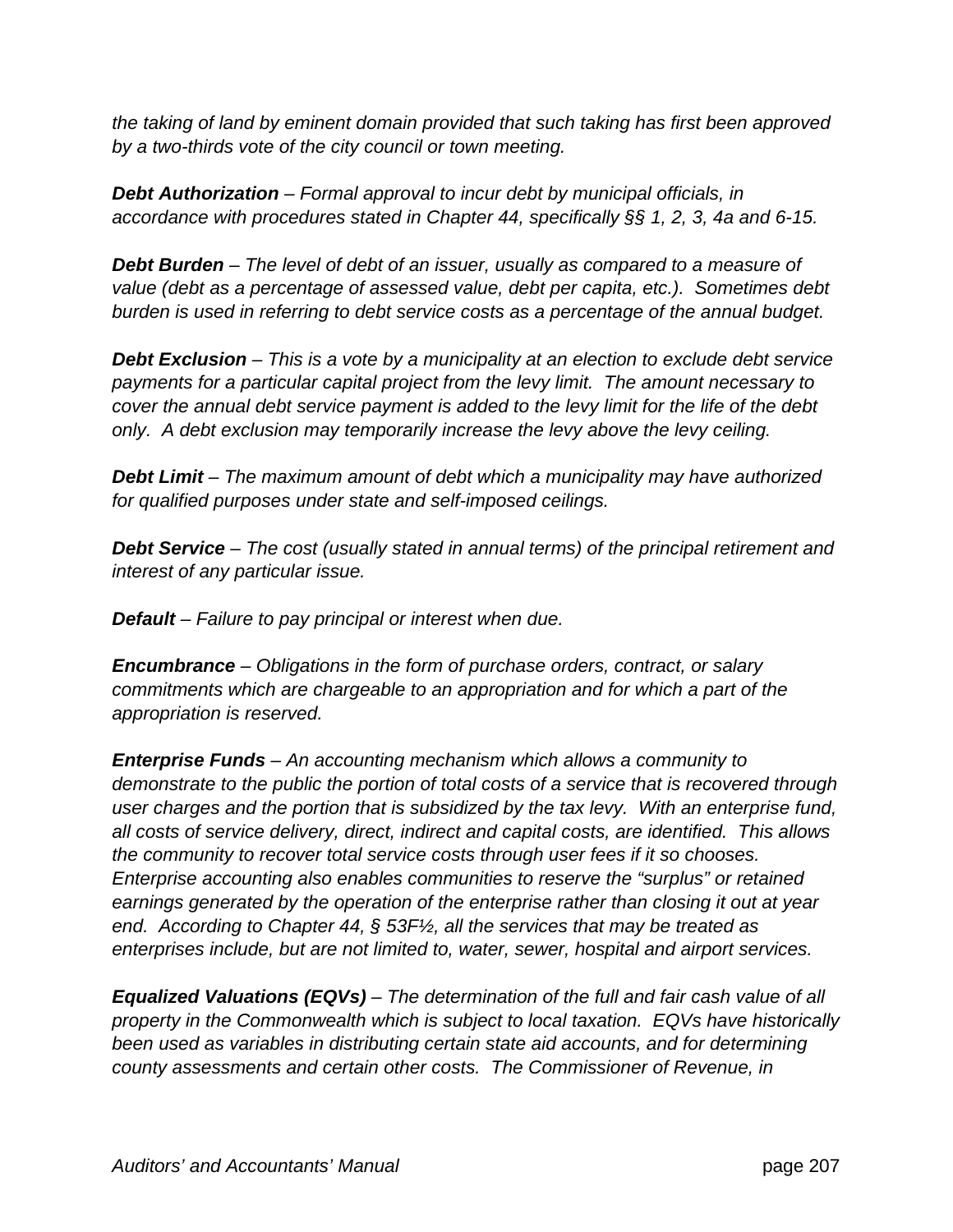*the taking of land by eminent domain provided that such taking has first been approved by a two-thirds vote of the city council or town meeting.*

***Debt Authorization*** *– Formal approval to incur debt by municipal officials, in accordance with procedures stated in Chapter 44, specifically §§ 1, 2, 3, 4a and 6-15.*

***Debt Burden*** *– The level of debt of an issuer, usually as compared to a measure of value (debt as a percentage of assessed value, debt per capita, etc.). Sometimes debt burden is used in referring to debt service costs as a percentage of the annual budget.*

***Debt Exclusion*** *– This is a vote by a municipality at an election to exclude debt service payments for a particular capital project from the levy limit. The amount necessary to cover the annual debt service payment is added to the levy limit for the life of the debt only. A debt exclusion may temporarily increase the levy above the levy ceiling.*

***Debt Limit*** *– The maximum amount of debt which a municipality may have authorized for qualified purposes under state and self-imposed ceilings.*

***Debt Service*** *– The cost (usually stated in annual terms) of the principal retirement and interest of any particular issue.*

***Default*** *– Failure to pay principal or interest when due.*

***Encumbrance*** *– Obligations in the form of purchase orders, contract, or salary commitments which are chargeable to an appropriation and for which a part of the appropriation is reserved.*

***Enterprise Funds*** *– An accounting mechanism which allows a community to demonstrate to the public the portion of total costs of a service that is recovered through user charges and the portion that is subsidized by the tax levy. With an enterprise fund, all costs of service delivery, direct, indirect and capital costs, are identified. This allows the community to recover total service costs through user fees if it so chooses. Enterprise accounting also enables communities to reserve the "surplus" or retained earnings generated by the operation of the enterprise rather than closing it out at year end. According to Chapter 44, § 53F½, all the services that may be treated as enterprises include, but are not limited to, water, sewer, hospital and airport services.*

***Equalized Valuations (EQVs)*** *– The determination of the full and fair cash value of all property in the Commonwealth which is subject to local taxation. EQVs have historically been used as variables in distributing certain state aid accounts, and for determining county assessments and certain other costs. The Commissioner of Revenue, in*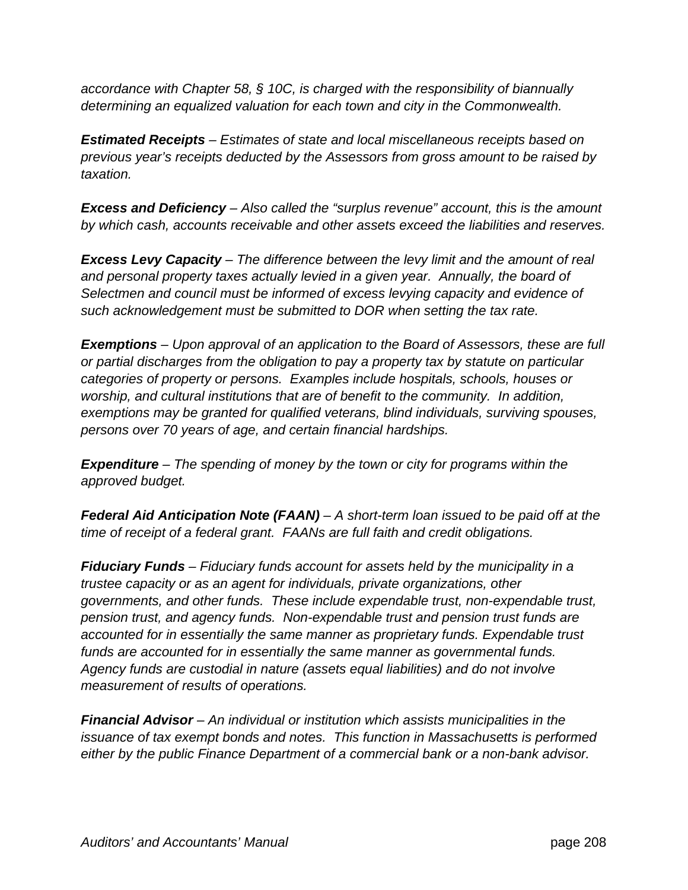*accordance with Chapter 58, § 10C, is charged with the responsibility of biannually determining an equalized valuation for each town and city in the Commonwealth.*

***Estimated Receipts*** *– Estimates of state and local miscellaneous receipts based on previous year's receipts deducted by the Assessors from gross amount to be raised by taxation.*

***Excess and Deficiency*** *– Also called the "surplus revenue" account, this is the amount by which cash, accounts receivable and other assets exceed the liabilities and reserves.*

***Excess Levy Capacity*** *– The difference between the levy limit and the amount of real and personal property taxes actually levied in a given year. Annually, the board of Selectmen and council must be informed of excess levying capacity and evidence of such acknowledgement must be submitted to DOR when setting the tax rate.*

***Exemptions*** *– Upon approval of an application to the Board of Assessors, these are full or partial discharges from the obligation to pay a property tax by statute on particular categories of property or persons. Examples include hospitals, schools, houses or worship, and cultural institutions that are of benefit to the community. In addition, exemptions may be granted for qualified veterans, blind individuals, surviving spouses, persons over 70 years of age, and certain financial hardships.*

***Expenditure*** *– The spending of money by the town or city for programs within the approved budget.*

***Federal Aid Anticipation Note (FAAN)*** *– A short-term loan issued to be paid off at the time of receipt of a federal grant. FAANs are full faith and credit obligations.*

***Fiduciary Funds*** *– Fiduciary funds account for assets held by the municipality in a trustee capacity or as an agent for individuals, private organizations, other governments, and other funds. These include expendable trust, non-expendable trust, pension trust, and agency funds. Non-expendable trust and pension trust funds are accounted for in essentially the same manner as proprietary funds. Expendable trust funds are accounted for in essentially the same manner as governmental funds. Agency funds are custodial in nature (assets equal liabilities) and do not involve measurement of results of operations.*

***Financial Advisor*** *– An individual or institution which assists municipalities in the issuance of tax exempt bonds and notes. This function in Massachusetts is performed either by the public Finance Department of a commercial bank or a non-bank advisor.*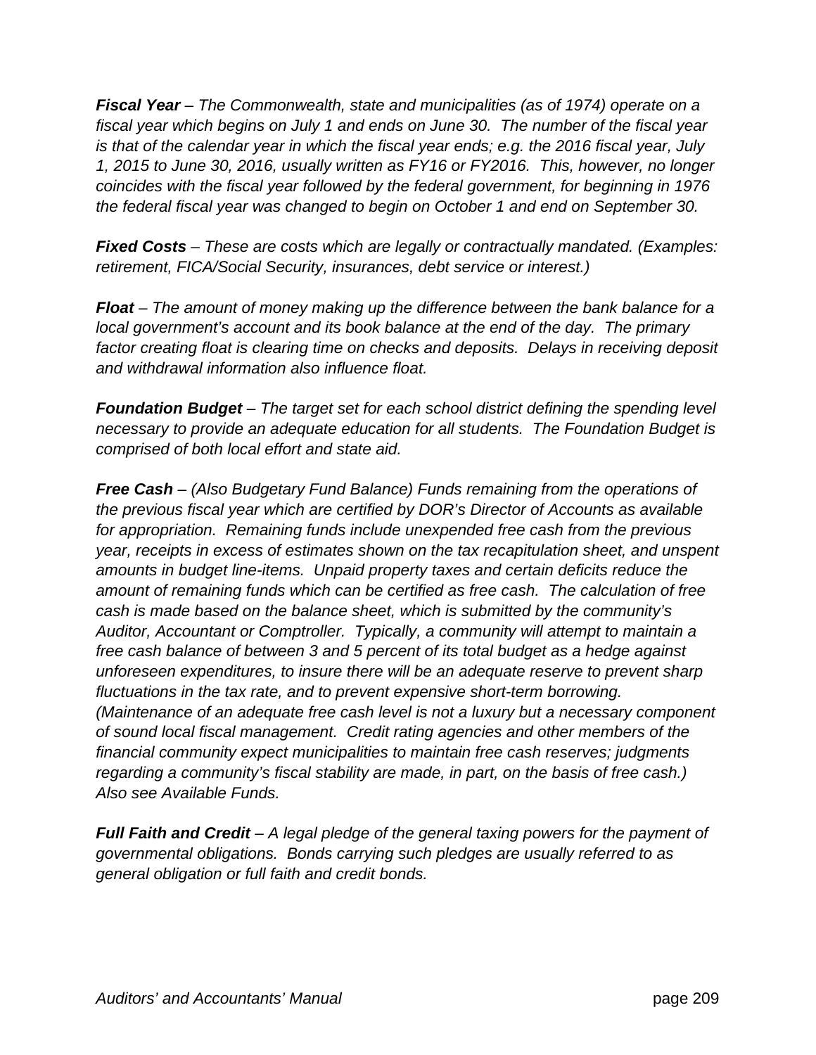***Fiscal Year*** *– The Commonwealth, state and municipalities (as of 1974) operate on a fiscal year which begins on July 1 and ends on June 30. The number of the fiscal year is that of the calendar year in which the fiscal year ends; e.g. the 2016 fiscal year, July 1, 2015 to June 30, 2016, usually written as FY16 or FY2016. This, however, no longer coincides with the fiscal year followed by the federal government, for beginning in 1976 the federal fiscal year was changed to begin on October 1 and end on September 30.*

***Fixed Costs*** *– These are costs which are legally or contractually mandated. (Examples: retirement, FICA/Social Security, insurances, debt service or interest.)*

***Float*** *– The amount of money making up the difference between the bank balance for a local government's account and its book balance at the end of the day. The primary factor creating float is clearing time on checks and deposits. Delays in receiving deposit and withdrawal information also influence float.*

***Foundation Budget*** *– The target set for each school district defining the spending level necessary to provide an adequate education for all students. The Foundation Budget is comprised of both local effort and state aid.*

***Free Cash*** *– (Also Budgetary Fund Balance) Funds remaining from the operations of the previous fiscal year which are certified by DOR's Director of Accounts as available for appropriation. Remaining funds include unexpended free cash from the previous year, receipts in excess of estimates shown on the tax recapitulation sheet, and unspent amounts in budget line-items. Unpaid property taxes and certain deficits reduce the amount of remaining funds which can be certified as free cash. The calculation of free cash is made based on the balance sheet, which is submitted by the community's Auditor, Accountant or Comptroller. Typically, a community will attempt to maintain a free cash balance of between 3 and 5 percent of its total budget as a hedge against unforeseen expenditures, to insure there will be an adequate reserve to prevent sharp fluctuations in the tax rate, and to prevent expensive short-term borrowing. (Maintenance of an adequate free cash level is not a luxury but a necessary component of sound local fiscal management. Credit rating agencies and other members of the financial community expect municipalities to maintain free cash reserves; judgments regarding a community's fiscal stability are made, in part, on the basis of free cash.) Also see Available Funds.*

***Full Faith and Credit*** *– A legal pledge of the general taxing powers for the payment of governmental obligations. Bonds carrying such pledges are usually referred to as general obligation or full faith and credit bonds.*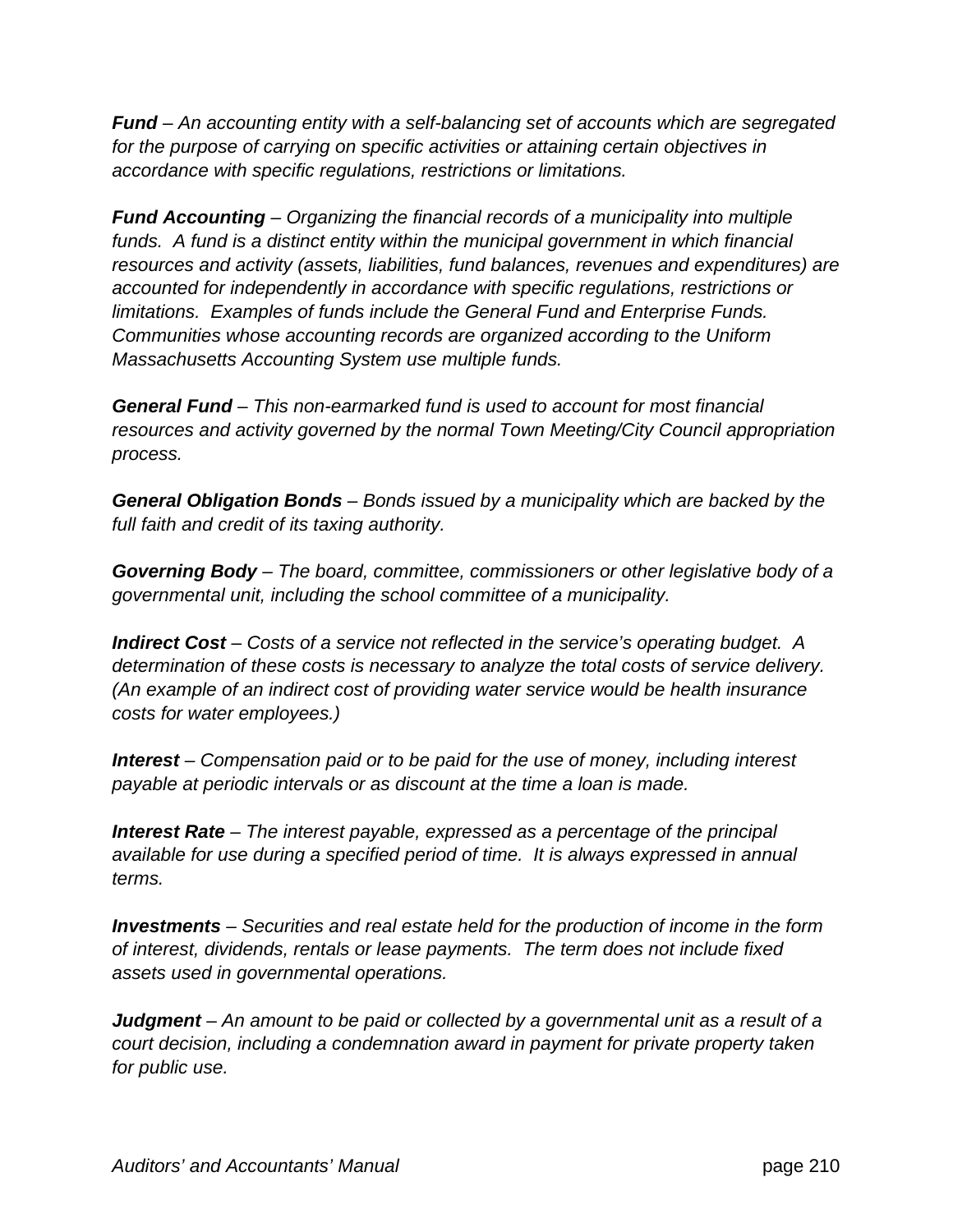***Fund*** *– An accounting entity with a self-balancing set of accounts which are segregated for the purpose of carrying on specific activities or attaining certain objectives in accordance with specific regulations, restrictions or limitations.*

***Fund Accounting*** *– Organizing the financial records of a municipality into multiple funds. A fund is a distinct entity within the municipal government in which financial resources and activity (assets, liabilities, fund balances, revenues and expenditures) are accounted for independently in accordance with specific regulations, restrictions or limitations. Examples of funds include the General Fund and Enterprise Funds. Communities whose accounting records are organized according to the Uniform Massachusetts Accounting System use multiple funds.*

***General Fund*** *– This non-earmarked fund is used to account for most financial resources and activity governed by the normal Town Meeting/City Council appropriation process.*

***General Obligation Bonds*** *– Bonds issued by a municipality which are backed by the full faith and credit of its taxing authority.*

***Governing Body*** *– The board, committee, commissioners or other legislative body of a governmental unit, including the school committee of a municipality.*

***Indirect Cost*** *– Costs of a service not reflected in the service's operating budget. A determination of these costs is necessary to analyze the total costs of service delivery. (An example of an indirect cost of providing water service would be health insurance costs for water employees.)*

***Interest*** *– Compensation paid or to be paid for the use of money, including interest payable at periodic intervals or as discount at the time a loan is made.*

***Interest Rate*** *– The interest payable, expressed as a percentage of the principal available for use during a specified period of time. It is always expressed in annual terms.*

***Investments*** *– Securities and real estate held for the production of income in the form of interest, dividends, rentals or lease payments. The term does not include fixed assets used in governmental operations.*

***Judgment*** *– An amount to be paid or collected by a governmental unit as a result of a court decision, including a condemnation award in payment for private property taken for public use.*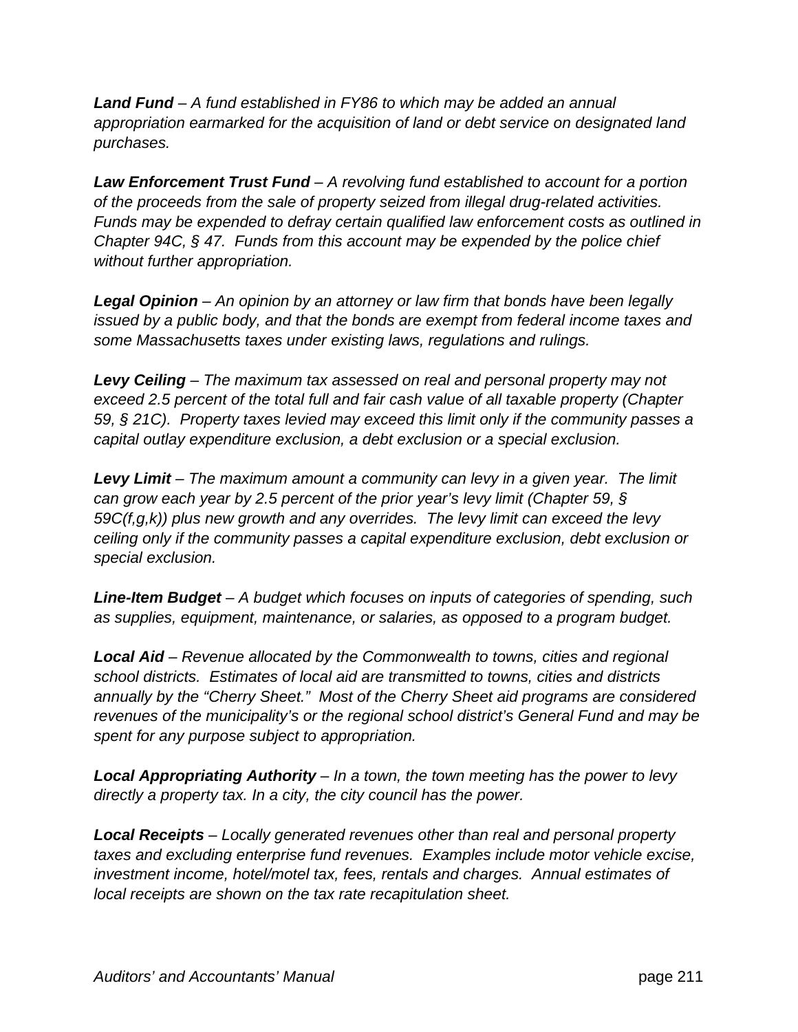***Land Fund*** *– A fund established in FY86 to which may be added an annual appropriation earmarked for the acquisition of land or debt service on designated land purchases.*

***Law Enforcement Trust Fund*** *– A revolving fund established to account for a portion of the proceeds from the sale of property seized from illegal drug-related activities. Funds may be expended to defray certain qualified law enforcement costs as outlined in Chapter 94C, § 47. Funds from this account may be expended by the police chief without further appropriation.*

***Legal Opinion*** *– An opinion by an attorney or law firm that bonds have been legally issued by a public body, and that the bonds are exempt from federal income taxes and some Massachusetts taxes under existing laws, regulations and rulings.*

***Levy Ceiling*** *– The maximum tax assessed on real and personal property may not exceed 2.5 percent of the total full and fair cash value of all taxable property (Chapter 59, § 21C). Property taxes levied may exceed this limit only if the community passes a capital outlay expenditure exclusion, a debt exclusion or a special exclusion.*

***Levy Limit*** *– The maximum amount a community can levy in a given year. The limit can grow each year by 2.5 percent of the prior year's levy limit (Chapter 59, § 59C(f,g,k)) plus new growth and any overrides. The levy limit can exceed the levy ceiling only if the community passes a capital expenditure exclusion, debt exclusion or special exclusion.*

***Line-Item Budget*** *– A budget which focuses on inputs of categories of spending, such as supplies, equipment, maintenance, or salaries, as opposed to a program budget.*

***Local Aid*** *– Revenue allocated by the Commonwealth to towns, cities and regional school districts. Estimates of local aid are transmitted to towns, cities and districts annually by the "Cherry Sheet." Most of the Cherry Sheet aid programs are considered revenues of the municipality's or the regional school district's General Fund and may be spent for any purpose subject to appropriation.*

***Local Appropriating Authority*** *– In a town, the town meeting has the power to levy directly a property tax. In a city, the city council has the power.*

***Local Receipts*** *– Locally generated revenues other than real and personal property taxes and excluding enterprise fund revenues. Examples include motor vehicle excise, investment income, hotel/motel tax, fees, rentals and charges. Annual estimates of local receipts are shown on the tax rate recapitulation sheet.*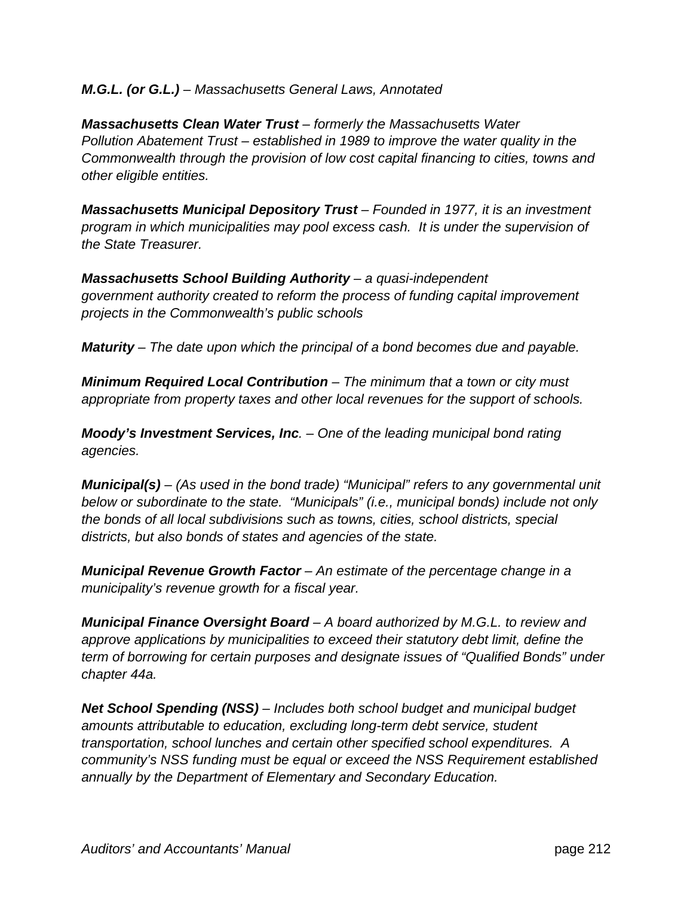***M.G.L. (or G.L.)*** *– Massachusetts General Laws, Annotated*

***Massachusetts Clean Water Trust*** *– formerly the Massachusetts Water Pollution Abatement Trust – established in 1989 to improve the water quality in the Commonwealth through the provision of low cost capital financing to cities, towns and other eligible entities.*

***Massachusetts Municipal Depository Trust*** *– Founded in 1977, it is an investment program in which municipalities may pool excess cash. It is under the supervision of the State Treasurer.*

***Massachusetts School Building Authority*** *– a quasi-independent government authority created to reform the process of funding capital improvement projects in the Commonwealth's public schools*

***Maturity*** *– The date upon which the principal of a bond becomes due and payable.*

***Minimum Required Local Contribution*** *– The minimum that a town or city must appropriate from property taxes and other local revenues for the support of schools.*

***Moody's Investment Services, Inc****. – One of the leading municipal bond rating agencies.*

***Municipal(s)*** *– (As used in the bond trade) "Municipal" refers to any governmental unit below or subordinate to the state. "Municipals" (i.e., municipal bonds) include not only the bonds of all local subdivisions such as towns, cities, school districts, special districts, but also bonds of states and agencies of the state.*

***Municipal Revenue Growth Factor*** *– An estimate of the percentage change in a municipality's revenue growth for a fiscal year.*

***Municipal Finance Oversight Board*** *– A board authorized by M.G.L. to review and approve applications by municipalities to exceed their statutory debt limit, define the term of borrowing for certain purposes and designate issues of "Qualified Bonds" under chapter 44a.*

***Net School Spending (NSS)*** *– Includes both school budget and municipal budget amounts attributable to education, excluding long-term debt service, student transportation, school lunches and certain other specified school expenditures. A community's NSS funding must be equal or exceed the NSS Requirement established annually by the Department of Elementary and Secondary Education.*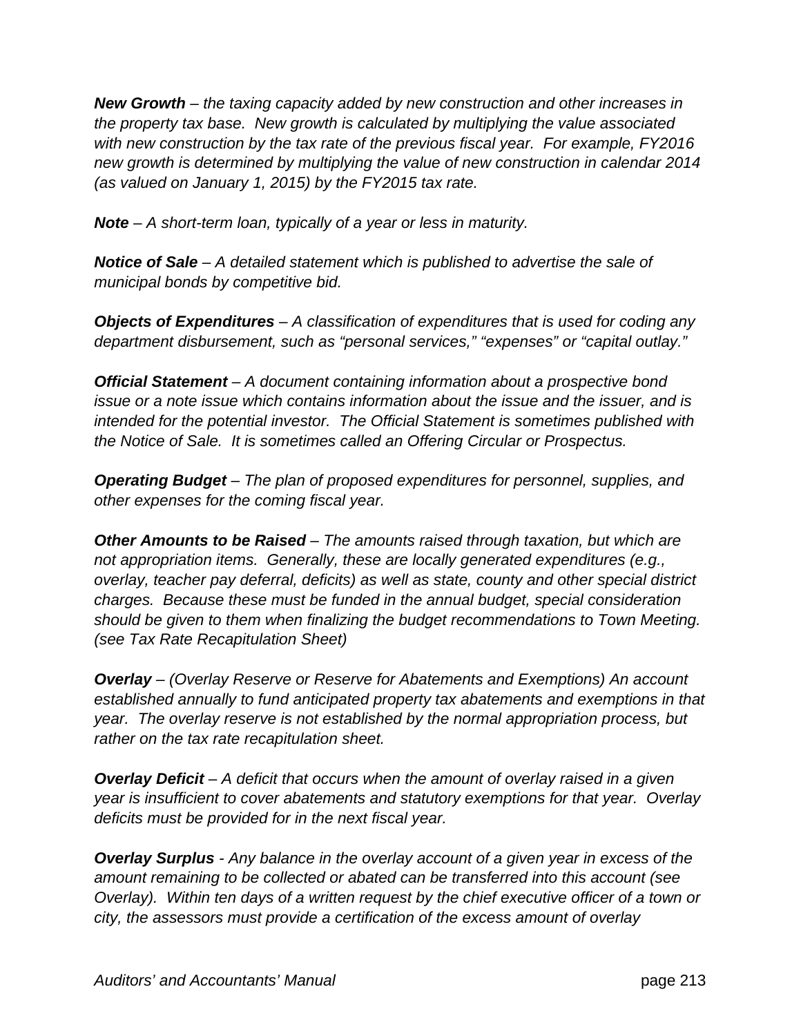***New Growth** – the taxing capacity added by new construction and other increases in the property tax base. New growth is calculated by multiplying the value associated with new construction by the tax rate of the previous fiscal year. For example, FY2016 new growth is determined by multiplying the value of new construction in calendar 2014 (as valued on January 1, 2015) by the FY2015 tax rate.*

***Note** – A short-term loan, typically of a year or less in maturity.*

***Notice of Sale** – A detailed statement which is published to advertise the sale of municipal bonds by competitive bid.*

***Objects of Expenditures** – A classification of expenditures that is used for coding any department disbursement, such as "personal services," "expenses" or "capital outlay."*

***Official Statement** – A document containing information about a prospective bond issue or a note issue which contains information about the issue and the issuer, and is intended for the potential investor. The Official Statement is sometimes published with the Notice of Sale. It is sometimes called an Offering Circular or Prospectus.*

***Operating Budget** – The plan of proposed expenditures for personnel, supplies, and other expenses for the coming fiscal year.*

***Other Amounts to be Raised** – The amounts raised through taxation, but which are not appropriation items. Generally, these are locally generated expenditures (e.g., overlay, teacher pay deferral, deficits) as well as state, county and other special district charges. Because these must be funded in the annual budget, special consideration should be given to them when finalizing the budget recommendations to Town Meeting. (see Tax Rate Recapitulation Sheet)*

***Overlay** – (Overlay Reserve or Reserve for Abatements and Exemptions) An account established annually to fund anticipated property tax abatements and exemptions in that year. The overlay reserve is not established by the normal appropriation process, but rather on the tax rate recapitulation sheet.*

***Overlay Deficit** – A deficit that occurs when the amount of overlay raised in a given year is insufficient to cover abatements and statutory exemptions for that year. Overlay deficits must be provided for in the next fiscal year.*

***Overlay Surplus** - Any balance in the overlay account of a given year in excess of the amount remaining to be collected or abated can be transferred into this account (see Overlay). Within ten days of a written request by the chief executive officer of a town or city, the assessors must provide a certification of the excess amount of overlay*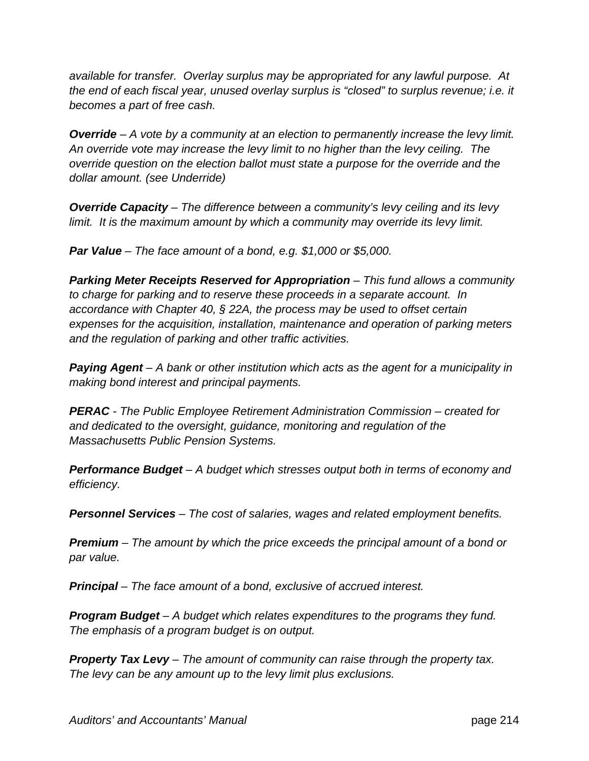*available for transfer. Overlay surplus may be appropriated for any lawful purpose. At the end of each fiscal year, unused overlay surplus is "closed" to surplus revenue; i.e. it becomes a part of free cash.*

***Override*** *– A vote by a community at an election to permanently increase the levy limit. An override vote may increase the levy limit to no higher than the levy ceiling. The override question on the election ballot must state a purpose for the override and the dollar amount. (see Underride)*

***Override Capacity*** *– The difference between a community's levy ceiling and its levy limit. It is the maximum amount by which a community may override its levy limit.*

***Par Value*** *– The face amount of a bond, e.g. $1,000 or $5,000.*

***Parking Meter Receipts Reserved for Appropriation*** *– This fund allows a community to charge for parking and to reserve these proceeds in a separate account. In accordance with Chapter 40, § 22A, the process may be used to offset certain expenses for the acquisition, installation, maintenance and operation of parking meters and the regulation of parking and other traffic activities.*

***Paying Agent*** *– A bank or other institution which acts as the agent for a municipality in making bond interest and principal payments.*

***PERAC*** *- The Public Employee Retirement Administration Commission – created for and dedicated to the oversight, guidance, monitoring and regulation of the Massachusetts Public Pension Systems.*

***Performance Budget*** *– A budget which stresses output both in terms of economy and efficiency.*

***Personnel Services*** *– The cost of salaries, wages and related employment benefits.*

***Premium*** *– The amount by which the price exceeds the principal amount of a bond or par value.*

***Principal*** *– The face amount of a bond, exclusive of accrued interest.*

***Program Budget*** *– A budget which relates expenditures to the programs they fund. The emphasis of a program budget is on output.*

***Property Tax Levy*** *– The amount of community can raise through the property tax. The levy can be any amount up to the levy limit plus exclusions.*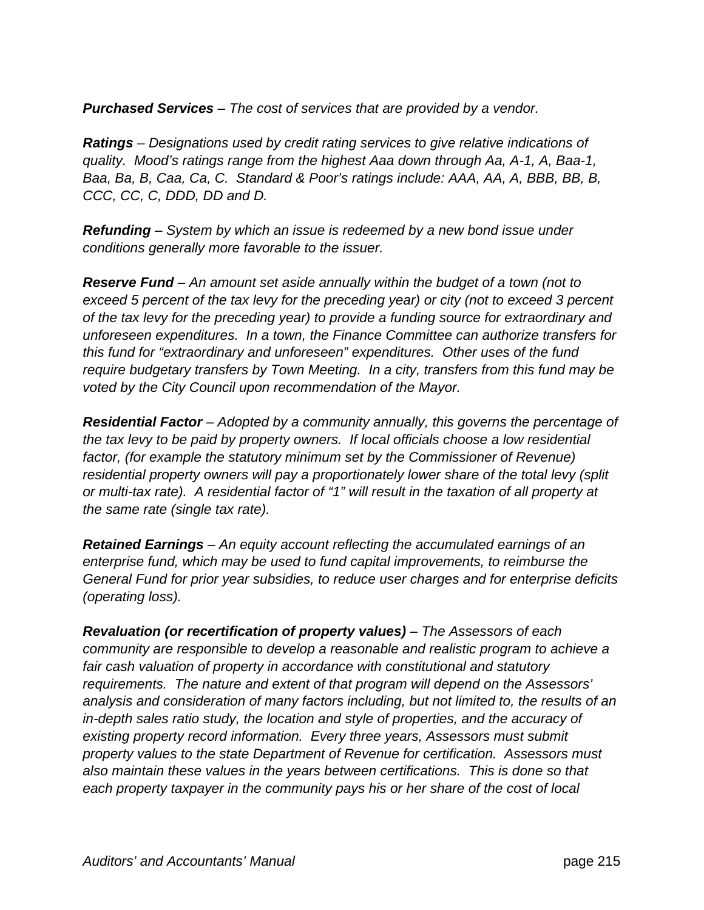***Purchased Services*** *– The cost of services that are provided by a vendor.*

***Ratings*** *– Designations used by credit rating services to give relative indications of quality. Mood's ratings range from the highest Aaa down through Aa, A-1, A, Baa-1, Baa, Ba, B, Caa, Ca, C. Standard & Poor's ratings include: AAA, AA, A, BBB, BB, B, CCC, CC, C, DDD, DD and D.*

***Refunding*** *– System by which an issue is redeemed by a new bond issue under conditions generally more favorable to the issuer.*

***Reserve Fund*** *– An amount set aside annually within the budget of a town (not to exceed 5 percent of the tax levy for the preceding year) or city (not to exceed 3 percent of the tax levy for the preceding year) to provide a funding source for extraordinary and unforeseen expenditures. In a town, the Finance Committee can authorize transfers for this fund for "extraordinary and unforeseen" expenditures. Other uses of the fund require budgetary transfers by Town Meeting. In a city, transfers from this fund may be voted by the City Council upon recommendation of the Mayor.*

***Residential Factor*** *– Adopted by a community annually, this governs the percentage of the tax levy to be paid by property owners. If local officials choose a low residential factor, (for example the statutory minimum set by the Commissioner of Revenue) residential property owners will pay a proportionately lower share of the total levy (split or multi-tax rate). A residential factor of "1" will result in the taxation of all property at the same rate (single tax rate).*

***Retained Earnings*** *– An equity account reflecting the accumulated earnings of an enterprise fund, which may be used to fund capital improvements, to reimburse the General Fund for prior year subsidies, to reduce user charges and for enterprise deficits (operating loss).*

***Revaluation (or recertification of property values)*** *– The Assessors of each community are responsible to develop a reasonable and realistic program to achieve a fair cash valuation of property in accordance with constitutional and statutory requirements. The nature and extent of that program will depend on the Assessors' analysis and consideration of many factors including, but not limited to, the results of an in-depth sales ratio study, the location and style of properties, and the accuracy of existing property record information. Every three years, Assessors must submit property values to the state Department of Revenue for certification. Assessors must also maintain these values in the years between certifications. This is done so that each property taxpayer in the community pays his or her share of the cost of local*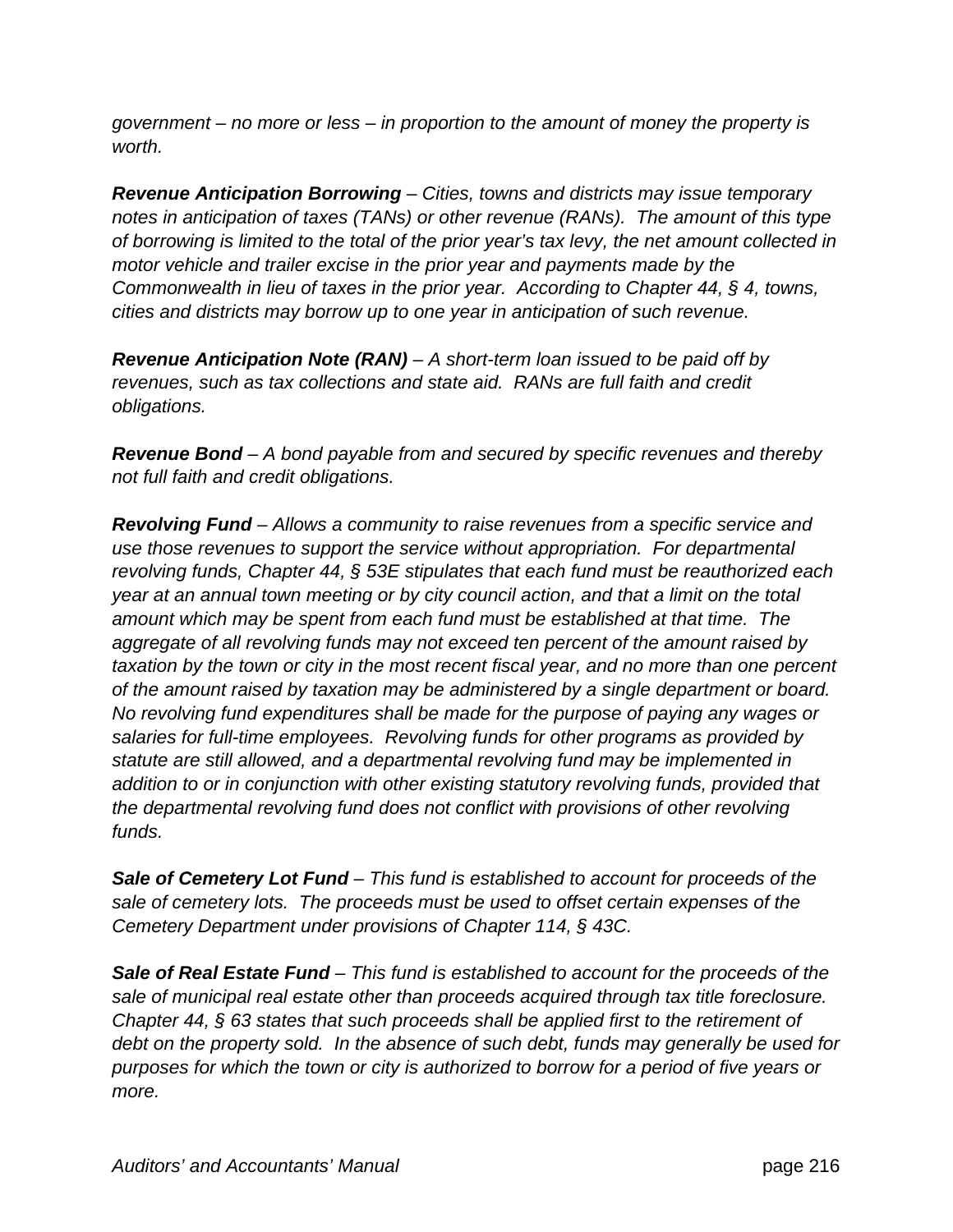*government – no more or less – in proportion to the amount of money the property is worth.*

***Revenue Anticipation Borrowing*** *– Cities, towns and districts may issue temporary notes in anticipation of taxes (TANs) or other revenue (RANs). The amount of this type of borrowing is limited to the total of the prior year's tax levy, the net amount collected in motor vehicle and trailer excise in the prior year and payments made by the Commonwealth in lieu of taxes in the prior year. According to Chapter 44, § 4, towns, cities and districts may borrow up to one year in anticipation of such revenue.*

***Revenue Anticipation Note (RAN)*** *– A short-term loan issued to be paid off by revenues, such as tax collections and state aid. RANs are full faith and credit obligations.*

***Revenue Bond*** *– A bond payable from and secured by specific revenues and thereby not full faith and credit obligations.*

***Revolving Fund*** *– Allows a community to raise revenues from a specific service and use those revenues to support the service without appropriation. For departmental revolving funds, Chapter 44, § 53E stipulates that each fund must be reauthorized each year at an annual town meeting or by city council action, and that a limit on the total amount which may be spent from each fund must be established at that time. The aggregate of all revolving funds may not exceed ten percent of the amount raised by taxation by the town or city in the most recent fiscal year, and no more than one percent of the amount raised by taxation may be administered by a single department or board. No revolving fund expenditures shall be made for the purpose of paying any wages or salaries for full-time employees. Revolving funds for other programs as provided by statute are still allowed, and a departmental revolving fund may be implemented in addition to or in conjunction with other existing statutory revolving funds, provided that the departmental revolving fund does not conflict with provisions of other revolving funds.*

***Sale of Cemetery Lot Fund*** *– This fund is established to account for proceeds of the sale of cemetery lots. The proceeds must be used to offset certain expenses of the Cemetery Department under provisions of Chapter 114, § 43C.*

***Sale of Real Estate Fund*** *– This fund is established to account for the proceeds of the sale of municipal real estate other than proceeds acquired through tax title foreclosure. Chapter 44, § 63 states that such proceeds shall be applied first to the retirement of debt on the property sold. In the absence of such debt, funds may generally be used for purposes for which the town or city is authorized to borrow for a period of five years or more.*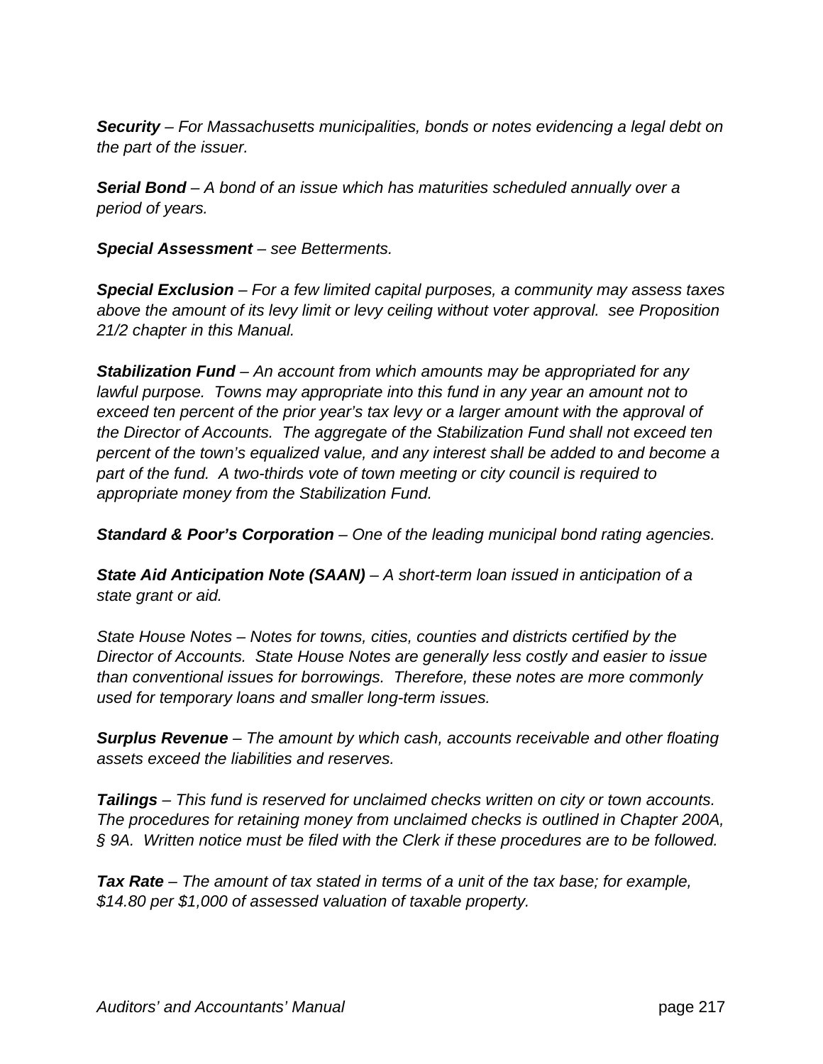***Security*** *– For Massachusetts municipalities, bonds or notes evidencing a legal debt on the part of the issuer.*

***Serial Bond*** *– A bond of an issue which has maturities scheduled annually over a period of years.*

***Special Assessment*** *– see Betterments.*

***Special Exclusion*** *– For a few limited capital purposes, a community may assess taxes above the amount of its levy limit or levy ceiling without voter approval.  see Proposition 21/2 chapter in this Manual.*

***Stabilization Fund*** *– An account from which amounts may be appropriated for any lawful purpose.  Towns may appropriate into this fund in any year an amount not to exceed ten percent of the prior year's tax levy or a larger amount with the approval of the Director of Accounts.  The aggregate of the Stabilization Fund shall not exceed ten percent of the town's equalized value, and any interest shall be added to and become a part of the fund.  A two-thirds vote of town meeting or city council is required to appropriate money from the Stabilization Fund.*

***Standard & Poor's Corporation*** *– One of the leading municipal bond rating agencies.*

***State Aid Anticipation Note (SAAN)*** *– A short-term loan issued in anticipation of a state grant or aid.*

*State House Notes – Notes for towns, cities, counties and districts certified by the Director of Accounts.  State House Notes are generally less costly and easier to issue than conventional issues for borrowings.  Therefore, these notes are more commonly used for temporary loans and smaller long-term issues.*

***Surplus Revenue*** *– The amount by which cash, accounts receivable and other floating assets exceed the liabilities and reserves.*

***Tailings*** *– This fund is reserved for unclaimed checks written on city or town accounts.  The procedures for retaining money from unclaimed checks is outlined in Chapter 200A, § 9A.  Written notice must be filed with the Clerk if these procedures are to be followed.*

***Tax Rate*** *– The amount of tax stated in terms of a unit of the tax base; for example, $14.80 per $1,000 of assessed valuation of taxable property.*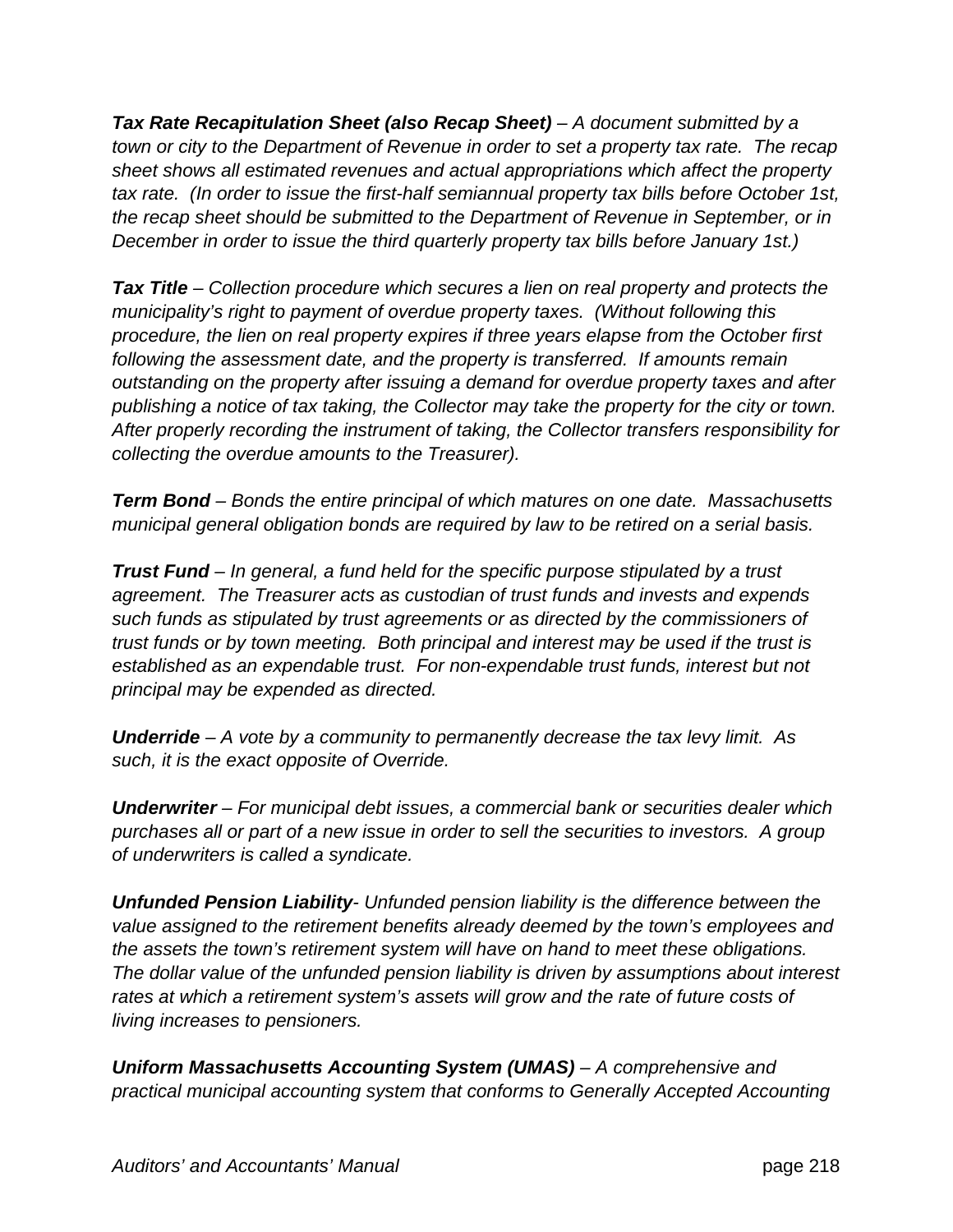***Tax Rate Recapitulation Sheet (also Recap Sheet)*** *– A document submitted by a town or city to the Department of Revenue in order to set a property tax rate. The recap sheet shows all estimated revenues and actual appropriations which affect the property tax rate. (In order to issue the first-half semiannual property tax bills before October 1st, the recap sheet should be submitted to the Department of Revenue in September, or in December in order to issue the third quarterly property tax bills before January 1st.)*

***Tax Title*** *– Collection procedure which secures a lien on real property and protects the municipality's right to payment of overdue property taxes. (Without following this procedure, the lien on real property expires if three years elapse from the October first following the assessment date, and the property is transferred. If amounts remain outstanding on the property after issuing a demand for overdue property taxes and after publishing a notice of tax taking, the Collector may take the property for the city or town. After properly recording the instrument of taking, the Collector transfers responsibility for collecting the overdue amounts to the Treasurer).*

***Term Bond*** *– Bonds the entire principal of which matures on one date. Massachusetts municipal general obligation bonds are required by law to be retired on a serial basis.*

***Trust Fund*** *– In general, a fund held for the specific purpose stipulated by a trust agreement. The Treasurer acts as custodian of trust funds and invests and expends such funds as stipulated by trust agreements or as directed by the commissioners of trust funds or by town meeting. Both principal and interest may be used if the trust is established as an expendable trust. For non-expendable trust funds, interest but not principal may be expended as directed.*

***Underride*** *– A vote by a community to permanently decrease the tax levy limit. As such, it is the exact opposite of Override.*

***Underwriter*** *– For municipal debt issues, a commercial bank or securities dealer which purchases all or part of a new issue in order to sell the securities to investors. A group of underwriters is called a syndicate.*

***Unfunded Pension Liability****- Unfunded pension liability is the difference between the value assigned to the retirement benefits already deemed by the town's employees and the assets the town's retirement system will have on hand to meet these obligations. The dollar value of the unfunded pension liability is driven by assumptions about interest rates at which a retirement system's assets will grow and the rate of future costs of living increases to pensioners.*

***Uniform Massachusetts Accounting System (UMAS)*** *– A comprehensive and practical municipal accounting system that conforms to Generally Accepted Accounting*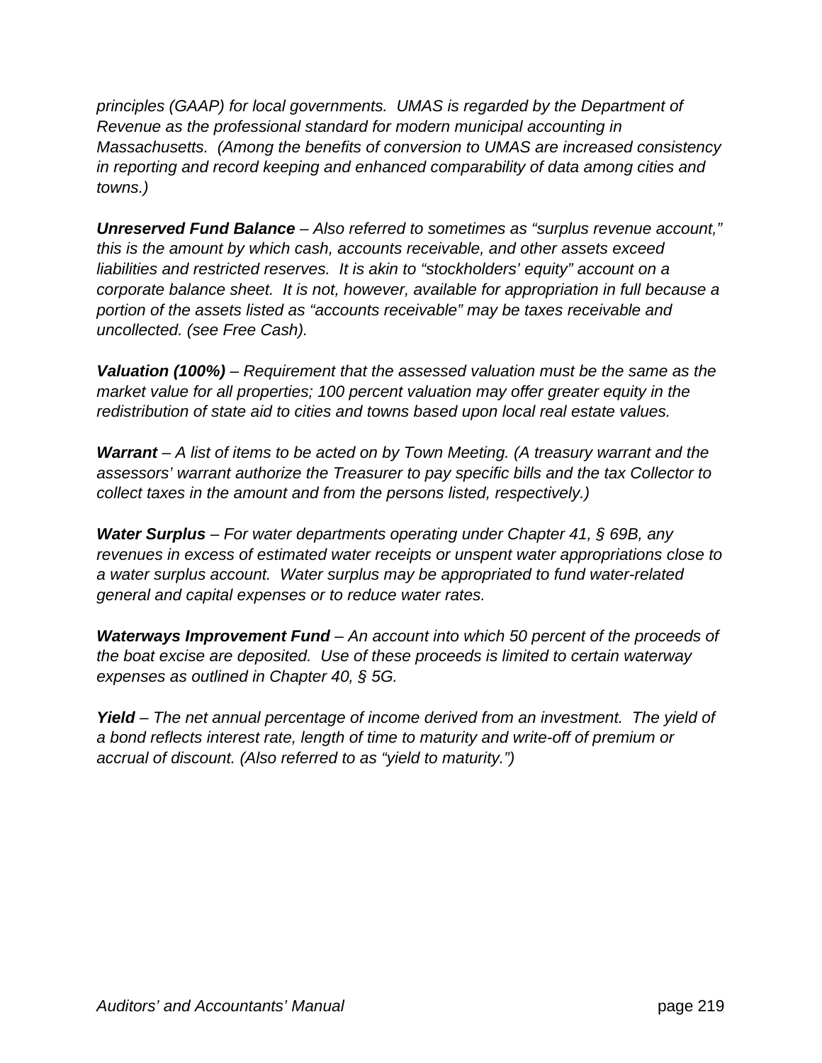*principles (GAAP) for local governments. UMAS is regarded by the Department of Revenue as the professional standard for modern municipal accounting in Massachusetts. (Among the benefits of conversion to UMAS are increased consistency in reporting and record keeping and enhanced comparability of data among cities and towns.)*

***Unreserved Fund Balance*** *– Also referred to sometimes as "surplus revenue account," this is the amount by which cash, accounts receivable, and other assets exceed liabilities and restricted reserves. It is akin to "stockholders' equity" account on a corporate balance sheet. It is not, however, available for appropriation in full because a portion of the assets listed as "accounts receivable" may be taxes receivable and uncollected. (see Free Cash).*

***Valuation (100%)*** *– Requirement that the assessed valuation must be the same as the market value for all properties; 100 percent valuation may offer greater equity in the redistribution of state aid to cities and towns based upon local real estate values.*

***Warrant*** *– A list of items to be acted on by Town Meeting. (A treasury warrant and the assessors' warrant authorize the Treasurer to pay specific bills and the tax Collector to collect taxes in the amount and from the persons listed, respectively.)*

***Water Surplus*** *– For water departments operating under Chapter 41, § 69B, any revenues in excess of estimated water receipts or unspent water appropriations close to a water surplus account. Water surplus may be appropriated to fund water-related general and capital expenses or to reduce water rates.*

***Waterways Improvement Fund*** *– An account into which 50 percent of the proceeds of the boat excise are deposited. Use of these proceeds is limited to certain waterway expenses as outlined in Chapter 40, § 5G.*

***Yield*** *– The net annual percentage of income derived from an investment. The yield of a bond reflects interest rate, length of time to maturity and write-off of premium or accrual of discount. (Also referred to as "yield to maturity.")*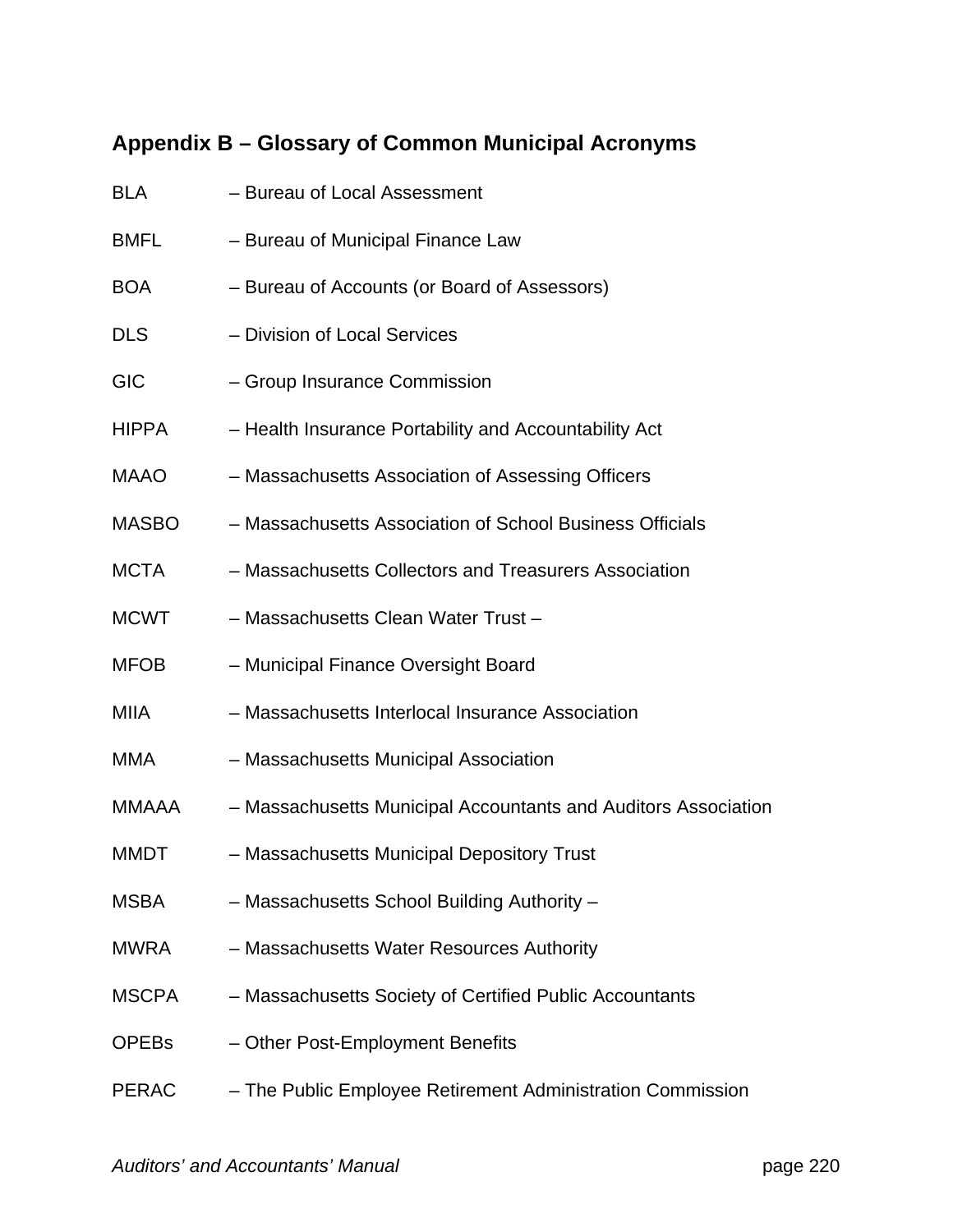## Appendix B – Glossary of Common Municipal Acronyms

BLA – Bureau of Local Assessment

BMFL – Bureau of Municipal Finance Law

BOA – Bureau of Accounts (or Board of Assessors)

DLS – Division of Local Services

GIC – Group Insurance Commission

HIPPA – Health Insurance Portability and Accountability Act

MAAO – Massachusetts Association of Assessing Officers

MASBO – Massachusetts Association of School Business Officials

MCTA – Massachusetts Collectors and Treasurers Association

MCWT – Massachusetts Clean Water Trust –

MFOB – Municipal Finance Oversight Board

MIIA – Massachusetts Interlocal Insurance Association

MMA – Massachusetts Municipal Association

MMAAA – Massachusetts Municipal Accountants and Auditors Association

MMDT – Massachusetts Municipal Depository Trust

MSBA – Massachusetts School Building Authority –

MWRA – Massachusetts Water Resources Authority

MSCPA – Massachusetts Society of Certified Public Accountants

OPEBs – Other Post-Employment Benefits

PERAC – The Public Employee Retirement Administration Commission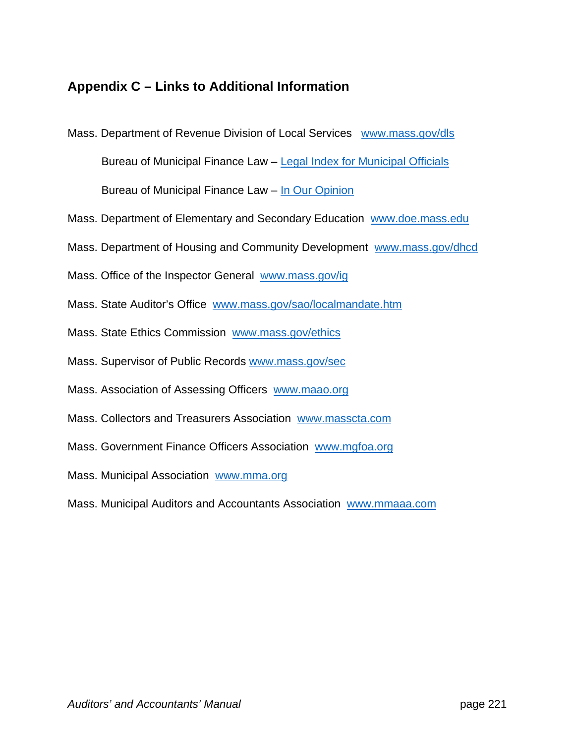## Appendix C – Links to Additional Information

Mass. Department of Revenue Division of Local Services www.mass.gov/dls

Bureau of Municipal Finance Law – Legal Index for Municipal Officials

Bureau of Municipal Finance Law – In Our Opinion

Mass. Department of Elementary and Secondary Education www.doe.mass.edu

Mass. Department of Housing and Community Development www.mass.gov/dhcd

Mass. Office of the Inspector General www.mass.gov/ig

Mass. State Auditor's Office www.mass.gov/sao/localmandate.htm

Mass. State Ethics Commission www.mass.gov/ethics

Mass. Supervisor of Public Records www.mass.gov/sec

Mass. Association of Assessing Officers www.maao.org

Mass. Collectors and Treasurers Association www.masscta.com

Mass. Government Finance Officers Association www.mgfoa.org

Mass. Municipal Association www.mma.org

Mass. Municipal Auditors and Accountants Association www.mmaaa.com